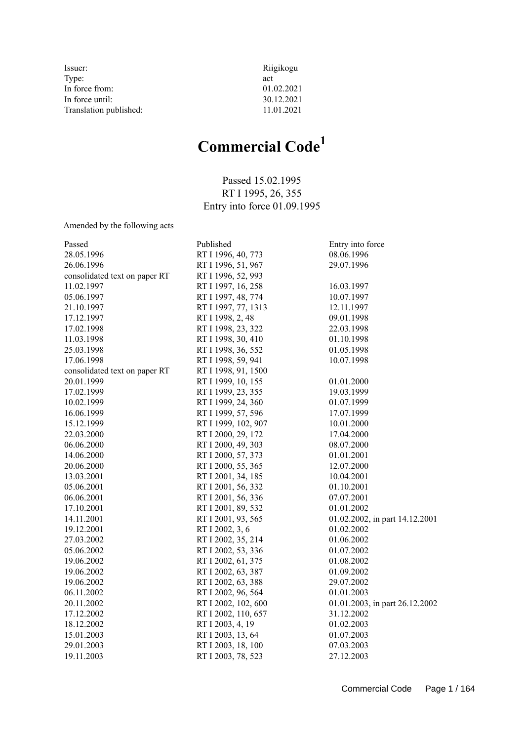| | |
|---|---|
| Issuer: | Riigikogu |
| Type: | act |
| In force from: | 01.02.2021 |
| In force until: | 30.12.2021 |
| Translation published: | 11.01.2021 |

# Commercial Code[1]

Passed 15.02.1995
RT I 1995, 26, 355
Entry into force 01.09.1995

Amended by the following acts

| Passed | Published | Entry into force |
|---|---|---|
| 28.05.1996 | RT I 1996, 40, 773 | 08.06.1996 |
| 26.06.1996 | RT I 1996, 51, 967 | 29.07.1996 |
| consolidated text on paper RT | RT I 1996, 52, 993 | |
| 11.02.1997 | RT I 1997, 16, 258 | 16.03.1997 |
| 05.06.1997 | RT I 1997, 48, 774 | 10.07.1997 |
| 21.10.1997 | RT I 1997, 77, 1313 | 12.11.1997 |
| 17.12.1997 | RT I 1998, 2, 48 | 09.01.1998 |
| 17.02.1998 | RT I 1998, 23, 322 | 22.03.1998 |
| 11.03.1998 | RT I 1998, 30, 410 | 01.10.1998 |
| 25.03.1998 | RT I 1998, 36, 552 | 01.05.1998 |
| 17.06.1998 | RT I 1998, 59, 941 | 10.07.1998 |
| consolidated text on paper RT | RT I 1998, 91, 1500 | |
| 20.01.1999 | RT I 1999, 10, 155 | 01.01.2000 |
| 17.02.1999 | RT I 1999, 23, 355 | 19.03.1999 |
| 10.02.1999 | RT I 1999, 24, 360 | 01.07.1999 |
| 16.06.1999 | RT I 1999, 57, 596 | 17.07.1999 |
| 15.12.1999 | RT I 1999, 102, 907 | 10.01.2000 |
| 22.03.2000 | RT I 2000, 29, 172 | 17.04.2000 |
| 06.06.2000 | RT I 2000, 49, 303 | 08.07.2000 |
| 14.06.2000 | RT I 2000, 57, 373 | 01.01.2001 |
| 20.06.2000 | RT I 2000, 55, 365 | 12.07.2000 |
| 13.03.2001 | RT I 2001, 34, 185 | 10.04.2001 |
| 05.06.2001 | RT I 2001, 56, 332 | 01.10.2001 |
| 06.06.2001 | RT I 2001, 56, 336 | 07.07.2001 |
| 17.10.2001 | RT I 2001, 89, 532 | 01.01.2002 |
| 14.11.2001 | RT I 2001, 93, 565 | 01.02.2002, in part 14.12.2001 |
| 19.12.2001 | RT I 2002, 3, 6 | 01.02.2002 |
| 27.03.2002 | RT I 2002, 35, 214 | 01.06.2002 |
| 05.06.2002 | RT I 2002, 53, 336 | 01.07.2002 |
| 19.06.2002 | RT I 2002, 61, 375 | 01.08.2002 |
| 19.06.2002 | RT I 2002, 63, 387 | 01.09.2002 |
| 19.06.2002 | RT I 2002, 63, 388 | 29.07.2002 |
| 06.11.2002 | RT I 2002, 96, 564 | 01.01.2003 |
| 20.11.2002 | RT I 2002, 102, 600 | 01.01.2003, in part 26.12.2002 |
| 17.12.2002 | RT I 2002, 110, 657 | 31.12.2002 |
| 18.12.2002 | RT I 2003, 4, 19 | 01.02.2003 |
| 15.01.2003 | RT I 2003, 13, 64 | 01.07.2003 |
| 29.01.2003 | RT I 2003, 18, 100 | 07.03.2003 |
| 19.11.2003 | RT I 2003, 78, 523 | 27.12.2003 |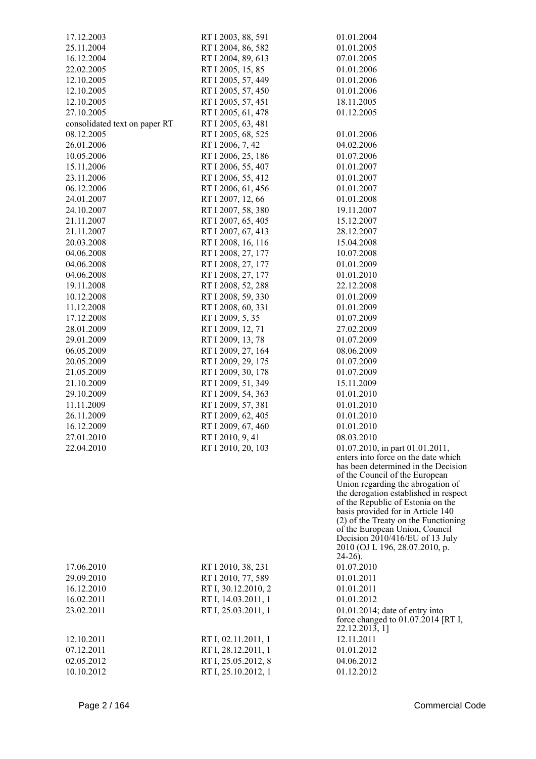| | | |
|---|---|---|
| 17.12.2003 | RT I 2003, 88, 591 | 01.01.2004 |
| 25.11.2004 | RT I 2004, 86, 582 | 01.01.2005 |
| 16.12.2004 | RT I 2004, 89, 613 | 07.01.2005 |
| 22.02.2005 | RT I 2005, 15, 85 | 01.01.2006 |
| 12.10.2005 | RT I 2005, 57, 449 | 01.01.2006 |
| 12.10.2005 | RT I 2005, 57, 450 | 01.01.2006 |
| 12.10.2005 | RT I 2005, 57, 451 | 18.11.2005 |
| 27.10.2005 | RT I 2005, 61, 478 | 01.12.2005 |
| consolidated text on paper RT | RT I 2005, 63, 481 | |
| 08.12.2005 | RT I 2005, 68, 525 | 01.01.2006 |
| 26.01.2006 | RT I 2006, 7, 42 | 04.02.2006 |
| 10.05.2006 | RT I 2006, 25, 186 | 01.07.2006 |
| 15.11.2006 | RT I 2006, 55, 407 | 01.01.2007 |
| 23.11.2006 | RT I 2006, 55, 412 | 01.01.2007 |
| 06.12.2006 | RT I 2006, 61, 456 | 01.01.2007 |
| 24.01.2007 | RT I 2007, 12, 66 | 01.01.2008 |
| 24.10.2007 | RT I 2007, 58, 380 | 19.11.2007 |
| 21.11.2007 | RT I 2007, 65, 405 | 15.12.2007 |
| 21.11.2007 | RT I 2007, 67, 413 | 28.12.2007 |
| 20.03.2008 | RT I 2008, 16, 116 | 15.04.2008 |
| 04.06.2008 | RT I 2008, 27, 177 | 10.07.2008 |
| 04.06.2008 | RT I 2008, 27, 177 | 01.01.2009 |
| 04.06.2008 | RT I 2008, 27, 177 | 01.01.2010 |
| 19.11.2008 | RT I 2008, 52, 288 | 22.12.2008 |
| 10.12.2008 | RT I 2008, 59, 330 | 01.01.2009 |
| 11.12.2008 | RT I 2008, 60, 331 | 01.01.2009 |
| 17.12.2008 | RT I 2009, 5, 35 | 01.07.2009 |
| 28.01.2009 | RT I 2009, 12, 71 | 27.02.2009 |
| 29.01.2009 | RT I 2009, 13, 78 | 01.07.2009 |
| 06.05.2009 | RT I 2009, 27, 164 | 08.06.2009 |
| 20.05.2009 | RT I 2009, 29, 175 | 01.07.2009 |
| 21.05.2009 | RT I 2009, 30, 178 | 01.07.2009 |
| 21.10.2009 | RT I 2009, 51, 349 | 15.11.2009 |
| 29.10.2009 | RT I 2009, 54, 363 | 01.01.2010 |
| 11.11.2009 | RT I 2009, 57, 381 | 01.01.2010 |
| 26.11.2009 | RT I 2009, 62, 405 | 01.01.2010 |
| 16.12.2009 | RT I 2009, 67, 460 | 01.01.2010 |
| 27.01.2010 | RT I 2010, 9, 41 | 08.03.2010 |
| 22.04.2010 | RT I 2010, 20, 103 | 01.07.2010, in part 01.01.2011, enters into force on the date which has been determined in the Decision of the Council of the European Union regarding the abrogation of the derogation established in respect of the Republic of Estonia on the basis provided for in Article 140 (2) of the Treaty on the Functioning of the European Union, Council Decision 2010/416/EU of 13 July 2010 (OJ L 196, 28.07.2010, p. 24-26). |
| 17.06.2010 | RT I 2010, 38, 231 | 01.07.2010 |
| 29.09.2010 | RT I 2010, 77, 589 | 01.01.2011 |
| 16.12.2010 | RT I, 30.12.2010, 2 | 01.01.2011 |
| 16.02.2011 | RT I, 14.03.2011, 1 | 01.01.2012 |
| 23.02.2011 | RT I, 25.03.2011, 1 | 01.01.2014; date of entry into force changed to 01.07.2014 [RT I, 22.12.2013, 1] |
| 12.10.2011 | RT I, 02.11.2011, 1 | 12.11.2011 |
| 07.12.2011 | RT I, 28.12.2011, 1 | 01.01.2012 |
| 02.05.2012 | RT I, 25.05.2012, 8 | 04.06.2012 |
| 10.10.2012 | RT I, 25.10.2012, 1 | 01.12.2012 |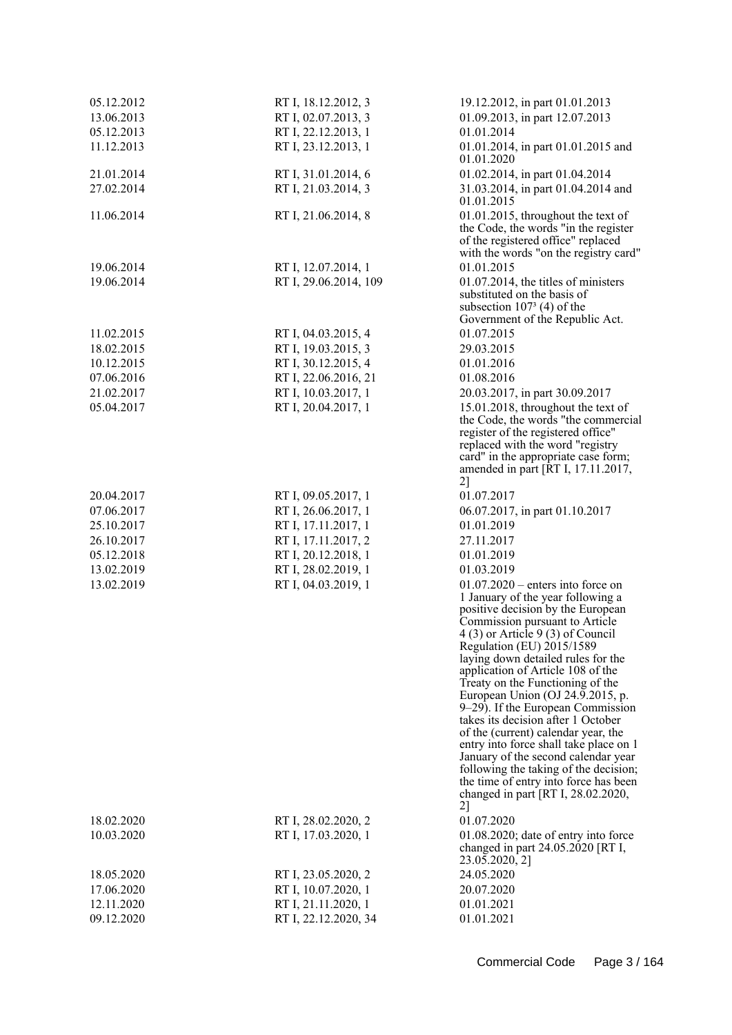| | | |
|---|---|---|
| 05.12.2012 | RT I, 18.12.2012, 3 | 19.12.2012, in part 01.01.2013 |
| 13.06.2013 | RT I, 02.07.2013, 3 | 01.09.2013, in part 12.07.2013 |
| 05.12.2013 | RT I, 22.12.2013, 1 | 01.01.2014 |
| 11.12.2013 | RT I, 23.12.2013, 1 | 01.01.2014, in part 01.01.2015 and 01.01.2020 |
| 21.01.2014 | RT I, 31.01.2014, 6 | 01.02.2014, in part 01.04.2014 |
| 27.02.2014 | RT I, 21.03.2014, 3 | 31.03.2014, in part 01.04.2014 and 01.01.2015 |
| 11.06.2014 | RT I, 21.06.2014, 8 | 01.01.2015, throughout the text of the Code, the words "in the register of the registered office" replaced with the words "on the registry card" |
| 19.06.2014 | RT I, 12.07.2014, 1 | 01.01.2015 |
| 19.06.2014 | RT I, 29.06.2014, 109 | 01.07.2014, the titles of ministers substituted on the basis of subsection $107^3$ (4) of the Government of the Republic Act. |
| 11.02.2015 | RT I, 04.03.2015, 4 | 01.07.2015 |
| 18.02.2015 | RT I, 19.03.2015, 3 | 29.03.2015 |
| 10.12.2015 | RT I, 30.12.2015, 4 | 01.01.2016 |
| 07.06.2016 | RT I, 22.06.2016, 21 | 01.08.2016 |
| 21.02.2017 | RT I, 10.03.2017, 1 | 20.03.2017, in part 30.09.2017 |
| 05.04.2017 | RT I, 20.04.2017, 1 | 15.01.2018, throughout the text of the Code, the words "the commercial register of the registered office" replaced with the word "registry card" in the appropriate case form; amended in part [RT I, 17.11.2017, 2] |
| 20.04.2017 | RT I, 09.05.2017, 1 | 01.07.2017 |
| 07.06.2017 | RT I, 26.06.2017, 1 | 06.07.2017, in part 01.10.2017 |
| 25.10.2017 | RT I, 17.11.2017, 1 | 01.01.2019 |
| 26.10.2017 | RT I, 17.11.2017, 2 | 27.11.2017 |
| 05.12.2018 | RT I, 20.12.2018, 1 | 01.01.2019 |
| 13.02.2019 | RT I, 28.02.2019, 1 | 01.03.2019 |
| 13.02.2019 | RT I, 04.03.2019, 1 | 01.07.2020 – enters into force on 1 January of the year following a positive decision by the European Commission pursuant to Article 4 (3) or Article 9 (3) of Council Regulation (EU) 2015/1589 laying down detailed rules for the application of Article 108 of the Treaty on the Functioning of the European Union (OJ 24.9.2015, p. 9–29). If the European Commission takes its decision after 1 October of the (current) calendar year, the entry into force shall take place on 1 January of the second calendar year following the taking of the decision; the time of entry into force has been changed in part [RT I, 28.02.2020, 2] |
| 18.02.2020 | RT I, 28.02.2020, 2 | 01.07.2020 |
| 10.03.2020 | RT I, 17.03.2020, 1 | 01.08.2020; date of entry into force changed in part 24.05.2020 [RT I, 23.05.2020, 2] |
| 18.05.2020 | RT I, 23.05.2020, 2 | 24.05.2020 |
| 17.06.2020 | RT I, 10.07.2020, 1 | 20.07.2020 |
| 12.11.2020 | RT I, 21.11.2020, 1 | 01.01.2021 |
| 09.12.2020 | RT I, 22.12.2020, 34 | 01.01.2021 |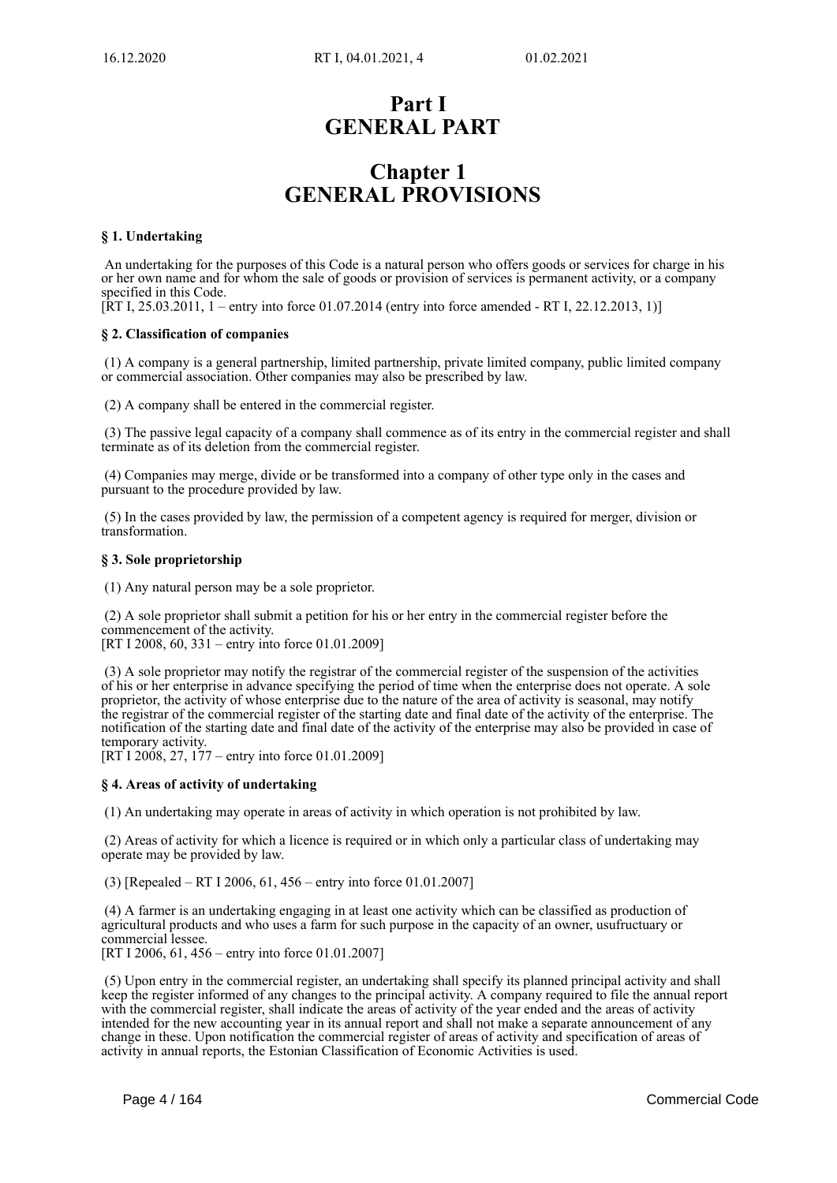# Part I
# GENERAL PART

## Chapter 1
## GENERAL PROVISIONS

### § 1. Undertaking

An undertaking for the purposes of this Code is a natural person who offers goods or services for charge in his or her own name and for whom the sale of goods or provision of services is permanent activity, or a company specified in this Code.
[RT I, 25.03.2011, 1 – entry into force 01.07.2014 (entry into force amended - RT I, 22.12.2013, 1)]

### § 2. Classification of companies

(1) A company is a general partnership, limited partnership, private limited company, public limited company or commercial association. Other companies may also be prescribed by law.

(2) A company shall be entered in the commercial register.

(3) The passive legal capacity of a company shall commence as of its entry in the commercial register and shall terminate as of its deletion from the commercial register.

(4) Companies may merge, divide or be transformed into a company of other type only in the cases and pursuant to the procedure provided by law.

(5) In the cases provided by law, the permission of a competent agency is required for merger, division or transformation.

### § 3. Sole proprietorship

(1) Any natural person may be a sole proprietor.

(2) A sole proprietor shall submit a petition for his or her entry in the commercial register before the commencement of the activity.
[RT I 2008, 60, 331 – entry into force 01.01.2009]

(3) A sole proprietor may notify the registrar of the commercial register of the suspension of the activities of his or her enterprise in advance specifying the period of time when the enterprise does not operate. A sole proprietor, the activity of whose enterprise due to the nature of the area of activity is seasonal, may notify the registrar of the commercial register of the starting date and final date of the activity of the enterprise. The notification of the starting date and final date of the activity of the enterprise may also be provided in case of temporary activity.
[RT I 2008, 27, 177 – entry into force 01.01.2009]

### § 4. Areas of activity of undertaking

(1) An undertaking may operate in areas of activity in which operation is not prohibited by law.

(2) Areas of activity for which a licence is required or in which only a particular class of undertaking may operate may be provided by law.

(3) [Repealed – RT I 2006, 61, 456 – entry into force 01.01.2007]

(4) A farmer is an undertaking engaging in at least one activity which can be classified as production of agricultural products and who uses a farm for such purpose in the capacity of an owner, usufructuary or commercial lessee.
[RT I 2006, 61, 456 – entry into force 01.01.2007]

(5) Upon entry in the commercial register, an undertaking shall specify its planned principal activity and shall keep the register informed of any changes to the principal activity. A company required to file the annual report with the commercial register, shall indicate the areas of activity of the year ended and the areas of activity intended for the new accounting year in its annual report and shall not make a separate announcement of any change in these. Upon notification the commercial register of areas of activity and specification of areas of activity in annual reports, the Estonian Classification of Economic Activities is used.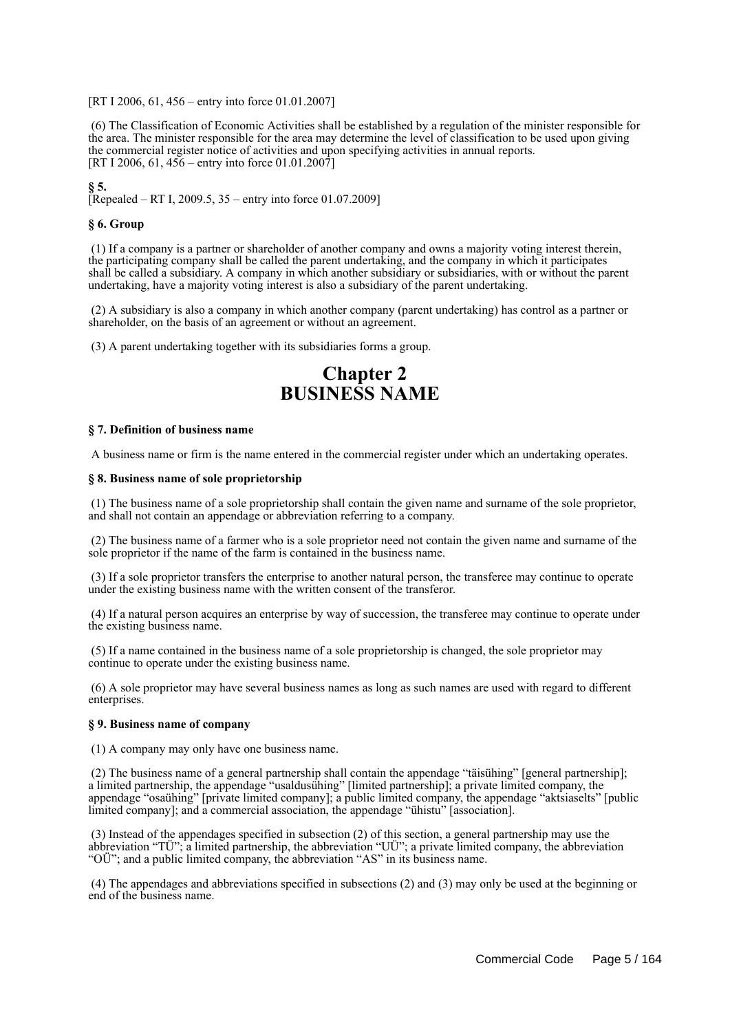[RT I 2006, 61, 456 – entry into force 01.01.2007]

(6) The Classification of Economic Activities shall be established by a regulation of the minister responsible for the area. The minister responsible for the area may determine the level of classification to be used upon giving the commercial register notice of activities and upon specifying activities in annual reports.
[RT I 2006, 61, 456 – entry into force 01.01.2007]

**§ 5.**
[Repealed – RT I, 2009.5, 35 – entry into force 01.07.2009]

**§ 6. Group**

(1) If a company is a partner or shareholder of another company and owns a majority voting interest therein, the participating company shall be called the parent undertaking, and the company in which it participates shall be called a subsidiary. A company in which another subsidiary or subsidiaries, with or without the parent undertaking, have a majority voting interest is also a subsidiary of the parent undertaking.

(2) A subsidiary is also a company in which another company (parent undertaking) has control as a partner or shareholder, on the basis of an agreement or without an agreement.

(3) A parent undertaking together with its subsidiaries forms a group.

# Chapter 2
# BUSINESS NAME

**§ 7. Definition of business name**

A business name or firm is the name entered in the commercial register under which an undertaking operates.

**§ 8. Business name of sole proprietorship**

(1) The business name of a sole proprietorship shall contain the given name and surname of the sole proprietor, and shall not contain an appendage or abbreviation referring to a company.

(2) The business name of a farmer who is a sole proprietor need not contain the given name and surname of the sole proprietor if the name of the farm is contained in the business name.

(3) If a sole proprietor transfers the enterprise to another natural person, the transferee may continue to operate under the existing business name with the written consent of the transferor.

(4) If a natural person acquires an enterprise by way of succession, the transferee may continue to operate under the existing business name.

(5) If a name contained in the business name of a sole proprietorship is changed, the sole proprietor may continue to operate under the existing business name.

(6) A sole proprietor may have several business names as long as such names are used with regard to different enterprises.

**§ 9. Business name of company**

(1) A company may only have one business name.

(2) The business name of a general partnership shall contain the appendage "täisühing" [general partnership]; a limited partnership, the appendage "usaldusühing" [limited partnership]; a private limited company, the appendage "osaühing" [private limited company]; a public limited company, the appendage "aktsiaselts" [public limited company]; and a commercial association, the appendage "ühistu" [association].

(3) Instead of the appendages specified in subsection (2) of this section, a general partnership may use the abbreviation "TÜ"; a limited partnership, the abbreviation "UÜ"; a private limited company, the abbreviation "OÜ"; and a public limited company, the abbreviation "AS" in its business name.

(4) The appendages and abbreviations specified in subsections (2) and (3) may only be used at the beginning or end of the business name.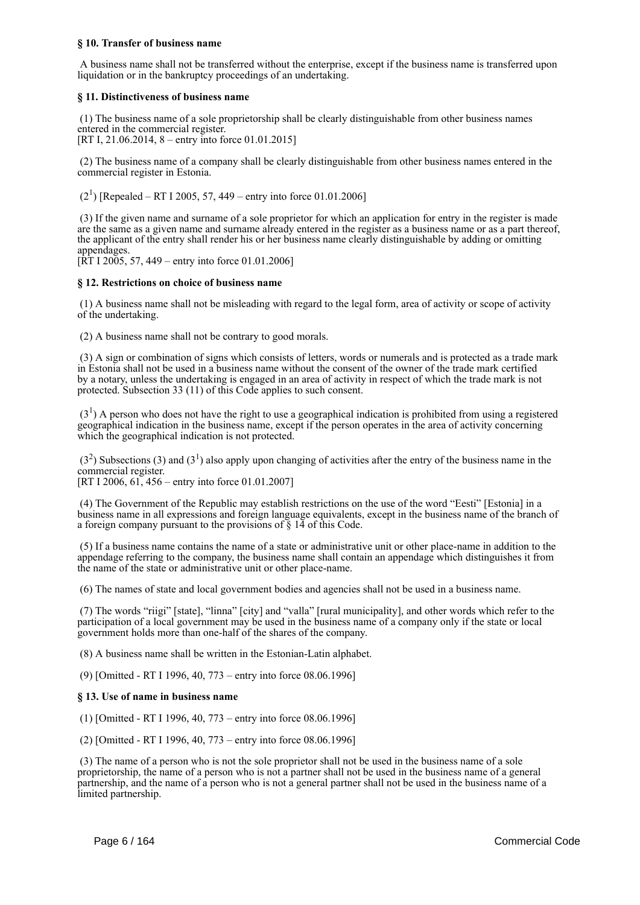**§ 10. Transfer of business name**

A business name shall not be transferred without the enterprise, except if the business name is transferred upon liquidation or in the bankruptcy proceedings of an undertaking.

**§ 11. Distinctiveness of business name**

(1) The business name of a sole proprietorship shall be clearly distinguishable from other business names entered in the commercial register.
[RT I, 21.06.2014, 8 – entry into force 01.01.2015]

(2) The business name of a company shall be clearly distinguishable from other business names entered in the commercial register in Estonia.

($2^1$) [Repealed – RT I 2005, 57, 449 – entry into force 01.01.2006]

(3) If the given name and surname of a sole proprietor for which an application for entry in the register is made are the same as a given name and surname already entered in the register as a business name or as a part thereof, the applicant of the entry shall render his or her business name clearly distinguishable by adding or omitting appendages.
[RT I 2005, 57, 449 – entry into force 01.01.2006]

**§ 12. Restrictions on choice of business name**

(1) A business name shall not be misleading with regard to the legal form, area of activity or scope of activity of the undertaking.

(2) A business name shall not be contrary to good morals.

(3) A sign or combination of signs which consists of letters, words or numerals and is protected as a trade mark in Estonia shall not be used in a business name without the consent of the owner of the trade mark certified by a notary, unless the undertaking is engaged in an area of activity in respect of which the trade mark is not protected. Subsection 33 (11) of this Code applies to such consent.

($3^1$) A person who does not have the right to use a geographical indication is prohibited from using a registered geographical indication in the business name, except if the person operates in the area of activity concerning which the geographical indication is not protected.

($3^2$) Subsections (3) and ($3^1$) also apply upon changing of activities after the entry of the business name in the commercial register.
[RT I 2006, 61, 456 – entry into force 01.01.2007]

(4) The Government of the Republic may establish restrictions on the use of the word "Eesti" [Estonia] in a business name in all expressions and foreign language equivalents, except in the business name of the branch of a foreign company pursuant to the provisions of § 14 of this Code.

(5) If a business name contains the name of a state or administrative unit or other place-name in addition to the appendage referring to the company, the business name shall contain an appendage which distinguishes it from the name of the state or administrative unit or other place-name.

(6) The names of state and local government bodies and agencies shall not be used in a business name.

(7) The words "riigi" [state], "linna" [city] and "valla" [rural municipality], and other words which refer to the participation of a local government may be used in the business name of a company only if the state or local government holds more than one-half of the shares of the company.

(8) A business name shall be written in the Estonian-Latin alphabet.

(9) [Omitted - RT I 1996, 40, 773 – entry into force 08.06.1996]

**§ 13. Use of name in business name**

(1) [Omitted - RT I 1996, 40, 773 – entry into force 08.06.1996]

(2) [Omitted - RT I 1996, 40, 773 – entry into force 08.06.1996]

(3) The name of a person who is not the sole proprietor shall not be used in the business name of a sole proprietorship, the name of a person who is not a partner shall not be used in the business name of a general partnership, and the name of a person who is not a general partner shall not be used in the business name of a limited partnership.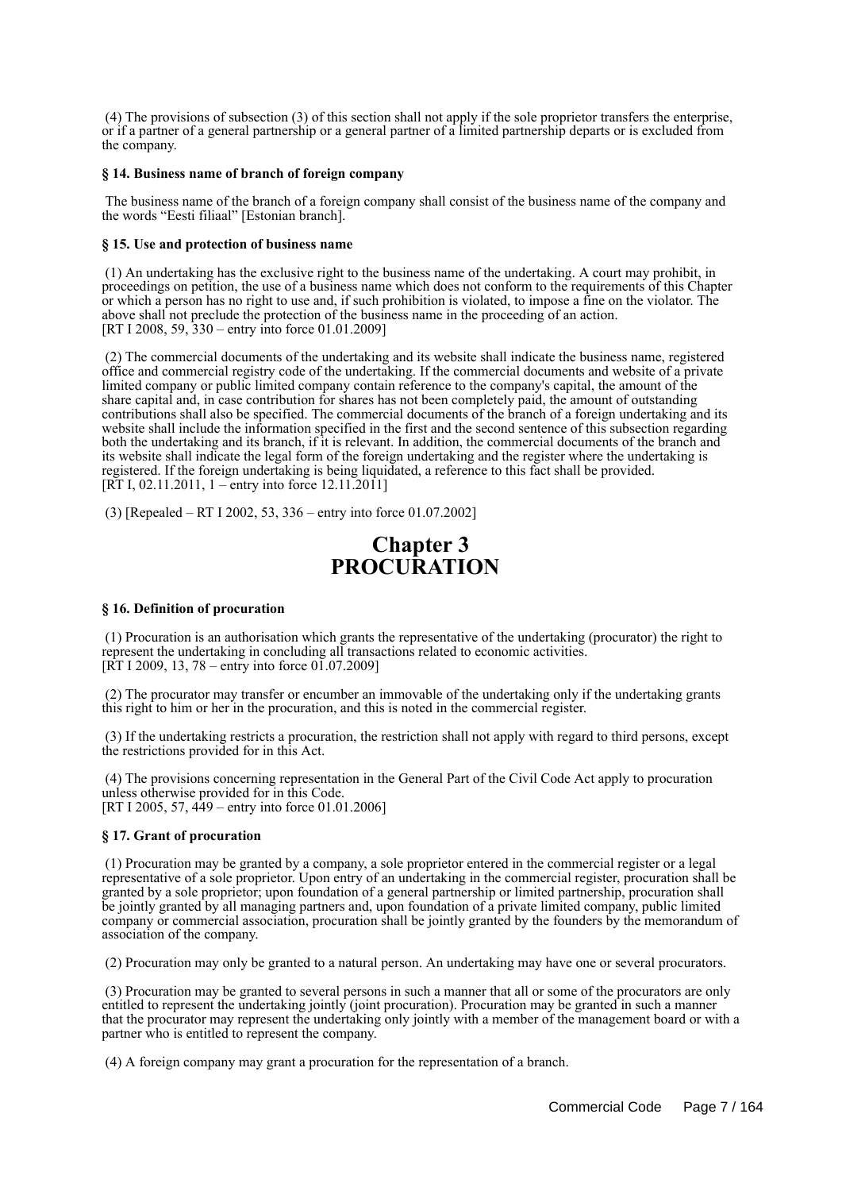(4) The provisions of subsection (3) of this section shall not apply if the sole proprietor transfers the enterprise, or if a partner of a general partnership or a general partner of a limited partnership departs or is excluded from the company.

#### § 14. Business name of branch of foreign company

The business name of the branch of a foreign company shall consist of the business name of the company and the words "Eesti filiaal" [Estonian branch].

#### § 15. Use and protection of business name

(1) An undertaking has the exclusive right to the business name of the undertaking. A court may prohibit, in proceedings on petition, the use of a business name which does not conform to the requirements of this Chapter or which a person has no right to use and, if such prohibition is violated, to impose a fine on the violator. The above shall not preclude the protection of the business name in the proceeding of an action.
[RT I 2008, 59, 330 – entry into force 01.01.2009]

(2) The commercial documents of the undertaking and its website shall indicate the business name, registered office and commercial registry code of the undertaking. If the commercial documents and website of a private limited company or public limited company contain reference to the company's capital, the amount of the share capital and, in case contribution for shares has not been completely paid, the amount of outstanding contributions shall also be specified. The commercial documents of the branch of a foreign undertaking and its website shall include the information specified in the first and the second sentence of this subsection regarding both the undertaking and its branch, if it is relevant. In addition, the commercial documents of the branch and its website shall indicate the legal form of the foreign undertaking and the register where the undertaking is registered. If the foreign undertaking is being liquidated, a reference to this fact shall be provided.
[RT I, 02.11.2011, 1 – entry into force 12.11.2011]

(3) [Repealed – RT I 2002, 53, 336 – entry into force 01.07.2002]

## Chapter 3 PROCURATION

#### § 16. Definition of procuration

(1) Procuration is an authorisation which grants the representative of the undertaking (procurator) the right to represent the undertaking in concluding all transactions related to economic activities.
[RT I 2009, 13, 78 – entry into force 01.07.2009]

(2) The procurator may transfer or encumber an immovable of the undertaking only if the undertaking grants this right to him or her in the procuration, and this is noted in the commercial register.

(3) If the undertaking restricts a procuration, the restriction shall not apply with regard to third persons, except the restrictions provided for in this Act.

(4) The provisions concerning representation in the General Part of the Civil Code Act apply to procuration unless otherwise provided for in this Code.
[RT I 2005, 57, 449 – entry into force 01.01.2006]

#### § 17. Grant of procuration

(1) Procuration may be granted by a company, a sole proprietor entered in the commercial register or a legal representative of a sole proprietor. Upon entry of an undertaking in the commercial register, procuration shall be granted by a sole proprietor; upon foundation of a general partnership or limited partnership, procuration shall be jointly granted by all managing partners and, upon foundation of a private limited company, public limited company or commercial association, procuration shall be jointly granted by the founders by the memorandum of association of the company.

(2) Procuration may only be granted to a natural person. An undertaking may have one or several procurators.

(3) Procuration may be granted to several persons in such a manner that all or some of the procurators are only entitled to represent the undertaking jointly (joint procuration). Procuration may be granted in such a manner that the procurator may represent the undertaking only jointly with a member of the management board or with a partner who is entitled to represent the company.

(4) A foreign company may grant a procuration for the representation of a branch.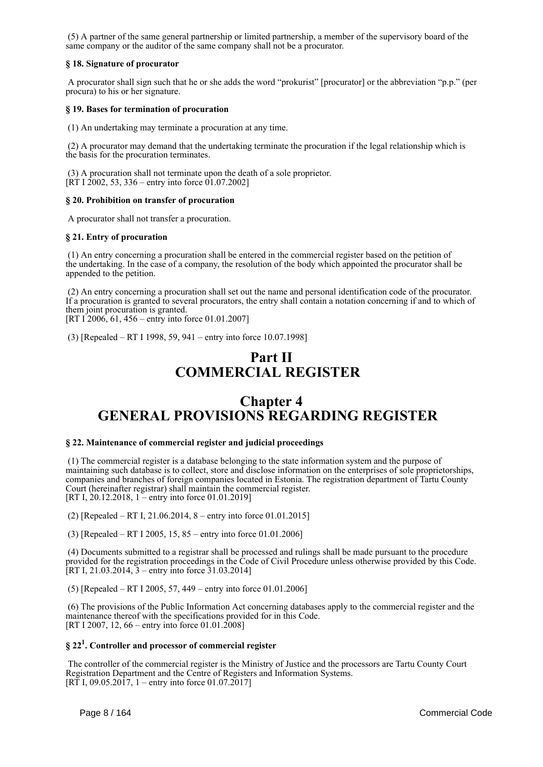(5) A partner of the same general partnership or limited partnership, a member of the supervisory board of the same company or the auditor of the same company shall not be a procurator.

#### § 18. Signature of procurator

A procurator shall sign such that he or she adds the word "prokurist" [procurator] or the abbreviation "p.p." (per procura) to his or her signature.

#### § 19. Bases for termination of procuration

(1) An undertaking may terminate a procuration at any time.

(2) A procurator may demand that the undertaking terminate the procuration if the legal relationship which is the basis for the procuration terminates.

(3) A procuration shall not terminate upon the death of a sole proprietor.
[RT I 2002, 53, 336 – entry into force 01.07.2002]

#### § 20. Prohibition on transfer of procuration

A procurator shall not transfer a procuration.

#### § 21. Entry of procuration

(1) An entry concerning a procuration shall be entered in the commercial register based on the petition of the undertaking. In the case of a company, the resolution of the body which appointed the procurator shall be appended to the petition.

(2) An entry concerning a procuration shall set out the name and personal identification code of the procurator. If a procuration is granted to several procurators, the entry shall contain a notation concerning if and to which of them joint procuration is granted.
[RT I 2006, 61, 456 – entry into force 01.01.2007]

(3) [Repealed – RT I 1998, 59, 941 – entry into force 10.07.1998]

# Part II
# COMMERCIAL REGISTER

## Chapter 4
## GENERAL PROVISIONS REGARDING REGISTER

#### § 22. Maintenance of commercial register and judicial proceedings

(1) The commercial register is a database belonging to the state information system and the purpose of maintaining such database is to collect, store and disclose information on the enterprises of sole proprietorships, companies and branches of foreign companies located in Estonia. The registration department of Tartu County Court (hereinafter registrar) shall maintain the commercial register.
[RT I, 20.12.2018, 1 – entry into force 01.01.2019]

(2) [Repealed – RT I, 21.06.2014, 8 – entry into force 01.01.2015]

(3) [Repealed – RT I 2005, 15, 85 – entry into force 01.01.2006]

(4) Documents submitted to a registrar shall be processed and rulings shall be made pursuant to the procedure provided for the registration proceedings in the Code of Civil Procedure unless otherwise provided by this Code.
[RT I, 21.03.2014, 3 – entry into force 31.03.2014]

(5) [Repealed – RT I 2005, 57, 449 – entry into force 01.01.2006]

(6) The provisions of the Public Information Act concerning databases apply to the commercial register and the maintenance thereof with the specifications provided for in this Code.
[RT I 2007, 12, 66 – entry into force 01.01.2008]

#### § 22[1]. Controller and processor of commercial register

The controller of the commercial register is the Ministry of Justice and the processors are Tartu County Court Registration Department and the Centre of Registers and Information Systems.
[RT I, 09.05.2017, 1 – entry into force 01.07.2017]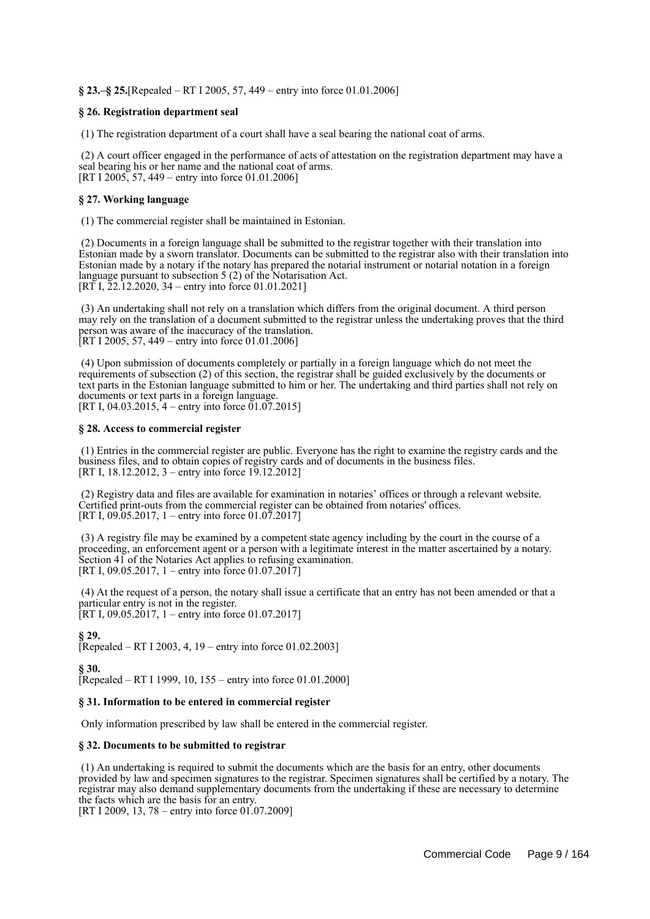**§ 23.–§ 25.**[Repealed – RT I 2005, 57, 449 – entry into force 01.01.2006]

**§ 26. Registration department seal**

(1) The registration department of a court shall have a seal bearing the national coat of arms.

(2) A court officer engaged in the performance of acts of attestation on the registration department may have a seal bearing his or her name and the national coat of arms.
[RT I 2005, 57, 449 – entry into force 01.01.2006]

**§ 27. Working language**

(1) The commercial register shall be maintained in Estonian.

(2) Documents in a foreign language shall be submitted to the registrar together with their translation into Estonian made by a sworn translator. Documents can be submitted to the registrar also with their translation into Estonian made by a notary if the notary has prepared the notarial instrument or notarial notation in a foreign language pursuant to subsection 5 (2) of the Notarisation Act.
[RT I, 22.12.2020, 34 – entry into force 01.01.2021]

(3) An undertaking shall not rely on a translation which differs from the original document. A third person may rely on the translation of a document submitted to the registrar unless the undertaking proves that the third person was aware of the inaccuracy of the translation.
[RT I 2005, 57, 449 – entry into force 01.01.2006]

(4) Upon submission of documents completely or partially in a foreign language which do not meet the requirements of subsection (2) of this section, the registrar shall be guided exclusively by the documents or text parts in the Estonian language submitted to him or her. The undertaking and third parties shall not rely on documents or text parts in a foreign language.
[RT I, 04.03.2015, 4 – entry into force 01.07.2015]

**§ 28. Access to commercial register**

(1) Entries in the commercial register are public. Everyone has the right to examine the registry cards and the business files, and to obtain copies of registry cards and of documents in the business files.
[RT I, 18.12.2012, 3 – entry into force 19.12.2012]

(2) Registry data and files are available for examination in notaries' offices or through a relevant website. Certified print-outs from the commercial register can be obtained from notaries' offices.
[RT I, 09.05.2017, 1 – entry into force 01.07.2017]

(3) A registry file may be examined by a competent state agency including by the court in the course of a proceeding, an enforcement agent or a person with a legitimate interest in the matter ascertained by a notary. Section 41 of the Notaries Act applies to refusing examination.
[RT I, 09.05.2017, 1 – entry into force 01.07.2017]

(4) At the request of a person, the notary shall issue a certificate that an entry has not been amended or that a particular entry is not in the register.
[RT I, 09.05.2017, 1 – entry into force 01.07.2017]

**§ 29.**
[Repealed – RT I 2003, 4, 19 – entry into force 01.02.2003]

**§ 30.**
[Repealed – RT I 1999, 10, 155 – entry into force 01.01.2000]

**§ 31. Information to be entered in commercial register**

Only information prescribed by law shall be entered in the commercial register.

**§ 32. Documents to be submitted to registrar**

(1) An undertaking is required to submit the documents which are the basis for an entry, other documents provided by law and specimen signatures to the registrar. Specimen signatures shall be certified by a notary. The registrar may also demand supplementary documents from the undertaking if these are necessary to determine the facts which are the basis for an entry.
[RT I 2009, 13, 78 – entry into force 01.07.2009]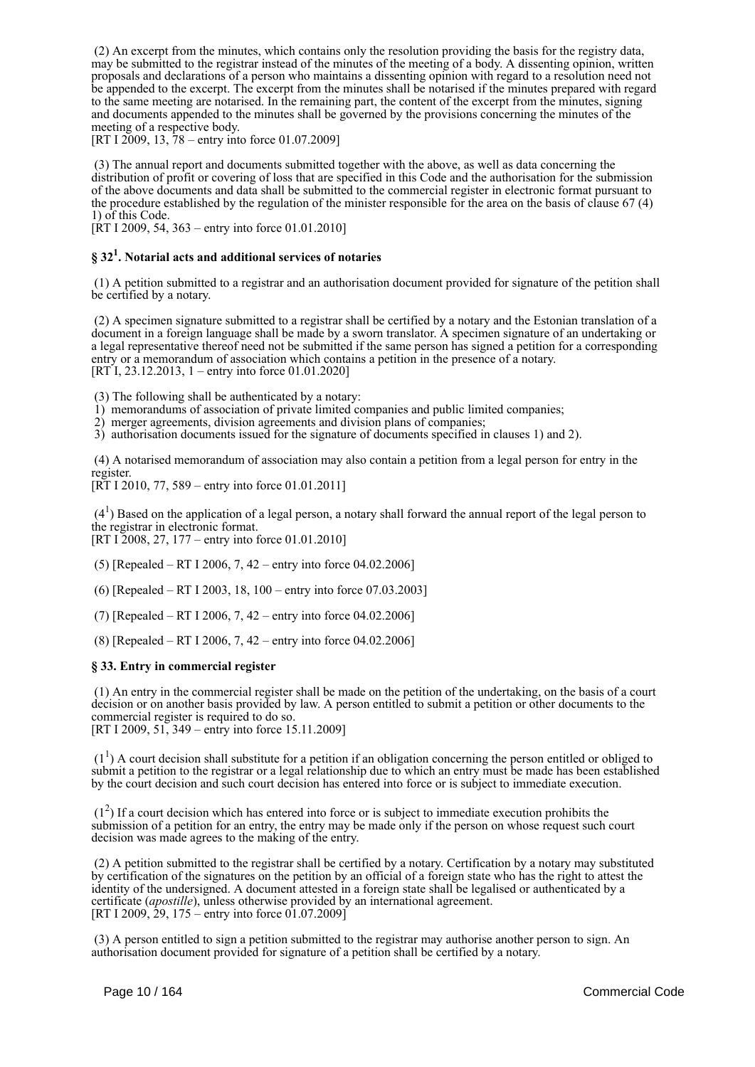(2) An excerpt from the minutes, which contains only the resolution providing the basis for the registry data, may be submitted to the registrar instead of the minutes of the meeting of a body. A dissenting opinion, written proposals and declarations of a person who maintains a dissenting opinion with regard to a resolution need not be appended to the excerpt. The excerpt from the minutes shall be notarised if the minutes prepared with regard to the same meeting are notarised. In the remaining part, the content of the excerpt from the minutes, signing and documents appended to the minutes shall be governed by the provisions concerning the minutes of the meeting of a respective body.
[RT I 2009, 13, 78 – entry into force 01.07.2009]

(3) The annual report and documents submitted together with the above, as well as data concerning the distribution of profit or covering of loss that are specified in this Code and the authorisation for the submission of the above documents and data shall be submitted to the commercial register in electronic format pursuant to the procedure established by the regulation of the minister responsible for the area on the basis of clause 67 (4) 1) of this Code.
[RT I 2009, 54, 363 – entry into force 01.01.2010]

### § 32[1]. Notarial acts and additional services of notaries

(1) A petition submitted to a registrar and an authorisation document provided for signature of the petition shall be certified by a notary.

(2) A specimen signature submitted to a registrar shall be certified by a notary and the Estonian translation of a document in a foreign language shall be made by a sworn translator. A specimen signature of an undertaking or a legal representative thereof need not be submitted if the same person has signed a petition for a corresponding entry or a memorandum of association which contains a petition in the presence of a notary.
[RT I, 23.12.2013, 1 – entry into force 01.01.2020]

(3) The following shall be authenticated by a notary:
1) memorandums of association of private limited companies and public limited companies;
2) merger agreements, division agreements and division plans of companies;
3) authorisation documents issued for the signature of documents specified in clauses 1) and 2).

(4) A notarised memorandum of association may also contain a petition from a legal person for entry in the register.
[RT I 2010, 77, 589 – entry into force 01.01.2011]

(4[1]) Based on the application of a legal person, a notary shall forward the annual report of the legal person to the registrar in electronic format.
[RT I 2008, 27, 177 – entry into force 01.01.2010]

(5) [Repealed – RT I 2006, 7, 42 – entry into force 04.02.2006]

(6) [Repealed – RT I 2003, 18, 100 – entry into force 07.03.2003]

(7) [Repealed – RT I 2006, 7, 42 – entry into force 04.02.2006]

(8) [Repealed – RT I 2006, 7, 42 – entry into force 04.02.2006]

### § 33. Entry in commercial register

(1) An entry in the commercial register shall be made on the petition of the undertaking, on the basis of a court decision or on another basis provided by law. A person entitled to submit a petition or other documents to the commercial register is required to do so.
[RT I 2009, 51, 349 – entry into force 15.11.2009]

(1[1]) A court decision shall substitute for a petition if an obligation concerning the person entitled or obliged to submit a petition to the registrar or a legal relationship due to which an entry must be made has been established by the court decision and such court decision has entered into force or is subject to immediate execution.

(1[2]) If a court decision which has entered into force or is subject to immediate execution prohibits the submission of a petition for an entry, the entry may be made only if the person on whose request such court decision was made agrees to the making of the entry.

(2) A petition submitted to the registrar shall be certified by a notary. Certification by a notary may substituted by certification of the signatures on the petition by an official of a foreign state who has the right to attest the identity of the undersigned. A document attested in a foreign state shall be legalised or authenticated by a certificate (*apostille*), unless otherwise provided by an international agreement.
[RT I 2009, 29, 175 – entry into force 01.07.2009]

(3) A person entitled to sign a petition submitted to the registrar may authorise another person to sign. An authorisation document provided for signature of a petition shall be certified by a notary.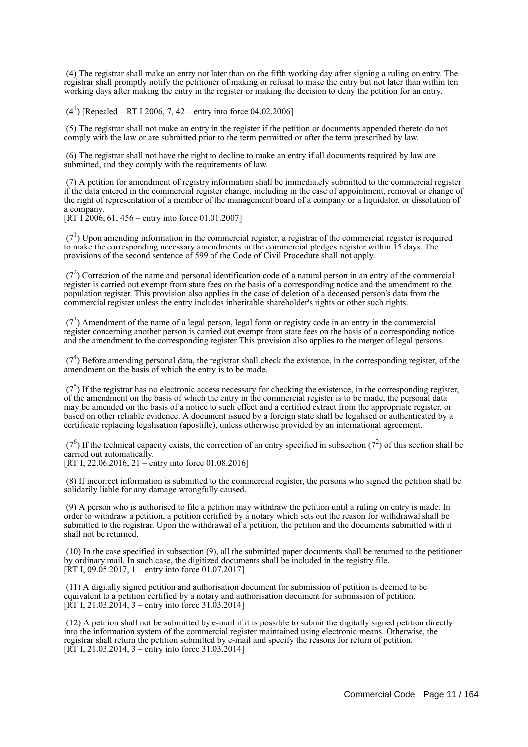(4) The registrar shall make an entry not later than on the fifth working day after signing a ruling on entry. The registrar shall promptly notify the petitioner of making or refusal to make the entry but not later than within ten working days after making the entry in the register or making the decision to deny the petition for an entry.

($4^1$) [Repealed – RT I 2006, 7, 42 – entry into force 04.02.2006]

(5) The registrar shall not make an entry in the register if the petition or documents appended thereto do not comply with the law or are submitted prior to the term permitted or after the term prescribed by law.

(6) The registrar shall not have the right to decline to make an entry if all documents required by law are submitted, and they comply with the requirements of law.

(7) A petition for amendment of registry information shall be immediately submitted to the commercial register if the data entered in the commercial register change, including in the case of appointment, removal or change of the right of representation of a member of the management board of a company or a liquidator, or dissolution of a company.
[RT I 2006, 61, 456 – entry into force 01.01.2007]

($7^1$) Upon amending information in the commercial register, a registrar of the commercial register is required to make the corresponding necessary amendments in the commercial pledges register within 15 days. The provisions of the second sentence of 599 of the Code of Civil Procedure shall not apply.

($7^2$) Correction of the name and personal identification code of a natural person in an entry of the commercial register is carried out exempt from state fees on the basis of a corresponding notice and the amendment to the population register. This provision also applies in the case of deletion of a deceased person's data from the commercial register unless the entry includes inheritable shareholder's rights or other such rights.

($7^3$) Amendment of the name of a legal person, legal form or registry code in an entry in the commercial register concerning another person is carried out exempt from state fees on the basis of a corresponding notice and the amendment to the corresponding register This provision also applies to the merger of legal persons.

($7^4$) Before amending personal data, the registrar shall check the existence, in the corresponding register, of the amendment on the basis of which the entry is to be made.

($7^5$) If the registrar has no electronic access necessary for checking the existence, in the corresponding register, of the amendment on the basis of which the entry in the commercial register is to be made, the personal data may be amended on the basis of a notice to such effect and a certified extract from the appropriate register, or based on other reliable evidence. A document issued by a foreign state shall be legalised or authenticated by a certificate replacing legalisation (apostille), unless otherwise provided by an international agreement.

($7^6$) If the technical capacity exists, the correction of an entry specified in subsection ($7^2$) of this section shall be carried out automatically.
[RT I, 22.06.2016, 21 – entry into force 01.08.2016]

(8) If incorrect information is submitted to the commercial register, the persons who signed the petition shall be solidarily liable for any damage wrongfully caused.

(9) A person who is authorised to file a petition may withdraw the petition until a ruling on entry is made. In order to withdraw a petition, a petition certified by a notary which sets out the reason for withdrawal shall be submitted to the registrar. Upon the withdrawal of a petition, the petition and the documents submitted with it shall not be returned.

(10) In the case specified in subsection (9), all the submitted paper documents shall be returned to the petitioner by ordinary mail. In such case, the digitized documents shall be included in the registry file.
[RT I, 09.05.2017, 1 – entry into force 01.07.2017]

(11) A digitally signed petition and authorisation document for submission of petition is deemed to be equivalent to a petition certified by a notary and authorisation document for submission of petition.
[RT I, 21.03.2014, 3 – entry into force 31.03.2014]

(12) A petition shall not be submitted by e-mail if it is possible to submit the digitally signed petition directly into the information system of the commercial register maintained using electronic means. Otherwise, the registrar shall return the petition submitted by e-mail and specify the reasons for return of petition.
[RT I, 21.03.2014, 3 – entry into force 31.03.2014]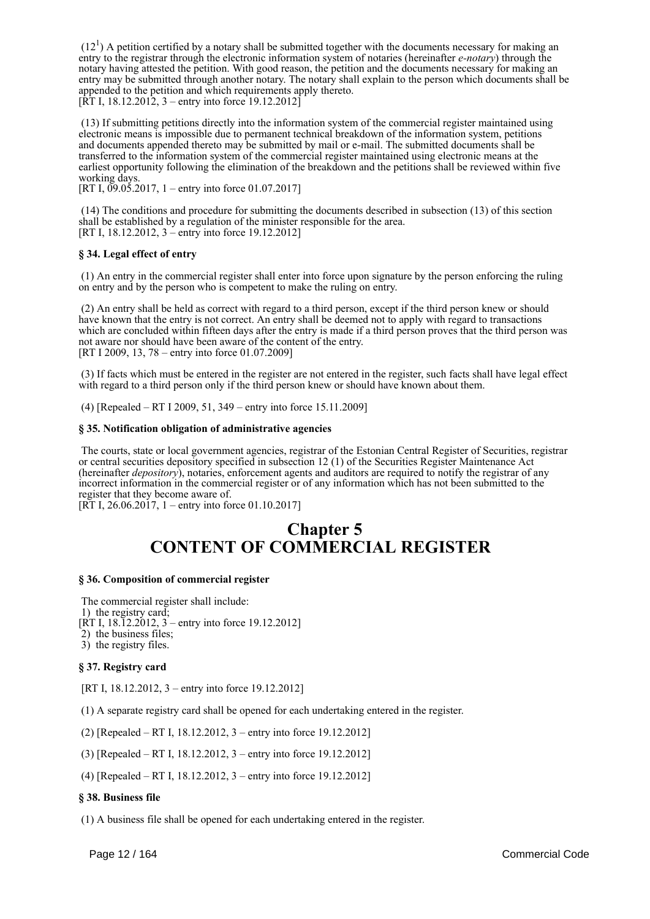(12[1]) A petition certified by a notary shall be submitted together with the documents necessary for making an entry to the registrar through the electronic information system of notaries (hereinafter *e-notary*) through the notary having attested the petition. With good reason, the petition and the documents necessary for making an entry may be submitted through another notary. The notary shall explain to the person which documents shall be appended to the petition and which requirements apply thereto.
[RT I, 18.12.2012, 3 – entry into force 19.12.2012]

(13) If submitting petitions directly into the information system of the commercial register maintained using electronic means is impossible due to permanent technical breakdown of the information system, petitions and documents appended thereto may be submitted by mail or e-mail. The submitted documents shall be transferred to the information system of the commercial register maintained using electronic means at the earliest opportunity following the elimination of the breakdown and the petitions shall be reviewed within five working days.
[RT I, 09.05.2017, 1 – entry into force 01.07.2017]

(14) The conditions and procedure for submitting the documents described in subsection (13) of this section shall be established by a regulation of the minister responsible for the area.
[RT I, 18.12.2012, 3 – entry into force 19.12.2012]

**§ 34. Legal effect of entry**

(1) An entry in the commercial register shall enter into force upon signature by the person enforcing the ruling on entry and by the person who is competent to make the ruling on entry.

(2) An entry shall be held as correct with regard to a third person, except if the third person knew or should have known that the entry is not correct. An entry shall be deemed not to apply with regard to transactions which are concluded within fifteen days after the entry is made if a third person proves that the third person was not aware nor should have been aware of the content of the entry.
[RT I 2009, 13, 78 – entry into force 01.07.2009]

(3) If facts which must be entered in the register are not entered in the register, such facts shall have legal effect with regard to a third person only if the third person knew or should have known about them.

(4) [Repealed – RT I 2009, 51, 349 – entry into force 15.11.2009]

**§ 35. Notification obligation of administrative agencies**

The courts, state or local government agencies, registrar of the Estonian Central Register of Securities, registrar or central securities depository specified in subsection 12 (1) of the Securities Register Maintenance Act (hereinafter *depository*), notaries, enforcement agents and auditors are required to notify the registrar of any incorrect information in the commercial register or of any information which has not been submitted to the register that they become aware of.
[RT I, 26.06.2017, 1 – entry into force 01.10.2017]

# Chapter 5
# CONTENT OF COMMERCIAL REGISTER

**§ 36. Composition of commercial register**

The commercial register shall include:
1) the registry card;
[RT I, 18.12.2012, 3 – entry into force 19.12.2012]
2) the business files;
3) the registry files.

**§ 37. Registry card**

[RT I, 18.12.2012, 3 – entry into force 19.12.2012]

(1) A separate registry card shall be opened for each undertaking entered in the register.

(2) [Repealed – RT I, 18.12.2012, 3 – entry into force 19.12.2012]

(3) [Repealed – RT I, 18.12.2012, 3 – entry into force 19.12.2012]

(4) [Repealed – RT I, 18.12.2012, 3 – entry into force 19.12.2012]

**§ 38. Business file**

(1) A business file shall be opened for each undertaking entered in the register.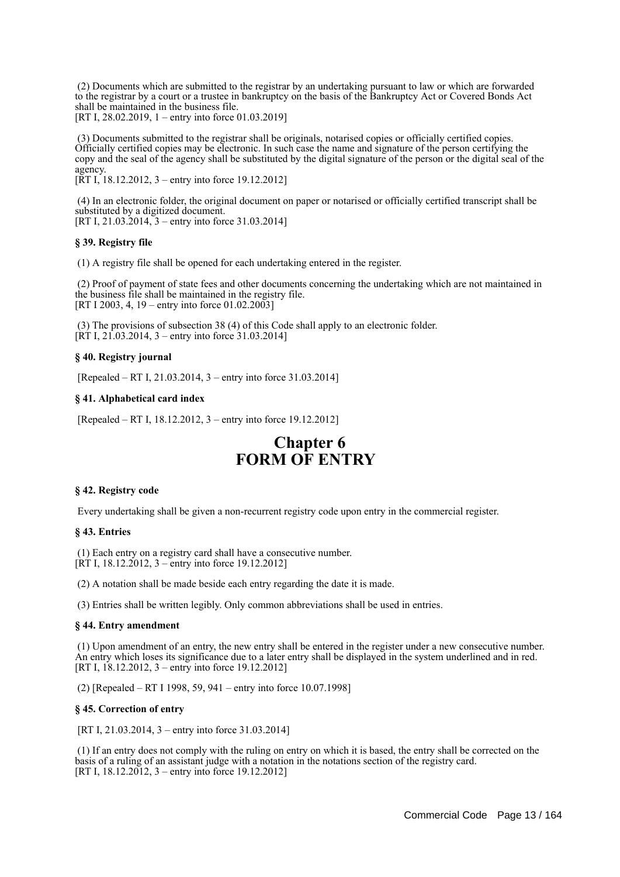(2) Documents which are submitted to the registrar by an undertaking pursuant to law or which are forwarded to the registrar by a court or a trustee in bankruptcy on the basis of the Bankruptcy Act or Covered Bonds Act shall be maintained in the business file.
[RT I, 28.02.2019, 1 – entry into force 01.03.2019]

(3) Documents submitted to the registrar shall be originals, notarised copies or officially certified copies. Officially certified copies may be electronic. In such case the name and signature of the person certifying the copy and the seal of the agency shall be substituted by the digital signature of the person or the digital seal of the agency.
[RT I, 18.12.2012, 3 – entry into force 19.12.2012]

(4) In an electronic folder, the original document on paper or notarised or officially certified transcript shall be substituted by a digitized document.
[RT I, 21.03.2014, 3 – entry into force 31.03.2014]

**§ 39. Registry file**

(1) A registry file shall be opened for each undertaking entered in the register.

(2) Proof of payment of state fees and other documents concerning the undertaking which are not maintained in the business file shall be maintained in the registry file.
[RT I 2003, 4, 19 – entry into force 01.02.2003]

(3) The provisions of subsection 38 (4) of this Code shall apply to an electronic folder.
[RT I, 21.03.2014, 3 – entry into force 31.03.2014]

**§ 40. Registry journal**

[Repealed – RT I, 21.03.2014, 3 – entry into force 31.03.2014]

**§ 41. Alphabetical card index**

[Repealed – RT I, 18.12.2012, 3 – entry into force 19.12.2012]

# Chapter 6
# FORM OF ENTRY

**§ 42. Registry code**

Every undertaking shall be given a non-recurrent registry code upon entry in the commercial register.

**§ 43. Entries**

(1) Each entry on a registry card shall have a consecutive number.
[RT I, 18.12.2012, 3 – entry into force 19.12.2012]

(2) A notation shall be made beside each entry regarding the date it is made.

(3) Entries shall be written legibly. Only common abbreviations shall be used in entries.

**§ 44. Entry amendment**

(1) Upon amendment of an entry, the new entry shall be entered in the register under a new consecutive number. An entry which loses its significance due to a later entry shall be displayed in the system underlined and in red.
[RT I, 18.12.2012, 3 – entry into force 19.12.2012]

(2) [Repealed – RT I 1998, 59, 941 – entry into force 10.07.1998]

**§ 45. Correction of entry**

[RT I, 21.03.2014, 3 – entry into force 31.03.2014]

(1) If an entry does not comply with the ruling on entry on which it is based, the entry shall be corrected on the basis of a ruling of an assistant judge with a notation in the notations section of the registry card.
[RT I, 18.12.2012, 3 – entry into force 19.12.2012]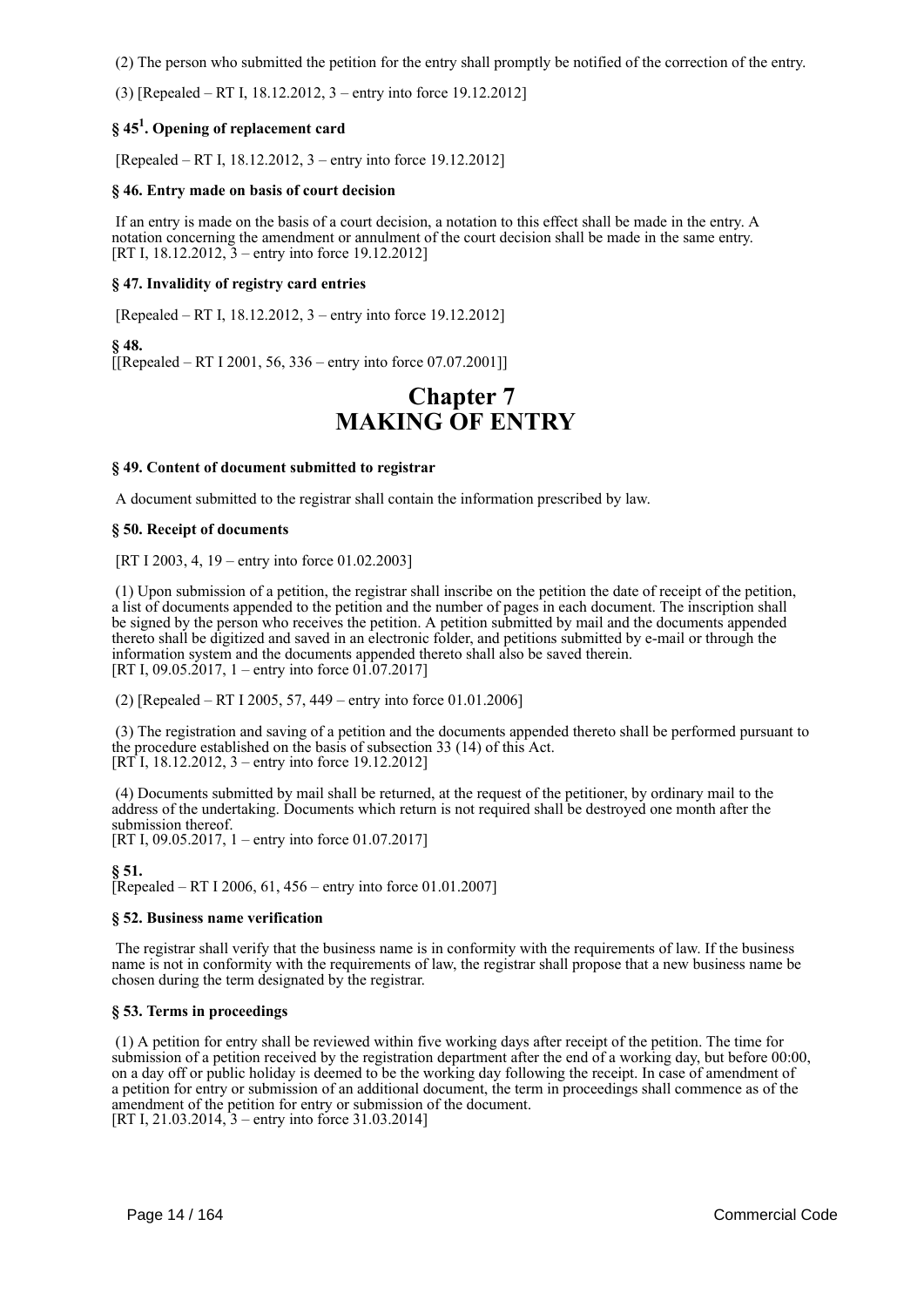(2) The person who submitted the petition for the entry shall promptly be notified of the correction of the entry.

(3) [Repealed – RT I, 18.12.2012, 3 – entry into force 19.12.2012]

### § 45[1]. Opening of replacement card

[Repealed – RT I, 18.12.2012, 3 – entry into force 19.12.2012]

### § 46. Entry made on basis of court decision

If an entry is made on the basis of a court decision, a notation to this effect shall be made in the entry. A notation concerning the amendment or annulment of the court decision shall be made in the same entry.
[RT I, 18.12.2012, 3 – entry into force 19.12.2012]

### § 47. Invalidity of registry card entries

[Repealed – RT I, 18.12.2012, 3 – entry into force 19.12.2012]

### § 48.

[[Repealed – RT I 2001, 56, 336 – entry into force 07.07.2001]]

# Chapter 7
# MAKING OF ENTRY

### § 49. Content of document submitted to registrar

A document submitted to the registrar shall contain the information prescribed by law.

### § 50. Receipt of documents

[RT I 2003, 4, 19 – entry into force 01.02.2003]

(1) Upon submission of a petition, the registrar shall inscribe on the petition the date of receipt of the petition, a list of documents appended to the petition and the number of pages in each document. The inscription shall be signed by the person who receives the petition. A petition submitted by mail and the documents appended thereto shall be digitized and saved in an electronic folder, and petitions submitted by e-mail or through the information system and the documents appended thereto shall also be saved therein.
[RT I, 09.05.2017, 1 – entry into force 01.07.2017]

(2) [Repealed – RT I 2005, 57, 449 – entry into force 01.01.2006]

(3) The registration and saving of a petition and the documents appended thereto shall be performed pursuant to the procedure established on the basis of subsection 33 (14) of this Act.
[RT I, 18.12.2012, 3 – entry into force 19.12.2012]

(4) Documents submitted by mail shall be returned, at the request of the petitioner, by ordinary mail to the address of the undertaking. Documents which return is not required shall be destroyed one month after the submission thereof.
[RT I, 09.05.2017, 1 – entry into force 01.07.2017]

### § 51.

[Repealed – RT I 2006, 61, 456 – entry into force 01.01.2007]

### § 52. Business name verification

The registrar shall verify that the business name is in conformity with the requirements of law. If the business name is not in conformity with the requirements of law, the registrar shall propose that a new business name be chosen during the term designated by the registrar.

### § 53. Terms in proceedings

(1) A petition for entry shall be reviewed within five working days after receipt of the petition. The time for submission of a petition received by the registration department after the end of a working day, but before 00:00, on a day off or public holiday is deemed to be the working day following the receipt. In case of amendment of a petition for entry or submission of an additional document, the term in proceedings shall commence as of the amendment of the petition for entry or submission of the document.
[RT I, 21.03.2014, 3 – entry into force 31.03.2014]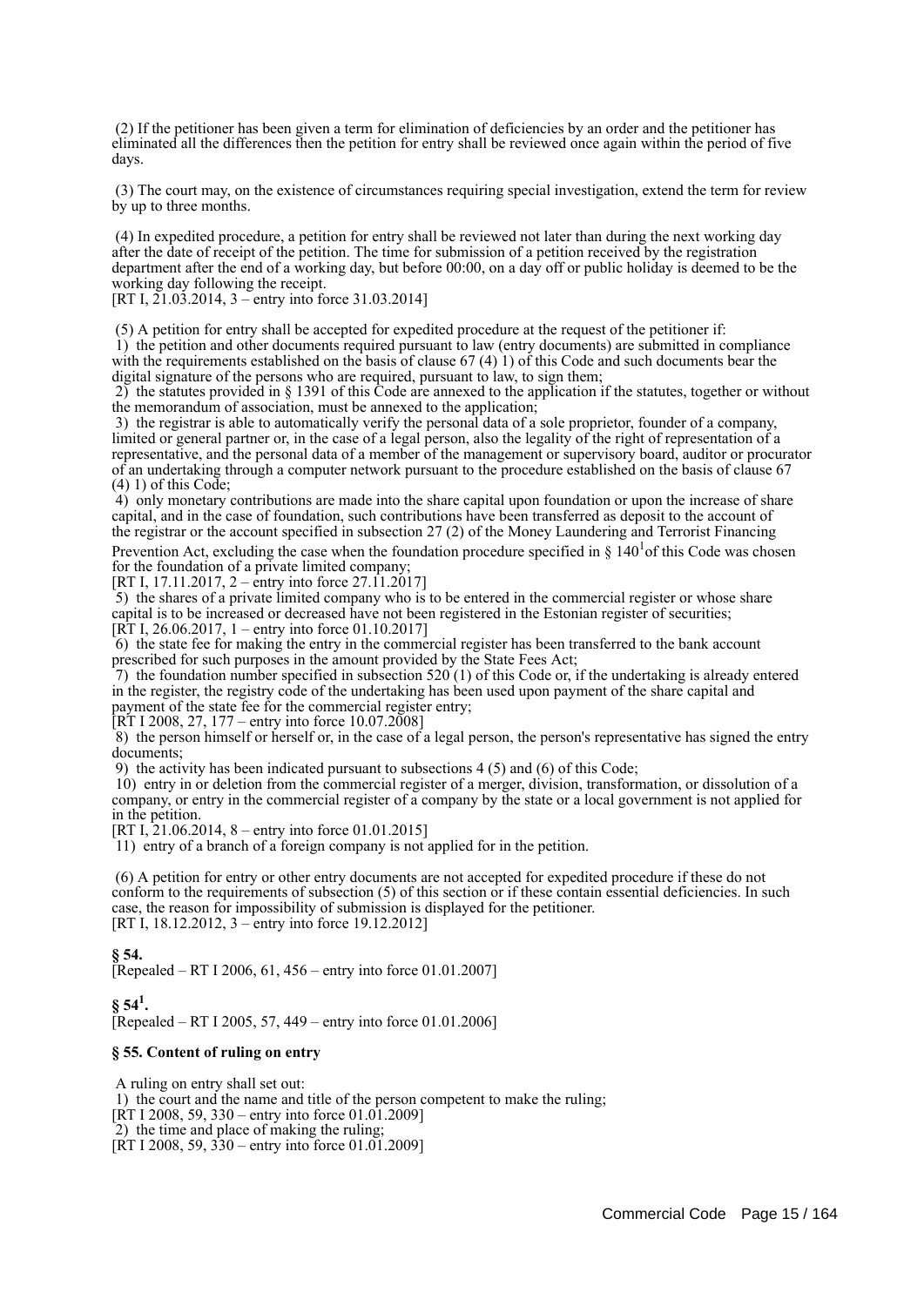(2) If the petitioner has been given a term for elimination of deficiencies by an order and the petitioner has eliminated all the differences then the petition for entry shall be reviewed once again within the period of five days.

(3) The court may, on the existence of circumstances requiring special investigation, extend the term for review by up to three months.

(4) In expedited procedure, a petition for entry shall be reviewed not later than during the next working day after the date of receipt of the petition. The time for submission of a petition received by the registration department after the end of a working day, but before 00:00, on a day off or public holiday is deemed to be the working day following the receipt.
[RT I, 21.03.2014, 3 – entry into force 31.03.2014]

(5) A petition for entry shall be accepted for expedited procedure at the request of the petitioner if:
1) the petition and other documents required pursuant to law (entry documents) are submitted in compliance with the requirements established on the basis of clause 67 (4) 1) of this Code and such documents bear the digital signature of the persons who are required, pursuant to law, to sign them;
2) the statutes provided in § 1391 of this Code are annexed to the application if the statutes, together or without the memorandum of association, must be annexed to the application;
3) the registrar is able to automatically verify the personal data of a sole proprietor, founder of a company, limited or general partner or, in the case of a legal person, also the legality of the right of representation of a representative, and the personal data of a member of the management or supervisory board, auditor or procurator of an undertaking through a computer network pursuant to the procedure established on the basis of clause 67 (4) 1) of this Code;
4) only monetary contributions are made into the share capital upon foundation or upon the increase of share capital, and in the case of foundation, such contributions have been transferred as deposit to the account of the registrar or the account specified in subsection 27 (2) of the Money Laundering and Terrorist Financing Prevention Act, excluding the case when the foundation procedure specified in § 140[1] of this Code was chosen for the foundation of a private limited company;
[RT I, 17.11.2017, 2 – entry into force 27.11.2017]
5) the shares of a private limited company who is to be entered in the commercial register or whose share capital is to be increased or decreased have not been registered in the Estonian register of securities;
[RT I, 26.06.2017, 1 – entry into force 01.10.2017]
6) the state fee for making the entry in the commercial register has been transferred to the bank account prescribed for such purposes in the amount provided by the State Fees Act;
7) the foundation number specified in subsection 520 (1) of this Code or, if the undertaking is already entered in the register, the registry code of the undertaking has been used upon payment of the share capital and payment of the state fee for the commercial register entry;
[RT I 2008, 27, 177 – entry into force 10.07.2008]
8) the person himself or herself or, in the case of a legal person, the person's representative has signed the entry documents;
9) the activity has been indicated pursuant to subsections 4 (5) and (6) of this Code;
10) entry in or deletion from the commercial register of a merger, division, transformation, or dissolution of a company, or entry in the commercial register of a company by the state or a local government is not applied for in the petition.
[RT I, 21.06.2014, 8 – entry into force 01.01.2015]
11) entry of a branch of a foreign company is not applied for in the petition.

(6) A petition for entry or other entry documents are not accepted for expedited procedure if these do not conform to the requirements of subsection (5) of this section or if these contain essential deficiencies. In such case, the reason for impossibility of submission is displayed for the petitioner.
[RT I, 18.12.2012, 3 – entry into force 19.12.2012]

**§ 54.**
[Repealed – RT I 2006, 61, 456 – entry into force 01.01.2007]

**§ 54[1].**
[Repealed – RT I 2005, 57, 449 – entry into force 01.01.2006]

**§ 55. Content of ruling on entry**

A ruling on entry shall set out:
1) the court and the name and title of the person competent to make the ruling;
[RT I 2008, 59, 330 – entry into force 01.01.2009]
2) the time and place of making the ruling;
[RT I 2008, 59, 330 – entry into force 01.01.2009]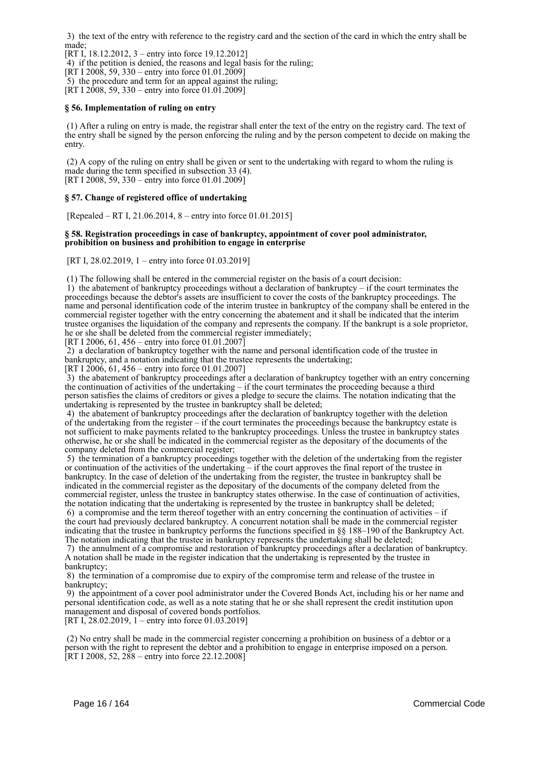3) the text of the entry with reference to the registry card and the section of the card in which the entry shall be made;
[RT I, 18.12.2012, 3 – entry into force 19.12.2012]
4) if the petition is denied, the reasons and legal basis for the ruling;
[RT I 2008, 59, 330 – entry into force 01.01.2009]
5) the procedure and term for an appeal against the ruling;
[RT I 2008, 59, 330 – entry into force 01.01.2009]

#### § 56. Implementation of ruling on entry

(1) After a ruling on entry is made, the registrar shall enter the text of the entry on the registry card. The text of the entry shall be signed by the person enforcing the ruling and by the person competent to decide on making the entry.

(2) A copy of the ruling on entry shall be given or sent to the undertaking with regard to whom the ruling is made during the term specified in subsection 33 (4).
[RT I 2008, 59, 330 – entry into force 01.01.2009]

#### § 57. Change of registered office of undertaking

[Repealed – RT I, 21.06.2014, 8 – entry into force 01.01.2015]

#### § 58. Registration proceedings in case of bankruptcy, appointment of cover pool administrator, prohibition on business and prohibition to engage in enterprise

[RT I, 28.02.2019, 1 – entry into force 01.03.2019]

(1) The following shall be entered in the commercial register on the basis of a court decision:
1) the abatement of bankruptcy proceedings without a declaration of bankruptcy – if the court terminates the proceedings because the debtor's assets are insufficient to cover the costs of the bankruptcy proceedings. The name and personal identification code of the interim trustee in bankruptcy of the company shall be entered in the commercial register together with the entry concerning the abatement and it shall be indicated that the interim trustee organises the liquidation of the company and represents the company. If the bankrupt is a sole proprietor, he or she shall be deleted from the commercial register immediately;
[RT I 2006, 61, 456 – entry into force 01.01.2007]
2) a declaration of bankruptcy together with the name and personal identification code of the trustee in bankruptcy, and a notation indicating that the trustee represents the undertaking;
[RT I 2006, 61, 456 – entry into force 01.01.2007]
3) the abatement of bankruptcy proceedings after a declaration of bankruptcy together with an entry concerning the continuation of activities of the undertaking – if the court terminates the proceeding because a third person satisfies the claims of creditors or gives a pledge to secure the claims. The notation indicating that the undertaking is represented by the trustee in bankruptcy shall be deleted;
4) the abatement of bankruptcy proceedings after the declaration of bankruptcy together with the deletion of the undertaking from the register – if the court terminates the proceedings because the bankruptcy estate is not sufficient to make payments related to the bankruptcy proceedings. Unless the trustee in bankruptcy states otherwise, he or she shall be indicated in the commercial register as the depositary of the documents of the company deleted from the commercial register;
5) the termination of a bankruptcy proceedings together with the deletion of the undertaking from the register or continuation of the activities of the undertaking – if the court approves the final report of the trustee in bankruptcy. In the case of deletion of the undertaking from the register, the trustee in bankruptcy shall be indicated in the commercial register as the depositary of the documents of the company deleted from the commercial register, unless the trustee in bankruptcy states otherwise. In the case of continuation of activities, the notation indicating that the undertaking is represented by the trustee in bankruptcy shall be deleted;
6) a compromise and the term thereof together with an entry concerning the continuation of activities – if the court had previously declared bankruptcy. A concurrent notation shall be made in the commercial register indicating that the trustee in bankruptcy performs the functions specified in §§ 188–190 of the Bankruptcy Act. The notation indicating that the trustee in bankruptcy represents the undertaking shall be deleted;
7) the annulment of a compromise and restoration of bankruptcy proceedings after a declaration of bankruptcy. A notation shall be made in the register indication that the undertaking is represented by the trustee in bankruptcy;
8) the termination of a compromise due to expiry of the compromise term and release of the trustee in bankruptcy;
9) the appointment of a cover pool administrator under the Covered Bonds Act, including his or her name and personal identification code, as well as a note stating that he or she shall represent the credit institution upon management and disposal of covered bonds portfolios.
[RT I, 28.02.2019, 1 – entry into force 01.03.2019]

(2) No entry shall be made in the commercial register concerning a prohibition on business of a debtor or a person with the right to represent the debtor and a prohibition to engage in enterprise imposed on a person.
[RT I 2008, 52, 288 – entry into force 22.12.2008]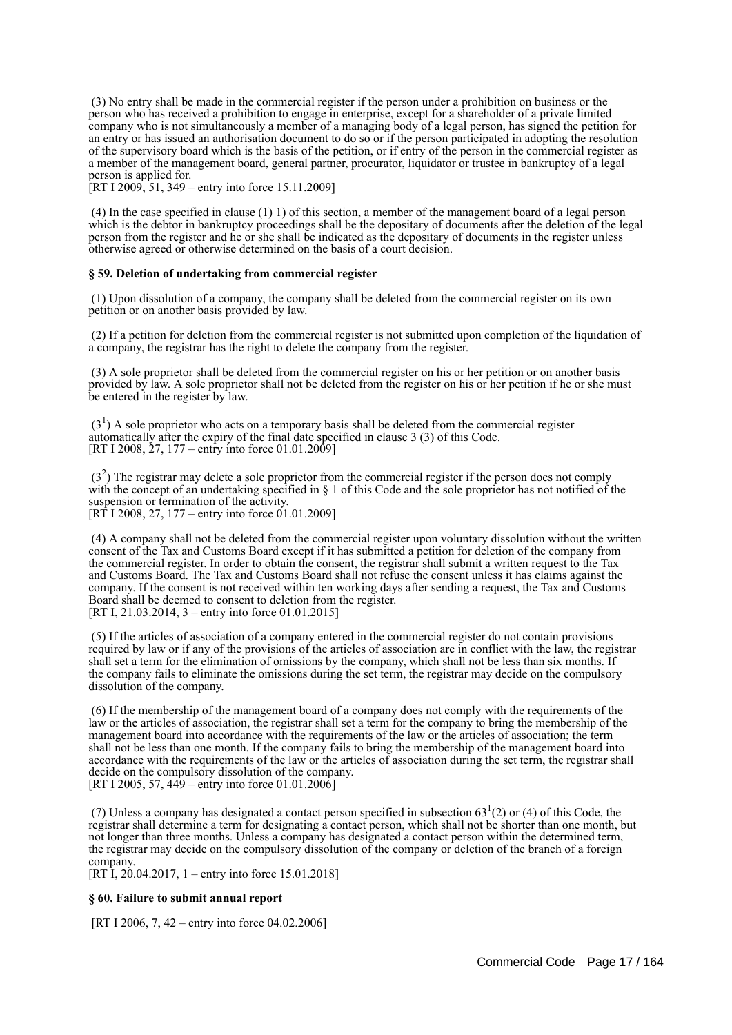(3) No entry shall be made in the commercial register if the person under a prohibition on business or the person who has received a prohibition to engage in enterprise, except for a shareholder of a private limited company who is not simultaneously a member of a managing body of a legal person, has signed the petition for an entry or has issued an authorisation document to do so or if the person participated in adopting the resolution of the supervisory board which is the basis of the petition, or if entry of the person in the commercial register as a member of the management board, general partner, procurator, liquidator or trustee in bankruptcy of a legal person is applied for.
[RT I 2009, 51, 349 – entry into force 15.11.2009]

(4) In the case specified in clause (1) 1) of this section, a member of the management board of a legal person which is the debtor in bankruptcy proceedings shall be the depositary of documents after the deletion of the legal person from the register and he or she shall be indicated as the depositary of documents in the register unless otherwise agreed or otherwise determined on the basis of a court decision.

**§ 59. Deletion of undertaking from commercial register**

(1) Upon dissolution of a company, the company shall be deleted from the commercial register on its own petition or on another basis provided by law.

(2) If a petition for deletion from the commercial register is not submitted upon completion of the liquidation of a company, the registrar has the right to delete the company from the register.

(3) A sole proprietor shall be deleted from the commercial register on his or her petition or on another basis provided by law. A sole proprietor shall not be deleted from the register on his or her petition if he or she must be entered in the register by law.

($3^1$) A sole proprietor who acts on a temporary basis shall be deleted from the commercial register automatically after the expiry of the final date specified in clause 3 (3) of this Code.
[RT I 2008, 27, 177 – entry into force 01.01.2009]

($3^2$) The registrar may delete a sole proprietor from the commercial register if the person does not comply with the concept of an undertaking specified in § 1 of this Code and the sole proprietor has not notified of the suspension or termination of the activity.
[RT I 2008, 27, 177 – entry into force 01.01.2009]

(4) A company shall not be deleted from the commercial register upon voluntary dissolution without the written consent of the Tax and Customs Board except if it has submitted a petition for deletion of the company from the commercial register. In order to obtain the consent, the registrar shall submit a written request to the Tax and Customs Board. The Tax and Customs Board shall not refuse the consent unless it has claims against the company. If the consent is not received within ten working days after sending a request, the Tax and Customs Board shall be deemed to consent to deletion from the register.
[RT I, 21.03.2014, 3 – entry into force 01.01.2015]

(5) If the articles of association of a company entered in the commercial register do not contain provisions required by law or if any of the provisions of the articles of association are in conflict with the law, the registrar shall set a term for the elimination of omissions by the company, which shall not be less than six months. If the company fails to eliminate the omissions during the set term, the registrar may decide on the compulsory dissolution of the company.

(6) If the membership of the management board of a company does not comply with the requirements of the law or the articles of association, the registrar shall set a term for the company to bring the membership of the management board into accordance with the requirements of the law or the articles of association; the term shall not be less than one month. If the company fails to bring the membership of the management board into accordance with the requirements of the law or the articles of association during the set term, the registrar shall decide on the compulsory dissolution of the company.
[RT I 2005, 57, 449 – entry into force 01.01.2006]

(7) Unless a company has designated a contact person specified in subsection $63^1$(2) or (4) of this Code, the registrar shall determine a term for designating a contact person, which shall not be shorter than one month, but not longer than three months. Unless a company has designated a contact person within the determined term, the registrar may decide on the compulsory dissolution of the company or deletion of the branch of a foreign company.
[RT I, 20.04.2017, 1 – entry into force 15.01.2018]

**§ 60. Failure to submit annual report**

[RT I 2006, 7, 42 – entry into force 04.02.2006]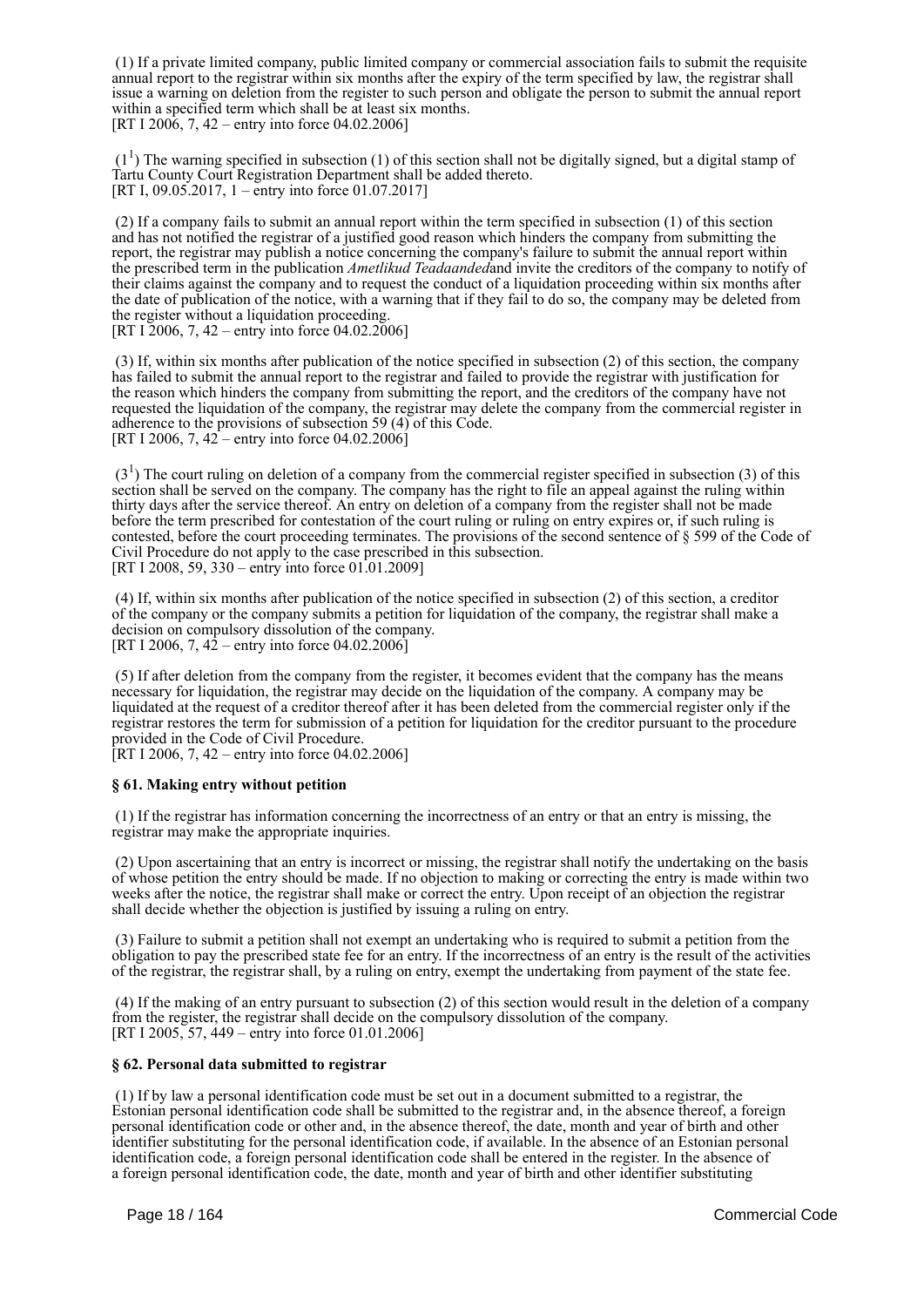(1) If a private limited company, public limited company or commercial association fails to submit the requisite annual report to the registrar within six months after the expiry of the term specified by law, the registrar shall issue a warning on deletion from the register to such person and obligate the person to submit the annual report within a specified term which shall be at least six months.
[RT I 2006, 7, 42 – entry into force 04.02.2006]

($1^1$) The warning specified in subsection (1) of this section shall not be digitally signed, but a digital stamp of Tartu County Court Registration Department shall be added thereto.
[RT I, 09.05.2017, 1 – entry into force 01.07.2017]

(2) If a company fails to submit an annual report within the term specified in subsection (1) of this section and has not notified the registrar of a justified good reason which hinders the company from submitting the report, the registrar may publish a notice concerning the company's failure to submit the annual report within the prescribed term in the publication *Ametlikud Teadaanded*and invite the creditors of the company to notify of their claims against the company and to request the conduct of a liquidation proceeding within six months after the date of publication of the notice, with a warning that if they fail to do so, the company may be deleted from the register without a liquidation proceeding.
[RT I 2006, 7, 42 – entry into force 04.02.2006]

(3) If, within six months after publication of the notice specified in subsection (2) of this section, the company has failed to submit the annual report to the registrar and failed to provide the registrar with justification for the reason which hinders the company from submitting the report, and the creditors of the company have not requested the liquidation of the company, the registrar may delete the company from the commercial register in adherence to the provisions of subsection 59 (4) of this Code.
[RT I 2006, 7, 42 – entry into force 04.02.2006]

($3^1$) The court ruling on deletion of a company from the commercial register specified in subsection (3) of this section shall be served on the company. The company has the right to file an appeal against the ruling within thirty days after the service thereof. An entry on deletion of a company from the register shall not be made before the term prescribed for contestation of the court ruling or ruling on entry expires or, if such ruling is contested, before the court proceeding terminates. The provisions of the second sentence of § 599 of the Code of Civil Procedure do not apply to the case prescribed in this subsection.
[RT I 2008, 59, 330 – entry into force 01.01.2009]

(4) If, within six months after publication of the notice specified in subsection (2) of this section, a creditor of the company or the company submits a petition for liquidation of the company, the registrar shall make a decision on compulsory dissolution of the company.
[RT I 2006, 7, 42 – entry into force 04.02.2006]

(5) If after deletion from the company from the register, it becomes evident that the company has the means necessary for liquidation, the registrar may decide on the liquidation of the company. A company may be liquidated at the request of a creditor thereof after it has been deleted from the commercial register only if the registrar restores the term for submission of a petition for liquidation for the creditor pursuant to the procedure provided in the Code of Civil Procedure.
[RT I 2006, 7, 42 – entry into force 04.02.2006]

**§ 61. Making entry without petition**

(1) If the registrar has information concerning the incorrectness of an entry or that an entry is missing, the registrar may make the appropriate inquiries.

(2) Upon ascertaining that an entry is incorrect or missing, the registrar shall notify the undertaking on the basis of whose petition the entry should be made. If no objection to making or correcting the entry is made within two weeks after the notice, the registrar shall make or correct the entry. Upon receipt of an objection the registrar shall decide whether the objection is justified by issuing a ruling on entry.

(3) Failure to submit a petition shall not exempt an undertaking who is required to submit a petition from the obligation to pay the prescribed state fee for an entry. If the incorrectness of an entry is the result of the activities of the registrar, the registrar shall, by a ruling on entry, exempt the undertaking from payment of the state fee.

(4) If the making of an entry pursuant to subsection (2) of this section would result in the deletion of a company from the register, the registrar shall decide on the compulsory dissolution of the company.
[RT I 2005, 57, 449 – entry into force 01.01.2006]

**§ 62. Personal data submitted to registrar**

(1) If by law a personal identification code must be set out in a document submitted to a registrar, the Estonian personal identification code shall be submitted to the registrar and, in the absence thereof, a foreign personal identification code or other and, in the absence thereof, the date, month and year of birth and other identifier substituting for the personal identification code, if available. In the absence of an Estonian personal identification code, a foreign personal identification code shall be entered in the register. In the absence of a foreign personal identification code, the date, month and year of birth and other identifier substituting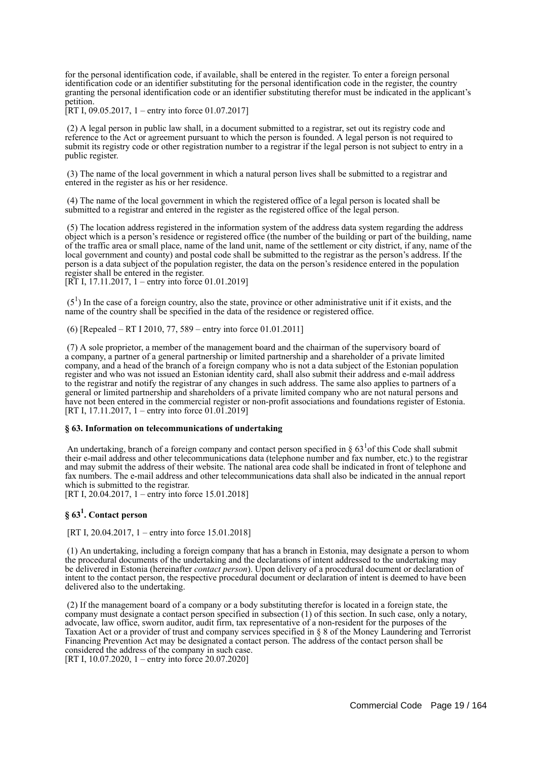for the personal identification code, if available, shall be entered in the register. To enter a foreign personal identification code or an identifier substituting for the personal identification code in the register, the country granting the personal identification code or an identifier substituting therefor must be indicated in the applicant's petition.
[RT I, 09.05.2017, 1 – entry into force 01.07.2017]

(2) A legal person in public law shall, in a document submitted to a registrar, set out its registry code and reference to the Act or agreement pursuant to which the person is founded. A legal person is not required to submit its registry code or other registration number to a registrar if the legal person is not subject to entry in a public register.

(3) The name of the local government in which a natural person lives shall be submitted to a registrar and entered in the register as his or her residence.

(4) The name of the local government in which the registered office of a legal person is located shall be submitted to a registrar and entered in the register as the registered office of the legal person.

(5) The location address registered in the information system of the address data system regarding the address object which is a person's residence or registered office (the number of the building or part of the building, name of the traffic area or small place, name of the land unit, name of the settlement or city district, if any, name of the local government and county) and postal code shall be submitted to the registrar as the person's address. If the person is a data subject of the population register, the data on the person's residence entered in the population register shall be entered in the register.
[RT I, 17.11.2017, 1 – entry into force 01.01.2019]

($5^1$) In the case of a foreign country, also the state, province or other administrative unit if it exists, and the name of the country shall be specified in the data of the residence or registered office.

(6) [Repealed – RT I 2010, 77, 589 – entry into force 01.01.2011]

(7) A sole proprietor, a member of the management board and the chairman of the supervisory board of a company, a partner of a general partnership or limited partnership and a shareholder of a private limited company, and a head of the branch of a foreign company who is not a data subject of the Estonian population register and who was not issued an Estonian identity card, shall also submit their address and e-mail address to the registrar and notify the registrar of any changes in such address. The same also applies to partners of a general or limited partnership and shareholders of a private limited company who are not natural persons and have not been entered in the commercial register or non-profit associations and foundations register of Estonia.
[RT I, 17.11.2017, 1 – entry into force 01.01.2019]

**§ 63. Information on telecommunications of undertaking**

An undertaking, branch of a foreign company and contact person specified in § $63^1$ of this Code shall submit their e-mail address and other telecommunications data (telephone number and fax number, etc.) to the registrar and may submit the address of their website. The national area code shall be indicated in front of telephone and fax numbers. The e-mail address and other telecommunications data shall also be indicated in the annual report which is submitted to the registrar.
[RT I, 20.04.2017, 1 – entry into force 15.01.2018]

**§ $63^1$. Contact person**

[RT I, 20.04.2017, 1 – entry into force 15.01.2018]

(1) An undertaking, including a foreign company that has a branch in Estonia, may designate a person to whom the procedural documents of the undertaking and the declarations of intent addressed to the undertaking may be delivered in Estonia (hereinafter *contact person*). Upon delivery of a procedural document or declaration of intent to the contact person, the respective procedural document or declaration of intent is deemed to have been delivered also to the undertaking.

(2) If the management board of a company or a body substituting therefor is located in a foreign state, the company must designate a contact person specified in subsection (1) of this section. In such case, only a notary, advocate, law office, sworn auditor, audit firm, tax representative of a non-resident for the purposes of the Taxation Act or a provider of trust and company services specified in § 8 of the Money Laundering and Terrorist Financing Prevention Act may be designated a contact person. The address of the contact person shall be considered the address of the company in such case.
[RT I, 10.07.2020, 1 – entry into force 20.07.2020]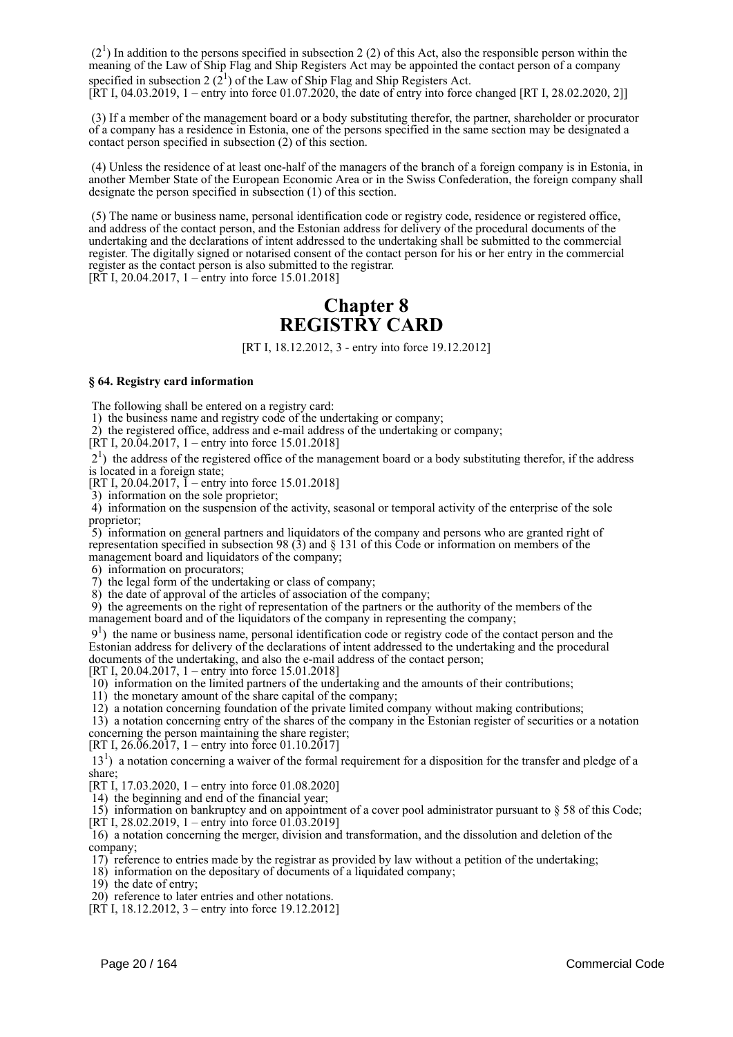(2[1]) In addition to the persons specified in subsection 2 (2) of this Act, also the responsible person within the meaning of the Law of Ship Flag and Ship Registers Act may be appointed the contact person of a company specified in subsection 2 (2[1]) of the Law of Ship Flag and Ship Registers Act.
[RT I, 04.03.2019, 1 – entry into force 01.07.2020, the date of entry into force changed [RT I, 28.02.2020, 2]]

(3) If a member of the management board or a body substituting therefor, the partner, shareholder or procurator of a company has a residence in Estonia, one of the persons specified in the same section may be designated a contact person specified in subsection (2) of this section.

(4) Unless the residence of at least one-half of the managers of the branch of a foreign company is in Estonia, in another Member State of the European Economic Area or in the Swiss Confederation, the foreign company shall designate the person specified in subsection (1) of this section.

(5) The name or business name, personal identification code or registry code, residence or registered office, and address of the contact person, and the Estonian address for delivery of the procedural documents of the undertaking and the declarations of intent addressed to the undertaking shall be submitted to the commercial register. The digitally signed or notarised consent of the contact person for his or her entry in the commercial register as the contact person is also submitted to the registrar.
[RT I, 20.04.2017, 1 – entry into force 15.01.2018]

# Chapter 8
# REGISTRY CARD

[RT I, 18.12.2012, 3 - entry into force 19.12.2012]

### § 64. Registry card information

The following shall be entered on a registry card:
1) the business name and registry code of the undertaking or company;
2) the registered office, address and e-mail address of the undertaking or company;
[RT I, 20.04.2017, 1 – entry into force 15.01.2018]
2[1]) the address of the registered office of the management board or a body substituting therefor, if the address is located in a foreign state;
[RT I, 20.04.2017, 1 – entry into force 15.01.2018]
3) information on the sole proprietor;
4) information on the suspension of the activity, seasonal or temporal activity of the enterprise of the sole proprietor;
5) information on general partners and liquidators of the company and persons who are granted right of representation specified in subsection 98 (3) and § 131 of this Code or information on members of the management board and liquidators of the company;
6) information on procurators;
7) the legal form of the undertaking or class of company;
8) the date of approval of the articles of association of the company;
9) the agreements on the right of representation of the partners or the authority of the members of the management board and of the liquidators of the company in representing the company;
9[1]) the name or business name, personal identification code or registry code of the contact person and the Estonian address for delivery of the declarations of intent addressed to the undertaking and the procedural documents of the undertaking, and also the e-mail address of the contact person;
[RT I, 20.04.2017, 1 – entry into force 15.01.2018]
10) information on the limited partners of the undertaking and the amounts of their contributions;
11) the monetary amount of the share capital of the company;
12) a notation concerning foundation of the private limited company without making contributions;
13) a notation concerning entry of the shares of the company in the Estonian register of securities or a notation concerning the person maintaining the share register;
[RT I, 26.06.2017, 1 – entry into force 01.10.2017]
13[1]) a notation concerning a waiver of the formal requirement for a disposition for the transfer and pledge of a share;
[RT I, 17.03.2020, 1 – entry into force 01.08.2020]
14) the beginning and end of the financial year;
15) information on bankruptcy and on appointment of a cover pool administrator pursuant to § 58 of this Code;
[RT I, 28.02.2019, 1 – entry into force 01.03.2019]
16) a notation concerning the merger, division and transformation, and the dissolution and deletion of the company;
17) reference to entries made by the registrar as provided by law without a petition of the undertaking;
18) information on the depositary of documents of a liquidated company;
19) the date of entry;
20) reference to later entries and other notations.
[RT I, 18.12.2012, 3 – entry into force 19.12.2012]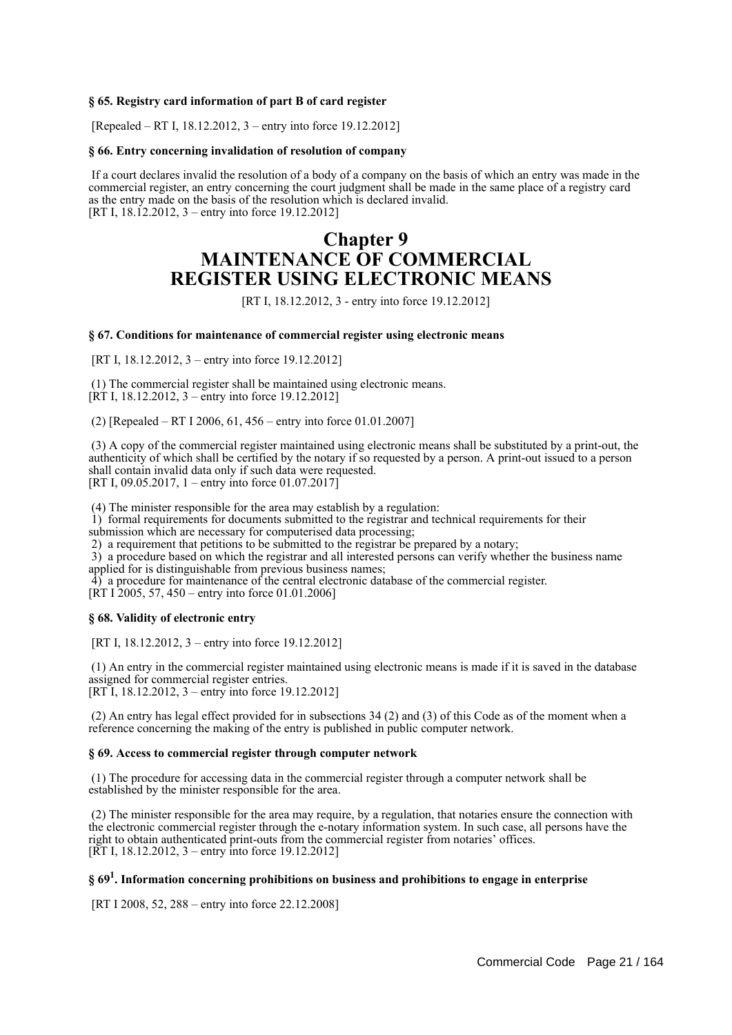### § 65. Registry card information of part B of card register

[Repealed – RT I, 18.12.2012, 3 – entry into force 19.12.2012]

### § 66. Entry concerning invalidation of resolution of company

If a court declares invalid the resolution of a body of a company on the basis of which an entry was made in the commercial register, an entry concerning the court judgment shall be made in the same place of a registry card as the entry made on the basis of the resolution which is declared invalid.
[RT I, 18.12.2012, 3 – entry into force 19.12.2012]

# Chapter 9
# MAINTENANCE OF COMMERCIAL REGISTER USING ELECTRONIC MEANS

[RT I, 18.12.2012, 3 - entry into force 19.12.2012]

### § 67. Conditions for maintenance of commercial register using electronic means

[RT I, 18.12.2012, 3 – entry into force 19.12.2012]

(1) The commercial register shall be maintained using electronic means.
[RT I, 18.12.2012, 3 – entry into force 19.12.2012]

(2) [Repealed – RT I 2006, 61, 456 – entry into force 01.01.2007]

(3) A copy of the commercial register maintained using electronic means shall be substituted by a print-out, the authenticity of which shall be certified by the notary if so requested by a person. A print-out issued to a person shall contain invalid data only if such data were requested.
[RT I, 09.05.2017, 1 – entry into force 01.07.2017]

(4) The minister responsible for the area may establish by a regulation:
1) formal requirements for documents submitted to the registrar and technical requirements for their submission which are necessary for computerised data processing;
2) a requirement that petitions to be submitted to the registrar be prepared by a notary;
3) a procedure based on which the registrar and all interested persons can verify whether the business name applied for is distinguishable from previous business names;
4) a procedure for maintenance of the central electronic database of the commercial register.
[RT I 2005, 57, 450 – entry into force 01.01.2006]

### § 68. Validity of electronic entry

[RT I, 18.12.2012, 3 – entry into force 19.12.2012]

(1) An entry in the commercial register maintained using electronic means is made if it is saved in the database assigned for commercial register entries.
[RT I, 18.12.2012, 3 – entry into force 19.12.2012]

(2) An entry has legal effect provided for in subsections 34 (2) and (3) of this Code as of the moment when a reference concerning the making of the entry is published in public computer network.

### § 69. Access to commercial register through computer network

(1) The procedure for accessing data in the commercial register through a computer network shall be established by the minister responsible for the area.

(2) The minister responsible for the area may require, by a regulation, that notaries ensure the connection with the electronic commercial register through the e-notary information system. In such case, all persons have the right to obtain authenticated print-outs from the commercial register from notaries' offices.
[RT I, 18.12.2012, 3 – entry into force 19.12.2012]

### § 69[1]. Information concerning prohibitions on business and prohibitions to engage in enterprise

[RT I 2008, 52, 288 – entry into force 22.12.2008]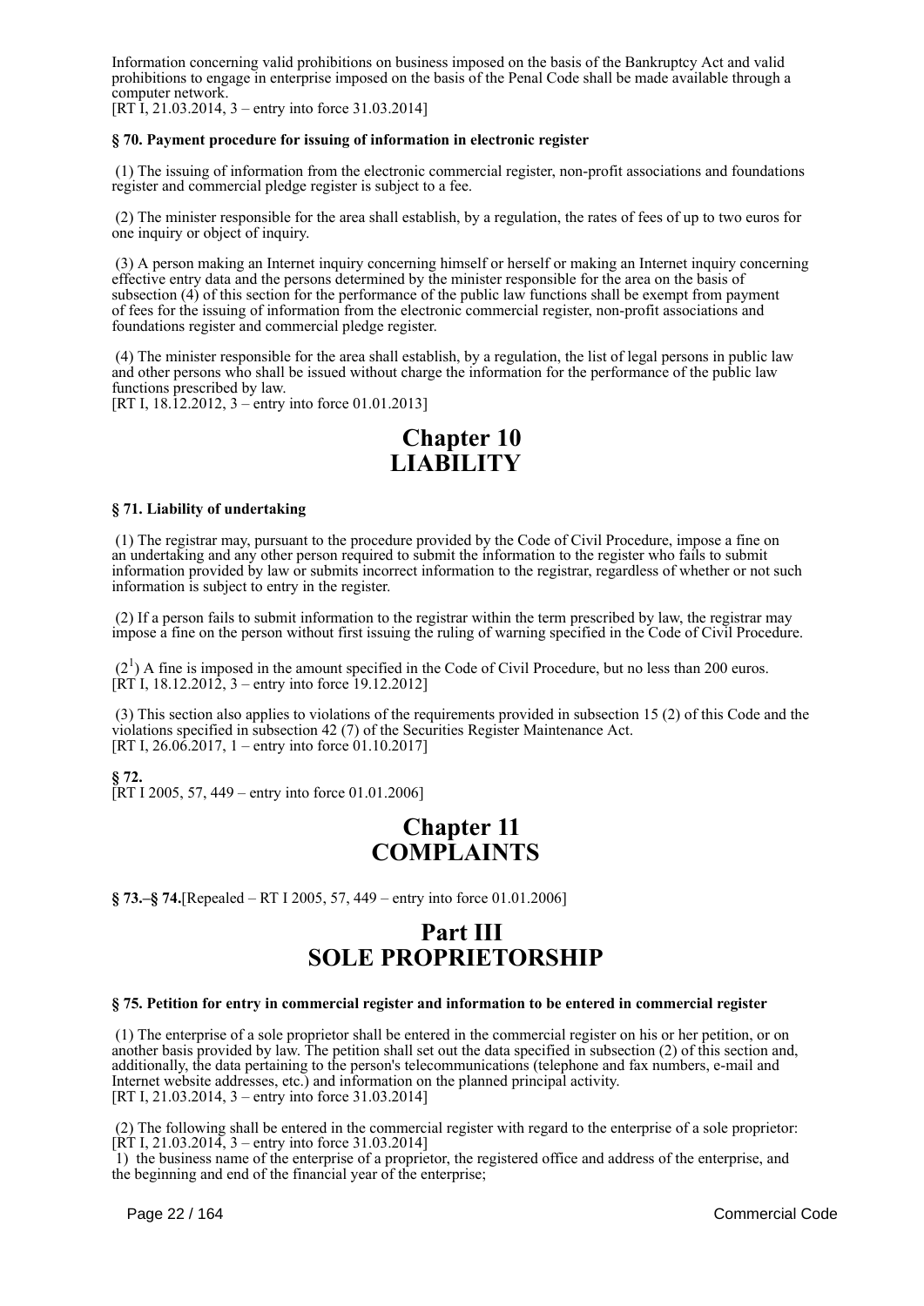Information concerning valid prohibitions on business imposed on the basis of the Bankruptcy Act and valid prohibitions to engage in enterprise imposed on the basis of the Penal Code shall be made available through a computer network.
[RT I, 21.03.2014, 3 – entry into force 31.03.2014]

**§ 70. Payment procedure for issuing of information in electronic register**

(1) The issuing of information from the electronic commercial register, non-profit associations and foundations register and commercial pledge register is subject to a fee.

(2) The minister responsible for the area shall establish, by a regulation, the rates of fees of up to two euros for one inquiry or object of inquiry.

(3) A person making an Internet inquiry concerning himself or herself or making an Internet inquiry concerning effective entry data and the persons determined by the minister responsible for the area on the basis of subsection (4) of this section for the performance of the public law functions shall be exempt from payment of fees for the issuing of information from the electronic commercial register, non-profit associations and foundations register and commercial pledge register.

(4) The minister responsible for the area shall establish, by a regulation, the list of legal persons in public law and other persons who shall be issued without charge the information for the performance of the public law functions prescribed by law.
[RT I, 18.12.2012, 3 – entry into force 01.01.2013]

# Chapter 10 LIABILITY

**§ 71. Liability of undertaking**

(1) The registrar may, pursuant to the procedure provided by the Code of Civil Procedure, impose a fine on an undertaking and any other person required to submit the information to the register who fails to submit information provided by law or submits incorrect information to the registrar, regardless of whether or not such information is subject to entry in the register.

(2) If a person fails to submit information to the registrar within the term prescribed by law, the registrar may impose a fine on the person without first issuing the ruling of warning specified in the Code of Civil Procedure.

($2^1$) A fine is imposed in the amount specified in the Code of Civil Procedure, but no less than 200 euros.
[RT I, 18.12.2012, 3 – entry into force 19.12.2012]

(3) This section also applies to violations of the requirements provided in subsection 15 (2) of this Code and the violations specified in subsection 42 (7) of the Securities Register Maintenance Act.
[RT I, 26.06.2017, 1 – entry into force 01.10.2017]

**§ 72.**
[RT I 2005, 57, 449 – entry into force 01.01.2006]

# Chapter 11 COMPLAINTS

**§ 73.–§ 74.**[Repealed – RT I 2005, 57, 449 – entry into force 01.01.2006]

# Part III SOLE PROPRIETORSHIP

**§ 75. Petition for entry in commercial register and information to be entered in commercial register**

(1) The enterprise of a sole proprietor shall be entered in the commercial register on his or her petition, or on another basis provided by law. The petition shall set out the data specified in subsection (2) of this section and, additionally, the data pertaining to the person's telecommunications (telephone and fax numbers, e-mail and Internet website addresses, etc.) and information on the planned principal activity.
[RT I, 21.03.2014, 3 – entry into force 31.03.2014]

(2) The following shall be entered in the commercial register with regard to the enterprise of a sole proprietor:
[RT I, 21.03.2014, 3 – entry into force 31.03.2014]
1) the business name of the enterprise of a proprietor, the registered office and address of the enterprise, and the beginning and end of the financial year of the enterprise;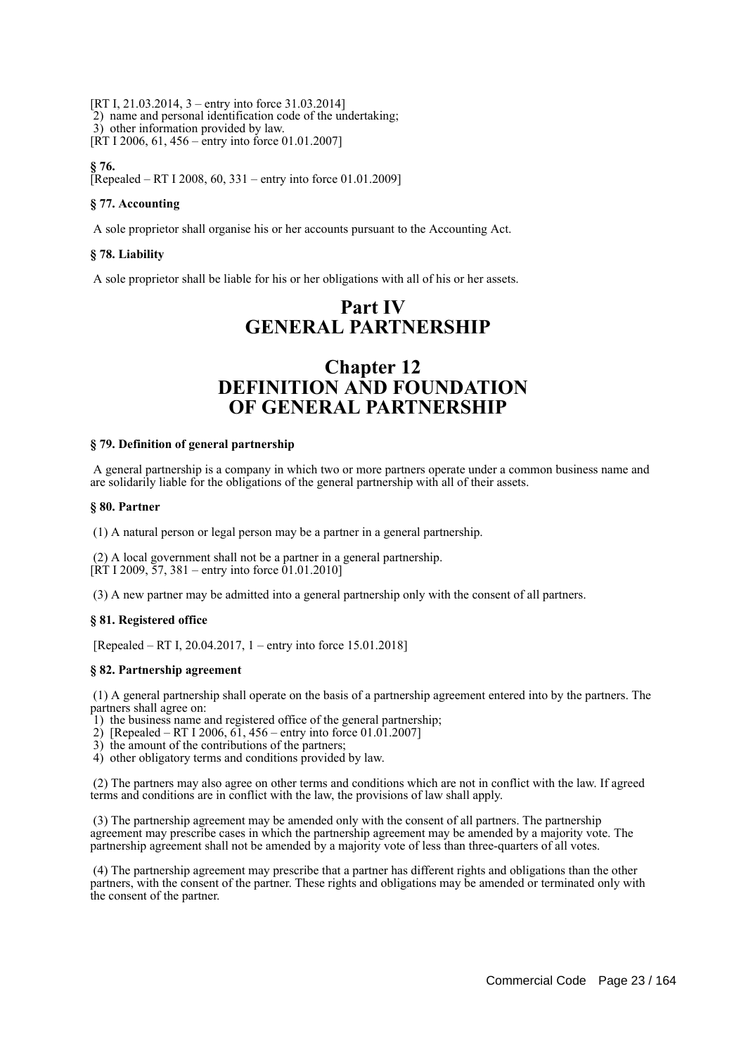[RT I, 21.03.2014, 3 – entry into force 31.03.2014]
2) name and personal identification code of the undertaking;
3) other information provided by law.
[RT I 2006, 61, 456 – entry into force 01.01.2007]

**§ 76.**
[Repealed – RT I 2008, 60, 331 – entry into force 01.01.2009]

**§ 77. Accounting**

A sole proprietor shall organise his or her accounts pursuant to the Accounting Act.

**§ 78. Liability**

A sole proprietor shall be liable for his or her obligations with all of his or her assets.

# Part IV GENERAL PARTNERSHIP

## Chapter 12 DEFINITION AND FOUNDATION OF GENERAL PARTNERSHIP

**§ 79. Definition of general partnership**

A general partnership is a company in which two or more partners operate under a common business name and are solidarily liable for the obligations of the general partnership with all of their assets.

**§ 80. Partner**

(1) A natural person or legal person may be a partner in a general partnership.

(2) A local government shall not be a partner in a general partnership.
[RT I 2009, 57, 381 – entry into force 01.01.2010]

(3) A new partner may be admitted into a general partnership only with the consent of all partners.

**§ 81. Registered office**

[Repealed – RT I, 20.04.2017, 1 – entry into force 15.01.2018]

**§ 82. Partnership agreement**

(1) A general partnership shall operate on the basis of a partnership agreement entered into by the partners. The partners shall agree on:
1) the business name and registered office of the general partnership;
2) [Repealed – RT I 2006, 61, 456 – entry into force 01.01.2007]
3) the amount of the contributions of the partners;
4) other obligatory terms and conditions provided by law.

(2) The partners may also agree on other terms and conditions which are not in conflict with the law. If agreed terms and conditions are in conflict with the law, the provisions of law shall apply.

(3) The partnership agreement may be amended only with the consent of all partners. The partnership agreement may prescribe cases in which the partnership agreement may be amended by a majority vote. The partnership agreement shall not be amended by a majority vote of less than three-quarters of all votes.

(4) The partnership agreement may prescribe that a partner has different rights and obligations than the other partners, with the consent of the partner. These rights and obligations may be amended or terminated only with the consent of the partner.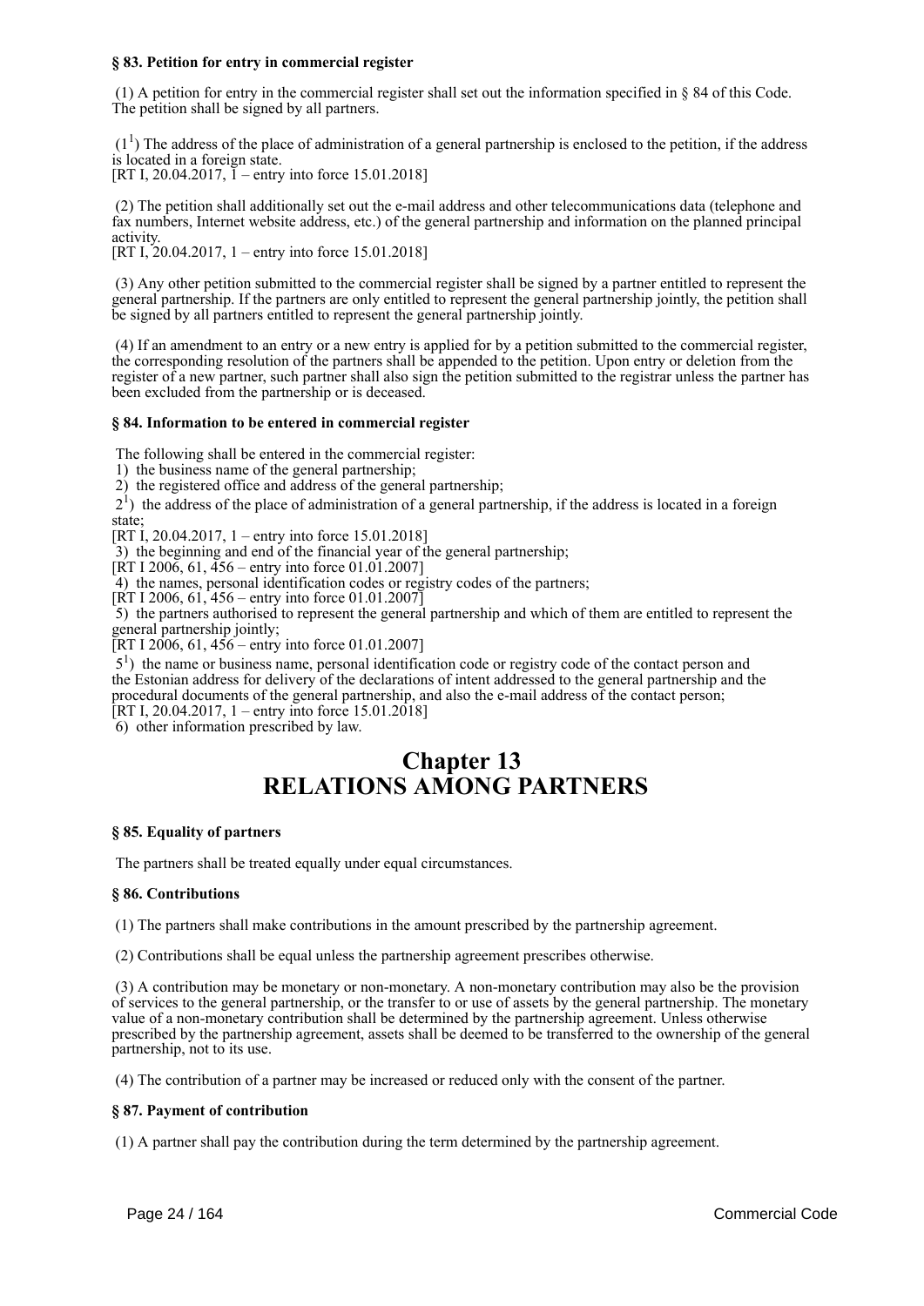**§ 83. Petition for entry in commercial register**

(1) A petition for entry in the commercial register shall set out the information specified in § 84 of this Code. The petition shall be signed by all partners.

(1[1]) The address of the place of administration of a general partnership is enclosed to the petition, if the address is located in a foreign state.
[RT I, 20.04.2017, 1 – entry into force 15.01.2018]

(2) The petition shall additionally set out the e-mail address and other telecommunications data (telephone and fax numbers, Internet website address, etc.) of the general partnership and information on the planned principal activity.
[RT I, 20.04.2017, 1 – entry into force 15.01.2018]

(3) Any other petition submitted to the commercial register shall be signed by a partner entitled to represent the general partnership. If the partners are only entitled to represent the general partnership jointly, the petition shall be signed by all partners entitled to represent the general partnership jointly.

(4) If an amendment to an entry or a new entry is applied for by a petition submitted to the commercial register, the corresponding resolution of the partners shall be appended to the petition. Upon entry or deletion from the register of a new partner, such partner shall also sign the petition submitted to the registrar unless the partner has been excluded from the partnership or is deceased.

**§ 84. Information to be entered in commercial register**

The following shall be entered in the commercial register:
1) the business name of the general partnership;
2) the registered office and address of the general partnership;
2[1]) the address of the place of administration of a general partnership, if the address is located in a foreign state;
[RT I, 20.04.2017, 1 – entry into force 15.01.2018]
3) the beginning and end of the financial year of the general partnership;
[RT I 2006, 61, 456 – entry into force 01.01.2007]
4) the names, personal identification codes or registry codes of the partners;
[RT I 2006, 61, 456 – entry into force 01.01.2007]
5) the partners authorised to represent the general partnership and which of them are entitled to represent the general partnership jointly;
[RT I 2006, 61, 456 – entry into force 01.01.2007]
5[1]) the name or business name, personal identification code or registry code of the contact person and the Estonian address for delivery of the declarations of intent addressed to the general partnership and the procedural documents of the general partnership, and also the e-mail address of the contact person;
[RT I, 20.04.2017, 1 – entry into force 15.01.2018]
6) other information prescribed by law.

# Chapter 13
# RELATIONS AMONG PARTNERS

**§ 85. Equality of partners**

The partners shall be treated equally under equal circumstances.

**§ 86. Contributions**

(1) The partners shall make contributions in the amount prescribed by the partnership agreement.

(2) Contributions shall be equal unless the partnership agreement prescribes otherwise.

(3) A contribution may be monetary or non-monetary. A non-monetary contribution may also be the provision of services to the general partnership, or the transfer to or use of assets by the general partnership. The monetary value of a non-monetary contribution shall be determined by the partnership agreement. Unless otherwise prescribed by the partnership agreement, assets shall be deemed to be transferred to the ownership of the general partnership, not to its use.

(4) The contribution of a partner may be increased or reduced only with the consent of the partner.

**§ 87. Payment of contribution**

(1) A partner shall pay the contribution during the term determined by the partnership agreement.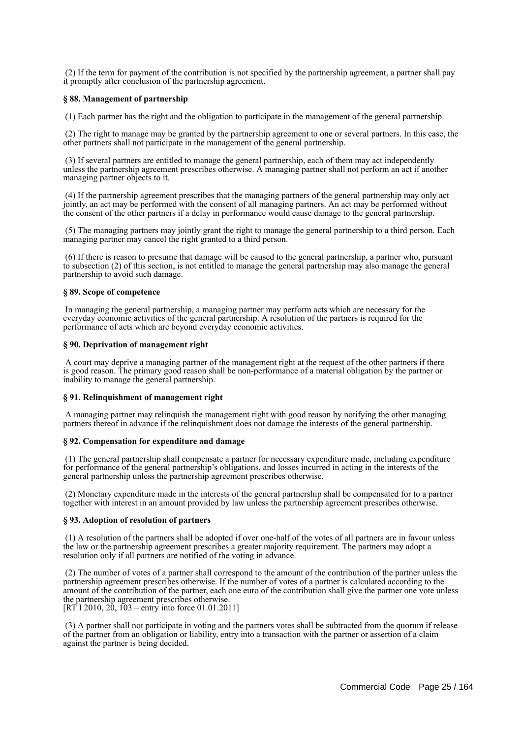(2) If the term for payment of the contribution is not specified by the partnership agreement, a partner shall pay it promptly after conclusion of the partnership agreement.

**§ 88. Management of partnership**

(1) Each partner has the right and the obligation to participate in the management of the general partnership.

(2) The right to manage may be granted by the partnership agreement to one or several partners. In this case, the other partners shall not participate in the management of the general partnership.

(3) If several partners are entitled to manage the general partnership, each of them may act independently unless the partnership agreement prescribes otherwise. A managing partner shall not perform an act if another managing partner objects to it.

(4) If the partnership agreement prescribes that the managing partners of the general partnership may only act jointly, an act may be performed with the consent of all managing partners. An act may be performed without the consent of the other partners if a delay in performance would cause damage to the general partnership.

(5) The managing partners may jointly grant the right to manage the general partnership to a third person. Each managing partner may cancel the right granted to a third person.

(6) If there is reason to presume that damage will be caused to the general partnership, a partner who, pursuant to subsection (2) of this section, is not entitled to manage the general partnership may also manage the general partnership to avoid such damage.

**§ 89. Scope of competence**

In managing the general partnership, a managing partner may perform acts which are necessary for the everyday economic activities of the general partnership. A resolution of the partners is required for the performance of acts which are beyond everyday economic activities.

**§ 90. Deprivation of management right**

A court may deprive a managing partner of the management right at the request of the other partners if there is good reason. The primary good reason shall be non-performance of a material obligation by the partner or inability to manage the general partnership.

**§ 91. Relinquishment of management right**

A managing partner may relinquish the management right with good reason by notifying the other managing partners thereof in advance if the relinquishment does not damage the interests of the general partnership.

**§ 92. Compensation for expenditure and damage**

(1) The general partnership shall compensate a partner for necessary expenditure made, including expenditure for performance of the general partnership's obligations, and losses incurred in acting in the interests of the general partnership unless the partnership agreement prescribes otherwise.

(2) Monetary expenditure made in the interests of the general partnership shall be compensated for to a partner together with interest in an amount provided by law unless the partnership agreement prescribes otherwise.

**§ 93. Adoption of resolution of partners**

(1) A resolution of the partners shall be adopted if over one-half of the votes of all partners are in favour unless the law or the partnership agreement prescribes a greater majority requirement. The partners may adopt a resolution only if all partners are notified of the voting in advance.

(2) The number of votes of a partner shall correspond to the amount of the contribution of the partner unless the partnership agreement prescribes otherwise. If the number of votes of a partner is calculated according to the amount of the contribution of the partner, each one euro of the contribution shall give the partner one vote unless the partnership agreement prescribes otherwise.
[RT I 2010, 20, 103 – entry into force 01.01.2011]

(3) A partner shall not participate in voting and the partners votes shall be subtracted from the quorum if release of the partner from an obligation or liability, entry into a transaction with the partner or assertion of a claim against the partner is being decided.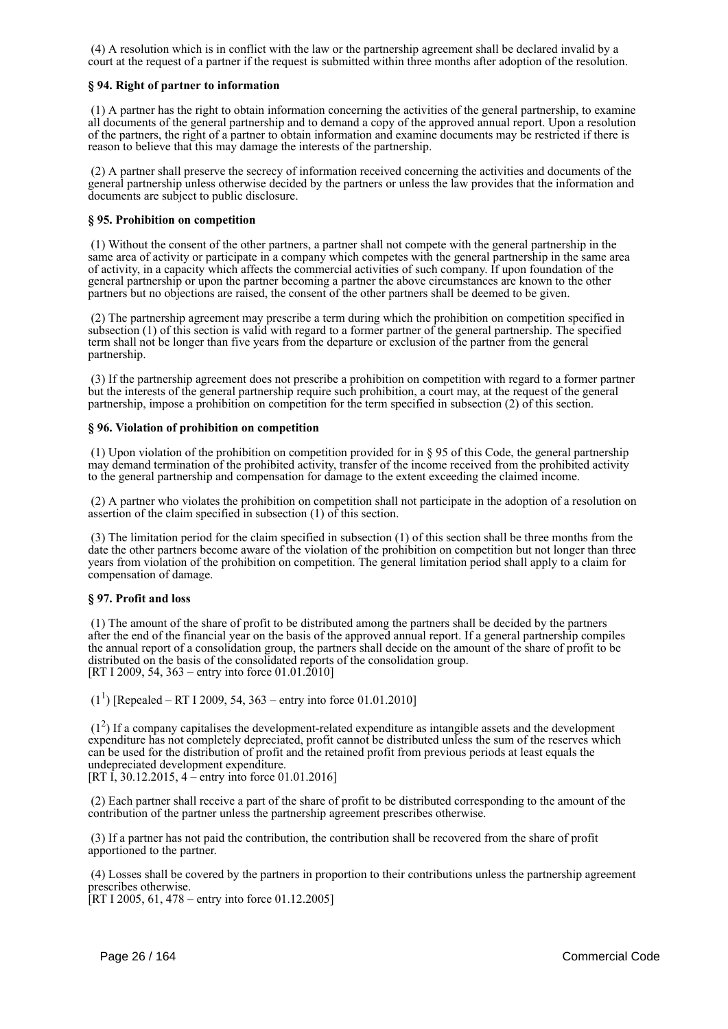(4) A resolution which is in conflict with the law or the partnership agreement shall be declared invalid by a court at the request of a partner if the request is submitted within three months after adoption of the resolution.

### § 94. Right of partner to information

(1) A partner has the right to obtain information concerning the activities of the general partnership, to examine all documents of the general partnership and to demand a copy of the approved annual report. Upon a resolution of the partners, the right of a partner to obtain information and examine documents may be restricted if there is reason to believe that this may damage the interests of the partnership.

(2) A partner shall preserve the secrecy of information received concerning the activities and documents of the general partnership unless otherwise decided by the partners or unless the law provides that the information and documents are subject to public disclosure.

### § 95. Prohibition on competition

(1) Without the consent of the other partners, a partner shall not compete with the general partnership in the same area of activity or participate in a company which competes with the general partnership in the same area of activity, in a capacity which affects the commercial activities of such company. If upon foundation of the general partnership or upon the partner becoming a partner the above circumstances are known to the other partners but no objections are raised, the consent of the other partners shall be deemed to be given.

(2) The partnership agreement may prescribe a term during which the prohibition on competition specified in subsection (1) of this section is valid with regard to a former partner of the general partnership. The specified term shall not be longer than five years from the departure or exclusion of the partner from the general partnership.

(3) If the partnership agreement does not prescribe a prohibition on competition with regard to a former partner but the interests of the general partnership require such prohibition, a court may, at the request of the general partnership, impose a prohibition on competition for the term specified in subsection (2) of this section.

### § 96. Violation of prohibition on competition

(1) Upon violation of the prohibition on competition provided for in § 95 of this Code, the general partnership may demand termination of the prohibited activity, transfer of the income received from the prohibited activity to the general partnership and compensation for damage to the extent exceeding the claimed income.

(2) A partner who violates the prohibition on competition shall not participate in the adoption of a resolution on assertion of the claim specified in subsection (1) of this section.

(3) The limitation period for the claim specified in subsection (1) of this section shall be three months from the date the other partners become aware of the violation of the prohibition on competition but not longer than three years from violation of the prohibition on competition. The general limitation period shall apply to a claim for compensation of damage.

### § 97. Profit and loss

(1) The amount of the share of profit to be distributed among the partners shall be decided by the partners after the end of the financial year on the basis of the approved annual report. If a general partnership compiles the annual report of a consolidation group, the partners shall decide on the amount of the share of profit to be distributed on the basis of the consolidated reports of the consolidation group.
[RT I 2009, 54, 363 – entry into force 01.01.2010]

($1^1$) [Repealed – RT I 2009, 54, 363 – entry into force 01.01.2010]

($1^2$) If a company capitalises the development-related expenditure as intangible assets and the development expenditure has not completely depreciated, profit cannot be distributed unless the sum of the reserves which can be used for the distribution of profit and the retained profit from previous periods at least equals the undepreciated development expenditure.
[RT I, 30.12.2015, 4 – entry into force 01.01.2016]

(2) Each partner shall receive a part of the share of profit to be distributed corresponding to the amount of the contribution of the partner unless the partnership agreement prescribes otherwise.

(3) If a partner has not paid the contribution, the contribution shall be recovered from the share of profit apportioned to the partner.

(4) Losses shall be covered by the partners in proportion to their contributions unless the partnership agreement prescribes otherwise.
[RT I 2005, 61, 478 – entry into force 01.12.2005]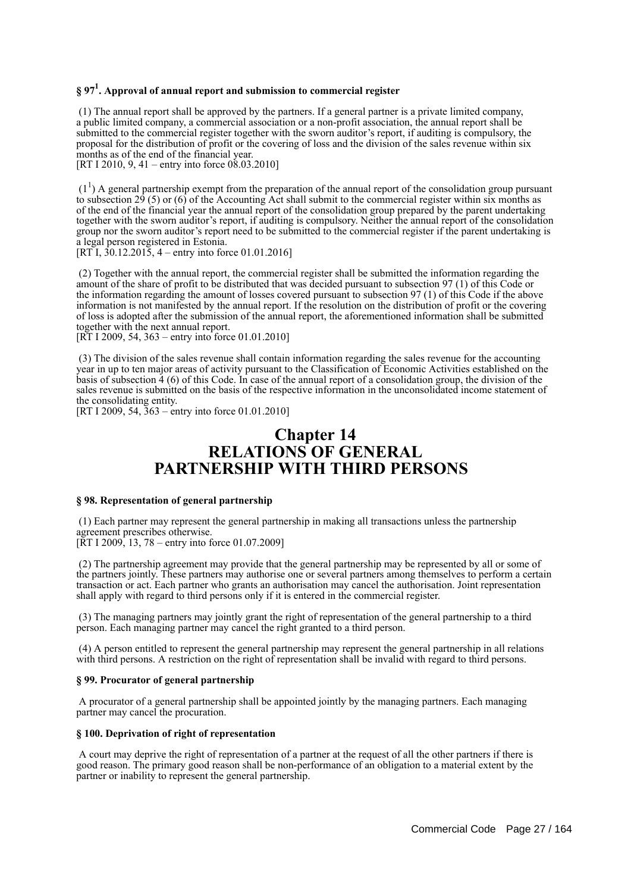### § 97[1]. Approval of annual report and submission to commercial register

(1) The annual report shall be approved by the partners. If a general partner is a private limited company, a public limited company, a commercial association or a non-profit association, the annual report shall be submitted to the commercial register together with the sworn auditor's report, if auditing is compulsory, the proposal for the distribution of profit or the covering of loss and the division of the sales revenue within six months as of the end of the financial year.
[RT I 2010, 9, 41 – entry into force 08.03.2010]

(1[1]) A general partnership exempt from the preparation of the annual report of the consolidation group pursuant to subsection 29 (5) or (6) of the Accounting Act shall submit to the commercial register within six months as of the end of the financial year the annual report of the consolidation group prepared by the parent undertaking together with the sworn auditor's report, if auditing is compulsory. Neither the annual report of the consolidation group nor the sworn auditor's report need to be submitted to the commercial register if the parent undertaking is a legal person registered in Estonia.
[RT I, 30.12.2015, 4 – entry into force 01.01.2016]

(2) Together with the annual report, the commercial register shall be submitted the information regarding the amount of the share of profit to be distributed that was decided pursuant to subsection 97 (1) of this Code or the information regarding the amount of losses covered pursuant to subsection 97 (1) of this Code if the above information is not manifested by the annual report. If the resolution on the distribution of profit or the covering of loss is adopted after the submission of the annual report, the aforementioned information shall be submitted together with the next annual report.
[RT I 2009, 54, 363 – entry into force 01.01.2010]

(3) The division of the sales revenue shall contain information regarding the sales revenue for the accounting year in up to ten major areas of activity pursuant to the Classification of Economic Activities established on the basis of subsection 4 (6) of this Code. In case of the annual report of a consolidation group, the division of the sales revenue is submitted on the basis of the respective information in the unconsolidated income statement of the consolidating entity.
[RT I 2009, 54, 363 – entry into force 01.01.2010]

# Chapter 14
# RELATIONS OF GENERAL PARTNERSHIP WITH THIRD PERSONS

### § 98. Representation of general partnership

(1) Each partner may represent the general partnership in making all transactions unless the partnership agreement prescribes otherwise.
[RT I 2009, 13, 78 – entry into force 01.07.2009]

(2) The partnership agreement may provide that the general partnership may be represented by all or some of the partners jointly. These partners may authorise one or several partners among themselves to perform a certain transaction or act. Each partner who grants an authorisation may cancel the authorisation. Joint representation shall apply with regard to third persons only if it is entered in the commercial register.

(3) The managing partners may jointly grant the right of representation of the general partnership to a third person. Each managing partner may cancel the right granted to a third person.

(4) A person entitled to represent the general partnership may represent the general partnership in all relations with third persons. A restriction on the right of representation shall be invalid with regard to third persons.

### § 99. Procurator of general partnership

A procurator of a general partnership shall be appointed jointly by the managing partners. Each managing partner may cancel the procuration.

### § 100. Deprivation of right of representation

A court may deprive the right of representation of a partner at the request of all the other partners if there is good reason. The primary good reason shall be non-performance of an obligation to a material extent by the partner or inability to represent the general partnership.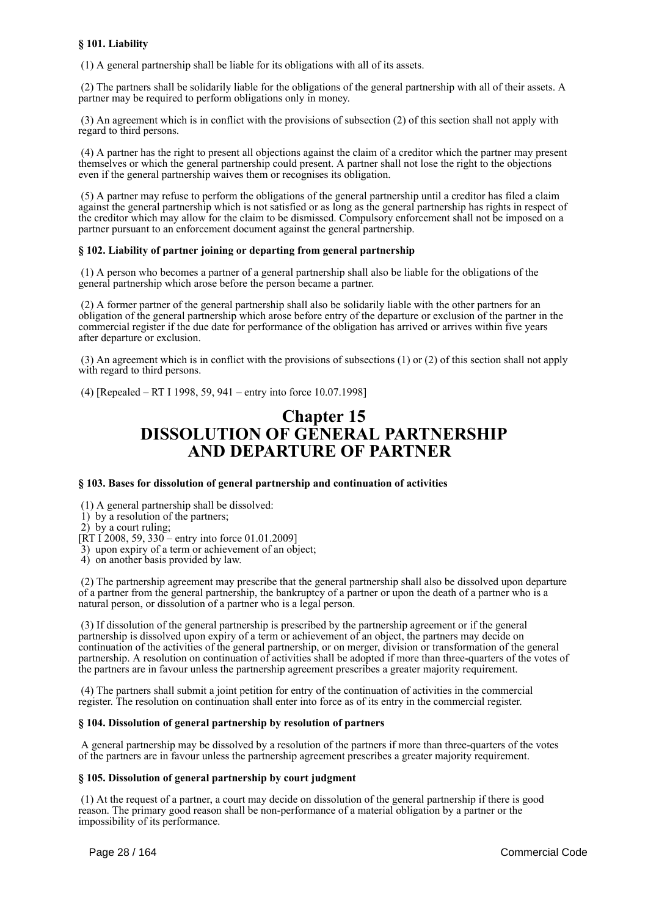#### § 101. Liability

(1) A general partnership shall be liable for its obligations with all of its assets.

(2) The partners shall be solidarily liable for the obligations of the general partnership with all of their assets. A partner may be required to perform obligations only in money.

(3) An agreement which is in conflict with the provisions of subsection (2) of this section shall not apply with regard to third persons.

(4) A partner has the right to present all objections against the claim of a creditor which the partner may present themselves or which the general partnership could present. A partner shall not lose the right to the objections even if the general partnership waives them or recognises its obligation.

(5) A partner may refuse to perform the obligations of the general partnership until a creditor has filed a claim against the general partnership which is not satisfied or as long as the general partnership has rights in respect of the creditor which may allow for the claim to be dismissed. Compulsory enforcement shall not be imposed on a partner pursuant to an enforcement document against the general partnership.

#### § 102. Liability of partner joining or departing from general partnership

(1) A person who becomes a partner of a general partnership shall also be liable for the obligations of the general partnership which arose before the person became a partner.

(2) A former partner of the general partnership shall also be solidarily liable with the other partners for an obligation of the general partnership which arose before entry of the departure or exclusion of the partner in the commercial register if the due date for performance of the obligation has arrived or arrives within five years after departure or exclusion.

(3) An agreement which is in conflict with the provisions of subsections (1) or (2) of this section shall not apply with regard to third persons.

(4) [Repealed – RT I 1998, 59, 941 – entry into force 10.07.1998]

# Chapter 15
# DISSOLUTION OF GENERAL PARTNERSHIP AND DEPARTURE OF PARTNER

#### § 103. Bases for dissolution of general partnership and continuation of activities

(1) A general partnership shall be dissolved:
1) by a resolution of the partners;
2) by a court ruling;
[RT I 2008, 59, 330 – entry into force 01.01.2009]
3) upon expiry of a term or achievement of an object;
4) on another basis provided by law.

(2) The partnership agreement may prescribe that the general partnership shall also be dissolved upon departure of a partner from the general partnership, the bankruptcy of a partner or upon the death of a partner who is a natural person, or dissolution of a partner who is a legal person.

(3) If dissolution of the general partnership is prescribed by the partnership agreement or if the general partnership is dissolved upon expiry of a term or achievement of an object, the partners may decide on continuation of the activities of the general partnership, or on merger, division or transformation of the general partnership. A resolution on continuation of activities shall be adopted if more than three-quarters of the votes of the partners are in favour unless the partnership agreement prescribes a greater majority requirement.

(4) The partners shall submit a joint petition for entry of the continuation of activities in the commercial register. The resolution on continuation shall enter into force as of its entry in the commercial register.

#### § 104. Dissolution of general partnership by resolution of partners

A general partnership may be dissolved by a resolution of the partners if more than three-quarters of the votes of the partners are in favour unless the partnership agreement prescribes a greater majority requirement.

#### § 105. Dissolution of general partnership by court judgment

(1) At the request of a partner, a court may decide on dissolution of the general partnership if there is good reason. The primary good reason shall be non-performance of a material obligation by a partner or the impossibility of its performance.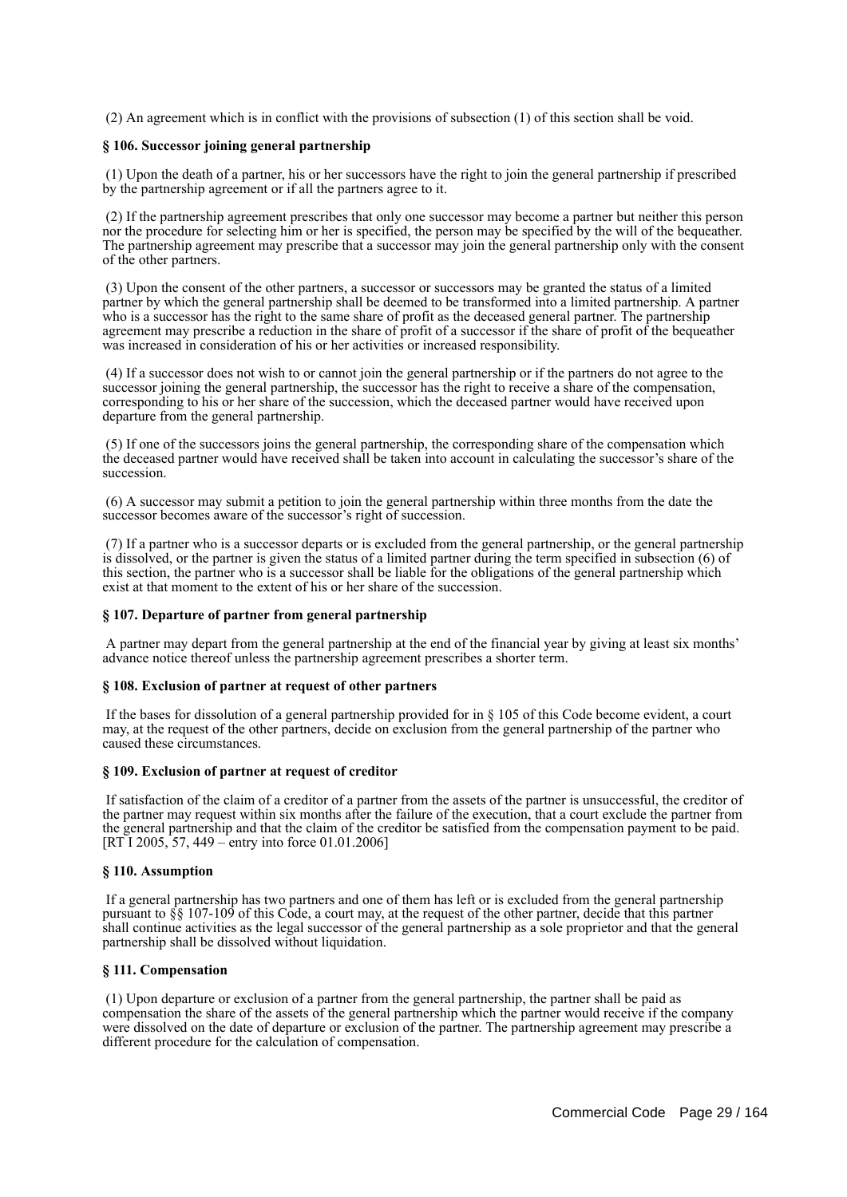(2) An agreement which is in conflict with the provisions of subsection (1) of this section shall be void.

### § 106. Successor joining general partnership

(1) Upon the death of a partner, his or her successors have the right to join the general partnership if prescribed by the partnership agreement or if all the partners agree to it.

(2) If the partnership agreement prescribes that only one successor may become a partner but neither this person nor the procedure for selecting him or her is specified, the person may be specified by the will of the bequeather. The partnership agreement may prescribe that a successor may join the general partnership only with the consent of the other partners.

(3) Upon the consent of the other partners, a successor or successors may be granted the status of a limited partner by which the general partnership shall be deemed to be transformed into a limited partnership. A partner who is a successor has the right to the same share of profit as the deceased general partner. The partnership agreement may prescribe a reduction in the share of profit of a successor if the share of profit of the bequeather was increased in consideration of his or her activities or increased responsibility.

(4) If a successor does not wish to or cannot join the general partnership or if the partners do not agree to the successor joining the general partnership, the successor has the right to receive a share of the compensation, corresponding to his or her share of the succession, which the deceased partner would have received upon departure from the general partnership.

(5) If one of the successors joins the general partnership, the corresponding share of the compensation which the deceased partner would have received shall be taken into account in calculating the successor's share of the succession.

(6) A successor may submit a petition to join the general partnership within three months from the date the successor becomes aware of the successor's right of succession.

(7) If a partner who is a successor departs or is excluded from the general partnership, or the general partnership is dissolved, or the partner is given the status of a limited partner during the term specified in subsection (6) of this section, the partner who is a successor shall be liable for the obligations of the general partnership which exist at that moment to the extent of his or her share of the succession.

### § 107. Departure of partner from general partnership

A partner may depart from the general partnership at the end of the financial year by giving at least six months' advance notice thereof unless the partnership agreement prescribes a shorter term.

### § 108. Exclusion of partner at request of other partners

If the bases for dissolution of a general partnership provided for in § 105 of this Code become evident, a court may, at the request of the other partners, decide on exclusion from the general partnership of the partner who caused these circumstances.

### § 109. Exclusion of partner at request of creditor

If satisfaction of the claim of a creditor of a partner from the assets of the partner is unsuccessful, the creditor of the partner may request within six months after the failure of the execution, that a court exclude the partner from the general partnership and that the claim of the creditor be satisfied from the compensation payment to be paid.
[RT I 2005, 57, 449 – entry into force 01.01.2006]

### § 110. Assumption

If a general partnership has two partners and one of them has left or is excluded from the general partnership pursuant to §§ 107-109 of this Code, a court may, at the request of the other partner, decide that this partner shall continue activities as the legal successor of the general partnership as a sole proprietor and that the general partnership shall be dissolved without liquidation.

### § 111. Compensation

(1) Upon departure or exclusion of a partner from the general partnership, the partner shall be paid as compensation the share of the assets of the general partnership which the partner would receive if the company were dissolved on the date of departure or exclusion of the partner. The partnership agreement may prescribe a different procedure for the calculation of compensation.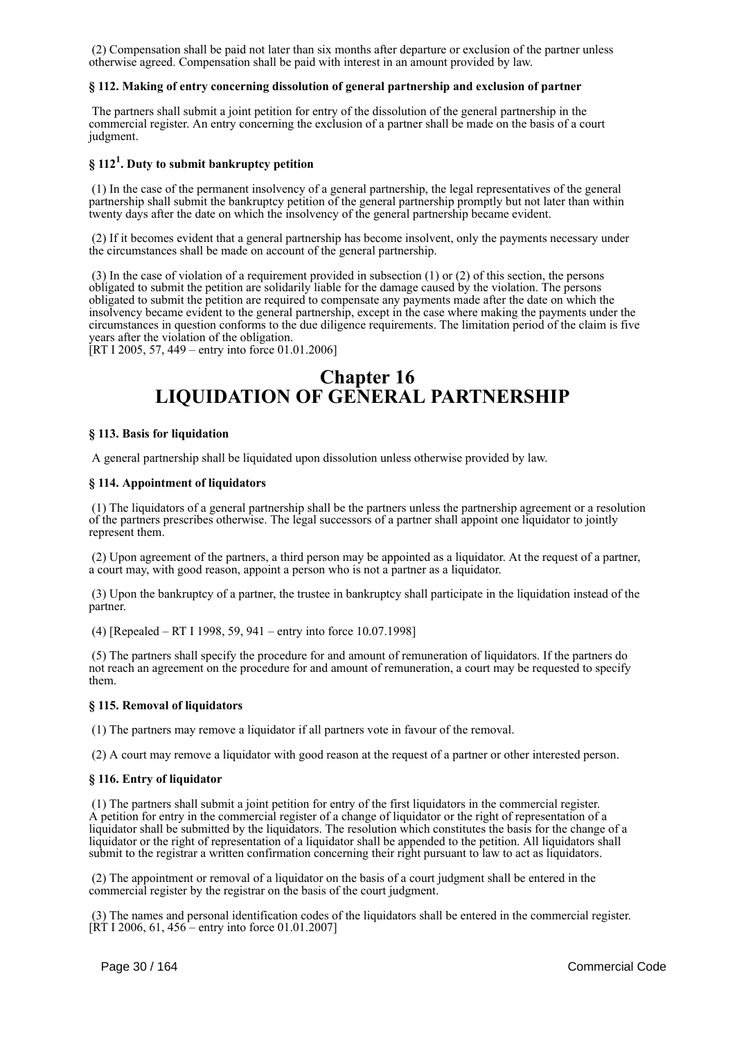(2) Compensation shall be paid not later than six months after departure or exclusion of the partner unless otherwise agreed. Compensation shall be paid with interest in an amount provided by law.

#### § 112. Making of entry concerning dissolution of general partnership and exclusion of partner

The partners shall submit a joint petition for entry of the dissolution of the general partnership in the commercial register. An entry concerning the exclusion of a partner shall be made on the basis of a court judgment.

#### § 112[1]. Duty to submit bankruptcy petition

(1) In the case of the permanent insolvency of a general partnership, the legal representatives of the general partnership shall submit the bankruptcy petition of the general partnership promptly but not later than within twenty days after the date on which the insolvency of the general partnership became evident.

(2) If it becomes evident that a general partnership has become insolvent, only the payments necessary under the circumstances shall be made on account of the general partnership.

(3) In the case of violation of a requirement provided in subsection (1) or (2) of this section, the persons obligated to submit the petition are solidarily liable for the damage caused by the violation. The persons obligated to submit the petition are required to compensate any payments made after the date on which the insolvency became evident to the general partnership, except in the case where making the payments under the circumstances in question conforms to the due diligence requirements. The limitation period of the claim is five years after the violation of the obligation.
[RT I 2005, 57, 449 – entry into force 01.01.2006]

## Chapter 16
## LIQUIDATION OF GENERAL PARTNERSHIP

#### § 113. Basis for liquidation

A general partnership shall be liquidated upon dissolution unless otherwise provided by law.

#### § 114. Appointment of liquidators

(1) The liquidators of a general partnership shall be the partners unless the partnership agreement or a resolution of the partners prescribes otherwise. The legal successors of a partner shall appoint one liquidator to jointly represent them.

(2) Upon agreement of the partners, a third person may be appointed as a liquidator. At the request of a partner, a court may, with good reason, appoint a person who is not a partner as a liquidator.

(3) Upon the bankruptcy of a partner, the trustee in bankruptcy shall participate in the liquidation instead of the partner.

(4) [Repealed – RT I 1998, 59, 941 – entry into force 10.07.1998]

(5) The partners shall specify the procedure for and amount of remuneration of liquidators. If the partners do not reach an agreement on the procedure for and amount of remuneration, a court may be requested to specify them.

#### § 115. Removal of liquidators

(1) The partners may remove a liquidator if all partners vote in favour of the removal.

(2) A court may remove a liquidator with good reason at the request of a partner or other interested person.

#### § 116. Entry of liquidator

(1) The partners shall submit a joint petition for entry of the first liquidators in the commercial register. A petition for entry in the commercial register of a change of liquidator or the right of representation of a liquidator shall be submitted by the liquidators. The resolution which constitutes the basis for the change of a liquidator or the right of representation of a liquidator shall be appended to the petition. All liquidators shall submit to the registrar a written confirmation concerning their right pursuant to law to act as liquidators.

(2) The appointment or removal of a liquidator on the basis of a court judgment shall be entered in the commercial register by the registrar on the basis of the court judgment.

(3) The names and personal identification codes of the liquidators shall be entered in the commercial register.
[RT I 2006, 61, 456 – entry into force 01.01.2007]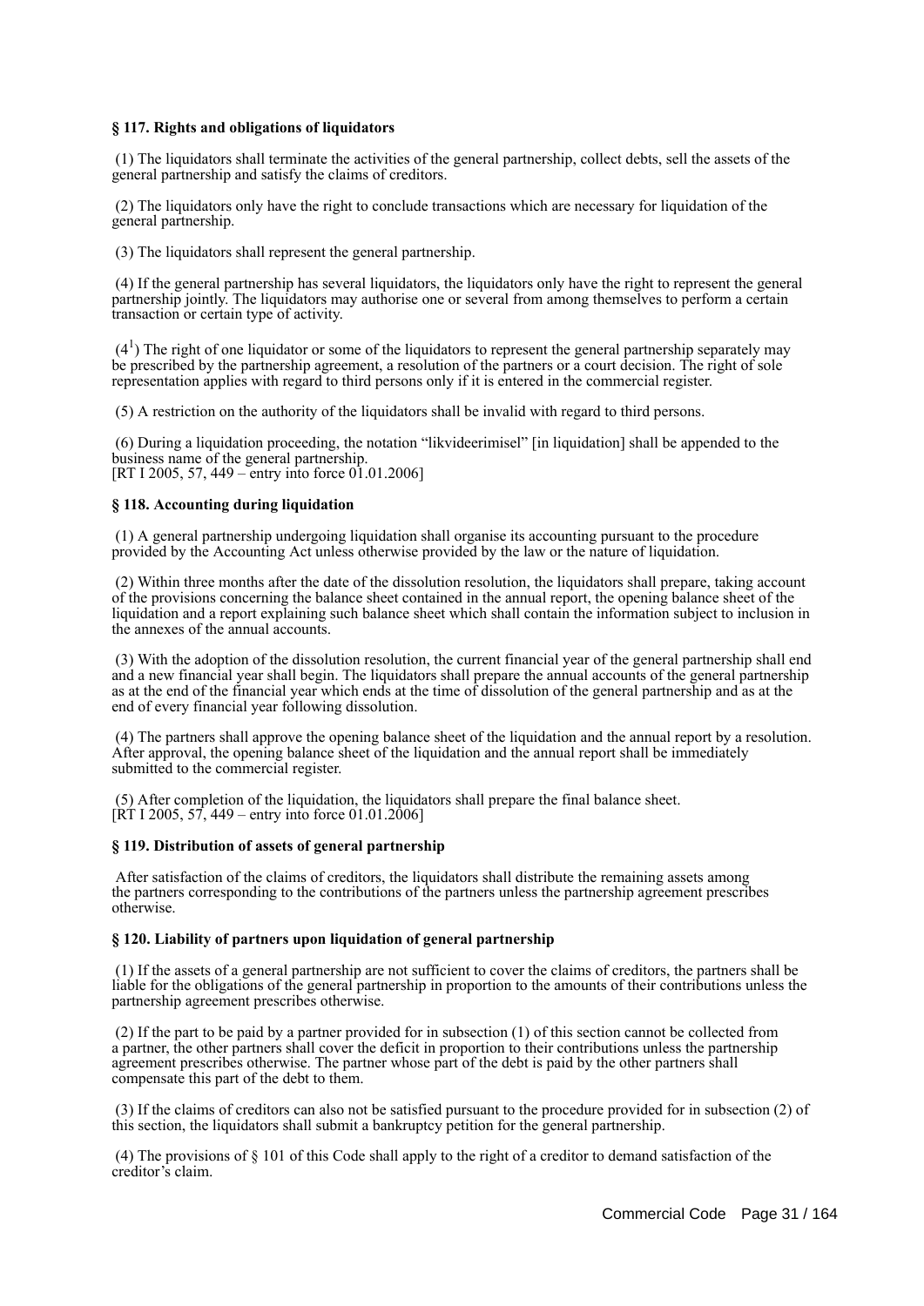### § 117. Rights and obligations of liquidators

(1) The liquidators shall terminate the activities of the general partnership, collect debts, sell the assets of the general partnership and satisfy the claims of creditors.

(2) The liquidators only have the right to conclude transactions which are necessary for liquidation of the general partnership.

(3) The liquidators shall represent the general partnership.

(4) If the general partnership has several liquidators, the liquidators only have the right to represent the general partnership jointly. The liquidators may authorise one or several from among themselves to perform a certain transaction or certain type of activity.

($4^1$) The right of one liquidator or some of the liquidators to represent the general partnership separately may be prescribed by the partnership agreement, a resolution of the partners or a court decision. The right of sole representation applies with regard to third persons only if it is entered in the commercial register.

(5) A restriction on the authority of the liquidators shall be invalid with regard to third persons.

(6) During a liquidation proceeding, the notation "likvideerimisel" [in liquidation] shall be appended to the business name of the general partnership.
[RT I 2005, 57, 449 – entry into force 01.01.2006]

### § 118. Accounting during liquidation

(1) A general partnership undergoing liquidation shall organise its accounting pursuant to the procedure provided by the Accounting Act unless otherwise provided by the law or the nature of liquidation.

(2) Within three months after the date of the dissolution resolution, the liquidators shall prepare, taking account of the provisions concerning the balance sheet contained in the annual report, the opening balance sheet of the liquidation and a report explaining such balance sheet which shall contain the information subject to inclusion in the annexes of the annual accounts.

(3) With the adoption of the dissolution resolution, the current financial year of the general partnership shall end and a new financial year shall begin. The liquidators shall prepare the annual accounts of the general partnership as at the end of the financial year which ends at the time of dissolution of the general partnership and as at the end of every financial year following dissolution.

(4) The partners shall approve the opening balance sheet of the liquidation and the annual report by a resolution. After approval, the opening balance sheet of the liquidation and the annual report shall be immediately submitted to the commercial register.

(5) After completion of the liquidation, the liquidators shall prepare the final balance sheet.
[RT I 2005, 57, 449 – entry into force 01.01.2006]

### § 119. Distribution of assets of general partnership

After satisfaction of the claims of creditors, the liquidators shall distribute the remaining assets among the partners corresponding to the contributions of the partners unless the partnership agreement prescribes otherwise.

### § 120. Liability of partners upon liquidation of general partnership

(1) If the assets of a general partnership are not sufficient to cover the claims of creditors, the partners shall be liable for the obligations of the general partnership in proportion to the amounts of their contributions unless the partnership agreement prescribes otherwise.

(2) If the part to be paid by a partner provided for in subsection (1) of this section cannot be collected from a partner, the other partners shall cover the deficit in proportion to their contributions unless the partnership agreement prescribes otherwise. The partner whose part of the debt is paid by the other partners shall compensate this part of the debt to them.

(3) If the claims of creditors can also not be satisfied pursuant to the procedure provided for in subsection (2) of this section, the liquidators shall submit a bankruptcy petition for the general partnership.

(4) The provisions of § 101 of this Code shall apply to the right of a creditor to demand satisfaction of the creditor's claim.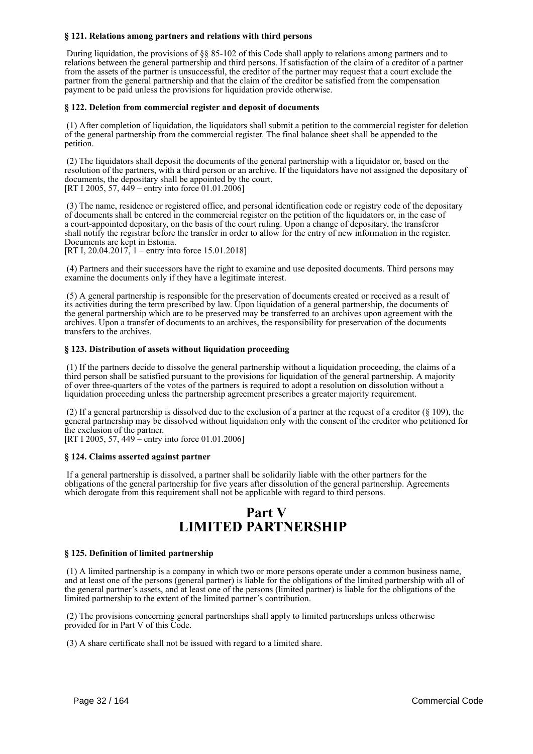#### § 121. Relations among partners and relations with third persons

During liquidation, the provisions of §§ 85-102 of this Code shall apply to relations among partners and to relations between the general partnership and third persons. If satisfaction of the claim of a creditor of a partner from the assets of the partner is unsuccessful, the creditor of the partner may request that a court exclude the partner from the general partnership and that the claim of the creditor be satisfied from the compensation payment to be paid unless the provisions for liquidation provide otherwise.

#### § 122. Deletion from commercial register and deposit of documents

(1) After completion of liquidation, the liquidators shall submit a petition to the commercial register for deletion of the general partnership from the commercial register. The final balance sheet shall be appended to the petition.

(2) The liquidators shall deposit the documents of the general partnership with a liquidator or, based on the resolution of the partners, with a third person or an archive. If the liquidators have not assigned the depositary of documents, the depositary shall be appointed by the court.
[RT I 2005, 57, 449 – entry into force 01.01.2006]

(3) The name, residence or registered office, and personal identification code or registry code of the depositary of documents shall be entered in the commercial register on the petition of the liquidators or, in the case of a court-appointed depositary, on the basis of the court ruling. Upon a change of depositary, the transferor shall notify the registrar before the transfer in order to allow for the entry of new information in the register. Documents are kept in Estonia.
[RT I, 20.04.2017, 1 – entry into force 15.01.2018]

(4) Partners and their successors have the right to examine and use deposited documents. Third persons may examine the documents only if they have a legitimate interest.

(5) A general partnership is responsible for the preservation of documents created or received as a result of its activities during the term prescribed by law. Upon liquidation of a general partnership, the documents of the general partnership which are to be preserved may be transferred to an archives upon agreement with the archives. Upon a transfer of documents to an archives, the responsibility for preservation of the documents transfers to the archives.

#### § 123. Distribution of assets without liquidation proceeding

(1) If the partners decide to dissolve the general partnership without a liquidation proceeding, the claims of a third person shall be satisfied pursuant to the provisions for liquidation of the general partnership. A majority of over three-quarters of the votes of the partners is required to adopt a resolution on dissolution without a liquidation proceeding unless the partnership agreement prescribes a greater majority requirement.

(2) If a general partnership is dissolved due to the exclusion of a partner at the request of a creditor (§ 109), the general partnership may be dissolved without liquidation only with the consent of the creditor who petitioned for the exclusion of the partner.
[RT I 2005, 57, 449 – entry into force 01.01.2006]

#### § 124. Claims asserted against partner

If a general partnership is dissolved, a partner shall be solidarily liable with the other partners for the obligations of the general partnership for five years after dissolution of the general partnership. Agreements which derogate from this requirement shall not be applicable with regard to third persons.

# Part V
# LIMITED PARTNERSHIP

#### § 125. Definition of limited partnership

(1) A limited partnership is a company in which two or more persons operate under a common business name, and at least one of the persons (general partner) is liable for the obligations of the limited partnership with all of the general partner's assets, and at least one of the persons (limited partner) is liable for the obligations of the limited partnership to the extent of the limited partner's contribution.

(2) The provisions concerning general partnerships shall apply to limited partnerships unless otherwise provided for in Part V of this Code.

(3) A share certificate shall not be issued with regard to a limited share.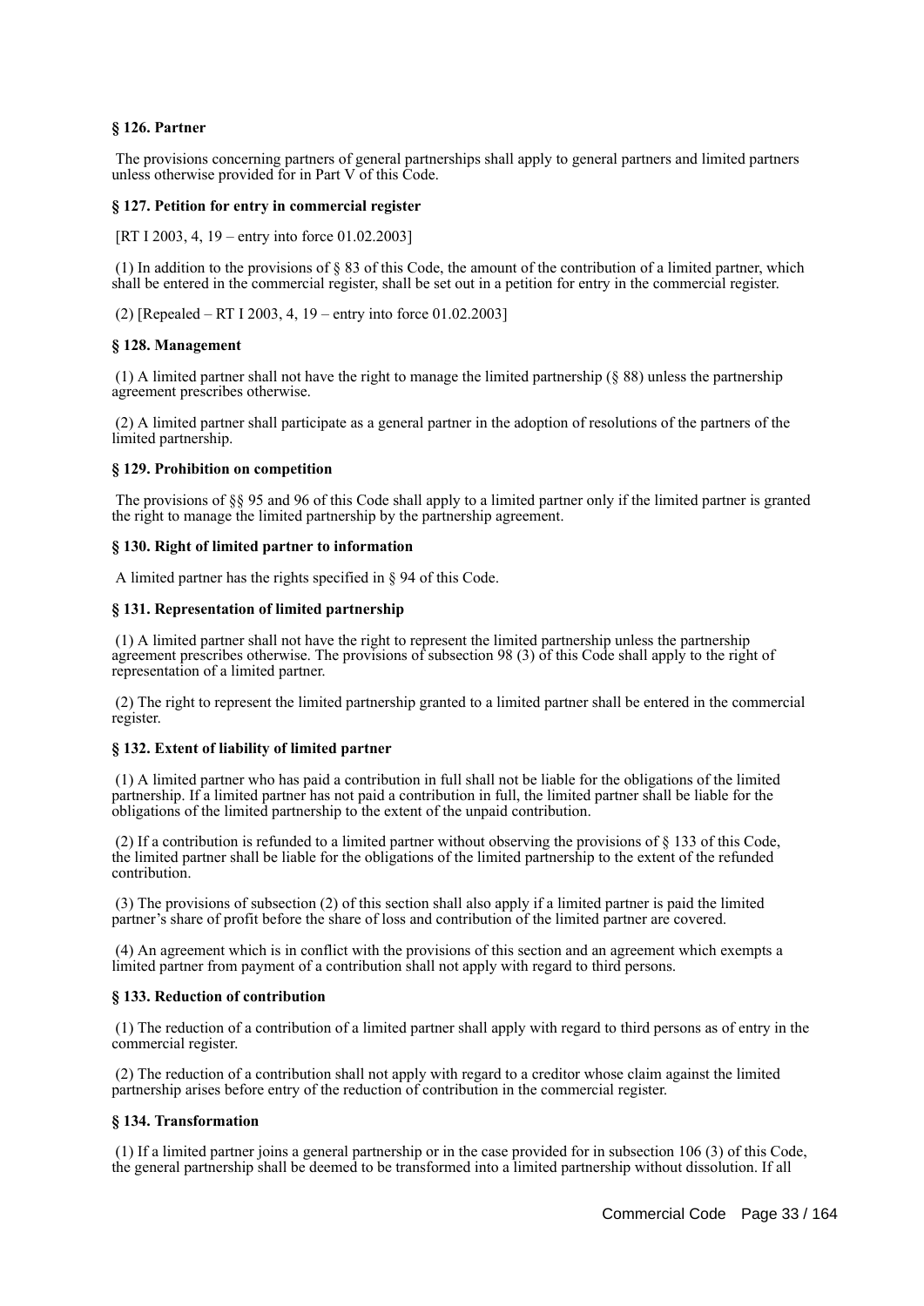### § 126. Partner

The provisions concerning partners of general partnerships shall apply to general partners and limited partners unless otherwise provided for in Part V of this Code.

### § 127. Petition for entry in commercial register

[RT I 2003, 4, 19 – entry into force 01.02.2003]

(1) In addition to the provisions of § 83 of this Code, the amount of the contribution of a limited partner, which shall be entered in the commercial register, shall be set out in a petition for entry in the commercial register.

(2) [Repealed – RT I 2003, 4, 19 – entry into force 01.02.2003]

### § 128. Management

(1) A limited partner shall not have the right to manage the limited partnership (§ 88) unless the partnership agreement prescribes otherwise.

(2) A limited partner shall participate as a general partner in the adoption of resolutions of the partners of the limited partnership.

### § 129. Prohibition on competition

The provisions of §§ 95 and 96 of this Code shall apply to a limited partner only if the limited partner is granted the right to manage the limited partnership by the partnership agreement.

### § 130. Right of limited partner to information

A limited partner has the rights specified in § 94 of this Code.

### § 131. Representation of limited partnership

(1) A limited partner shall not have the right to represent the limited partnership unless the partnership agreement prescribes otherwise. The provisions of subsection 98 (3) of this Code shall apply to the right of representation of a limited partner.

(2) The right to represent the limited partnership granted to a limited partner shall be entered in the commercial register.

### § 132. Extent of liability of limited partner

(1) A limited partner who has paid a contribution in full shall not be liable for the obligations of the limited partnership. If a limited partner has not paid a contribution in full, the limited partner shall be liable for the obligations of the limited partnership to the extent of the unpaid contribution.

(2) If a contribution is refunded to a limited partner without observing the provisions of § 133 of this Code, the limited partner shall be liable for the obligations of the limited partnership to the extent of the refunded contribution.

(3) The provisions of subsection (2) of this section shall also apply if a limited partner is paid the limited partner's share of profit before the share of loss and contribution of the limited partner are covered.

(4) An agreement which is in conflict with the provisions of this section and an agreement which exempts a limited partner from payment of a contribution shall not apply with regard to third persons.

### § 133. Reduction of contribution

(1) The reduction of a contribution of a limited partner shall apply with regard to third persons as of entry in the commercial register.

(2) The reduction of a contribution shall not apply with regard to a creditor whose claim against the limited partnership arises before entry of the reduction of contribution in the commercial register.

### § 134. Transformation

(1) If a limited partner joins a general partnership or in the case provided for in subsection 106 (3) of this Code, the general partnership shall be deemed to be transformed into a limited partnership without dissolution. If all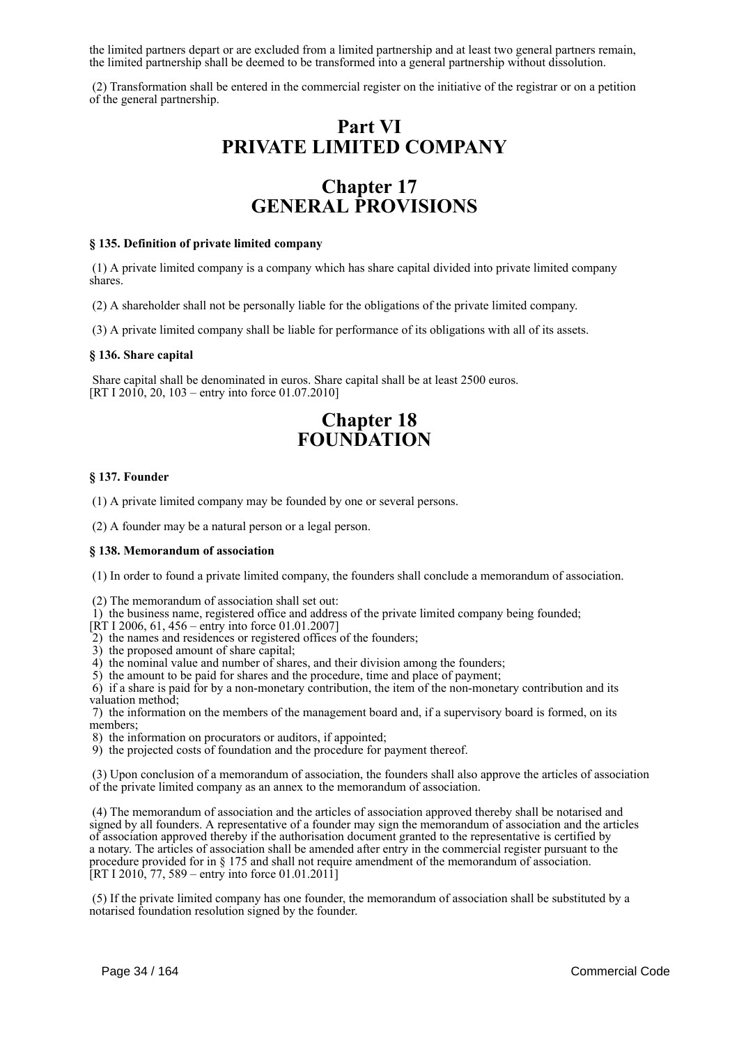the limited partners depart or are excluded from a limited partnership and at least two general partners remain, the limited partnership shall be deemed to be transformed into a general partnership without dissolution.

(2) Transformation shall be entered in the commercial register on the initiative of the registrar or on a petition of the general partnership.

# Part VI
# PRIVATE LIMITED COMPANY

## Chapter 17
## GENERAL PROVISIONS

#### § 135. Definition of private limited company

(1) A private limited company is a company which has share capital divided into private limited company shares.

(2) A shareholder shall not be personally liable for the obligations of the private limited company.

(3) A private limited company shall be liable for performance of its obligations with all of its assets.

#### § 136. Share capital

Share capital shall be denominated in euros. Share capital shall be at least 2500 euros.
[RT I 2010, 20, 103 – entry into force 01.07.2010]

## Chapter 18
## FOUNDATION

#### § 137. Founder

(1) A private limited company may be founded by one or several persons.

(2) A founder may be a natural person or a legal person.

#### § 138. Memorandum of association

(1) In order to found a private limited company, the founders shall conclude a memorandum of association.

(2) The memorandum of association shall set out:
1) the business name, registered office and address of the private limited company being founded;
[RT I 2006, 61, 456 – entry into force 01.01.2007]
2) the names and residences or registered offices of the founders;
3) the proposed amount of share capital;
4) the nominal value and number of shares, and their division among the founders;
5) the amount to be paid for shares and the procedure, time and place of payment;
6) if a share is paid for by a non-monetary contribution, the item of the non-monetary contribution and its valuation method;
7) the information on the members of the management board and, if a supervisory board is formed, on its members;
8) the information on procurators or auditors, if appointed;
9) the projected costs of foundation and the procedure for payment thereof.

(3) Upon conclusion of a memorandum of association, the founders shall also approve the articles of association of the private limited company as an annex to the memorandum of association.

(4) The memorandum of association and the articles of association approved thereby shall be notarised and signed by all founders. A representative of a founder may sign the memorandum of association and the articles of association approved thereby if the authorisation document granted to the representative is certified by a notary. The articles of association shall be amended after entry in the commercial register pursuant to the procedure provided for in § 175 and shall not require amendment of the memorandum of association.
[RT I 2010, 77, 589 – entry into force 01.01.2011]

(5) If the private limited company has one founder, the memorandum of association shall be substituted by a notarised foundation resolution signed by the founder.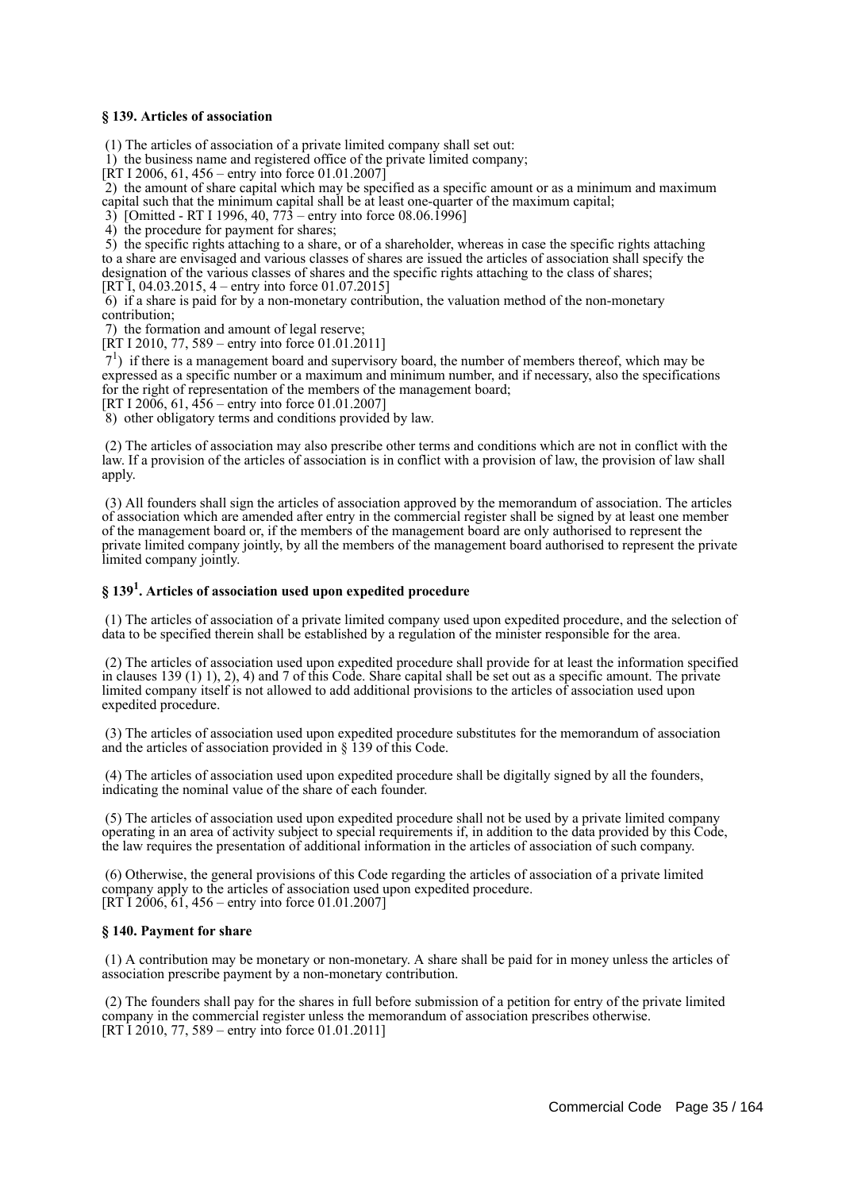**§ 139. Articles of association**

(1) The articles of association of a private limited company shall set out:

1) the business name and registered office of the private limited company;

[RT I 2006, 61, 456 – entry into force 01.01.2007]

2) the amount of share capital which may be specified as a specific amount or as a minimum and maximum capital such that the minimum capital shall be at least one-quarter of the maximum capital;

3) [Omitted - RT I 1996, 40, 773 – entry into force 08.06.1996]

4) the procedure for payment for shares;

5) the specific rights attaching to a share, or of a shareholder, whereas in case the specific rights attaching to a share are envisaged and various classes of shares are issued the articles of association shall specify the designation of the various classes of shares and the specific rights attaching to the class of shares;

[RT I, 04.03.2015, 4 – entry into force 01.07.2015]

6) if a share is paid for by a non-monetary contribution, the valuation method of the non-monetary contribution;

7) the formation and amount of legal reserve;

[RT I 2010, 77, 589 – entry into force 01.01.2011]

7[1]) if there is a management board and supervisory board, the number of members thereof, which may be expressed as a specific number or a maximum and minimum number, and if necessary, also the specifications for the right of representation of the members of the management board;

[RT I 2006, 61, 456 – entry into force 01.01.2007]

8) other obligatory terms and conditions provided by law.

(2) The articles of association may also prescribe other terms and conditions which are not in conflict with the law. If a provision of the articles of association is in conflict with a provision of law, the provision of law shall apply.

(3) All founders shall sign the articles of association approved by the memorandum of association. The articles of association which are amended after entry in the commercial register shall be signed by at least one member of the management board or, if the members of the management board are only authorised to represent the private limited company jointly, by all the members of the management board authorised to represent the private limited company jointly.

**§ 139[1]. Articles of association used upon expedited procedure**

(1) The articles of association of a private limited company used upon expedited procedure, and the selection of data to be specified therein shall be established by a regulation of the minister responsible for the area.

(2) The articles of association used upon expedited procedure shall provide for at least the information specified in clauses 139 (1) 1), 2), 4) and 7 of this Code. Share capital shall be set out as a specific amount. The private limited company itself is not allowed to add additional provisions to the articles of association used upon expedited procedure.

(3) The articles of association used upon expedited procedure substitutes for the memorandum of association and the articles of association provided in § 139 of this Code.

(4) The articles of association used upon expedited procedure shall be digitally signed by all the founders, indicating the nominal value of the share of each founder.

(5) The articles of association used upon expedited procedure shall not be used by a private limited company operating in an area of activity subject to special requirements if, in addition to the data provided by this Code, the law requires the presentation of additional information in the articles of association of such company.

(6) Otherwise, the general provisions of this Code regarding the articles of association of a private limited company apply to the articles of association used upon expedited procedure.
[RT I 2006, 61, 456 – entry into force 01.01.2007]

**§ 140. Payment for share**

(1) A contribution may be monetary or non-monetary. A share shall be paid for in money unless the articles of association prescribe payment by a non-monetary contribution.

(2) The founders shall pay for the shares in full before submission of a petition for entry of the private limited company in the commercial register unless the memorandum of association prescribes otherwise.
[RT I 2010, 77, 589 – entry into force 01.01.2011]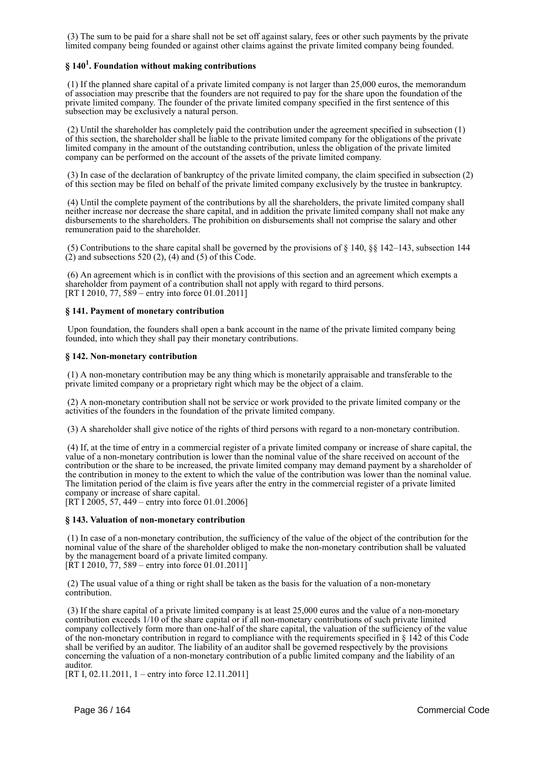(3) The sum to be paid for a share shall not be set off against salary, fees or other such payments by the private limited company being founded or against other claims against the private limited company being founded.

### § 140[1]. Foundation without making contributions

(1) If the planned share capital of a private limited company is not larger than 25,000 euros, the memorandum of association may prescribe that the founders are not required to pay for the share upon the foundation of the private limited company. The founder of the private limited company specified in the first sentence of this subsection may be exclusively a natural person.

(2) Until the shareholder has completely paid the contribution under the agreement specified in subsection (1) of this section, the shareholder shall be liable to the private limited company for the obligations of the private limited company in the amount of the outstanding contribution, unless the obligation of the private limited company can be performed on the account of the assets of the private limited company.

(3) In case of the declaration of bankruptcy of the private limited company, the claim specified in subsection (2) of this section may be filed on behalf of the private limited company exclusively by the trustee in bankruptcy.

(4) Until the complete payment of the contributions by all the shareholders, the private limited company shall neither increase nor decrease the share capital, and in addition the private limited company shall not make any disbursements to the shareholders. The prohibition on disbursements shall not comprise the salary and other remuneration paid to the shareholder.

(5) Contributions to the share capital shall be governed by the provisions of § 140, §§ 142–143, subsection 144 (2) and subsections 520 (2), (4) and (5) of this Code.

(6) An agreement which is in conflict with the provisions of this section and an agreement which exempts a shareholder from payment of a contribution shall not apply with regard to third persons.
[RT I 2010, 77, 589 – entry into force 01.01.2011]

### § 141. Payment of monetary contribution

Upon foundation, the founders shall open a bank account in the name of the private limited company being founded, into which they shall pay their monetary contributions.

### § 142. Non-monetary contribution

(1) A non-monetary contribution may be any thing which is monetarily appraisable and transferable to the private limited company or a proprietary right which may be the object of a claim.

(2) A non-monetary contribution shall not be service or work provided to the private limited company or the activities of the founders in the foundation of the private limited company.

(3) A shareholder shall give notice of the rights of third persons with regard to a non-monetary contribution.

(4) If, at the time of entry in a commercial register of a private limited company or increase of share capital, the value of a non-monetary contribution is lower than the nominal value of the share received on account of the contribution or the share to be increased, the private limited company may demand payment by a shareholder of the contribution in money to the extent to which the value of the contribution was lower than the nominal value. The limitation period of the claim is five years after the entry in the commercial register of a private limited company or increase of share capital.
[RT I 2005, 57, 449 – entry into force 01.01.2006]

### § 143. Valuation of non-monetary contribution

(1) In case of a non-monetary contribution, the sufficiency of the value of the object of the contribution for the nominal value of the share of the shareholder obliged to make the non-monetary contribution shall be valuated by the management board of a private limited company.
[RT I 2010, 77, 589 – entry into force 01.01.2011]

(2) The usual value of a thing or right shall be taken as the basis for the valuation of a non-monetary contribution.

(3) If the share capital of a private limited company is at least 25,000 euros and the value of a non-monetary contribution exceeds 1/10 of the share capital or if all non-monetary contributions of such private limited company collectively form more than one-half of the share capital, the valuation of the sufficiency of the value of the non-monetary contribution in regard to compliance with the requirements specified in § 142 of this Code shall be verified by an auditor. The liability of an auditor shall be governed respectively by the provisions concerning the valuation of a non-monetary contribution of a public limited company and the liability of an auditor.
[RT I, 02.11.2011, 1 – entry into force 12.11.2011]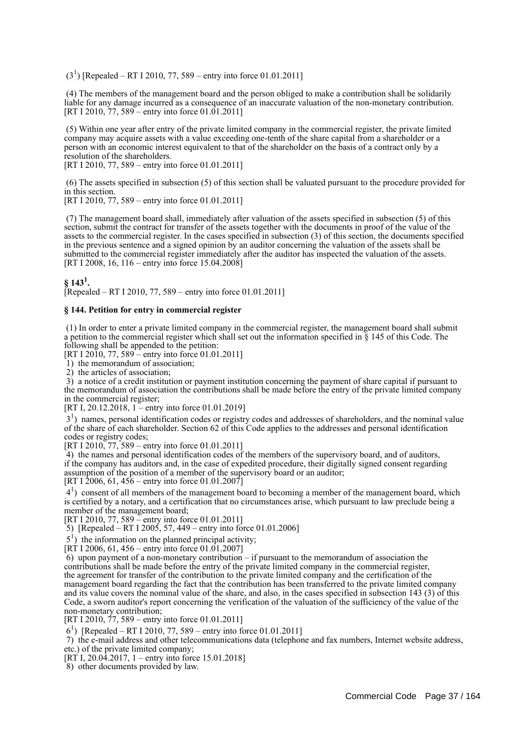($3^1$) [Repealed – RT I 2010, 77, 589 – entry into force 01.01.2011]

(4) The members of the management board and the person obliged to make a contribution shall be solidarily liable for any damage incurred as a consequence of an inaccurate valuation of the non-monetary contribution.
[RT I 2010, 77, 589 – entry into force 01.01.2011]

(5) Within one year after entry of the private limited company in the commercial register, the private limited company may acquire assets with a value exceeding one-tenth of the share capital from a shareholder or a person with an economic interest equivalent to that of the shareholder on the basis of a contract only by a resolution of the shareholders.
[RT I 2010, 77, 589 – entry into force 01.01.2011]

(6) The assets specified in subsection (5) of this section shall be valuated pursuant to the procedure provided for in this section.
[RT I 2010, 77, 589 – entry into force 01.01.2011]

(7) The management board shall, immediately after valuation of the assets specified in subsection (5) of this section, submit the contract for transfer of the assets together with the documents in proof of the value of the assets to the commercial register. In the cases specified in subsection (3) of this section, the documents specified in the previous sentence and a signed opinion by an auditor concerning the valuation of the assets shall be submitted to the commercial register immediately after the auditor has inspected the valuation of the assets.
[RT I 2008, 16, 116 – entry into force 15.04.2008]

**§ $143^1$.**
[Repealed – RT I 2010, 77, 589 – entry into force 01.01.2011]

**§ 144. Petition for entry in commercial register**

(1) In order to enter a private limited company in the commercial register, the management board shall submit a petition to the commercial register which shall set out the information specified in § 145 of this Code. The following shall be appended to the petition:
[RT I 2010, 77, 589 – entry into force 01.01.2011]
1) the memorandum of association;
2) the articles of association;
3) a notice of a credit institution or payment institution concerning the payment of share capital if pursuant to the memorandum of association the contributions shall be made before the entry of the private limited company in the commercial register;
[RT I, 20.12.2018, 1 – entry into force 01.01.2019]
$3^1$) names, personal identification codes or registry codes and addresses of shareholders, and the nominal value of the share of each shareholder. Section 62 of this Code applies to the addresses and personal identification codes or registry codes;
[RT I 2010, 77, 589 – entry into force 01.01.2011]
4) the names and personal identification codes of the members of the supervisory board, and of auditors, if the company has auditors and, in the case of expedited procedure, their digitally signed consent regarding assumption of the position of a member of the supervisory board or an auditor;
[RT I 2006, 61, 456 – entry into force 01.01.2007]
$4^1$) consent of all members of the management board to becoming a member of the management board, which is certified by a notary, and a certification that no circumstances arise, which pursuant to law preclude being a member of the management board;
[RT I 2010, 77, 589 – entry into force 01.01.2011]
5) [Repealed – RT I 2005, 57, 449 – entry into force 01.01.2006]
$5^1$) the information on the planned principal activity;
[RT I 2006, 61, 456 – entry into force 01.01.2007]
6) upon payment of a non-monetary contribution – if pursuant to the memorandum of association the contributions shall be made before the entry of the private limited company in the commercial register, the agreement for transfer of the contribution to the private limited company and the certification of the management board regarding the fact that the contribution has been transferred to the private limited company and its value covers the nominal value of the share, and also, in the cases specified in subsection 143 (3) of this Code, a sworn auditor's report concerning the verification of the valuation of the sufficiency of the value of the non-monetary contribution;
[RT I 2010, 77, 589 – entry into force 01.01.2011]
$6^1$) [Repealed – RT I 2010, 77, 589 – entry into force 01.01.2011]
7) the e-mail address and other telecommunications data (telephone and fax numbers, Internet website address, etc.) of the private limited company;
[RT I, 20.04.2017, 1 – entry into force 15.01.2018]
8) other documents provided by law.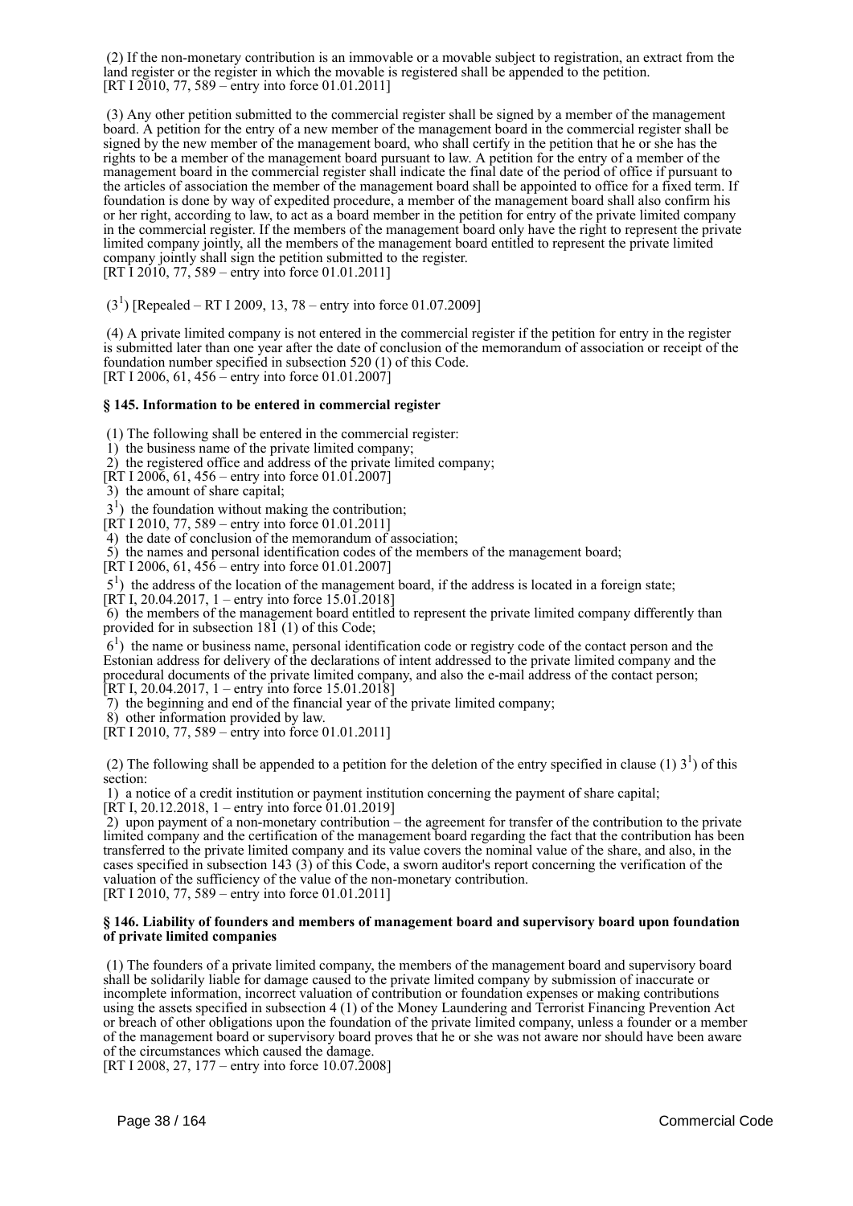(2) If the non-monetary contribution is an immovable or a movable subject to registration, an extract from the land register or the register in which the movable is registered shall be appended to the petition.
[RT I 2010, 77, 589 – entry into force 01.01.2011]

(3) Any other petition submitted to the commercial register shall be signed by a member of the management board. A petition for the entry of a new member of the management board in the commercial register shall be signed by the new member of the management board, who shall certify in the petition that he or she has the rights to be a member of the management board pursuant to law. A petition for the entry of a member of the management board in the commercial register shall indicate the final date of the period of office if pursuant to the articles of association the member of the management board shall be appointed to office for a fixed term. If foundation is done by way of expedited procedure, a member of the management board shall also confirm his or her right, according to law, to act as a board member in the petition for entry of the private limited company in the commercial register. If the members of the management board only have the right to represent the private limited company jointly, all the members of the management board entitled to represent the private limited company jointly shall sign the petition submitted to the register.
[RT I 2010, 77, 589 – entry into force 01.01.2011]

($3^1$) [Repealed – RT I 2009, 13, 78 – entry into force 01.07.2009]

(4) A private limited company is not entered in the commercial register if the petition for entry in the register is submitted later than one year after the date of conclusion of the memorandum of association or receipt of the foundation number specified in subsection 520 (1) of this Code.
[RT I 2006, 61, 456 – entry into force 01.01.2007]

**§ 145. Information to be entered in commercial register**

(1) The following shall be entered in the commercial register:
1) the business name of the private limited company;
2) the registered office and address of the private limited company;
[RT I 2006, 61, 456 – entry into force 01.01.2007]
3) the amount of share capital;
$3^1$) the foundation without making the contribution;
[RT I 2010, 77, 589 – entry into force 01.01.2011]
4) the date of conclusion of the memorandum of association;
5) the names and personal identification codes of the members of the management board;
[RT I 2006, 61, 456 – entry into force 01.01.2007]
$5^1$) the address of the location of the management board, if the address is located in a foreign state;
[RT I, 20.04.2017, 1 – entry into force 15.01.2018]
6) the members of the management board entitled to represent the private limited company differently than provided for in subsection 181 (1) of this Code;
$6^1$) the name or business name, personal identification code or registry code of the contact person and the Estonian address for delivery of the declarations of intent addressed to the private limited company and the procedural documents of the private limited company, and also the e-mail address of the contact person;
[RT I, 20.04.2017, 1 – entry into force 15.01.2018]
7) the beginning and end of the financial year of the private limited company;
8) other information provided by law.
[RT I 2010, 77, 589 – entry into force 01.01.2011]

(2) The following shall be appended to a petition for the deletion of the entry specified in clause (1) $3^1$) of this section:
1) a notice of a credit institution or payment institution concerning the payment of share capital;
[RT I, 20.12.2018, 1 – entry into force 01.01.2019]
2) upon payment of a non-monetary contribution – the agreement for transfer of the contribution to the private limited company and the certification of the management board regarding the fact that the contribution has been transferred to the private limited company and its value covers the nominal value of the share, and also, in the cases specified in subsection 143 (3) of this Code, a sworn auditor's report concerning the verification of the valuation of the sufficiency of the value of the non-monetary contribution.
[RT I 2010, 77, 589 – entry into force 01.01.2011]

**§ 146. Liability of founders and members of management board and supervisory board upon foundation of private limited companies**

(1) The founders of a private limited company, the members of the management board and supervisory board shall be solidarily liable for damage caused to the private limited company by submission of inaccurate or incomplete information, incorrect valuation of contribution or foundation expenses or making contributions using the assets specified in subsection 4 (1) of the Money Laundering and Terrorist Financing Prevention Act or breach of other obligations upon the foundation of the private limited company, unless a founder or a member of the management board or supervisory board proves that he or she was not aware nor should have been aware of the circumstances which caused the damage.
[RT I 2008, 27, 177 – entry into force 10.07.2008]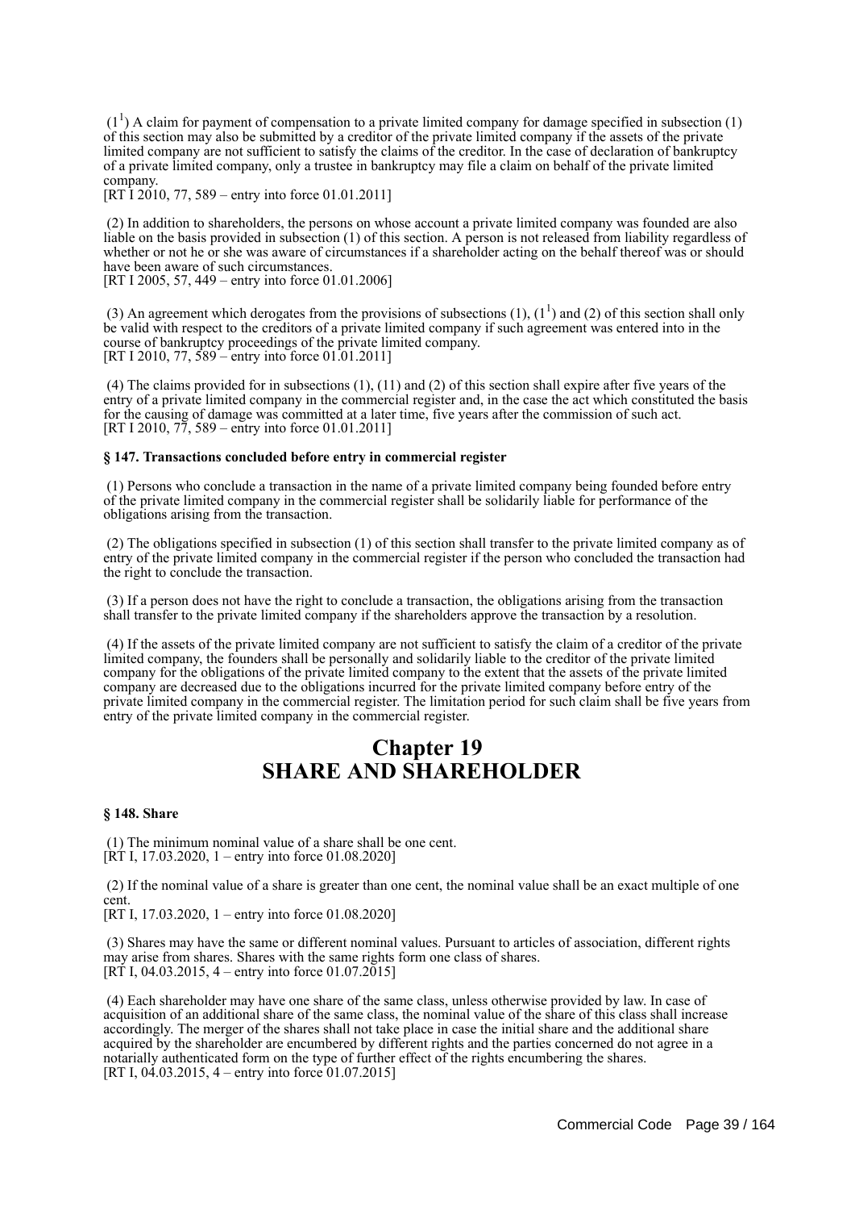(1[1]) A claim for payment of compensation to a private limited company for damage specified in subsection (1) of this section may also be submitted by a creditor of the private limited company if the assets of the private limited company are not sufficient to satisfy the claims of the creditor. In the case of declaration of bankruptcy of a private limited company, only a trustee in bankruptcy may file a claim on behalf of the private limited company.
[RT I 2010, 77, 589 – entry into force 01.01.2011]

(2) In addition to shareholders, the persons on whose account a private limited company was founded are also liable on the basis provided in subsection (1) of this section. A person is not released from liability regardless of whether or not he or she was aware of circumstances if a shareholder acting on the behalf thereof was or should have been aware of such circumstances.
[RT I 2005, 57, 449 – entry into force 01.01.2006]

(3) An agreement which derogates from the provisions of subsections (1), (1[1]) and (2) of this section shall only be valid with respect to the creditors of a private limited company if such agreement was entered into in the course of bankruptcy proceedings of the private limited company.
[RT I 2010, 77, 589 – entry into force 01.01.2011]

(4) The claims provided for in subsections (1), (11) and (2) of this section shall expire after five years of the entry of a private limited company in the commercial register and, in the case the act which constituted the basis for the causing of damage was committed at a later time, five years after the commission of such act.
[RT I 2010, 77, 589 – entry into force 01.01.2011]

#### § 147. Transactions concluded before entry in commercial register

(1) Persons who conclude a transaction in the name of a private limited company being founded before entry of the private limited company in the commercial register shall be solidarily liable for performance of the obligations arising from the transaction.

(2) The obligations specified in subsection (1) of this section shall transfer to the private limited company as of entry of the private limited company in the commercial register if the person who concluded the transaction had the right to conclude the transaction.

(3) If a person does not have the right to conclude a transaction, the obligations arising from the transaction shall transfer to the private limited company if the shareholders approve the transaction by a resolution.

(4) If the assets of the private limited company are not sufficient to satisfy the claim of a creditor of the private limited company, the founders shall be personally and solidarily liable to the creditor of the private limited company for the obligations of the private limited company to the extent that the assets of the private limited company are decreased due to the obligations incurred for the private limited company before entry of the private limited company in the commercial register. The limitation period for such claim shall be five years from entry of the private limited company in the commercial register.

## Chapter 19
## SHARE AND SHAREHOLDER

#### § 148. Share

(1) The minimum nominal value of a share shall be one cent.
[RT I, 17.03.2020, 1 – entry into force 01.08.2020]

(2) If the nominal value of a share is greater than one cent, the nominal value shall be an exact multiple of one cent.
[RT I, 17.03.2020, 1 – entry into force 01.08.2020]

(3) Shares may have the same or different nominal values. Pursuant to articles of association, different rights may arise from shares. Shares with the same rights form one class of shares.
[RT I, 04.03.2015, 4 – entry into force 01.07.2015]

(4) Each shareholder may have one share of the same class, unless otherwise provided by law. In case of acquisition of an additional share of the same class, the nominal value of the share of this class shall increase accordingly. The merger of the shares shall not take place in case the initial share and the additional share acquired by the shareholder are encumbered by different rights and the parties concerned do not agree in a notarially authenticated form on the type of further effect of the rights encumbering the shares.
[RT I, 04.03.2015, 4 – entry into force 01.07.2015]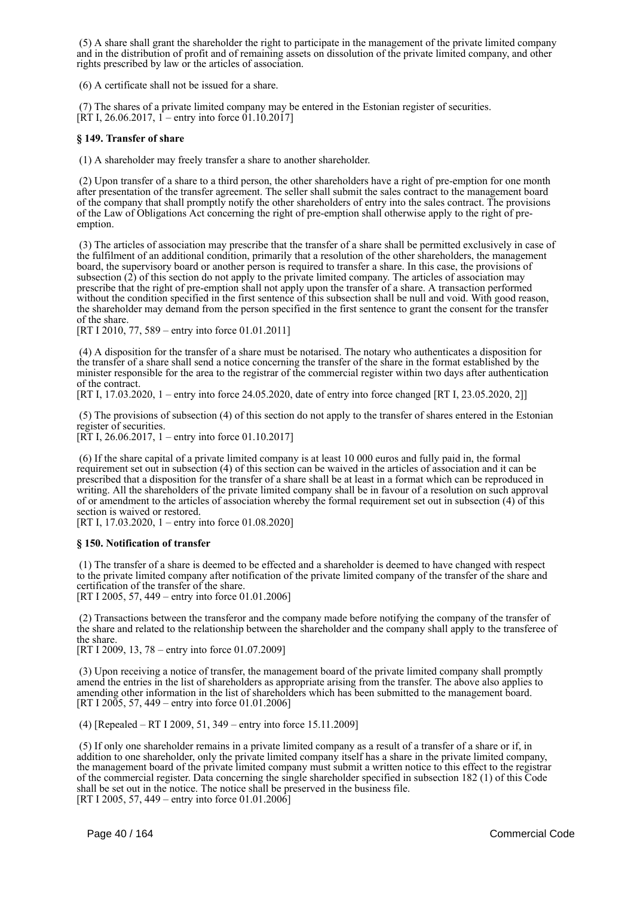(5) A share shall grant the shareholder the right to participate in the management of the private limited company and in the distribution of profit and of remaining assets on dissolution of the private limited company, and other rights prescribed by law or the articles of association.

(6) A certificate shall not be issued for a share.

(7) The shares of a private limited company may be entered in the Estonian register of securities.
[RT I, 26.06.2017, 1 – entry into force 01.10.2017]

**§ 149. Transfer of share**

(1) A shareholder may freely transfer a share to another shareholder.

(2) Upon transfer of a share to a third person, the other shareholders have a right of pre-emption for one month after presentation of the transfer agreement. The seller shall submit the sales contract to the management board of the company that shall promptly notify the other shareholders of entry into the sales contract. The provisions of the Law of Obligations Act concerning the right of pre-emption shall otherwise apply to the right of pre-emption.

(3) The articles of association may prescribe that the transfer of a share shall be permitted exclusively in case of the fulfilment of an additional condition, primarily that a resolution of the other shareholders, the management board, the supervisory board or another person is required to transfer a share. In this case, the provisions of subsection (2) of this section do not apply to the private limited company. The articles of association may prescribe that the right of pre-emption shall not apply upon the transfer of a share. A transaction performed without the condition specified in the first sentence of this subsection shall be null and void. With good reason, the shareholder may demand from the person specified in the first sentence to grant the consent for the transfer of the share.
[RT I 2010, 77, 589 – entry into force 01.01.2011]

(4) A disposition for the transfer of a share must be notarised. The notary who authenticates a disposition for the transfer of a share shall send a notice concerning the transfer of the share in the format established by the minister responsible for the area to the registrar of the commercial register within two days after authentication of the contract.
[RT I, 17.03.2020, 1 – entry into force 24.05.2020, date of entry into force changed [RT I, 23.05.2020, 2]]

(5) The provisions of subsection (4) of this section do not apply to the transfer of shares entered in the Estonian register of securities.
[RT I, 26.06.2017, 1 – entry into force 01.10.2017]

(6) If the share capital of a private limited company is at least 10 000 euros and fully paid in, the formal requirement set out in subsection (4) of this section can be waived in the articles of association and it can be prescribed that a disposition for the transfer of a share shall be at least in a format which can be reproduced in writing. All the shareholders of the private limited company shall be in favour of a resolution on such approval of or amendment to the articles of association whereby the formal requirement set out in subsection (4) of this section is waived or restored.
[RT I, 17.03.2020, 1 – entry into force 01.08.2020]

**§ 150. Notification of transfer**

(1) The transfer of a share is deemed to be effected and a shareholder is deemed to have changed with respect to the private limited company after notification of the private limited company of the transfer of the share and certification of the transfer of the share.
[RT I 2005, 57, 449 – entry into force 01.01.2006]

(2) Transactions between the transferor and the company made before notifying the company of the transfer of the share and related to the relationship between the shareholder and the company shall apply to the transferee of the share.
[RT I 2009, 13, 78 – entry into force 01.07.2009]

(3) Upon receiving a notice of transfer, the management board of the private limited company shall promptly amend the entries in the list of shareholders as appropriate arising from the transfer. The above also applies to amending other information in the list of shareholders which has been submitted to the management board.
[RT I 2005, 57, 449 – entry into force 01.01.2006]

(4) [Repealed – RT I 2009, 51, 349 – entry into force 15.11.2009]

(5) If only one shareholder remains in a private limited company as a result of a transfer of a share or if, in addition to one shareholder, only the private limited company itself has a share in the private limited company, the management board of the private limited company must submit a written notice to this effect to the registrar of the commercial register. Data concerning the single shareholder specified in subsection 182 (1) of this Code shall be set out in the notice. The notice shall be preserved in the business file.
[RT I 2005, 57, 449 – entry into force 01.01.2006]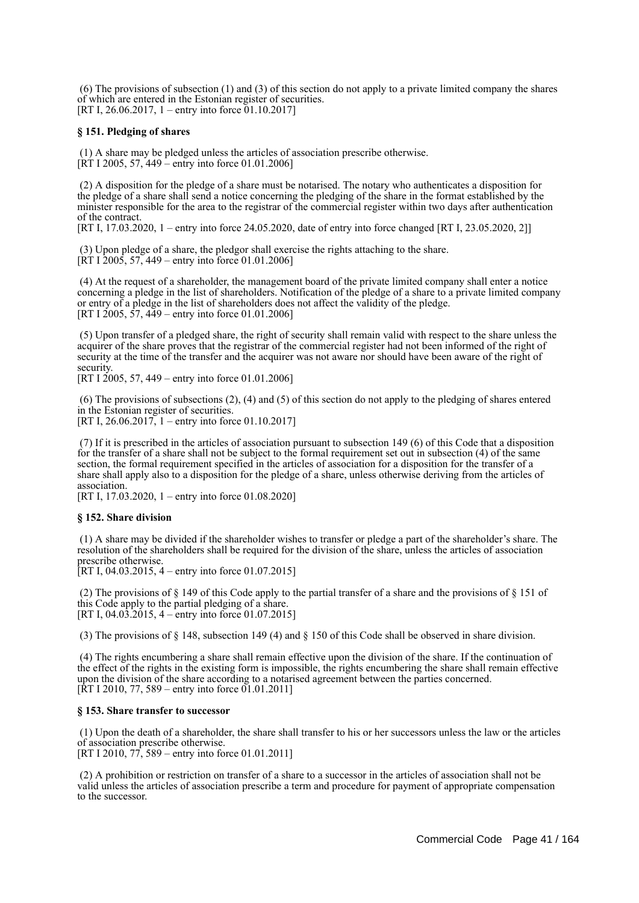(6) The provisions of subsection (1) and (3) of this section do not apply to a private limited company the shares of which are entered in the Estonian register of securities.
[RT I, 26.06.2017, 1 – entry into force 01.10.2017]

### § 151. Pledging of shares

(1) A share may be pledged unless the articles of association prescribe otherwise.
[RT I 2005, 57, 449 – entry into force 01.01.2006]

(2) A disposition for the pledge of a share must be notarised. The notary who authenticates a disposition for the pledge of a share shall send a notice concerning the pledging of the share in the format established by the minister responsible for the area to the registrar of the commercial register within two days after authentication of the contract.
[RT I, 17.03.2020, 1 – entry into force 24.05.2020, date of entry into force changed [RT I, 23.05.2020, 2]]

(3) Upon pledge of a share, the pledgor shall exercise the rights attaching to the share.
[RT I 2005, 57, 449 – entry into force 01.01.2006]

(4) At the request of a shareholder, the management board of the private limited company shall enter a notice concerning a pledge in the list of shareholders. Notification of the pledge of a share to a private limited company or entry of a pledge in the list of shareholders does not affect the validity of the pledge.
[RT I 2005, 57, 449 – entry into force 01.01.2006]

(5) Upon transfer of a pledged share, the right of security shall remain valid with respect to the share unless the acquirer of the share proves that the registrar of the commercial register had not been informed of the right of security at the time of the transfer and the acquirer was not aware nor should have been aware of the right of security.
[RT I 2005, 57, 449 – entry into force 01.01.2006]

(6) The provisions of subsections (2), (4) and (5) of this section do not apply to the pledging of shares entered in the Estonian register of securities.
[RT I, 26.06.2017, 1 – entry into force 01.10.2017]

(7) If it is prescribed in the articles of association pursuant to subsection 149 (6) of this Code that a disposition for the transfer of a share shall not be subject to the formal requirement set out in subsection (4) of the same section, the formal requirement specified in the articles of association for a disposition for the transfer of a share shall apply also to a disposition for the pledge of a share, unless otherwise deriving from the articles of association.
[RT I, 17.03.2020, 1 – entry into force 01.08.2020]

### § 152. Share division

(1) A share may be divided if the shareholder wishes to transfer or pledge a part of the shareholder's share. The resolution of the shareholders shall be required for the division of the share, unless the articles of association prescribe otherwise.
[RT I, 04.03.2015, 4 – entry into force 01.07.2015]

(2) The provisions of § 149 of this Code apply to the partial transfer of a share and the provisions of § 151 of this Code apply to the partial pledging of a share.
[RT I, 04.03.2015, 4 – entry into force 01.07.2015]

(3) The provisions of § 148, subsection 149 (4) and § 150 of this Code shall be observed in share division.

(4) The rights encumbering a share shall remain effective upon the division of the share. If the continuation of the effect of the rights in the existing form is impossible, the rights encumbering the share shall remain effective upon the division of the share according to a notarised agreement between the parties concerned.
[RT I 2010, 77, 589 – entry into force 01.01.2011]

### § 153. Share transfer to successor

(1) Upon the death of a shareholder, the share shall transfer to his or her successors unless the law or the articles of association prescribe otherwise.
[RT I 2010, 77, 589 – entry into force 01.01.2011]

(2) A prohibition or restriction on transfer of a share to a successor in the articles of association shall not be valid unless the articles of association prescribe a term and procedure for payment of appropriate compensation to the successor.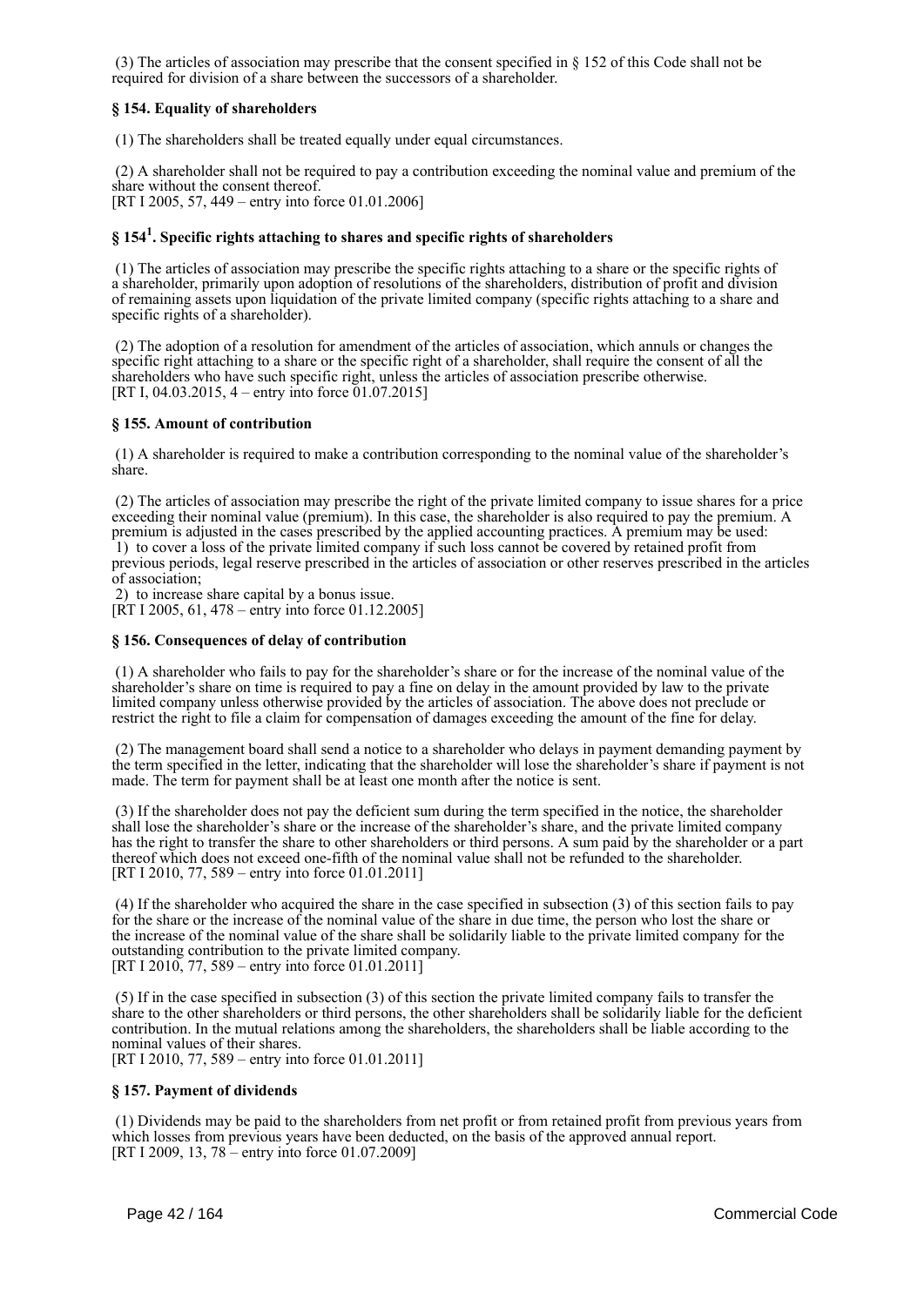(3) The articles of association may prescribe that the consent specified in § 152 of this Code shall not be required for division of a share between the successors of a shareholder.

### § 154. Equality of shareholders

(1) The shareholders shall be treated equally under equal circumstances.

(2) A shareholder shall not be required to pay a contribution exceeding the nominal value and premium of the share without the consent thereof.
[RT I 2005, 57, 449 – entry into force 01.01.2006]

### § 154[1]. Specific rights attaching to shares and specific rights of shareholders

(1) The articles of association may prescribe the specific rights attaching to a share or the specific rights of a shareholder, primarily upon adoption of resolutions of the shareholders, distribution of profit and division of remaining assets upon liquidation of the private limited company (specific rights attaching to a share and specific rights of a shareholder).

(2) The adoption of a resolution for amendment of the articles of association, which annuls or changes the specific right attaching to a share or the specific right of a shareholder, shall require the consent of all the shareholders who have such specific right, unless the articles of association prescribe otherwise.
[RT I, 04.03.2015, 4 – entry into force 01.07.2015]

### § 155. Amount of contribution

(1) A shareholder is required to make a contribution corresponding to the nominal value of the shareholder's share.

(2) The articles of association may prescribe the right of the private limited company to issue shares for a price exceeding their nominal value (premium). In this case, the shareholder is also required to pay the premium. A premium is adjusted in the cases prescribed by the applied accounting practices. A premium may be used:
1) to cover a loss of the private limited company if such loss cannot be covered by retained profit from previous periods, legal reserve prescribed in the articles of association or other reserves prescribed in the articles of association;
2) to increase share capital by a bonus issue.
[RT I 2005, 61, 478 – entry into force 01.12.2005]

### § 156. Consequences of delay of contribution

(1) A shareholder who fails to pay for the shareholder's share or for the increase of the nominal value of the shareholder's share on time is required to pay a fine on delay in the amount provided by law to the private limited company unless otherwise provided by the articles of association. The above does not preclude or restrict the right to file a claim for compensation of damages exceeding the amount of the fine for delay.

(2) The management board shall send a notice to a shareholder who delays in payment demanding payment by the term specified in the letter, indicating that the shareholder will lose the shareholder's share if payment is not made. The term for payment shall be at least one month after the notice is sent.

(3) If the shareholder does not pay the deficient sum during the term specified in the notice, the shareholder shall lose the shareholder's share or the increase of the shareholder's share, and the private limited company has the right to transfer the share to other shareholders or third persons. A sum paid by the shareholder or a part thereof which does not exceed one-fifth of the nominal value shall not be refunded to the shareholder.
[RT I 2010, 77, 589 – entry into force 01.01.2011]

(4) If the shareholder who acquired the share in the case specified in subsection (3) of this section fails to pay for the share or the increase of the nominal value of the share in due time, the person who lost the share or the increase of the nominal value of the share shall be solidarily liable to the private limited company for the outstanding contribution to the private limited company.
[RT I 2010, 77, 589 – entry into force 01.01.2011]

(5) If in the case specified in subsection (3) of this section the private limited company fails to transfer the share to the other shareholders or third persons, the other shareholders shall be solidarily liable for the deficient contribution. In the mutual relations among the shareholders, the shareholders shall be liable according to the nominal values of their shares.
[RT I 2010, 77, 589 – entry into force 01.01.2011]

### § 157. Payment of dividends

(1) Dividends may be paid to the shareholders from net profit or from retained profit from previous years from which losses from previous years have been deducted, on the basis of the approved annual report.
[RT I 2009, 13, 78 – entry into force 01.07.2009]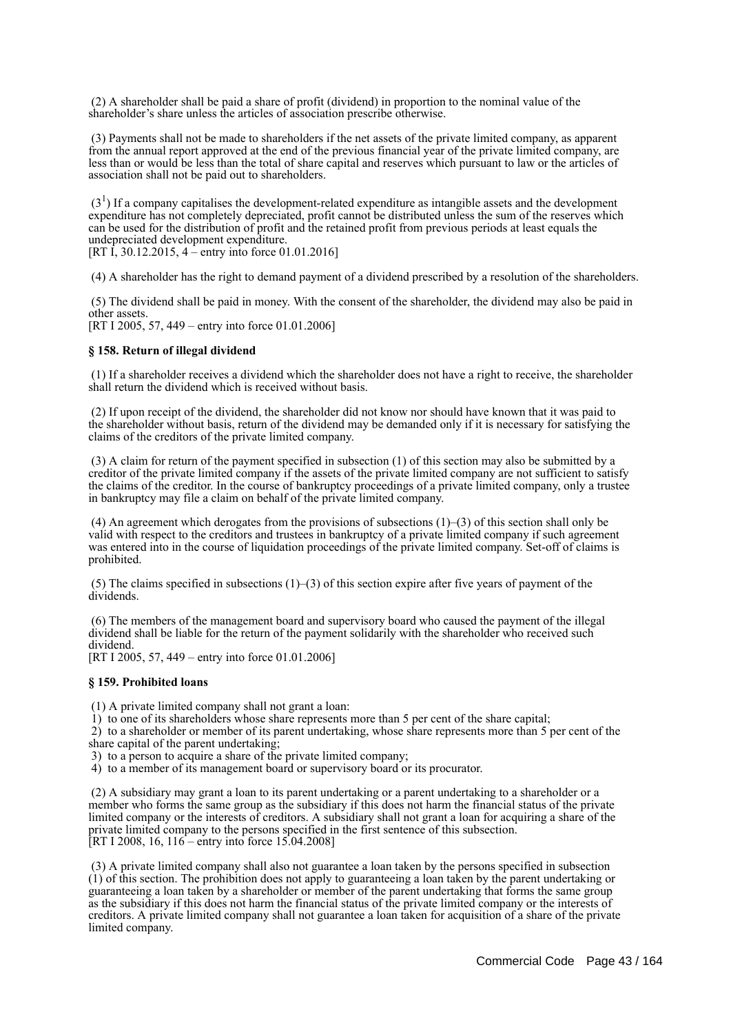(2) A shareholder shall be paid a share of profit (dividend) in proportion to the nominal value of the shareholder's share unless the articles of association prescribe otherwise.

(3) Payments shall not be made to shareholders if the net assets of the private limited company, as apparent from the annual report approved at the end of the previous financial year of the private limited company, are less than or would be less than the total of share capital and reserves which pursuant to law or the articles of association shall not be paid out to shareholders.

(3[1]) If a company capitalises the development-related expenditure as intangible assets and the development expenditure has not completely depreciated, profit cannot be distributed unless the sum of the reserves which can be used for the distribution of profit and the retained profit from previous periods at least equals the undepreciated development expenditure.
[RT I, 30.12.2015, 4 – entry into force 01.01.2016]

(4) A shareholder has the right to demand payment of a dividend prescribed by a resolution of the shareholders.

(5) The dividend shall be paid in money. With the consent of the shareholder, the dividend may also be paid in other assets.
[RT I 2005, 57, 449 – entry into force 01.01.2006]

**§ 158. Return of illegal dividend**

(1) If a shareholder receives a dividend which the shareholder does not have a right to receive, the shareholder shall return the dividend which is received without basis.

(2) If upon receipt of the dividend, the shareholder did not know nor should have known that it was paid to the shareholder without basis, return of the dividend may be demanded only if it is necessary for satisfying the claims of the creditors of the private limited company.

(3) A claim for return of the payment specified in subsection (1) of this section may also be submitted by a creditor of the private limited company if the assets of the private limited company are not sufficient to satisfy the claims of the creditor. In the course of bankruptcy proceedings of a private limited company, only a trustee in bankruptcy may file a claim on behalf of the private limited company.

(4) An agreement which derogates from the provisions of subsections (1)–(3) of this section shall only be valid with respect to the creditors and trustees in bankruptcy of a private limited company if such agreement was entered into in the course of liquidation proceedings of the private limited company. Set-off of claims is prohibited.

(5) The claims specified in subsections (1)–(3) of this section expire after five years of payment of the dividends.

(6) The members of the management board and supervisory board who caused the payment of the illegal dividend shall be liable for the return of the payment solidarily with the shareholder who received such dividend.
[RT I 2005, 57, 449 – entry into force 01.01.2006]

**§ 159. Prohibited loans**

(1) A private limited company shall not grant a loan:
1) to one of its shareholders whose share represents more than 5 per cent of the share capital;
2) to a shareholder or member of its parent undertaking, whose share represents more than 5 per cent of the share capital of the parent undertaking;
3) to a person to acquire a share of the private limited company;
4) to a member of its management board or supervisory board or its procurator.

(2) A subsidiary may grant a loan to its parent undertaking or a parent undertaking to a shareholder or a member who forms the same group as the subsidiary if this does not harm the financial status of the private limited company or the interests of creditors. A subsidiary shall not grant a loan for acquiring a share of the private limited company to the persons specified in the first sentence of this subsection.
[RT I 2008, 16, 116 – entry into force 15.04.2008]

(3) A private limited company shall also not guarantee a loan taken by the persons specified in subsection (1) of this section. The prohibition does not apply to guaranteeing a loan taken by the parent undertaking or guaranteeing a loan taken by a shareholder or member of the parent undertaking that forms the same group as the subsidiary if this does not harm the financial status of the private limited company or the interests of creditors. A private limited company shall not guarantee a loan taken for acquisition of a share of the private limited company.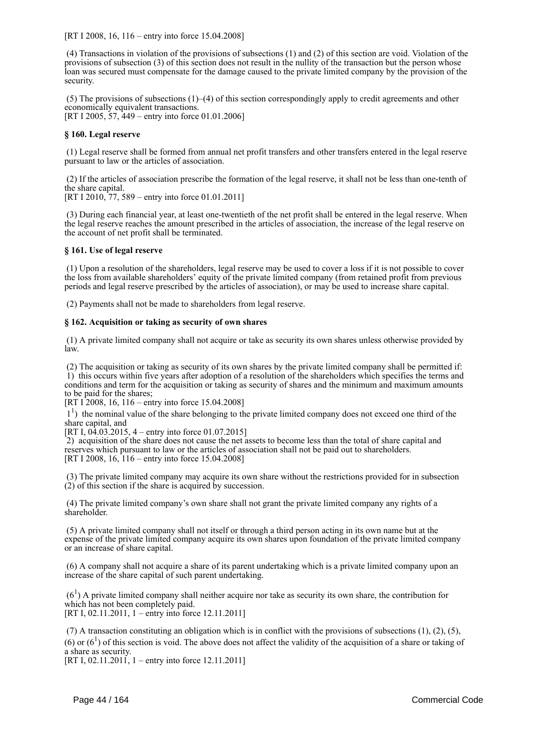[RT I 2008, 16, 116 – entry into force 15.04.2008]

(4) Transactions in violation of the provisions of subsections (1) and (2) of this section are void. Violation of the provisions of subsection (3) of this section does not result in the nullity of the transaction but the person whose loan was secured must compensate for the damage caused to the private limited company by the provision of the security.

(5) The provisions of subsections (1)–(4) of this section correspondingly apply to credit agreements and other economically equivalent transactions.
[RT I 2005, 57, 449 – entry into force 01.01.2006]

**§ 160. Legal reserve**

(1) Legal reserve shall be formed from annual net profit transfers and other transfers entered in the legal reserve pursuant to law or the articles of association.

(2) If the articles of association prescribe the formation of the legal reserve, it shall not be less than one-tenth of the share capital.
[RT I 2010, 77, 589 – entry into force 01.01.2011]

(3) During each financial year, at least one-twentieth of the net profit shall be entered in the legal reserve. When the legal reserve reaches the amount prescribed in the articles of association, the increase of the legal reserve on the account of net profit shall be terminated.

**§ 161. Use of legal reserve**

(1) Upon a resolution of the shareholders, legal reserve may be used to cover a loss if it is not possible to cover the loss from available shareholders' equity of the private limited company (from retained profit from previous periods and legal reserve prescribed by the articles of association), or may be used to increase share capital.

(2) Payments shall not be made to shareholders from legal reserve.

**§ 162. Acquisition or taking as security of own shares**

(1) A private limited company shall not acquire or take as security its own shares unless otherwise provided by law.

(2) The acquisition or taking as security of its own shares by the private limited company shall be permitted if:
1) this occurs within five years after adoption of a resolution of the shareholders which specifies the terms and conditions and term for the acquisition or taking as security of shares and the minimum and maximum amounts to be paid for the shares;
[RT I 2008, 16, 116 – entry into force 15.04.2008]
$1^1$) the nominal value of the share belonging to the private limited company does not exceed one third of the share capital, and
[RT I, 04.03.2015, 4 – entry into force 01.07.2015]
2) acquisition of the share does not cause the net assets to become less than the total of share capital and reserves which pursuant to law or the articles of association shall not be paid out to shareholders.
[RT I 2008, 16, 116 – entry into force 15.04.2008]

(3) The private limited company may acquire its own share without the restrictions provided for in subsection (2) of this section if the share is acquired by succession.

(4) The private limited company's own share shall not grant the private limited company any rights of a shareholder.

(5) A private limited company shall not itself or through a third person acting in its own name but at the expense of the private limited company acquire its own shares upon foundation of the private limited company or an increase of share capital.

(6) A company shall not acquire a share of its parent undertaking which is a private limited company upon an increase of the share capital of such parent undertaking.

($6^1$) A private limited company shall neither acquire nor take as security its own share, the contribution for which has not been completely paid.
[RT I, 02.11.2011, 1 – entry into force 12.11.2011]

(7) A transaction constituting an obligation which is in conflict with the provisions of subsections (1), (2), (5), (6) or ($6^1$) of this section is void. The above does not affect the validity of the acquisition of a share or taking of a share as security.
[RT I, 02.11.2011, 1 – entry into force 12.11.2011]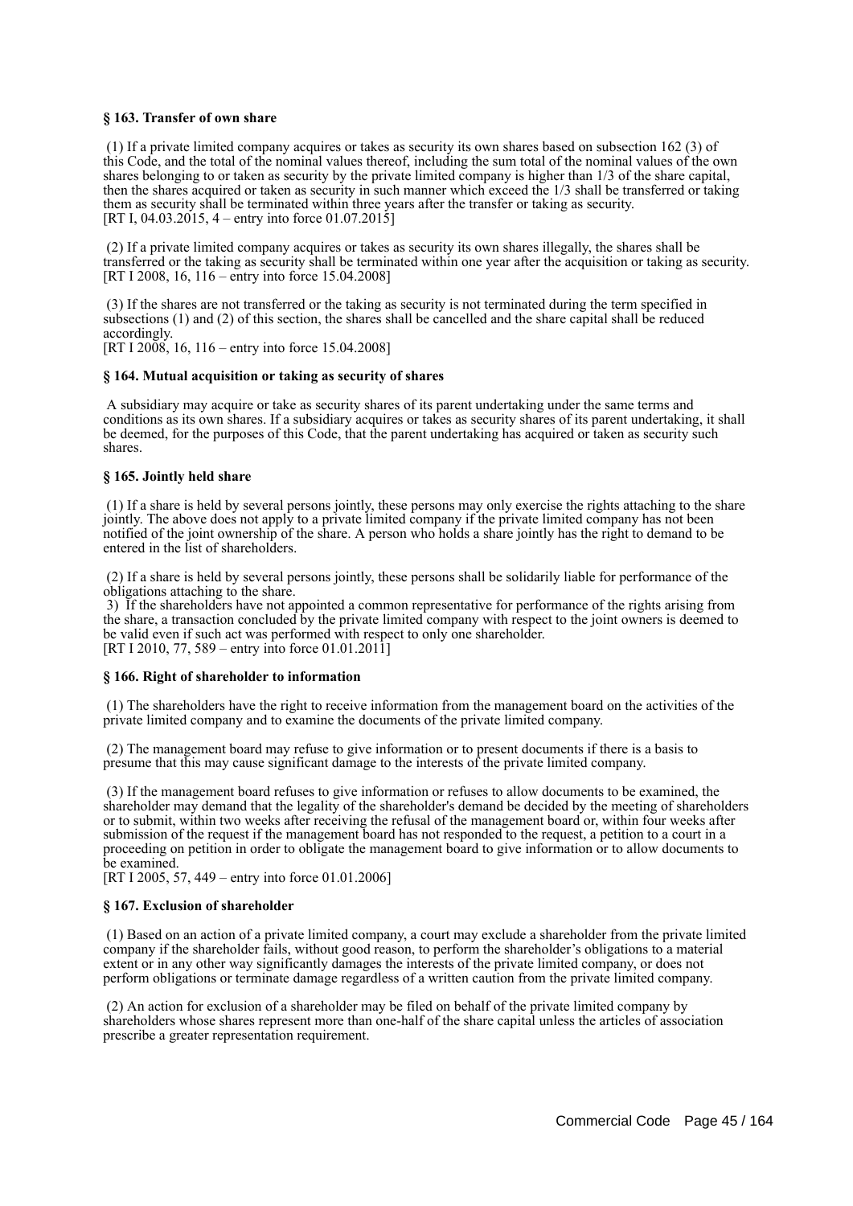#### § 163. Transfer of own share

(1) If a private limited company acquires or takes as security its own shares based on subsection 162 (3) of this Code, and the total of the nominal values thereof, including the sum total of the nominal values of the own shares belonging to or taken as security by the private limited company is higher than 1/3 of the share capital, then the shares acquired or taken as security in such manner which exceed the 1/3 shall be transferred or taking them as security shall be terminated within three years after the transfer or taking as security.
[RT I, 04.03.2015, 4 – entry into force 01.07.2015]

(2) If a private limited company acquires or takes as security its own shares illegally, the shares shall be transferred or the taking as security shall be terminated within one year after the acquisition or taking as security.
[RT I 2008, 16, 116 – entry into force 15.04.2008]

(3) If the shares are not transferred or the taking as security is not terminated during the term specified in subsections (1) and (2) of this section, the shares shall be cancelled and the share capital shall be reduced accordingly.
[RT I 2008, 16, 116 – entry into force 15.04.2008]

#### § 164. Mutual acquisition or taking as security of shares

A subsidiary may acquire or take as security shares of its parent undertaking under the same terms and conditions as its own shares. If a subsidiary acquires or takes as security shares of its parent undertaking, it shall be deemed, for the purposes of this Code, that the parent undertaking has acquired or taken as security such shares.

#### § 165. Jointly held share

(1) If a share is held by several persons jointly, these persons may only exercise the rights attaching to the share jointly. The above does not apply to a private limited company if the private limited company has not been notified of the joint ownership of the share. A person who holds a share jointly has the right to demand to be entered in the list of shareholders.

(2) If a share is held by several persons jointly, these persons shall be solidarily liable for performance of the obligations attaching to the share.
3) If the shareholders have not appointed a common representative for performance of the rights arising from the share, a transaction concluded by the private limited company with respect to the joint owners is deemed to be valid even if such act was performed with respect to only one shareholder.
[RT I 2010, 77, 589 – entry into force 01.01.2011]

#### § 166. Right of shareholder to information

(1) The shareholders have the right to receive information from the management board on the activities of the private limited company and to examine the documents of the private limited company.

(2) The management board may refuse to give information or to present documents if there is a basis to presume that this may cause significant damage to the interests of the private limited company.

(3) If the management board refuses to give information or refuses to allow documents to be examined, the shareholder may demand that the legality of the shareholder's demand be decided by the meeting of shareholders or to submit, within two weeks after receiving the refusal of the management board or, within four weeks after submission of the request if the management board has not responded to the request, a petition to a court in a proceeding on petition in order to obligate the management board to give information or to allow documents to be examined.
[RT I 2005, 57, 449 – entry into force 01.01.2006]

#### § 167. Exclusion of shareholder

(1) Based on an action of a private limited company, a court may exclude a shareholder from the private limited company if the shareholder fails, without good reason, to perform the shareholder's obligations to a material extent or in any other way significantly damages the interests of the private limited company, or does not perform obligations or terminate damage regardless of a written caution from the private limited company.

(2) An action for exclusion of a shareholder may be filed on behalf of the private limited company by shareholders whose shares represent more than one-half of the share capital unless the articles of association prescribe a greater representation requirement.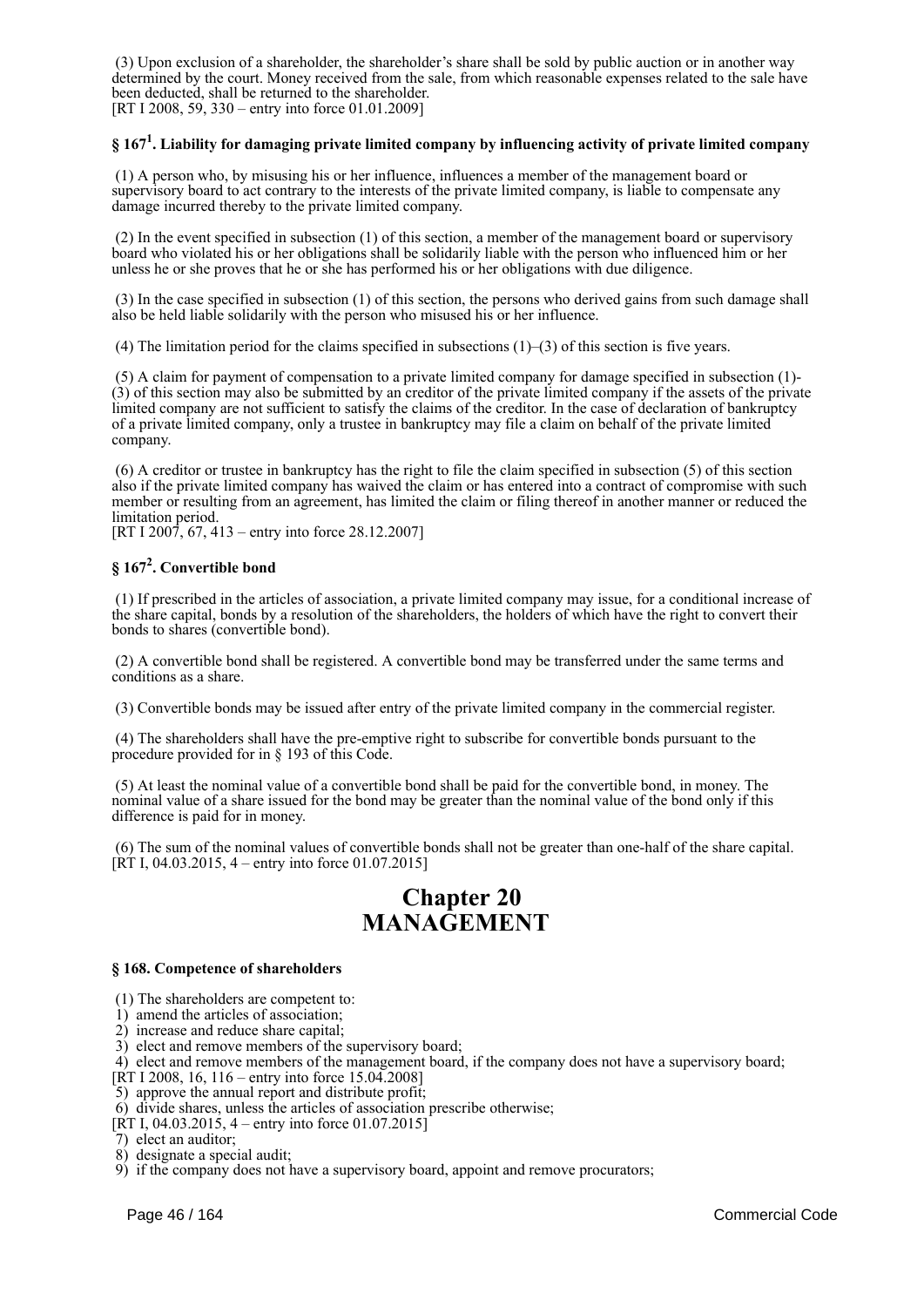(3) Upon exclusion of a shareholder, the shareholder's share shall be sold by public auction or in another way determined by the court. Money received from the sale, from which reasonable expenses related to the sale have been deducted, shall be returned to the shareholder.
[RT I 2008, 59, 330 – entry into force 01.01.2009]

### § 167[1]. Liability for damaging private limited company by influencing activity of private limited company

(1) A person who, by misusing his or her influence, influences a member of the management board or supervisory board to act contrary to the interests of the private limited company, is liable to compensate any damage incurred thereby to the private limited company.

(2) In the event specified in subsection (1) of this section, a member of the management board or supervisory board who violated his or her obligations shall be solidarily liable with the person who influenced him or her unless he or she proves that he or she has performed his or her obligations with due diligence.

(3) In the case specified in subsection (1) of this section, the persons who derived gains from such damage shall also be held liable solidarily with the person who misused his or her influence.

(4) The limitation period for the claims specified in subsections (1)–(3) of this section is five years.

(5) A claim for payment of compensation to a private limited company for damage specified in subsection (1)-(3) of this section may also be submitted by an creditor of the private limited company if the assets of the private limited company are not sufficient to satisfy the claims of the creditor. In the case of declaration of bankruptcy of a private limited company, only a trustee in bankruptcy may file a claim on behalf of the private limited company.

(6) A creditor or trustee in bankruptcy has the right to file the claim specified in subsection (5) of this section also if the private limited company has waived the claim or has entered into a contract of compromise with such member or resulting from an agreement, has limited the claim or filing thereof in another manner or reduced the limitation period.
[RT I 2007, 67, 413 – entry into force 28.12.2007]

### § 167[2]. Convertible bond

(1) If prescribed in the articles of association, a private limited company may issue, for a conditional increase of the share capital, bonds by a resolution of the shareholders, the holders of which have the right to convert their bonds to shares (convertible bond).

(2) A convertible bond shall be registered. A convertible bond may be transferred under the same terms and conditions as a share.

(3) Convertible bonds may be issued after entry of the private limited company in the commercial register.

(4) The shareholders shall have the pre-emptive right to subscribe for convertible bonds pursuant to the procedure provided for in § 193 of this Code.

(5) At least the nominal value of a convertible bond shall be paid for the convertible bond, in money. The nominal value of a share issued for the bond may be greater than the nominal value of the bond only if this difference is paid for in money.

(6) The sum of the nominal values of convertible bonds shall not be greater than one-half of the share capital.
[RT I, 04.03.2015, 4 – entry into force 01.07.2015]

# Chapter 20
# MANAGEMENT

### § 168. Competence of shareholders

(1) The shareholders are competent to:
1) amend the articles of association;
2) increase and reduce share capital;
3) elect and remove members of the supervisory board;
4) elect and remove members of the management board, if the company does not have a supervisory board;
[RT I 2008, 16, 116 – entry into force 15.04.2008]
5) approve the annual report and distribute profit;
6) divide shares, unless the articles of association prescribe otherwise;
[RT I, 04.03.2015, 4 – entry into force 01.07.2015]
7) elect an auditor;
8) designate a special audit;
9) if the company does not have a supervisory board, appoint and remove procurators;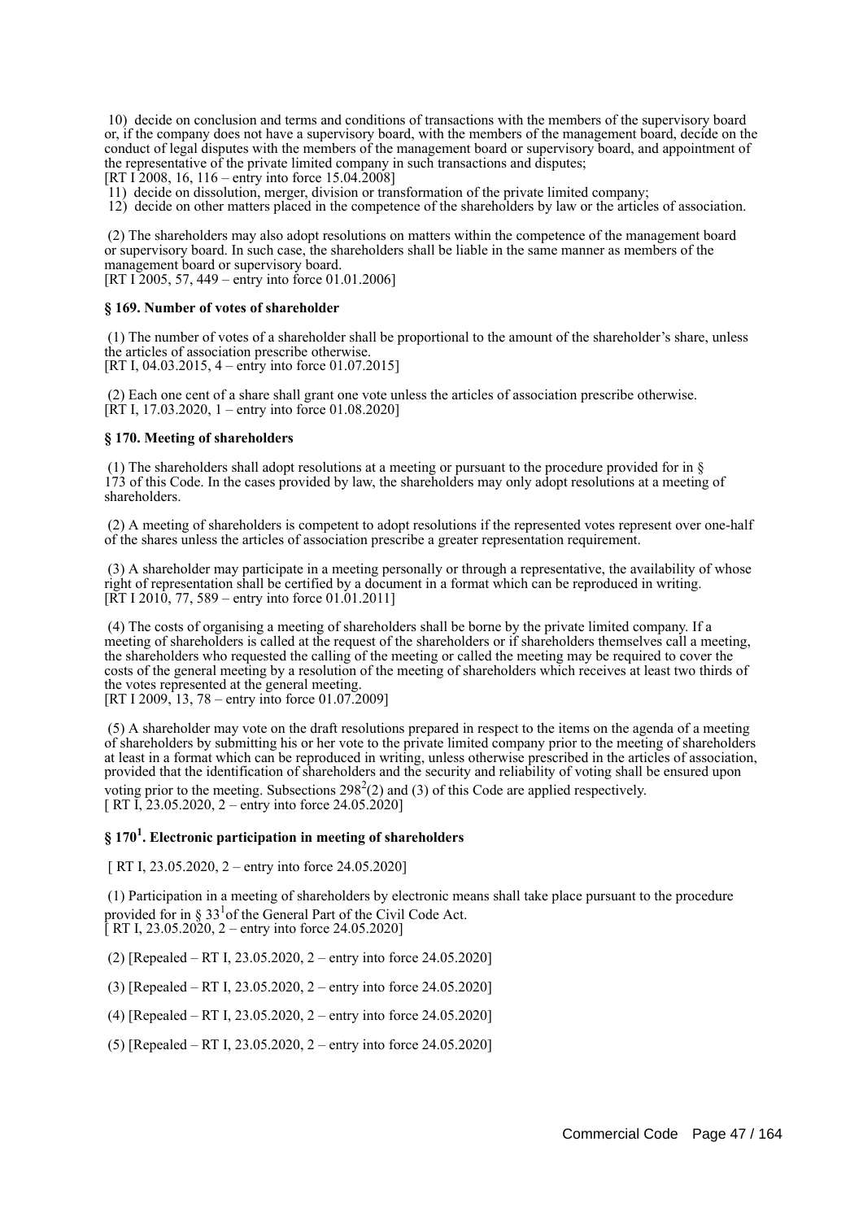10) decide on conclusion and terms and conditions of transactions with the members of the supervisory board or, if the company does not have a supervisory board, with the members of the management board, decide on the conduct of legal disputes with the members of the management board or supervisory board, and appointment of the representative of the private limited company in such transactions and disputes;
[RT I 2008, 16, 116 – entry into force 15.04.2008]

11) decide on dissolution, merger, division or transformation of the private limited company;

12) decide on other matters placed in the competence of the shareholders by law or the articles of association.

(2) The shareholders may also adopt resolutions on matters within the competence of the management board or supervisory board. In such case, the shareholders shall be liable in the same manner as members of the management board or supervisory board.
[RT I 2005, 57, 449 – entry into force 01.01.2006]

#### § 169. Number of votes of shareholder

(1) The number of votes of a shareholder shall be proportional to the amount of the shareholder's share, unless the articles of association prescribe otherwise.
[RT I, 04.03.2015, 4 – entry into force 01.07.2015]

(2) Each one cent of a share shall grant one vote unless the articles of association prescribe otherwise.
[RT I, 17.03.2020, 1 – entry into force 01.08.2020]

#### § 170. Meeting of shareholders

(1) The shareholders shall adopt resolutions at a meeting or pursuant to the procedure provided for in § 173 of this Code. In the cases provided by law, the shareholders may only adopt resolutions at a meeting of shareholders.

(2) A meeting of shareholders is competent to adopt resolutions if the represented votes represent over one-half of the shares unless the articles of association prescribe a greater representation requirement.

(3) A shareholder may participate in a meeting personally or through a representative, the availability of whose right of representation shall be certified by a document in a format which can be reproduced in writing.
[RT I 2010, 77, 589 – entry into force 01.01.2011]

(4) The costs of organising a meeting of shareholders shall be borne by the private limited company. If a meeting of shareholders is called at the request of the shareholders or if shareholders themselves call a meeting, the shareholders who requested the calling of the meeting or called the meeting may be required to cover the costs of the general meeting by a resolution of the meeting of shareholders which receives at least two thirds of the votes represented at the general meeting.
[RT I 2009, 13, 78 – entry into force 01.07.2009]

(5) A shareholder may vote on the draft resolutions prepared in respect to the items on the agenda of a meeting of shareholders by submitting his or her vote to the private limited company prior to the meeting of shareholders at least in a format which can be reproduced in writing, unless otherwise prescribed in the articles of association, provided that the identification of shareholders and the security and reliability of voting shall be ensured upon voting prior to the meeting. Subsections $298^2$(2) and (3) of this Code are applied respectively.
[ RT I, 23.05.2020, 2 – entry into force 24.05.2020]

#### § $170^1$. Electronic participation in meeting of shareholders

[ RT I, 23.05.2020, 2 – entry into force 24.05.2020]

(1) Participation in a meeting of shareholders by electronic means shall take place pursuant to the procedure provided for in § $33^1$ of the General Part of the Civil Code Act.
[ RT I, 23.05.2020, 2 – entry into force 24.05.2020]

(2) [Repealed – RT I, 23.05.2020, 2 – entry into force 24.05.2020]

(3) [Repealed – RT I, 23.05.2020, 2 – entry into force 24.05.2020]

(4) [Repealed – RT I, 23.05.2020, 2 – entry into force 24.05.2020]

(5) [Repealed – RT I, 23.05.2020, 2 – entry into force 24.05.2020]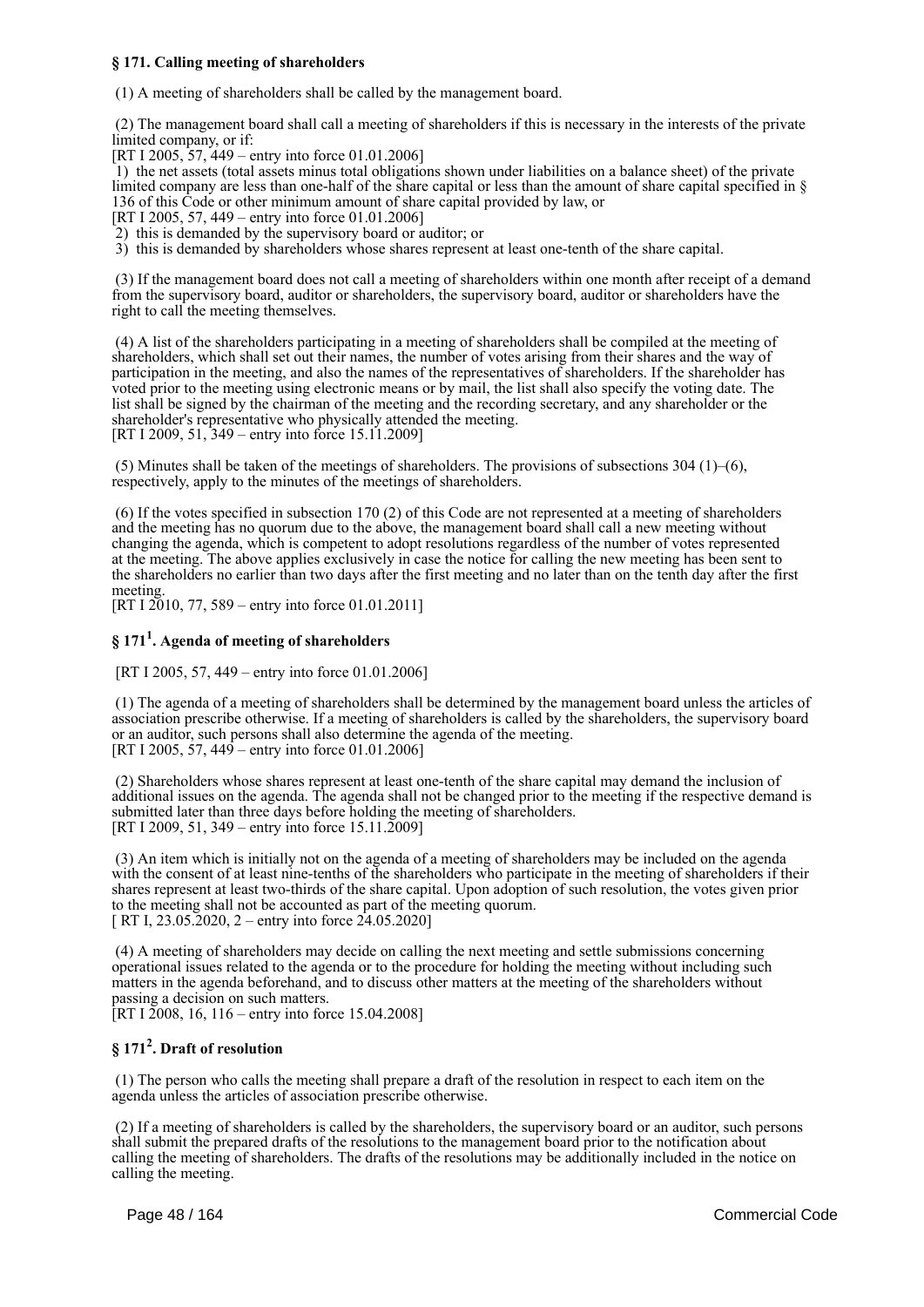### § 171. Calling meeting of shareholders

(1) A meeting of shareholders shall be called by the management board.

(2) The management board shall call a meeting of shareholders if this is necessary in the interests of the private limited company, or if:
[RT I 2005, 57, 449 – entry into force 01.01.2006]

1) the net assets (total assets minus total obligations shown under liabilities on a balance sheet) of the private limited company are less than one-half of the share capital or less than the amount of share capital specified in § 136 of this Code or other minimum amount of share capital provided by law, or
[RT I 2005, 57, 449 – entry into force 01.01.2006]

2) this is demanded by the supervisory board or auditor; or

3) this is demanded by shareholders whose shares represent at least one-tenth of the share capital.

(3) If the management board does not call a meeting of shareholders within one month after receipt of a demand from the supervisory board, auditor or shareholders, the supervisory board, auditor or shareholders have the right to call the meeting themselves.

(4) A list of the shareholders participating in a meeting of shareholders shall be compiled at the meeting of shareholders, which shall set out their names, the number of votes arising from their shares and the way of participation in the meeting, and also the names of the representatives of shareholders. If the shareholder has voted prior to the meeting using electronic means or by mail, the list shall also specify the voting date. The list shall be signed by the chairman of the meeting and the recording secretary, and any shareholder or the shareholder's representative who physically attended the meeting.
[RT I 2009, 51, 349 – entry into force 15.11.2009]

(5) Minutes shall be taken of the meetings of shareholders. The provisions of subsections 304 (1)–(6), respectively, apply to the minutes of the meetings of shareholders.

(6) If the votes specified in subsection 170 (2) of this Code are not represented at a meeting of shareholders and the meeting has no quorum due to the above, the management board shall call a new meeting without changing the agenda, which is competent to adopt resolutions regardless of the number of votes represented at the meeting. The above applies exclusively in case the notice for calling the new meeting has been sent to the shareholders no earlier than two days after the first meeting and no later than on the tenth day after the first meeting.
[RT I 2010, 77, 589 – entry into force 01.01.2011]

### § 171$^{1}$. Agenda of meeting of shareholders

[RT I 2005, 57, 449 – entry into force 01.01.2006]

(1) The agenda of a meeting of shareholders shall be determined by the management board unless the articles of association prescribe otherwise. If a meeting of shareholders is called by the shareholders, the supervisory board or an auditor, such persons shall also determine the agenda of the meeting.
[RT I 2005, 57, 449 – entry into force 01.01.2006]

(2) Shareholders whose shares represent at least one-tenth of the share capital may demand the inclusion of additional issues on the agenda. The agenda shall not be changed prior to the meeting if the respective demand is submitted later than three days before holding the meeting of shareholders.
[RT I 2009, 51, 349 – entry into force 15.11.2009]

(3) An item which is initially not on the agenda of a meeting of shareholders may be included on the agenda with the consent of at least nine-tenths of the shareholders who participate in the meeting of shareholders if their shares represent at least two-thirds of the share capital. Upon adoption of such resolution, the votes given prior to the meeting shall not be accounted as part of the meeting quorum.
[ RT I, 23.05.2020, 2 – entry into force 24.05.2020]

(4) A meeting of shareholders may decide on calling the next meeting and settle submissions concerning operational issues related to the agenda or to the procedure for holding the meeting without including such matters in the agenda beforehand, and to discuss other matters at the meeting of the shareholders without passing a decision on such matters.
[RT I 2008, 16, 116 – entry into force 15.04.2008]

### § 171$^{2}$. Draft of resolution

(1) The person who calls the meeting shall prepare a draft of the resolution in respect to each item on the agenda unless the articles of association prescribe otherwise.

(2) If a meeting of shareholders is called by the shareholders, the supervisory board or an auditor, such persons shall submit the prepared drafts of the resolutions to the management board prior to the notification about calling the meeting of shareholders. The drafts of the resolutions may be additionally included in the notice on calling the meeting.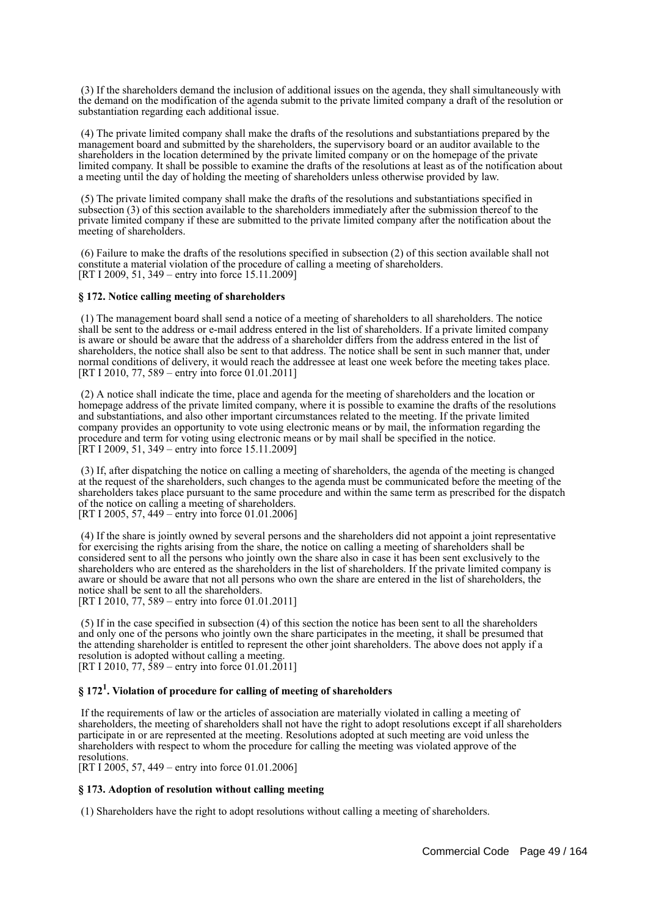(3) If the shareholders demand the inclusion of additional issues on the agenda, they shall simultaneously with the demand on the modification of the agenda submit to the private limited company a draft of the resolution or substantiation regarding each additional issue.

(4) The private limited company shall make the drafts of the resolutions and substantiations prepared by the management board and submitted by the shareholders, the supervisory board or an auditor available to the shareholders in the location determined by the private limited company or on the homepage of the private limited company. It shall be possible to examine the drafts of the resolutions at least as of the notification about a meeting until the day of holding the meeting of shareholders unless otherwise provided by law.

(5) The private limited company shall make the drafts of the resolutions and substantiations specified in subsection (3) of this section available to the shareholders immediately after the submission thereof to the private limited company if these are submitted to the private limited company after the notification about the meeting of shareholders.

(6) Failure to make the drafts of the resolutions specified in subsection (2) of this section available shall not constitute a material violation of the procedure of calling a meeting of shareholders.
[RT I 2009, 51, 349 – entry into force 15.11.2009]

**§ 172. Notice calling meeting of shareholders**

(1) The management board shall send a notice of a meeting of shareholders to all shareholders. The notice shall be sent to the address or e-mail address entered in the list of shareholders. If a private limited company is aware or should be aware that the address of a shareholder differs from the address entered in the list of shareholders, the notice shall also be sent to that address. The notice shall be sent in such manner that, under normal conditions of delivery, it would reach the addressee at least one week before the meeting takes place.
[RT I 2010, 77, 589 – entry into force 01.01.2011]

(2) A notice shall indicate the time, place and agenda for the meeting of shareholders and the location or homepage address of the private limited company, where it is possible to examine the drafts of the resolutions and substantiations, and also other important circumstances related to the meeting. If the private limited company provides an opportunity to vote using electronic means or by mail, the information regarding the procedure and term for voting using electronic means or by mail shall be specified in the notice.
[RT I 2009, 51, 349 – entry into force 15.11.2009]

(3) If, after dispatching the notice on calling a meeting of shareholders, the agenda of the meeting is changed at the request of the shareholders, such changes to the agenda must be communicated before the meeting of the shareholders takes place pursuant to the same procedure and within the same term as prescribed for the dispatch of the notice on calling a meeting of shareholders.
[RT I 2005, 57, 449 – entry into force 01.01.2006]

(4) If the share is jointly owned by several persons and the shareholders did not appoint a joint representative for exercising the rights arising from the share, the notice on calling a meeting of shareholders shall be considered sent to all the persons who jointly own the share also in case it has been sent exclusively to the shareholders who are entered as the shareholders in the list of shareholders. If the private limited company is aware or should be aware that not all persons who own the share are entered in the list of shareholders, the notice shall be sent to all the shareholders.
[RT I 2010, 77, 589 – entry into force 01.01.2011]

(5) If in the case specified in subsection (4) of this section the notice has been sent to all the shareholders and only one of the persons who jointly own the share participates in the meeting, it shall be presumed that the attending shareholder is entitled to represent the other joint shareholders. The above does not apply if a resolution is adopted without calling a meeting.
[RT I 2010, 77, 589 – entry into force 01.01.2011]

**§ 172[1]. Violation of procedure for calling of meeting of shareholders**

If the requirements of law or the articles of association are materially violated in calling a meeting of shareholders, the meeting of shareholders shall not have the right to adopt resolutions except if all shareholders participate in or are represented at the meeting. Resolutions adopted at such meeting are void unless the shareholders with respect to whom the procedure for calling the meeting was violated approve of the resolutions.
[RT I 2005, 57, 449 – entry into force 01.01.2006]

**§ 173. Adoption of resolution without calling meeting**

(1) Shareholders have the right to adopt resolutions without calling a meeting of shareholders.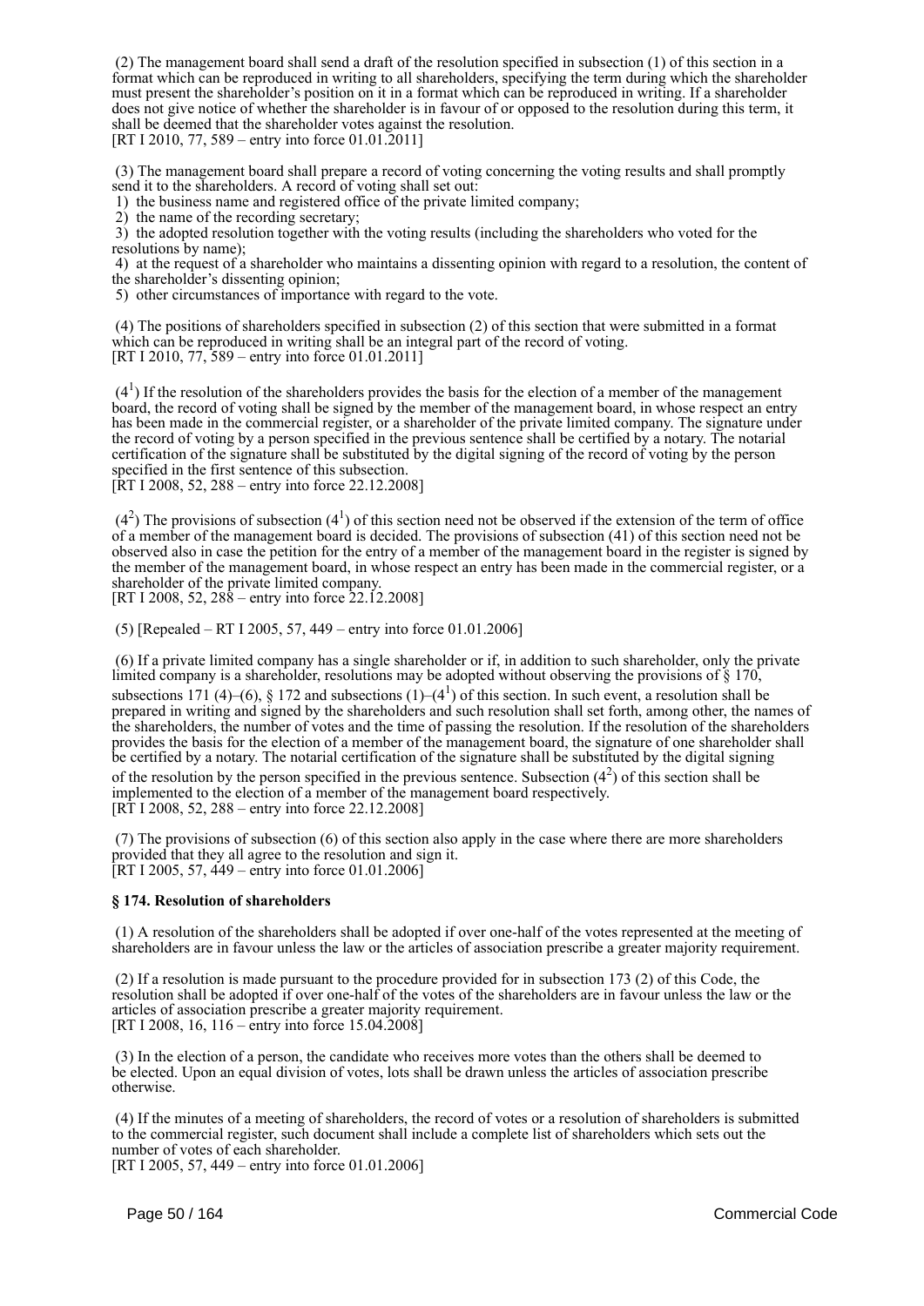(2) The management board shall send a draft of the resolution specified in subsection (1) of this section in a format which can be reproduced in writing to all shareholders, specifying the term during which the shareholder must present the shareholder's position on it in a format which can be reproduced in writing. If a shareholder does not give notice of whether the shareholder is in favour of or opposed to the resolution during this term, it shall be deemed that the shareholder votes against the resolution.
[RT I 2010, 77, 589 – entry into force 01.01.2011]

(3) The management board shall prepare a record of voting concerning the voting results and shall promptly send it to the shareholders. A record of voting shall set out:
1) the business name and registered office of the private limited company;
2) the name of the recording secretary;
3) the adopted resolution together with the voting results (including the shareholders who voted for the resolutions by name);
4) at the request of a shareholder who maintains a dissenting opinion with regard to a resolution, the content of the shareholder's dissenting opinion;
5) other circumstances of importance with regard to the vote.

(4) The positions of shareholders specified in subsection (2) of this section that were submitted in a format which can be reproduced in writing shall be an integral part of the record of voting.
[RT I 2010, 77, 589 – entry into force 01.01.2011]

($4^1$) If the resolution of the shareholders provides the basis for the election of a member of the management board, the record of voting shall be signed by the member of the management board, in whose respect an entry has been made in the commercial register, or a shareholder of the private limited company. The signature under the record of voting by a person specified in the previous sentence shall be certified by a notary. The notarial certification of the signature shall be substituted by the digital signing of the record of voting by the person specified in the first sentence of this subsection.
[RT I 2008, 52, 288 – entry into force 22.12.2008]

($4^2$) The provisions of subsection ($4^1$) of this section need not be observed if the extension of the term of office of a member of the management board is decided. The provisions of subsection (41) of this section need not be observed also in case the petition for the entry of a member of the management board in the register is signed by the member of the management board, in whose respect an entry has been made in the commercial register, or a shareholder of the private limited company.
[RT I 2008, 52, 288 – entry into force 22.12.2008]

(5) [Repealed – RT I 2005, 57, 449 – entry into force 01.01.2006]

(6) If a private limited company has a single shareholder or if, in addition to such shareholder, only the private limited company is a shareholder, resolutions may be adopted without observing the provisions of § 170, subsections 171 (4)–(6), § 172 and subsections (1)–($4^1$) of this section. In such event, a resolution shall be prepared in writing and signed by the shareholders and such resolution shall set forth, among other, the names of the shareholders, the number of votes and the time of passing the resolution. If the resolution of the shareholders provides the basis for the election of a member of the management board, the signature of one shareholder shall be certified by a notary. The notarial certification of the signature shall be substituted by the digital signing of the resolution by the person specified in the previous sentence. Subsection ($4^2$) of this section shall be implemented to the election of a member of the management board respectively.
[RT I 2008, 52, 288 – entry into force 22.12.2008]

(7) The provisions of subsection (6) of this section also apply in the case where there are more shareholders provided that they all agree to the resolution and sign it.
[RT I 2005, 57, 449 – entry into force 01.01.2006]

**§ 174. Resolution of shareholders**

(1) A resolution of the shareholders shall be adopted if over one-half of the votes represented at the meeting of shareholders are in favour unless the law or the articles of association prescribe a greater majority requirement.

(2) If a resolution is made pursuant to the procedure provided for in subsection 173 (2) of this Code, the resolution shall be adopted if over one-half of the votes of the shareholders are in favour unless the law or the articles of association prescribe a greater majority requirement.
[RT I 2008, 16, 116 – entry into force 15.04.2008]

(3) In the election of a person, the candidate who receives more votes than the others shall be deemed to be elected. Upon an equal division of votes, lots shall be drawn unless the articles of association prescribe otherwise.

(4) If the minutes of a meeting of shareholders, the record of votes or a resolution of shareholders is submitted to the commercial register, such document shall include a complete list of shareholders which sets out the number of votes of each shareholder.
[RT I 2005, 57, 449 – entry into force 01.01.2006]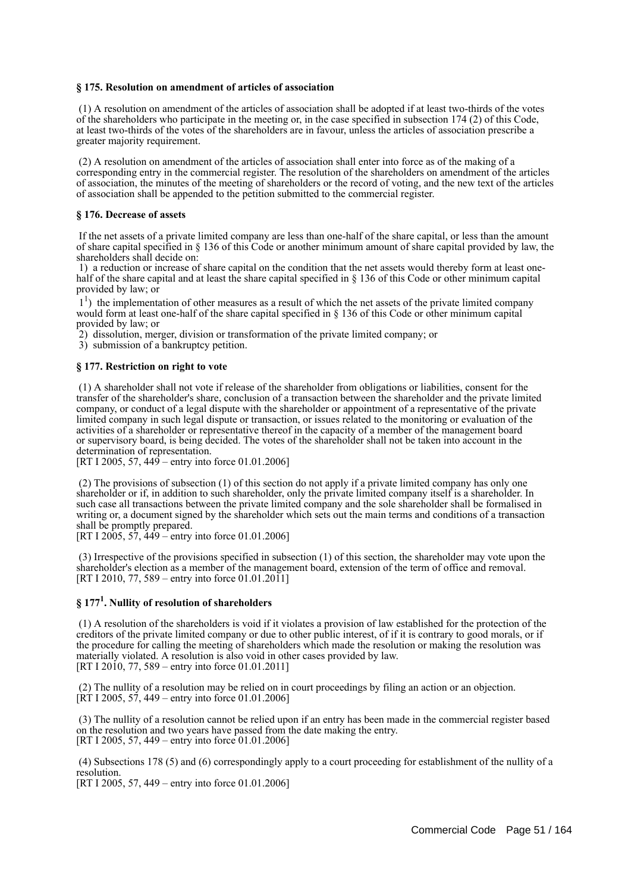### § 175. Resolution on amendment of articles of association

(1) A resolution on amendment of the articles of association shall be adopted if at least two-thirds of the votes of the shareholders who participate in the meeting or, in the case specified in subsection 174 (2) of this Code, at least two-thirds of the votes of the shareholders are in favour, unless the articles of association prescribe a greater majority requirement.

(2) A resolution on amendment of the articles of association shall enter into force as of the making of a corresponding entry in the commercial register. The resolution of the shareholders on amendment of the articles of association, the minutes of the meeting of shareholders or the record of voting, and the new text of the articles of association shall be appended to the petition submitted to the commercial register.

### § 176. Decrease of assets

If the net assets of a private limited company are less than one-half of the share capital, or less than the amount of share capital specified in § 136 of this Code or another minimum amount of share capital provided by law, the shareholders shall decide on:

1) a reduction or increase of share capital on the condition that the net assets would thereby form at least one-half of the share capital and at least the share capital specified in § 136 of this Code or other minimum capital provided by law; or

1[1]) the implementation of other measures as a result of which the net assets of the private limited company would form at least one-half of the share capital specified in § 136 of this Code or other minimum capital provided by law; or

2) dissolution, merger, division or transformation of the private limited company; or

3) submission of a bankruptcy petition.

### § 177. Restriction on right to vote

(1) A shareholder shall not vote if release of the shareholder from obligations or liabilities, consent for the transfer of the shareholder's share, conclusion of a transaction between the shareholder and the private limited company, or conduct of a legal dispute with the shareholder or appointment of a representative of the private limited company in such legal dispute or transaction, or issues related to the monitoring or evaluation of the activities of a shareholder or representative thereof in the capacity of a member of the management board or supervisory board, is being decided. The votes of the shareholder shall not be taken into account in the determination of representation.
[RT I 2005, 57, 449 – entry into force 01.01.2006]

(2) The provisions of subsection (1) of this section do not apply if a private limited company has only one shareholder or if, in addition to such shareholder, only the private limited company itself is a shareholder. In such case all transactions between the private limited company and the sole shareholder shall be formalised in writing or, a document signed by the shareholder which sets out the main terms and conditions of a transaction shall be promptly prepared.
[RT I 2005, 57, 449 – entry into force 01.01.2006]

(3) Irrespective of the provisions specified in subsection (1) of this section, the shareholder may vote upon the shareholder's election as a member of the management board, extension of the term of office and removal.
[RT I 2010, 77, 589 – entry into force 01.01.2011]

### § 177[1]. Nullity of resolution of shareholders

(1) A resolution of the shareholders is void if it violates a provision of law established for the protection of the creditors of the private limited company or due to other public interest, of if it is contrary to good morals, or if the procedure for calling the meeting of shareholders which made the resolution or making the resolution was materially violated. A resolution is also void in other cases provided by law.
[RT I 2010, 77, 589 – entry into force 01.01.2011]

(2) The nullity of a resolution may be relied on in court proceedings by filing an action or an objection.
[RT I 2005, 57, 449 – entry into force 01.01.2006]

(3) The nullity of a resolution cannot be relied upon if an entry has been made in the commercial register based on the resolution and two years have passed from the date making the entry.
[RT I 2005, 57, 449 – entry into force 01.01.2006]

(4) Subsections 178 (5) and (6) correspondingly apply to a court proceeding for establishment of the nullity of a resolution.
[RT I 2005, 57, 449 – entry into force 01.01.2006]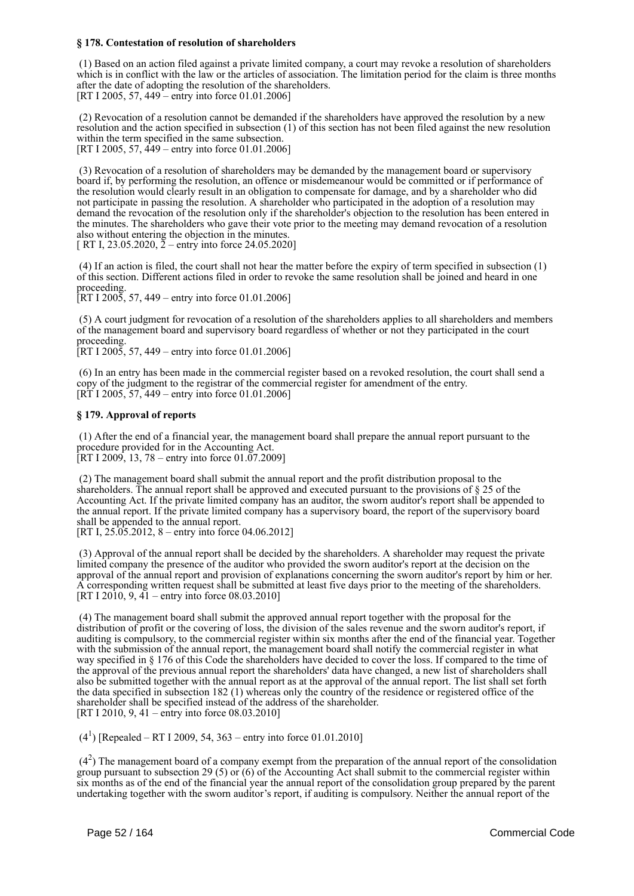**§ 178. Contestation of resolution of shareholders**

(1) Based on an action filed against a private limited company, a court may revoke a resolution of shareholders which is in conflict with the law or the articles of association. The limitation period for the claim is three months after the date of adopting the resolution of the shareholders.
[RT I 2005, 57, 449 – entry into force 01.01.2006]

(2) Revocation of a resolution cannot be demanded if the shareholders have approved the resolution by a new resolution and the action specified in subsection (1) of this section has not been filed against the new resolution within the term specified in the same subsection.
[RT I 2005, 57, 449 – entry into force 01.01.2006]

(3) Revocation of a resolution of shareholders may be demanded by the management board or supervisory board if, by performing the resolution, an offence or misdemeanour would be committed or if performance of the resolution would clearly result in an obligation to compensate for damage, and by a shareholder who did not participate in passing the resolution. A shareholder who participated in the adoption of a resolution may demand the revocation of the resolution only if the shareholder's objection to the resolution has been entered in the minutes. The shareholders who gave their vote prior to the meeting may demand revocation of a resolution also without entering the objection in the minutes.
[ RT I, 23.05.2020, 2 – entry into force 24.05.2020]

(4) If an action is filed, the court shall not hear the matter before the expiry of term specified in subsection (1) of this section. Different actions filed in order to revoke the same resolution shall be joined and heard in one proceeding.
[RT I 2005, 57, 449 – entry into force 01.01.2006]

(5) A court judgment for revocation of a resolution of the shareholders applies to all shareholders and members of the management board and supervisory board regardless of whether or not they participated in the court proceeding.
[RT I 2005, 57, 449 – entry into force 01.01.2006]

(6) In an entry has been made in the commercial register based on a revoked resolution, the court shall send a copy of the judgment to the registrar of the commercial register for amendment of the entry.
[RT I 2005, 57, 449 – entry into force 01.01.2006]

**§ 179. Approval of reports**

(1) After the end of a financial year, the management board shall prepare the annual report pursuant to the procedure provided for in the Accounting Act.
[RT I 2009, 13, 78 – entry into force 01.07.2009]

(2) The management board shall submit the annual report and the profit distribution proposal to the shareholders. The annual report shall be approved and executed pursuant to the provisions of § 25 of the Accounting Act. If the private limited company has an auditor, the sworn auditor's report shall be appended to the annual report. If the private limited company has a supervisory board, the report of the supervisory board shall be appended to the annual report.
[RT I, 25.05.2012, 8 – entry into force 04.06.2012]

(3) Approval of the annual report shall be decided by the shareholders. A shareholder may request the private limited company the presence of the auditor who provided the sworn auditor's report at the decision on the approval of the annual report and provision of explanations concerning the sworn auditor's report by him or her. A corresponding written request shall be submitted at least five days prior to the meeting of the shareholders.
[RT I 2010, 9, 41 – entry into force 08.03.2010]

(4) The management board shall submit the approved annual report together with the proposal for the distribution of profit or the covering of loss, the division of the sales revenue and the sworn auditor's report, if auditing is compulsory, to the commercial register within six months after the end of the financial year. Together with the submission of the annual report, the management board shall notify the commercial register in what way specified in § 176 of this Code the shareholders have decided to cover the loss. If compared to the time of the approval of the previous annual report the shareholders' data have changed, a new list of shareholders shall also be submitted together with the annual report as at the approval of the annual report. The list shall set forth the data specified in subsection 182 (1) whereas only the country of the residence or registered office of the shareholder shall be specified instead of the address of the shareholder.
[RT I 2010, 9, 41 – entry into force 08.03.2010]

($4^1$) [Repealed – RT I 2009, 54, 363 – entry into force 01.01.2010]

($4^2$) The management board of a company exempt from the preparation of the annual report of the consolidation group pursuant to subsection 29 (5) or (6) of the Accounting Act shall submit to the commercial register within six months as of the end of the financial year the annual report of the consolidation group prepared by the parent undertaking together with the sworn auditor's report, if auditing is compulsory. Neither the annual report of the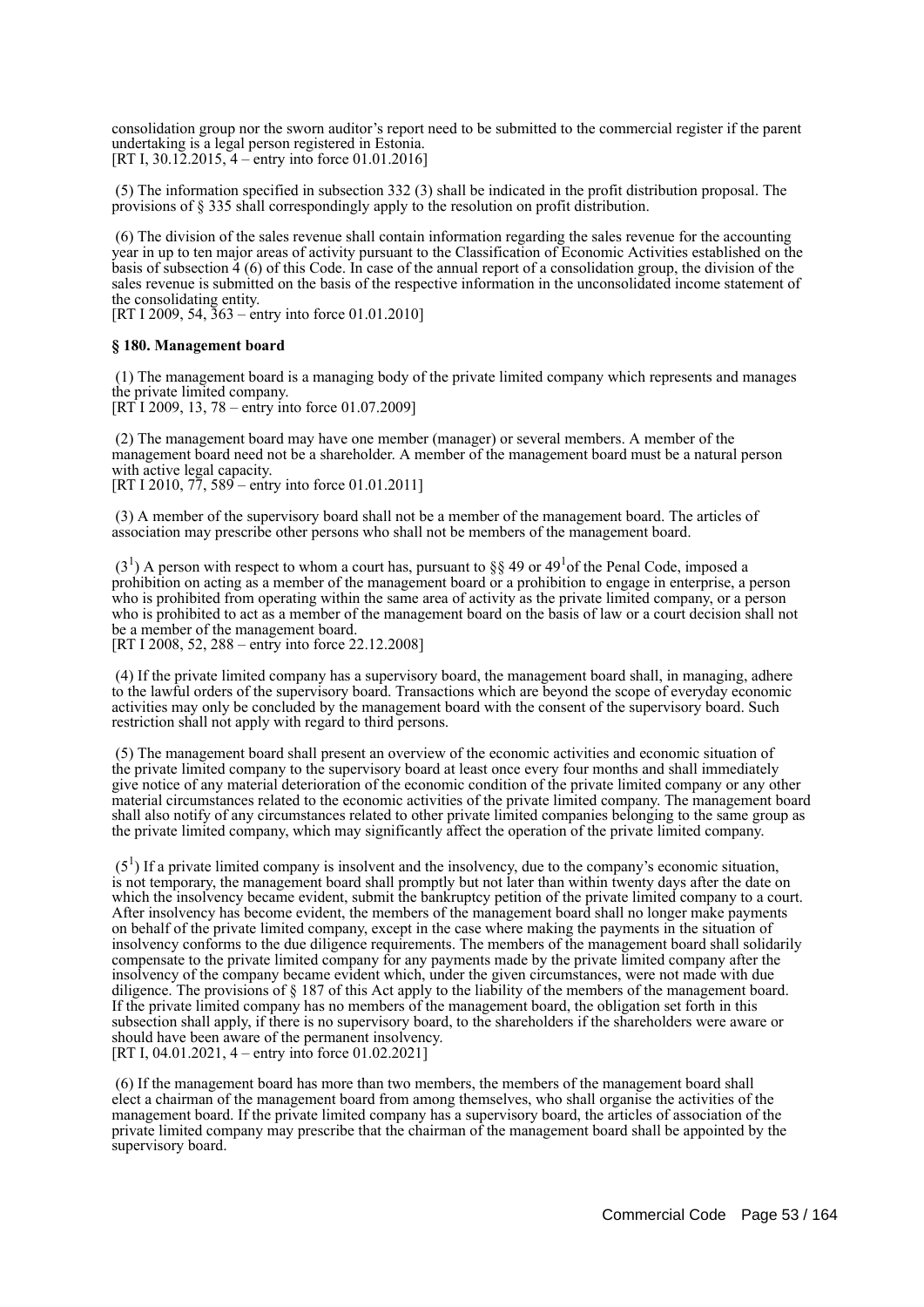consolidation group nor the sworn auditor's report need to be submitted to the commercial register if the parent undertaking is a legal person registered in Estonia.
[RT I, 30.12.2015, 4 – entry into force 01.01.2016]

(5) The information specified in subsection 332 (3) shall be indicated in the profit distribution proposal. The provisions of § 335 shall correspondingly apply to the resolution on profit distribution.

(6) The division of the sales revenue shall contain information regarding the sales revenue for the accounting year in up to ten major areas of activity pursuant to the Classification of Economic Activities established on the basis of subsection 4 (6) of this Code. In case of the annual report of a consolidation group, the division of the sales revenue is submitted on the basis of the respective information in the unconsolidated income statement of the consolidating entity.
[RT I 2009, 54, 363 – entry into force 01.01.2010]

**§ 180. Management board**

(1) The management board is a managing body of the private limited company which represents and manages the private limited company.
[RT I 2009, 13, 78 – entry into force 01.07.2009]

(2) The management board may have one member (manager) or several members. A member of the management board need not be a shareholder. A member of the management board must be a natural person with active legal capacity.
[RT I 2010, 77, 589 – entry into force 01.01.2011]

(3) A member of the supervisory board shall not be a member of the management board. The articles of association may prescribe other persons who shall not be members of the management board.

($3^1$) A person with respect to whom a court has, pursuant to §§ 49 or $49^1$ of the Penal Code, imposed a prohibition on acting as a member of the management board or a prohibition to engage in enterprise, a person who is prohibited from operating within the same area of activity as the private limited company, or a person who is prohibited to act as a member of the management board on the basis of law or a court decision shall not be a member of the management board.
[RT I 2008, 52, 288 – entry into force 22.12.2008]

(4) If the private limited company has a supervisory board, the management board shall, in managing, adhere to the lawful orders of the supervisory board. Transactions which are beyond the scope of everyday economic activities may only be concluded by the management board with the consent of the supervisory board. Such restriction shall not apply with regard to third persons.

(5) The management board shall present an overview of the economic activities and economic situation of the private limited company to the supervisory board at least once every four months and shall immediately give notice of any material deterioration of the economic condition of the private limited company or any other material circumstances related to the economic activities of the private limited company. The management board shall also notify of any circumstances related to other private limited companies belonging to the same group as the private limited company, which may significantly affect the operation of the private limited company.

($5^1$) If a private limited company is insolvent and the insolvency, due to the company's economic situation, is not temporary, the management board shall promptly but not later than within twenty days after the date on which the insolvency became evident, submit the bankruptcy petition of the private limited company to a court. After insolvency has become evident, the members of the management board shall no longer make payments on behalf of the private limited company, except in the case where making the payments in the situation of insolvency conforms to the due diligence requirements. The members of the management board shall solidarily compensate to the private limited company for any payments made by the private limited company after the insolvency of the company became evident which, under the given circumstances, were not made with due diligence. The provisions of § 187 of this Act apply to the liability of the members of the management board. If the private limited company has no members of the management board, the obligation set forth in this subsection shall apply, if there is no supervisory board, to the shareholders if the shareholders were aware or should have been aware of the permanent insolvency.
[RT I, 04.01.2021, 4 – entry into force 01.02.2021]

(6) If the management board has more than two members, the members of the management board shall elect a chairman of the management board from among themselves, who shall organise the activities of the management board. If the private limited company has a supervisory board, the articles of association of the private limited company may prescribe that the chairman of the management board shall be appointed by the supervisory board.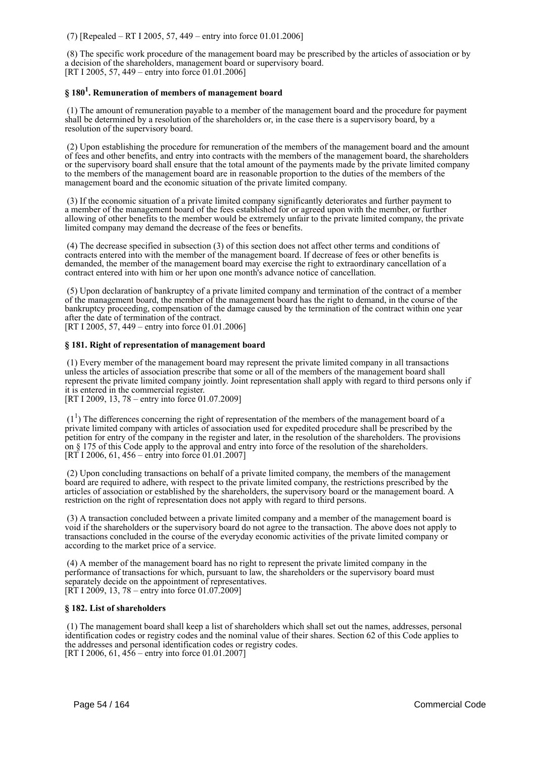(7) [Repealed – RT I 2005, 57, 449 – entry into force 01.01.2006]

(8) The specific work procedure of the management board may be prescribed by the articles of association or by a decision of the shareholders, management board or supervisory board.
[RT I 2005, 57, 449 – entry into force 01.01.2006]

### § 180[1]. Remuneration of members of management board

(1) The amount of remuneration payable to a member of the management board and the procedure for payment shall be determined by a resolution of the shareholders or, in the case there is a supervisory board, by a resolution of the supervisory board.

(2) Upon establishing the procedure for remuneration of the members of the management board and the amount of fees and other benefits, and entry into contracts with the members of the management board, the shareholders or the supervisory board shall ensure that the total amount of the payments made by the private limited company to the members of the management board are in reasonable proportion to the duties of the members of the management board and the economic situation of the private limited company.

(3) If the economic situation of a private limited company significantly deteriorates and further payment to a member of the management board of the fees established for or agreed upon with the member, or further allowing of other benefits to the member would be extremely unfair to the private limited company, the private limited company may demand the decrease of the fees or benefits.

(4) The decrease specified in subsection (3) of this section does not affect other terms and conditions of contracts entered into with the member of the management board. If decrease of fees or other benefits is demanded, the member of the management board may exercise the right to extraordinary cancellation of a contract entered into with him or her upon one month's advance notice of cancellation.

(5) Upon declaration of bankruptcy of a private limited company and termination of the contract of a member of the management board, the member of the management board has the right to demand, in the course of the bankruptcy proceeding, compensation of the damage caused by the termination of the contract within one year after the date of termination of the contract.
[RT I 2005, 57, 449 – entry into force 01.01.2006]

### § 181. Right of representation of management board

(1) Every member of the management board may represent the private limited company in all transactions unless the articles of association prescribe that some or all of the members of the management board shall represent the private limited company jointly. Joint representation shall apply with regard to third persons only if it is entered in the commercial register.
[RT I 2009, 13, 78 – entry into force 01.07.2009]

(1[1]) The differences concerning the right of representation of the members of the management board of a private limited company with articles of association used for expedited procedure shall be prescribed by the petition for entry of the company in the register and later, in the resolution of the shareholders. The provisions on § 175 of this Code apply to the approval and entry into force of the resolution of the shareholders.
[RT I 2006, 61, 456 – entry into force 01.01.2007]

(2) Upon concluding transactions on behalf of a private limited company, the members of the management board are required to adhere, with respect to the private limited company, the restrictions prescribed by the articles of association or established by the shareholders, the supervisory board or the management board. A restriction on the right of representation does not apply with regard to third persons.

(3) A transaction concluded between a private limited company and a member of the management board is void if the shareholders or the supervisory board do not agree to the transaction. The above does not apply to transactions concluded in the course of the everyday economic activities of the private limited company or according to the market price of a service.

(4) A member of the management board has no right to represent the private limited company in the performance of transactions for which, pursuant to law, the shareholders or the supervisory board must separately decide on the appointment of representatives.
[RT I 2009, 13, 78 – entry into force 01.07.2009]

### § 182. List of shareholders

(1) The management board shall keep a list of shareholders which shall set out the names, addresses, personal identification codes or registry codes and the nominal value of their shares. Section 62 of this Code applies to the addresses and personal identification codes or registry codes.
[RT I 2006, 61, 456 – entry into force 01.01.2007]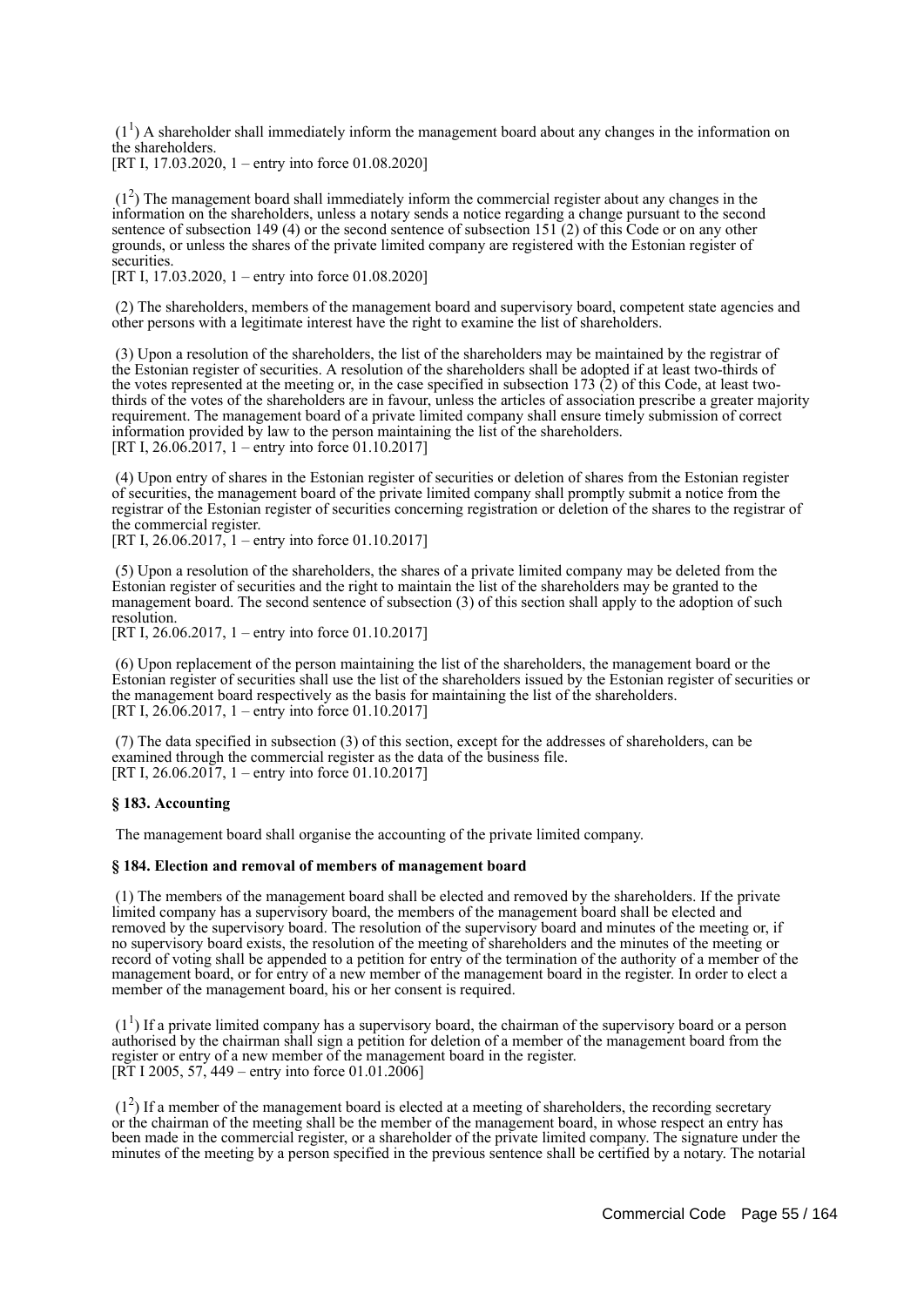(1[1]) A shareholder shall immediately inform the management board about any changes in the information on the shareholders.
[RT I, 17.03.2020, 1 – entry into force 01.08.2020]

(1[2]) The management board shall immediately inform the commercial register about any changes in the information on the shareholders, unless a notary sends a notice regarding a change pursuant to the second sentence of subsection 149 (4) or the second sentence of subsection 151 (2) of this Code or on any other grounds, or unless the shares of the private limited company are registered with the Estonian register of securities.
[RT I, 17.03.2020, 1 – entry into force 01.08.2020]

(2) The shareholders, members of the management board and supervisory board, competent state agencies and other persons with a legitimate interest have the right to examine the list of shareholders.

(3) Upon a resolution of the shareholders, the list of the shareholders may be maintained by the registrar of the Estonian register of securities. A resolution of the shareholders shall be adopted if at least two-thirds of the votes represented at the meeting or, in the case specified in subsection 173 (2) of this Code, at least two-thirds of the votes of the shareholders are in favour, unless the articles of association prescribe a greater majority requirement. The management board of a private limited company shall ensure timely submission of correct information provided by law to the person maintaining the list of the shareholders.
[RT I, 26.06.2017, 1 – entry into force 01.10.2017]

(4) Upon entry of shares in the Estonian register of securities or deletion of shares from the Estonian register of securities, the management board of the private limited company shall promptly submit a notice from the registrar of the Estonian register of securities concerning registration or deletion of the shares to the registrar of the commercial register.
[RT I, 26.06.2017, 1 – entry into force 01.10.2017]

(5) Upon a resolution of the shareholders, the shares of a private limited company may be deleted from the Estonian register of securities and the right to maintain the list of the shareholders may be granted to the management board. The second sentence of subsection (3) of this section shall apply to the adoption of such resolution.
[RT I, 26.06.2017, 1 – entry into force 01.10.2017]

(6) Upon replacement of the person maintaining the list of the shareholders, the management board or the Estonian register of securities shall use the list of the shareholders issued by the Estonian register of securities or the management board respectively as the basis for maintaining the list of the shareholders.
[RT I, 26.06.2017, 1 – entry into force 01.10.2017]

(7) The data specified in subsection (3) of this section, except for the addresses of shareholders, can be examined through the commercial register as the data of the business file.
[RT I, 26.06.2017, 1 – entry into force 01.10.2017]

### § 183. Accounting

The management board shall organise the accounting of the private limited company.

### § 184. Election and removal of members of management board

(1) The members of the management board shall be elected and removed by the shareholders. If the private limited company has a supervisory board, the members of the management board shall be elected and removed by the supervisory board. The resolution of the supervisory board and minutes of the meeting or, if no supervisory board exists, the resolution of the meeting of shareholders and the minutes of the meeting or record of voting shall be appended to a petition for entry of the termination of the authority of a member of the management board, or for entry of a new member of the management board in the register. In order to elect a member of the management board, his or her consent is required.

(1[1]) If a private limited company has a supervisory board, the chairman of the supervisory board or a person authorised by the chairman shall sign a petition for deletion of a member of the management board from the register or entry of a new member of the management board in the register.
[RT I 2005, 57, 449 – entry into force 01.01.2006]

(1[2]) If a member of the management board is elected at a meeting of shareholders, the recording secretary or the chairman of the meeting shall be the member of the management board, in whose respect an entry has been made in the commercial register, or a shareholder of the private limited company. The signature under the minutes of the meeting by a person specified in the previous sentence shall be certified by a notary. The notarial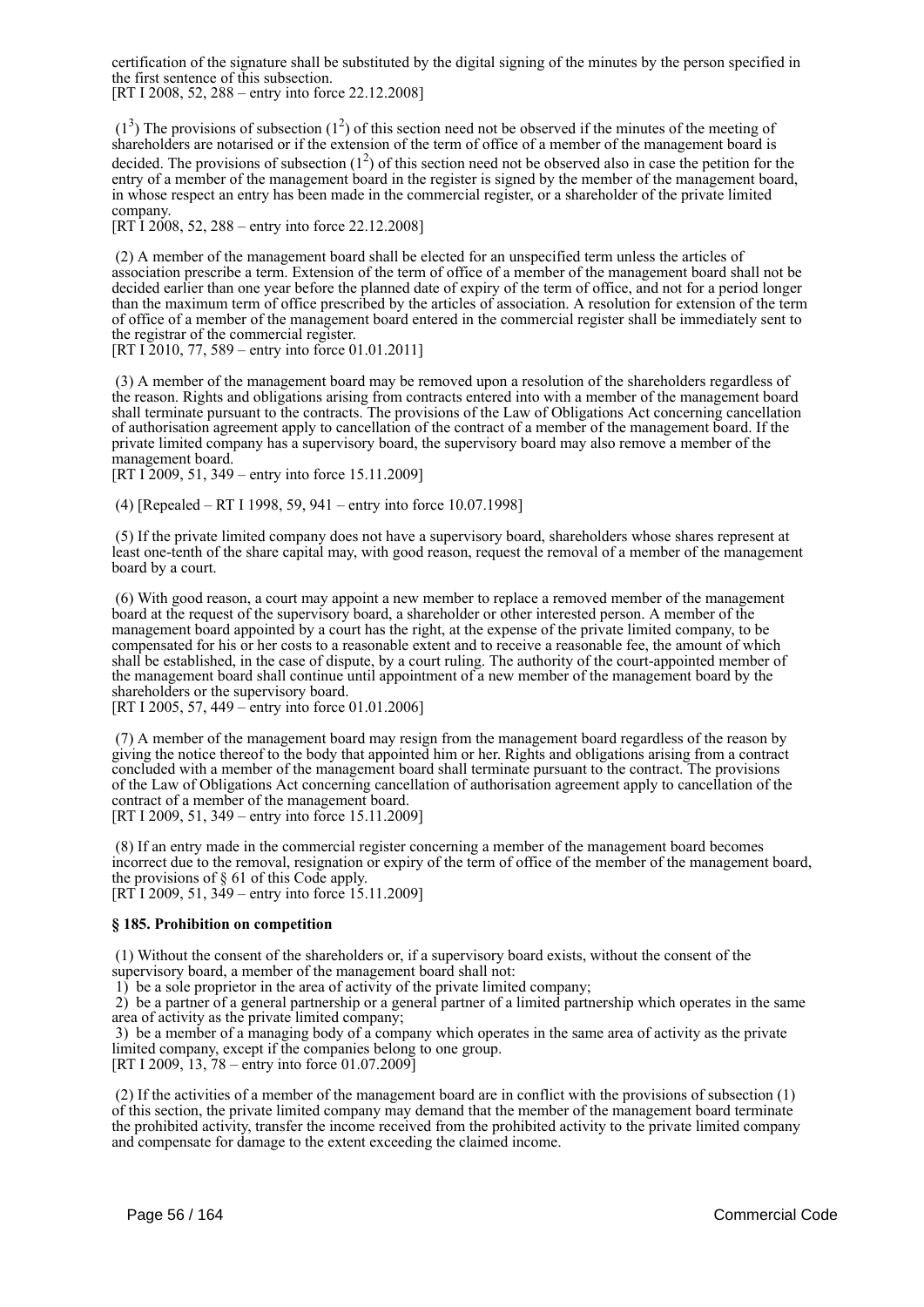certification of the signature shall be substituted by the digital signing of the minutes by the person specified in the first sentence of this subsection.
[RT I 2008, 52, 288 – entry into force 22.12.2008]

($1^3$) The provisions of subsection ($1^2$) of this section need not be observed if the minutes of the meeting of shareholders are notarised or if the extension of the term of office of a member of the management board is decided. The provisions of subsection ($1^2$) of this section need not be observed also in case the petition for the entry of a member of the management board in the register is signed by the member of the management board, in whose respect an entry has been made in the commercial register, or a shareholder of the private limited company.
[RT I 2008, 52, 288 – entry into force 22.12.2008]

(2) A member of the management board shall be elected for an unspecified term unless the articles of association prescribe a term. Extension of the term of office of a member of the management board shall not be decided earlier than one year before the planned date of expiry of the term of office, and not for a period longer than the maximum term of office prescribed by the articles of association. A resolution for extension of the term of office of a member of the management board entered in the commercial register shall be immediately sent to the registrar of the commercial register.
[RT I 2010, 77, 589 – entry into force 01.01.2011]

(3) A member of the management board may be removed upon a resolution of the shareholders regardless of the reason. Rights and obligations arising from contracts entered into with a member of the management board shall terminate pursuant to the contracts. The provisions of the Law of Obligations Act concerning cancellation of authorisation agreement apply to cancellation of the contract of a member of the management board. If the private limited company has a supervisory board, the supervisory board may also remove a member of the management board.
[RT I 2009, 51, 349 – entry into force 15.11.2009]

(4) [Repealed – RT I 1998, 59, 941 – entry into force 10.07.1998]

(5) If the private limited company does not have a supervisory board, shareholders whose shares represent at least one-tenth of the share capital may, with good reason, request the removal of a member of the management board by a court.

(6) With good reason, a court may appoint a new member to replace a removed member of the management board at the request of the supervisory board, a shareholder or other interested person. A member of the management board appointed by a court has the right, at the expense of the private limited company, to be compensated for his or her costs to a reasonable extent and to receive a reasonable fee, the amount of which shall be established, in the case of dispute, by a court ruling. The authority of the court-appointed member of the management board shall continue until appointment of a new member of the management board by the shareholders or the supervisory board.
[RT I 2005, 57, 449 – entry into force 01.01.2006]

(7) A member of the management board may resign from the management board regardless of the reason by giving the notice thereof to the body that appointed him or her. Rights and obligations arising from a contract concluded with a member of the management board shall terminate pursuant to the contract. The provisions of the Law of Obligations Act concerning cancellation of authorisation agreement apply to cancellation of the contract of a member of the management board.
[RT I 2009, 51, 349 – entry into force 15.11.2009]

(8) If an entry made in the commercial register concerning a member of the management board becomes incorrect due to the removal, resignation or expiry of the term of office of the member of the management board, the provisions of § 61 of this Code apply.
[RT I 2009, 51, 349 – entry into force 15.11.2009]

**§ 185. Prohibition on competition**

(1) Without the consent of the shareholders or, if a supervisory board exists, without the consent of the supervisory board, a member of the management board shall not:
1) be a sole proprietor in the area of activity of the private limited company;
2) be a partner of a general partnership or a general partner of a limited partnership which operates in the same area of activity as the private limited company;
3) be a member of a managing body of a company which operates in the same area of activity as the private limited company, except if the companies belong to one group.
[RT I 2009, 13, 78 – entry into force 01.07.2009]

(2) If the activities of a member of the management board are in conflict with the provisions of subsection (1) of this section, the private limited company may demand that the member of the management board terminate the prohibited activity, transfer the income received from the prohibited activity to the private limited company and compensate for damage to the extent exceeding the claimed income.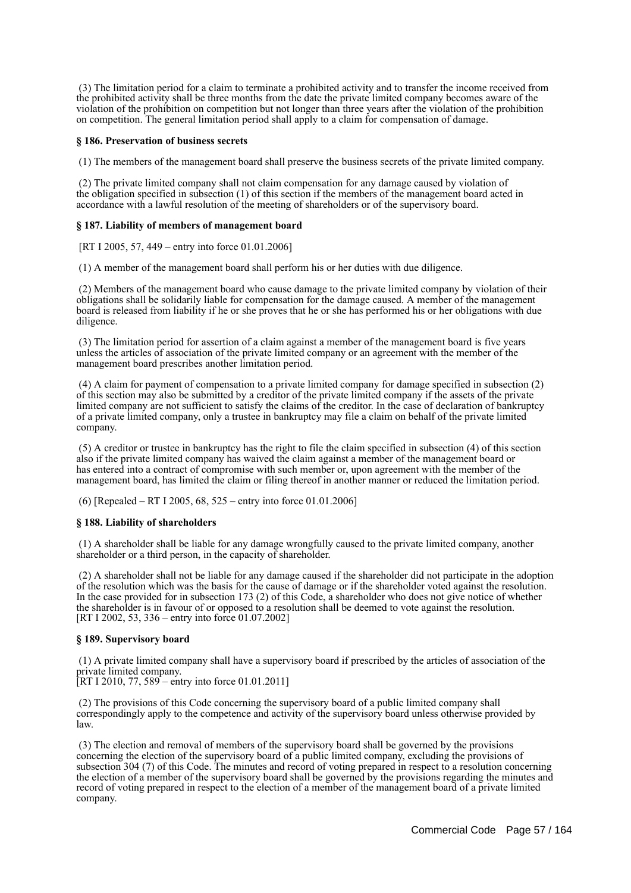(3) The limitation period for a claim to terminate a prohibited activity and to transfer the income received from the prohibited activity shall be three months from the date the private limited company becomes aware of the violation of the prohibition on competition but not longer than three years after the violation of the prohibition on competition. The general limitation period shall apply to a claim for compensation of damage.

### § 186. Preservation of business secrets

(1) The members of the management board shall preserve the business secrets of the private limited company.

(2) The private limited company shall not claim compensation for any damage caused by violation of the obligation specified in subsection (1) of this section if the members of the management board acted in accordance with a lawful resolution of the meeting of shareholders or of the supervisory board.

### § 187. Liability of members of management board

[RT I 2005, 57, 449 – entry into force 01.01.2006]

(1) A member of the management board shall perform his or her duties with due diligence.

(2) Members of the management board who cause damage to the private limited company by violation of their obligations shall be solidarily liable for compensation for the damage caused. A member of the management board is released from liability if he or she proves that he or she has performed his or her obligations with due diligence.

(3) The limitation period for assertion of a claim against a member of the management board is five years unless the articles of association of the private limited company or an agreement with the member of the management board prescribes another limitation period.

(4) A claim for payment of compensation to a private limited company for damage specified in subsection (2) of this section may also be submitted by a creditor of the private limited company if the assets of the private limited company are not sufficient to satisfy the claims of the creditor. In the case of declaration of bankruptcy of a private limited company, only a trustee in bankruptcy may file a claim on behalf of the private limited company.

(5) A creditor or trustee in bankruptcy has the right to file the claim specified in subsection (4) of this section also if the private limited company has waived the claim against a member of the management board or has entered into a contract of compromise with such member or, upon agreement with the member of the management board, has limited the claim or filing thereof in another manner or reduced the limitation period.

(6) [Repealed – RT I 2005, 68, 525 – entry into force 01.01.2006]

### § 188. Liability of shareholders

(1) A shareholder shall be liable for any damage wrongfully caused to the private limited company, another shareholder or a third person, in the capacity of shareholder.

(2) A shareholder shall not be liable for any damage caused if the shareholder did not participate in the adoption of the resolution which was the basis for the cause of damage or if the shareholder voted against the resolution. In the case provided for in subsection 173 (2) of this Code, a shareholder who does not give notice of whether the shareholder is in favour of or opposed to a resolution shall be deemed to vote against the resolution.
[RT I 2002, 53, 336 – entry into force 01.07.2002]

### § 189. Supervisory board

(1) A private limited company shall have a supervisory board if prescribed by the articles of association of the private limited company.
[RT I 2010, 77, 589 – entry into force 01.01.2011]

(2) The provisions of this Code concerning the supervisory board of a public limited company shall correspondingly apply to the competence and activity of the supervisory board unless otherwise provided by law.

(3) The election and removal of members of the supervisory board shall be governed by the provisions concerning the election of the supervisory board of a public limited company, excluding the provisions of subsection 304 (7) of this Code. The minutes and record of voting prepared in respect to a resolution concerning the election of a member of the supervisory board shall be governed by the provisions regarding the minutes and record of voting prepared in respect to the election of a member of the management board of a private limited company.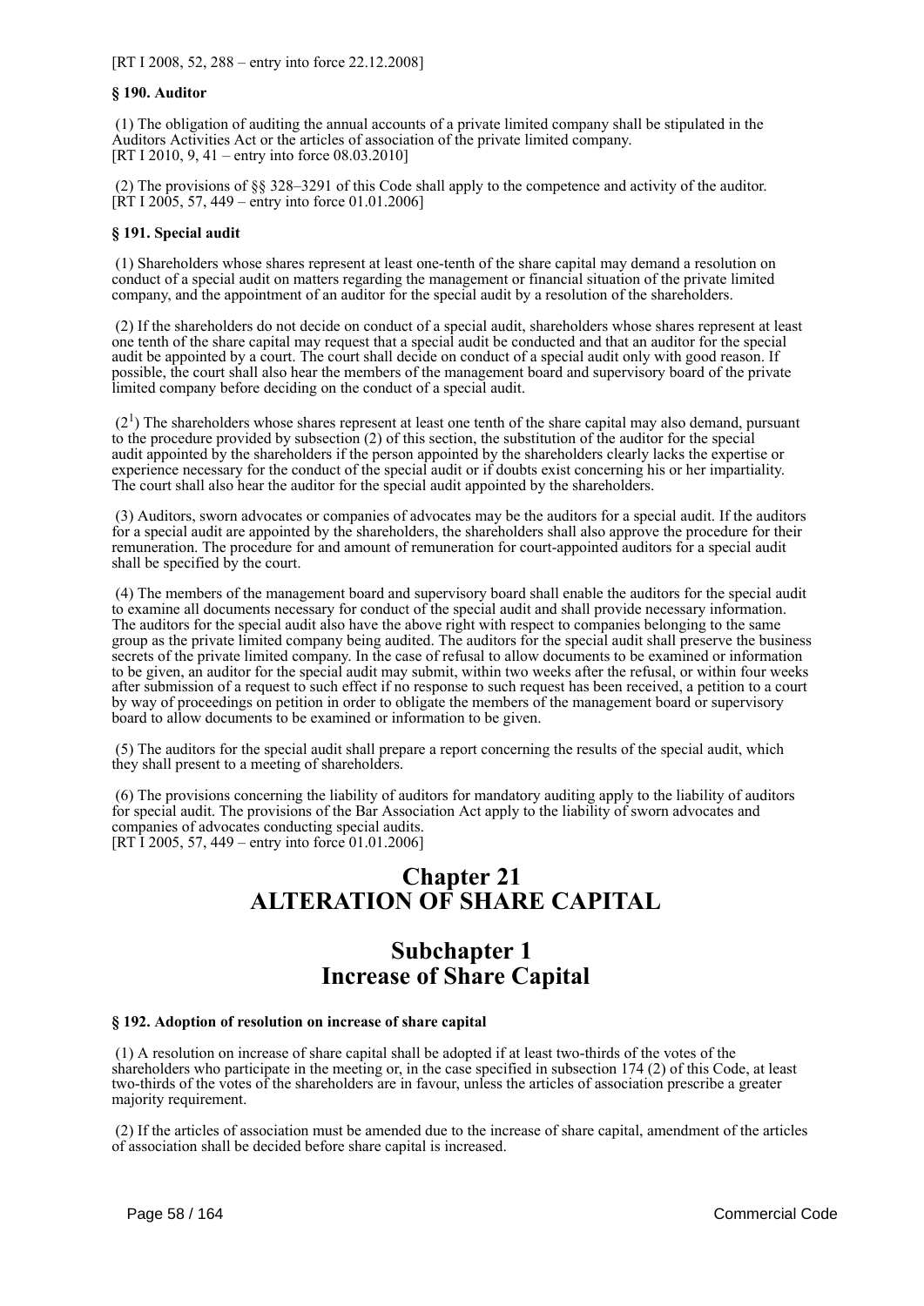[RT I 2008, 52, 288 – entry into force 22.12.2008]

### § 190. Auditor

(1) The obligation of auditing the annual accounts of a private limited company shall be stipulated in the Auditors Activities Act or the articles of association of the private limited company.
[RT I 2010, 9, 41 – entry into force 08.03.2010]

(2) The provisions of §§ 328–3291 of this Code shall apply to the competence and activity of the auditor.
[RT I 2005, 57, 449 – entry into force 01.01.2006]

### § 191. Special audit

(1) Shareholders whose shares represent at least one-tenth of the share capital may demand a resolution on conduct of a special audit on matters regarding the management or financial situation of the private limited company, and the appointment of an auditor for the special audit by a resolution of the shareholders.

(2) If the shareholders do not decide on conduct of a special audit, shareholders whose shares represent at least one tenth of the share capital may request that a special audit be conducted and that an auditor for the special audit be appointed by a court. The court shall decide on conduct of a special audit only with good reason. If possible, the court shall also hear the members of the management board and supervisory board of the private limited company before deciding on the conduct of a special audit.

(2[1]) The shareholders whose shares represent at least one tenth of the share capital may also demand, pursuant to the procedure provided by subsection (2) of this section, the substitution of the auditor for the special audit appointed by the shareholders if the person appointed by the shareholders clearly lacks the expertise or experience necessary for the conduct of the special audit or if doubts exist concerning his or her impartiality. The court shall also hear the auditor for the special audit appointed by the shareholders.

(3) Auditors, sworn advocates or companies of advocates may be the auditors for a special audit. If the auditors for a special audit are appointed by the shareholders, the shareholders shall also approve the procedure for their remuneration. The procedure for and amount of remuneration for court-appointed auditors for a special audit shall be specified by the court.

(4) The members of the management board and supervisory board shall enable the auditors for the special audit to examine all documents necessary for conduct of the special audit and shall provide necessary information. The auditors for the special audit also have the above right with respect to companies belonging to the same group as the private limited company being audited. The auditors for the special audit shall preserve the business secrets of the private limited company. In the case of refusal to allow documents to be examined or information to be given, an auditor for the special audit may submit, within two weeks after the refusal, or within four weeks after submission of a request to such effect if no response to such request has been received, a petition to a court by way of proceedings on petition in order to obligate the members of the management board or supervisory board to allow documents to be examined or information to be given.

(5) The auditors for the special audit shall prepare a report concerning the results of the special audit, which they shall present to a meeting of shareholders.

(6) The provisions concerning the liability of auditors for mandatory auditing apply to the liability of auditors for special audit. The provisions of the Bar Association Act apply to the liability of sworn advocates and companies of advocates conducting special audits.
[RT I 2005, 57, 449 – entry into force 01.01.2006]

# Chapter 21
# ALTERATION OF SHARE CAPITAL

## Subchapter 1
## Increase of Share Capital

### § 192. Adoption of resolution on increase of share capital

(1) A resolution on increase of share capital shall be adopted if at least two-thirds of the votes of the shareholders who participate in the meeting or, in the case specified in subsection 174 (2) of this Code, at least two-thirds of the votes of the shareholders are in favour, unless the articles of association prescribe a greater majority requirement.

(2) If the articles of association must be amended due to the increase of share capital, amendment of the articles of association shall be decided before share capital is increased.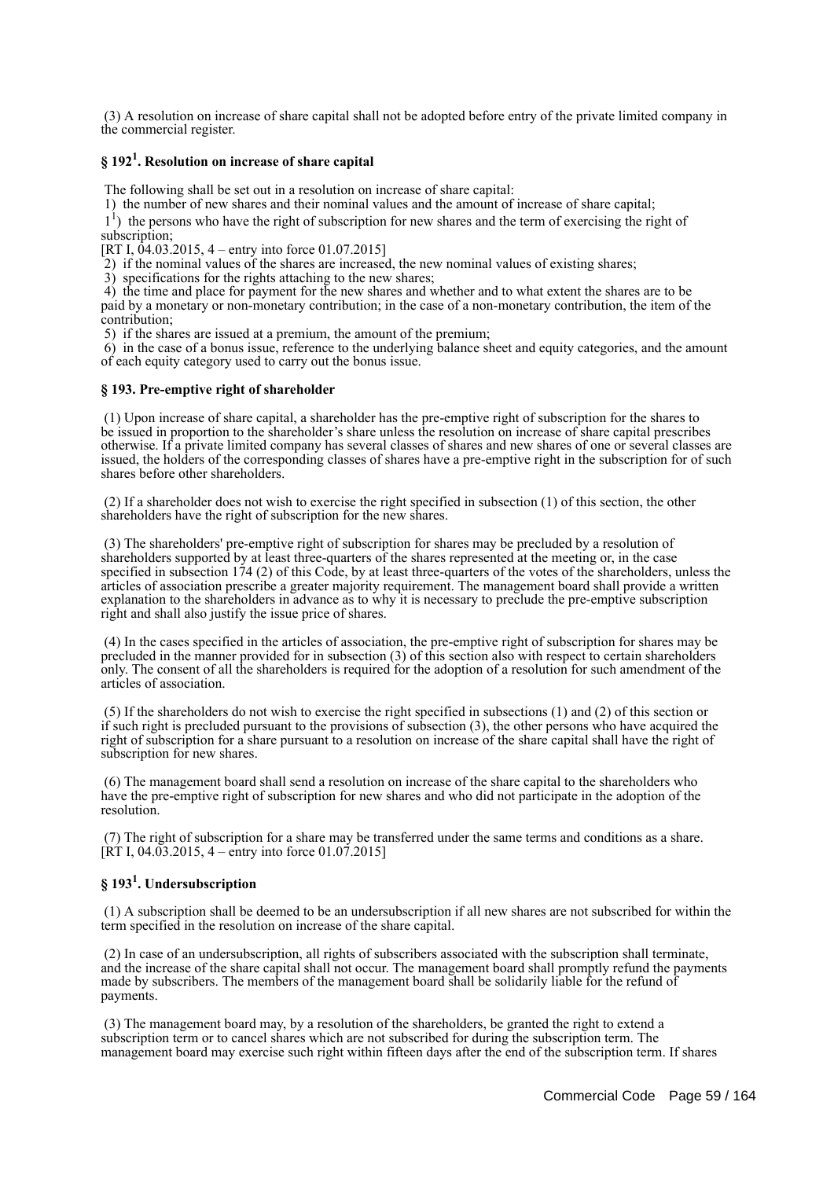(3) A resolution on increase of share capital shall not be adopted before entry of the private limited company in the commercial register.

### § 192[1]. Resolution on increase of share capital

The following shall be set out in a resolution on increase of share capital:

1) the number of new shares and their nominal values and the amount of increase of share capital;

1[1]) the persons who have the right of subscription for new shares and the term of exercising the right of subscription;
[RT I, 04.03.2015, 4 – entry into force 01.07.2015]

2) if the nominal values of the shares are increased, the new nominal values of existing shares;

3) specifications for the rights attaching to the new shares;

4) the time and place for payment for the new shares and whether and to what extent the shares are to be paid by a monetary or non-monetary contribution; in the case of a non-monetary contribution, the item of the contribution;

5) if the shares are issued at a premium, the amount of the premium;

6) in the case of a bonus issue, reference to the underlying balance sheet and equity categories, and the amount of each equity category used to carry out the bonus issue.

### § 193. Pre-emptive right of shareholder

(1) Upon increase of share capital, a shareholder has the pre-emptive right of subscription for the shares to be issued in proportion to the shareholder's share unless the resolution on increase of share capital prescribes otherwise. If a private limited company has several classes of shares and new shares of one or several classes are issued, the holders of the corresponding classes of shares have a pre-emptive right in the subscription for of such shares before other shareholders.

(2) If a shareholder does not wish to exercise the right specified in subsection (1) of this section, the other shareholders have the right of subscription for the new shares.

(3) The shareholders' pre-emptive right of subscription for shares may be precluded by a resolution of shareholders supported by at least three-quarters of the shares represented at the meeting or, in the case specified in subsection 174 (2) of this Code, by at least three-quarters of the votes of the shareholders, unless the articles of association prescribe a greater majority requirement. The management board shall provide a written explanation to the shareholders in advance as to why it is necessary to preclude the pre-emptive subscription right and shall also justify the issue price of shares.

(4) In the cases specified in the articles of association, the pre-emptive right of subscription for shares may be precluded in the manner provided for in subsection (3) of this section also with respect to certain shareholders only. The consent of all the shareholders is required for the adoption of a resolution for such amendment of the articles of association.

(5) If the shareholders do not wish to exercise the right specified in subsections (1) and (2) of this section or if such right is precluded pursuant to the provisions of subsection (3), the other persons who have acquired the right of subscription for a share pursuant to a resolution on increase of the share capital shall have the right of subscription for new shares.

(6) The management board shall send a resolution on increase of the share capital to the shareholders who have the pre-emptive right of subscription for new shares and who did not participate in the adoption of the resolution.

(7) The right of subscription for a share may be transferred under the same terms and conditions as a share.
[RT I, 04.03.2015, 4 – entry into force 01.07.2015]

### § 193[1]. Undersubscription

(1) A subscription shall be deemed to be an undersubscription if all new shares are not subscribed for within the term specified in the resolution on increase of the share capital.

(2) In case of an undersubscription, all rights of subscribers associated with the subscription shall terminate, and the increase of the share capital shall not occur. The management board shall promptly refund the payments made by subscribers. The members of the management board shall be solidarily liable for the refund of payments.

(3) The management board may, by a resolution of the shareholders, be granted the right to extend a subscription term or to cancel shares which are not subscribed for during the subscription term. The management board may exercise such right within fifteen days after the end of the subscription term. If shares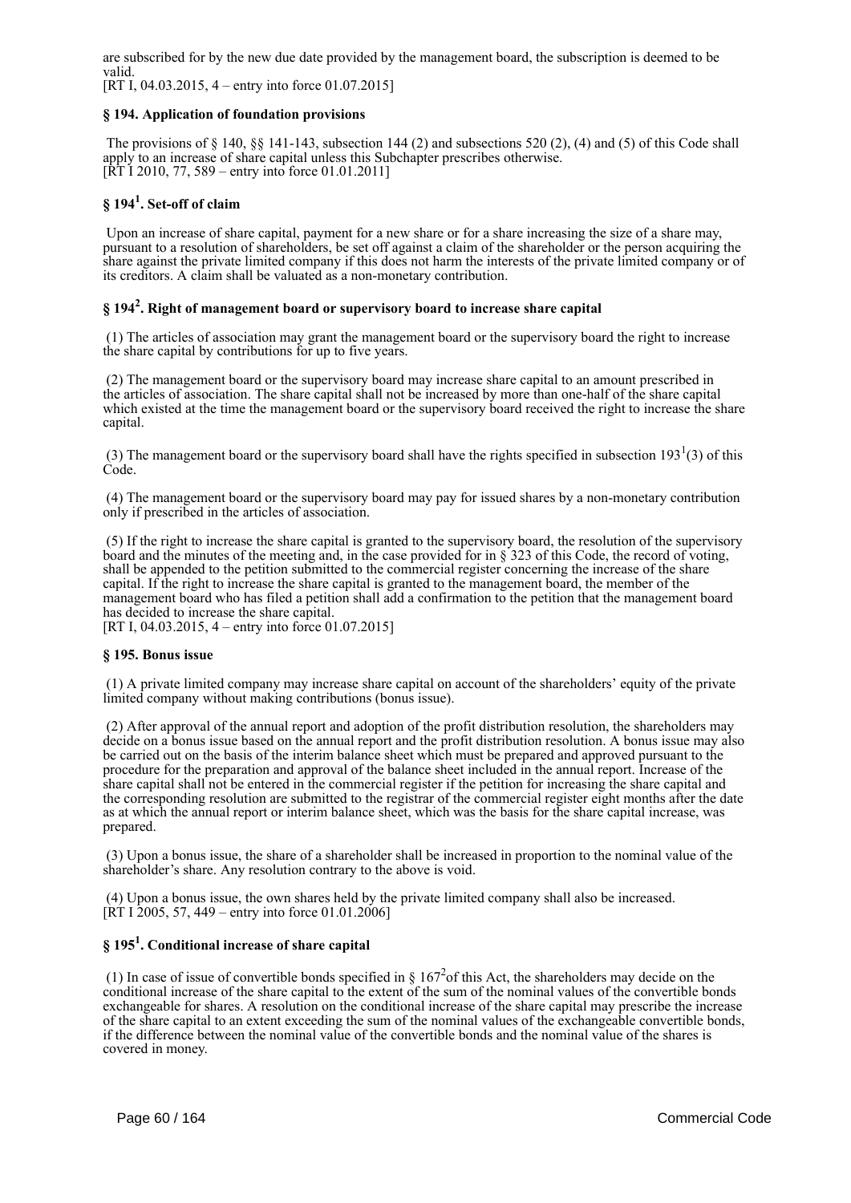are subscribed for by the new due date provided by the management board, the subscription is deemed to be valid.
[RT I, 04.03.2015, 4 – entry into force 01.07.2015]

### § 194. Application of foundation provisions

The provisions of § 140, §§ 141-143, subsection 144 (2) and subsections 520 (2), (4) and (5) of this Code shall apply to an increase of share capital unless this Subchapter prescribes otherwise.
[RT I 2010, 77, 589 – entry into force 01.01.2011]

### § 194[1]. Set-off of claim

Upon an increase of share capital, payment for a new share or for a share increasing the size of a share may, pursuant to a resolution of shareholders, be set off against a claim of the shareholder or the person acquiring the share against the private limited company if this does not harm the interests of the private limited company or of its creditors. A claim shall be valuated as a non-monetary contribution.

### § 194[2]. Right of management board or supervisory board to increase share capital

(1) The articles of association may grant the management board or the supervisory board the right to increase the share capital by contributions for up to five years.

(2) The management board or the supervisory board may increase share capital to an amount prescribed in the articles of association. The share capital shall not be increased by more than one-half of the share capital which existed at the time the management board or the supervisory board received the right to increase the share capital.

(3) The management board or the supervisory board shall have the rights specified in subsection 193[1](3) of this Code.

(4) The management board or the supervisory board may pay for issued shares by a non-monetary contribution only if prescribed in the articles of association.

(5) If the right to increase the share capital is granted to the supervisory board, the resolution of the supervisory board and the minutes of the meeting and, in the case provided for in § 323 of this Code, the record of voting, shall be appended to the petition submitted to the commercial register concerning the increase of the share capital. If the right to increase the share capital is granted to the management board, the member of the management board who has filed a petition shall add a confirmation to the petition that the management board has decided to increase the share capital.
[RT I, 04.03.2015, 4 – entry into force 01.07.2015]

### § 195. Bonus issue

(1) A private limited company may increase share capital on account of the shareholders' equity of the private limited company without making contributions (bonus issue).

(2) After approval of the annual report and adoption of the profit distribution resolution, the shareholders may decide on a bonus issue based on the annual report and the profit distribution resolution. A bonus issue may also be carried out on the basis of the interim balance sheet which must be prepared and approved pursuant to the procedure for the preparation and approval of the balance sheet included in the annual report. Increase of the share capital shall not be entered in the commercial register if the petition for increasing the share capital and the corresponding resolution are submitted to the registrar of the commercial register eight months after the date as at which the annual report or interim balance sheet, which was the basis for the share capital increase, was prepared.

(3) Upon a bonus issue, the share of a shareholder shall be increased in proportion to the nominal value of the shareholder's share. Any resolution contrary to the above is void.

(4) Upon a bonus issue, the own shares held by the private limited company shall also be increased.
[RT I 2005, 57, 449 – entry into force 01.01.2006]

### § 195[1]. Conditional increase of share capital

(1) In case of issue of convertible bonds specified in § 167[2] of this Act, the shareholders may decide on the conditional increase of the share capital to the extent of the sum of the nominal values of the convertible bonds exchangeable for shares. A resolution on the conditional increase of the share capital may prescribe the increase of the share capital to an extent exceeding the sum of the nominal values of the exchangeable convertible bonds, if the difference between the nominal value of the convertible bonds and the nominal value of the shares is covered in money.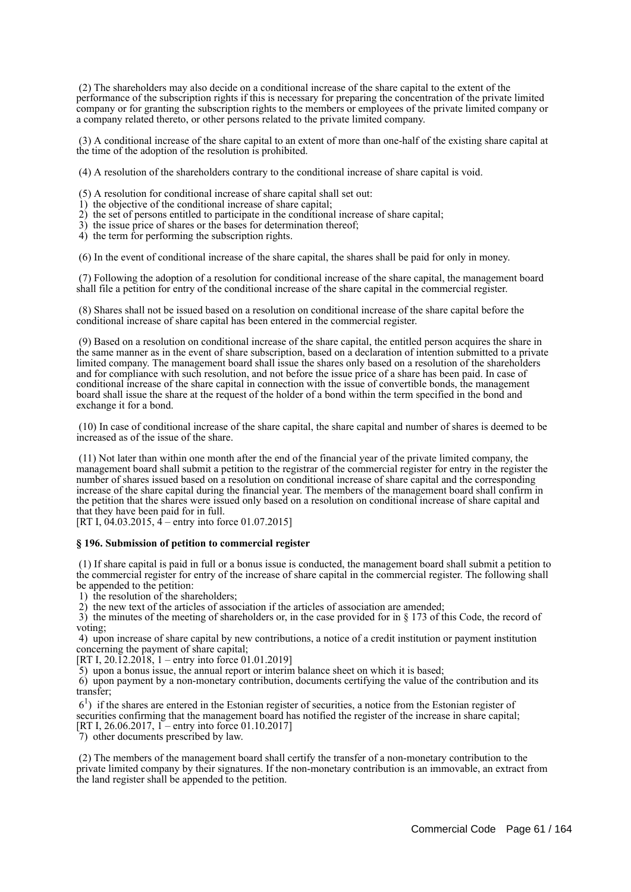(2) The shareholders may also decide on a conditional increase of the share capital to the extent of the performance of the subscription rights if this is necessary for preparing the concentration of the private limited company or for granting the subscription rights to the members or employees of the private limited company or a company related thereto, or other persons related to the private limited company.

(3) A conditional increase of the share capital to an extent of more than one-half of the existing share capital at the time of the adoption of the resolution is prohibited.

(4) A resolution of the shareholders contrary to the conditional increase of share capital is void.

(5) A resolution for conditional increase of share capital shall set out:
1) the objective of the conditional increase of share capital;
2) the set of persons entitled to participate in the conditional increase of share capital;
3) the issue price of shares or the bases for determination thereof;
4) the term for performing the subscription rights.

(6) In the event of conditional increase of the share capital, the shares shall be paid for only in money.

(7) Following the adoption of a resolution for conditional increase of the share capital, the management board shall file a petition for entry of the conditional increase of the share capital in the commercial register.

(8) Shares shall not be issued based on a resolution on conditional increase of the share capital before the conditional increase of share capital has been entered in the commercial register.

(9) Based on a resolution on conditional increase of the share capital, the entitled person acquires the share in the same manner as in the event of share subscription, based on a declaration of intention submitted to a private limited company. The management board shall issue the shares only based on a resolution of the shareholders and for compliance with such resolution, and not before the issue price of a share has been paid. In case of conditional increase of the share capital in connection with the issue of convertible bonds, the management board shall issue the share at the request of the holder of a bond within the term specified in the bond and exchange it for a bond.

(10) In case of conditional increase of the share capital, the share capital and number of shares is deemed to be increased as of the issue of the share.

(11) Not later than within one month after the end of the financial year of the private limited company, the management board shall submit a petition to the registrar of the commercial register for entry in the register the number of shares issued based on a resolution on conditional increase of share capital and the corresponding increase of the share capital during the financial year. The members of the management board shall confirm in the petition that the shares were issued only based on a resolution on conditional increase of share capital and that they have been paid for in full.
[RT I, 04.03.2015, 4 – entry into force 01.07.2015]

**§ 196. Submission of petition to commercial register**

(1) If share capital is paid in full or a bonus issue is conducted, the management board shall submit a petition to the commercial register for entry of the increase of share capital in the commercial register. The following shall be appended to the petition:
1) the resolution of the shareholders;
2) the new text of the articles of association if the articles of association are amended;
3) the minutes of the meeting of shareholders or, in the case provided for in § 173 of this Code, the record of voting;
4) upon increase of share capital by new contributions, a notice of a credit institution or payment institution concerning the payment of share capital;
[RT I, 20.12.2018, 1 – entry into force 01.01.2019]
5) upon a bonus issue, the annual report or interim balance sheet on which it is based;
6) upon payment by a non-monetary contribution, documents certifying the value of the contribution and its transfer;
6[1]) if the shares are entered in the Estonian register of securities, a notice from the Estonian register of securities confirming that the management board has notified the register of the increase in share capital;
[RT I, 26.06.2017, 1 – entry into force 01.10.2017]
7) other documents prescribed by law.

(2) The members of the management board shall certify the transfer of a non-monetary contribution to the private limited company by their signatures. If the non-monetary contribution is an immovable, an extract from the land register shall be appended to the petition.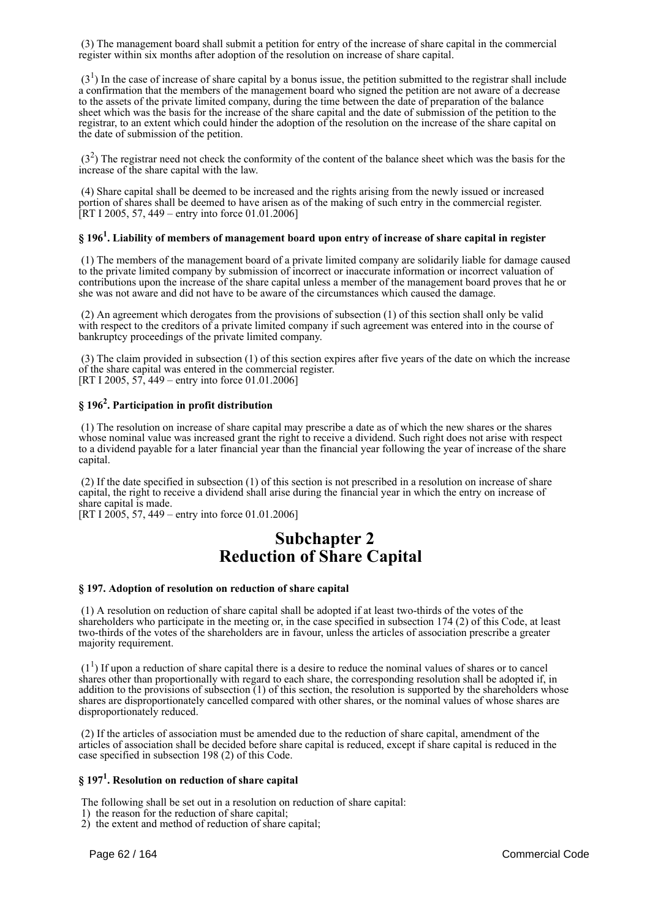(3) The management board shall submit a petition for entry of the increase of share capital in the commercial register within six months after adoption of the resolution on increase of share capital.

($3^1$) In the case of increase of share capital by a bonus issue, the petition submitted to the registrar shall include a confirmation that the members of the management board who signed the petition are not aware of a decrease to the assets of the private limited company, during the time between the date of preparation of the balance sheet which was the basis for the increase of the share capital and the date of submission of the petition to the registrar, to an extent which could hinder the adoption of the resolution on the increase of the share capital on the date of submission of the petition.

($3^2$) The registrar need not check the conformity of the content of the balance sheet which was the basis for the increase of the share capital with the law.

(4) Share capital shall be deemed to be increased and the rights arising from the newly issued or increased portion of shares shall be deemed to have arisen as of the making of such entry in the commercial register.
[RT I 2005, 57, 449 – entry into force 01.01.2006]

#### § $196^1$. Liability of members of management board upon entry of increase of share capital in register

(1) The members of the management board of a private limited company are solidarily liable for damage caused to the private limited company by submission of incorrect or inaccurate information or incorrect valuation of contributions upon the increase of the share capital unless a member of the management board proves that he or she was not aware and did not have to be aware of the circumstances which caused the damage.

(2) An agreement which derogates from the provisions of subsection (1) of this section shall only be valid with respect to the creditors of a private limited company if such agreement was entered into in the course of bankruptcy proceedings of the private limited company.

(3) The claim provided in subsection (1) of this section expires after five years of the date on which the increase of the share capital was entered in the commercial register.
[RT I 2005, 57, 449 – entry into force 01.01.2006]

#### § $196^2$. Participation in profit distribution

(1) The resolution on increase of share capital may prescribe a date as of which the new shares or the shares whose nominal value was increased grant the right to receive a dividend. Such right does not arise with respect to a dividend payable for a later financial year than the financial year following the year of increase of the share capital.

(2) If the date specified in subsection (1) of this section is not prescribed in a resolution on increase of share capital, the right to receive a dividend shall arise during the financial year in which the entry on increase of share capital is made.
[RT I 2005, 57, 449 – entry into force 01.01.2006]

## Subchapter 2
## Reduction of Share Capital

#### § 197. Adoption of resolution on reduction of share capital

(1) A resolution on reduction of share capital shall be adopted if at least two-thirds of the votes of the shareholders who participate in the meeting or, in the case specified in subsection 174 (2) of this Code, at least two-thirds of the votes of the shareholders are in favour, unless the articles of association prescribe a greater majority requirement.

($1^1$) If upon a reduction of share capital there is a desire to reduce the nominal values of shares or to cancel shares other than proportionally with regard to each share, the corresponding resolution shall be adopted if, in addition to the provisions of subsection (1) of this section, the resolution is supported by the shareholders whose shares are disproportionately cancelled compared with other shares, or the nominal values of whose shares are disproportionately reduced.

(2) If the articles of association must be amended due to the reduction of share capital, amendment of the articles of association shall be decided before share capital is reduced, except if share capital is reduced in the case specified in subsection 198 (2) of this Code.

#### § $197^1$. Resolution on reduction of share capital

The following shall be set out in a resolution on reduction of share capital:
1) the reason for the reduction of share capital;
2) the extent and method of reduction of share capital;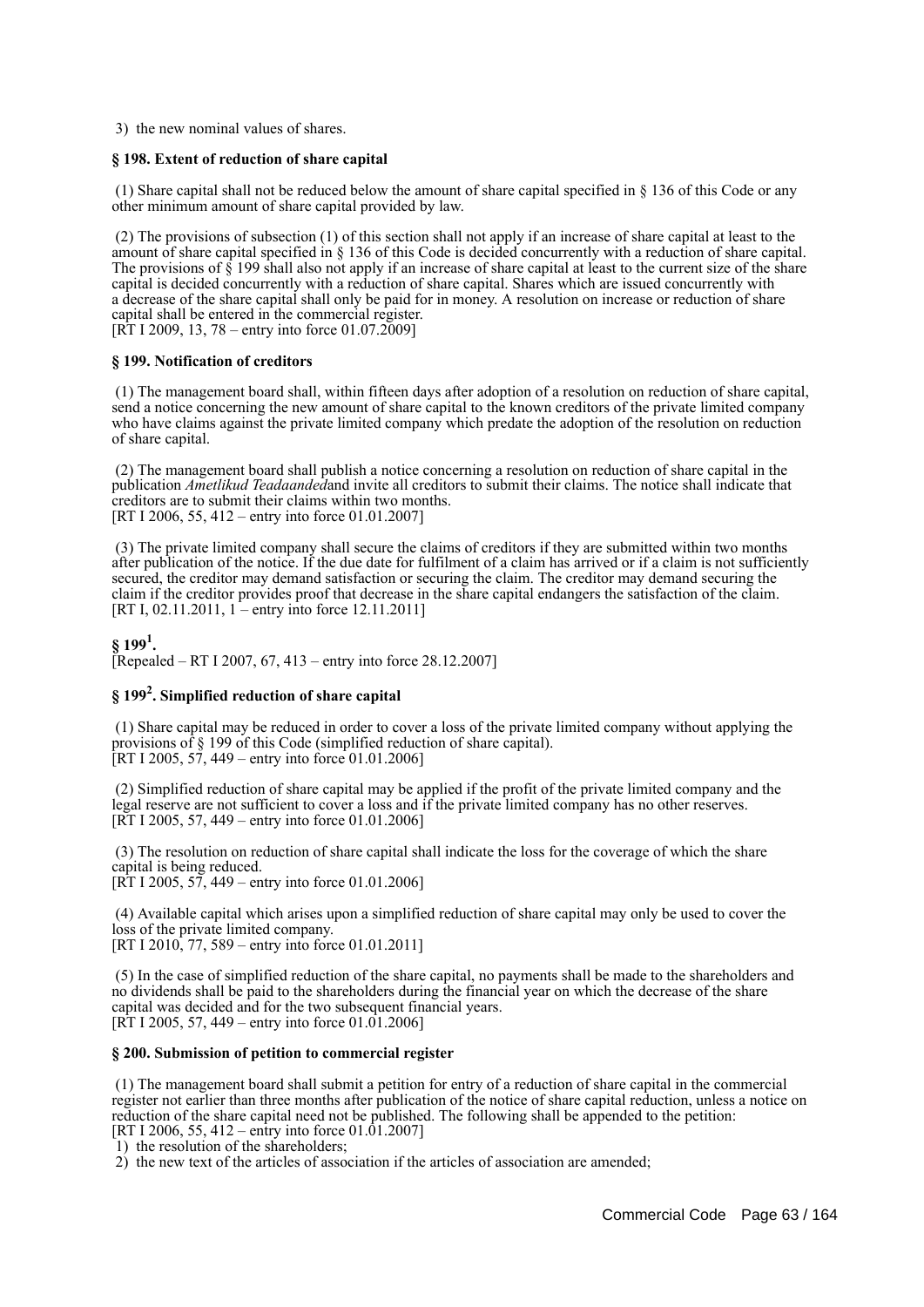3) the new nominal values of shares.

**§ 198. Extent of reduction of share capital**

(1) Share capital shall not be reduced below the amount of share capital specified in § 136 of this Code or any other minimum amount of share capital provided by law.

(2) The provisions of subsection (1) of this section shall not apply if an increase of share capital at least to the amount of share capital specified in § 136 of this Code is decided concurrently with a reduction of share capital. The provisions of § 199 shall also not apply if an increase of share capital at least to the current size of the share capital is decided concurrently with a reduction of share capital. Shares which are issued concurrently with a decrease of the share capital shall only be paid for in money. A resolution on increase or reduction of share capital shall be entered in the commercial register.
[RT I 2009, 13, 78 – entry into force 01.07.2009]

**§ 199. Notification of creditors**

(1) The management board shall, within fifteen days after adoption of a resolution on reduction of share capital, send a notice concerning the new amount of share capital to the known creditors of the private limited company who have claims against the private limited company which predate the adoption of the resolution on reduction of share capital.

(2) The management board shall publish a notice concerning a resolution on reduction of share capital in the publication *Ametlikud Teadaanded*and invite all creditors to submit their claims. The notice shall indicate that creditors are to submit their claims within two months.
[RT I 2006, 55, 412 – entry into force 01.01.2007]

(3) The private limited company shall secure the claims of creditors if they are submitted within two months after publication of the notice. If the due date for fulfilment of a claim has arrived or if a claim is not sufficiently secured, the creditor may demand satisfaction or securing the claim. The creditor may demand securing the claim if the creditor provides proof that decrease in the share capital endangers the satisfaction of the claim.
[RT I, 02.11.2011, 1 – entry into force 12.11.2011]

**§ 199[1].**
[Repealed – RT I 2007, 67, 413 – entry into force 28.12.2007]

**§ 199[2]. Simplified reduction of share capital**

(1) Share capital may be reduced in order to cover a loss of the private limited company without applying the provisions of § 199 of this Code (simplified reduction of share capital).
[RT I 2005, 57, 449 – entry into force 01.01.2006]

(2) Simplified reduction of share capital may be applied if the profit of the private limited company and the legal reserve are not sufficient to cover a loss and if the private limited company has no other reserves.
[RT I 2005, 57, 449 – entry into force 01.01.2006]

(3) The resolution on reduction of share capital shall indicate the loss for the coverage of which the share capital is being reduced.
[RT I 2005, 57, 449 – entry into force 01.01.2006]

(4) Available capital which arises upon a simplified reduction of share capital may only be used to cover the loss of the private limited company.
[RT I 2010, 77, 589 – entry into force 01.01.2011]

(5) In the case of simplified reduction of the share capital, no payments shall be made to the shareholders and no dividends shall be paid to the shareholders during the financial year on which the decrease of the share capital was decided and for the two subsequent financial years.
[RT I 2005, 57, 449 – entry into force 01.01.2006]

**§ 200. Submission of petition to commercial register**

(1) The management board shall submit a petition for entry of a reduction of share capital in the commercial register not earlier than three months after publication of the notice of share capital reduction, unless a notice on reduction of the share capital need not be published. The following shall be appended to the petition:
[RT I 2006, 55, 412 – entry into force 01.01.2007]
1) the resolution of the shareholders;
2) the new text of the articles of association if the articles of association are amended;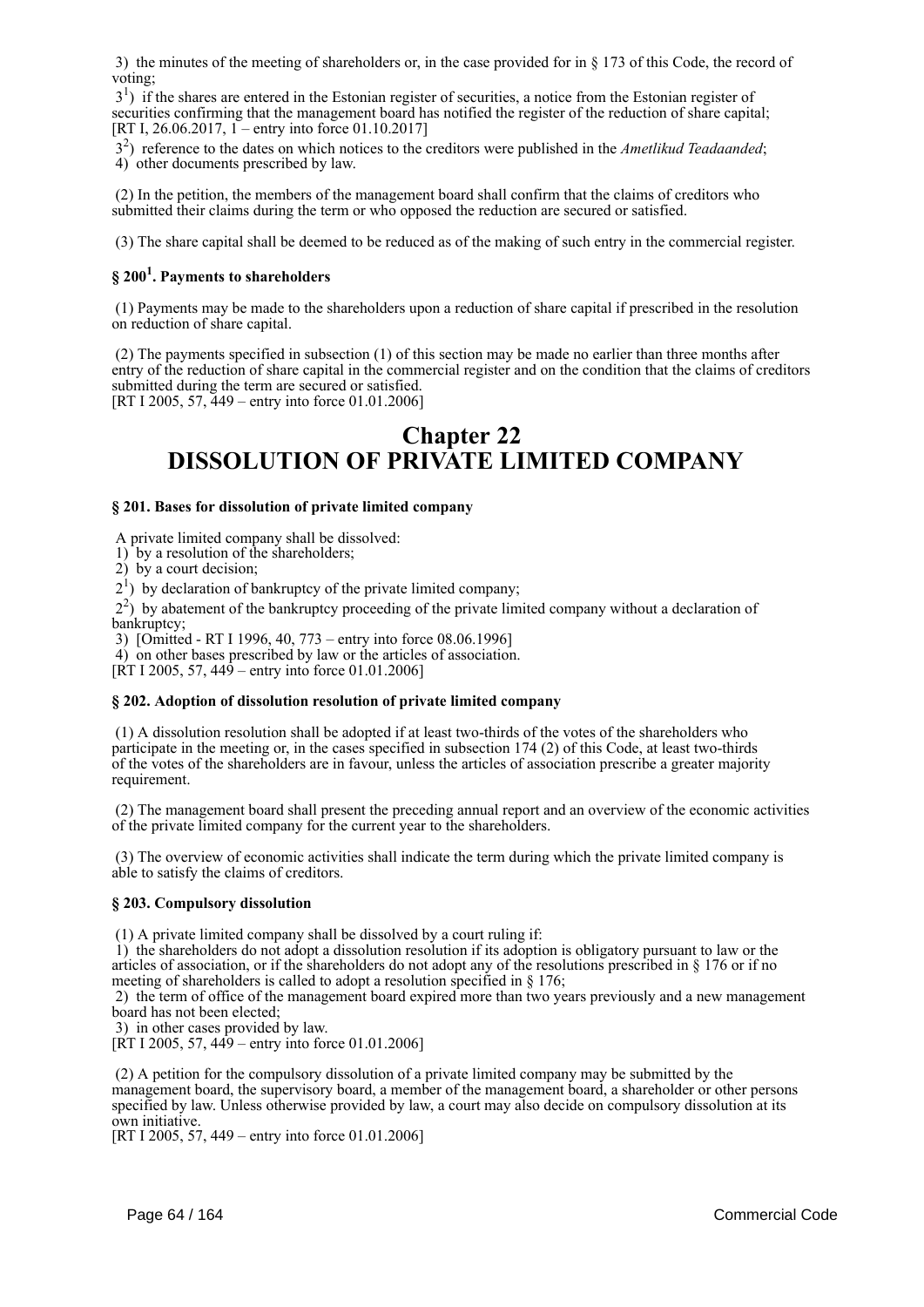3) the minutes of the meeting of shareholders or, in the case provided for in § 173 of this Code, the record of voting;

3[1]) if the shares are entered in the Estonian register of securities, a notice from the Estonian register of securities confirming that the management board has notified the register of the reduction of share capital;
[RT I, 26.06.2017, 1 – entry into force 01.10.2017]

3[2]) reference to the dates on which notices to the creditors were published in the *Ametlikud Teadaanded*;

4) other documents prescribed by law.

(2) In the petition, the members of the management board shall confirm that the claims of creditors who submitted their claims during the term or who opposed the reduction are secured or satisfied.

(3) The share capital shall be deemed to be reduced as of the making of such entry in the commercial register.

### § 200[1]. Payments to shareholders

(1) Payments may be made to the shareholders upon a reduction of share capital if prescribed in the resolution on reduction of share capital.

(2) The payments specified in subsection (1) of this section may be made no earlier than three months after entry of the reduction of share capital in the commercial register and on the condition that the claims of creditors submitted during the term are secured or satisfied.
[RT I 2005, 57, 449 – entry into force 01.01.2006]

# Chapter 22
# DISSOLUTION OF PRIVATE LIMITED COMPANY

### § 201. Bases for dissolution of private limited company

A private limited company shall be dissolved:

1) by a resolution of the shareholders;

2) by a court decision;

2[1]) by declaration of bankruptcy of the private limited company;

2[2]) by abatement of the bankruptcy proceeding of the private limited company without a declaration of bankruptcy;

3) [Omitted - RT I 1996, 40, 773 – entry into force 08.06.1996]

4) on other bases prescribed by law or the articles of association.
[RT I 2005, 57, 449 – entry into force 01.01.2006]

### § 202. Adoption of dissolution resolution of private limited company

(1) A dissolution resolution shall be adopted if at least two-thirds of the votes of the shareholders who participate in the meeting or, in the cases specified in subsection 174 (2) of this Code, at least two-thirds of the votes of the shareholders are in favour, unless the articles of association prescribe a greater majority requirement.

(2) The management board shall present the preceding annual report and an overview of the economic activities of the private limited company for the current year to the shareholders.

(3) The overview of economic activities shall indicate the term during which the private limited company is able to satisfy the claims of creditors.

### § 203. Compulsory dissolution

(1) A private limited company shall be dissolved by a court ruling if:

1) the shareholders do not adopt a dissolution resolution if its adoption is obligatory pursuant to law or the articles of association, or if the shareholders do not adopt any of the resolutions prescribed in § 176 or if no meeting of shareholders is called to adopt a resolution specified in § 176;

2) the term of office of the management board expired more than two years previously and a new management board has not been elected;

3) in other cases provided by law.
[RT I 2005, 57, 449 – entry into force 01.01.2006]

(2) A petition for the compulsory dissolution of a private limited company may be submitted by the management board, the supervisory board, a member of the management board, a shareholder or other persons specified by law. Unless otherwise provided by law, a court may also decide on compulsory dissolution at its own initiative.
[RT I 2005, 57, 449 – entry into force 01.01.2006]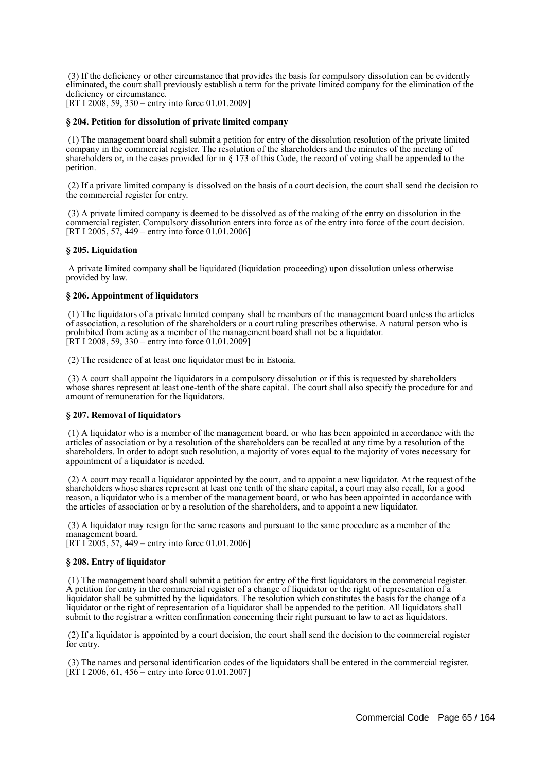(3) If the deficiency or other circumstance that provides the basis for compulsory dissolution can be evidently eliminated, the court shall previously establish a term for the private limited company for the elimination of the deficiency or circumstance.
[RT I 2008, 59, 330 – entry into force 01.01.2009]

### § 204. Petition for dissolution of private limited company

(1) The management board shall submit a petition for entry of the dissolution resolution of the private limited company in the commercial register. The resolution of the shareholders and the minutes of the meeting of shareholders or, in the cases provided for in § 173 of this Code, the record of voting shall be appended to the petition.

(2) If a private limited company is dissolved on the basis of a court decision, the court shall send the decision to the commercial register for entry.

(3) A private limited company is deemed to be dissolved as of the making of the entry on dissolution in the commercial register. Compulsory dissolution enters into force as of the entry into force of the court decision.
[RT I 2005, 57, 449 – entry into force 01.01.2006]

### § 205. Liquidation

A private limited company shall be liquidated (liquidation proceeding) upon dissolution unless otherwise provided by law.

### § 206. Appointment of liquidators

(1) The liquidators of a private limited company shall be members of the management board unless the articles of association, a resolution of the shareholders or a court ruling prescribes otherwise. A natural person who is prohibited from acting as a member of the management board shall not be a liquidator.
[RT I 2008, 59, 330 – entry into force 01.01.2009]

(2) The residence of at least one liquidator must be in Estonia.

(3) A court shall appoint the liquidators in a compulsory dissolution or if this is requested by shareholders whose shares represent at least one-tenth of the share capital. The court shall also specify the procedure for and amount of remuneration for the liquidators.

### § 207. Removal of liquidators

(1) A liquidator who is a member of the management board, or who has been appointed in accordance with the articles of association or by a resolution of the shareholders can be recalled at any time by a resolution of the shareholders. In order to adopt such resolution, a majority of votes equal to the majority of votes necessary for appointment of a liquidator is needed.

(2) A court may recall a liquidator appointed by the court, and to appoint a new liquidator. At the request of the shareholders whose shares represent at least one tenth of the share capital, a court may also recall, for a good reason, a liquidator who is a member of the management board, or who has been appointed in accordance with the articles of association or by a resolution of the shareholders, and to appoint a new liquidator.

(3) A liquidator may resign for the same reasons and pursuant to the same procedure as a member of the management board.
[RT I 2005, 57, 449 – entry into force 01.01.2006]

### § 208. Entry of liquidator

(1) The management board shall submit a petition for entry of the first liquidators in the commercial register. A petition for entry in the commercial register of a change of liquidator or the right of representation of a liquidator shall be submitted by the liquidators. The resolution which constitutes the basis for the change of a liquidator or the right of representation of a liquidator shall be appended to the petition. All liquidators shall submit to the registrar a written confirmation concerning their right pursuant to law to act as liquidators.

(2) If a liquidator is appointed by a court decision, the court shall send the decision to the commercial register for entry.

(3) The names and personal identification codes of the liquidators shall be entered in the commercial register.
[RT I 2006, 61, 456 – entry into force 01.01.2007]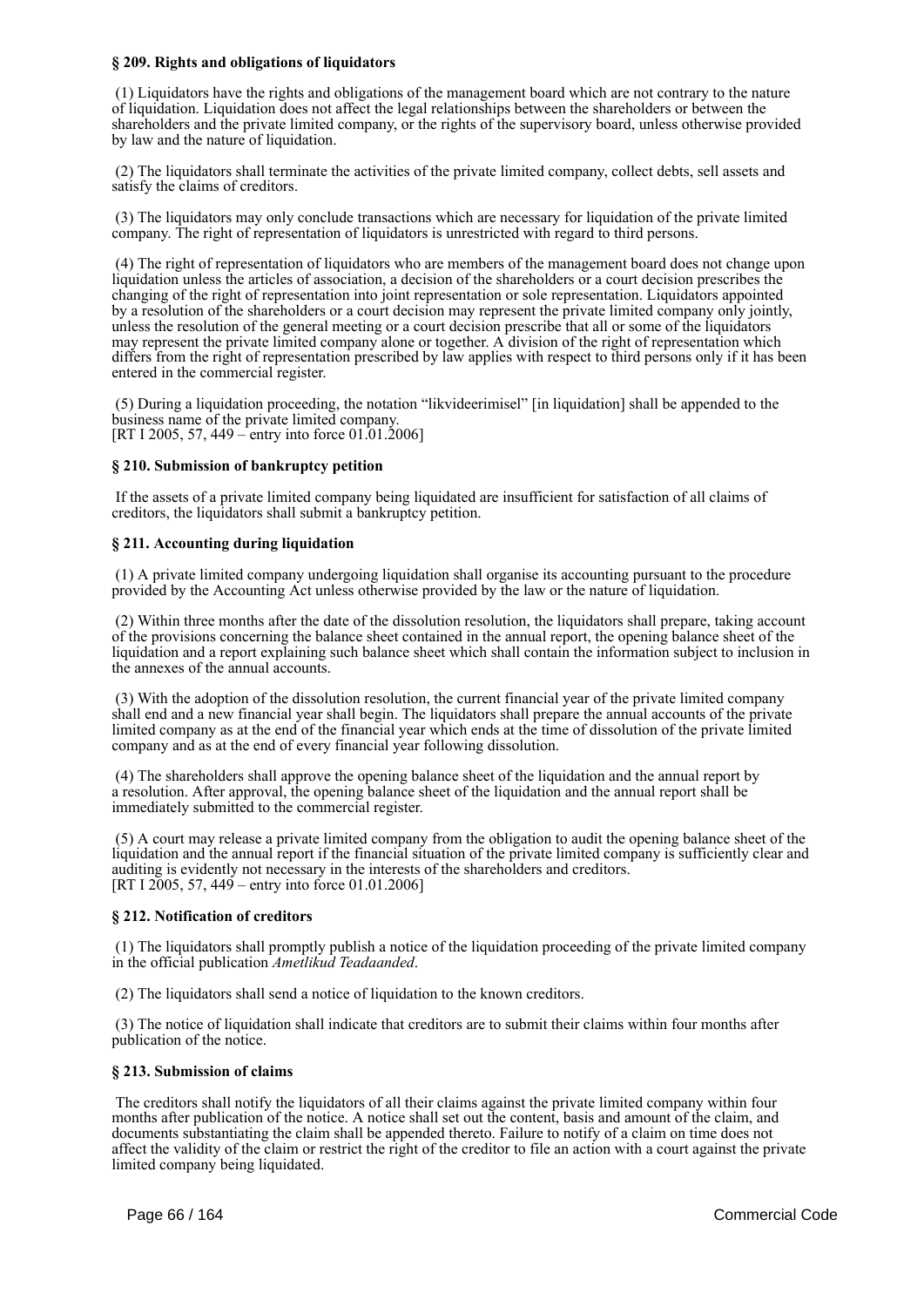**§ 209. Rights and obligations of liquidators**

(1) Liquidators have the rights and obligations of the management board which are not contrary to the nature of liquidation. Liquidation does not affect the legal relationships between the shareholders or between the shareholders and the private limited company, or the rights of the supervisory board, unless otherwise provided by law and the nature of liquidation.

(2) The liquidators shall terminate the activities of the private limited company, collect debts, sell assets and satisfy the claims of creditors.

(3) The liquidators may only conclude transactions which are necessary for liquidation of the private limited company. The right of representation of liquidators is unrestricted with regard to third persons.

(4) The right of representation of liquidators who are members of the management board does not change upon liquidation unless the articles of association, a decision of the shareholders or a court decision prescribes the changing of the right of representation into joint representation or sole representation. Liquidators appointed by a resolution of the shareholders or a court decision may represent the private limited company only jointly, unless the resolution of the general meeting or a court decision prescribe that all or some of the liquidators may represent the private limited company alone or together. A division of the right of representation which differs from the right of representation prescribed by law applies with respect to third persons only if it has been entered in the commercial register.

(5) During a liquidation proceeding, the notation "likvideerimisel" [in liquidation] shall be appended to the business name of the private limited company.
[RT I 2005, 57, 449 – entry into force 01.01.2006]

**§ 210. Submission of bankruptcy petition**

If the assets of a private limited company being liquidated are insufficient for satisfaction of all claims of creditors, the liquidators shall submit a bankruptcy petition.

**§ 211. Accounting during liquidation**

(1) A private limited company undergoing liquidation shall organise its accounting pursuant to the procedure provided by the Accounting Act unless otherwise provided by the law or the nature of liquidation.

(2) Within three months after the date of the dissolution resolution, the liquidators shall prepare, taking account of the provisions concerning the balance sheet contained in the annual report, the opening balance sheet of the liquidation and a report explaining such balance sheet which shall contain the information subject to inclusion in the annexes of the annual accounts.

(3) With the adoption of the dissolution resolution, the current financial year of the private limited company shall end and a new financial year shall begin. The liquidators shall prepare the annual accounts of the private limited company as at the end of the financial year which ends at the time of dissolution of the private limited company and as at the end of every financial year following dissolution.

(4) The shareholders shall approve the opening balance sheet of the liquidation and the annual report by a resolution. After approval, the opening balance sheet of the liquidation and the annual report shall be immediately submitted to the commercial register.

(5) A court may release a private limited company from the obligation to audit the opening balance sheet of the liquidation and the annual report if the financial situation of the private limited company is sufficiently clear and auditing is evidently not necessary in the interests of the shareholders and creditors.
[RT I 2005, 57, 449 – entry into force 01.01.2006]

**§ 212. Notification of creditors**

(1) The liquidators shall promptly publish a notice of the liquidation proceeding of the private limited company in the official publication *Ametlikud Teadaanded*.

(2) The liquidators shall send a notice of liquidation to the known creditors.

(3) The notice of liquidation shall indicate that creditors are to submit their claims within four months after publication of the notice.

**§ 213. Submission of claims**

The creditors shall notify the liquidators of all their claims against the private limited company within four months after publication of the notice. A notice shall set out the content, basis and amount of the claim, and documents substantiating the claim shall be appended thereto. Failure to notify of a claim on time does not affect the validity of the claim or restrict the right of the creditor to file an action with a court against the private limited company being liquidated.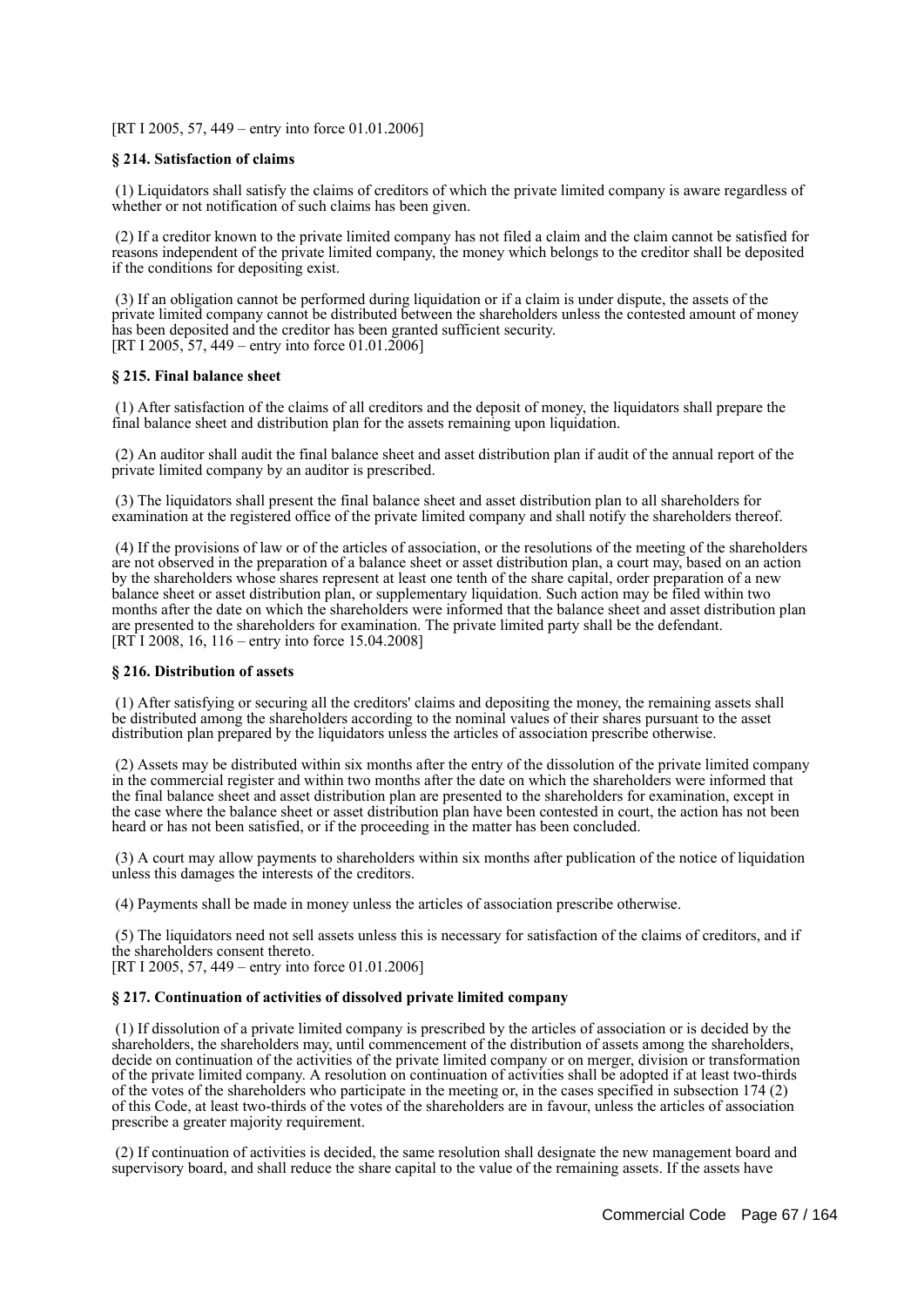[RT I 2005, 57, 449 – entry into force 01.01.2006]

**§ 214. Satisfaction of claims**

(1) Liquidators shall satisfy the claims of creditors of which the private limited company is aware regardless of whether or not notification of such claims has been given.

(2) If a creditor known to the private limited company has not filed a claim and the claim cannot be satisfied for reasons independent of the private limited company, the money which belongs to the creditor shall be deposited if the conditions for depositing exist.

(3) If an obligation cannot be performed during liquidation or if a claim is under dispute, the assets of the private limited company cannot be distributed between the shareholders unless the contested amount of money has been deposited and the creditor has been granted sufficient security.
[RT I 2005, 57, 449 – entry into force 01.01.2006]

**§ 215. Final balance sheet**

(1) After satisfaction of the claims of all creditors and the deposit of money, the liquidators shall prepare the final balance sheet and distribution plan for the assets remaining upon liquidation.

(2) An auditor shall audit the final balance sheet and asset distribution plan if audit of the annual report of the private limited company by an auditor is prescribed.

(3) The liquidators shall present the final balance sheet and asset distribution plan to all shareholders for examination at the registered office of the private limited company and shall notify the shareholders thereof.

(4) If the provisions of law or of the articles of association, or the resolutions of the meeting of the shareholders are not observed in the preparation of a balance sheet or asset distribution plan, a court may, based on an action by the shareholders whose shares represent at least one tenth of the share capital, order preparation of a new balance sheet or asset distribution plan, or supplementary liquidation. Such action may be filed within two months after the date on which the shareholders were informed that the balance sheet and asset distribution plan are presented to the shareholders for examination. The private limited party shall be the defendant.
[RT I 2008, 16, 116 – entry into force 15.04.2008]

**§ 216. Distribution of assets**

(1) After satisfying or securing all the creditors' claims and depositing the money, the remaining assets shall be distributed among the shareholders according to the nominal values of their shares pursuant to the asset distribution plan prepared by the liquidators unless the articles of association prescribe otherwise.

(2) Assets may be distributed within six months after the entry of the dissolution of the private limited company in the commercial register and within two months after the date on which the shareholders were informed that the final balance sheet and asset distribution plan are presented to the shareholders for examination, except in the case where the balance sheet or asset distribution plan have been contested in court, the action has not been heard or has not been satisfied, or if the proceeding in the matter has been concluded.

(3) A court may allow payments to shareholders within six months after publication of the notice of liquidation unless this damages the interests of the creditors.

(4) Payments shall be made in money unless the articles of association prescribe otherwise.

(5) The liquidators need not sell assets unless this is necessary for satisfaction of the claims of creditors, and if the shareholders consent thereto.
[RT I 2005, 57, 449 – entry into force 01.01.2006]

**§ 217. Continuation of activities of dissolved private limited company**

(1) If dissolution of a private limited company is prescribed by the articles of association or is decided by the shareholders, the shareholders may, until commencement of the distribution of assets among the shareholders, decide on continuation of the activities of the private limited company or on merger, division or transformation of the private limited company. A resolution on continuation of activities shall be adopted if at least two-thirds of the votes of the shareholders who participate in the meeting or, in the cases specified in subsection 174 (2) of this Code, at least two-thirds of the votes of the shareholders are in favour, unless the articles of association prescribe a greater majority requirement.

(2) If continuation of activities is decided, the same resolution shall designate the new management board and supervisory board, and shall reduce the share capital to the value of the remaining assets. If the assets have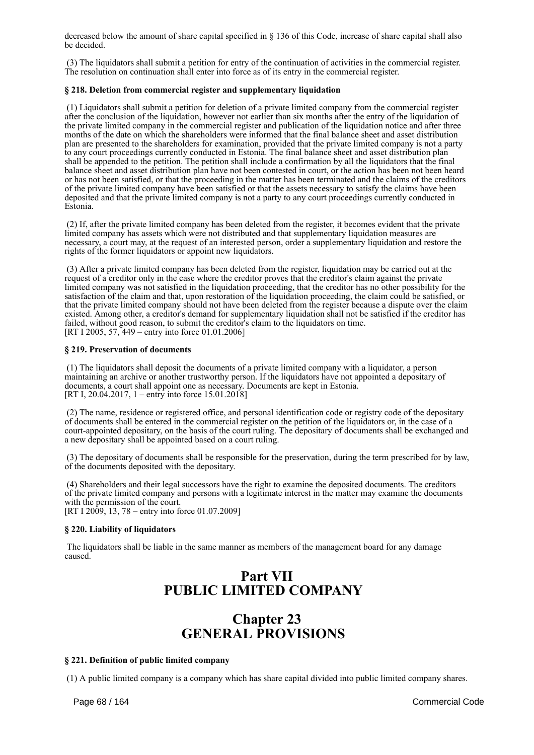decreased below the amount of share capital specified in § 136 of this Code, increase of share capital shall also be decided.

(3) The liquidators shall submit a petition for entry of the continuation of activities in the commercial register. The resolution on continuation shall enter into force as of its entry in the commercial register.

### § 218. Deletion from commercial register and supplementary liquidation

(1) Liquidators shall submit a petition for deletion of a private limited company from the commercial register after the conclusion of the liquidation, however not earlier than six months after the entry of the liquidation of the private limited company in the commercial register and publication of the liquidation notice and after three months of the date on which the shareholders were informed that the final balance sheet and asset distribution plan are presented to the shareholders for examination, provided that the private limited company is not a party to any court proceedings currently conducted in Estonia. The final balance sheet and asset distribution plan shall be appended to the petition. The petition shall include a confirmation by all the liquidators that the final balance sheet and asset distribution plan have not been contested in court, or the action has been not been heard or has not been satisfied, or that the proceeding in the matter has been terminated and the claims of the creditors of the private limited company have been satisfied or that the assets necessary to satisfy the claims have been deposited and that the private limited company is not a party to any court proceedings currently conducted in Estonia.

(2) If, after the private limited company has been deleted from the register, it becomes evident that the private limited company has assets which were not distributed and that supplementary liquidation measures are necessary, a court may, at the request of an interested person, order a supplementary liquidation and restore the rights of the former liquidators or appoint new liquidators.

(3) After a private limited company has been deleted from the register, liquidation may be carried out at the request of a creditor only in the case where the creditor proves that the creditor's claim against the private limited company was not satisfied in the liquidation proceeding, that the creditor has no other possibility for the satisfaction of the claim and that, upon restoration of the liquidation proceeding, the claim could be satisfied, or that the private limited company should not have been deleted from the register because a dispute over the claim existed. Among other, a creditor's demand for supplementary liquidation shall not be satisfied if the creditor has failed, without good reason, to submit the creditor's claim to the liquidators on time.
[RT I 2005, 57, 449 – entry into force 01.01.2006]

### § 219. Preservation of documents

(1) The liquidators shall deposit the documents of a private limited company with a liquidator, a person maintaining an archive or another trustworthy person. If the liquidators have not appointed a depositary of documents, a court shall appoint one as necessary. Documents are kept in Estonia.
[RT I, 20.04.2017, 1 – entry into force 15.01.2018]

(2) The name, residence or registered office, and personal identification code or registry code of the depositary of documents shall be entered in the commercial register on the petition of the liquidators or, in the case of a court-appointed depositary, on the basis of the court ruling. The depositary of documents shall be exchanged and a new depositary shall be appointed based on a court ruling.

(3) The depositary of documents shall be responsible for the preservation, during the term prescribed for by law, of the documents deposited with the depositary.

(4) Shareholders and their legal successors have the right to examine the deposited documents. The creditors of the private limited company and persons with a legitimate interest in the matter may examine the documents with the permission of the court.
[RT I 2009, 13, 78 – entry into force 01.07.2009]

### § 220. Liability of liquidators

The liquidators shall be liable in the same manner as members of the management board for any damage caused.

# Part VII
# PUBLIC LIMITED COMPANY

## Chapter 23
## GENERAL PROVISIONS

### § 221. Definition of public limited company

(1) A public limited company is a company which has share capital divided into public limited company shares.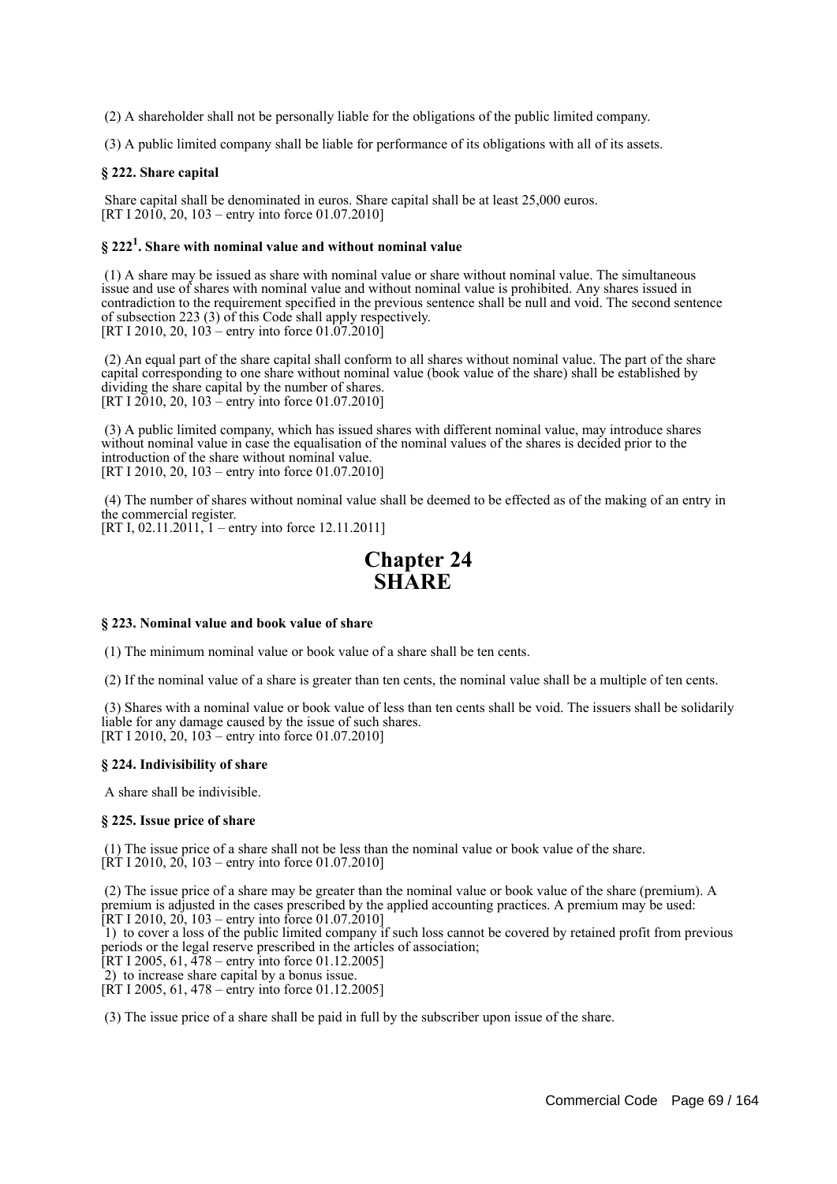(2) A shareholder shall not be personally liable for the obligations of the public limited company.

(3) A public limited company shall be liable for performance of its obligations with all of its assets.

### § 222. Share capital

Share capital shall be denominated in euros. Share capital shall be at least 25,000 euros.
[RT I 2010, 20, 103 – entry into force 01.07.2010]

### § 222[1]. Share with nominal value and without nominal value

(1) A share may be issued as share with nominal value or share without nominal value. The simultaneous issue and use of shares with nominal value and without nominal value is prohibited. Any shares issued in contradiction to the requirement specified in the previous sentence shall be null and void. The second sentence of subsection 223 (3) of this Code shall apply respectively.
[RT I 2010, 20, 103 – entry into force 01.07.2010]

(2) An equal part of the share capital shall conform to all shares without nominal value. The part of the share capital corresponding to one share without nominal value (book value of the share) shall be established by dividing the share capital by the number of shares.
[RT I 2010, 20, 103 – entry into force 01.07.2010]

(3) A public limited company, which has issued shares with different nominal value, may introduce shares without nominal value in case the equalisation of the nominal values of the shares is decided prior to the introduction of the share without nominal value.
[RT I 2010, 20, 103 – entry into force 01.07.2010]

(4) The number of shares without nominal value shall be deemed to be effected as of the making of an entry in the commercial register.
[RT I, 02.11.2011, 1 – entry into force 12.11.2011]

# Chapter 24
# SHARE

### § 223. Nominal value and book value of share

(1) The minimum nominal value or book value of a share shall be ten cents.

(2) If the nominal value of a share is greater than ten cents, the nominal value shall be a multiple of ten cents.

(3) Shares with a nominal value or book value of less than ten cents shall be void. The issuers shall be solidarily liable for any damage caused by the issue of such shares.
[RT I 2010, 20, 103 – entry into force 01.07.2010]

### § 224. Indivisibility of share

A share shall be indivisible.

### § 225. Issue price of share

(1) The issue price of a share shall not be less than the nominal value or book value of the share.
[RT I 2010, 20, 103 – entry into force 01.07.2010]

(2) The issue price of a share may be greater than the nominal value or book value of the share (premium). A premium is adjusted in the cases prescribed by the applied accounting practices. A premium may be used:
[RT I 2010, 20, 103 – entry into force 01.07.2010]
1) to cover a loss of the public limited company if such loss cannot be covered by retained profit from previous periods or the legal reserve prescribed in the articles of association;
[RT I 2005, 61, 478 – entry into force 01.12.2005]
2) to increase share capital by a bonus issue.
[RT I 2005, 61, 478 – entry into force 01.12.2005]

(3) The issue price of a share shall be paid in full by the subscriber upon issue of the share.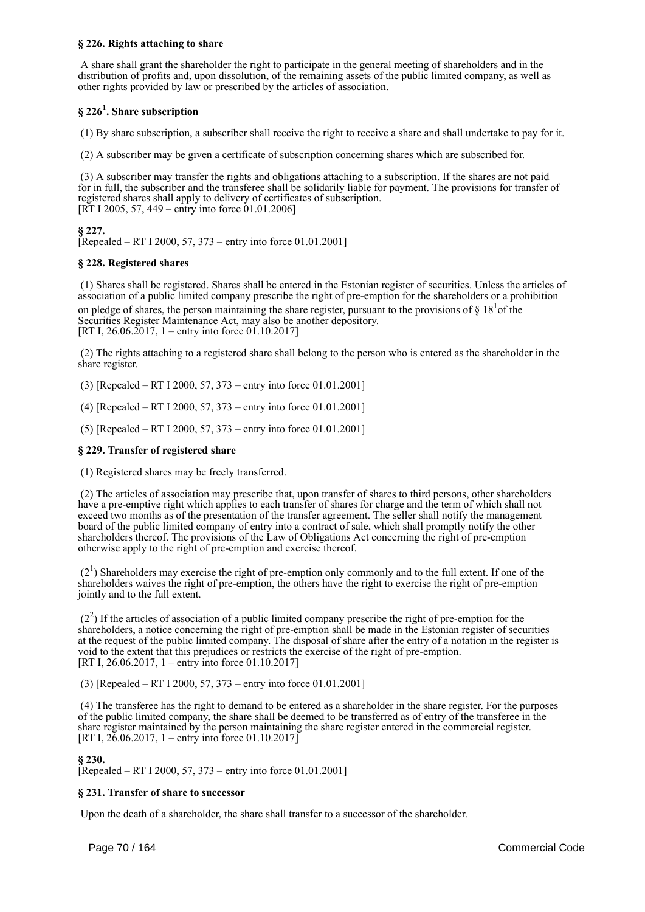**§ 226. Rights attaching to share**

A share shall grant the shareholder the right to participate in the general meeting of shareholders and in the distribution of profits and, upon dissolution, of the remaining assets of the public limited company, as well as other rights provided by law or prescribed by the articles of association.

**§ 226[1]. Share subscription**

(1) By share subscription, a subscriber shall receive the right to receive a share and shall undertake to pay for it.

(2) A subscriber may be given a certificate of subscription concerning shares which are subscribed for.

(3) A subscriber may transfer the rights and obligations attaching to a subscription. If the shares are not paid for in full, the subscriber and the transferee shall be solidarily liable for payment. The provisions for transfer of registered shares shall apply to delivery of certificates of subscription.
[RT I 2005, 57, 449 – entry into force 01.01.2006]

**§ 227.**
[Repealed – RT I 2000, 57, 373 – entry into force 01.01.2001]

**§ 228. Registered shares**

(1) Shares shall be registered. Shares shall be entered in the Estonian register of securities. Unless the articles of association of a public limited company prescribe the right of pre-emption for the shareholders or a prohibition on pledge of shares, the person maintaining the share register, pursuant to the provisions of § 18[1]of the Securities Register Maintenance Act, may also be another depository.
[RT I, 26.06.2017, 1 – entry into force 01.10.2017]

(2) The rights attaching to a registered share shall belong to the person who is entered as the shareholder in the share register.

(3) [Repealed – RT I 2000, 57, 373 – entry into force 01.01.2001]

(4) [Repealed – RT I 2000, 57, 373 – entry into force 01.01.2001]

(5) [Repealed – RT I 2000, 57, 373 – entry into force 01.01.2001]

**§ 229. Transfer of registered share**

(1) Registered shares may be freely transferred.

(2) The articles of association may prescribe that, upon transfer of shares to third persons, other shareholders have a pre-emptive right which applies to each transfer of shares for charge and the term of which shall not exceed two months as of the presentation of the transfer agreement. The seller shall notify the management board of the public limited company of entry into a contract of sale, which shall promptly notify the other shareholders thereof. The provisions of the Law of Obligations Act concerning the right of pre-emption otherwise apply to the right of pre-emption and exercise thereof.

(2[1]) Shareholders may exercise the right of pre-emption only commonly and to the full extent. If one of the shareholders waives the right of pre-emption, the others have the right to exercise the right of pre-emption jointly and to the full extent.

(2[2]) If the articles of association of a public limited company prescribe the right of pre-emption for the shareholders, a notice concerning the right of pre-emption shall be made in the Estonian register of securities at the request of the public limited company. The disposal of share after the entry of a notation in the register is void to the extent that this prejudices or restricts the exercise of the right of pre-emption.
[RT I, 26.06.2017, 1 – entry into force 01.10.2017]

(3) [Repealed – RT I 2000, 57, 373 – entry into force 01.01.2001]

(4) The transferee has the right to demand to be entered as a shareholder in the share register. For the purposes of the public limited company, the share shall be deemed to be transferred as of entry of the transferee in the share register maintained by the person maintaining the share register entered in the commercial register.
[RT I, 26.06.2017, 1 – entry into force 01.10.2017]

**§ 230.**
[Repealed – RT I 2000, 57, 373 – entry into force 01.01.2001]

**§ 231. Transfer of share to successor**

Upon the death of a shareholder, the share shall transfer to a successor of the shareholder.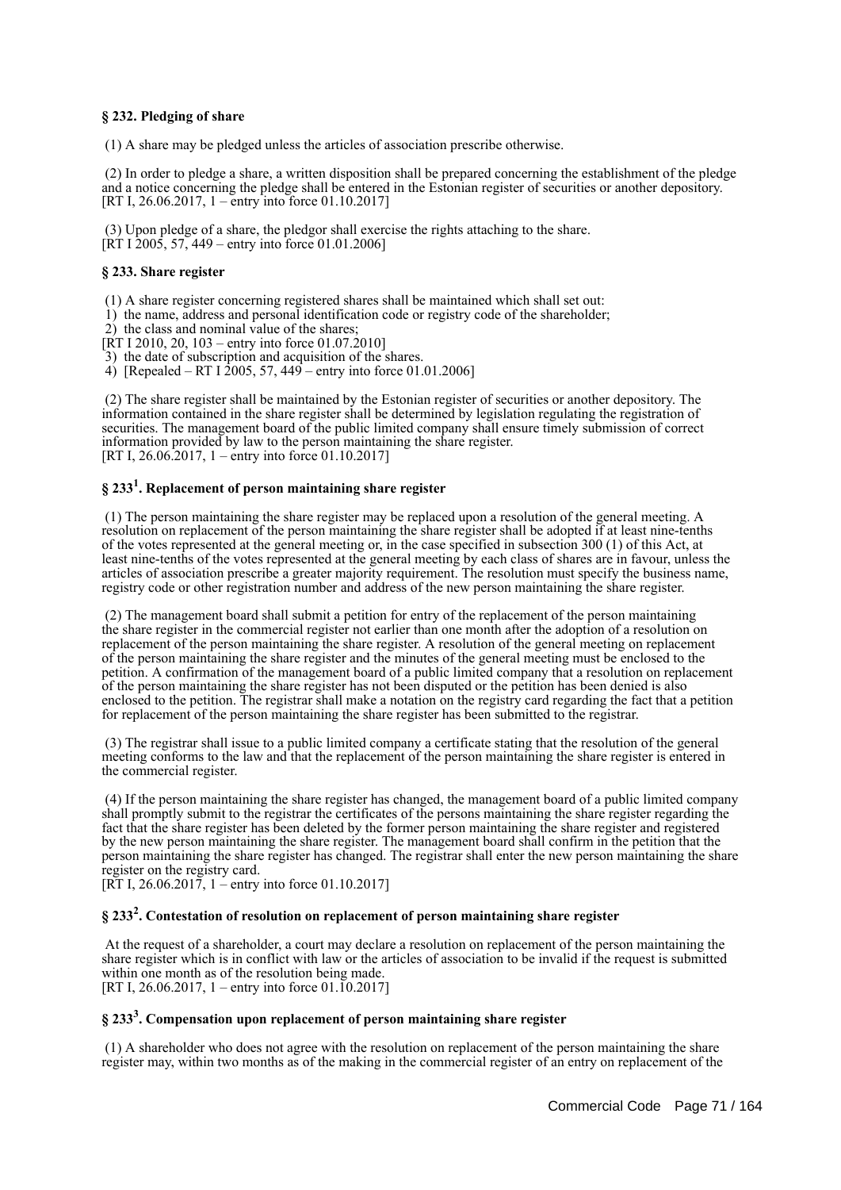### § 232. Pledging of share

(1) A share may be pledged unless the articles of association prescribe otherwise.

(2) In order to pledge a share, a written disposition shall be prepared concerning the establishment of the pledge and a notice concerning the pledge shall be entered in the Estonian register of securities or another depository.
[RT I, 26.06.2017, 1 – entry into force 01.10.2017]

(3) Upon pledge of a share, the pledgor shall exercise the rights attaching to the share.
[RT I 2005, 57, 449 – entry into force 01.01.2006]

### § 233. Share register

(1) A share register concerning registered shares shall be maintained which shall set out:
1) the name, address and personal identification code or registry code of the shareholder;
2) the class and nominal value of the shares;
[RT I 2010, 20, 103 – entry into force 01.07.2010]
3) the date of subscription and acquisition of the shares.
4) [Repealed – RT I 2005, 57, 449 – entry into force 01.01.2006]

(2) The share register shall be maintained by the Estonian register of securities or another depository. The information contained in the share register shall be determined by legislation regulating the registration of securities. The management board of the public limited company shall ensure timely submission of correct information provided by law to the person maintaining the share register.
[RT I, 26.06.2017, 1 – entry into force 01.10.2017]

### § 233[1]. Replacement of person maintaining share register

(1) The person maintaining the share register may be replaced upon a resolution of the general meeting. A resolution on replacement of the person maintaining the share register shall be adopted if at least nine-tenths of the votes represented at the general meeting or, in the case specified in subsection 300 (1) of this Act, at least nine-tenths of the votes represented at the general meeting by each class of shares are in favour, unless the articles of association prescribe a greater majority requirement. The resolution must specify the business name, registry code or other registration number and address of the new person maintaining the share register.

(2) The management board shall submit a petition for entry of the replacement of the person maintaining the share register in the commercial register not earlier than one month after the adoption of a resolution on replacement of the person maintaining the share register. A resolution of the general meeting on replacement of the person maintaining the share register and the minutes of the general meeting must be enclosed to the petition. A confirmation of the management board of a public limited company that a resolution on replacement of the person maintaining the share register has not been disputed or the petition has been denied is also enclosed to the petition. The registrar shall make a notation on the registry card regarding the fact that a petition for replacement of the person maintaining the share register has been submitted to the registrar.

(3) The registrar shall issue to a public limited company a certificate stating that the resolution of the general meeting conforms to the law and that the replacement of the person maintaining the share register is entered in the commercial register.

(4) If the person maintaining the share register has changed, the management board of a public limited company shall promptly submit to the registrar the certificates of the persons maintaining the share register regarding the fact that the share register has been deleted by the former person maintaining the share register and registered by the new person maintaining the share register. The management board shall confirm in the petition that the person maintaining the share register has changed. The registrar shall enter the new person maintaining the share register on the registry card.
[RT I, 26.06.2017, 1 – entry into force 01.10.2017]

### § 233[2]. Contestation of resolution on replacement of person maintaining share register

At the request of a shareholder, a court may declare a resolution on replacement of the person maintaining the share register which is in conflict with law or the articles of association to be invalid if the request is submitted within one month as of the resolution being made.
[RT I, 26.06.2017, 1 – entry into force 01.10.2017]

### § 233[3]. Compensation upon replacement of person maintaining share register

(1) A shareholder who does not agree with the resolution on replacement of the person maintaining the share register may, within two months as of the making in the commercial register of an entry on replacement of the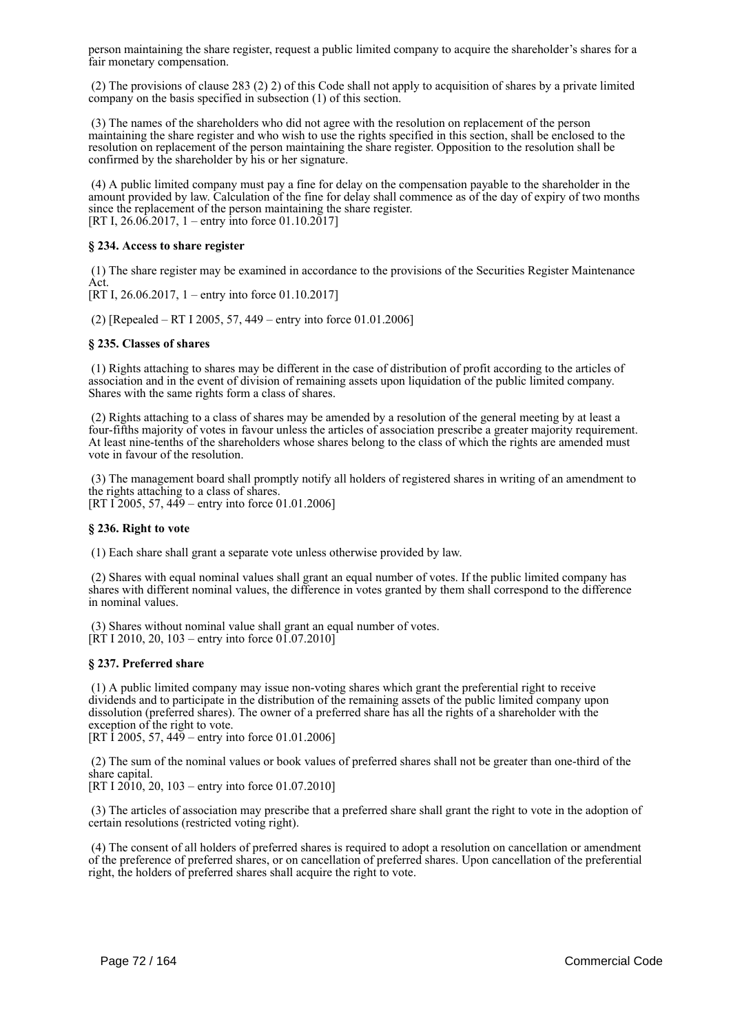person maintaining the share register, request a public limited company to acquire the shareholder's shares for a fair monetary compensation.

(2) The provisions of clause 283 (2) 2) of this Code shall not apply to acquisition of shares by a private limited company on the basis specified in subsection (1) of this section.

(3) The names of the shareholders who did not agree with the resolution on replacement of the person maintaining the share register and who wish to use the rights specified in this section, shall be enclosed to the resolution on replacement of the person maintaining the share register. Opposition to the resolution shall be confirmed by the shareholder by his or her signature.

(4) A public limited company must pay a fine for delay on the compensation payable to the shareholder in the amount provided by law. Calculation of the fine for delay shall commence as of the day of expiry of two months since the replacement of the person maintaining the share register.
[RT I, 26.06.2017, 1 – entry into force 01.10.2017]

### § 234. Access to share register

(1) The share register may be examined in accordance to the provisions of the Securities Register Maintenance Act.
[RT I, 26.06.2017, 1 – entry into force 01.10.2017]

(2) [Repealed – RT I 2005, 57, 449 – entry into force 01.01.2006]

### § 235. Classes of shares

(1) Rights attaching to shares may be different in the case of distribution of profit according to the articles of association and in the event of division of remaining assets upon liquidation of the public limited company. Shares with the same rights form a class of shares.

(2) Rights attaching to a class of shares may be amended by a resolution of the general meeting by at least a four-fifths majority of votes in favour unless the articles of association prescribe a greater majority requirement. At least nine-tenths of the shareholders whose shares belong to the class of which the rights are amended must vote in favour of the resolution.

(3) The management board shall promptly notify all holders of registered shares in writing of an amendment to the rights attaching to a class of shares.
[RT I 2005, 57, 449 – entry into force 01.01.2006]

### § 236. Right to vote

(1) Each share shall grant a separate vote unless otherwise provided by law.

(2) Shares with equal nominal values shall grant an equal number of votes. If the public limited company has shares with different nominal values, the difference in votes granted by them shall correspond to the difference in nominal values.

(3) Shares without nominal value shall grant an equal number of votes.
[RT I 2010, 20, 103 – entry into force 01.07.2010]

### § 237. Preferred share

(1) A public limited company may issue non-voting shares which grant the preferential right to receive dividends and to participate in the distribution of the remaining assets of the public limited company upon dissolution (preferred shares). The owner of a preferred share has all the rights of a shareholder with the exception of the right to vote.
[RT I 2005, 57, 449 – entry into force 01.01.2006]

(2) The sum of the nominal values or book values of preferred shares shall not be greater than one-third of the share capital.
[RT I 2010, 20, 103 – entry into force 01.07.2010]

(3) The articles of association may prescribe that a preferred share shall grant the right to vote in the adoption of certain resolutions (restricted voting right).

(4) The consent of all holders of preferred shares is required to adopt a resolution on cancellation or amendment of the preference of preferred shares, or on cancellation of preferred shares. Upon cancellation of the preferential right, the holders of preferred shares shall acquire the right to vote.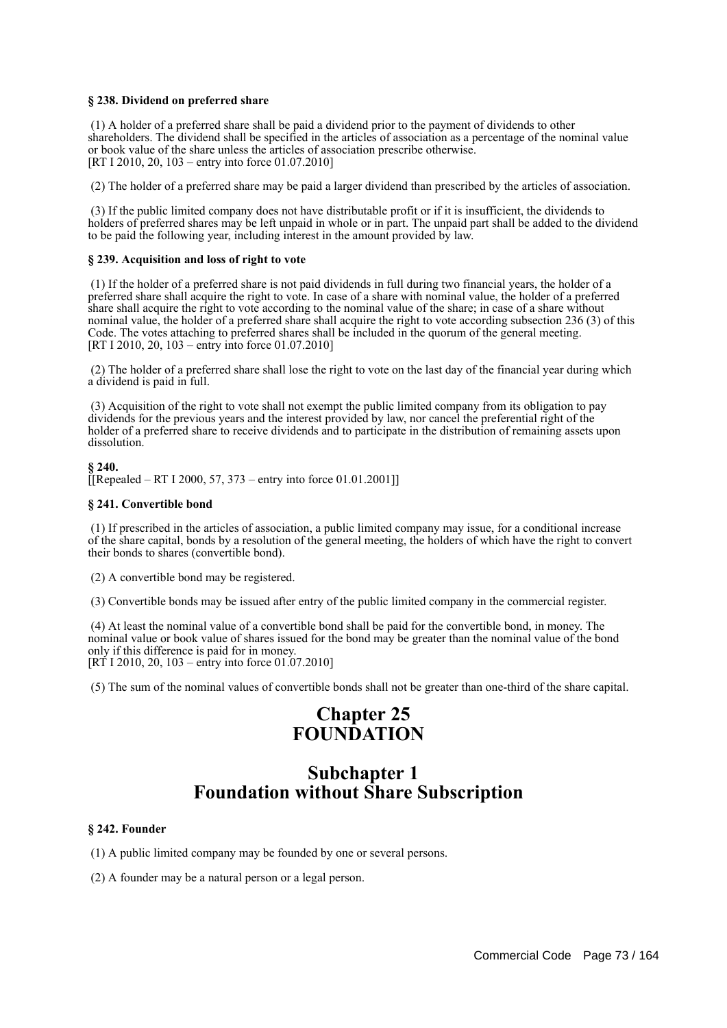**§ 238. Dividend on preferred share**

(1) A holder of a preferred share shall be paid a dividend prior to the payment of dividends to other shareholders. The dividend shall be specified in the articles of association as a percentage of the nominal value or book value of the share unless the articles of association prescribe otherwise.
[RT I 2010, 20, 103 – entry into force 01.07.2010]

(2) The holder of a preferred share may be paid a larger dividend than prescribed by the articles of association.

(3) If the public limited company does not have distributable profit or if it is insufficient, the dividends to holders of preferred shares may be left unpaid in whole or in part. The unpaid part shall be added to the dividend to be paid the following year, including interest in the amount provided by law.

**§ 239. Acquisition and loss of right to vote**

(1) If the holder of a preferred share is not paid dividends in full during two financial years, the holder of a preferred share shall acquire the right to vote. In case of a share with nominal value, the holder of a preferred share shall acquire the right to vote according to the nominal value of the share; in case of a share without nominal value, the holder of a preferred share shall acquire the right to vote according subsection 236 (3) of this Code. The votes attaching to preferred shares shall be included in the quorum of the general meeting.
[RT I 2010, 20, 103 – entry into force 01.07.2010]

(2) The holder of a preferred share shall lose the right to vote on the last day of the financial year during which a dividend is paid in full.

(3) Acquisition of the right to vote shall not exempt the public limited company from its obligation to pay dividends for the previous years and the interest provided by law, nor cancel the preferential right of the holder of a preferred share to receive dividends and to participate in the distribution of remaining assets upon dissolution.

**§ 240.**
[[Repealed – RT I 2000, 57, 373 – entry into force 01.01.2001]]

**§ 241. Convertible bond**

(1) If prescribed in the articles of association, a public limited company may issue, for a conditional increase of the share capital, bonds by a resolution of the general meeting, the holders of which have the right to convert their bonds to shares (convertible bond).

(2) A convertible bond may be registered.

(3) Convertible bonds may be issued after entry of the public limited company in the commercial register.

(4) At least the nominal value of a convertible bond shall be paid for the convertible bond, in money. The nominal value or book value of shares issued for the bond may be greater than the nominal value of the bond only if this difference is paid for in money.
[RT I 2010, 20, 103 – entry into force 01.07.2010]

(5) The sum of the nominal values of convertible bonds shall not be greater than one-third of the share capital.

# Chapter 25
# FOUNDATION

## Subchapter 1
## Foundation without Share Subscription

**§ 242. Founder**

(1) A public limited company may be founded by one or several persons.

(2) A founder may be a natural person or a legal person.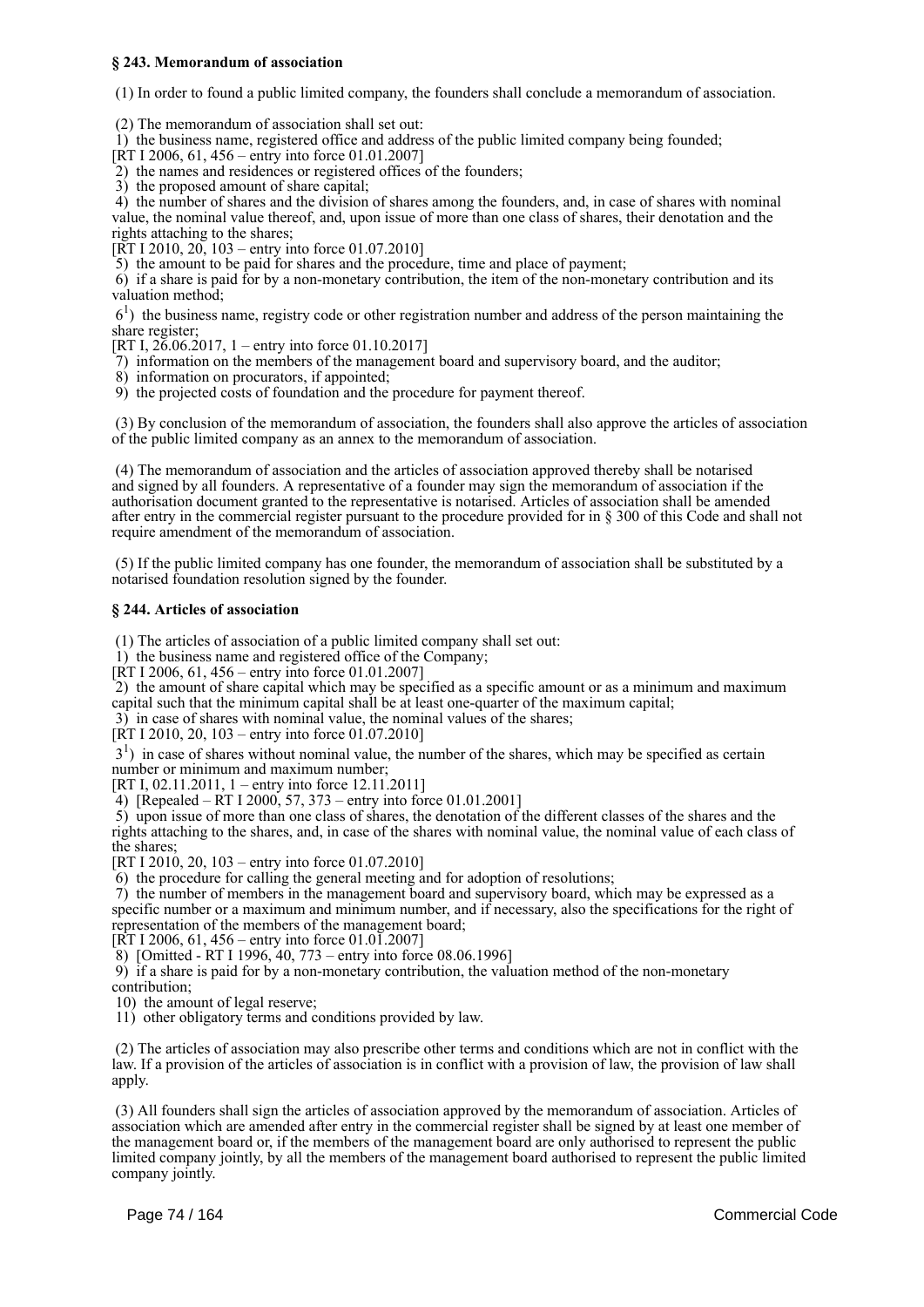**§ 243. Memorandum of association**

(1) In order to found a public limited company, the founders shall conclude a memorandum of association.

(2) The memorandum of association shall set out:

1) the business name, registered office and address of the public limited company being founded;

[RT I 2006, 61, 456 – entry into force 01.01.2007]

2) the names and residences or registered offices of the founders;

3) the proposed amount of share capital;

4) the number of shares and the division of shares among the founders, and, in case of shares with nominal value, the nominal value thereof, and, upon issue of more than one class of shares, their denotation and the rights attaching to the shares;

[RT I 2010, 20, 103 – entry into force 01.07.2010]

5) the amount to be paid for shares and the procedure, time and place of payment;

6) if a share is paid for by a non-monetary contribution, the item of the non-monetary contribution and its valuation method;

$6^1$) the business name, registry code or other registration number and address of the person maintaining the share register;

[RT I, 26.06.2017, 1 – entry into force 01.10.2017]

7) information on the members of the management board and supervisory board, and the auditor;

8) information on procurators, if appointed;

9) the projected costs of foundation and the procedure for payment thereof.

(3) By conclusion of the memorandum of association, the founders shall also approve the articles of association of the public limited company as an annex to the memorandum of association.

(4) The memorandum of association and the articles of association approved thereby shall be notarised and signed by all founders. A representative of a founder may sign the memorandum of association if the authorisation document granted to the representative is notarised. Articles of association shall be amended after entry in the commercial register pursuant to the procedure provided for in § 300 of this Code and shall not require amendment of the memorandum of association.

(5) If the public limited company has one founder, the memorandum of association shall be substituted by a notarised foundation resolution signed by the founder.

**§ 244. Articles of association**

(1) The articles of association of a public limited company shall set out:

1) the business name and registered office of the Company;

[RT I 2006, 61, 456 – entry into force 01.01.2007]

2) the amount of share capital which may be specified as a specific amount or as a minimum and maximum capital such that the minimum capital shall be at least one-quarter of the maximum capital;

3) in case of shares with nominal value, the nominal values of the shares;

[RT I 2010, 20, 103 – entry into force 01.07.2010]

$3^1$) in case of shares without nominal value, the number of the shares, which may be specified as certain number or minimum and maximum number;

[RT I, 02.11.2011, 1 – entry into force 12.11.2011]

4) [Repealed – RT I 2000, 57, 373 – entry into force 01.01.2001]

5) upon issue of more than one class of shares, the denotation of the different classes of the shares and the rights attaching to the shares, and, in case of the shares with nominal value, the nominal value of each class of the shares;

[RT I 2010, 20, 103 – entry into force 01.07.2010]

6) the procedure for calling the general meeting and for adoption of resolutions;

7) the number of members in the management board and supervisory board, which may be expressed as a specific number or a maximum and minimum number, and if necessary, also the specifications for the right of representation of the members of the management board;

[RT I 2006, 61, 456 – entry into force 01.01.2007]

8) [Omitted - RT I 1996, 40, 773 – entry into force 08.06.1996]

9) if a share is paid for by a non-monetary contribution, the valuation method of the non-monetary contribution;

10) the amount of legal reserve;

11) other obligatory terms and conditions provided by law.

(2) The articles of association may also prescribe other terms and conditions which are not in conflict with the law. If a provision of the articles of association is in conflict with a provision of law, the provision of law shall apply.

(3) All founders shall sign the articles of association approved by the memorandum of association. Articles of association which are amended after entry in the commercial register shall be signed by at least one member of the management board or, if the members of the management board are only authorised to represent the public limited company jointly, by all the members of the management board authorised to represent the public limited company jointly.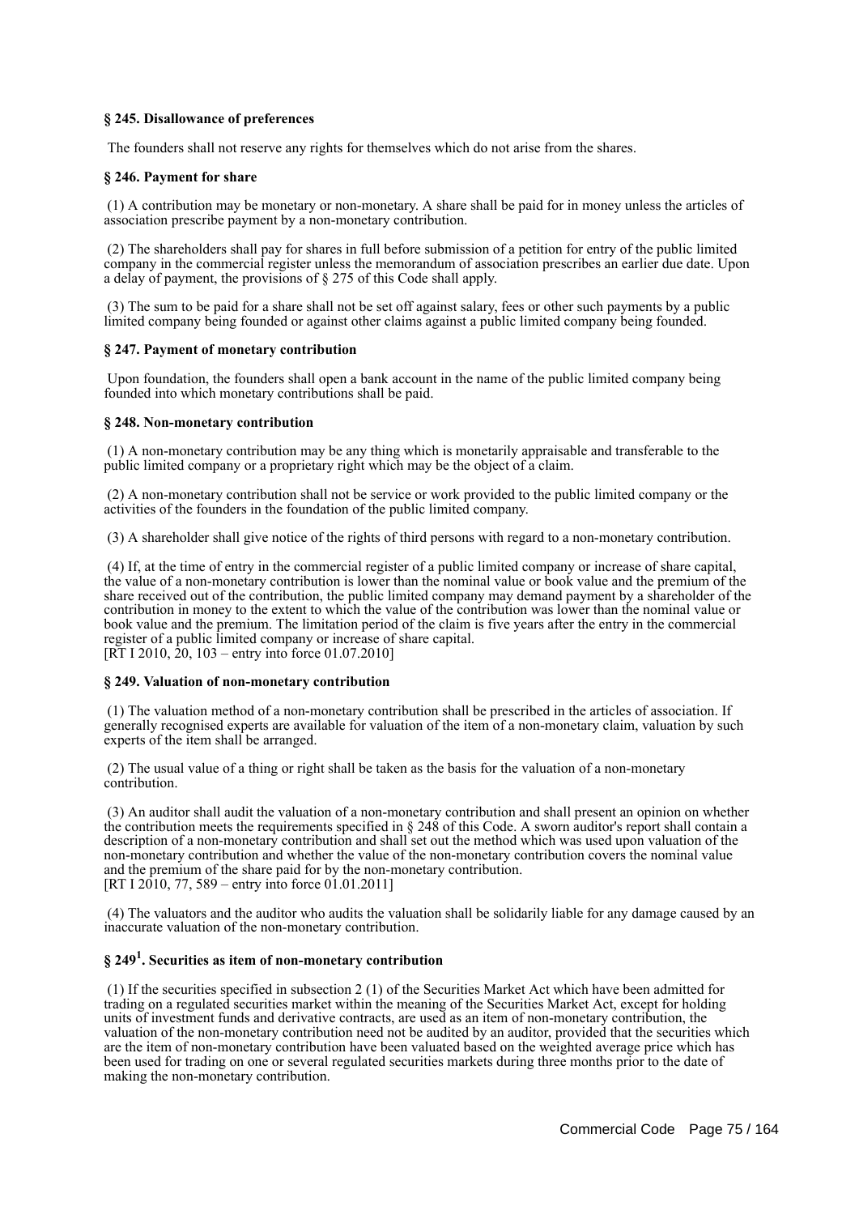### § 245. Disallowance of preferences

The founders shall not reserve any rights for themselves which do not arise from the shares.

### § 246. Payment for share

(1) A contribution may be monetary or non-monetary. A share shall be paid for in money unless the articles of association prescribe payment by a non-monetary contribution.

(2) The shareholders shall pay for shares in full before submission of a petition for entry of the public limited company in the commercial register unless the memorandum of association prescribes an earlier due date. Upon a delay of payment, the provisions of § 275 of this Code shall apply.

(3) The sum to be paid for a share shall not be set off against salary, fees or other such payments by a public limited company being founded or against other claims against a public limited company being founded.

### § 247. Payment of monetary contribution

Upon foundation, the founders shall open a bank account in the name of the public limited company being founded into which monetary contributions shall be paid.

### § 248. Non-monetary contribution

(1) A non-monetary contribution may be any thing which is monetarily appraisable and transferable to the public limited company or a proprietary right which may be the object of a claim.

(2) A non-monetary contribution shall not be service or work provided to the public limited company or the activities of the founders in the foundation of the public limited company.

(3) A shareholder shall give notice of the rights of third persons with regard to a non-monetary contribution.

(4) If, at the time of entry in the commercial register of a public limited company or increase of share capital, the value of a non-monetary contribution is lower than the nominal value or book value and the premium of the share received out of the contribution, the public limited company may demand payment by a shareholder of the contribution in money to the extent to which the value of the contribution was lower than the nominal value or book value and the premium. The limitation period of the claim is five years after the entry in the commercial register of a public limited company or increase of share capital.
[RT I 2010, 20, 103 – entry into force 01.07.2010]

### § 249. Valuation of non-monetary contribution

(1) The valuation method of a non-monetary contribution shall be prescribed in the articles of association. If generally recognised experts are available for valuation of the item of a non-monetary claim, valuation by such experts of the item shall be arranged.

(2) The usual value of a thing or right shall be taken as the basis for the valuation of a non-monetary contribution.

(3) An auditor shall audit the valuation of a non-monetary contribution and shall present an opinion on whether the contribution meets the requirements specified in § 248 of this Code. A sworn auditor's report shall contain a description of a non-monetary contribution and shall set out the method which was used upon valuation of the non-monetary contribution and whether the value of the non-monetary contribution covers the nominal value and the premium of the share paid for by the non-monetary contribution.
[RT I 2010, 77, 589 – entry into force 01.01.2011]

(4) The valuators and the auditor who audits the valuation shall be solidarily liable for any damage caused by an inaccurate valuation of the non-monetary contribution.

### § 249[1]. Securities as item of non-monetary contribution

(1) If the securities specified in subsection 2 (1) of the Securities Market Act which have been admitted for trading on a regulated securities market within the meaning of the Securities Market Act, except for holding units of investment funds and derivative contracts, are used as an item of non-monetary contribution, the valuation of the non-monetary contribution need not be audited by an auditor, provided that the securities which are the item of non-monetary contribution have been valuated based on the weighted average price which has been used for trading on one or several regulated securities markets during three months prior to the date of making the non-monetary contribution.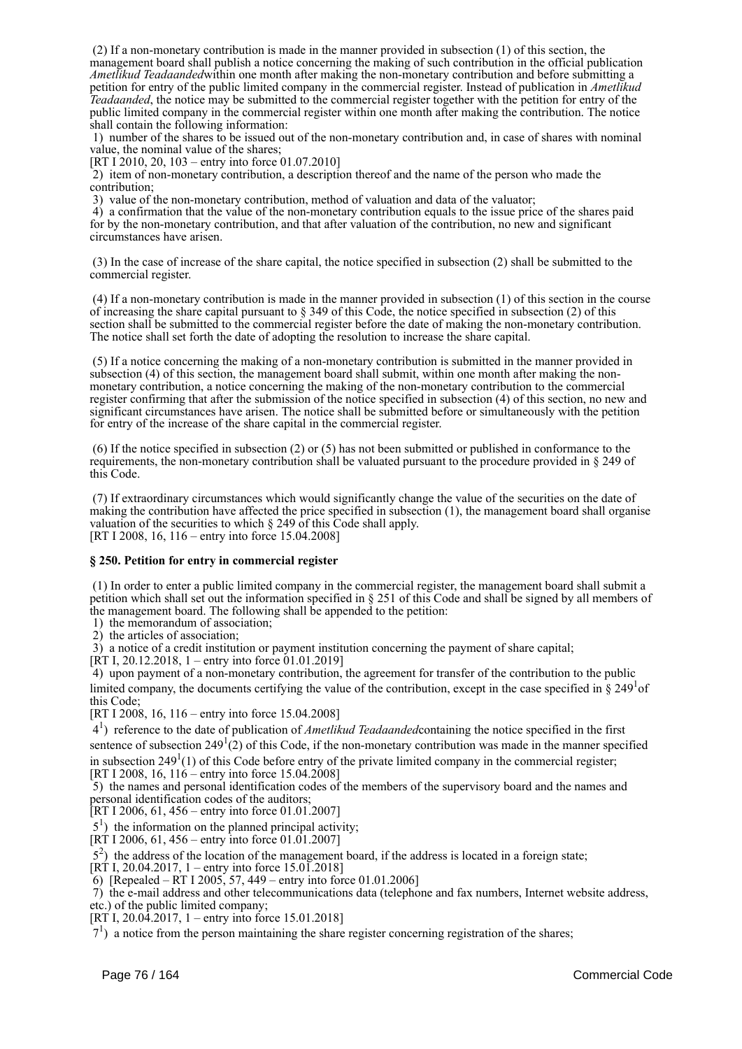(2) If a non-monetary contribution is made in the manner provided in subsection (1) of this section, the management board shall publish a notice concerning the making of such contribution in the official publication *Ametlikud Teadaanded*within one month after making the non-monetary contribution and before submitting a petition for entry of the public limited company in the commercial register. Instead of publication in *Ametlikud Teadaanded*, the notice may be submitted to the commercial register together with the petition for entry of the public limited company in the commercial register within one month after making the contribution. The notice shall contain the following information:

1) number of the shares to be issued out of the non-monetary contribution and, in case of shares with nominal value, the nominal value of the shares;
[RT I 2010, 20, 103 – entry into force 01.07.2010]

2) item of non-monetary contribution, a description thereof and the name of the person who made the contribution;

3) value of the non-monetary contribution, method of valuation and data of the valuator;

4) a confirmation that the value of the non-monetary contribution equals to the issue price of the shares paid for by the non-monetary contribution, and that after valuation of the contribution, no new and significant circumstances have arisen.

(3) In the case of increase of the share capital, the notice specified in subsection (2) shall be submitted to the commercial register.

(4) If a non-monetary contribution is made in the manner provided in subsection (1) of this section in the course of increasing the share capital pursuant to § 349 of this Code, the notice specified in subsection (2) of this section shall be submitted to the commercial register before the date of making the non-monetary contribution. The notice shall set forth the date of adopting the resolution to increase the share capital.

(5) If a notice concerning the making of a non-monetary contribution is submitted in the manner provided in subsection (4) of this section, the management board shall submit, within one month after making the non-monetary contribution, a notice concerning the making of the non-monetary contribution to the commercial register confirming that after the submission of the notice specified in subsection (4) of this section, no new and significant circumstances have arisen. The notice shall be submitted before or simultaneously with the petition for entry of the increase of the share capital in the commercial register.

(6) If the notice specified in subsection (2) or (5) has not been submitted or published in conformance to the requirements, the non-monetary contribution shall be valuated pursuant to the procedure provided in § 249 of this Code.

(7) If extraordinary circumstances which would significantly change the value of the securities on the date of making the contribution have affected the price specified in subsection (1), the management board shall organise valuation of the securities to which § 249 of this Code shall apply.
[RT I 2008, 16, 116 – entry into force 15.04.2008]

### § 250. Petition for entry in commercial register

(1) In order to enter a public limited company in the commercial register, the management board shall submit a petition which shall set out the information specified in § 251 of this Code and shall be signed by all members of the management board. The following shall be appended to the petition:

1) the memorandum of association;

2) the articles of association;

3) a notice of a credit institution or payment institution concerning the payment of share capital;
[RT I, 20.12.2018, 1 – entry into force 01.01.2019]

4) upon payment of a non-monetary contribution, the agreement for transfer of the contribution to the public limited company, the documents certifying the value of the contribution, except in the case specified in § 249[1]of this Code;
[RT I 2008, 16, 116 – entry into force 15.04.2008]

4[1]) reference to the date of publication of *Ametlikud Teadaanded*containing the notice specified in the first sentence of subsection 249[1](2) of this Code, if the non-monetary contribution was made in the manner specified in subsection 249[1](1) of this Code before entry of the private limited company in the commercial register;
[RT I 2008, 16, 116 – entry into force 15.04.2008]

5) the names and personal identification codes of the members of the supervisory board and the names and personal identification codes of the auditors;
[RT I 2006, 61, 456 – entry into force 01.01.2007]

5[1]) the information on the planned principal activity;
[RT I 2006, 61, 456 – entry into force 01.01.2007]

5[2]) the address of the location of the management board, if the address is located in a foreign state;
[RT I, 20.04.2017, 1 – entry into force 15.01.2018]

6) [Repealed – RT I 2005, 57, 449 – entry into force 01.01.2006]

7) the e-mail address and other telecommunications data (telephone and fax numbers, Internet website address, etc.) of the public limited company;
[RT I, 20.04.2017, 1 – entry into force 15.01.2018]

7[1]) a notice from the person maintaining the share register concerning registration of the shares;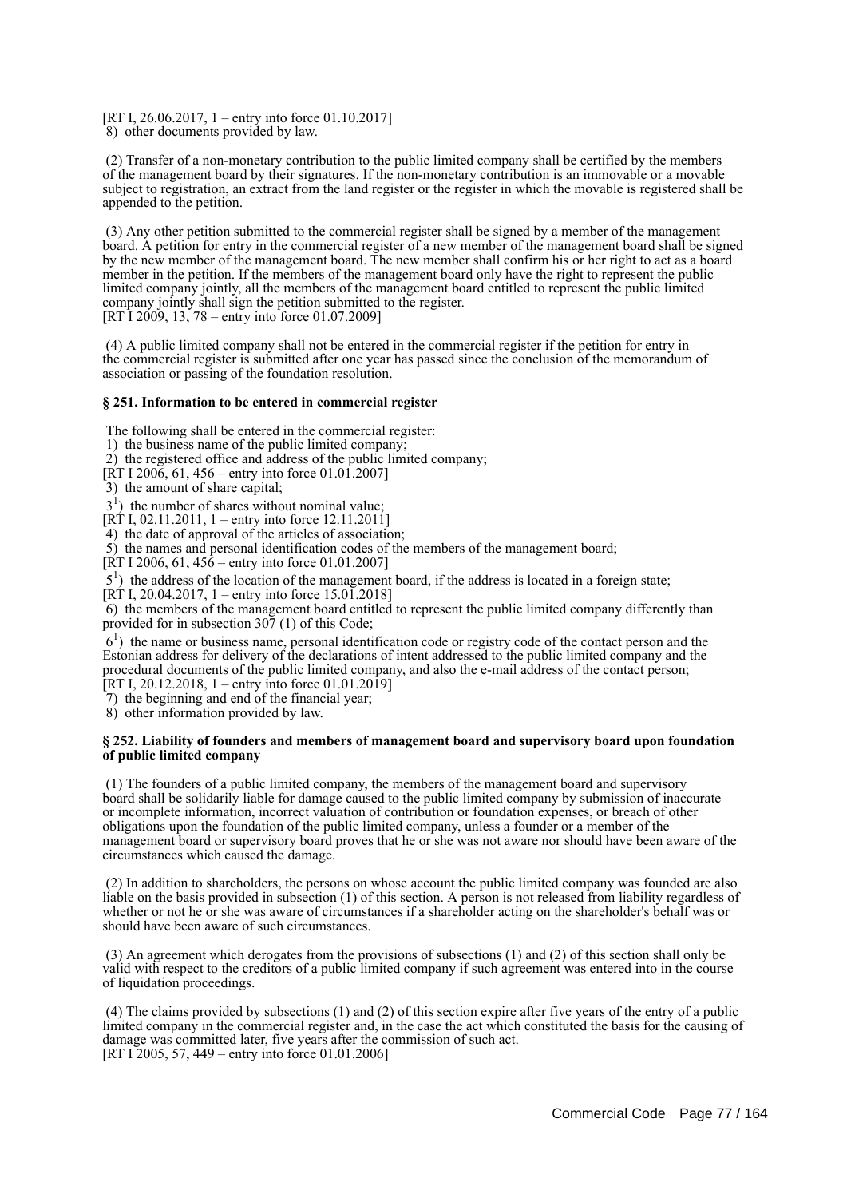[RT I, 26.06.2017, 1 – entry into force 01.10.2017]
8) other documents provided by law.

(2) Transfer of a non-monetary contribution to the public limited company shall be certified by the members of the management board by their signatures. If the non-monetary contribution is an immovable or a movable subject to registration, an extract from the land register or the register in which the movable is registered shall be appended to the petition.

(3) Any other petition submitted to the commercial register shall be signed by a member of the management board. A petition for entry in the commercial register of a new member of the management board shall be signed by the new member of the management board. The new member shall confirm his or her right to act as a board member in the petition. If the members of the management board only have the right to represent the public limited company jointly, all the members of the management board entitled to represent the public limited company jointly shall sign the petition submitted to the register.
[RT I 2009, 13, 78 – entry into force 01.07.2009]

(4) A public limited company shall not be entered in the commercial register if the petition for entry in the commercial register is submitted after one year has passed since the conclusion of the memorandum of association or passing of the foundation resolution.

### § 251. Information to be entered in commercial register

The following shall be entered in the commercial register:
1) the business name of the public limited company;
2) the registered office and address of the public limited company;
[RT I 2006, 61, 456 – entry into force 01.01.2007]
3) the amount of share capital;
$3^1$) the number of shares without nominal value;
[RT I, 02.11.2011, 1 – entry into force 12.11.2011]
4) the date of approval of the articles of association;
5) the names and personal identification codes of the members of the management board;
[RT I 2006, 61, 456 – entry into force 01.01.2007]
$5^1$) the address of the location of the management board, if the address is located in a foreign state;
[RT I, 20.04.2017, 1 – entry into force 15.01.2018]
6) the members of the management board entitled to represent the public limited company differently than provided for in subsection 307 (1) of this Code;
$6^1$) the name or business name, personal identification code or registry code of the contact person and the Estonian address for delivery of the declarations of intent addressed to the public limited company and the procedural documents of the public limited company, and also the e-mail address of the contact person;
[RT I, 20.12.2018, 1 – entry into force 01.01.2019]
7) the beginning and end of the financial year;
8) other information provided by law.

### § 252. Liability of founders and members of management board and supervisory board upon foundation of public limited company

(1) The founders of a public limited company, the members of the management board and supervisory board shall be solidarily liable for damage caused to the public limited company by submission of inaccurate or incomplete information, incorrect valuation of contribution or foundation expenses, or breach of other obligations upon the foundation of the public limited company, unless a founder or a member of the management board or supervisory board proves that he or she was not aware nor should have been aware of the circumstances which caused the damage.

(2) In addition to shareholders, the persons on whose account the public limited company was founded are also liable on the basis provided in subsection (1) of this section. A person is not released from liability regardless of whether or not he or she was aware of circumstances if a shareholder acting on the shareholder's behalf was or should have been aware of such circumstances.

(3) An agreement which derogates from the provisions of subsections (1) and (2) of this section shall only be valid with respect to the creditors of a public limited company if such agreement was entered into in the course of liquidation proceedings.

(4) The claims provided by subsections (1) and (2) of this section expire after five years of the entry of a public limited company in the commercial register and, in the case the act which constituted the basis for the causing of damage was committed later, five years after the commission of such act.
[RT I 2005, 57, 449 – entry into force 01.01.2006]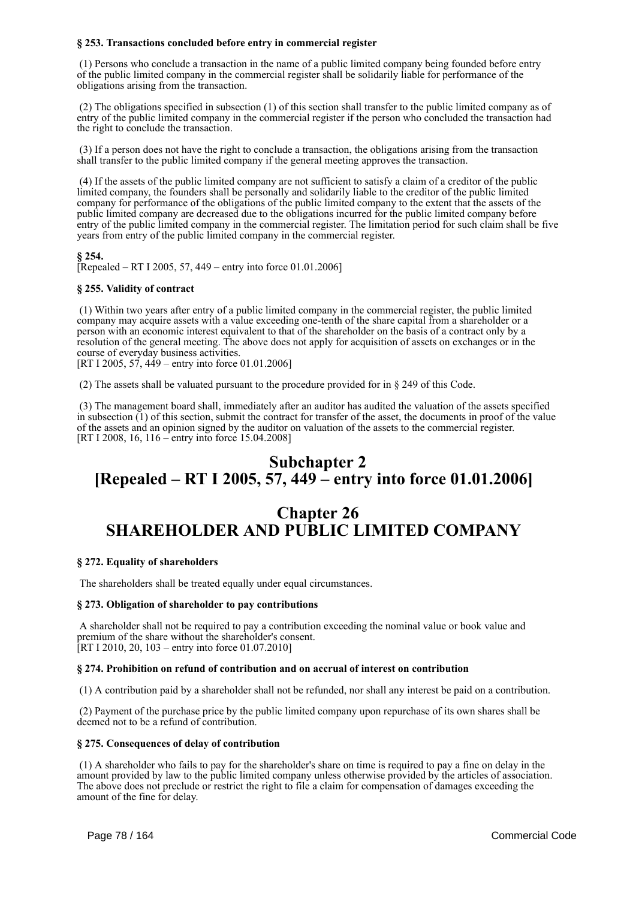#### § 253. Transactions concluded before entry in commercial register

(1) Persons who conclude a transaction in the name of a public limited company being founded before entry of the public limited company in the commercial register shall be solidarily liable for performance of the obligations arising from the transaction.

(2) The obligations specified in subsection (1) of this section shall transfer to the public limited company as of entry of the public limited company in the commercial register if the person who concluded the transaction had the right to conclude the transaction.

(3) If a person does not have the right to conclude a transaction, the obligations arising from the transaction shall transfer to the public limited company if the general meeting approves the transaction.

(4) If the assets of the public limited company are not sufficient to satisfy a claim of a creditor of the public limited company, the founders shall be personally and solidarily liable to the creditor of the public limited company for performance of the obligations of the public limited company to the extent that the assets of the public limited company are decreased due to the obligations incurred for the public limited company before entry of the public limited company in the commercial register. The limitation period for such claim shall be five years from entry of the public limited company in the commercial register.

#### § 254.

[Repealed – RT I 2005, 57, 449 – entry into force 01.01.2006]

#### § 255. Validity of contract

(1) Within two years after entry of a public limited company in the commercial register, the public limited company may acquire assets with a value exceeding one-tenth of the share capital from a shareholder or a person with an economic interest equivalent to that of the shareholder on the basis of a contract only by a resolution of the general meeting. The above does not apply for acquisition of assets on exchanges or in the course of everyday business activities.
[RT I 2005, 57, 449 – entry into force 01.01.2006]

(2) The assets shall be valuated pursuant to the procedure provided for in § 249 of this Code.

(3) The management board shall, immediately after an auditor has audited the valuation of the assets specified in subsection (1) of this section, submit the contract for transfer of the asset, the documents in proof of the value of the assets and an opinion signed by the auditor on valuation of the assets to the commercial register.
[RT I 2008, 16, 116 – entry into force 15.04.2008]

## Subchapter 2
## [Repealed – RT I 2005, 57, 449 – entry into force 01.01.2006]

## Chapter 26
## SHAREHOLDER AND PUBLIC LIMITED COMPANY

#### § 272. Equality of shareholders

The shareholders shall be treated equally under equal circumstances.

#### § 273. Obligation of shareholder to pay contributions

A shareholder shall not be required to pay a contribution exceeding the nominal value or book value and premium of the share without the shareholder's consent.
[RT I 2010, 20, 103 – entry into force 01.07.2010]

#### § 274. Prohibition on refund of contribution and on accrual of interest on contribution

(1) A contribution paid by a shareholder shall not be refunded, nor shall any interest be paid on a contribution.

(2) Payment of the purchase price by the public limited company upon repurchase of its own shares shall be deemed not to be a refund of contribution.

#### § 275. Consequences of delay of contribution

(1) A shareholder who fails to pay for the shareholder's share on time is required to pay a fine on delay in the amount provided by law to the public limited company unless otherwise provided by the articles of association. The above does not preclude or restrict the right to file a claim for compensation of damages exceeding the amount of the fine for delay.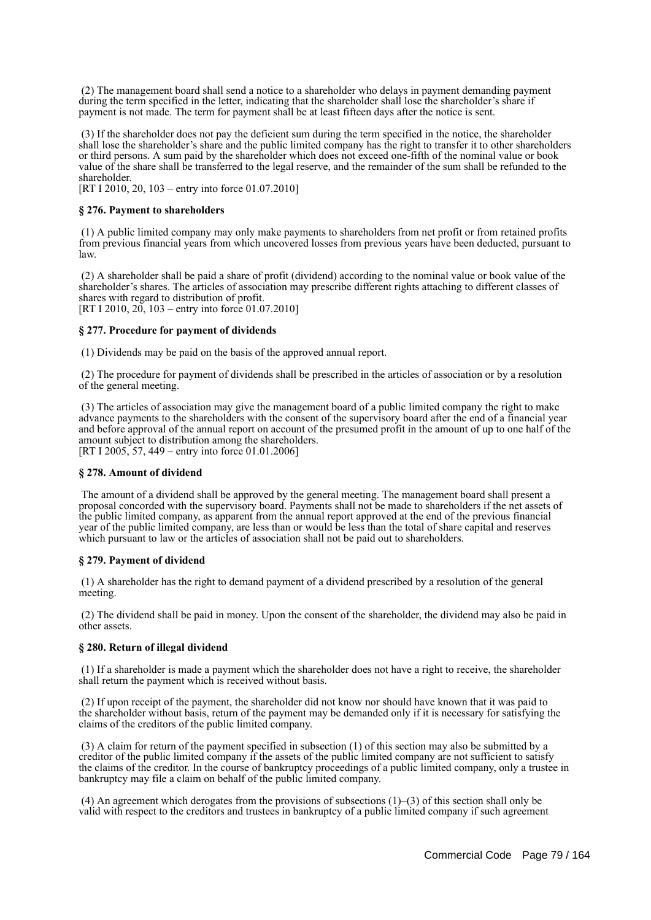(2) The management board shall send a notice to a shareholder who delays in payment demanding payment during the term specified in the letter, indicating that the shareholder shall lose the shareholder's share if payment is not made. The term for payment shall be at least fifteen days after the notice is sent.

(3) If the shareholder does not pay the deficient sum during the term specified in the notice, the shareholder shall lose the shareholder's share and the public limited company has the right to transfer it to other shareholders or third persons. A sum paid by the shareholder which does not exceed one-fifth of the nominal value or book value of the share shall be transferred to the legal reserve, and the remainder of the sum shall be refunded to the shareholder.
[RT I 2010, 20, 103 – entry into force 01.07.2010]

**§ 276. Payment to shareholders**

(1) A public limited company may only make payments to shareholders from net profit or from retained profits from previous financial years from which uncovered losses from previous years have been deducted, pursuant to law.

(2) A shareholder shall be paid a share of profit (dividend) according to the nominal value or book value of the shareholder's shares. The articles of association may prescribe different rights attaching to different classes of shares with regard to distribution of profit.
[RT I 2010, 20, 103 – entry into force 01.07.2010]

**§ 277. Procedure for payment of dividends**

(1) Dividends may be paid on the basis of the approved annual report.

(2) The procedure for payment of dividends shall be prescribed in the articles of association or by a resolution of the general meeting.

(3) The articles of association may give the management board of a public limited company the right to make advance payments to the shareholders with the consent of the supervisory board after the end of a financial year and before approval of the annual report on account of the presumed profit in the amount of up to one half of the amount subject to distribution among the shareholders.
[RT I 2005, 57, 449 – entry into force 01.01.2006]

**§ 278. Amount of dividend**

The amount of a dividend shall be approved by the general meeting. The management board shall present a proposal concorded with the supervisory board. Payments shall not be made to shareholders if the net assets of the public limited company, as apparent from the annual report approved at the end of the previous financial year of the public limited company, are less than or would be less than the total of share capital and reserves which pursuant to law or the articles of association shall not be paid out to shareholders.

**§ 279. Payment of dividend**

(1) A shareholder has the right to demand payment of a dividend prescribed by a resolution of the general meeting.

(2) The dividend shall be paid in money. Upon the consent of the shareholder, the dividend may also be paid in other assets.

**§ 280. Return of illegal dividend**

(1) If a shareholder is made a payment which the shareholder does not have a right to receive, the shareholder shall return the payment which is received without basis.

(2) If upon receipt of the payment, the shareholder did not know nor should have known that it was paid to the shareholder without basis, return of the payment may be demanded only if it is necessary for satisfying the claims of the creditors of the public limited company.

(3) A claim for return of the payment specified in subsection (1) of this section may also be submitted by a creditor of the public limited company if the assets of the public limited company are not sufficient to satisfy the claims of the creditor. In the course of bankruptcy proceedings of a public limited company, only a trustee in bankruptcy may file a claim on behalf of the public limited company.

(4) An agreement which derogates from the provisions of subsections (1)–(3) of this section shall only be valid with respect to the creditors and trustees in bankruptcy of a public limited company if such agreement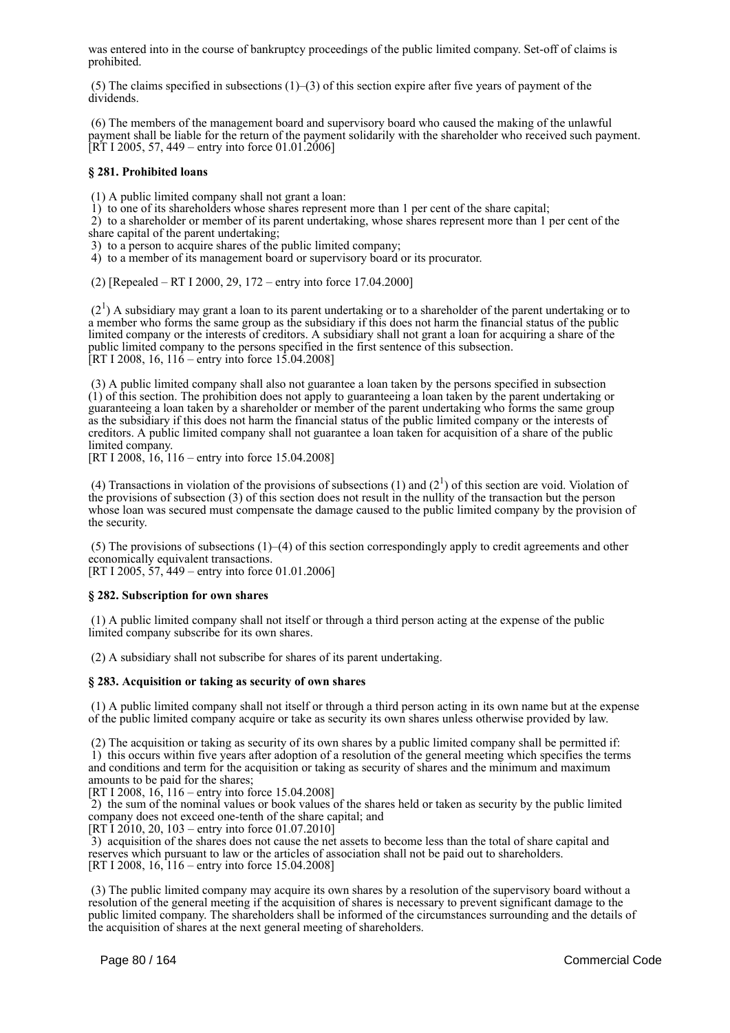was entered into in the course of bankruptcy proceedings of the public limited company. Set-off of claims is prohibited.

(5) The claims specified in subsections (1)–(3) of this section expire after five years of payment of the dividends.

(6) The members of the management board and supervisory board who caused the making of the unlawful payment shall be liable for the return of the payment solidarily with the shareholder who received such payment.
[RT I 2005, 57, 449 – entry into force 01.01.2006]

### § 281. Prohibited loans

(1) A public limited company shall not grant a loan:
1) to one of its shareholders whose shares represent more than 1 per cent of the share capital;
2) to a shareholder or member of its parent undertaking, whose shares represent more than 1 per cent of the share capital of the parent undertaking;
3) to a person to acquire shares of the public limited company;
4) to a member of its management board or supervisory board or its procurator.

(2) [Repealed – RT I 2000, 29, 172 – entry into force 17.04.2000]

($2^1$) A subsidiary may grant a loan to its parent undertaking or to a shareholder of the parent undertaking or to a member who forms the same group as the subsidiary if this does not harm the financial status of the public limited company or the interests of creditors. A subsidiary shall not grant a loan for acquiring a share of the public limited company to the persons specified in the first sentence of this subsection.
[RT I 2008, 16, 116 – entry into force 15.04.2008]

(3) A public limited company shall also not guarantee a loan taken by the persons specified in subsection (1) of this section. The prohibition does not apply to guaranteeing a loan taken by the parent undertaking or guaranteeing a loan taken by a shareholder or member of the parent undertaking who forms the same group as the subsidiary if this does not harm the financial status of the public limited company or the interests of creditors. A public limited company shall not guarantee a loan taken for acquisition of a share of the public limited company.
[RT I 2008, 16, 116 – entry into force 15.04.2008]

(4) Transactions in violation of the provisions of subsections (1) and ($2^1$) of this section are void. Violation of the provisions of subsection (3) of this section does not result in the nullity of the transaction but the person whose loan was secured must compensate the damage caused to the public limited company by the provision of the security.

(5) The provisions of subsections (1)–(4) of this section correspondingly apply to credit agreements and other economically equivalent transactions.
[RT I 2005, 57, 449 – entry into force 01.01.2006]

### § 282. Subscription for own shares

(1) A public limited company shall not itself or through a third person acting at the expense of the public limited company subscribe for its own shares.

(2) A subsidiary shall not subscribe for shares of its parent undertaking.

### § 283. Acquisition or taking as security of own shares

(1) A public limited company shall not itself or through a third person acting in its own name but at the expense of the public limited company acquire or take as security its own shares unless otherwise provided by law.

(2) The acquisition or taking as security of its own shares by a public limited company shall be permitted if:
1) this occurs within five years after adoption of a resolution of the general meeting which specifies the terms and conditions and term for the acquisition or taking as security of shares and the minimum and maximum amounts to be paid for the shares;
[RT I 2008, 16, 116 – entry into force 15.04.2008]
2) the sum of the nominal values or book values of the shares held or taken as security by the public limited company does not exceed one-tenth of the share capital; and
[RT I 2010, 20, 103 – entry into force 01.07.2010]
3) acquisition of the shares does not cause the net assets to become less than the total of share capital and reserves which pursuant to law or the articles of association shall not be paid out to shareholders.
[RT I 2008, 16, 116 – entry into force 15.04.2008]

(3) The public limited company may acquire its own shares by a resolution of the supervisory board without a resolution of the general meeting if the acquisition of shares is necessary to prevent significant damage to the public limited company. The shareholders shall be informed of the circumstances surrounding and the details of the acquisition of shares at the next general meeting of shareholders.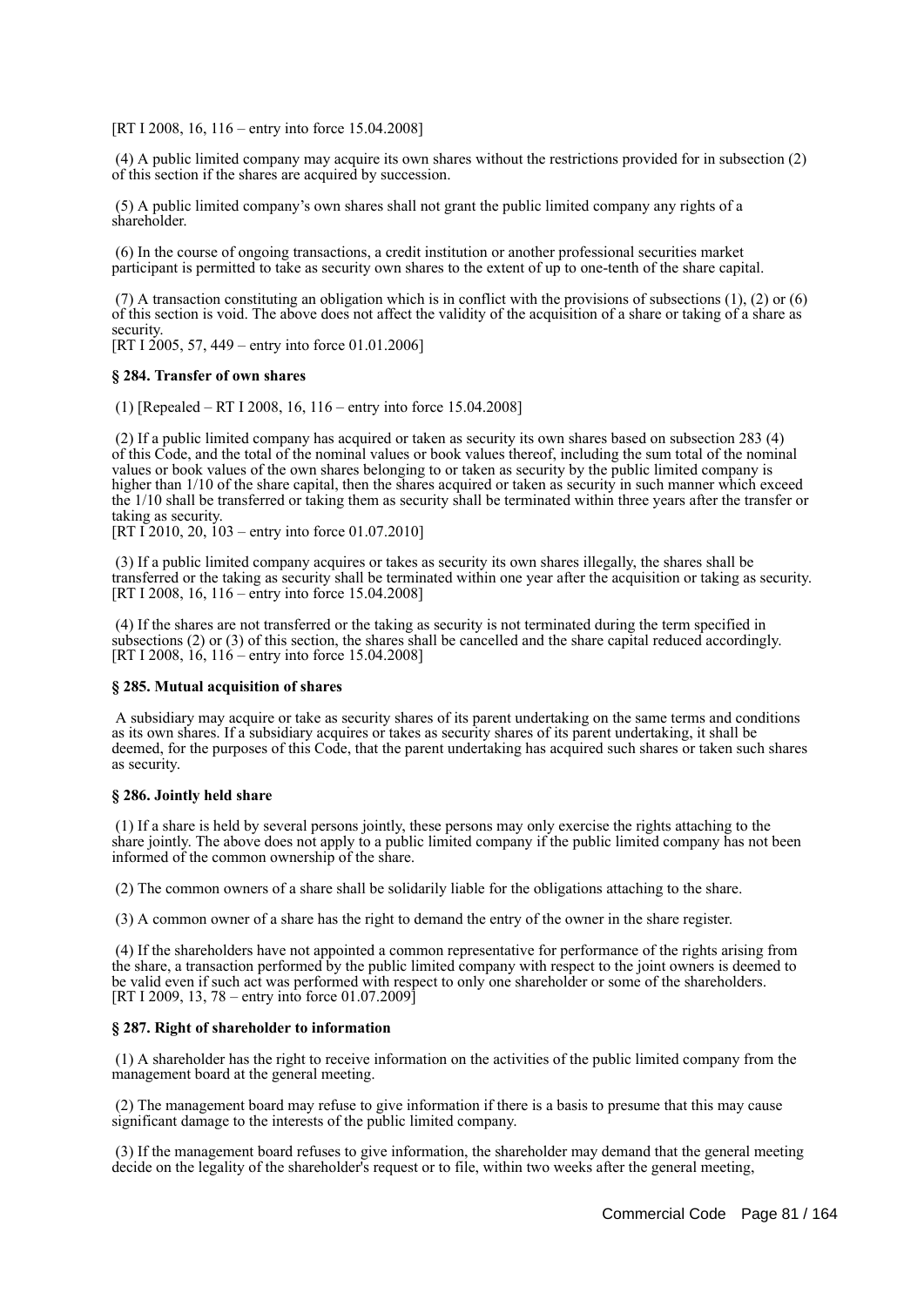[RT I 2008, 16, 116 – entry into force 15.04.2008]

(4) A public limited company may acquire its own shares without the restrictions provided for in subsection (2) of this section if the shares are acquired by succession.

(5) A public limited company's own shares shall not grant the public limited company any rights of a shareholder.

(6) In the course of ongoing transactions, a credit institution or another professional securities market participant is permitted to take as security own shares to the extent of up to one-tenth of the share capital.

(7) A transaction constituting an obligation which is in conflict with the provisions of subsections (1), (2) or (6) of this section is void. The above does not affect the validity of the acquisition of a share or taking of a share as security.
[RT I 2005, 57, 449 – entry into force 01.01.2006]

#### § 284. Transfer of own shares

(1) [Repealed – RT I 2008, 16, 116 – entry into force 15.04.2008]

(2) If a public limited company has acquired or taken as security its own shares based on subsection 283 (4) of this Code, and the total of the nominal values or book values thereof, including the sum total of the nominal values or book values of the own shares belonging to or taken as security by the public limited company is higher than 1/10 of the share capital, then the shares acquired or taken as security in such manner which exceed the 1/10 shall be transferred or taking them as security shall be terminated within three years after the transfer or taking as security.
[RT I 2010, 20, 103 – entry into force 01.07.2010]

(3) If a public limited company acquires or takes as security its own shares illegally, the shares shall be transferred or the taking as security shall be terminated within one year after the acquisition or taking as security.
[RT I 2008, 16, 116 – entry into force 15.04.2008]

(4) If the shares are not transferred or the taking as security is not terminated during the term specified in subsections (2) or (3) of this section, the shares shall be cancelled and the share capital reduced accordingly.
[RT I 2008, 16, 116 – entry into force 15.04.2008]

#### § 285. Mutual acquisition of shares

A subsidiary may acquire or take as security shares of its parent undertaking on the same terms and conditions as its own shares. If a subsidiary acquires or takes as security shares of its parent undertaking, it shall be deemed, for the purposes of this Code, that the parent undertaking has acquired such shares or taken such shares as security.

#### § 286. Jointly held share

(1) If a share is held by several persons jointly, these persons may only exercise the rights attaching to the share jointly. The above does not apply to a public limited company if the public limited company has not been informed of the common ownership of the share.

(2) The common owners of a share shall be solidarily liable for the obligations attaching to the share.

(3) A common owner of a share has the right to demand the entry of the owner in the share register.

(4) If the shareholders have not appointed a common representative for performance of the rights arising from the share, a transaction performed by the public limited company with respect to the joint owners is deemed to be valid even if such act was performed with respect to only one shareholder or some of the shareholders.
[RT I 2009, 13, 78 – entry into force 01.07.2009]

#### § 287. Right of shareholder to information

(1) A shareholder has the right to receive information on the activities of the public limited company from the management board at the general meeting.

(2) The management board may refuse to give information if there is a basis to presume that this may cause significant damage to the interests of the public limited company.

(3) If the management board refuses to give information, the shareholder may demand that the general meeting decide on the legality of the shareholder's request or to file, within two weeks after the general meeting,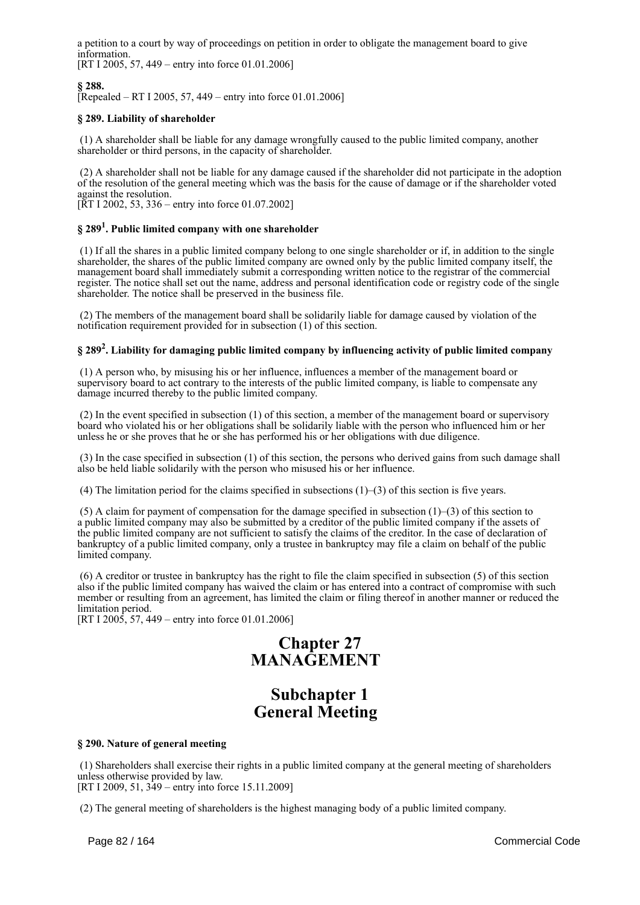a petition to a court by way of proceedings on petition in order to obligate the management board to give information.
[RT I 2005, 57, 449 – entry into force 01.01.2006]

**§ 288.**
[Repealed – RT I 2005, 57, 449 – entry into force 01.01.2006]

**§ 289. Liability of shareholder**

(1) A shareholder shall be liable for any damage wrongfully caused to the public limited company, another shareholder or third persons, in the capacity of shareholder.

(2) A shareholder shall not be liable for any damage caused if the shareholder did not participate in the adoption of the resolution of the general meeting which was the basis for the cause of damage or if the shareholder voted against the resolution.
[RT I 2002, 53, 336 – entry into force 01.07.2002]

**§ 289[1]. Public limited company with one shareholder**

(1) If all the shares in a public limited company belong to one single shareholder or if, in addition to the single shareholder, the shares of the public limited company are owned only by the public limited company itself, the management board shall immediately submit a corresponding written notice to the registrar of the commercial register. The notice shall set out the name, address and personal identification code or registry code of the single shareholder. The notice shall be preserved in the business file.

(2) The members of the management board shall be solidarily liable for damage caused by violation of the notification requirement provided for in subsection (1) of this section.

**§ 289[2]. Liability for damaging public limited company by influencing activity of public limited company**

(1) A person who, by misusing his or her influence, influences a member of the management board or supervisory board to act contrary to the interests of the public limited company, is liable to compensate any damage incurred thereby to the public limited company.

(2) In the event specified in subsection (1) of this section, a member of the management board or supervisory board who violated his or her obligations shall be solidarily liable with the person who influenced him or her unless he or she proves that he or she has performed his or her obligations with due diligence.

(3) In the case specified in subsection (1) of this section, the persons who derived gains from such damage shall also be held liable solidarily with the person who misused his or her influence.

(4) The limitation period for the claims specified in subsections (1)–(3) of this section is five years.

(5) A claim for payment of compensation for the damage specified in subsection (1)–(3) of this section to a public limited company may also be submitted by a creditor of the public limited company if the assets of the public limited company are not sufficient to satisfy the claims of the creditor. In the case of declaration of bankruptcy of a public limited company, only a trustee in bankruptcy may file a claim on behalf of the public limited company.

(6) A creditor or trustee in bankruptcy has the right to file the claim specified in subsection (5) of this section also if the public limited company has waived the claim or has entered into a contract of compromise with such member or resulting from an agreement, has limited the claim or filing thereof in another manner or reduced the limitation period.
[RT I 2005, 57, 449 – entry into force 01.01.2006]

# Chapter 27
# MANAGEMENT

## Subchapter 1
## General Meeting

**§ 290. Nature of general meeting**

(1) Shareholders shall exercise their rights in a public limited company at the general meeting of shareholders unless otherwise provided by law.
[RT I 2009, 51, 349 – entry into force 15.11.2009]

(2) The general meeting of shareholders is the highest managing body of a public limited company.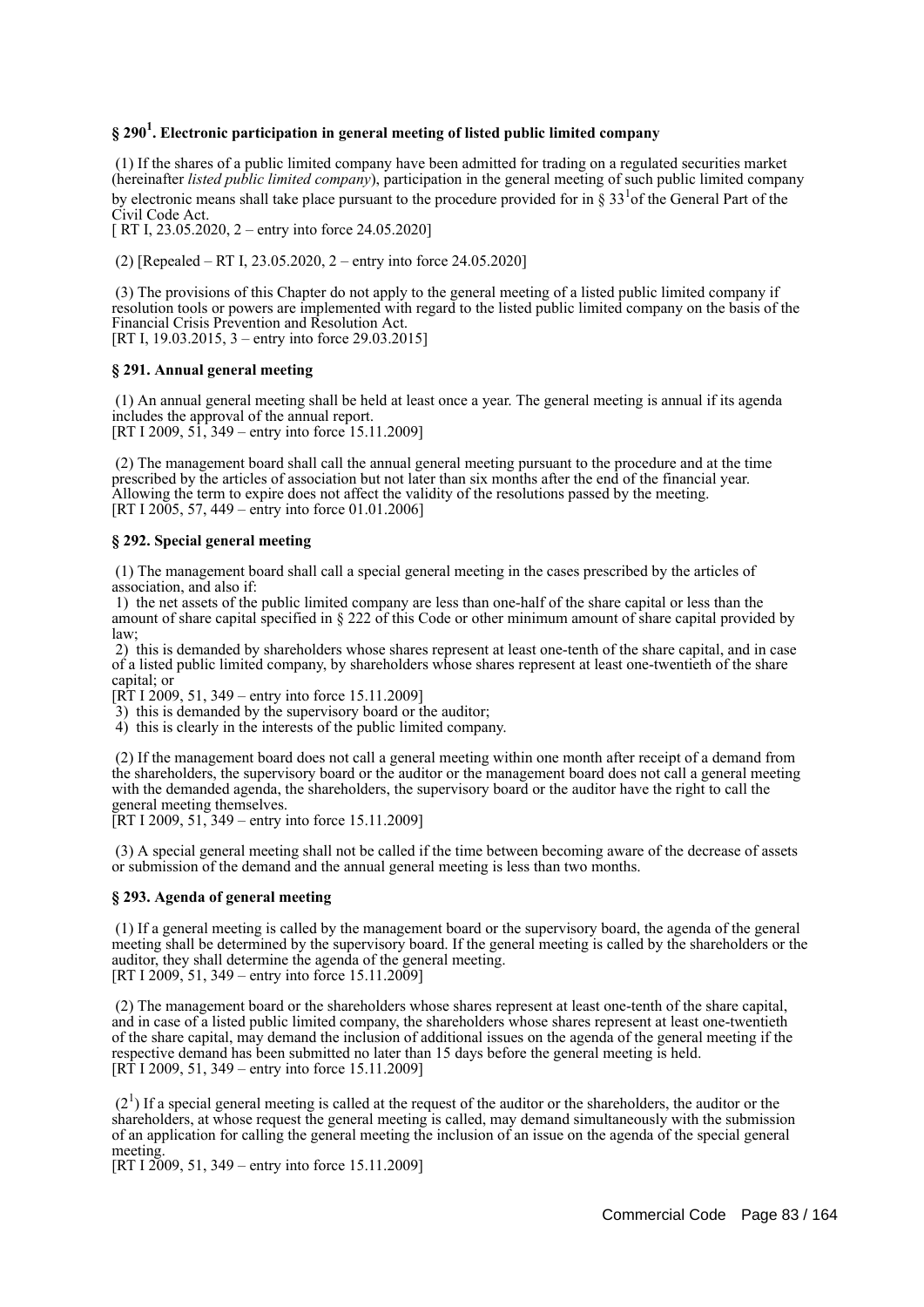### § 290[1]. Electronic participation in general meeting of listed public limited company

(1) If the shares of a public limited company have been admitted for trading on a regulated securities market (hereinafter *listed public limited company*), participation in the general meeting of such public limited company by electronic means shall take place pursuant to the procedure provided for in § 33[1]of the General Part of the Civil Code Act.
[ RT I, 23.05.2020, 2 – entry into force 24.05.2020]

(2) [Repealed – RT I, 23.05.2020, 2 – entry into force 24.05.2020]

(3) The provisions of this Chapter do not apply to the general meeting of a listed public limited company if resolution tools or powers are implemented with regard to the listed public limited company on the basis of the Financial Crisis Prevention and Resolution Act.
[RT I, 19.03.2015, 3 – entry into force 29.03.2015]

### § 291. Annual general meeting

(1) An annual general meeting shall be held at least once a year. The general meeting is annual if its agenda includes the approval of the annual report.
[RT I 2009, 51, 349 – entry into force 15.11.2009]

(2) The management board shall call the annual general meeting pursuant to the procedure and at the time prescribed by the articles of association but not later than six months after the end of the financial year. Allowing the term to expire does not affect the validity of the resolutions passed by the meeting.
[RT I 2005, 57, 449 – entry into force 01.01.2006]

### § 292. Special general meeting

(1) The management board shall call a special general meeting in the cases prescribed by the articles of association, and also if:

1) the net assets of the public limited company are less than one-half of the share capital or less than the amount of share capital specified in § 222 of this Code or other minimum amount of share capital provided by law;
2) this is demanded by shareholders whose shares represent at least one-tenth of the share capital, and in case of a listed public limited company, by shareholders whose shares represent at least one-twentieth of the share capital; or
[RT I 2009, 51, 349 – entry into force 15.11.2009]
3) this is demanded by the supervisory board or the auditor;
4) this is clearly in the interests of the public limited company.

(2) If the management board does not call a general meeting within one month after receipt of a demand from the shareholders, the supervisory board or the auditor or the management board does not call a general meeting with the demanded agenda, the shareholders, the supervisory board or the auditor have the right to call the general meeting themselves.
[RT I 2009, 51, 349 – entry into force 15.11.2009]

(3) A special general meeting shall not be called if the time between becoming aware of the decrease of assets or submission of the demand and the annual general meeting is less than two months.

### § 293. Agenda of general meeting

(1) If a general meeting is called by the management board or the supervisory board, the agenda of the general meeting shall be determined by the supervisory board. If the general meeting is called by the shareholders or the auditor, they shall determine the agenda of the general meeting.
[RT I 2009, 51, 349 – entry into force 15.11.2009]

(2) The management board or the shareholders whose shares represent at least one-tenth of the share capital, and in case of a listed public limited company, the shareholders whose shares represent at least one-twentieth of the share capital, may demand the inclusion of additional issues on the agenda of the general meeting if the respective demand has been submitted no later than 15 days before the general meeting is held.
[RT I 2009, 51, 349 – entry into force 15.11.2009]

(2[1]) If a special general meeting is called at the request of the auditor or the shareholders, the auditor or the shareholders, at whose request the general meeting is called, may demand simultaneously with the submission of an application for calling the general meeting the inclusion of an issue on the agenda of the special general meeting.
[RT I 2009, 51, 349 – entry into force 15.11.2009]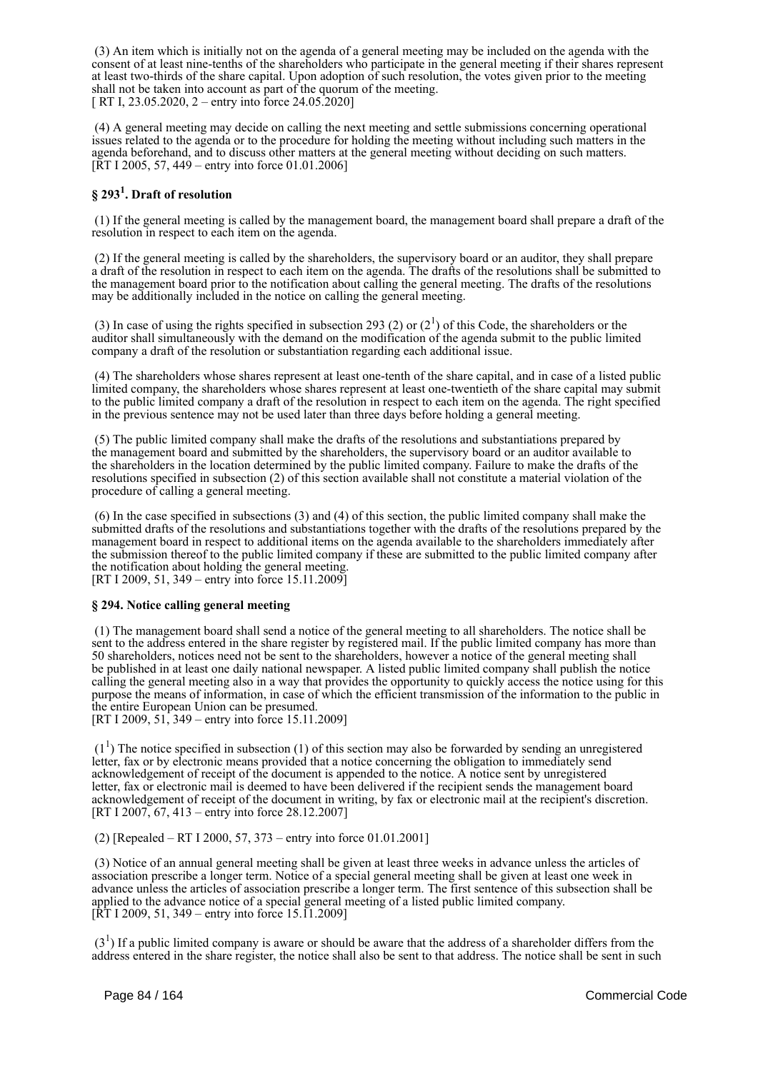(3) An item which is initially not on the agenda of a general meeting may be included on the agenda with the consent of at least nine-tenths of the shareholders who participate in the general meeting if their shares represent at least two-thirds of the share capital. Upon adoption of such resolution, the votes given prior to the meeting shall not be taken into account as part of the quorum of the meeting.
[ RT I, 23.05.2020, 2 – entry into force 24.05.2020]

(4) A general meeting may decide on calling the next meeting and settle submissions concerning operational issues related to the agenda or to the procedure for holding the meeting without including such matters in the agenda beforehand, and to discuss other matters at the general meeting without deciding on such matters.
[RT I 2005, 57, 449 – entry into force 01.01.2006]

### § 293[1]. Draft of resolution

(1) If the general meeting is called by the management board, the management board shall prepare a draft of the resolution in respect to each item on the agenda.

(2) If the general meeting is called by the shareholders, the supervisory board or an auditor, they shall prepare a draft of the resolution in respect to each item on the agenda. The drafts of the resolutions shall be submitted to the management board prior to the notification about calling the general meeting. The drafts of the resolutions may be additionally included in the notice on calling the general meeting.

(3) In case of using the rights specified in subsection 293 (2) or (2[1]) of this Code, the shareholders or the auditor shall simultaneously with the demand on the modification of the agenda submit to the public limited company a draft of the resolution or substantiation regarding each additional issue.

(4) The shareholders whose shares represent at least one-tenth of the share capital, and in case of a listed public limited company, the shareholders whose shares represent at least one-twentieth of the share capital may submit to the public limited company a draft of the resolution in respect to each item on the agenda. The right specified in the previous sentence may not be used later than three days before holding a general meeting.

(5) The public limited company shall make the drafts of the resolutions and substantiations prepared by the management board and submitted by the shareholders, the supervisory board or an auditor available to the shareholders in the location determined by the public limited company. Failure to make the drafts of the resolutions specified in subsection (2) of this section available shall not constitute a material violation of the procedure of calling a general meeting.

(6) In the case specified in subsections (3) and (4) of this section, the public limited company shall make the submitted drafts of the resolutions and substantiations together with the drafts of the resolutions prepared by the management board in respect to additional items on the agenda available to the shareholders immediately after the submission thereof to the public limited company if these are submitted to the public limited company after the notification about holding the general meeting.
[RT I 2009, 51, 349 – entry into force 15.11.2009]

### § 294. Notice calling general meeting

(1) The management board shall send a notice of the general meeting to all shareholders. The notice shall be sent to the address entered in the share register by registered mail. If the public limited company has more than 50 shareholders, notices need not be sent to the shareholders, however a notice of the general meeting shall be published in at least one daily national newspaper. A listed public limited company shall publish the notice calling the general meeting also in a way that provides the opportunity to quickly access the notice using for this purpose the means of information, in case of which the efficient transmission of the information to the public in the entire European Union can be presumed.
[RT I 2009, 51, 349 – entry into force 15.11.2009]

(1[1]) The notice specified in subsection (1) of this section may also be forwarded by sending an unregistered letter, fax or by electronic means provided that a notice concerning the obligation to immediately send acknowledgement of receipt of the document is appended to the notice. A notice sent by unregistered letter, fax or electronic mail is deemed to have been delivered if the recipient sends the management board acknowledgement of receipt of the document in writing, by fax or electronic mail at the recipient's discretion.
[RT I 2007, 67, 413 – entry into force 28.12.2007]

(2) [Repealed – RT I 2000, 57, 373 – entry into force 01.01.2001]

(3) Notice of an annual general meeting shall be given at least three weeks in advance unless the articles of association prescribe a longer term. Notice of a special general meeting shall be given at least one week in advance unless the articles of association prescribe a longer term. The first sentence of this subsection shall be applied to the advance notice of a special general meeting of a listed public limited company.
[RT I 2009, 51, 349 – entry into force 15.11.2009]

(3[1]) If a public limited company is aware or should be aware that the address of a shareholder differs from the address entered in the share register, the notice shall also be sent to that address. The notice shall be sent in such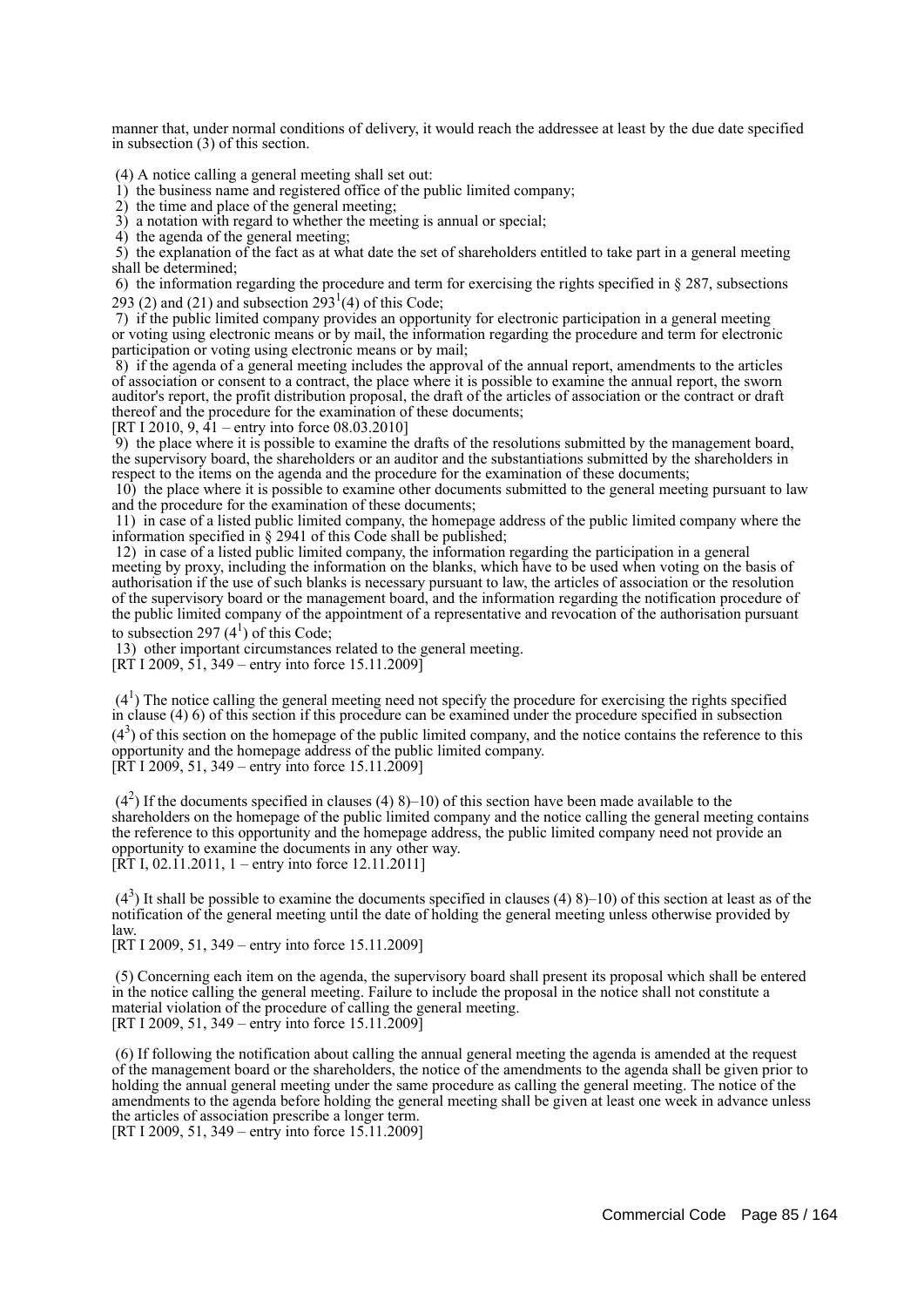manner that, under normal conditions of delivery, it would reach the addressee at least by the due date specified in subsection (3) of this section.

(4) A notice calling a general meeting shall set out:
1) the business name and registered office of the public limited company;
2) the time and place of the general meeting;
3) a notation with regard to whether the meeting is annual or special;
4) the agenda of the general meeting;
5) the explanation of the fact as at what date the set of shareholders entitled to take part in a general meeting shall be determined;
6) the information regarding the procedure and term for exercising the rights specified in § 287, subsections 293 (2) and (21) and subsection $293^1(4)$ of this Code;
7) if the public limited company provides an opportunity for electronic participation in a general meeting or voting using electronic means or by mail, the information regarding the procedure and term for electronic participation or voting using electronic means or by mail;
8) if the agenda of a general meeting includes the approval of the annual report, amendments to the articles of association or consent to a contract, the place where it is possible to examine the annual report, the sworn auditor's report, the profit distribution proposal, the draft of the articles of association or the contract or draft thereof and the procedure for the examination of these documents;
[RT I 2010, 9, 41 – entry into force 08.03.2010]
9) the place where it is possible to examine the drafts of the resolutions submitted by the management board, the supervisory board, the shareholders or an auditor and the substantiations submitted by the shareholders in respect to the items on the agenda and the procedure for the examination of these documents;
10) the place where it is possible to examine other documents submitted to the general meeting pursuant to law and the procedure for the examination of these documents;
11) in case of a listed public limited company, the homepage address of the public limited company where the information specified in § 2941 of this Code shall be published;
12) in case of a listed public limited company, the information regarding the participation in a general meeting by proxy, including the information on the blanks, which have to be used when voting on the basis of authorisation if the use of such blanks is necessary pursuant to law, the articles of association or the resolution of the supervisory board or the management board, and the information regarding the notification procedure of the public limited company of the appointment of a representative and revocation of the authorisation pursuant to subsection 297 $(4^1)$ of this Code;
13) other important circumstances related to the general meeting.
[RT I 2009, 51, 349 – entry into force 15.11.2009]

$(4^1)$ The notice calling the general meeting need not specify the procedure for exercising the rights specified in clause (4) 6) of this section if this procedure can be examined under the procedure specified in subsection $(4^3)$ of this section on the homepage of the public limited company, and the notice contains the reference to this opportunity and the homepage address of the public limited company.
[RT I 2009, 51, 349 – entry into force 15.11.2009]

$(4^2)$ If the documents specified in clauses (4) 8)–10) of this section have been made available to the shareholders on the homepage of the public limited company and the notice calling the general meeting contains the reference to this opportunity and the homepage address, the public limited company need not provide an opportunity to examine the documents in any other way.
[RT I, 02.11.2011, 1 – entry into force 12.11.2011]

$(4^3)$ It shall be possible to examine the documents specified in clauses (4) 8)–10) of this section at least as of the notification of the general meeting until the date of holding the general meeting unless otherwise provided by law.
[RT I 2009, 51, 349 – entry into force 15.11.2009]

(5) Concerning each item on the agenda, the supervisory board shall present its proposal which shall be entered in the notice calling the general meeting. Failure to include the proposal in the notice shall not constitute a material violation of the procedure of calling the general meeting.
[RT I 2009, 51, 349 – entry into force 15.11.2009]

(6) If following the notification about calling the annual general meeting the agenda is amended at the request of the management board or the shareholders, the notice of the amendments to the agenda shall be given prior to holding the annual general meeting under the same procedure as calling the general meeting. The notice of the amendments to the agenda before holding the general meeting shall be given at least one week in advance unless the articles of association prescribe a longer term.
[RT I 2009, 51, 349 – entry into force 15.11.2009]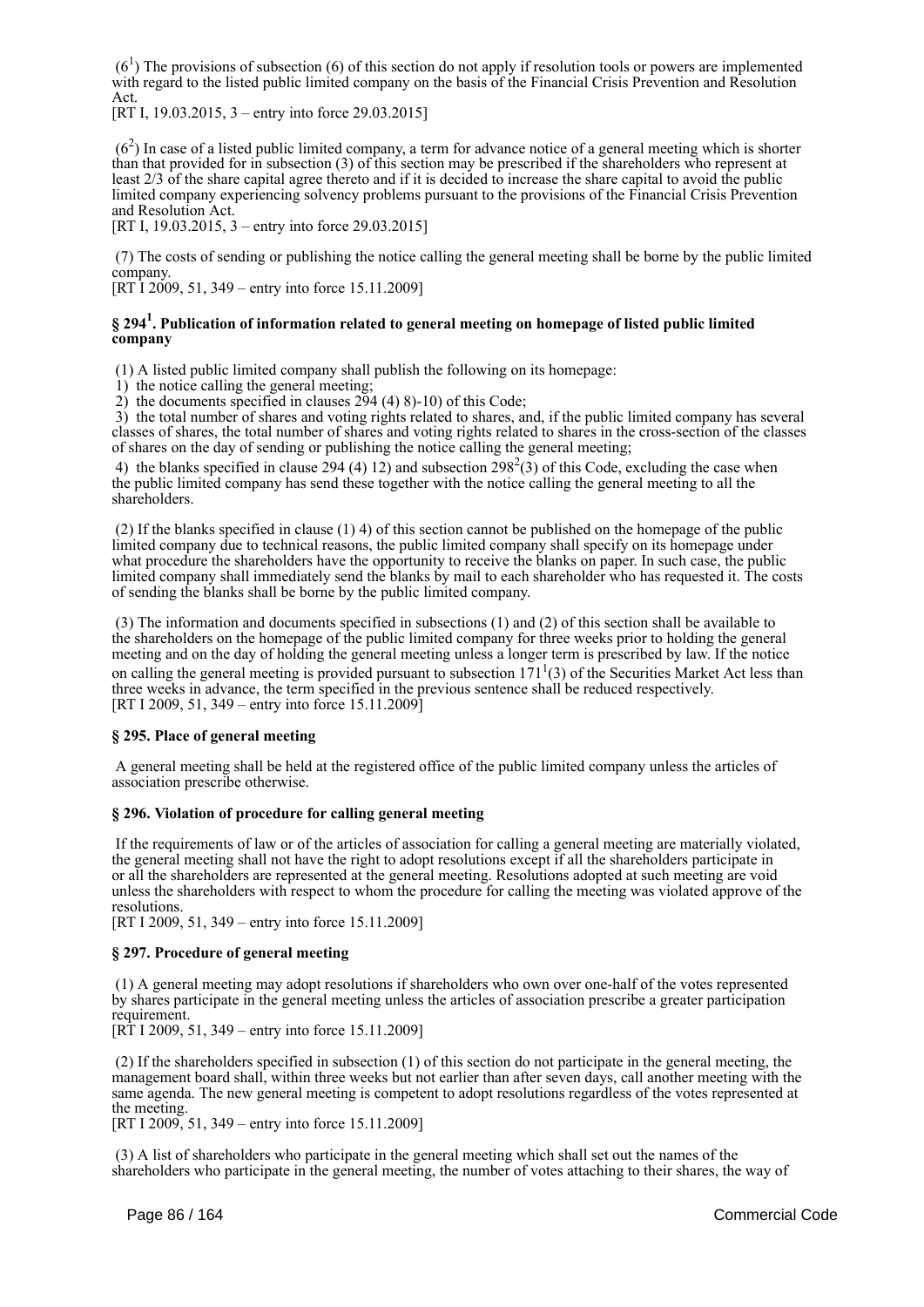($6^1$) The provisions of subsection (6) of this section do not apply if resolution tools or powers are implemented with regard to the listed public limited company on the basis of the Financial Crisis Prevention and Resolution Act.
[RT I, 19.03.2015, 3 – entry into force 29.03.2015]

($6^2$) In case of a listed public limited company, a term for advance notice of a general meeting which is shorter than that provided for in subsection (3) of this section may be prescribed if the shareholders who represent at least 2/3 of the share capital agree thereto and if it is decided to increase the share capital to avoid the public limited company experiencing solvency problems pursuant to the provisions of the Financial Crisis Prevention and Resolution Act.
[RT I, 19.03.2015, 3 – entry into force 29.03.2015]

(7) The costs of sending or publishing the notice calling the general meeting shall be borne by the public limited company.
[RT I 2009, 51, 349 – entry into force 15.11.2009]

### § $294^1$. Publication of information related to general meeting on homepage of listed public limited company

(1) A listed public limited company shall publish the following on its homepage:
1) the notice calling the general meeting;
2) the documents specified in clauses 294 (4) 8)-10) of this Code;
3) the total number of shares and voting rights related to shares, and, if the public limited company has several classes of shares, the total number of shares and voting rights related to shares in the cross-section of the classes of shares on the day of sending or publishing the notice calling the general meeting;
4) the blanks specified in clause 294 (4) 12) and subsection $298^2(3)$ of this Code, excluding the case when the public limited company has send these together with the notice calling the general meeting to all the shareholders.

(2) If the blanks specified in clause (1) 4) of this section cannot be published on the homepage of the public limited company due to technical reasons, the public limited company shall specify on its homepage under what procedure the shareholders have the opportunity to receive the blanks on paper. In such case, the public limited company shall immediately send the blanks by mail to each shareholder who has requested it. The costs of sending the blanks shall be borne by the public limited company.

(3) The information and documents specified in subsections (1) and (2) of this section shall be available to the shareholders on the homepage of the public limited company for three weeks prior to holding the general meeting and on the day of holding the general meeting unless a longer term is prescribed by law. If the notice on calling the general meeting is provided pursuant to subsection $171^1(3)$ of the Securities Market Act less than three weeks in advance, the term specified in the previous sentence shall be reduced respectively.
[RT I 2009, 51, 349 – entry into force 15.11.2009]

### § 295. Place of general meeting

A general meeting shall be held at the registered office of the public limited company unless the articles of association prescribe otherwise.

### § 296. Violation of procedure for calling general meeting

If the requirements of law or of the articles of association for calling a general meeting are materially violated, the general meeting shall not have the right to adopt resolutions except if all the shareholders participate in or all the shareholders are represented at the general meeting. Resolutions adopted at such meeting are void unless the shareholders with respect to whom the procedure for calling the meeting was violated approve of the resolutions.
[RT I 2009, 51, 349 – entry into force 15.11.2009]

### § 297. Procedure of general meeting

(1) A general meeting may adopt resolutions if shareholders who own over one-half of the votes represented by shares participate in the general meeting unless the articles of association prescribe a greater participation requirement.
[RT I 2009, 51, 349 – entry into force 15.11.2009]

(2) If the shareholders specified in subsection (1) of this section do not participate in the general meeting, the management board shall, within three weeks but not earlier than after seven days, call another meeting with the same agenda. The new general meeting is competent to adopt resolutions regardless of the votes represented at the meeting.
[RT I 2009, 51, 349 – entry into force 15.11.2009]

(3) A list of shareholders who participate in the general meeting which shall set out the names of the shareholders who participate in the general meeting, the number of votes attaching to their shares, the way of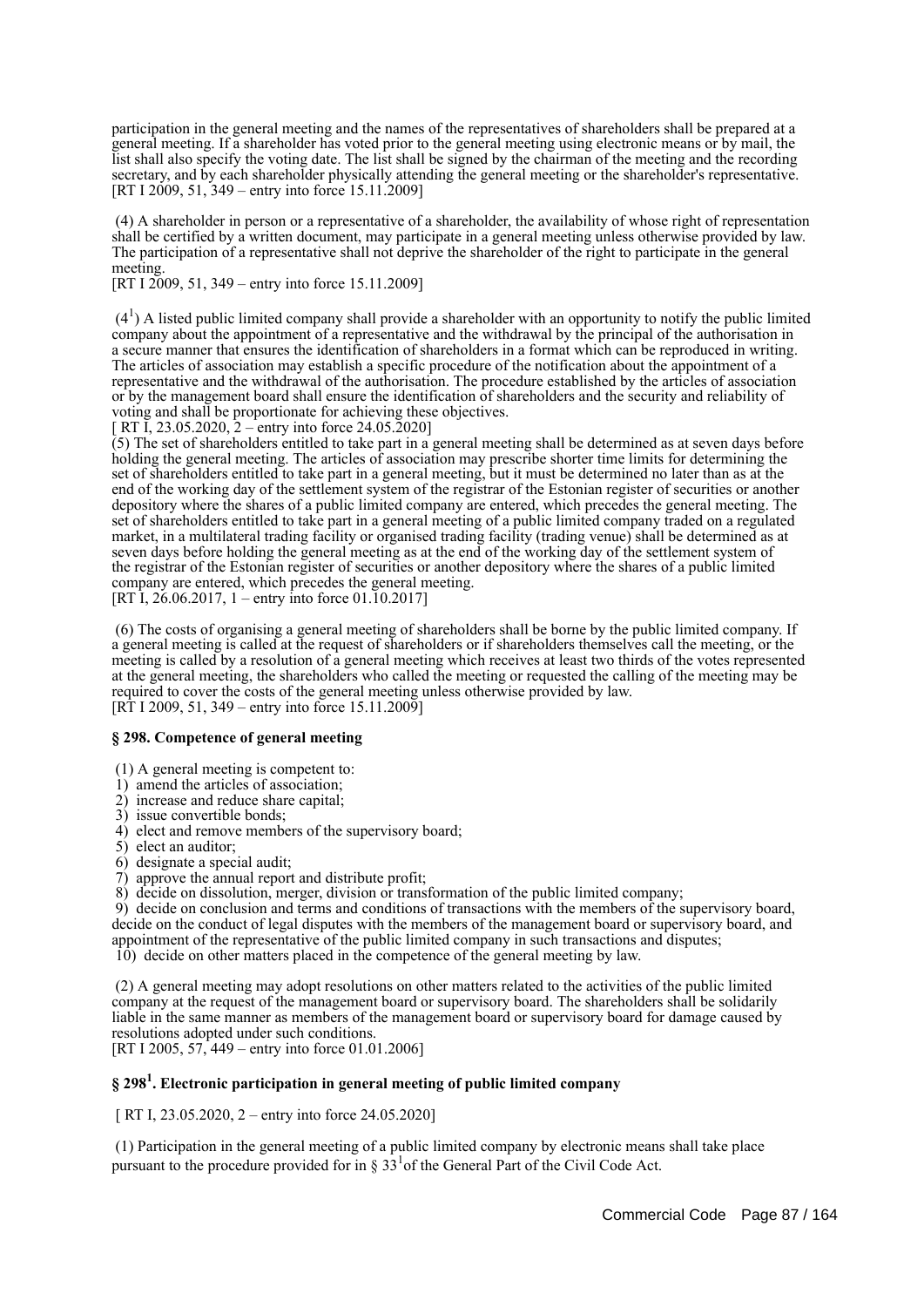participation in the general meeting and the names of the representatives of shareholders shall be prepared at a general meeting. If a shareholder has voted prior to the general meeting using electronic means or by mail, the list shall also specify the voting date. The list shall be signed by the chairman of the meeting and the recording secretary, and by each shareholder physically attending the general meeting or the shareholder's representative.
[RT I 2009, 51, 349 – entry into force 15.11.2009]

(4) A shareholder in person or a representative of a shareholder, the availability of whose right of representation shall be certified by a written document, may participate in a general meeting unless otherwise provided by law. The participation of a representative shall not deprive the shareholder of the right to participate in the general meeting.
[RT I 2009, 51, 349 – entry into force 15.11.2009]

($4^1$) A listed public limited company shall provide a shareholder with an opportunity to notify the public limited company about the appointment of a representative and the withdrawal by the principal of the authorisation in a secure manner that ensures the identification of shareholders in a format which can be reproduced in writing. The articles of association may establish a specific procedure of the notification about the appointment of a representative and the withdrawal of the authorisation. The procedure established by the articles of association or by the management board shall ensure the identification of shareholders and the security and reliability of voting and shall be proportionate for achieving these objectives.
[ RT I, 23.05.2020, 2 – entry into force 24.05.2020]
(5) The set of shareholders entitled to take part in a general meeting shall be determined as at seven days before holding the general meeting. The articles of association may prescribe shorter time limits for determining the set of shareholders entitled to take part in a general meeting, but it must be determined no later than as at the end of the working day of the settlement system of the registrar of the Estonian register of securities or another depository where the shares of a public limited company are entered, which precedes the general meeting. The set of shareholders entitled to take part in a general meeting of a public limited company traded on a regulated market, in a multilateral trading facility or organised trading facility (trading venue) shall be determined as at seven days before holding the general meeting as at the end of the working day of the settlement system of the registrar of the Estonian register of securities or another depository where the shares of a public limited company are entered, which precedes the general meeting.
[RT I, 26.06.2017, 1 – entry into force 01.10.2017]

(6) The costs of organising a general meeting of shareholders shall be borne by the public limited company. If a general meeting is called at the request of shareholders or if shareholders themselves call the meeting, or the meeting is called by a resolution of a general meeting which receives at least two thirds of the votes represented at the general meeting, the shareholders who called the meeting or requested the calling of the meeting may be required to cover the costs of the general meeting unless otherwise provided by law.
[RT I 2009, 51, 349 – entry into force 15.11.2009]

**§ 298. Competence of general meeting**

(1) A general meeting is competent to:
1) amend the articles of association;
2) increase and reduce share capital;
3) issue convertible bonds;
4) elect and remove members of the supervisory board;
5) elect an auditor;
6) designate a special audit;
7) approve the annual report and distribute profit;
8) decide on dissolution, merger, division or transformation of the public limited company;
9) decide on conclusion and terms and conditions of transactions with the members of the supervisory board, decide on the conduct of legal disputes with the members of the management board or supervisory board, and appointment of the representative of the public limited company in such transactions and disputes;
10) decide on other matters placed in the competence of the general meeting by law.

(2) A general meeting may adopt resolutions on other matters related to the activities of the public limited company at the request of the management board or supervisory board. The shareholders shall be solidarily liable in the same manner as members of the management board or supervisory board for damage caused by resolutions adopted under such conditions.
[RT I 2005, 57, 449 – entry into force 01.01.2006]

**§ $298^1$. Electronic participation in general meeting of public limited company**

[ RT I, 23.05.2020, 2 – entry into force 24.05.2020]

(1) Participation in the general meeting of a public limited company by electronic means shall take place pursuant to the procedure provided for in § $33^1$of the General Part of the Civil Code Act.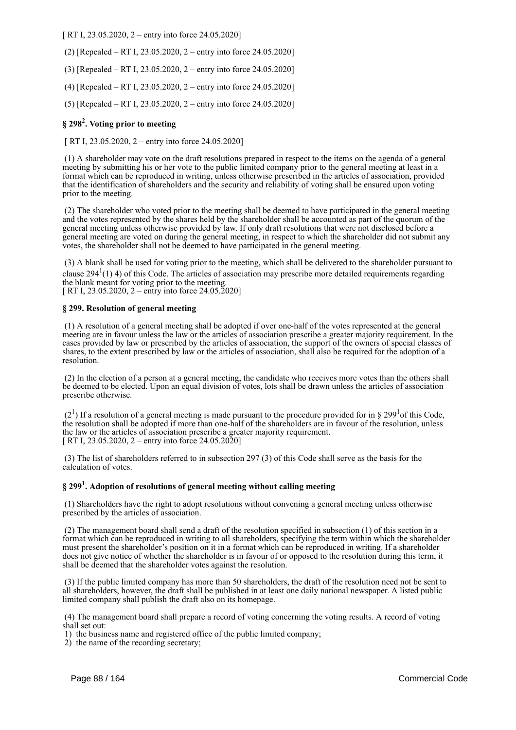[ RT I, 23.05.2020, 2 – entry into force 24.05.2020]

(2) [Repealed – RT I, 23.05.2020, 2 – entry into force 24.05.2020]

(3) [Repealed – RT I, 23.05.2020, 2 – entry into force 24.05.2020]

(4) [Repealed – RT I, 23.05.2020, 2 – entry into force 24.05.2020]

(5) [Repealed – RT I, 23.05.2020, 2 – entry into force 24.05.2020]

### § 298[2]. Voting prior to meeting

[ RT I, 23.05.2020, 2 – entry into force 24.05.2020]

(1) A shareholder may vote on the draft resolutions prepared in respect to the items on the agenda of a general meeting by submitting his or her vote to the public limited company prior to the general meeting at least in a format which can be reproduced in writing, unless otherwise prescribed in the articles of association, provided that the identification of shareholders and the security and reliability of voting shall be ensured upon voting prior to the meeting.

(2) The shareholder who voted prior to the meeting shall be deemed to have participated in the general meeting and the votes represented by the shares held by the shareholder shall be accounted as part of the quorum of the general meeting unless otherwise provided by law. If only draft resolutions that were not disclosed before a general meeting are voted on during the general meeting, in respect to which the shareholder did not submit any votes, the shareholder shall not be deemed to have participated in the general meeting.

(3) A blank shall be used for voting prior to the meeting, which shall be delivered to the shareholder pursuant to clause 294[1](1) 4) of this Code. The articles of association may prescribe more detailed requirements regarding the blank meant for voting prior to the meeting.
[ RT I, 23.05.2020, 2 – entry into force 24.05.2020]

### § 299. Resolution of general meeting

(1) A resolution of a general meeting shall be adopted if over one-half of the votes represented at the general meeting are in favour unless the law or the articles of association prescribe a greater majority requirement. In the cases provided by law or prescribed by the articles of association, the support of the owners of special classes of shares, to the extent prescribed by law or the articles of association, shall also be required for the adoption of a resolution.

(2) In the election of a person at a general meeting, the candidate who receives more votes than the others shall be deemed to be elected. Upon an equal division of votes, lots shall be drawn unless the articles of association prescribe otherwise.

(2[1]) If a resolution of a general meeting is made pursuant to the procedure provided for in § 299[1]of this Code, the resolution shall be adopted if more than one-half of the shareholders are in favour of the resolution, unless the law or the articles of association prescribe a greater majority requirement.
[ RT I, 23.05.2020, 2 – entry into force 24.05.2020]

(3) The list of shareholders referred to in subsection 297 (3) of this Code shall serve as the basis for the calculation of votes.

### § 299[1]. Adoption of resolutions of general meeting without calling meeting

(1) Shareholders have the right to adopt resolutions without convening a general meeting unless otherwise prescribed by the articles of association.

(2) The management board shall send a draft of the resolution specified in subsection (1) of this section in a format which can be reproduced in writing to all shareholders, specifying the term within which the shareholder must present the shareholder's position on it in a format which can be reproduced in writing. If a shareholder does not give notice of whether the shareholder is in favour of or opposed to the resolution during this term, it shall be deemed that the shareholder votes against the resolution.

(3) If the public limited company has more than 50 shareholders, the draft of the resolution need not be sent to all shareholders, however, the draft shall be published in at least one daily national newspaper. A listed public limited company shall publish the draft also on its homepage.

(4) The management board shall prepare a record of voting concerning the voting results. A record of voting shall set out:
1) the business name and registered office of the public limited company;
2) the name of the recording secretary;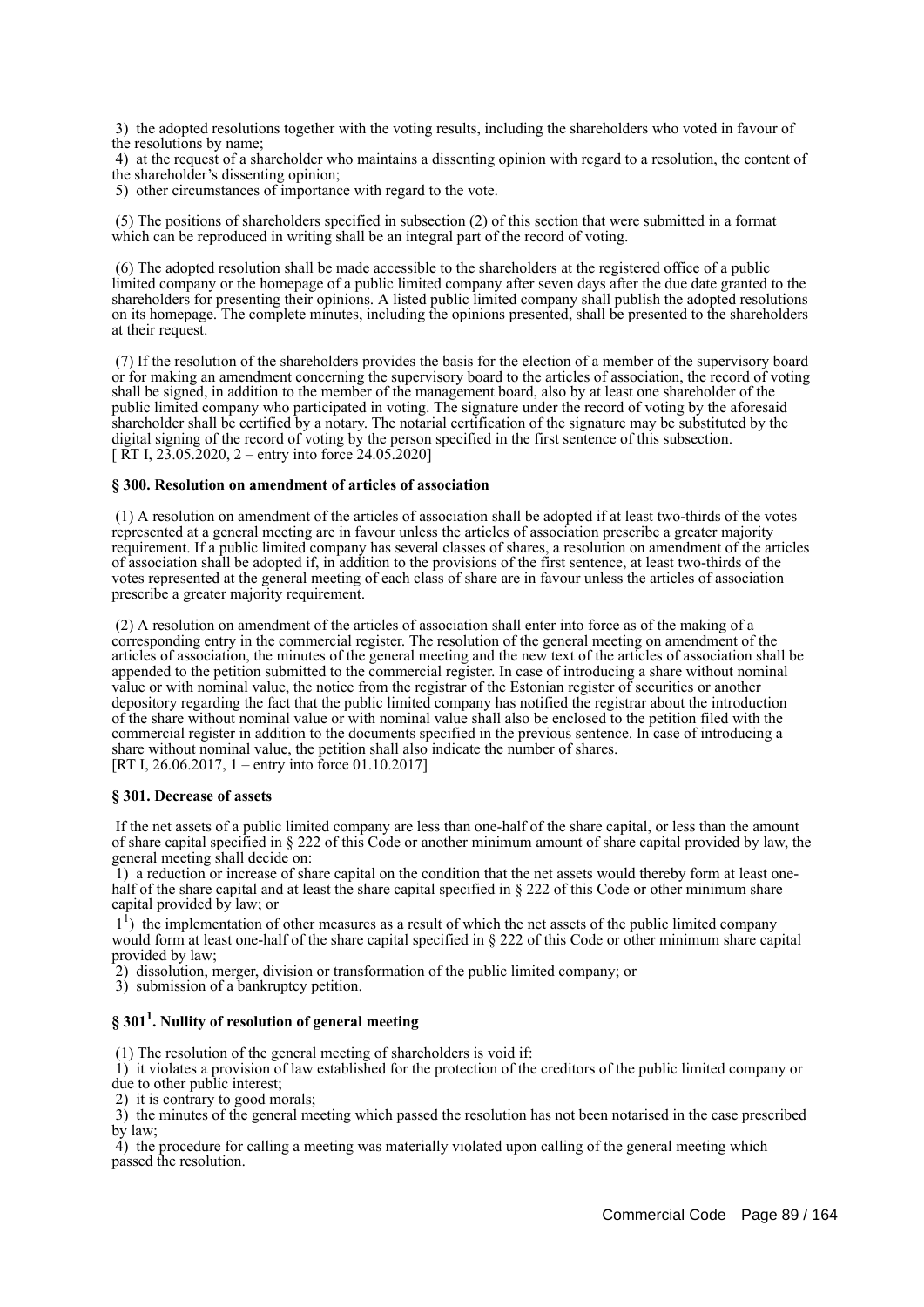3) the adopted resolutions together with the voting results, including the shareholders who voted in favour of the resolutions by name;

4) at the request of a shareholder who maintains a dissenting opinion with regard to a resolution, the content of the shareholder's dissenting opinion;

5) other circumstances of importance with regard to the vote.

(5) The positions of shareholders specified in subsection (2) of this section that were submitted in a format which can be reproduced in writing shall be an integral part of the record of voting.

(6) The adopted resolution shall be made accessible to the shareholders at the registered office of a public limited company or the homepage of a public limited company after seven days after the due date granted to the shareholders for presenting their opinions. A listed public limited company shall publish the adopted resolutions on its homepage. The complete minutes, including the opinions presented, shall be presented to the shareholders at their request.

(7) If the resolution of the shareholders provides the basis for the election of a member of the supervisory board or for making an amendment concerning the supervisory board to the articles of association, the record of voting shall be signed, in addition to the member of the management board, also by at least one shareholder of the public limited company who participated in voting. The signature under the record of voting by the aforesaid shareholder shall be certified by a notary. The notarial certification of the signature may be substituted by the digital signing of the record of voting by the person specified in the first sentence of this subsection.
[ RT I, 23.05.2020, 2 – entry into force 24.05.2020]

### § 300. Resolution on amendment of articles of association

(1) A resolution on amendment of the articles of association shall be adopted if at least two-thirds of the votes represented at a general meeting are in favour unless the articles of association prescribe a greater majority requirement. If a public limited company has several classes of shares, a resolution on amendment of the articles of association shall be adopted if, in addition to the provisions of the first sentence, at least two-thirds of the votes represented at the general meeting of each class of share are in favour unless the articles of association prescribe a greater majority requirement.

(2) A resolution on amendment of the articles of association shall enter into force as of the making of a corresponding entry in the commercial register. The resolution of the general meeting on amendment of the articles of association, the minutes of the general meeting and the new text of the articles of association shall be appended to the petition submitted to the commercial register. In case of introducing a share without nominal value or with nominal value, the notice from the registrar of the Estonian register of securities or another depository regarding the fact that the public limited company has notified the registrar about the introduction of the share without nominal value or with nominal value shall also be enclosed to the petition filed with the commercial register in addition to the documents specified in the previous sentence. In case of introducing a share without nominal value, the petition shall also indicate the number of shares.
[RT I, 26.06.2017, 1 – entry into force 01.10.2017]

### § 301. Decrease of assets

If the net assets of a public limited company are less than one-half of the share capital, or less than the amount of share capital specified in § 222 of this Code or another minimum amount of share capital provided by law, the general meeting shall decide on:

1) a reduction or increase of share capital on the condition that the net assets would thereby form at least one-half of the share capital and at least the share capital specified in § 222 of this Code or other minimum share capital provided by law; or

1[1]) the implementation of other measures as a result of which the net assets of the public limited company would form at least one-half of the share capital specified in § 222 of this Code or other minimum share capital provided by law;

2) dissolution, merger, division or transformation of the public limited company; or

3) submission of a bankruptcy petition.

### § 301[1]. Nullity of resolution of general meeting

(1) The resolution of the general meeting of shareholders is void if:

1) it violates a provision of law established for the protection of the creditors of the public limited company or due to other public interest;

2) it is contrary to good morals;

3) the minutes of the general meeting which passed the resolution has not been notarised in the case prescribed by law;

4) the procedure for calling a meeting was materially violated upon calling of the general meeting which passed the resolution.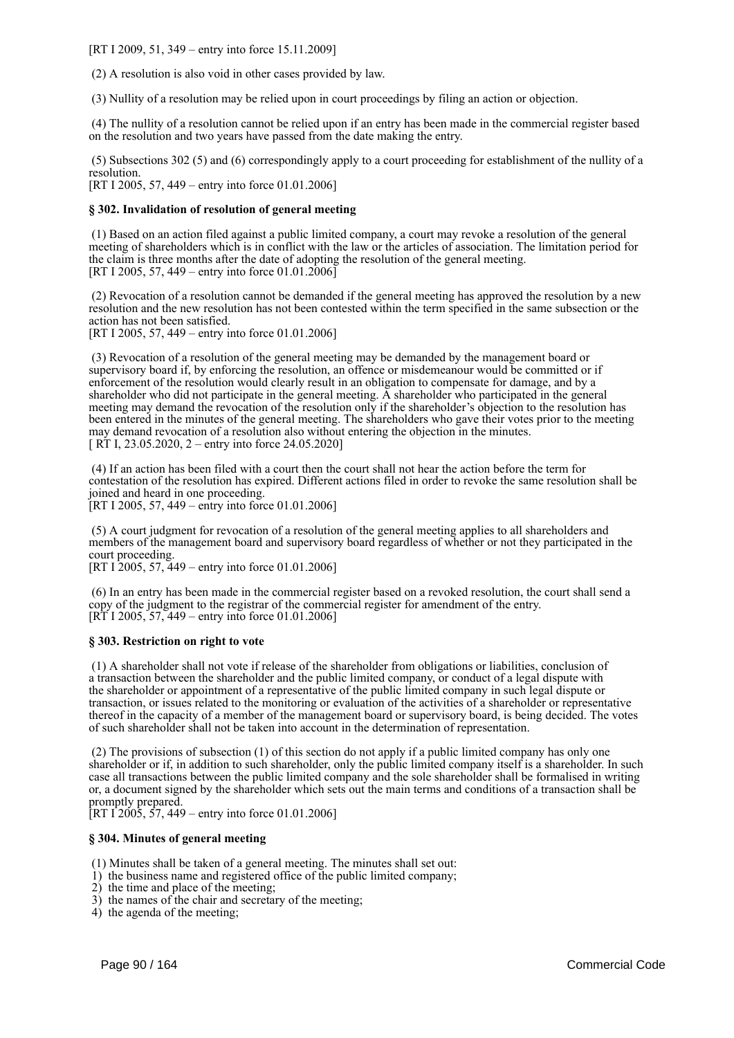[RT I 2009, 51, 349 – entry into force 15.11.2009]

(2) A resolution is also void in other cases provided by law.

(3) Nullity of a resolution may be relied upon in court proceedings by filing an action or objection.

(4) The nullity of a resolution cannot be relied upon if an entry has been made in the commercial register based on the resolution and two years have passed from the date making the entry.

(5) Subsections 302 (5) and (6) correspondingly apply to a court proceeding for establishment of the nullity of a resolution.
[RT I 2005, 57, 449 – entry into force 01.01.2006]

### § 302. Invalidation of resolution of general meeting

(1) Based on an action filed against a public limited company, a court may revoke a resolution of the general meeting of shareholders which is in conflict with the law or the articles of association. The limitation period for the claim is three months after the date of adopting the resolution of the general meeting.
[RT I 2005, 57, 449 – entry into force 01.01.2006]

(2) Revocation of a resolution cannot be demanded if the general meeting has approved the resolution by a new resolution and the new resolution has not been contested within the term specified in the same subsection or the action has not been satisfied.
[RT I 2005, 57, 449 – entry into force 01.01.2006]

(3) Revocation of a resolution of the general meeting may be demanded by the management board or supervisory board if, by enforcing the resolution, an offence or misdemeanour would be committed or if enforcement of the resolution would clearly result in an obligation to compensate for damage, and by a shareholder who did not participate in the general meeting. A shareholder who participated in the general meeting may demand the revocation of the resolution only if the shareholder's objection to the resolution has been entered in the minutes of the general meeting. The shareholders who gave their votes prior to the meeting may demand revocation of a resolution also without entering the objection in the minutes.
[ RT I, 23.05.2020, 2 – entry into force 24.05.2020]

(4) If an action has been filed with a court then the court shall not hear the action before the term for contestation of the resolution has expired. Different actions filed in order to revoke the same resolution shall be joined and heard in one proceeding.
[RT I 2005, 57, 449 – entry into force 01.01.2006]

(5) A court judgment for revocation of a resolution of the general meeting applies to all shareholders and members of the management board and supervisory board regardless of whether or not they participated in the court proceeding.
[RT I 2005, 57, 449 – entry into force 01.01.2006]

(6) In an entry has been made in the commercial register based on a revoked resolution, the court shall send a copy of the judgment to the registrar of the commercial register for amendment of the entry.
[RT I 2005, 57, 449 – entry into force 01.01.2006]

### § 303. Restriction on right to vote

(1) A shareholder shall not vote if release of the shareholder from obligations or liabilities, conclusion of a transaction between the shareholder and the public limited company, or conduct of a legal dispute with the shareholder or appointment of a representative of the public limited company in such legal dispute or transaction, or issues related to the monitoring or evaluation of the activities of a shareholder or representative thereof in the capacity of a member of the management board or supervisory board, is being decided. The votes of such shareholder shall not be taken into account in the determination of representation.

(2) The provisions of subsection (1) of this section do not apply if a public limited company has only one shareholder or if, in addition to such shareholder, only the public limited company itself is a shareholder. In such case all transactions between the public limited company and the sole shareholder shall be formalised in writing or, a document signed by the shareholder which sets out the main terms and conditions of a transaction shall be promptly prepared.
[RT I 2005, 57, 449 – entry into force 01.01.2006]

### § 304. Minutes of general meeting

(1) Minutes shall be taken of a general meeting. The minutes shall set out:
1) the business name and registered office of the public limited company;
2) the time and place of the meeting;
3) the names of the chair and secretary of the meeting;
4) the agenda of the meeting;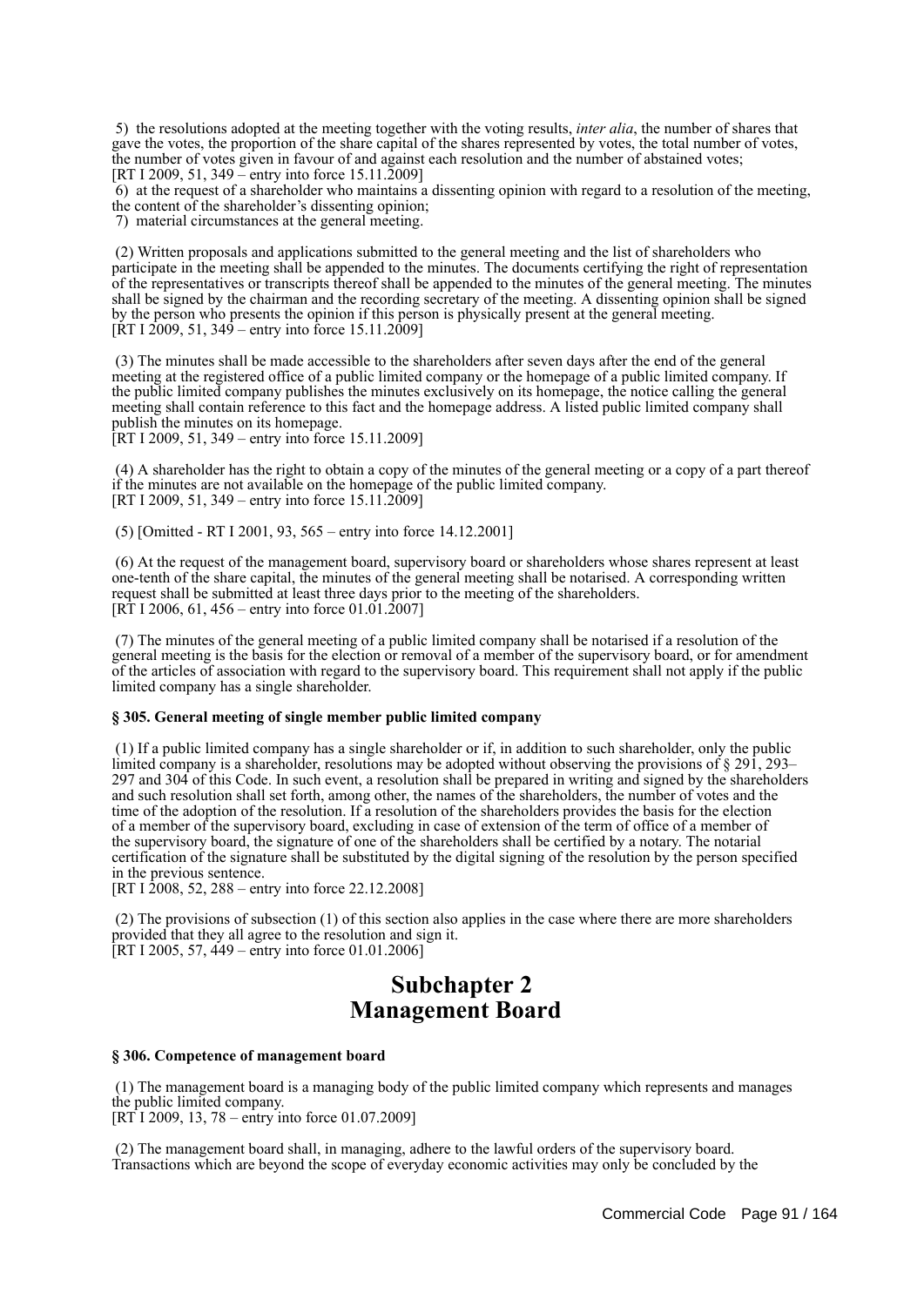5) the resolutions adopted at the meeting together with the voting results, *inter alia*, the number of shares that gave the votes, the proportion of the share capital of the shares represented by votes, the total number of votes, the number of votes given in favour of and against each resolution and the number of abstained votes;
[RT I 2009, 51, 349 – entry into force 15.11.2009]

6) at the request of a shareholder who maintains a dissenting opinion with regard to a resolution of the meeting, the content of the shareholder's dissenting opinion;

7) material circumstances at the general meeting.

(2) Written proposals and applications submitted to the general meeting and the list of shareholders who participate in the meeting shall be appended to the minutes. The documents certifying the right of representation of the representatives or transcripts thereof shall be appended to the minutes of the general meeting. The minutes shall be signed by the chairman and the recording secretary of the meeting. A dissenting opinion shall be signed by the person who presents the opinion if this person is physically present at the general meeting.
[RT I 2009, 51, 349 – entry into force 15.11.2009]

(3) The minutes shall be made accessible to the shareholders after seven days after the end of the general meeting at the registered office of a public limited company or the homepage of a public limited company. If the public limited company publishes the minutes exclusively on its homepage, the notice calling the general meeting shall contain reference to this fact and the homepage address. A listed public limited company shall publish the minutes on its homepage.
[RT I 2009, 51, 349 – entry into force 15.11.2009]

(4) A shareholder has the right to obtain a copy of the minutes of the general meeting or a copy of a part thereof if the minutes are not available on the homepage of the public limited company.
[RT I 2009, 51, 349 – entry into force 15.11.2009]

(5) [Omitted - RT I 2001, 93, 565 – entry into force 14.12.2001]

(6) At the request of the management board, supervisory board or shareholders whose shares represent at least one-tenth of the share capital, the minutes of the general meeting shall be notarised. A corresponding written request shall be submitted at least three days prior to the meeting of the shareholders.
[RT I 2006, 61, 456 – entry into force 01.01.2007]

(7) The minutes of the general meeting of a public limited company shall be notarised if a resolution of the general meeting is the basis for the election or removal of a member of the supervisory board, or for amendment of the articles of association with regard to the supervisory board. This requirement shall not apply if the public limited company has a single shareholder.

**§ 305. General meeting of single member public limited company**

(1) If a public limited company has a single shareholder or if, in addition to such shareholder, only the public limited company is a shareholder, resolutions may be adopted without observing the provisions of § 291, 293–297 and 304 of this Code. In such event, a resolution shall be prepared in writing and signed by the shareholders and such resolution shall set forth, among other, the names of the shareholders, the number of votes and the time of the adoption of the resolution. If a resolution of the shareholders provides the basis for the election of a member of the supervisory board, excluding in case of extension of the term of office of a member of the supervisory board, the signature of one of the shareholders shall be certified by a notary. The notarial certification of the signature shall be substituted by the digital signing of the resolution by the person specified in the previous sentence.
[RT I 2008, 52, 288 – entry into force 22.12.2008]

(2) The provisions of subsection (1) of this section also applies in the case where there are more shareholders provided that they all agree to the resolution and sign it.
[RT I 2005, 57, 449 – entry into force 01.01.2006]

# Subchapter 2
# Management Board

**§ 306. Competence of management board**

(1) The management board is a managing body of the public limited company which represents and manages the public limited company.
[RT I 2009, 13, 78 – entry into force 01.07.2009]

(2) The management board shall, in managing, adhere to the lawful orders of the supervisory board. Transactions which are beyond the scope of everyday economic activities may only be concluded by the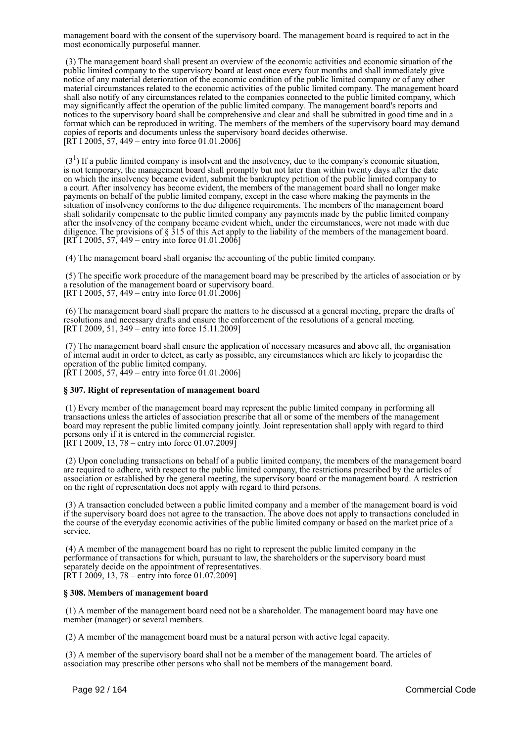management board with the consent of the supervisory board. The management board is required to act in the most economically purposeful manner.

(3) The management board shall present an overview of the economic activities and economic situation of the public limited company to the supervisory board at least once every four months and shall immediately give notice of any material deterioration of the economic condition of the public limited company or of any other material circumstances related to the economic activities of the public limited company. The management board shall also notify of any circumstances related to the companies connected to the public limited company, which may significantly affect the operation of the public limited company. The management board's reports and notices to the supervisory board shall be comprehensive and clear and shall be submitted in good time and in a format which can be reproduced in writing. The members of the members of the supervisory board may demand copies of reports and documents unless the supervisory board decides otherwise.
[RT I 2005, 57, 449 – entry into force 01.01.2006]

($3^1$) If a public limited company is insolvent and the insolvency, due to the company's economic situation, is not temporary, the management board shall promptly but not later than within twenty days after the date on which the insolvency became evident, submit the bankruptcy petition of the public limited company to a court. After insolvency has become evident, the members of the management board shall no longer make payments on behalf of the public limited company, except in the case where making the payments in the situation of insolvency conforms to the due diligence requirements. The members of the management board shall solidarily compensate to the public limited company any payments made by the public limited company after the insolvency of the company became evident which, under the circumstances, were not made with due diligence. The provisions of § 315 of this Act apply to the liability of the members of the management board.
[RT I 2005, 57, 449 – entry into force 01.01.2006]

(4) The management board shall organise the accounting of the public limited company.

(5) The specific work procedure of the management board may be prescribed by the articles of association or by a resolution of the management board or supervisory board.
[RT I 2005, 57, 449 – entry into force 01.01.2006]

(6) The management board shall prepare the matters to he discussed at a general meeting, prepare the drafts of resolutions and necessary drafts and ensure the enforcement of the resolutions of a general meeting.
[RT I 2009, 51, 349 – entry into force 15.11.2009]

(7) The management board shall ensure the application of necessary measures and above all, the organisation of internal audit in order to detect, as early as possible, any circumstances which are likely to jeopardise the operation of the public limited company.
[RT I 2005, 57, 449 – entry into force 01.01.2006]

**§ 307. Right of representation of management board**

(1) Every member of the management board may represent the public limited company in performing all transactions unless the articles of association prescribe that all or some of the members of the management board may represent the public limited company jointly. Joint representation shall apply with regard to third persons only if it is entered in the commercial register.
[RT I 2009, 13, 78 – entry into force 01.07.2009]

(2) Upon concluding transactions on behalf of a public limited company, the members of the management board are required to adhere, with respect to the public limited company, the restrictions prescribed by the articles of association or established by the general meeting, the supervisory board or the management board. A restriction on the right of representation does not apply with regard to third persons.

(3) A transaction concluded between a public limited company and a member of the management board is void if the supervisory board does not agree to the transaction. The above does not apply to transactions concluded in the course of the everyday economic activities of the public limited company or based on the market price of a service.

(4) A member of the management board has no right to represent the public limited company in the performance of transactions for which, pursuant to law, the shareholders or the supervisory board must separately decide on the appointment of representatives.
[RT I 2009, 13, 78 – entry into force 01.07.2009]

**§ 308. Members of management board**

(1) A member of the management board need not be a shareholder. The management board may have one member (manager) or several members.

(2) A member of the management board must be a natural person with active legal capacity.

(3) A member of the supervisory board shall not be a member of the management board. The articles of association may prescribe other persons who shall not be members of the management board.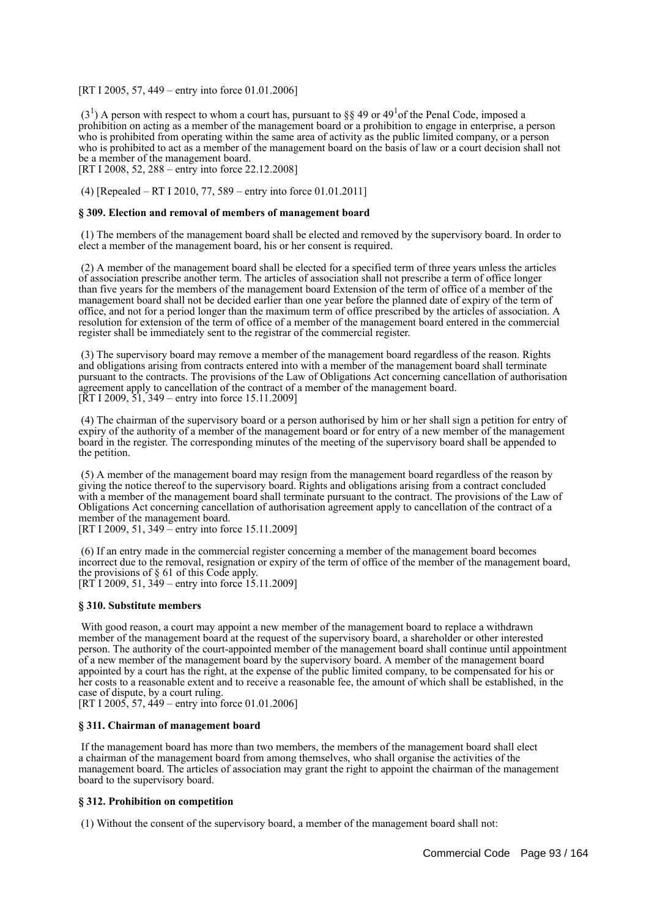[RT I 2005, 57, 449 – entry into force 01.01.2006]

($3^1$) A person with respect to whom a court has, pursuant to §§ 49 or $49^1$ of the Penal Code, imposed a prohibition on acting as a member of the management board or a prohibition to engage in enterprise, a person who is prohibited from operating within the same area of activity as the public limited company, or a person who is prohibited to act as a member of the management board on the basis of law or a court decision shall not be a member of the management board.
[RT I 2008, 52, 288 – entry into force 22.12.2008]

(4) [Repealed – RT I 2010, 77, 589 – entry into force 01.01.2011]

**§ 309. Election and removal of members of management board**

(1) The members of the management board shall be elected and removed by the supervisory board. In order to elect a member of the management board, his or her consent is required.

(2) A member of the management board shall be elected for a specified term of three years unless the articles of association prescribe another term. The articles of association shall not prescribe a term of office longer than five years for the members of the management board Extension of the term of office of a member of the management board shall not be decided earlier than one year before the planned date of expiry of the term of office, and not for a period longer than the maximum term of office prescribed by the articles of association. A resolution for extension of the term of office of a member of the management board entered in the commercial register shall be immediately sent to the registrar of the commercial register.

(3) The supervisory board may remove a member of the management board regardless of the reason. Rights and obligations arising from contracts entered into with a member of the management board shall terminate pursuant to the contracts. The provisions of the Law of Obligations Act concerning cancellation of authorisation agreement apply to cancellation of the contract of a member of the management board.
[RT I 2009, 51, 349 – entry into force 15.11.2009]

(4) The chairman of the supervisory board or a person authorised by him or her shall sign a petition for entry of expiry of the authority of a member of the management board or for entry of a new member of the management board in the register. The corresponding minutes of the meeting of the supervisory board shall be appended to the petition.

(5) A member of the management board may resign from the management board regardless of the reason by giving the notice thereof to the supervisory board. Rights and obligations arising from a contract concluded with a member of the management board shall terminate pursuant to the contract. The provisions of the Law of Obligations Act concerning cancellation of authorisation agreement apply to cancellation of the contract of a member of the management board.
[RT I 2009, 51, 349 – entry into force 15.11.2009]

(6) If an entry made in the commercial register concerning a member of the management board becomes incorrect due to the removal, resignation or expiry of the term of office of the member of the management board, the provisions of § 61 of this Code apply.
[RT I 2009, 51, 349 – entry into force 15.11.2009]

**§ 310. Substitute members**

With good reason, a court may appoint a new member of the management board to replace a withdrawn member of the management board at the request of the supervisory board, a shareholder or other interested person. The authority of the court-appointed member of the management board shall continue until appointment of a new member of the management board by the supervisory board. A member of the management board appointed by a court has the right, at the expense of the public limited company, to be compensated for his or her costs to a reasonable extent and to receive a reasonable fee, the amount of which shall be established, in the case of dispute, by a court ruling.
[RT I 2005, 57, 449 – entry into force 01.01.2006]

**§ 311. Chairman of management board**

If the management board has more than two members, the members of the management board shall elect a chairman of the management board from among themselves, who shall organise the activities of the management board. The articles of association may grant the right to appoint the chairman of the management board to the supervisory board.

**§ 312. Prohibition on competition**

(1) Without the consent of the supervisory board, a member of the management board shall not: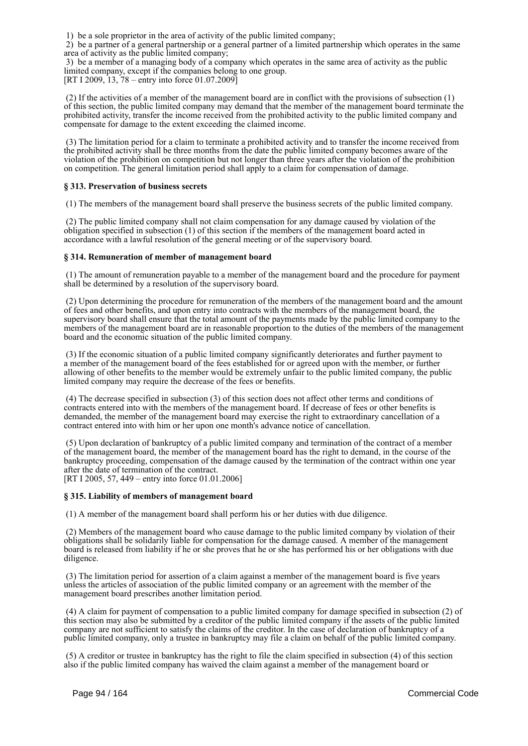1) be a sole proprietor in the area of activity of the public limited company;

2) be a partner of a general partnership or a general partner of a limited partnership which operates in the same area of activity as the public limited company;

3) be a member of a managing body of a company which operates in the same area of activity as the public limited company, except if the companies belong to one group.
[RT I 2009, 13, 78 – entry into force 01.07.2009]

(2) If the activities of a member of the management board are in conflict with the provisions of subsection (1) of this section, the public limited company may demand that the member of the management board terminate the prohibited activity, transfer the income received from the prohibited activity to the public limited company and compensate for damage to the extent exceeding the claimed income.

(3) The limitation period for a claim to terminate a prohibited activity and to transfer the income received from the prohibited activity shall be three months from the date the public limited company becomes aware of the violation of the prohibition on competition but not longer than three years after the violation of the prohibition on competition. The general limitation period shall apply to a claim for compensation of damage.

**§ 313. Preservation of business secrets**

(1) The members of the management board shall preserve the business secrets of the public limited company.

(2) The public limited company shall not claim compensation for any damage caused by violation of the obligation specified in subsection (1) of this section if the members of the management board acted in accordance with a lawful resolution of the general meeting or of the supervisory board.

**§ 314. Remuneration of member of management board**

(1) The amount of remuneration payable to a member of the management board and the procedure for payment shall be determined by a resolution of the supervisory board.

(2) Upon determining the procedure for remuneration of the members of the management board and the amount of fees and other benefits, and upon entry into contracts with the members of the management board, the supervisory board shall ensure that the total amount of the payments made by the public limited company to the members of the management board are in reasonable proportion to the duties of the members of the management board and the economic situation of the public limited company.

(3) If the economic situation of a public limited company significantly deteriorates and further payment to a member of the management board of the fees established for or agreed upon with the member, or further allowing of other benefits to the member would be extremely unfair to the public limited company, the public limited company may require the decrease of the fees or benefits.

(4) The decrease specified in subsection (3) of this section does not affect other terms and conditions of contracts entered into with the members of the management board. If decrease of fees or other benefits is demanded, the member of the management board may exercise the right to extraordinary cancellation of a contract entered into with him or her upon one month's advance notice of cancellation.

(5) Upon declaration of bankruptcy of a public limited company and termination of the contract of a member of the management board, the member of the management board has the right to demand, in the course of the bankruptcy proceeding, compensation of the damage caused by the termination of the contract within one year after the date of termination of the contract.
[RT I 2005, 57, 449 – entry into force 01.01.2006]

**§ 315. Liability of members of management board**

(1) A member of the management board shall perform his or her duties with due diligence.

(2) Members of the management board who cause damage to the public limited company by violation of their obligations shall be solidarily liable for compensation for the damage caused. A member of the management board is released from liability if he or she proves that he or she has performed his or her obligations with due diligence.

(3) The limitation period for assertion of a claim against a member of the management board is five years unless the articles of association of the public limited company or an agreement with the member of the management board prescribes another limitation period.

(4) A claim for payment of compensation to a public limited company for damage specified in subsection (2) of this section may also be submitted by a creditor of the public limited company if the assets of the public limited company are not sufficient to satisfy the claims of the creditor. In the case of declaration of bankruptcy of a public limited company, only a trustee in bankruptcy may file a claim on behalf of the public limited company.

(5) A creditor or trustee in bankruptcy has the right to file the claim specified in subsection (4) of this section also if the public limited company has waived the claim against a member of the management board or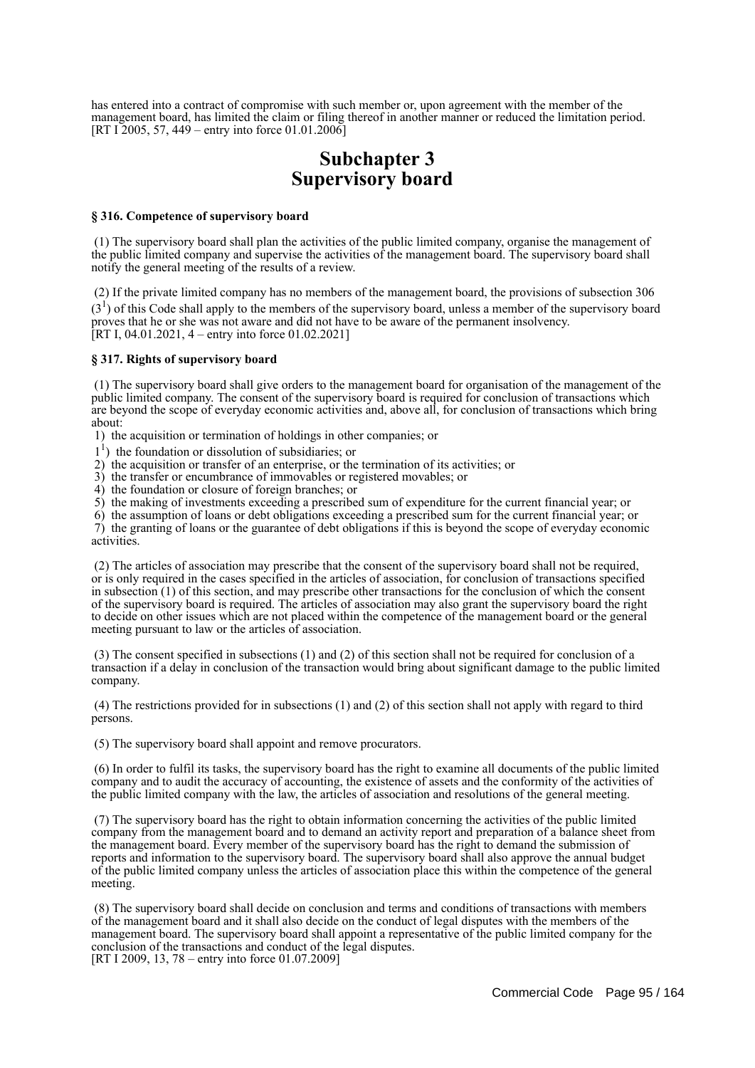has entered into a contract of compromise with such member or, upon agreement with the member of the management board, has limited the claim or filing thereof in another manner or reduced the limitation period.
[RT I 2005, 57, 449 – entry into force 01.01.2006]

## Subchapter 3
## Supervisory board

**§ 316. Competence of supervisory board**

(1) The supervisory board shall plan the activities of the public limited company, organise the management of the public limited company and supervise the activities of the management board. The supervisory board shall notify the general meeting of the results of a review.

(2) If the private limited company has no members of the management board, the provisions of subsection 306 ($3^1$) of this Code shall apply to the members of the supervisory board, unless a member of the supervisory board proves that he or she was not aware and did not have to be aware of the permanent insolvency.
[RT I, 04.01.2021, 4 – entry into force 01.02.2021]

**§ 317. Rights of supervisory board**

(1) The supervisory board shall give orders to the management board for organisation of the management of the public limited company. The consent of the supervisory board is required for conclusion of transactions which are beyond the scope of everyday economic activities and, above all, for conclusion of transactions which bring about:
1) the acquisition or termination of holdings in other companies; or
$1^1$) the foundation or dissolution of subsidiaries; or
2) the acquisition or transfer of an enterprise, or the termination of its activities; or
3) the transfer or encumbrance of immovables or registered movables; or
4) the foundation or closure of foreign branches; or
5) the making of investments exceeding a prescribed sum of expenditure for the current financial year; or
6) the assumption of loans or debt obligations exceeding a prescribed sum for the current financial year; or
7) the granting of loans or the guarantee of debt obligations if this is beyond the scope of everyday economic activities.

(2) The articles of association may prescribe that the consent of the supervisory board shall not be required, or is only required in the cases specified in the articles of association, for conclusion of transactions specified in subsection (1) of this section, and may prescribe other transactions for the conclusion of which the consent of the supervisory board is required. The articles of association may also grant the supervisory board the right to decide on other issues which are not placed within the competence of the management board or the general meeting pursuant to law or the articles of association.

(3) The consent specified in subsections (1) and (2) of this section shall not be required for conclusion of a transaction if a delay in conclusion of the transaction would bring about significant damage to the public limited company.

(4) The restrictions provided for in subsections (1) and (2) of this section shall not apply with regard to third persons.

(5) The supervisory board shall appoint and remove procurators.

(6) In order to fulfil its tasks, the supervisory board has the right to examine all documents of the public limited company and to audit the accuracy of accounting, the existence of assets and the conformity of the activities of the public limited company with the law, the articles of association and resolutions of the general meeting.

(7) The supervisory board has the right to obtain information concerning the activities of the public limited company from the management board and to demand an activity report and preparation of a balance sheet from the management board. Every member of the supervisory board has the right to demand the submission of reports and information to the supervisory board. The supervisory board shall also approve the annual budget of the public limited company unless the articles of association place this within the competence of the general meeting.

(8) The supervisory board shall decide on conclusion and terms and conditions of transactions with members of the management board and it shall also decide on the conduct of legal disputes with the members of the management board. The supervisory board shall appoint a representative of the public limited company for the conclusion of the transactions and conduct of the legal disputes.
[RT I 2009, 13, 78 – entry into force 01.07.2009]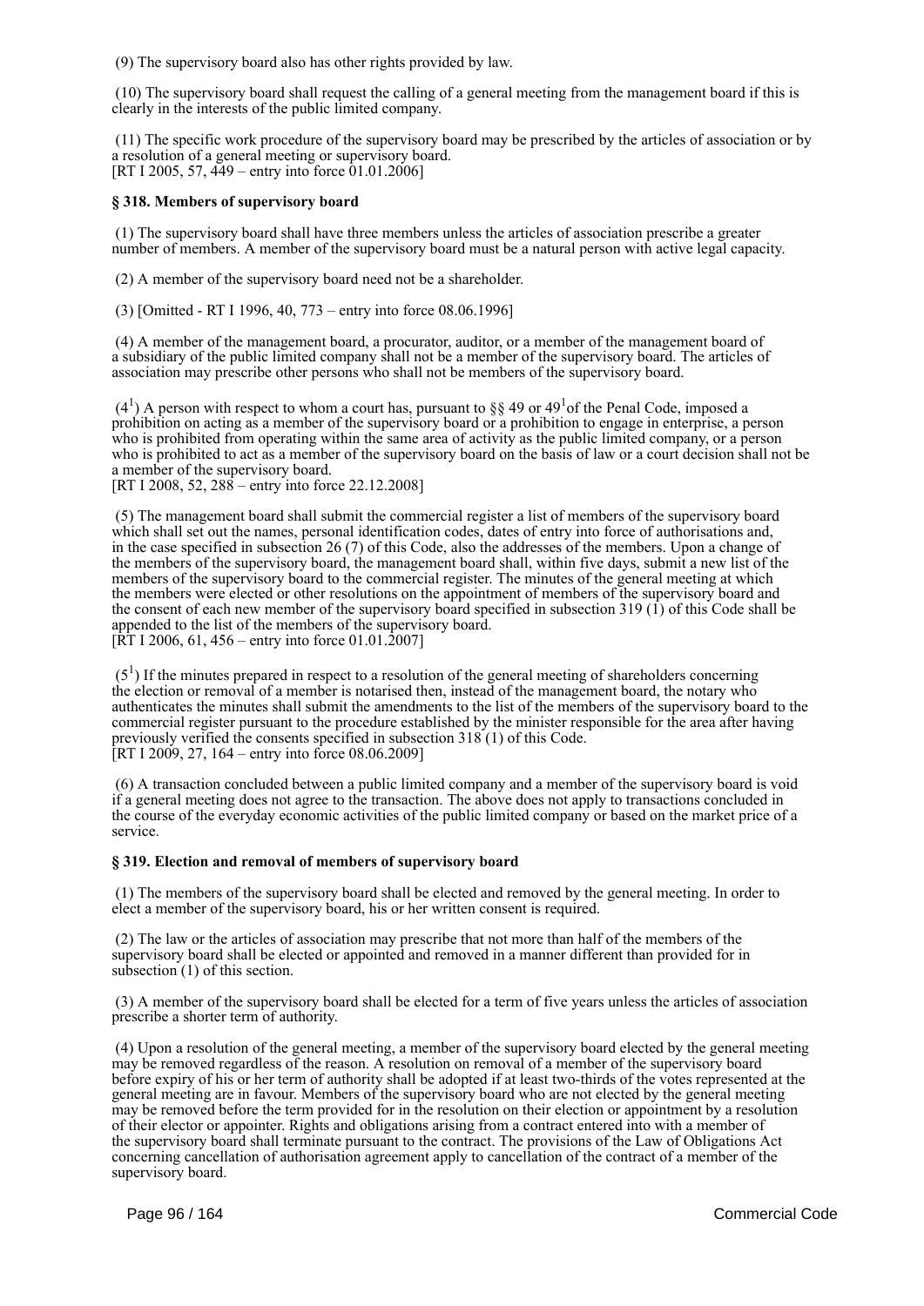(9) The supervisory board also has other rights provided by law.

(10) The supervisory board shall request the calling of a general meeting from the management board if this is clearly in the interests of the public limited company.

(11) The specific work procedure of the supervisory board may be prescribed by the articles of association or by a resolution of a general meeting or supervisory board.
[RT I 2005, 57, 449 – entry into force 01.01.2006]

### § 318. Members of supervisory board

(1) The supervisory board shall have three members unless the articles of association prescribe a greater number of members. A member of the supervisory board must be a natural person with active legal capacity.

(2) A member of the supervisory board need not be a shareholder.

(3) [Omitted - RT I 1996, 40, 773 – entry into force 08.06.1996]

(4) A member of the management board, a procurator, auditor, or a member of the management board of a subsidiary of the public limited company shall not be a member of the supervisory board. The articles of association may prescribe other persons who shall not be members of the supervisory board.

($4^1$) A person with respect to whom a court has, pursuant to §§ 49 or $49^1$of the Penal Code, imposed a prohibition on acting as a member of the supervisory board or a prohibition to engage in enterprise, a person who is prohibited from operating within the same area of activity as the public limited company, or a person who is prohibited to act as a member of the supervisory board on the basis of law or a court decision shall not be a member of the supervisory board.
[RT I 2008, 52, 288 – entry into force 22.12.2008]

(5) The management board shall submit the commercial register a list of members of the supervisory board which shall set out the names, personal identification codes, dates of entry into force of authorisations and, in the case specified in subsection 26 (7) of this Code, also the addresses of the members. Upon a change of the members of the supervisory board, the management board shall, within five days, submit a new list of the members of the supervisory board to the commercial register. The minutes of the general meeting at which the members were elected or other resolutions on the appointment of members of the supervisory board and the consent of each new member of the supervisory board specified in subsection 319 (1) of this Code shall be appended to the list of the members of the supervisory board.
[RT I 2006, 61, 456 – entry into force 01.01.2007]

($5^1$) If the minutes prepared in respect to a resolution of the general meeting of shareholders concerning the election or removal of a member is notarised then, instead of the management board, the notary who authenticates the minutes shall submit the amendments to the list of the members of the supervisory board to the commercial register pursuant to the procedure established by the minister responsible for the area after having previously verified the consents specified in subsection 318 (1) of this Code.
[RT I 2009, 27, 164 – entry into force 08.06.2009]

(6) A transaction concluded between a public limited company and a member of the supervisory board is void if a general meeting does not agree to the transaction. The above does not apply to transactions concluded in the course of the everyday economic activities of the public limited company or based on the market price of a service.

### § 319. Election and removal of members of supervisory board

(1) The members of the supervisory board shall be elected and removed by the general meeting. In order to elect a member of the supervisory board, his or her written consent is required.

(2) The law or the articles of association may prescribe that not more than half of the members of the supervisory board shall be elected or appointed and removed in a manner different than provided for in subsection (1) of this section.

(3) A member of the supervisory board shall be elected for a term of five years unless the articles of association prescribe a shorter term of authority.

(4) Upon a resolution of the general meeting, a member of the supervisory board elected by the general meeting may be removed regardless of the reason. A resolution on removal of a member of the supervisory board before expiry of his or her term of authority shall be adopted if at least two-thirds of the votes represented at the general meeting are in favour. Members of the supervisory board who are not elected by the general meeting may be removed before the term provided for in the resolution on their election or appointment by a resolution of their elector or appointer. Rights and obligations arising from a contract entered into with a member of the supervisory board shall terminate pursuant to the contract. The provisions of the Law of Obligations Act concerning cancellation of authorisation agreement apply to cancellation of the contract of a member of the supervisory board.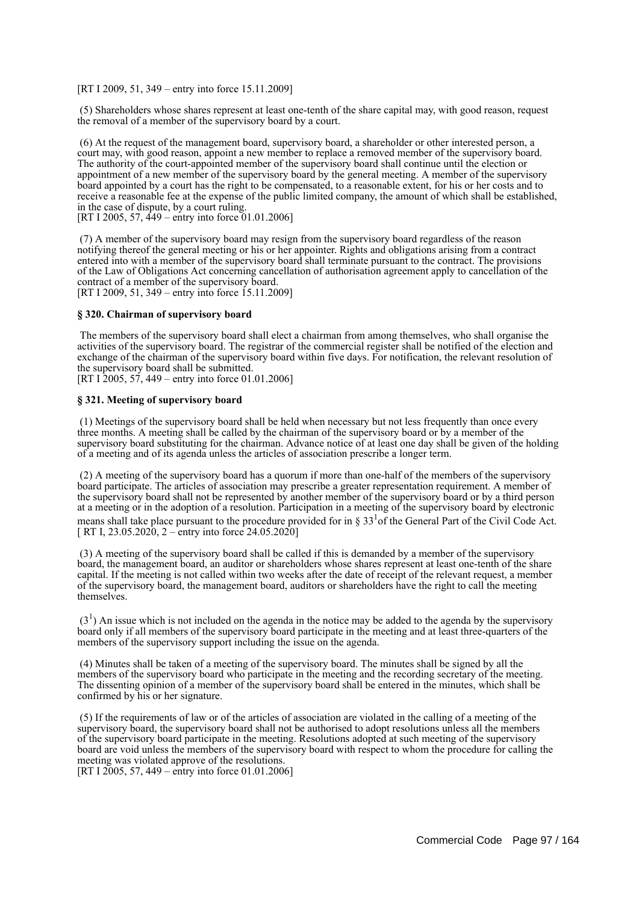[RT I 2009, 51, 349 – entry into force 15.11.2009]

(5) Shareholders whose shares represent at least one-tenth of the share capital may, with good reason, request the removal of a member of the supervisory board by a court.

(6) At the request of the management board, supervisory board, a shareholder or other interested person, a court may, with good reason, appoint a new member to replace a removed member of the supervisory board. The authority of the court-appointed member of the supervisory board shall continue until the election or appointment of a new member of the supervisory board by the general meeting. A member of the supervisory board appointed by a court has the right to be compensated, to a reasonable extent, for his or her costs and to receive a reasonable fee at the expense of the public limited company, the amount of which shall be established, in the case of dispute, by a court ruling.
[RT I 2005, 57, 449 – entry into force 01.01.2006]

(7) A member of the supervisory board may resign from the supervisory board regardless of the reason notifying thereof the general meeting or his or her appointer. Rights and obligations arising from a contract entered into with a member of the supervisory board shall terminate pursuant to the contract. The provisions of the Law of Obligations Act concerning cancellation of authorisation agreement apply to cancellation of the contract of a member of the supervisory board.
[RT I 2009, 51, 349 – entry into force 15.11.2009]

**§ 320. Chairman of supervisory board**

The members of the supervisory board shall elect a chairman from among themselves, who shall organise the activities of the supervisory board. The registrar of the commercial register shall be notified of the election and exchange of the chairman of the supervisory board within five days. For notification, the relevant resolution of the supervisory board shall be submitted.
[RT I 2005, 57, 449 – entry into force 01.01.2006]

**§ 321. Meeting of supervisory board**

(1) Meetings of the supervisory board shall be held when necessary but not less frequently than once every three months. A meeting shall be called by the chairman of the supervisory board or by a member of the supervisory board substituting for the chairman. Advance notice of at least one day shall be given of the holding of a meeting and of its agenda unless the articles of association prescribe a longer term.

(2) A meeting of the supervisory board has a quorum if more than one-half of the members of the supervisory board participate. The articles of association may prescribe a greater representation requirement. A member of the supervisory board shall not be represented by another member of the supervisory board or by a third person at a meeting or in the adoption of a resolution. Participation in a meeting of the supervisory board by electronic means shall take place pursuant to the procedure provided for in § $33^1$ of the General Part of the Civil Code Act.
[ RT I, 23.05.2020, 2 – entry into force 24.05.2020]

(3) A meeting of the supervisory board shall be called if this is demanded by a member of the supervisory board, the management board, an auditor or shareholders whose shares represent at least one-tenth of the share capital. If the meeting is not called within two weeks after the date of receipt of the relevant request, a member of the supervisory board, the management board, auditors or shareholders have the right to call the meeting themselves.

($3^1$) An issue which is not included on the agenda in the notice may be added to the agenda by the supervisory board only if all members of the supervisory board participate in the meeting and at least three-quarters of the members of the supervisory support including the issue on the agenda.

(4) Minutes shall be taken of a meeting of the supervisory board. The minutes shall be signed by all the members of the supervisory board who participate in the meeting and the recording secretary of the meeting. The dissenting opinion of a member of the supervisory board shall be entered in the minutes, which shall be confirmed by his or her signature.

(5) If the requirements of law or of the articles of association are violated in the calling of a meeting of the supervisory board, the supervisory board shall not be authorised to adopt resolutions unless all the members of the supervisory board participate in the meeting. Resolutions adopted at such meeting of the supervisory board are void unless the members of the supervisory board with respect to whom the procedure for calling the meeting was violated approve of the resolutions.
[RT I 2005, 57, 449 – entry into force 01.01.2006]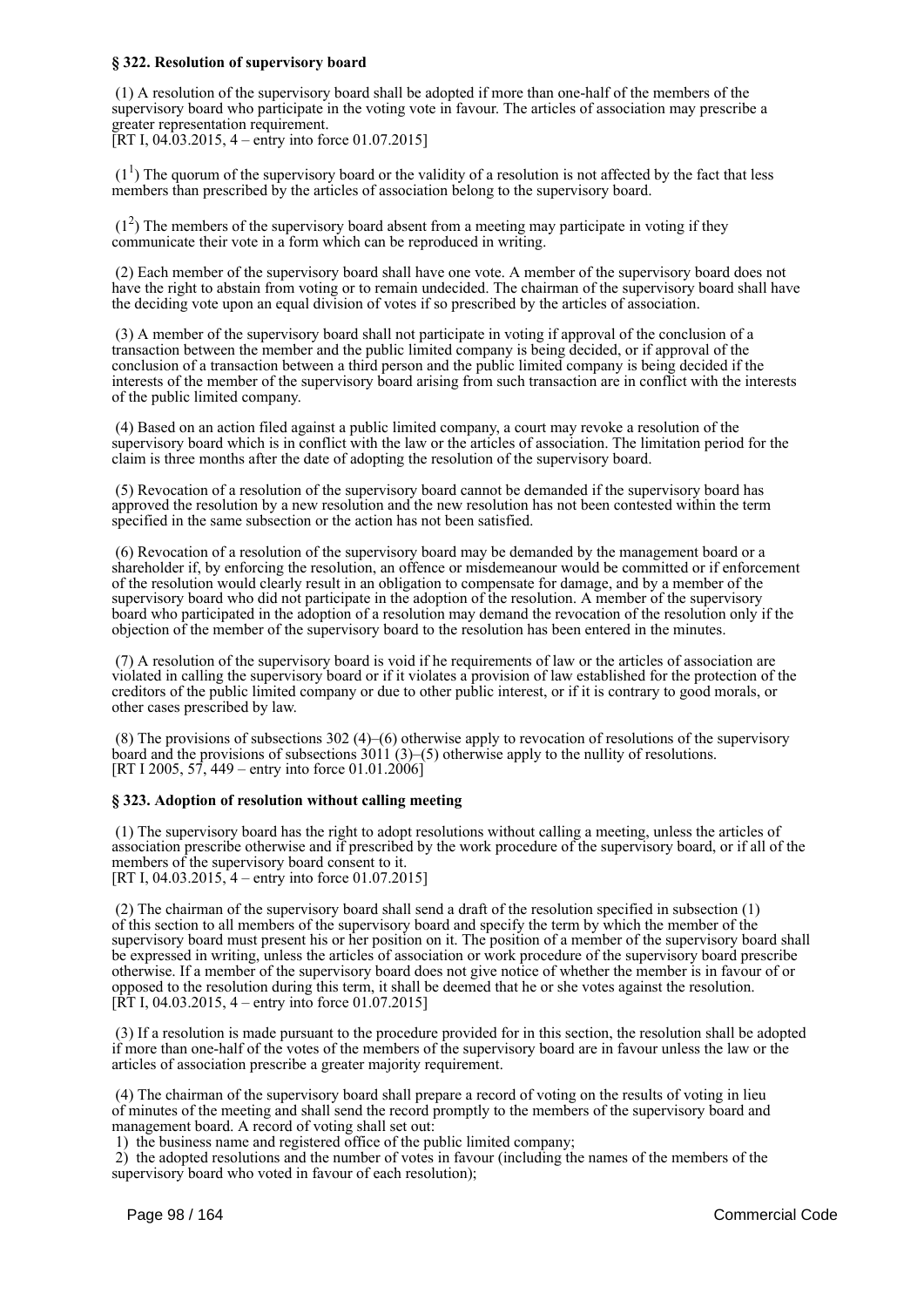### § 322. Resolution of supervisory board

(1) A resolution of the supervisory board shall be adopted if more than one-half of the members of the supervisory board who participate in the voting vote in favour. The articles of association may prescribe a greater representation requirement.
[RT I, 04.03.2015, 4 – entry into force 01.07.2015]

($1^1$) The quorum of the supervisory board or the validity of a resolution is not affected by the fact that less members than prescribed by the articles of association belong to the supervisory board.

($1^2$) The members of the supervisory board absent from a meeting may participate in voting if they communicate their vote in a form which can be reproduced in writing.

(2) Each member of the supervisory board shall have one vote. A member of the supervisory board does not have the right to abstain from voting or to remain undecided. The chairman of the supervisory board shall have the deciding vote upon an equal division of votes if so prescribed by the articles of association.

(3) A member of the supervisory board shall not participate in voting if approval of the conclusion of a transaction between the member and the public limited company is being decided, or if approval of the conclusion of a transaction between a third person and the public limited company is being decided if the interests of the member of the supervisory board arising from such transaction are in conflict with the interests of the public limited company.

(4) Based on an action filed against a public limited company, a court may revoke a resolution of the supervisory board which is in conflict with the law or the articles of association. The limitation period for the claim is three months after the date of adopting the resolution of the supervisory board.

(5) Revocation of a resolution of the supervisory board cannot be demanded if the supervisory board has approved the resolution by a new resolution and the new resolution has not been contested within the term specified in the same subsection or the action has not been satisfied.

(6) Revocation of a resolution of the supervisory board may be demanded by the management board or a shareholder if, by enforcing the resolution, an offence or misdemeanour would be committed or if enforcement of the resolution would clearly result in an obligation to compensate for damage, and by a member of the supervisory board who did not participate in the adoption of the resolution. A member of the supervisory board who participated in the adoption of a resolution may demand the revocation of the resolution only if the objection of the member of the supervisory board to the resolution has been entered in the minutes.

(7) A resolution of the supervisory board is void if he requirements of law or the articles of association are violated in calling the supervisory board or if it violates a provision of law established for the protection of the creditors of the public limited company or due to other public interest, or if it is contrary to good morals, or other cases prescribed by law.

(8) The provisions of subsections 302 (4)–(6) otherwise apply to revocation of resolutions of the supervisory board and the provisions of subsections 3011 (3)–(5) otherwise apply to the nullity of resolutions.
[RT I 2005, 57, 449 – entry into force 01.01.2006]

### § 323. Adoption of resolution without calling meeting

(1) The supervisory board has the right to adopt resolutions without calling a meeting, unless the articles of association prescribe otherwise and if prescribed by the work procedure of the supervisory board, or if all of the members of the supervisory board consent to it.
[RT I, 04.03.2015, 4 – entry into force 01.07.2015]

(2) The chairman of the supervisory board shall send a draft of the resolution specified in subsection (1) of this section to all members of the supervisory board and specify the term by which the member of the supervisory board must present his or her position on it. The position of a member of the supervisory board shall be expressed in writing, unless the articles of association or work procedure of the supervisory board prescribe otherwise. If a member of the supervisory board does not give notice of whether the member is in favour of or opposed to the resolution during this term, it shall be deemed that he or she votes against the resolution.
[RT I, 04.03.2015, 4 – entry into force 01.07.2015]

(3) If a resolution is made pursuant to the procedure provided for in this section, the resolution shall be adopted if more than one-half of the votes of the members of the supervisory board are in favour unless the law or the articles of association prescribe a greater majority requirement.

(4) The chairman of the supervisory board shall prepare a record of voting on the results of voting in lieu of minutes of the meeting and shall send the record promptly to the members of the supervisory board and management board. A record of voting shall set out:
1) the business name and registered office of the public limited company;
2) the adopted resolutions and the number of votes in favour (including the names of the members of the supervisory board who voted in favour of each resolution);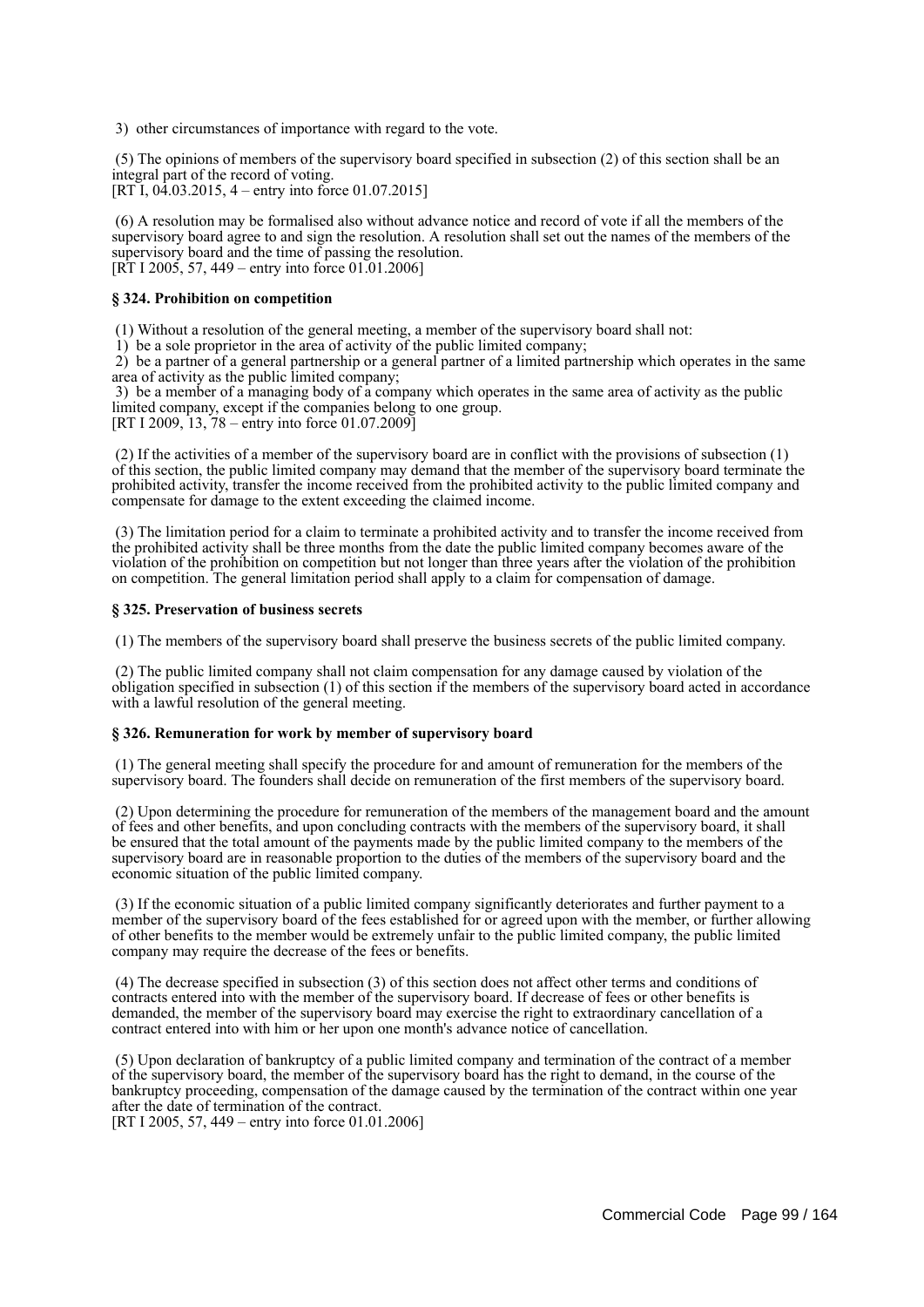3) other circumstances of importance with regard to the vote.

(5) The opinions of members of the supervisory board specified in subsection (2) of this section shall be an integral part of the record of voting.
[RT I, 04.03.2015, 4 – entry into force 01.07.2015]

(6) A resolution may be formalised also without advance notice and record of vote if all the members of the supervisory board agree to and sign the resolution. A resolution shall set out the names of the members of the supervisory board and the time of passing the resolution.
[RT I 2005, 57, 449 – entry into force 01.01.2006]

**§ 324. Prohibition on competition**

(1) Without a resolution of the general meeting, a member of the supervisory board shall not:
1) be a sole proprietor in the area of activity of the public limited company;
2) be a partner of a general partnership or a general partner of a limited partnership which operates in the same area of activity as the public limited company;
3) be a member of a managing body of a company which operates in the same area of activity as the public limited company, except if the companies belong to one group.
[RT I 2009, 13, 78 – entry into force 01.07.2009]

(2) If the activities of a member of the supervisory board are in conflict with the provisions of subsection (1) of this section, the public limited company may demand that the member of the supervisory board terminate the prohibited activity, transfer the income received from the prohibited activity to the public limited company and compensate for damage to the extent exceeding the claimed income.

(3) The limitation period for a claim to terminate a prohibited activity and to transfer the income received from the prohibited activity shall be three months from the date the public limited company becomes aware of the violation of the prohibition on competition but not longer than three years after the violation of the prohibition on competition. The general limitation period shall apply to a claim for compensation of damage.

**§ 325. Preservation of business secrets**

(1) The members of the supervisory board shall preserve the business secrets of the public limited company.

(2) The public limited company shall not claim compensation for any damage caused by violation of the obligation specified in subsection (1) of this section if the members of the supervisory board acted in accordance with a lawful resolution of the general meeting.

**§ 326. Remuneration for work by member of supervisory board**

(1) The general meeting shall specify the procedure for and amount of remuneration for the members of the supervisory board. The founders shall decide on remuneration of the first members of the supervisory board.

(2) Upon determining the procedure for remuneration of the members of the management board and the amount of fees and other benefits, and upon concluding contracts with the members of the supervisory board, it shall be ensured that the total amount of the payments made by the public limited company to the members of the supervisory board are in reasonable proportion to the duties of the members of the supervisory board and the economic situation of the public limited company.

(3) If the economic situation of a public limited company significantly deteriorates and further payment to a member of the supervisory board of the fees established for or agreed upon with the member, or further allowing of other benefits to the member would be extremely unfair to the public limited company, the public limited company may require the decrease of the fees or benefits.

(4) The decrease specified in subsection (3) of this section does not affect other terms and conditions of contracts entered into with the member of the supervisory board. If decrease of fees or other benefits is demanded, the member of the supervisory board may exercise the right to extraordinary cancellation of a contract entered into with him or her upon one month's advance notice of cancellation.

(5) Upon declaration of bankruptcy of a public limited company and termination of the contract of a member of the supervisory board, the member of the supervisory board has the right to demand, in the course of the bankruptcy proceeding, compensation of the damage caused by the termination of the contract within one year after the date of termination of the contract.
[RT I 2005, 57, 449 – entry into force 01.01.2006]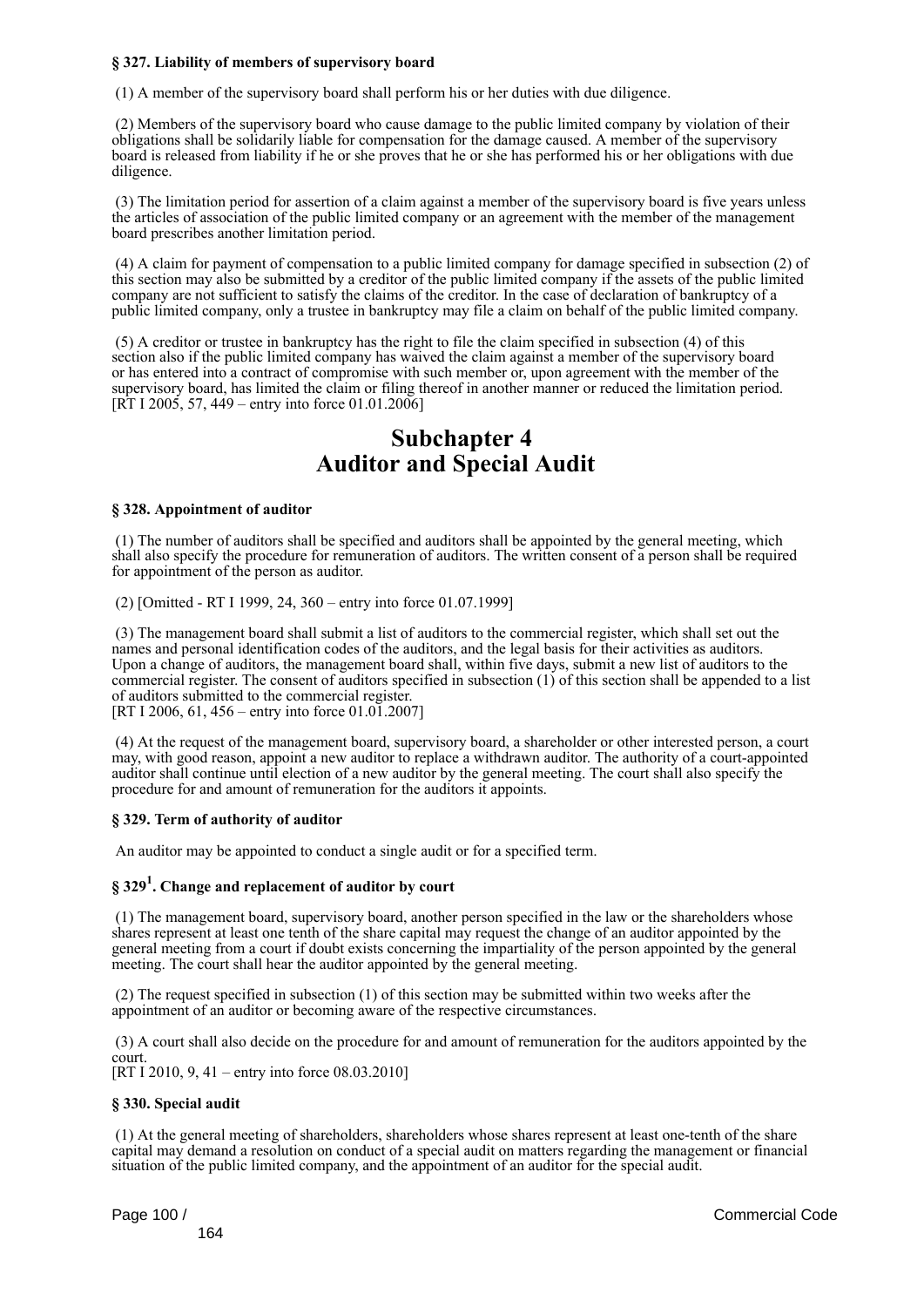**§ 327. Liability of members of supervisory board**

(1) A member of the supervisory board shall perform his or her duties with due diligence.

(2) Members of the supervisory board who cause damage to the public limited company by violation of their obligations shall be solidarily liable for compensation for the damage caused. A member of the supervisory board is released from liability if he or she proves that he or she has performed his or her obligations with due diligence.

(3) The limitation period for assertion of a claim against a member of the supervisory board is five years unless the articles of association of the public limited company or an agreement with the member of the management board prescribes another limitation period.

(4) A claim for payment of compensation to a public limited company for damage specified in subsection (2) of this section may also be submitted by a creditor of the public limited company if the assets of the public limited company are not sufficient to satisfy the claims of the creditor. In the case of declaration of bankruptcy of a public limited company, only a trustee in bankruptcy may file a claim on behalf of the public limited company.

(5) A creditor or trustee in bankruptcy has the right to file the claim specified in subsection (4) of this section also if the public limited company has waived the claim against a member of the supervisory board or has entered into a contract of compromise with such member or, upon agreement with the member of the supervisory board, has limited the claim or filing thereof in another manner or reduced the limitation period.
[RT I 2005, 57, 449 – entry into force 01.01.2006]

# Subchapter 4
# Auditor and Special Audit

**§ 328. Appointment of auditor**

(1) The number of auditors shall be specified and auditors shall be appointed by the general meeting, which shall also specify the procedure for remuneration of auditors. The written consent of a person shall be required for appointment of the person as auditor.

(2) [Omitted - RT I 1999, 24, 360 – entry into force 01.07.1999]

(3) The management board shall submit a list of auditors to the commercial register, which shall set out the names and personal identification codes of the auditors, and the legal basis for their activities as auditors. Upon a change of auditors, the management board shall, within five days, submit a new list of auditors to the commercial register. The consent of auditors specified in subsection (1) of this section shall be appended to a list of auditors submitted to the commercial register.
[RT I 2006, 61, 456 – entry into force 01.01.2007]

(4) At the request of the management board, supervisory board, a shareholder or other interested person, a court may, with good reason, appoint a new auditor to replace a withdrawn auditor. The authority of a court-appointed auditor shall continue until election of a new auditor by the general meeting. The court shall also specify the procedure for and amount of remuneration for the auditors it appoints.

**§ 329. Term of authority of auditor**

An auditor may be appointed to conduct a single audit or for a specified term.

**§ 329[1]. Change and replacement of auditor by court**

(1) The management board, supervisory board, another person specified in the law or the shareholders whose shares represent at least one tenth of the share capital may request the change of an auditor appointed by the general meeting from a court if doubt exists concerning the impartiality of the person appointed by the general meeting. The court shall hear the auditor appointed by the general meeting.

(2) The request specified in subsection (1) of this section may be submitted within two weeks after the appointment of an auditor or becoming aware of the respective circumstances.

(3) A court shall also decide on the procedure for and amount of remuneration for the auditors appointed by the court.
[RT I 2010, 9, 41 – entry into force 08.03.2010]

**§ 330. Special audit**

(1) At the general meeting of shareholders, shareholders whose shares represent at least one-tenth of the share capital may demand a resolution on conduct of a special audit on matters regarding the management or financial situation of the public limited company, and the appointment of an auditor for the special audit.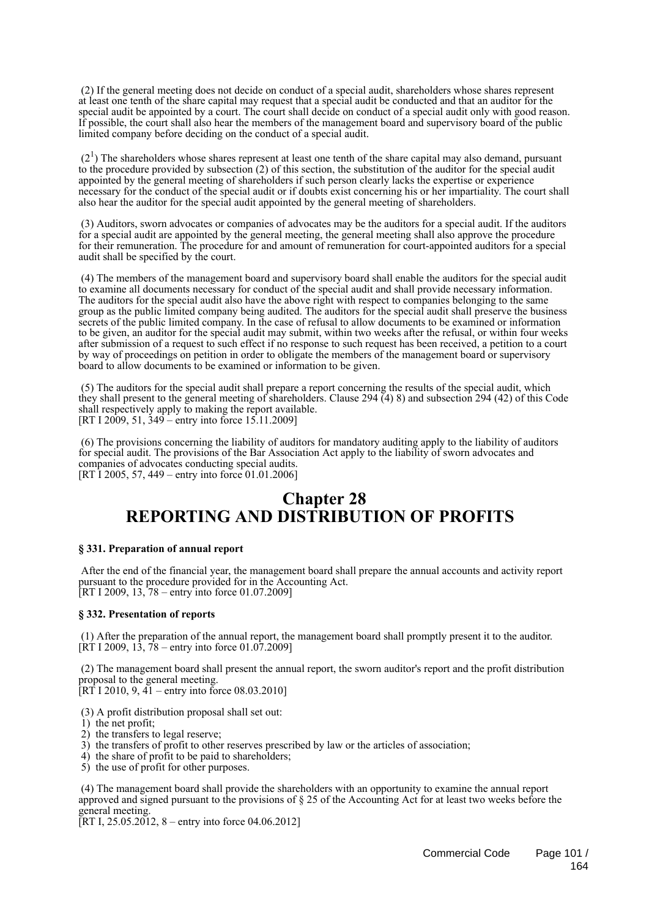(2) If the general meeting does not decide on conduct of a special audit, shareholders whose shares represent at least one tenth of the share capital may request that a special audit be conducted and that an auditor for the special audit be appointed by a court. The court shall decide on conduct of a special audit only with good reason. If possible, the court shall also hear the members of the management board and supervisory board of the public limited company before deciding on the conduct of a special audit.

($2^1$) The shareholders whose shares represent at least one tenth of the share capital may also demand, pursuant to the procedure provided by subsection (2) of this section, the substitution of the auditor for the special audit appointed by the general meeting of shareholders if such person clearly lacks the expertise or experience necessary for the conduct of the special audit or if doubts exist concerning his or her impartiality. The court shall also hear the auditor for the special audit appointed by the general meeting of shareholders.

(3) Auditors, sworn advocates or companies of advocates may be the auditors for a special audit. If the auditors for a special audit are appointed by the general meeting, the general meeting shall also approve the procedure for their remuneration. The procedure for and amount of remuneration for court-appointed auditors for a special audit shall be specified by the court.

(4) The members of the management board and supervisory board shall enable the auditors for the special audit to examine all documents necessary for conduct of the special audit and shall provide necessary information. The auditors for the special audit also have the above right with respect to companies belonging to the same group as the public limited company being audited. The auditors for the special audit shall preserve the business secrets of the public limited company. In the case of refusal to allow documents to be examined or information to be given, an auditor for the special audit may submit, within two weeks after the refusal, or within four weeks after submission of a request to such effect if no response to such request has been received, a petition to a court by way of proceedings on petition in order to obligate the members of the management board or supervisory board to allow documents to be examined or information to be given.

(5) The auditors for the special audit shall prepare a report concerning the results of the special audit, which they shall present to the general meeting of shareholders. Clause 294 (4) 8) and subsection 294 (42) of this Code shall respectively apply to making the report available.
[RT I 2009, 51, 349 – entry into force 15.11.2009]

(6) The provisions concerning the liability of auditors for mandatory auditing apply to the liability of auditors for special audit. The provisions of the Bar Association Act apply to the liability of sworn advocates and companies of advocates conducting special audits.
[RT I 2005, 57, 449 – entry into force 01.01.2006]

# Chapter 28
# REPORTING AND DISTRIBUTION OF PROFITS

### § 331. Preparation of annual report

After the end of the financial year, the management board shall prepare the annual accounts and activity report pursuant to the procedure provided for in the Accounting Act.
[RT I 2009, 13, 78 – entry into force 01.07.2009]

### § 332. Presentation of reports

(1) After the preparation of the annual report, the management board shall promptly present it to the auditor.
[RT I 2009, 13, 78 – entry into force 01.07.2009]

(2) The management board shall present the annual report, the sworn auditor's report and the profit distribution proposal to the general meeting.
[RT I 2010, 9, 41 – entry into force 08.03.2010]

(3) A profit distribution proposal shall set out:
1) the net profit;
2) the transfers to legal reserve;
3) the transfers of profit to other reserves prescribed by law or the articles of association;
4) the share of profit to be paid to shareholders;
5) the use of profit for other purposes.

(4) The management board shall provide the shareholders with an opportunity to examine the annual report approved and signed pursuant to the provisions of § 25 of the Accounting Act for at least two weeks before the general meeting.
[RT I, 25.05.2012, 8 – entry into force 04.06.2012]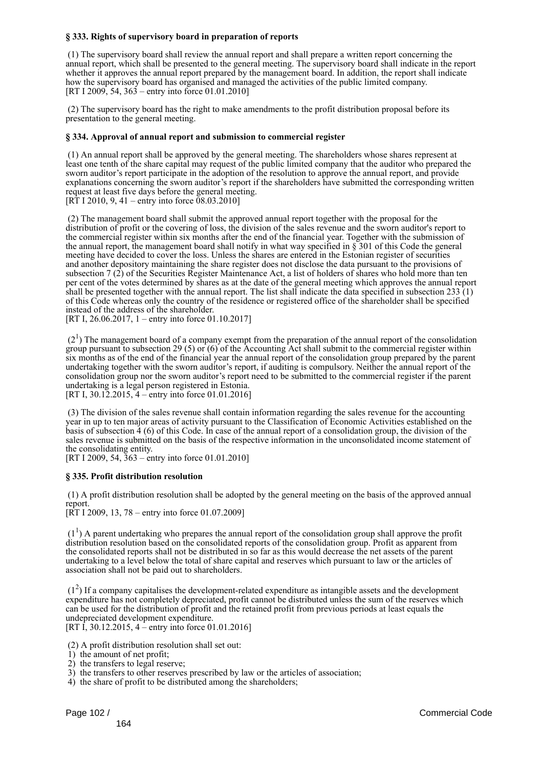**§ 333. Rights of supervisory board in preparation of reports**

(1) The supervisory board shall review the annual report and shall prepare a written report concerning the annual report, which shall be presented to the general meeting. The supervisory board shall indicate in the report whether it approves the annual report prepared by the management board. In addition, the report shall indicate how the supervisory board has organised and managed the activities of the public limited company.
[RT I 2009, 54, 363 – entry into force 01.01.2010]

(2) The supervisory board has the right to make amendments to the profit distribution proposal before its presentation to the general meeting.

**§ 334. Approval of annual report and submission to commercial register**

(1) An annual report shall be approved by the general meeting. The shareholders whose shares represent at least one tenth of the share capital may request of the public limited company that the auditor who prepared the sworn auditor's report participate in the adoption of the resolution to approve the annual report, and provide explanations concerning the sworn auditor's report if the shareholders have submitted the corresponding written request at least five days before the general meeting.
[RT I 2010, 9, 41 – entry into force 08.03.2010]

(2) The management board shall submit the approved annual report together with the proposal for the distribution of profit or the covering of loss, the division of the sales revenue and the sworn auditor's report to the commercial register within six months after the end of the financial year. Together with the submission of the annual report, the management board shall notify in what way specified in § 301 of this Code the general meeting have decided to cover the loss. Unless the shares are entered in the Estonian register of securities and another depository maintaining the share register does not disclose the data pursuant to the provisions of subsection 7 (2) of the Securities Register Maintenance Act, a list of holders of shares who hold more than ten per cent of the votes determined by shares as at the date of the general meeting which approves the annual report shall be presented together with the annual report. The list shall indicate the data specified in subsection 233 (1) of this Code whereas only the country of the residence or registered office of the shareholder shall be specified instead of the address of the shareholder.
[RT I, 26.06.2017, 1 – entry into force 01.10.2017]

($2^1$) The management board of a company exempt from the preparation of the annual report of the consolidation group pursuant to subsection 29 (5) or (6) of the Accounting Act shall submit to the commercial register within six months as of the end of the financial year the annual report of the consolidation group prepared by the parent undertaking together with the sworn auditor's report, if auditing is compulsory. Neither the annual report of the consolidation group nor the sworn auditor's report need to be submitted to the commercial register if the parent undertaking is a legal person registered in Estonia.
[RT I, 30.12.2015, 4 – entry into force 01.01.2016]

(3) The division of the sales revenue shall contain information regarding the sales revenue for the accounting year in up to ten major areas of activity pursuant to the Classification of Economic Activities established on the basis of subsection 4 (6) of this Code. In case of the annual report of a consolidation group, the division of the sales revenue is submitted on the basis of the respective information in the unconsolidated income statement of the consolidating entity.
[RT I 2009, 54, 363 – entry into force 01.01.2010]

**§ 335. Profit distribution resolution**

(1) A profit distribution resolution shall be adopted by the general meeting on the basis of the approved annual report.
[RT I 2009, 13, 78 – entry into force 01.07.2009]

($1^1$) A parent undertaking who prepares the annual report of the consolidation group shall approve the profit distribution resolution based on the consolidated reports of the consolidation group. Profit as apparent from the consolidated reports shall not be distributed in so far as this would decrease the net assets of the parent undertaking to a level below the total of share capital and reserves which pursuant to law or the articles of association shall not be paid out to shareholders.

($1^2$) If a company capitalises the development-related expenditure as intangible assets and the development expenditure has not completely depreciated, profit cannot be distributed unless the sum of the reserves which can be used for the distribution of profit and the retained profit from previous periods at least equals the undepreciated development expenditure.
[RT I, 30.12.2015, 4 – entry into force 01.01.2016]

(2) A profit distribution resolution shall set out:
1) the amount of net profit;
2) the transfers to legal reserve;
3) the transfers to other reserves prescribed by law or the articles of association;
4) the share of profit to be distributed among the shareholders;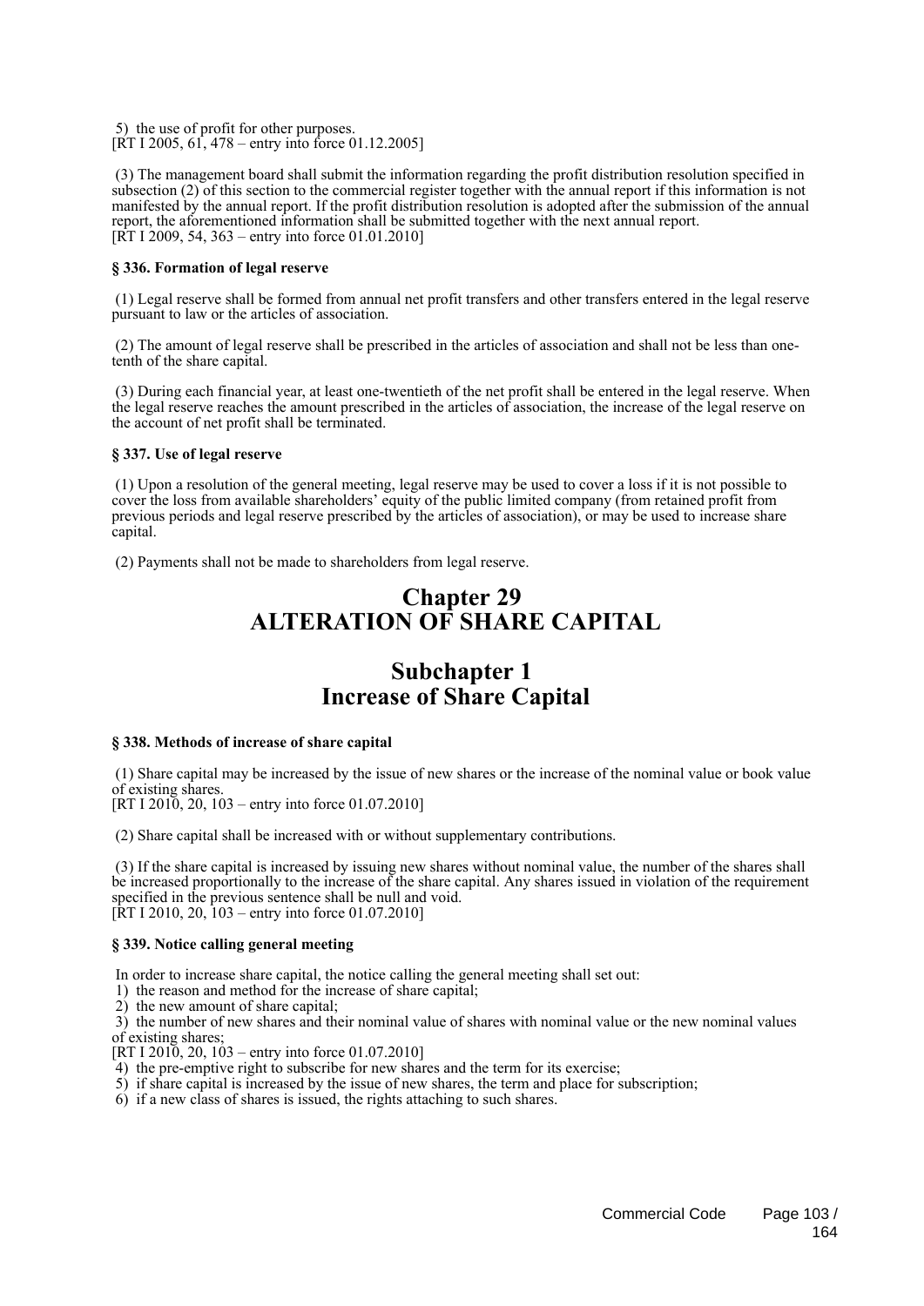5) the use of profit for other purposes.
[RT I 2005, 61, 478 – entry into force 01.12.2005]

(3) The management board shall submit the information regarding the profit distribution resolution specified in subsection (2) of this section to the commercial register together with the annual report if this information is not manifested by the annual report. If the profit distribution resolution is adopted after the submission of the annual report, the aforementioned information shall be submitted together with the next annual report.
[RT I 2009, 54, 363 – entry into force 01.01.2010]

**§ 336. Formation of legal reserve**

(1) Legal reserve shall be formed from annual net profit transfers and other transfers entered in the legal reserve pursuant to law or the articles of association.

(2) The amount of legal reserve shall be prescribed in the articles of association and shall not be less than one-tenth of the share capital.

(3) During each financial year, at least one-twentieth of the net profit shall be entered in the legal reserve. When the legal reserve reaches the amount prescribed in the articles of association, the increase of the legal reserve on the account of net profit shall be terminated.

**§ 337. Use of legal reserve**

(1) Upon a resolution of the general meeting, legal reserve may be used to cover a loss if it is not possible to cover the loss from available shareholders' equity of the public limited company (from retained profit from previous periods and legal reserve prescribed by the articles of association), or may be used to increase share capital.

(2) Payments shall not be made to shareholders from legal reserve.

# Chapter 29
# ALTERATION OF SHARE CAPITAL

## Subchapter 1
## Increase of Share Capital

**§ 338. Methods of increase of share capital**

(1) Share capital may be increased by the issue of new shares or the increase of the nominal value or book value of existing shares.
[RT I 2010, 20, 103 – entry into force 01.07.2010]

(2) Share capital shall be increased with or without supplementary contributions.

(3) If the share capital is increased by issuing new shares without nominal value, the number of the shares shall be increased proportionally to the increase of the share capital. Any shares issued in violation of the requirement specified in the previous sentence shall be null and void.
[RT I 2010, 20, 103 – entry into force 01.07.2010]

**§ 339. Notice calling general meeting**

In order to increase share capital, the notice calling the general meeting shall set out:
1) the reason and method for the increase of share capital;
2) the new amount of share capital;
3) the number of new shares and their nominal value of shares with nominal value or the new nominal values of existing shares;
[RT I 2010, 20, 103 – entry into force 01.07.2010]
4) the pre-emptive right to subscribe for new shares and the term for its exercise;
5) if share capital is increased by the issue of new shares, the term and place for subscription;
6) if a new class of shares is issued, the rights attaching to such shares.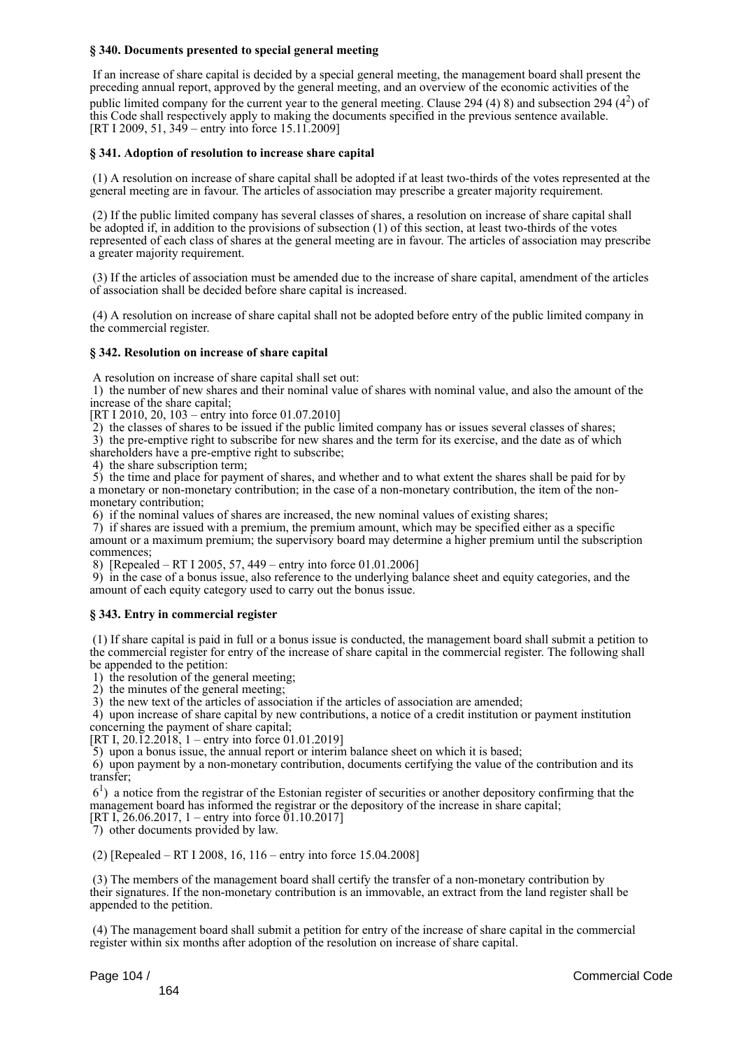### § 340. Documents presented to special general meeting

If an increase of share capital is decided by a special general meeting, the management board shall present the preceding annual report, approved by the general meeting, and an overview of the economic activities of the public limited company for the current year to the general meeting. Clause 294 (4) 8) and subsection 294 ($4^2$) of this Code shall respectively apply to making the documents specified in the previous sentence available.
[RT I 2009, 51, 349 – entry into force 15.11.2009]

### § 341. Adoption of resolution to increase share capital

(1) A resolution on increase of share capital shall be adopted if at least two-thirds of the votes represented at the general meeting are in favour. The articles of association may prescribe a greater majority requirement.

(2) If the public limited company has several classes of shares, a resolution on increase of share capital shall be adopted if, in addition to the provisions of subsection (1) of this section, at least two-thirds of the votes represented of each class of shares at the general meeting are in favour. The articles of association may prescribe a greater majority requirement.

(3) If the articles of association must be amended due to the increase of share capital, amendment of the articles of association shall be decided before share capital is increased.

(4) A resolution on increase of share capital shall not be adopted before entry of the public limited company in the commercial register.

### § 342. Resolution on increase of share capital

A resolution on increase of share capital shall set out:
1) the number of new shares and their nominal value of shares with nominal value, and also the amount of the increase of the share capital;
[RT I 2010, 20, 103 – entry into force 01.07.2010]
2) the classes of shares to be issued if the public limited company has or issues several classes of shares;
3) the pre-emptive right to subscribe for new shares and the term for its exercise, and the date as of which shareholders have a pre-emptive right to subscribe;
4) the share subscription term;
5) the time and place for payment of shares, and whether and to what extent the shares shall be paid for by a monetary or non-monetary contribution; in the case of a non-monetary contribution, the item of the non-monetary contribution;
6) if the nominal values of shares are increased, the new nominal values of existing shares;
7) if shares are issued with a premium, the premium amount, which may be specified either as a specific amount or a maximum premium; the supervisory board may determine a higher premium until the subscription commences;
8) [Repealed – RT I 2005, 57, 449 – entry into force 01.01.2006]
9) in the case of a bonus issue, also reference to the underlying balance sheet and equity categories, and the amount of each equity category used to carry out the bonus issue.

### § 343. Entry in commercial register

(1) If share capital is paid in full or a bonus issue is conducted, the management board shall submit a petition to the commercial register for entry of the increase of share capital in the commercial register. The following shall be appended to the petition:
1) the resolution of the general meeting;
2) the minutes of the general meeting;
3) the new text of the articles of association if the articles of association are amended;
4) upon increase of share capital by new contributions, a notice of a credit institution or payment institution concerning the payment of share capital;
[RT I, 20.12.2018, 1 – entry into force 01.01.2019]
5) upon a bonus issue, the annual report or interim balance sheet on which it is based;
6) upon payment by a non-monetary contribution, documents certifying the value of the contribution and its transfer;
$6^1$) a notice from the registrar of the Estonian register of securities or another depository confirming that the management board has informed the registrar or the depository of the increase in share capital;
[RT I, 26.06.2017, 1 – entry into force 01.10.2017]
7) other documents provided by law.

(2) [Repealed – RT I 2008, 16, 116 – entry into force 15.04.2008]

(3) The members of the management board shall certify the transfer of a non-monetary contribution by their signatures. If the non-monetary contribution is an immovable, an extract from the land register shall be appended to the petition.

(4) The management board shall submit a petition for entry of the increase of share capital in the commercial register within six months after adoption of the resolution on increase of share capital.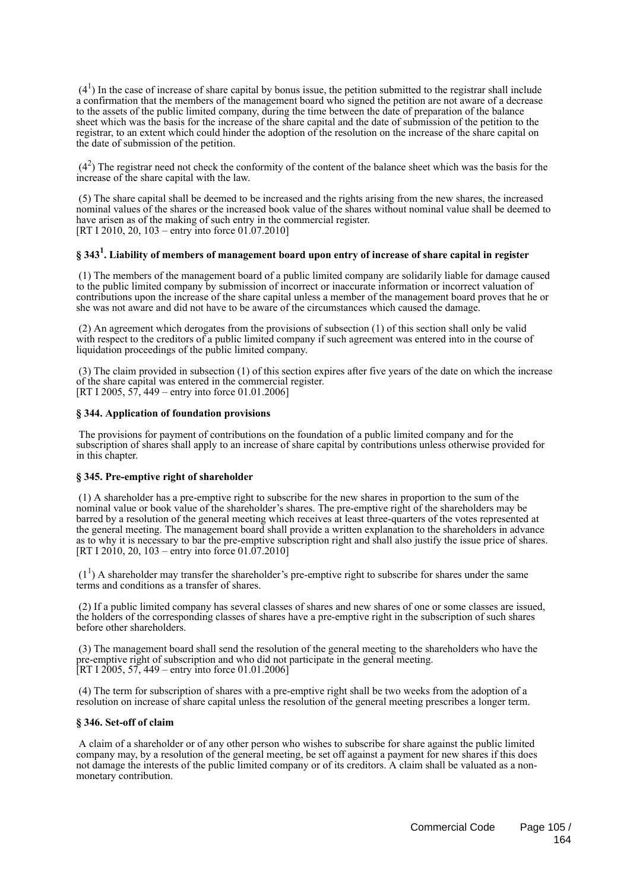($4^1$) In the case of increase of share capital by bonus issue, the petition submitted to the registrar shall include a confirmation that the members of the management board who signed the petition are not aware of a decrease to the assets of the public limited company, during the time between the date of preparation of the balance sheet which was the basis for the increase of the share capital and the date of submission of the petition to the registrar, to an extent which could hinder the adoption of the resolution on the increase of the share capital on the date of submission of the petition.

($4^2$) The registrar need not check the conformity of the content of the balance sheet which was the basis for the increase of the share capital with the law.

(5) The share capital shall be deemed to be increased and the rights arising from the new shares, the increased nominal values of the shares or the increased book value of the shares without nominal value shall be deemed to have arisen as of the making of such entry in the commercial register.
[RT I 2010, 20, 103 – entry into force 01.07.2010]

### § $343^1$. Liability of members of management board upon entry of increase of share capital in register

(1) The members of the management board of a public limited company are solidarily liable for damage caused to the public limited company by submission of incorrect or inaccurate information or incorrect valuation of contributions upon the increase of the share capital unless a member of the management board proves that he or she was not aware and did not have to be aware of the circumstances which caused the damage.

(2) An agreement which derogates from the provisions of subsection (1) of this section shall only be valid with respect to the creditors of a public limited company if such agreement was entered into in the course of liquidation proceedings of the public limited company.

(3) The claim provided in subsection (1) of this section expires after five years of the date on which the increase of the share capital was entered in the commercial register.
[RT I 2005, 57, 449 – entry into force 01.01.2006]

### § 344. Application of foundation provisions

The provisions for payment of contributions on the foundation of a public limited company and for the subscription of shares shall apply to an increase of share capital by contributions unless otherwise provided for in this chapter.

### § 345. Pre-emptive right of shareholder

(1) A shareholder has a pre-emptive right to subscribe for the new shares in proportion to the sum of the nominal value or book value of the shareholder's shares. The pre-emptive right of the shareholders may be barred by a resolution of the general meeting which receives at least three-quarters of the votes represented at the general meeting. The management board shall provide a written explanation to the shareholders in advance as to why it is necessary to bar the pre-emptive subscription right and shall also justify the issue price of shares.
[RT I 2010, 20, 103 – entry into force 01.07.2010]

($1^1$) A shareholder may transfer the shareholder's pre-emptive right to subscribe for shares under the same terms and conditions as a transfer of shares.

(2) If a public limited company has several classes of shares and new shares of one or some classes are issued, the holders of the corresponding classes of shares have a pre-emptive right in the subscription of such shares before other shareholders.

(3) The management board shall send the resolution of the general meeting to the shareholders who have the pre-emptive right of subscription and who did not participate in the general meeting.
[RT I 2005, 57, 449 – entry into force 01.01.2006]

(4) The term for subscription of shares with a pre-emptive right shall be two weeks from the adoption of a resolution on increase of share capital unless the resolution of the general meeting prescribes a longer term.

### § 346. Set-off of claim

A claim of a shareholder or of any other person who wishes to subscribe for share against the public limited company may, by a resolution of the general meeting, be set off against a payment for new shares if this does not damage the interests of the public limited company or of its creditors. A claim shall be valuated as a non-monetary contribution.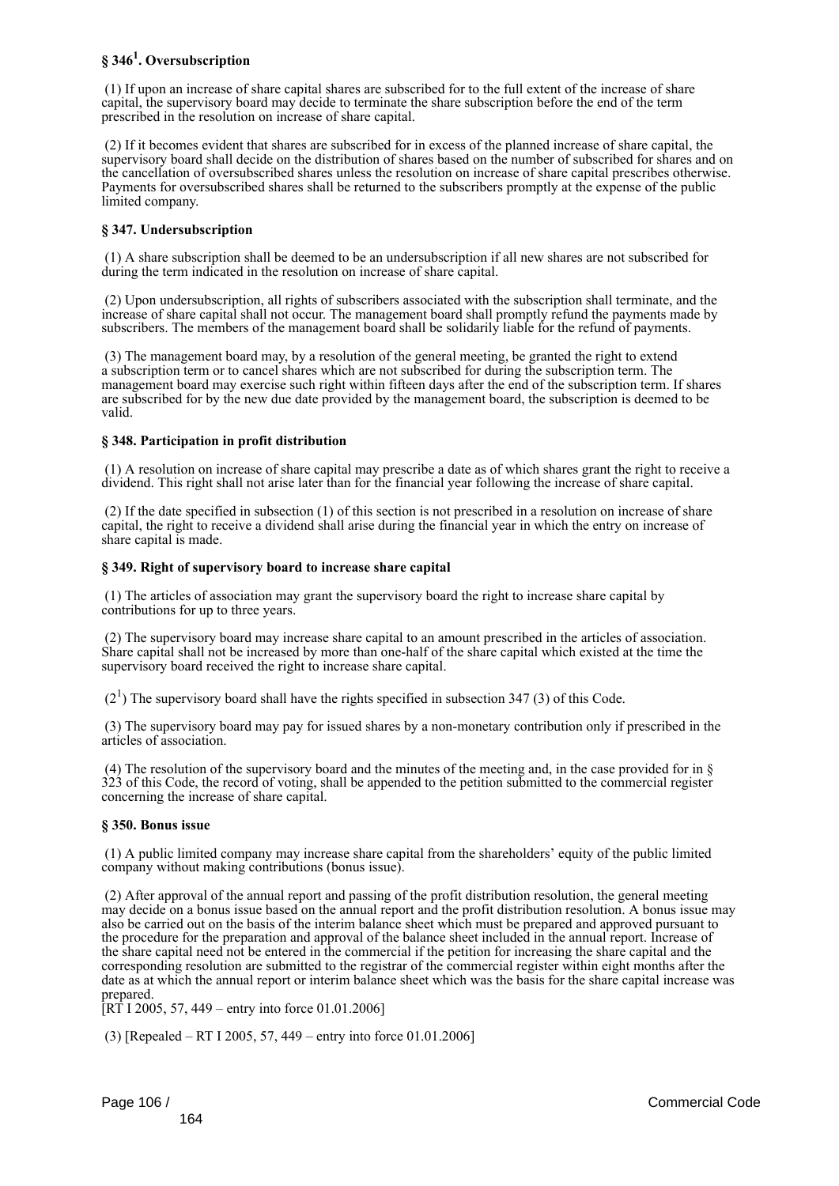### § 346[1]. Oversubscription

(1) If upon an increase of share capital shares are subscribed for to the full extent of the increase of share capital, the supervisory board may decide to terminate the share subscription before the end of the term prescribed in the resolution on increase of share capital.

(2) If it becomes evident that shares are subscribed for in excess of the planned increase of share capital, the supervisory board shall decide on the distribution of shares based on the number of subscribed for shares and on the cancellation of oversubscribed shares unless the resolution on increase of share capital prescribes otherwise. Payments for oversubscribed shares shall be returned to the subscribers promptly at the expense of the public limited company.

### § 347. Undersubscription

(1) A share subscription shall be deemed to be an undersubscription if all new shares are not subscribed for during the term indicated in the resolution on increase of share capital.

(2) Upon undersubscription, all rights of subscribers associated with the subscription shall terminate, and the increase of share capital shall not occur. The management board shall promptly refund the payments made by subscribers. The members of the management board shall be solidarily liable for the refund of payments.

(3) The management board may, by a resolution of the general meeting, be granted the right to extend a subscription term or to cancel shares which are not subscribed for during the subscription term. The management board may exercise such right within fifteen days after the end of the subscription term. If shares are subscribed for by the new due date provided by the management board, the subscription is deemed to be valid.

### § 348. Participation in profit distribution

(1) A resolution on increase of share capital may prescribe a date as of which shares grant the right to receive a dividend. This right shall not arise later than for the financial year following the increase of share capital.

(2) If the date specified in subsection (1) of this section is not prescribed in a resolution on increase of share capital, the right to receive a dividend shall arise during the financial year in which the entry on increase of share capital is made.

### § 349. Right of supervisory board to increase share capital

(1) The articles of association may grant the supervisory board the right to increase share capital by contributions for up to three years.

(2) The supervisory board may increase share capital to an amount prescribed in the articles of association. Share capital shall not be increased by more than one-half of the share capital which existed at the time the supervisory board received the right to increase share capital.

(2[1]) The supervisory board shall have the rights specified in subsection 347 (3) of this Code.

(3) The supervisory board may pay for issued shares by a non-monetary contribution only if prescribed in the articles of association.

(4) The resolution of the supervisory board and the minutes of the meeting and, in the case provided for in § 323 of this Code, the record of voting, shall be appended to the petition submitted to the commercial register concerning the increase of share capital.

### § 350. Bonus issue

(1) A public limited company may increase share capital from the shareholders' equity of the public limited company without making contributions (bonus issue).

(2) After approval of the annual report and passing of the profit distribution resolution, the general meeting may decide on a bonus issue based on the annual report and the profit distribution resolution. A bonus issue may also be carried out on the basis of the interim balance sheet which must be prepared and approved pursuant to the procedure for the preparation and approval of the balance sheet included in the annual report. Increase of the share capital need not be entered in the commercial if the petition for increasing the share capital and the corresponding resolution are submitted to the registrar of the commercial register within eight months after the date as at which the annual report or interim balance sheet which was the basis for the share capital increase was prepared.
[RT I 2005, 57, 449 – entry into force 01.01.2006]

(3) [Repealed – RT I 2005, 57, 449 – entry into force 01.01.2006]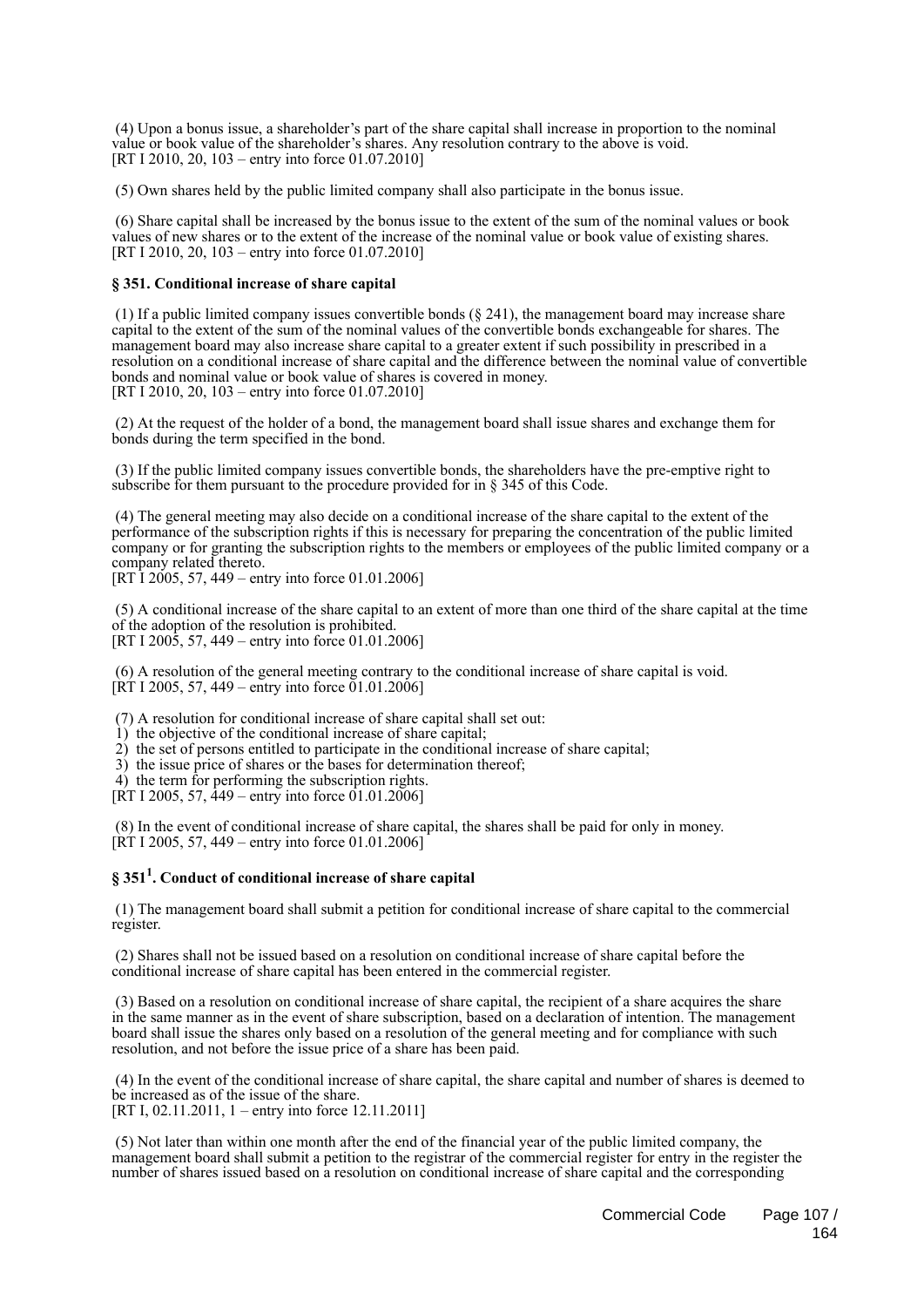(4) Upon a bonus issue, a shareholder's part of the share capital shall increase in proportion to the nominal value or book value of the shareholder's shares. Any resolution contrary to the above is void.
[RT I 2010, 20, 103 – entry into force 01.07.2010]

(5) Own shares held by the public limited company shall also participate in the bonus issue.

(6) Share capital shall be increased by the bonus issue to the extent of the sum of the nominal values or book values of new shares or to the extent of the increase of the nominal value or book value of existing shares.
[RT I 2010, 20, 103 – entry into force 01.07.2010]

### § 351. Conditional increase of share capital

(1) If a public limited company issues convertible bonds (§ 241), the management board may increase share capital to the extent of the sum of the nominal values of the convertible bonds exchangeable for shares. The management board may also increase share capital to a greater extent if such possibility in prescribed in a resolution on a conditional increase of share capital and the difference between the nominal value of convertible bonds and nominal value or book value of shares is covered in money.
[RT I 2010, 20, 103 – entry into force 01.07.2010]

(2) At the request of the holder of a bond, the management board shall issue shares and exchange them for bonds during the term specified in the bond.

(3) If the public limited company issues convertible bonds, the shareholders have the pre-emptive right to subscribe for them pursuant to the procedure provided for in § 345 of this Code.

(4) The general meeting may also decide on a conditional increase of the share capital to the extent of the performance of the subscription rights if this is necessary for preparing the concentration of the public limited company or for granting the subscription rights to the members or employees of the public limited company or a company related thereto.
[RT I 2005, 57, 449 – entry into force 01.01.2006]

(5) A conditional increase of the share capital to an extent of more than one third of the share capital at the time of the adoption of the resolution is prohibited.
[RT I 2005, 57, 449 – entry into force 01.01.2006]

(6) A resolution of the general meeting contrary to the conditional increase of share capital is void.
[RT I 2005, 57, 449 – entry into force 01.01.2006]

(7) A resolution for conditional increase of share capital shall set out:
1) the objective of the conditional increase of share capital;
2) the set of persons entitled to participate in the conditional increase of share capital;
3) the issue price of shares or the bases for determination thereof;
4) the term for performing the subscription rights.
[RT I 2005, 57, 449 – entry into force 01.01.2006]

(8) In the event of conditional increase of share capital, the shares shall be paid for only in money.
[RT I 2005, 57, 449 – entry into force 01.01.2006]

### § 351[1]. Conduct of conditional increase of share capital

(1) The management board shall submit a petition for conditional increase of share capital to the commercial register.

(2) Shares shall not be issued based on a resolution on conditional increase of share capital before the conditional increase of share capital has been entered in the commercial register.

(3) Based on a resolution on conditional increase of share capital, the recipient of a share acquires the share in the same manner as in the event of share subscription, based on a declaration of intention. The management board shall issue the shares only based on a resolution of the general meeting and for compliance with such resolution, and not before the issue price of a share has been paid.

(4) In the event of the conditional increase of share capital, the share capital and number of shares is deemed to be increased as of the issue of the share.
[RT I, 02.11.2011, 1 – entry into force 12.11.2011]

(5) Not later than within one month after the end of the financial year of the public limited company, the management board shall submit a petition to the registrar of the commercial register for entry in the register the number of shares issued based on a resolution on conditional increase of share capital and the corresponding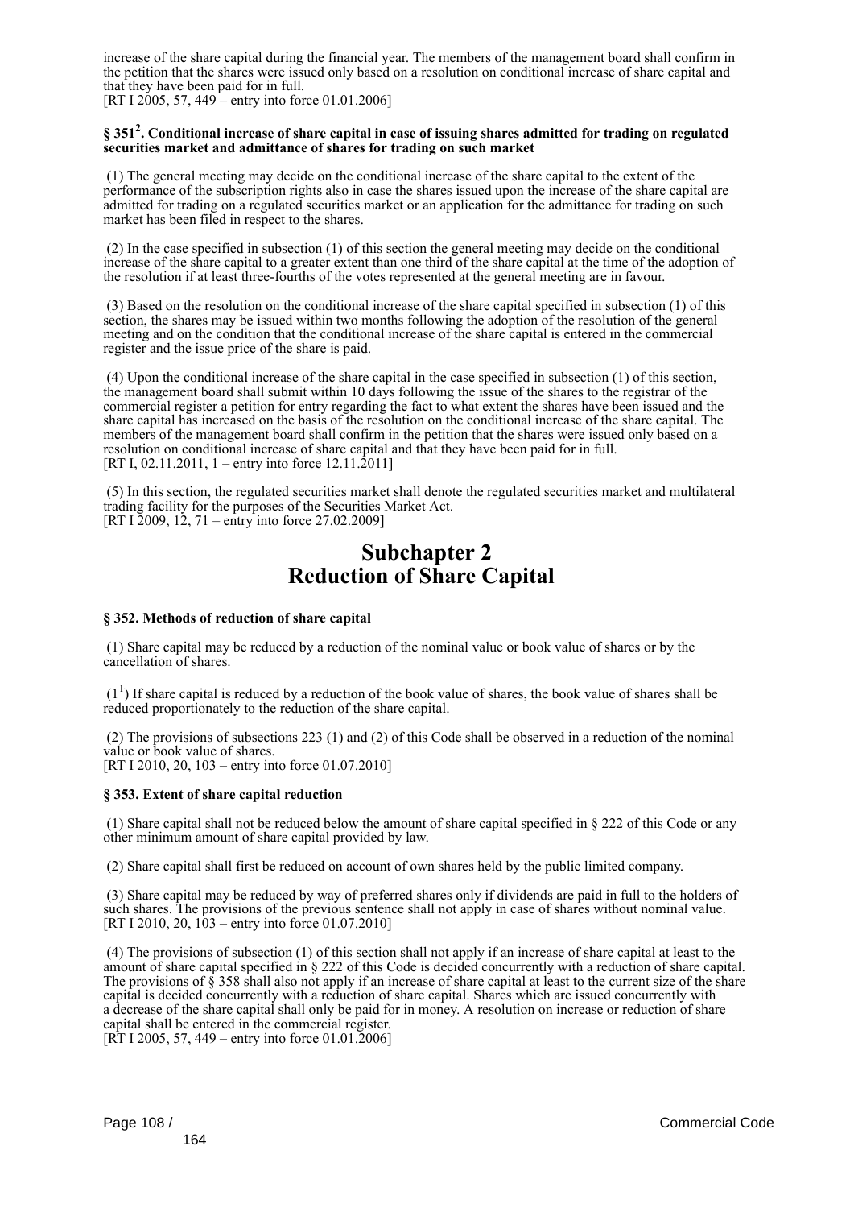increase of the share capital during the financial year. The members of the management board shall confirm in the petition that the shares were issued only based on a resolution on conditional increase of share capital and that they have been paid for in full.
[RT I 2005, 57, 449 – entry into force 01.01.2006]

#### § 351[2]. Conditional increase of share capital in case of issuing shares admitted for trading on regulated securities market and admittance of shares for trading on such market

(1) The general meeting may decide on the conditional increase of the share capital to the extent of the performance of the subscription rights also in case the shares issued upon the increase of the share capital are admitted for trading on a regulated securities market or an application for the admittance for trading on such market has been filed in respect to the shares.

(2) In the case specified in subsection (1) of this section the general meeting may decide on the conditional increase of the share capital to a greater extent than one third of the share capital at the time of the adoption of the resolution if at least three-fourths of the votes represented at the general meeting are in favour.

(3) Based on the resolution on the conditional increase of the share capital specified in subsection (1) of this section, the shares may be issued within two months following the adoption of the resolution of the general meeting and on the condition that the conditional increase of the share capital is entered in the commercial register and the issue price of the share is paid.

(4) Upon the conditional increase of the share capital in the case specified in subsection (1) of this section, the management board shall submit within 10 days following the issue of the shares to the registrar of the commercial register a petition for entry regarding the fact to what extent the shares have been issued and the share capital has increased on the basis of the resolution on the conditional increase of the share capital. The members of the management board shall confirm in the petition that the shares were issued only based on a resolution on conditional increase of share capital and that they have been paid for in full.
[RT I, 02.11.2011, 1 – entry into force 12.11.2011]

(5) In this section, the regulated securities market shall denote the regulated securities market and multilateral trading facility for the purposes of the Securities Market Act.
[RT I 2009, 12, 71 – entry into force 27.02.2009]

## Subchapter 2
## Reduction of Share Capital

#### § 352. Methods of reduction of share capital

(1) Share capital may be reduced by a reduction of the nominal value or book value of shares or by the cancellation of shares.

(1[1]) If share capital is reduced by a reduction of the book value of shares, the book value of shares shall be reduced proportionately to the reduction of the share capital.

(2) The provisions of subsections 223 (1) and (2) of this Code shall be observed in a reduction of the nominal value or book value of shares.
[RT I 2010, 20, 103 – entry into force 01.07.2010]

#### § 353. Extent of share capital reduction

(1) Share capital shall not be reduced below the amount of share capital specified in § 222 of this Code or any other minimum amount of share capital provided by law.

(2) Share capital shall first be reduced on account of own shares held by the public limited company.

(3) Share capital may be reduced by way of preferred shares only if dividends are paid in full to the holders of such shares. The provisions of the previous sentence shall not apply in case of shares without nominal value.
[RT I 2010, 20, 103 – entry into force 01.07.2010]

(4) The provisions of subsection (1) of this section shall not apply if an increase of share capital at least to the amount of share capital specified in § 222 of this Code is decided concurrently with a reduction of share capital. The provisions of § 358 shall also not apply if an increase of share capital at least to the current size of the share capital is decided concurrently with a reduction of share capital. Shares which are issued concurrently with a decrease of the share capital shall only be paid for in money. A resolution on increase or reduction of share capital shall be entered in the commercial register.
[RT I 2005, 57, 449 – entry into force 01.01.2006]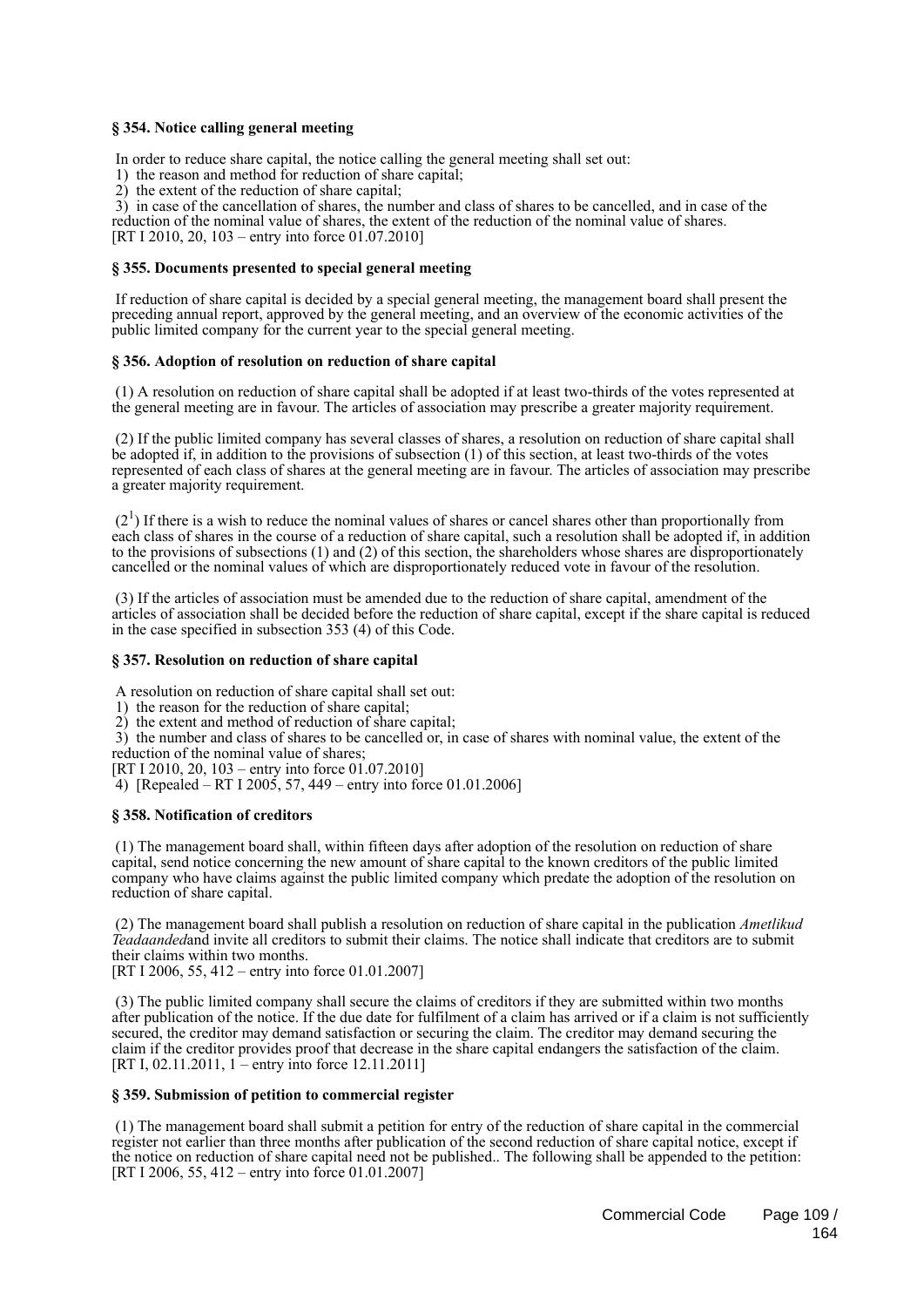#### § 354. Notice calling general meeting

In order to reduce share capital, the notice calling the general meeting shall set out:

1) the reason and method for reduction of share capital;

2) the extent of the reduction of share capital;

3) in case of the cancellation of shares, the number and class of shares to be cancelled, and in case of the reduction of the nominal value of shares, the extent of the reduction of the nominal value of shares.
[RT I 2010, 20, 103 – entry into force 01.07.2010]

#### § 355. Documents presented to special general meeting

If reduction of share capital is decided by a special general meeting, the management board shall present the preceding annual report, approved by the general meeting, and an overview of the economic activities of the public limited company for the current year to the special general meeting.

#### § 356. Adoption of resolution on reduction of share capital

(1) A resolution on reduction of share capital shall be adopted if at least two-thirds of the votes represented at the general meeting are in favour. The articles of association may prescribe a greater majority requirement.

(2) If the public limited company has several classes of shares, a resolution on reduction of share capital shall be adopted if, in addition to the provisions of subsection (1) of this section, at least two-thirds of the votes represented of each class of shares at the general meeting are in favour. The articles of association may prescribe a greater majority requirement.

($2^1$) If there is a wish to reduce the nominal values of shares or cancel shares other than proportionally from each class of shares in the course of a reduction of share capital, such a resolution shall be adopted if, in addition to the provisions of subsections (1) and (2) of this section, the shareholders whose shares are disproportionately cancelled or the nominal values of which are disproportionately reduced vote in favour of the resolution.

(3) If the articles of association must be amended due to the reduction of share capital, amendment of the articles of association shall be decided before the reduction of share capital, except if the share capital is reduced in the case specified in subsection 353 (4) of this Code.

#### § 357. Resolution on reduction of share capital

A resolution on reduction of share capital shall set out:

1) the reason for the reduction of share capital;

2) the extent and method of reduction of share capital;

3) the number and class of shares to be cancelled or, in case of shares with nominal value, the extent of the reduction of the nominal value of shares;
[RT I 2010, 20, 103 – entry into force 01.07.2010]

4) [Repealed – RT I 2005, 57, 449 – entry into force 01.01.2006]

#### § 358. Notification of creditors

(1) The management board shall, within fifteen days after adoption of the resolution on reduction of share capital, send notice concerning the new amount of share capital to the known creditors of the public limited company who have claims against the public limited company which predate the adoption of the resolution on reduction of share capital.

(2) The management board shall publish a resolution on reduction of share capital in the publication *Ametlikud Teadaanded*and invite all creditors to submit their claims. The notice shall indicate that creditors are to submit their claims within two months.
[RT I 2006, 55, 412 – entry into force 01.01.2007]

(3) The public limited company shall secure the claims of creditors if they are submitted within two months after publication of the notice. If the due date for fulfilment of a claim has arrived or if a claim is not sufficiently secured, the creditor may demand satisfaction or securing the claim. The creditor may demand securing the claim if the creditor provides proof that decrease in the share capital endangers the satisfaction of the claim.
[RT I, 02.11.2011, 1 – entry into force 12.11.2011]

#### § 359. Submission of petition to commercial register

(1) The management board shall submit a petition for entry of the reduction of share capital in the commercial register not earlier than three months after publication of the second reduction of share capital notice, except if the notice on reduction of share capital need not be published.. The following shall be appended to the petition:
[RT I 2006, 55, 412 – entry into force 01.01.2007]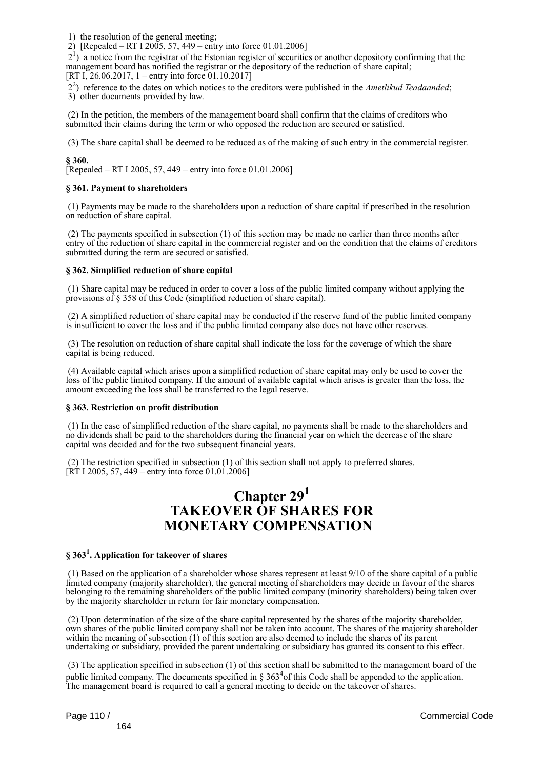1) the resolution of the general meeting;

2) [Repealed – RT I 2005, 57, 449 – entry into force 01.01.2006]

2[1]) a notice from the registrar of the Estonian register of securities or another depository confirming that the management board has notified the registrar or the depository of the reduction of share capital;
[RT I, 26.06.2017, 1 – entry into force 01.10.2017]

2[2]) reference to the dates on which notices to the creditors were published in the *Ametlikud Teadaanded*;

3) other documents provided by law.

(2) In the petition, the members of the management board shall confirm that the claims of creditors who submitted their claims during the term or who opposed the reduction are secured or satisfied.

(3) The share capital shall be deemed to be reduced as of the making of such entry in the commercial register.

**§ 360.**
[Repealed – RT I 2005, 57, 449 – entry into force 01.01.2006]

**§ 361. Payment to shareholders**

(1) Payments may be made to the shareholders upon a reduction of share capital if prescribed in the resolution on reduction of share capital.

(2) The payments specified in subsection (1) of this section may be made no earlier than three months after entry of the reduction of share capital in the commercial register and on the condition that the claims of creditors submitted during the term are secured or satisfied.

**§ 362. Simplified reduction of share capital**

(1) Share capital may be reduced in order to cover a loss of the public limited company without applying the provisions of § 358 of this Code (simplified reduction of share capital).

(2) A simplified reduction of share capital may be conducted if the reserve fund of the public limited company is insufficient to cover the loss and if the public limited company also does not have other reserves.

(3) The resolution on reduction of share capital shall indicate the loss for the coverage of which the share capital is being reduced.

(4) Available capital which arises upon a simplified reduction of share capital may only be used to cover the loss of the public limited company. If the amount of available capital which arises is greater than the loss, the amount exceeding the loss shall be transferred to the legal reserve.

**§ 363. Restriction on profit distribution**

(1) In the case of simplified reduction of the share capital, no payments shall be made to the shareholders and no dividends shall be paid to the shareholders during the financial year on which the decrease of the share capital was decided and for the two subsequent financial years.

(2) The restriction specified in subsection (1) of this section shall not apply to preferred shares.
[RT I 2005, 57, 449 – entry into force 01.01.2006]

# Chapter 29[1] TAKEOVER OF SHARES FOR MONETARY COMPENSATION

**§ 363[1]. Application for takeover of shares**

(1) Based on the application of a shareholder whose shares represent at least 9/10 of the share capital of a public limited company (majority shareholder), the general meeting of shareholders may decide in favour of the shares belonging to the remaining shareholders of the public limited company (minority shareholders) being taken over by the majority shareholder in return for fair monetary compensation.

(2) Upon determination of the size of the share capital represented by the shares of the majority shareholder, own shares of the public limited company shall not be taken into account. The shares of the majority shareholder within the meaning of subsection (1) of this section are also deemed to include the shares of its parent undertaking or subsidiary, provided the parent undertaking or subsidiary has granted its consent to this effect.

(3) The application specified in subsection (1) of this section shall be submitted to the management board of the public limited company. The documents specified in § 363[4] of this Code shall be appended to the application. The management board is required to call a general meeting to decide on the takeover of shares.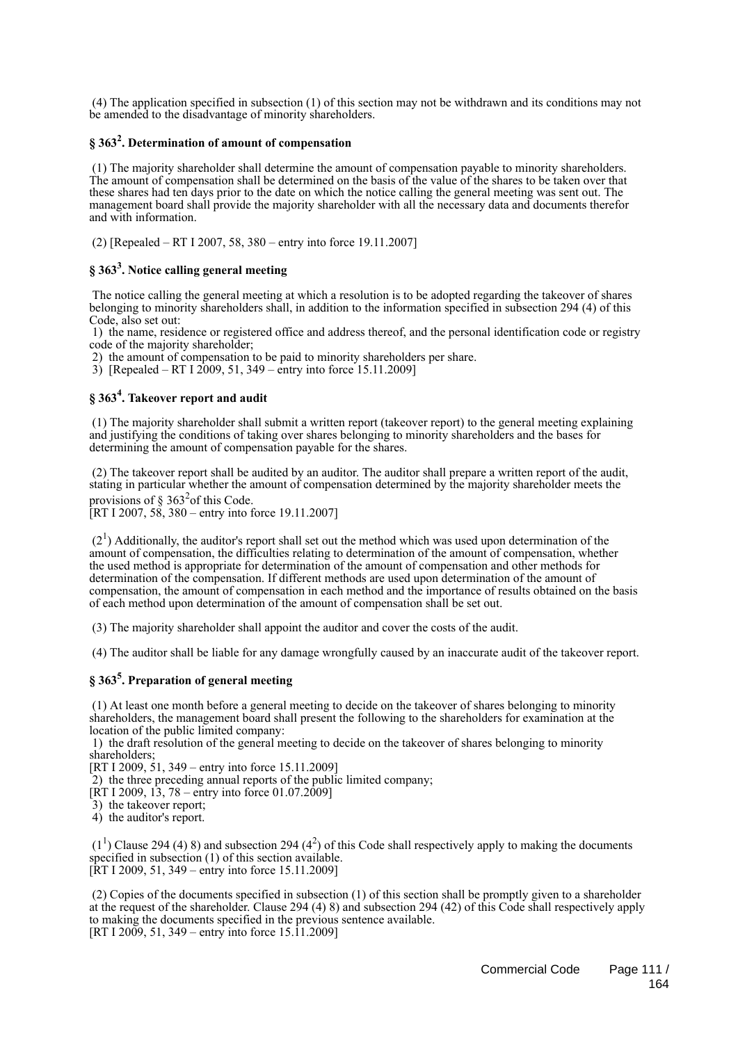(4) The application specified in subsection (1) of this section may not be withdrawn and its conditions may not be amended to the disadvantage of minority shareholders.

### § 363[2]. Determination of amount of compensation

(1) The majority shareholder shall determine the amount of compensation payable to minority shareholders. The amount of compensation shall be determined on the basis of the value of the shares to be taken over that these shares had ten days prior to the date on which the notice calling the general meeting was sent out. The management board shall provide the majority shareholder with all the necessary data and documents therefor and with information.

(2) [Repealed – RT I 2007, 58, 380 – entry into force 19.11.2007]

### § 363[3]. Notice calling general meeting

The notice calling the general meeting at which a resolution is to be adopted regarding the takeover of shares belonging to minority shareholders shall, in addition to the information specified in subsection 294 (4) of this Code, also set out:

1) the name, residence or registered office and address thereof, and the personal identification code or registry code of the majority shareholder;
2) the amount of compensation to be paid to minority shareholders per share.
3) [Repealed – RT I 2009, 51, 349 – entry into force 15.11.2009]

### § 363[4]. Takeover report and audit

(1) The majority shareholder shall submit a written report (takeover report) to the general meeting explaining and justifying the conditions of taking over shares belonging to minority shareholders and the bases for determining the amount of compensation payable for the shares.

(2) The takeover report shall be audited by an auditor. The auditor shall prepare a written report of the audit, stating in particular whether the amount of compensation determined by the majority shareholder meets the provisions of § 363[2] of this Code.
[RT I 2007, 58, 380 – entry into force 19.11.2007]

(2[1]) Additionally, the auditor's report shall set out the method which was used upon determination of the amount of compensation, the difficulties relating to determination of the amount of compensation, whether the used method is appropriate for determination of the amount of compensation and other methods for determination of the compensation. If different methods are used upon determination of the amount of compensation, the amount of compensation in each method and the importance of results obtained on the basis of each method upon determination of the amount of compensation shall be set out.

(3) The majority shareholder shall appoint the auditor and cover the costs of the audit.

(4) The auditor shall be liable for any damage wrongfully caused by an inaccurate audit of the takeover report.

### § 363[5]. Preparation of general meeting

(1) At least one month before a general meeting to decide on the takeover of shares belonging to minority shareholders, the management board shall present the following to the shareholders for examination at the location of the public limited company:

1) the draft resolution of the general meeting to decide on the takeover of shares belonging to minority shareholders;
[RT I 2009, 51, 349 – entry into force 15.11.2009]
2) the three preceding annual reports of the public limited company;
[RT I 2009, 13, 78 – entry into force 01.07.2009]
3) the takeover report;
4) the auditor's report.

(1[1]) Clause 294 (4) 8) and subsection 294 (4[2]) of this Code shall respectively apply to making the documents specified in subsection (1) of this section available.
[RT I 2009, 51, 349 – entry into force 15.11.2009]

(2) Copies of the documents specified in subsection (1) of this section shall be promptly given to a shareholder at the request of the shareholder. Clause 294 (4) 8) and subsection 294 (42) of this Code shall respectively apply to making the documents specified in the previous sentence available.
[RT I 2009, 51, 349 – entry into force 15.11.2009]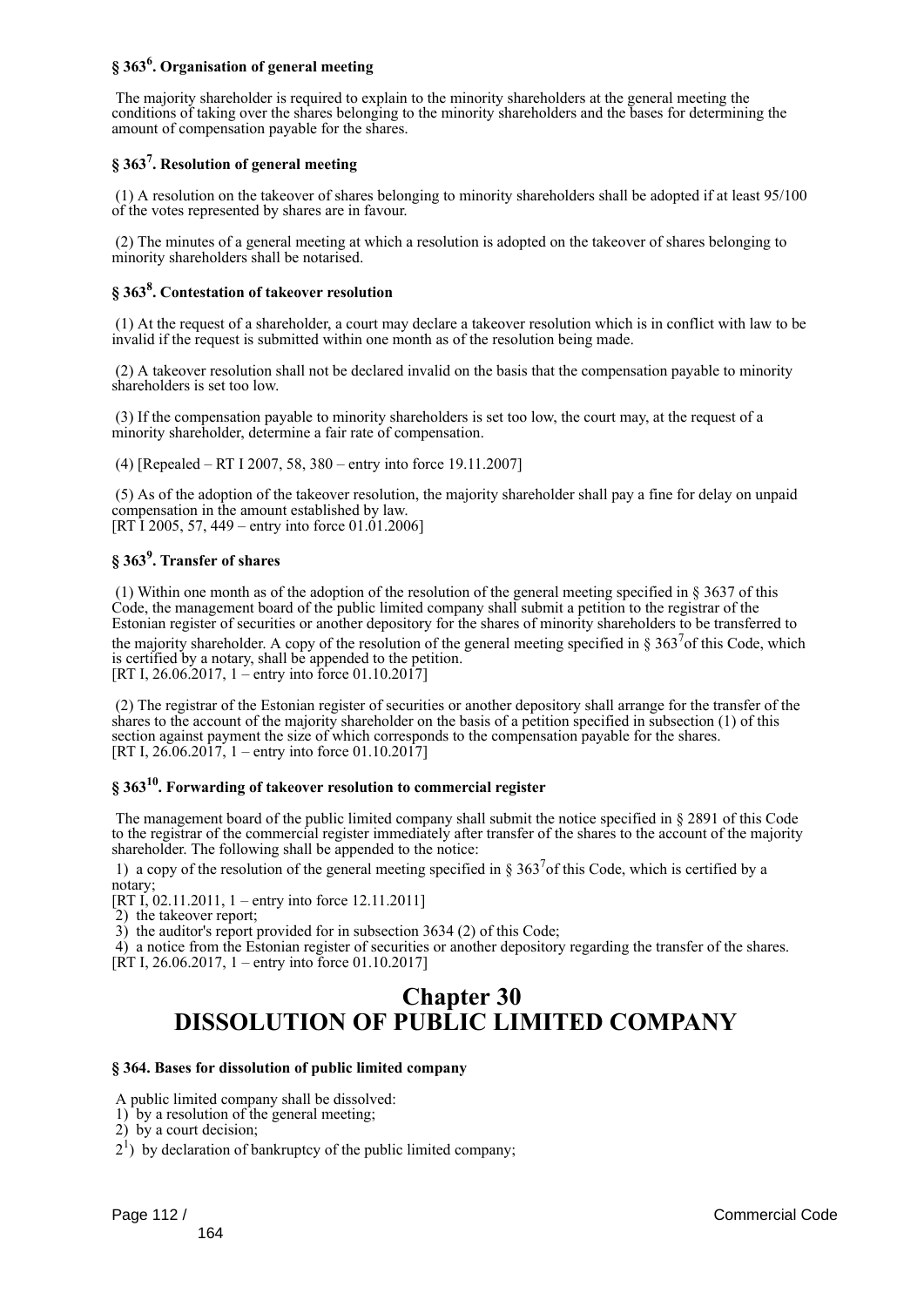### § 363$^{6}$. Organisation of general meeting

The majority shareholder is required to explain to the minority shareholders at the general meeting the conditions of taking over the shares belonging to the minority shareholders and the bases for determining the amount of compensation payable for the shares.

### § 363$^{7}$. Resolution of general meeting

(1) A resolution on the takeover of shares belonging to minority shareholders shall be adopted if at least 95/100 of the votes represented by shares are in favour.

(2) The minutes of a general meeting at which a resolution is adopted on the takeover of shares belonging to minority shareholders shall be notarised.

### § 363$^{8}$. Contestation of takeover resolution

(1) At the request of a shareholder, a court may declare a takeover resolution which is in conflict with law to be invalid if the request is submitted within one month as of the resolution being made.

(2) A takeover resolution shall not be declared invalid on the basis that the compensation payable to minority shareholders is set too low.

(3) If the compensation payable to minority shareholders is set too low, the court may, at the request of a minority shareholder, determine a fair rate of compensation.

(4) [Repealed – RT I 2007, 58, 380 – entry into force 19.11.2007]

(5) As of the adoption of the takeover resolution, the majority shareholder shall pay a fine for delay on unpaid compensation in the amount established by law.
[RT I 2005, 57, 449 – entry into force 01.01.2006]

### § 363$^{9}$. Transfer of shares

(1) Within one month as of the adoption of the resolution of the general meeting specified in § 3637 of this Code, the management board of the public limited company shall submit a petition to the registrar of the Estonian register of securities or another depository for the shares of minority shareholders to be transferred to the majority shareholder. A copy of the resolution of the general meeting specified in § 363$^{7}$of this Code, which is certified by a notary, shall be appended to the petition.
[RT I, 26.06.2017, 1 – entry into force 01.10.2017]

(2) The registrar of the Estonian register of securities or another depository shall arrange for the transfer of the shares to the account of the majority shareholder on the basis of a petition specified in subsection (1) of this section against payment the size of which corresponds to the compensation payable for the shares.
[RT I, 26.06.2017, 1 – entry into force 01.10.2017]

### § 363$^{10}$. Forwarding of takeover resolution to commercial register

The management board of the public limited company shall submit the notice specified in § 2891 of this Code to the registrar of the commercial register immediately after transfer of the shares to the account of the majority shareholder. The following shall be appended to the notice:

1) a copy of the resolution of the general meeting specified in § 363$^{7}$of this Code, which is certified by a notary;
[RT I, 02.11.2011, 1 – entry into force 12.11.2011]
2) the takeover report;
3) the auditor's report provided for in subsection 3634 (2) of this Code;
4) a notice from the Estonian register of securities or another depository regarding the transfer of the shares.
[RT I, 26.06.2017, 1 – entry into force 01.10.2017]

# Chapter 30
# DISSOLUTION OF PUBLIC LIMITED COMPANY

### § 364. Bases for dissolution of public limited company

A public limited company shall be dissolved:
1) by a resolution of the general meeting;
2) by a court decision;
2$^{1}$) by declaration of bankruptcy of the public limited company;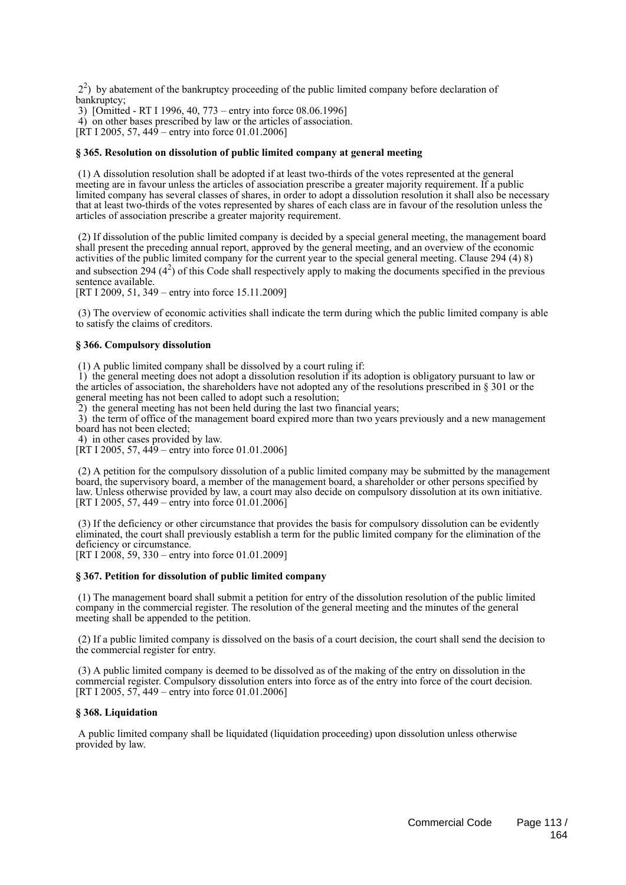$2^2$) by abatement of the bankruptcy proceeding of the public limited company before declaration of bankruptcy;
3) [Omitted - RT I 1996, 40, 773 – entry into force 08.06.1996]
4) on other bases prescribed by law or the articles of association.
[RT I 2005, 57, 449 – entry into force 01.01.2006]

**§ 365. Resolution on dissolution of public limited company at general meeting**

(1) A dissolution resolution shall be adopted if at least two-thirds of the votes represented at the general meeting are in favour unless the articles of association prescribe a greater majority requirement. If a public limited company has several classes of shares, in order to adopt a dissolution resolution it shall also be necessary that at least two-thirds of the votes represented by shares of each class are in favour of the resolution unless the articles of association prescribe a greater majority requirement.

(2) If dissolution of the public limited company is decided by a special general meeting, the management board shall present the preceding annual report, approved by the general meeting, and an overview of the economic activities of the public limited company for the current year to the special general meeting. Clause 294 (4) 8) and subsection 294 ($4^2$) of this Code shall respectively apply to making the documents specified in the previous sentence available.
[RT I 2009, 51, 349 – entry into force 15.11.2009]

(3) The overview of economic activities shall indicate the term during which the public limited company is able to satisfy the claims of creditors.

**§ 366. Compulsory dissolution**

(1) A public limited company shall be dissolved by a court ruling if:
1) the general meeting does not adopt a dissolution resolution if its adoption is obligatory pursuant to law or the articles of association, the shareholders have not adopted any of the resolutions prescribed in § 301 or the general meeting has not been called to adopt such a resolution;
2) the general meeting has not been held during the last two financial years;
3) the term of office of the management board expired more than two years previously and a new management board has not been elected;
4) in other cases provided by law.
[RT I 2005, 57, 449 – entry into force 01.01.2006]

(2) A petition for the compulsory dissolution of a public limited company may be submitted by the management board, the supervisory board, a member of the management board, a shareholder or other persons specified by law. Unless otherwise provided by law, a court may also decide on compulsory dissolution at its own initiative.
[RT I 2005, 57, 449 – entry into force 01.01.2006]

(3) If the deficiency or other circumstance that provides the basis for compulsory dissolution can be evidently eliminated, the court shall previously establish a term for the public limited company for the elimination of the deficiency or circumstance.
[RT I 2008, 59, 330 – entry into force 01.01.2009]

**§ 367. Petition for dissolution of public limited company**

(1) The management board shall submit a petition for entry of the dissolution resolution of the public limited company in the commercial register. The resolution of the general meeting and the minutes of the general meeting shall be appended to the petition.

(2) If a public limited company is dissolved on the basis of a court decision, the court shall send the decision to the commercial register for entry.

(3) A public limited company is deemed to be dissolved as of the making of the entry on dissolution in the commercial register. Compulsory dissolution enters into force as of the entry into force of the court decision.
[RT I 2005, 57, 449 – entry into force 01.01.2006]

**§ 368. Liquidation**

A public limited company shall be liquidated (liquidation proceeding) upon dissolution unless otherwise provided by law.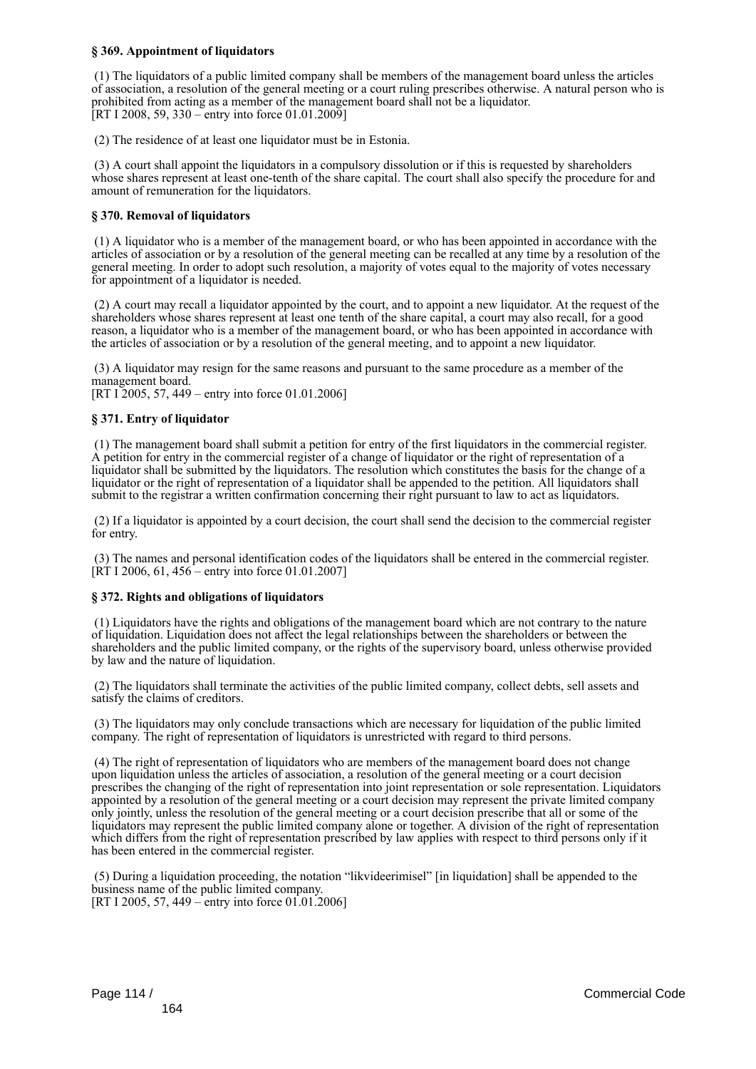**§ 369. Appointment of liquidators**

(1) The liquidators of a public limited company shall be members of the management board unless the articles of association, a resolution of the general meeting or a court ruling prescribes otherwise. A natural person who is prohibited from acting as a member of the management board shall not be a liquidator.
[RT I 2008, 59, 330 – entry into force 01.01.2009]

(2) The residence of at least one liquidator must be in Estonia.

(3) A court shall appoint the liquidators in a compulsory dissolution or if this is requested by shareholders whose shares represent at least one-tenth of the share capital. The court shall also specify the procedure for and amount of remuneration for the liquidators.

**§ 370. Removal of liquidators**

(1) A liquidator who is a member of the management board, or who has been appointed in accordance with the articles of association or by a resolution of the general meeting can be recalled at any time by a resolution of the general meeting. In order to adopt such resolution, a majority of votes equal to the majority of votes necessary for appointment of a liquidator is needed.

(2) A court may recall a liquidator appointed by the court, and to appoint a new liquidator. At the request of the shareholders whose shares represent at least one tenth of the share capital, a court may also recall, for a good reason, a liquidator who is a member of the management board, or who has been appointed in accordance with the articles of association or by a resolution of the general meeting, and to appoint a new liquidator.

(3) A liquidator may resign for the same reasons and pursuant to the same procedure as a member of the management board.
[RT I 2005, 57, 449 – entry into force 01.01.2006]

**§ 371. Entry of liquidator**

(1) The management board shall submit a petition for entry of the first liquidators in the commercial register. A petition for entry in the commercial register of a change of liquidator or the right of representation of a liquidator shall be submitted by the liquidators. The resolution which constitutes the basis for the change of a liquidator or the right of representation of a liquidator shall be appended to the petition. All liquidators shall submit to the registrar a written confirmation concerning their right pursuant to law to act as liquidators.

(2) If a liquidator is appointed by a court decision, the court shall send the decision to the commercial register for entry.

(3) The names and personal identification codes of the liquidators shall be entered in the commercial register.
[RT I 2006, 61, 456 – entry into force 01.01.2007]

**§ 372. Rights and obligations of liquidators**

(1) Liquidators have the rights and obligations of the management board which are not contrary to the nature of liquidation. Liquidation does not affect the legal relationships between the shareholders or between the shareholders and the public limited company, or the rights of the supervisory board, unless otherwise provided by law and the nature of liquidation.

(2) The liquidators shall terminate the activities of the public limited company, collect debts, sell assets and satisfy the claims of creditors.

(3) The liquidators may only conclude transactions which are necessary for liquidation of the public limited company. The right of representation of liquidators is unrestricted with regard to third persons.

(4) The right of representation of liquidators who are members of the management board does not change upon liquidation unless the articles of association, a resolution of the general meeting or a court decision prescribes the changing of the right of representation into joint representation or sole representation. Liquidators appointed by a resolution of the general meeting or a court decision may represent the private limited company only jointly, unless the resolution of the general meeting or a court decision prescribe that all or some of the liquidators may represent the public limited company alone or together. A division of the right of representation which differs from the right of representation prescribed by law applies with respect to third persons only if it has been entered in the commercial register.

(5) During a liquidation proceeding, the notation "likvideerimisel" [in liquidation] shall be appended to the business name of the public limited company.
[RT I 2005, 57, 449 – entry into force 01.01.2006]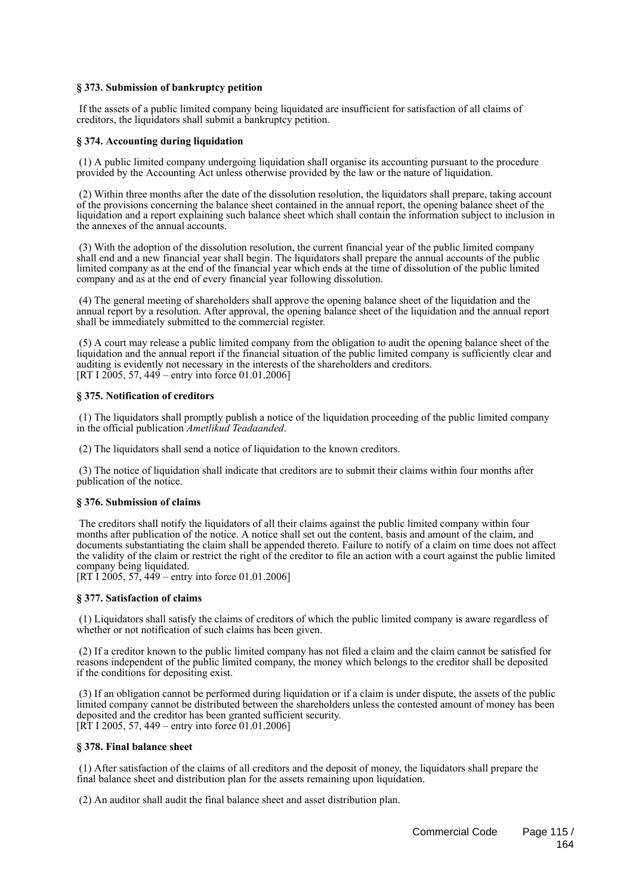**§ 373. Submission of bankruptcy petition**

If the assets of a public limited company being liquidated are insufficient for satisfaction of all claims of creditors, the liquidators shall submit a bankruptcy petition.

**§ 374. Accounting during liquidation**

(1) A public limited company undergoing liquidation shall organise its accounting pursuant to the procedure provided by the Accounting Act unless otherwise provided by the law or the nature of liquidation.

(2) Within three months after the date of the dissolution resolution, the liquidators shall prepare, taking account of the provisions concerning the balance sheet contained in the annual report, the opening balance sheet of the liquidation and a report explaining such balance sheet which shall contain the information subject to inclusion in the annexes of the annual accounts.

(3) With the adoption of the dissolution resolution, the current financial year of the public limited company shall end and a new financial year shall begin. The liquidators shall prepare the annual accounts of the public limited company as at the end of the financial year which ends at the time of dissolution of the public limited company and as at the end of every financial year following dissolution.

(4) The general meeting of shareholders shall approve the opening balance sheet of the liquidation and the annual report by a resolution. After approval, the opening balance sheet of the liquidation and the annual report shall be immediately submitted to the commercial register.

(5) A court may release a public limited company from the obligation to audit the opening balance sheet of the liquidation and the annual report if the financial situation of the public limited company is sufficiently clear and auditing is evidently not necessary in the interests of the shareholders and creditors.
[RT I 2005, 57, 449 – entry into force 01.01.2006]

**§ 375. Notification of creditors**

(1) The liquidators shall promptly publish a notice of the liquidation proceeding of the public limited company in the official publication *Ametlikud Teadaanded*.

(2) The liquidators shall send a notice of liquidation to the known creditors.

(3) The notice of liquidation shall indicate that creditors are to submit their claims within four months after publication of the notice.

**§ 376. Submission of claims**

The creditors shall notify the liquidators of all their claims against the public limited company within four months after publication of the notice. A notice shall set out the content, basis and amount of the claim, and documents substantiating the claim shall be appended thereto. Failure to notify of a claim on time does not affect the validity of the claim or restrict the right of the creditor to file an action with a court against the public limited company being liquidated.
[RT I 2005, 57, 449 – entry into force 01.01.2006]

**§ 377. Satisfaction of claims**

(1) Liquidators shall satisfy the claims of creditors of which the public limited company is aware regardless of whether or not notification of such claims has been given.

(2) If a creditor known to the public limited company has not filed a claim and the claim cannot be satisfied for reasons independent of the public limited company, the money which belongs to the creditor shall be deposited if the conditions for depositing exist.

(3) If an obligation cannot be performed during liquidation or if a claim is under dispute, the assets of the public limited company cannot be distributed between the shareholders unless the contested amount of money has been deposited and the creditor has been granted sufficient security.
[RT I 2005, 57, 449 – entry into force 01.01.2006]

**§ 378. Final balance sheet**

(1) After satisfaction of the claims of all creditors and the deposit of money, the liquidators shall prepare the final balance sheet and distribution plan for the assets remaining upon liquidation.

(2) An auditor shall audit the final balance sheet and asset distribution plan.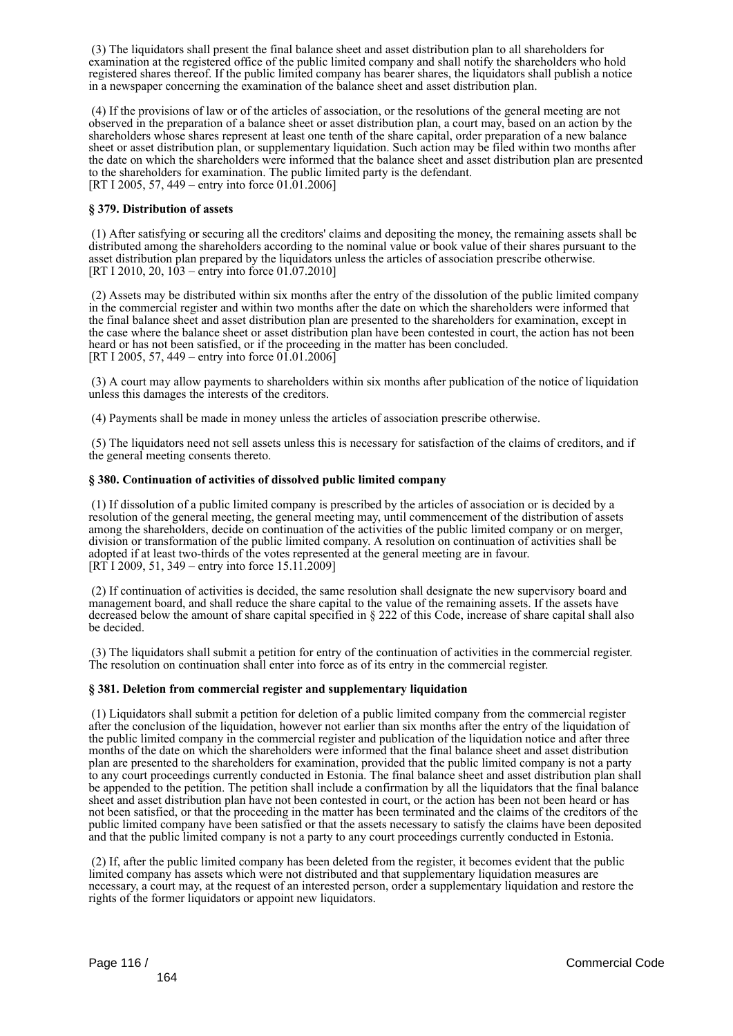(3) The liquidators shall present the final balance sheet and asset distribution plan to all shareholders for examination at the registered office of the public limited company and shall notify the shareholders who hold registered shares thereof. If the public limited company has bearer shares, the liquidators shall publish a notice in a newspaper concerning the examination of the balance sheet and asset distribution plan.

(4) If the provisions of law or of the articles of association, or the resolutions of the general meeting are not observed in the preparation of a balance sheet or asset distribution plan, a court may, based on an action by the shareholders whose shares represent at least one tenth of the share capital, order preparation of a new balance sheet or asset distribution plan, or supplementary liquidation. Such action may be filed within two months after the date on which the shareholders were informed that the balance sheet and asset distribution plan are presented to the shareholders for examination. The public limited party is the defendant.
[RT I 2005, 57, 449 – entry into force 01.01.2006]

**§ 379. Distribution of assets**

(1) After satisfying or securing all the creditors' claims and depositing the money, the remaining assets shall be distributed among the shareholders according to the nominal value or book value of their shares pursuant to the asset distribution plan prepared by the liquidators unless the articles of association prescribe otherwise.
[RT I 2010, 20, 103 – entry into force 01.07.2010]

(2) Assets may be distributed within six months after the entry of the dissolution of the public limited company in the commercial register and within two months after the date on which the shareholders were informed that the final balance sheet and asset distribution plan are presented to the shareholders for examination, except in the case where the balance sheet or asset distribution plan have been contested in court, the action has not been heard or has not been satisfied, or if the proceeding in the matter has been concluded.
[RT I 2005, 57, 449 – entry into force 01.01.2006]

(3) A court may allow payments to shareholders within six months after publication of the notice of liquidation unless this damages the interests of the creditors.

(4) Payments shall be made in money unless the articles of association prescribe otherwise.

(5) The liquidators need not sell assets unless this is necessary for satisfaction of the claims of creditors, and if the general meeting consents thereto.

**§ 380. Continuation of activities of dissolved public limited company**

(1) If dissolution of a public limited company is prescribed by the articles of association or is decided by a resolution of the general meeting, the general meeting may, until commencement of the distribution of assets among the shareholders, decide on continuation of the activities of the public limited company or on merger, division or transformation of the public limited company. A resolution on continuation of activities shall be adopted if at least two-thirds of the votes represented at the general meeting are in favour.
[RT I 2009, 51, 349 – entry into force 15.11.2009]

(2) If continuation of activities is decided, the same resolution shall designate the new supervisory board and management board, and shall reduce the share capital to the value of the remaining assets. If the assets have decreased below the amount of share capital specified in § 222 of this Code, increase of share capital shall also be decided.

(3) The liquidators shall submit a petition for entry of the continuation of activities in the commercial register. The resolution on continuation shall enter into force as of its entry in the commercial register.

**§ 381. Deletion from commercial register and supplementary liquidation**

(1) Liquidators shall submit a petition for deletion of a public limited company from the commercial register after the conclusion of the liquidation, however not earlier than six months after the entry of the liquidation of the public limited company in the commercial register and publication of the liquidation notice and after three months of the date on which the shareholders were informed that the final balance sheet and asset distribution plan are presented to the shareholders for examination, provided that the public limited company is not a party to any court proceedings currently conducted in Estonia. The final balance sheet and asset distribution plan shall be appended to the petition. The petition shall include a confirmation by all the liquidators that the final balance sheet and asset distribution plan have not been contested in court, or the action has not been heard or has not been satisfied, or that the proceeding in the matter has been terminated and the claims of the creditors of the public limited company have been satisfied or that the assets necessary to satisfy the claims have been deposited and that the public limited company is not a party to any court proceedings currently conducted in Estonia.

(2) If, after the public limited company has been deleted from the register, it becomes evident that the public limited company has assets which were not distributed and that supplementary liquidation measures are necessary, a court may, at the request of an interested person, order a supplementary liquidation and restore the rights of the former liquidators or appoint new liquidators.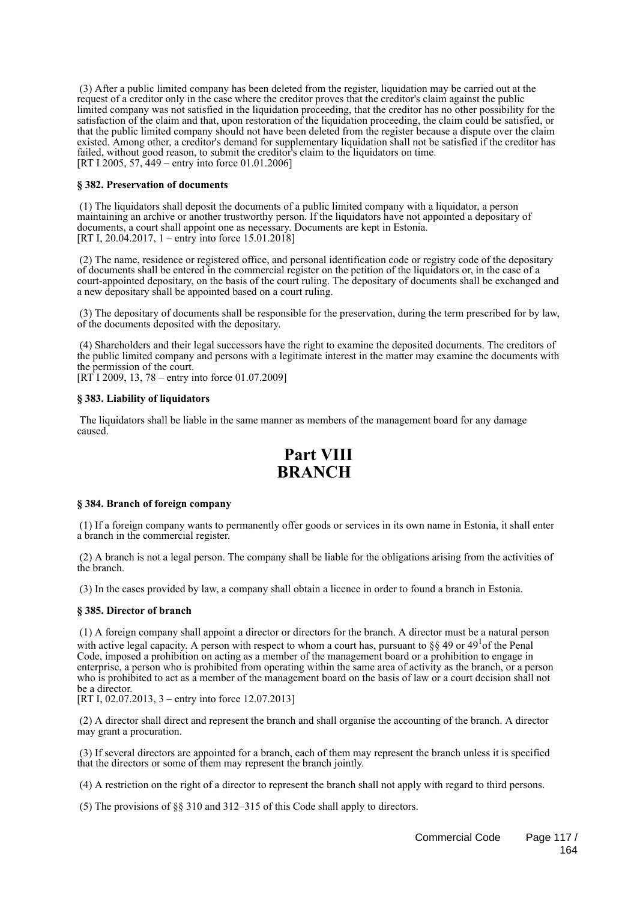(3) After a public limited company has been deleted from the register, liquidation may be carried out at the request of a creditor only in the case where the creditor proves that the creditor's claim against the public limited company was not satisfied in the liquidation proceeding, that the creditor has no other possibility for the satisfaction of the claim and that, upon restoration of the liquidation proceeding, the claim could be satisfied, or that the public limited company should not have been deleted from the register because a dispute over the claim existed. Among other, a creditor's demand for supplementary liquidation shall not be satisfied if the creditor has failed, without good reason, to submit the creditor's claim to the liquidators on time.
[RT I 2005, 57, 449 – entry into force 01.01.2006]

**§ 382. Preservation of documents**

(1) The liquidators shall deposit the documents of a public limited company with a liquidator, a person maintaining an archive or another trustworthy person. If the liquidators have not appointed a depositary of documents, a court shall appoint one as necessary. Documents are kept in Estonia.
[RT I, 20.04.2017, 1 – entry into force 15.01.2018]

(2) The name, residence or registered office, and personal identification code or registry code of the depositary of documents shall be entered in the commercial register on the petition of the liquidators or, in the case of a court-appointed depositary, on the basis of the court ruling. The depositary of documents shall be exchanged and a new depositary shall be appointed based on a court ruling.

(3) The depositary of documents shall be responsible for the preservation, during the term prescribed for by law, of the documents deposited with the depositary.

(4) Shareholders and their legal successors have the right to examine the deposited documents. The creditors of the public limited company and persons with a legitimate interest in the matter may examine the documents with the permission of the court.
[RT I 2009, 13, 78 – entry into force 01.07.2009]

**§ 383. Liability of liquidators**

The liquidators shall be liable in the same manner as members of the management board for any damage caused.

# Part VIII BRANCH

**§ 384. Branch of foreign company**

(1) If a foreign company wants to permanently offer goods or services in its own name in Estonia, it shall enter a branch in the commercial register.

(2) A branch is not a legal person. The company shall be liable for the obligations arising from the activities of the branch.

(3) In the cases provided by law, a company shall obtain a licence in order to found a branch in Estonia.

**§ 385. Director of branch**

(1) A foreign company shall appoint a director or directors for the branch. A director must be a natural person with active legal capacity. A person with respect to whom a court has, pursuant to §§ 49 or 49[1] of the Penal Code, imposed a prohibition on acting as a member of the management board or a prohibition to engage in enterprise, a person who is prohibited from operating within the same area of activity as the branch, or a person who is prohibited to act as a member of the management board on the basis of law or a court decision shall not be a director.
[RT I, 02.07.2013, 3 – entry into force 12.07.2013]

(2) A director shall direct and represent the branch and shall organise the accounting of the branch. A director may grant a procuration.

(3) If several directors are appointed for a branch, each of them may represent the branch unless it is specified that the directors or some of them may represent the branch jointly.

(4) A restriction on the right of a director to represent the branch shall not apply with regard to third persons.

(5) The provisions of §§ 310 and 312–315 of this Code shall apply to directors.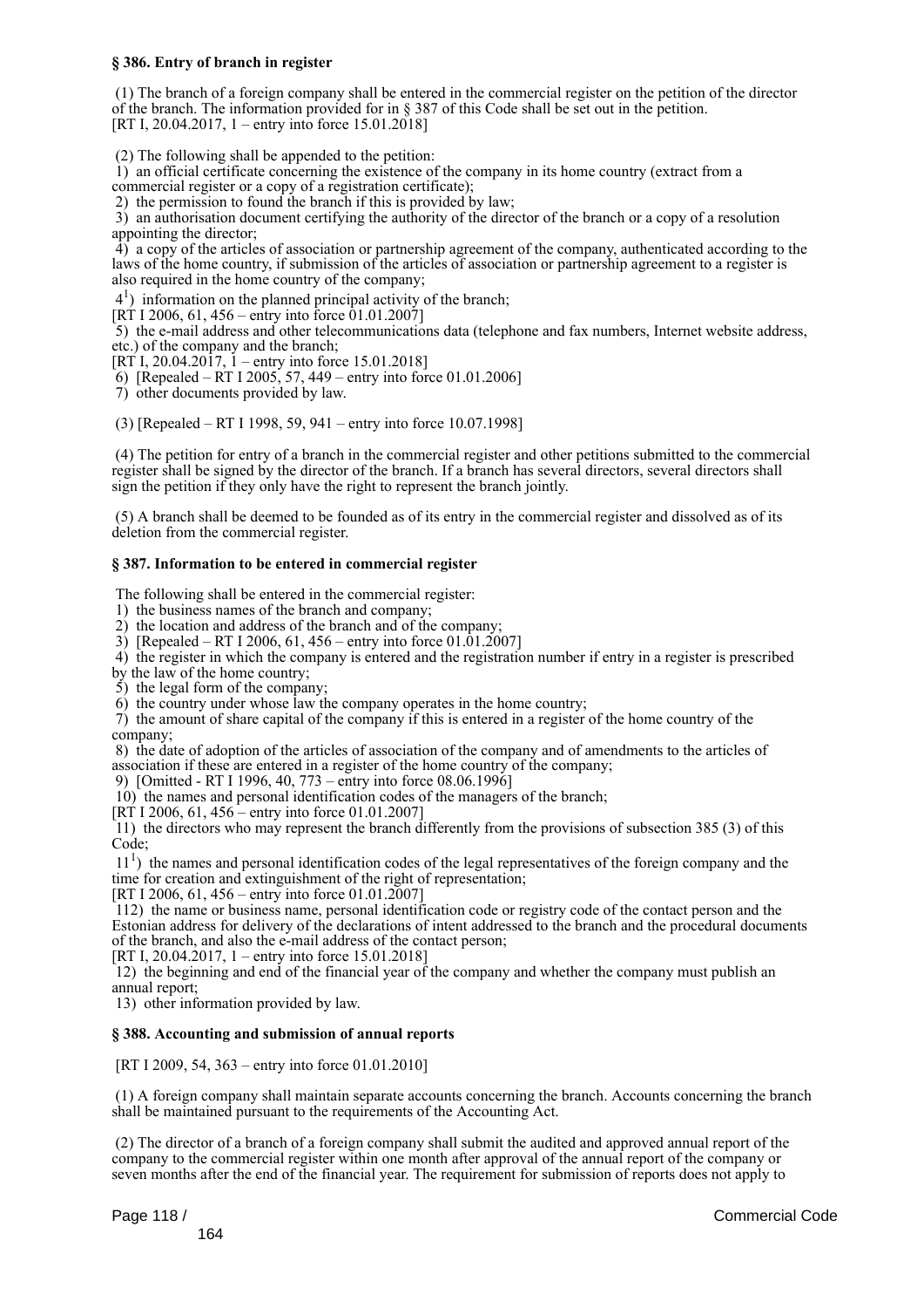**§ 386. Entry of branch in register**

(1) The branch of a foreign company shall be entered in the commercial register on the petition of the director of the branch. The information provided for in § 387 of this Code shall be set out in the petition.
[RT I, 20.04.2017, 1 – entry into force 15.01.2018]

(2) The following shall be appended to the petition:
1) an official certificate concerning the existence of the company in its home country (extract from a commercial register or a copy of a registration certificate);
2) the permission to found the branch if this is provided by law;
3) an authorisation document certifying the authority of the director of the branch or a copy of a resolution appointing the director;
4) a copy of the articles of association or partnership agreement of the company, authenticated according to the laws of the home country, if submission of the articles of association or partnership agreement to a register is also required in the home country of the company;
4[1]) information on the planned principal activity of the branch;
[RT I 2006, 61, 456 – entry into force 01.01.2007]
5) the e-mail address and other telecommunications data (telephone and fax numbers, Internet website address, etc.) of the company and the branch;
[RT I, 20.04.2017, 1 – entry into force 15.01.2018]
6) [Repealed – RT I 2005, 57, 449 – entry into force 01.01.2006]
7) other documents provided by law.

(3) [Repealed – RT I 1998, 59, 941 – entry into force 10.07.1998]

(4) The petition for entry of a branch in the commercial register and other petitions submitted to the commercial register shall be signed by the director of the branch. If a branch has several directors, several directors shall sign the petition if they only have the right to represent the branch jointly.

(5) A branch shall be deemed to be founded as of its entry in the commercial register and dissolved as of its deletion from the commercial register.

**§ 387. Information to be entered in commercial register**

The following shall be entered in the commercial register:
1) the business names of the branch and company;
2) the location and address of the branch and of the company;
3) [Repealed – RT I 2006, 61, 456 – entry into force 01.01.2007]
4) the register in which the company is entered and the registration number if entry in a register is prescribed by the law of the home country;
5) the legal form of the company;
6) the country under whose law the company operates in the home country;
7) the amount of share capital of the company if this is entered in a register of the home country of the company;
8) the date of adoption of the articles of association of the company and of amendments to the articles of association if these are entered in a register of the home country of the company;
9) [Omitted - RT I 1996, 40, 773 – entry into force 08.06.1996]
10) the names and personal identification codes of the managers of the branch;
[RT I 2006, 61, 456 – entry into force 01.01.2007]
11) the directors who may represent the branch differently from the provisions of subsection 385 (3) of this Code;
11[1]) the names and personal identification codes of the legal representatives of the foreign company and the time for creation and extinguishment of the right of representation;
[RT I 2006, 61, 456 – entry into force 01.01.2007]
112) the name or business name, personal identification code or registry code of the contact person and the Estonian address for delivery of the declarations of intent addressed to the branch and the procedural documents of the branch, and also the e-mail address of the contact person;
[RT I, 20.04.2017, 1 – entry into force 15.01.2018]
12) the beginning and end of the financial year of the company and whether the company must publish an annual report;
13) other information provided by law.

**§ 388. Accounting and submission of annual reports**

[RT I 2009, 54, 363 – entry into force 01.01.2010]

(1) A foreign company shall maintain separate accounts concerning the branch. Accounts concerning the branch shall be maintained pursuant to the requirements of the Accounting Act.

(2) The director of a branch of a foreign company shall submit the audited and approved annual report of the company to the commercial register within one month after approval of the annual report of the company or seven months after the end of the financial year. The requirement for submission of reports does not apply to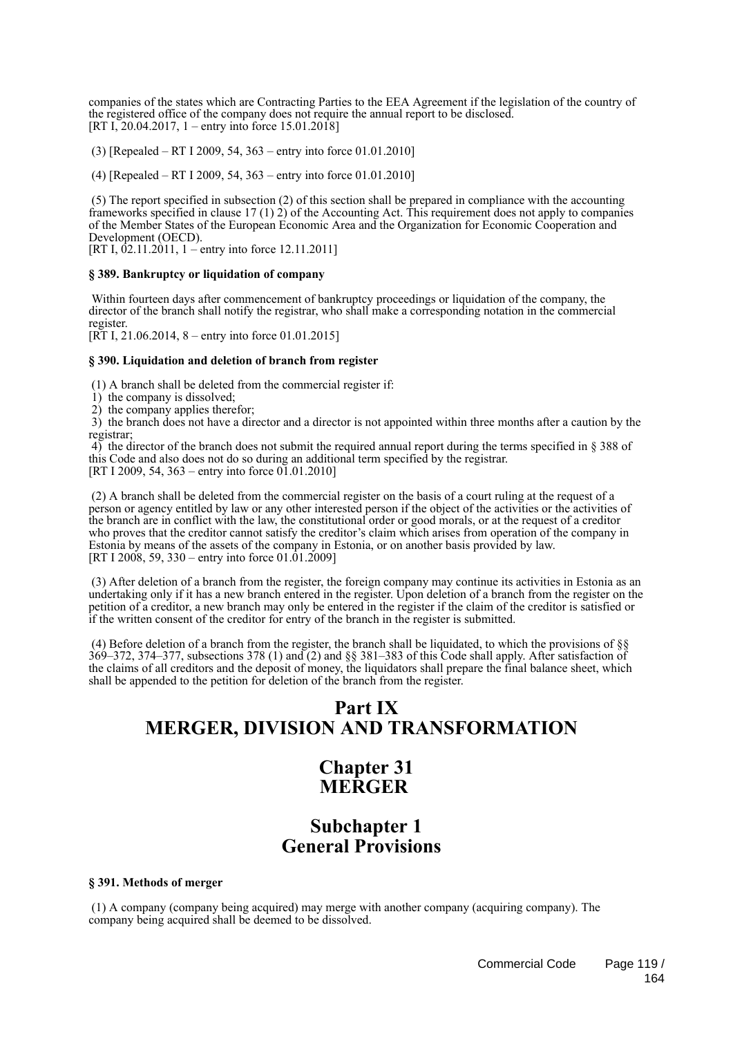companies of the states which are Contracting Parties to the EEA Agreement if the legislation of the country of the registered office of the company does not require the annual report to be disclosed.
[RT I, 20.04.2017, 1 – entry into force 15.01.2018]

(3) [Repealed – RT I 2009, 54, 363 – entry into force 01.01.2010]

(4) [Repealed – RT I 2009, 54, 363 – entry into force 01.01.2010]

(5) The report specified in subsection (2) of this section shall be prepared in compliance with the accounting frameworks specified in clause 17 (1) 2) of the Accounting Act. This requirement does not apply to companies of the Member States of the European Economic Area and the Organization for Economic Cooperation and Development (OECD).
[RT I, 02.11.2011, 1 – entry into force 12.11.2011]

**§ 389. Bankruptcy or liquidation of company**

Within fourteen days after commencement of bankruptcy proceedings or liquidation of the company, the director of the branch shall notify the registrar, who shall make a corresponding notation in the commercial register.
[RT I, 21.06.2014, 8 – entry into force 01.01.2015]

**§ 390. Liquidation and deletion of branch from register**

(1) A branch shall be deleted from the commercial register if:
1) the company is dissolved;
2) the company applies therefor;
3) the branch does not have a director and a director is not appointed within three months after a caution by the registrar;
4) the director of the branch does not submit the required annual report during the terms specified in § 388 of this Code and also does not do so during an additional term specified by the registrar.
[RT I 2009, 54, 363 – entry into force 01.01.2010]

(2) A branch shall be deleted from the commercial register on the basis of a court ruling at the request of a person or agency entitled by law or any other interested person if the object of the activities or the activities of the branch are in conflict with the law, the constitutional order or good morals, or at the request of a creditor who proves that the creditor cannot satisfy the creditor's claim which arises from operation of the company in Estonia by means of the assets of the company in Estonia, or on another basis provided by law.
[RT I 2008, 59, 330 – entry into force 01.01.2009]

(3) After deletion of a branch from the register, the foreign company may continue its activities in Estonia as an undertaking only if it has a new branch entered in the register. Upon deletion of a branch from the register on the petition of a creditor, a new branch may only be entered in the register if the claim of the creditor is satisfied or if the written consent of the creditor for entry of the branch in the register is submitted.

(4) Before deletion of a branch from the register, the branch shall be liquidated, to which the provisions of §§ 369–372, 374–377, subsections 378 (1) and (2) and §§ 381–383 of this Code shall apply. After satisfaction of the claims of all creditors and the deposit of money, the liquidators shall prepare the final balance sheet, which shall be appended to the petition for deletion of the branch from the register.

# Part IX
# MERGER, DIVISION AND TRANSFORMATION

## Chapter 31
## MERGER

### Subchapter 1
### General Provisions

**§ 391. Methods of merger**

(1) A company (company being acquired) may merge with another company (acquiring company). The company being acquired shall be deemed to be dissolved.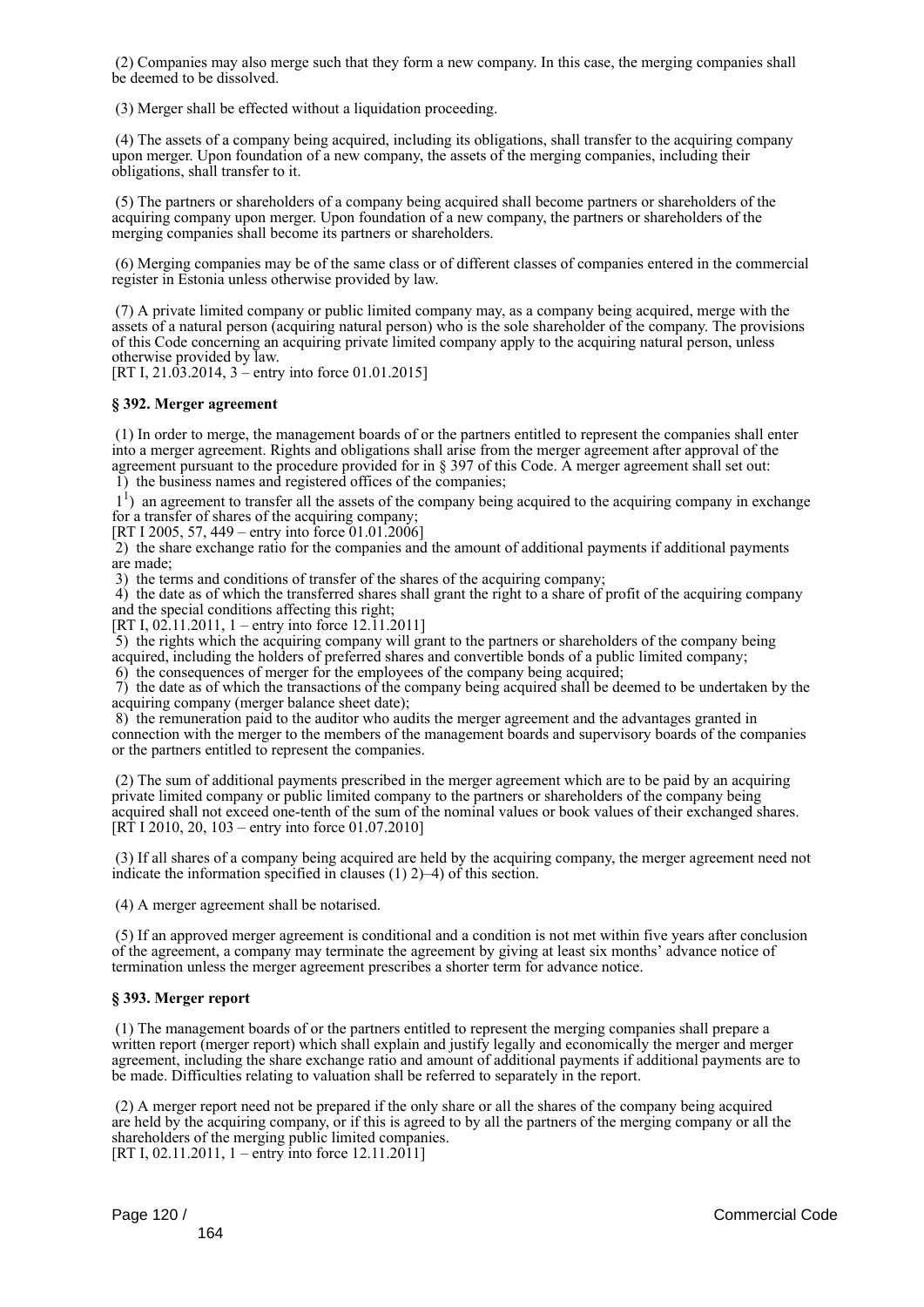(2) Companies may also merge such that they form a new company. In this case, the merging companies shall be deemed to be dissolved.

(3) Merger shall be effected without a liquidation proceeding.

(4) The assets of a company being acquired, including its obligations, shall transfer to the acquiring company upon merger. Upon foundation of a new company, the assets of the merging companies, including their obligations, shall transfer to it.

(5) The partners or shareholders of a company being acquired shall become partners or shareholders of the acquiring company upon merger. Upon foundation of a new company, the partners or shareholders of the merging companies shall become its partners or shareholders.

(6) Merging companies may be of the same class or of different classes of companies entered in the commercial register in Estonia unless otherwise provided by law.

(7) A private limited company or public limited company may, as a company being acquired, merge with the assets of a natural person (acquiring natural person) who is the sole shareholder of the company. The provisions of this Code concerning an acquiring private limited company apply to the acquiring natural person, unless otherwise provided by law.
[RT I, 21.03.2014, 3 – entry into force 01.01.2015]

**§ 392. Merger agreement**

(1) In order to merge, the management boards of or the partners entitled to represent the companies shall enter into a merger agreement. Rights and obligations shall arise from the merger agreement after approval of the agreement pursuant to the procedure provided for in § 397 of this Code. A merger agreement shall set out:
1) the business names and registered offices of the companies;
$1^1$) an agreement to transfer all the assets of the company being acquired to the acquiring company in exchange for a transfer of shares of the acquiring company;
[RT I 2005, 57, 449 – entry into force 01.01.2006]
2) the share exchange ratio for the companies and the amount of additional payments if additional payments are made;
3) the terms and conditions of transfer of the shares of the acquiring company;
4) the date as of which the transferred shares shall grant the right to a share of profit of the acquiring company and the special conditions affecting this right;
[RT I, 02.11.2011, 1 – entry into force 12.11.2011]
5) the rights which the acquiring company will grant to the partners or shareholders of the company being acquired, including the holders of preferred shares and convertible bonds of a public limited company;
6) the consequences of merger for the employees of the company being acquired;
7) the date as of which the transactions of the company being acquired shall be deemed to be undertaken by the acquiring company (merger balance sheet date);
8) the remuneration paid to the auditor who audits the merger agreement and the advantages granted in connection with the merger to the members of the management boards and supervisory boards of the companies or the partners entitled to represent the companies.

(2) The sum of additional payments prescribed in the merger agreement which are to be paid by an acquiring private limited company or public limited company to the partners or shareholders of the company being acquired shall not exceed one-tenth of the sum of the nominal values or book values of their exchanged shares.
[RT I 2010, 20, 103 – entry into force 01.07.2010]

(3) If all shares of a company being acquired are held by the acquiring company, the merger agreement need not indicate the information specified in clauses (1) 2)–4) of this section.

(4) A merger agreement shall be notarised.

(5) If an approved merger agreement is conditional and a condition is not met within five years after conclusion of the agreement, a company may terminate the agreement by giving at least six months' advance notice of termination unless the merger agreement prescribes a shorter term for advance notice.

**§ 393. Merger report**

(1) The management boards of or the partners entitled to represent the merging companies shall prepare a written report (merger report) which shall explain and justify legally and economically the merger and merger agreement, including the share exchange ratio and amount of additional payments if additional payments are to be made. Difficulties relating to valuation shall be referred to separately in the report.

(2) A merger report need not be prepared if the only share or all the shares of the company being acquired are held by the acquiring company, or if this is agreed to by all the partners of the merging company or all the shareholders of the merging public limited companies.
[RT I, 02.11.2011, 1 – entry into force 12.11.2011]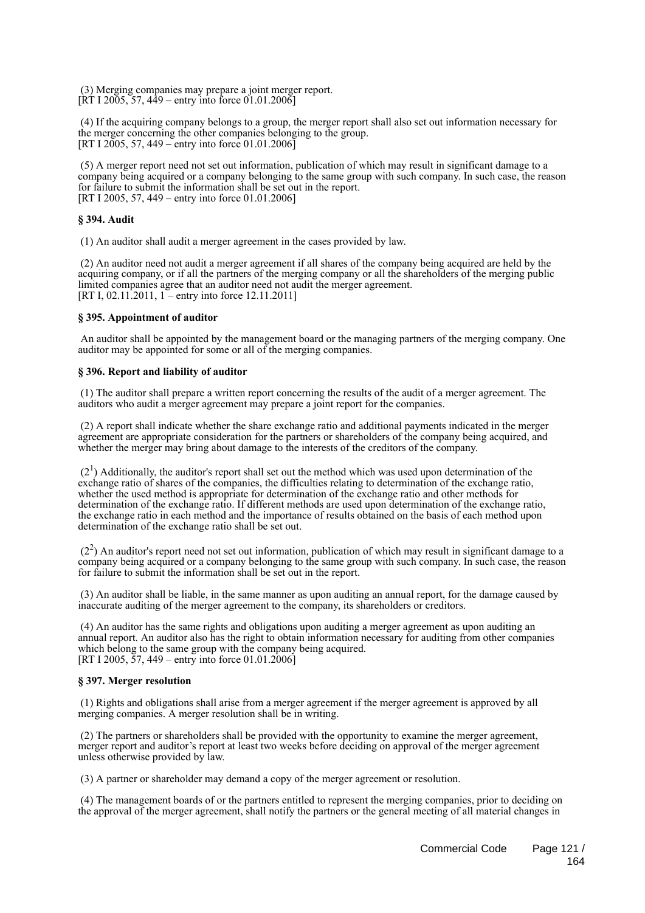(3) Merging companies may prepare a joint merger report.
[RT I 2005, 57, 449 – entry into force 01.01.2006]

(4) If the acquiring company belongs to a group, the merger report shall also set out information necessary for the merger concerning the other companies belonging to the group.
[RT I 2005, 57, 449 – entry into force 01.01.2006]

(5) A merger report need not set out information, publication of which may result in significant damage to a company being acquired or a company belonging to the same group with such company. In such case, the reason for failure to submit the information shall be set out in the report.
[RT I 2005, 57, 449 – entry into force 01.01.2006]

**§ 394. Audit**

(1) An auditor shall audit a merger agreement in the cases provided by law.

(2) An auditor need not audit a merger agreement if all shares of the company being acquired are held by the acquiring company, or if all the partners of the merging company or all the shareholders of the merging public limited companies agree that an auditor need not audit the merger agreement.
[RT I, 02.11.2011, 1 – entry into force 12.11.2011]

**§ 395. Appointment of auditor**

An auditor shall be appointed by the management board or the managing partners of the merging company. One auditor may be appointed for some or all of the merging companies.

**§ 396. Report and liability of auditor**

(1) The auditor shall prepare a written report concerning the results of the audit of a merger agreement. The auditors who audit a merger agreement may prepare a joint report for the companies.

(2) A report shall indicate whether the share exchange ratio and additional payments indicated in the merger agreement are appropriate consideration for the partners or shareholders of the company being acquired, and whether the merger may bring about damage to the interests of the creditors of the company.

($2^1$) Additionally, the auditor's report shall set out the method which was used upon determination of the exchange ratio of shares of the companies, the difficulties relating to determination of the exchange ratio, whether the used method is appropriate for determination of the exchange ratio and other methods for determination of the exchange ratio. If different methods are used upon determination of the exchange ratio, the exchange ratio in each method and the importance of results obtained on the basis of each method upon determination of the exchange ratio shall be set out.

($2^2$) An auditor's report need not set out information, publication of which may result in significant damage to a company being acquired or a company belonging to the same group with such company. In such case, the reason for failure to submit the information shall be set out in the report.

(3) An auditor shall be liable, in the same manner as upon auditing an annual report, for the damage caused by inaccurate auditing of the merger agreement to the company, its shareholders or creditors.

(4) An auditor has the same rights and obligations upon auditing a merger agreement as upon auditing an annual report. An auditor also has the right to obtain information necessary for auditing from other companies which belong to the same group with the company being acquired.
[RT I 2005, 57, 449 – entry into force 01.01.2006]

**§ 397. Merger resolution**

(1) Rights and obligations shall arise from a merger agreement if the merger agreement is approved by all merging companies. A merger resolution shall be in writing.

(2) The partners or shareholders shall be provided with the opportunity to examine the merger agreement, merger report and auditor's report at least two weeks before deciding on approval of the merger agreement unless otherwise provided by law.

(3) A partner or shareholder may demand a copy of the merger agreement or resolution.

(4) The management boards of or the partners entitled to represent the merging companies, prior to deciding on the approval of the merger agreement, shall notify the partners or the general meeting of all material changes in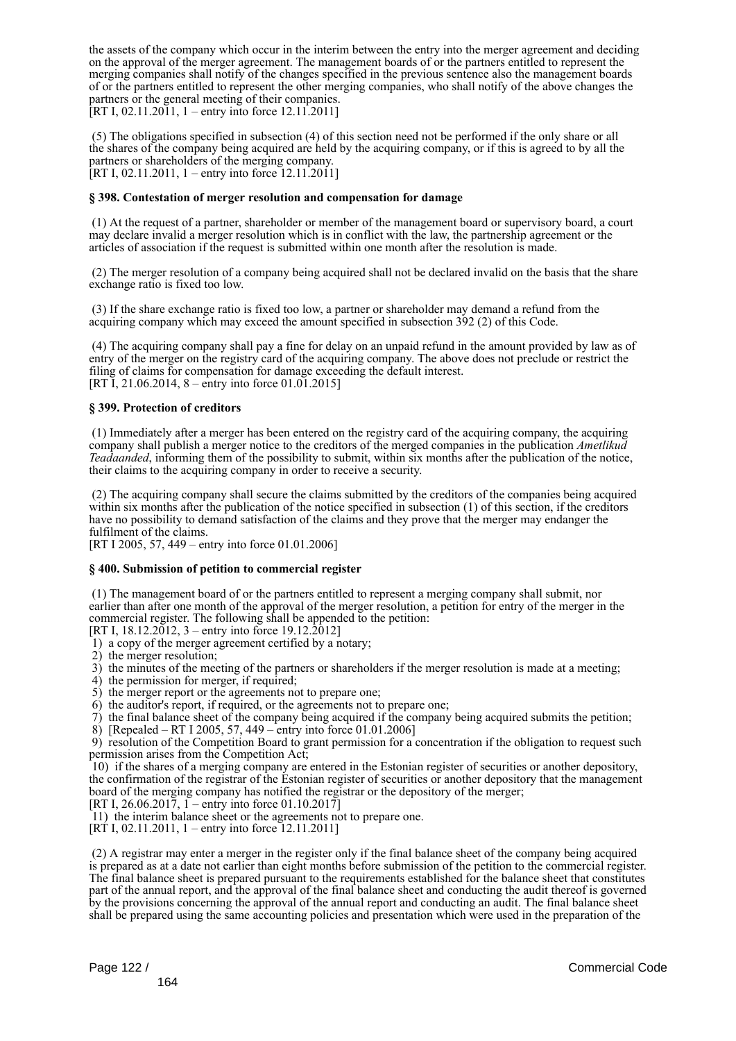the assets of the company which occur in the interim between the entry into the merger agreement and deciding on the approval of the merger agreement. The management boards of or the partners entitled to represent the merging companies shall notify of the changes specified in the previous sentence also the management boards of or the partners entitled to represent the other merging companies, who shall notify of the above changes the partners or the general meeting of their companies.
[RT I, 02.11.2011, 1 – entry into force 12.11.2011]

(5) The obligations specified in subsection (4) of this section need not be performed if the only share or all the shares of the company being acquired are held by the acquiring company, or if this is agreed to by all the partners or shareholders of the merging company.
[RT I, 02.11.2011, 1 – entry into force 12.11.2011]

**§ 398. Contestation of merger resolution and compensation for damage**

(1) At the request of a partner, shareholder or member of the management board or supervisory board, a court may declare invalid a merger resolution which is in conflict with the law, the partnership agreement or the articles of association if the request is submitted within one month after the resolution is made.

(2) The merger resolution of a company being acquired shall not be declared invalid on the basis that the share exchange ratio is fixed too low.

(3) If the share exchange ratio is fixed too low, a partner or shareholder may demand a refund from the acquiring company which may exceed the amount specified in subsection 392 (2) of this Code.

(4) The acquiring company shall pay a fine for delay on an unpaid refund in the amount provided by law as of entry of the merger on the registry card of the acquiring company. The above does not preclude or restrict the filing of claims for compensation for damage exceeding the default interest.
[RT I, 21.06.2014, 8 – entry into force 01.01.2015]

**§ 399. Protection of creditors**

(1) Immediately after a merger has been entered on the registry card of the acquiring company, the acquiring company shall publish a merger notice to the creditors of the merged companies in the publication *Ametlikud Teadaanded*, informing them of the possibility to submit, within six months after the publication of the notice, their claims to the acquiring company in order to receive a security.

(2) The acquiring company shall secure the claims submitted by the creditors of the companies being acquired within six months after the publication of the notice specified in subsection (1) of this section, if the creditors have no possibility to demand satisfaction of the claims and they prove that the merger may endanger the fulfilment of the claims.
[RT I 2005, 57, 449 – entry into force 01.01.2006]

**§ 400. Submission of petition to commercial register**

(1) The management board of or the partners entitled to represent a merging company shall submit, nor earlier than after one month of the approval of the merger resolution, a petition for entry of the merger in the commercial register. The following shall be appended to the petition:
[RT I, 18.12.2012, 3 – entry into force 19.12.2012]
1) a copy of the merger agreement certified by a notary;
2) the merger resolution;
3) the minutes of the meeting of the partners or shareholders if the merger resolution is made at a meeting;
4) the permission for merger, if required;
5) the merger report or the agreements not to prepare one;
6) the auditor's report, if required, or the agreements not to prepare one;
7) the final balance sheet of the company being acquired if the company being acquired submits the petition;
8) [Repealed – RT I 2005, 57, 449 – entry into force 01.01.2006]
9) resolution of the Competition Board to grant permission for a concentration if the obligation to request such permission arises from the Competition Act;
10) if the shares of a merging company are entered in the Estonian register of securities or another depository, the confirmation of the registrar of the Estonian register of securities or another depository that the management board of the merging company has notified the registrar or the depository of the merger;
[RT I, 26.06.2017, 1 – entry into force 01.10.2017]
11) the interim balance sheet or the agreements not to prepare one.
[RT I, 02.11.2011, 1 – entry into force 12.11.2011]

(2) A registrar may enter a merger in the register only if the final balance sheet of the company being acquired is prepared as at a date not earlier than eight months before submission of the petition to the commercial register. The final balance sheet is prepared pursuant to the requirements established for the balance sheet that constitutes part of the annual report, and the approval of the final balance sheet and conducting the audit thereof is governed by the provisions concerning the approval of the annual report and conducting an audit. The final balance sheet shall be prepared using the same accounting policies and presentation which were used in the preparation of the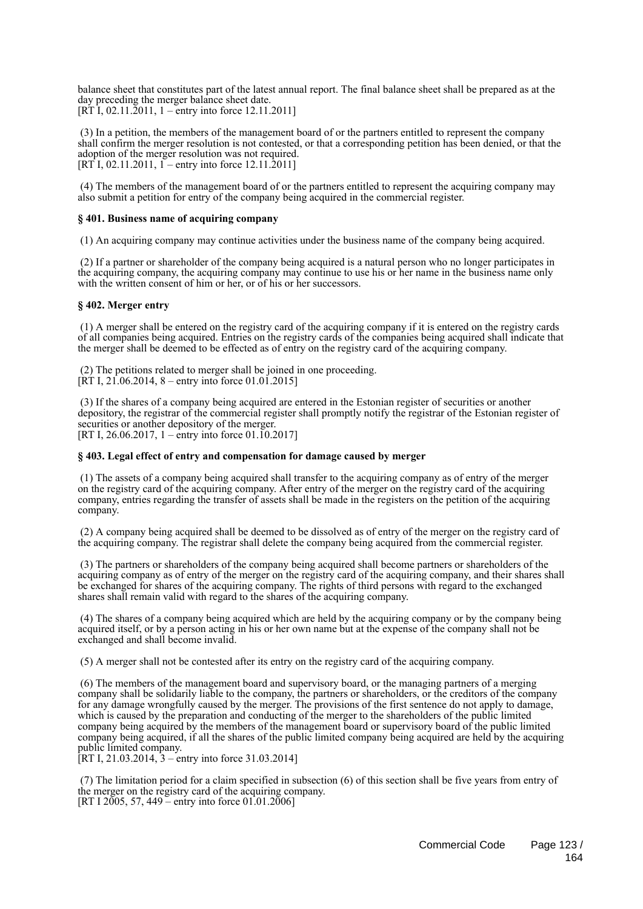balance sheet that constitutes part of the latest annual report. The final balance sheet shall be prepared as at the day preceding the merger balance sheet date.
[RT I, 02.11.2011, 1 – entry into force 12.11.2011]

(3) In a petition, the members of the management board of or the partners entitled to represent the company shall confirm the merger resolution is not contested, or that a corresponding petition has been denied, or that the adoption of the merger resolution was not required.
[RT I, 02.11.2011, 1 – entry into force 12.11.2011]

(4) The members of the management board of or the partners entitled to represent the acquiring company may also submit a petition for entry of the company being acquired in the commercial register.

**§ 401. Business name of acquiring company**

(1) An acquiring company may continue activities under the business name of the company being acquired.

(2) If a partner or shareholder of the company being acquired is a natural person who no longer participates in the acquiring company, the acquiring company may continue to use his or her name in the business name only with the written consent of him or her, or of his or her successors.

**§ 402. Merger entry**

(1) A merger shall be entered on the registry card of the acquiring company if it is entered on the registry cards of all companies being acquired. Entries on the registry cards of the companies being acquired shall indicate that the merger shall be deemed to be effected as of entry on the registry card of the acquiring company.

(2) The petitions related to merger shall be joined in one proceeding.
[RT I, 21.06.2014, 8 – entry into force 01.01.2015]

(3) If the shares of a company being acquired are entered in the Estonian register of securities or another depository, the registrar of the commercial register shall promptly notify the registrar of the Estonian register of securities or another depository of the merger.
[RT I, 26.06.2017, 1 – entry into force 01.10.2017]

**§ 403. Legal effect of entry and compensation for damage caused by merger**

(1) The assets of a company being acquired shall transfer to the acquiring company as of entry of the merger on the registry card of the acquiring company. After entry of the merger on the registry card of the acquiring company, entries regarding the transfer of assets shall be made in the registers on the petition of the acquiring company.

(2) A company being acquired shall be deemed to be dissolved as of entry of the merger on the registry card of the acquiring company. The registrar shall delete the company being acquired from the commercial register.

(3) The partners or shareholders of the company being acquired shall become partners or shareholders of the acquiring company as of entry of the merger on the registry card of the acquiring company, and their shares shall be exchanged for shares of the acquiring company. The rights of third persons with regard to the exchanged shares shall remain valid with regard to the shares of the acquiring company.

(4) The shares of a company being acquired which are held by the acquiring company or by the company being acquired itself, or by a person acting in his or her own name but at the expense of the company shall not be exchanged and shall become invalid.

(5) A merger shall not be contested after its entry on the registry card of the acquiring company.

(6) The members of the management board and supervisory board, or the managing partners of a merging company shall be solidarily liable to the company, the partners or shareholders, or the creditors of the company for any damage wrongfully caused by the merger. The provisions of the first sentence do not apply to damage, which is caused by the preparation and conducting of the merger to the shareholders of the public limited company being acquired by the members of the management board or supervisory board of the public limited company being acquired, if all the shares of the public limited company being acquired are held by the acquiring public limited company.
[RT I, 21.03.2014, 3 – entry into force 31.03.2014]

(7) The limitation period for a claim specified in subsection (6) of this section shall be five years from entry of the merger on the registry card of the acquiring company.
[RT I 2005, 57, 449 – entry into force 01.01.2006]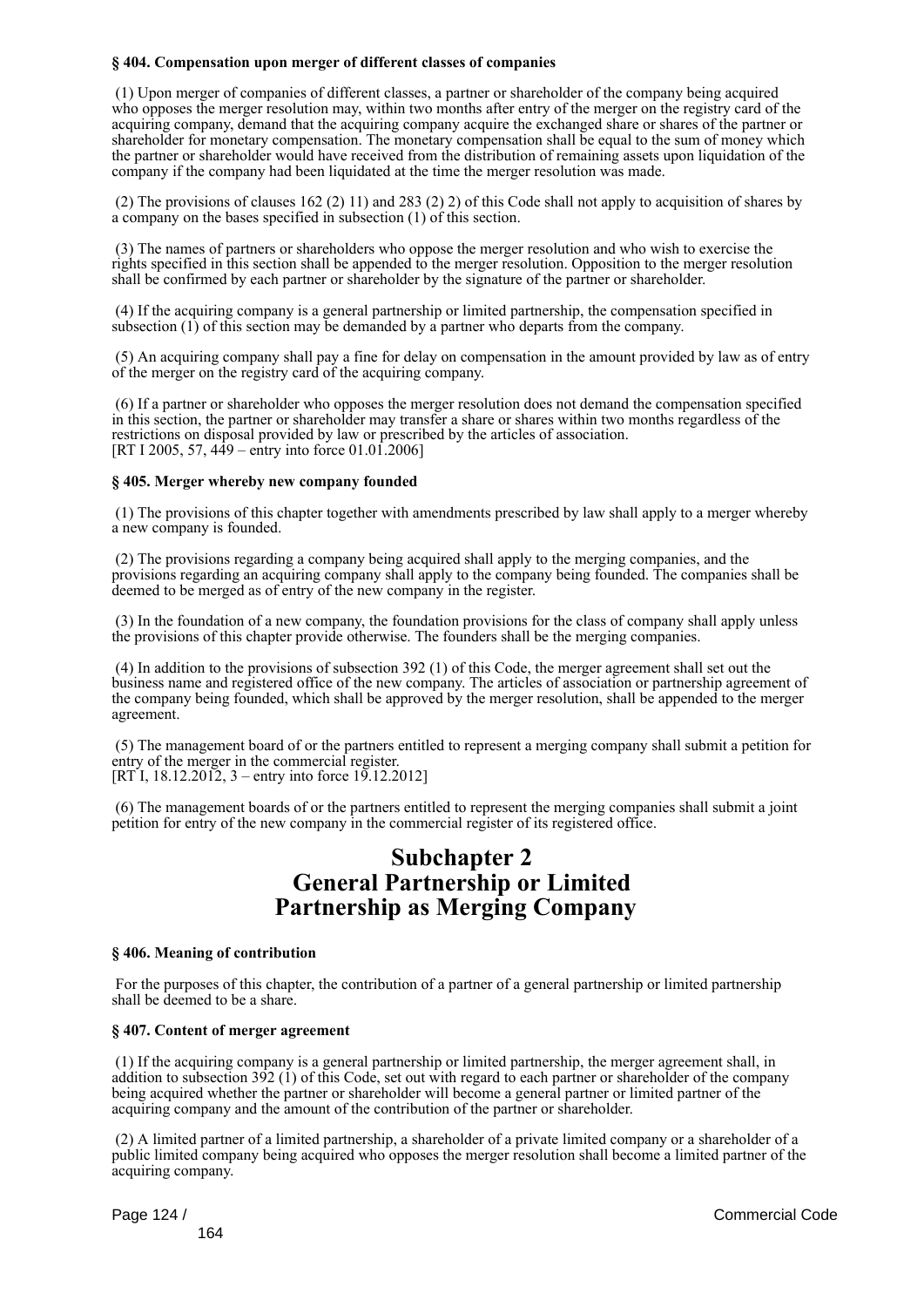**§ 404. Compensation upon merger of different classes of companies**

(1) Upon merger of companies of different classes, a partner or shareholder of the company being acquired who opposes the merger resolution may, within two months after entry of the merger on the registry card of the acquiring company, demand that the acquiring company acquire the exchanged share or shares of the partner or shareholder for monetary compensation. The monetary compensation shall be equal to the sum of money which the partner or shareholder would have received from the distribution of remaining assets upon liquidation of the company if the company had been liquidated at the time the merger resolution was made.

(2) The provisions of clauses 162 (2) 11) and 283 (2) 2) of this Code shall not apply to acquisition of shares by a company on the bases specified in subsection (1) of this section.

(3) The names of partners or shareholders who oppose the merger resolution and who wish to exercise the rights specified in this section shall be appended to the merger resolution. Opposition to the merger resolution shall be confirmed by each partner or shareholder by the signature of the partner or shareholder.

(4) If the acquiring company is a general partnership or limited partnership, the compensation specified in subsection (1) of this section may be demanded by a partner who departs from the company.

(5) An acquiring company shall pay a fine for delay on compensation in the amount provided by law as of entry of the merger on the registry card of the acquiring company.

(6) If a partner or shareholder who opposes the merger resolution does not demand the compensation specified in this section, the partner or shareholder may transfer a share or shares within two months regardless of the restrictions on disposal provided by law or prescribed by the articles of association.
[RT I 2005, 57, 449 – entry into force 01.01.2006]

**§ 405. Merger whereby new company founded**

(1) The provisions of this chapter together with amendments prescribed by law shall apply to a merger whereby a new company is founded.

(2) The provisions regarding a company being acquired shall apply to the merging companies, and the provisions regarding an acquiring company shall apply to the company being founded. The companies shall be deemed to be merged as of entry of the new company in the register.

(3) In the foundation of a new company, the foundation provisions for the class of company shall apply unless the provisions of this chapter provide otherwise. The founders shall be the merging companies.

(4) In addition to the provisions of subsection 392 (1) of this Code, the merger agreement shall set out the business name and registered office of the new company. The articles of association or partnership agreement of the company being founded, which shall be approved by the merger resolution, shall be appended to the merger agreement.

(5) The management board of or the partners entitled to represent a merging company shall submit a petition for entry of the merger in the commercial register.
[RT I, 18.12.2012, 3 – entry into force 19.12.2012]

(6) The management boards of or the partners entitled to represent the merging companies shall submit a joint petition for entry of the new company in the commercial register of its registered office.

## Subchapter 2
## General Partnership or Limited Partnership as Merging Company

**§ 406. Meaning of contribution**

For the purposes of this chapter, the contribution of a partner of a general partnership or limited partnership shall be deemed to be a share.

**§ 407. Content of merger agreement**

(1) If the acquiring company is a general partnership or limited partnership, the merger agreement shall, in addition to subsection 392 (1) of this Code, set out with regard to each partner or shareholder of the company being acquired whether the partner or shareholder will become a general partner or limited partner of the acquiring company and the amount of the contribution of the partner or shareholder.

(2) A limited partner of a limited partnership, a shareholder of a private limited company or a shareholder of a public limited company being acquired who opposes the merger resolution shall become a limited partner of the acquiring company.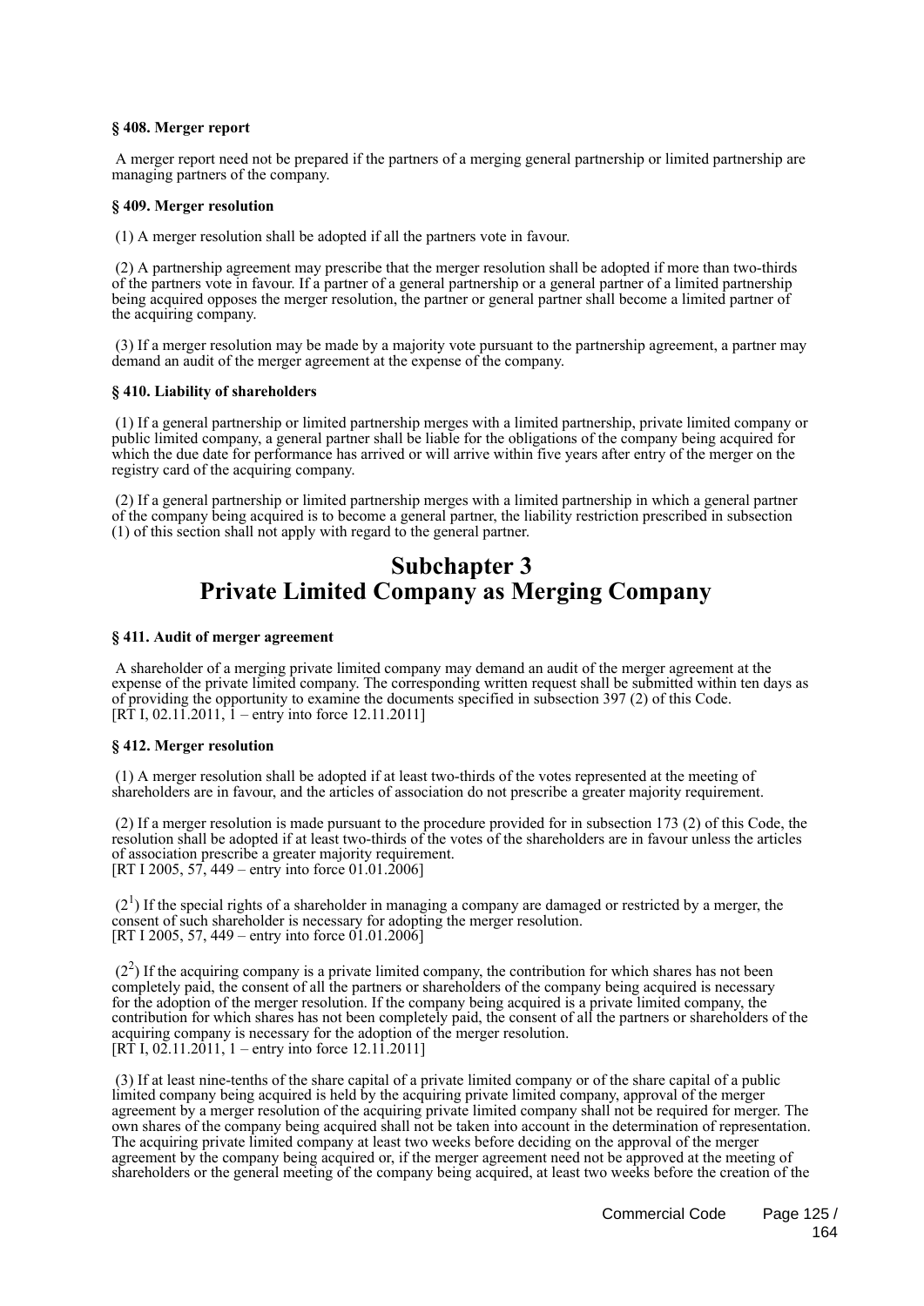**§ 408. Merger report**

A merger report need not be prepared if the partners of a merging general partnership or limited partnership are managing partners of the company.

**§ 409. Merger resolution**

(1) A merger resolution shall be adopted if all the partners vote in favour.

(2) A partnership agreement may prescribe that the merger resolution shall be adopted if more than two-thirds of the partners vote in favour. If a partner of a general partnership or a general partner of a limited partnership being acquired opposes the merger resolution, the partner or general partner shall become a limited partner of the acquiring company.

(3) If a merger resolution may be made by a majority vote pursuant to the partnership agreement, a partner may demand an audit of the merger agreement at the expense of the company.

**§ 410. Liability of shareholders**

(1) If a general partnership or limited partnership merges with a limited partnership, private limited company or public limited company, a general partner shall be liable for the obligations of the company being acquired for which the due date for performance has arrived or will arrive within five years after entry of the merger on the registry card of the acquiring company.

(2) If a general partnership or limited partnership merges with a limited partnership in which a general partner of the company being acquired is to become a general partner, the liability restriction prescribed in subsection (1) of this section shall not apply with regard to the general partner.

# Subchapter 3
# Private Limited Company as Merging Company

**§ 411. Audit of merger agreement**

A shareholder of a merging private limited company may demand an audit of the merger agreement at the expense of the private limited company. The corresponding written request shall be submitted within ten days as of providing the opportunity to examine the documents specified in subsection 397 (2) of this Code.
[RT I, 02.11.2011, 1 – entry into force 12.11.2011]

**§ 412. Merger resolution**

(1) A merger resolution shall be adopted if at least two-thirds of the votes represented at the meeting of shareholders are in favour, and the articles of association do not prescribe a greater majority requirement.

(2) If a merger resolution is made pursuant to the procedure provided for in subsection 173 (2) of this Code, the resolution shall be adopted if at least two-thirds of the votes of the shareholders are in favour unless the articles of association prescribe a greater majority requirement.
[RT I 2005, 57, 449 – entry into force 01.01.2006]

($2^1$) If the special rights of a shareholder in managing a company are damaged or restricted by a merger, the consent of such shareholder is necessary for adopting the merger resolution.
[RT I 2005, 57, 449 – entry into force 01.01.2006]

($2^2$) If the acquiring company is a private limited company, the contribution for which shares has not been completely paid, the consent of all the partners or shareholders of the company being acquired is necessary for the adoption of the merger resolution. If the company being acquired is a private limited company, the contribution for which shares has not been completely paid, the consent of all the partners or shareholders of the acquiring company is necessary for the adoption of the merger resolution.
[RT I, 02.11.2011, 1 – entry into force 12.11.2011]

(3) If at least nine-tenths of the share capital of a private limited company or of the share capital of a public limited company being acquired is held by the acquiring private limited company, approval of the merger agreement by a merger resolution of the acquiring private limited company shall not be required for merger. The own shares of the company being acquired shall not be taken into account in the determination of representation. The acquiring private limited company at least two weeks before deciding on the approval of the merger agreement by the company being acquired or, if the merger agreement need not be approved at the meeting of shareholders or the general meeting of the company being acquired, at least two weeks before the creation of the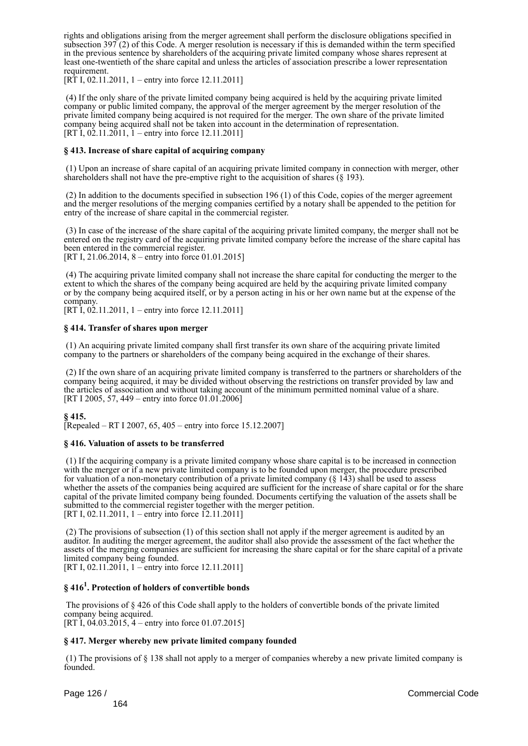rights and obligations arising from the merger agreement shall perform the disclosure obligations specified in subsection 397 (2) of this Code. A merger resolution is necessary if this is demanded within the term specified in the previous sentence by shareholders of the acquiring private limited company whose shares represent at least one-twentieth of the share capital and unless the articles of association prescribe a lower representation requirement.
[RT I, 02.11.2011, 1 – entry into force 12.11.2011]

(4) If the only share of the private limited company being acquired is held by the acquiring private limited company or public limited company, the approval of the merger agreement by the merger resolution of the private limited company being acquired is not required for the merger. The own share of the private limited company being acquired shall not be taken into account in the determination of representation.
[RT I, 02.11.2011, 1 – entry into force 12.11.2011]

**§ 413. Increase of share capital of acquiring company**

(1) Upon an increase of share capital of an acquiring private limited company in connection with merger, other shareholders shall not have the pre-emptive right to the acquisition of shares (§ 193).

(2) In addition to the documents specified in subsection 196 (1) of this Code, copies of the merger agreement and the merger resolutions of the merging companies certified by a notary shall be appended to the petition for entry of the increase of share capital in the commercial register.

(3) In case of the increase of the share capital of the acquiring private limited company, the merger shall not be entered on the registry card of the acquiring private limited company before the increase of the share capital has been entered in the commercial register.
[RT I, 21.06.2014, 8 – entry into force 01.01.2015]

(4) The acquiring private limited company shall not increase the share capital for conducting the merger to the extent to which the shares of the company being acquired are held by the acquiring private limited company or by the company being acquired itself, or by a person acting in his or her own name but at the expense of the company.
[RT I, 02.11.2011, 1 – entry into force 12.11.2011]

**§ 414. Transfer of shares upon merger**

(1) An acquiring private limited company shall first transfer its own share of the acquiring private limited company to the partners or shareholders of the company being acquired in the exchange of their shares.

(2) If the own share of an acquiring private limited company is transferred to the partners or shareholders of the company being acquired, it may be divided without observing the restrictions on transfer provided by law and the articles of association and without taking account of the minimum permitted nominal value of a share.
[RT I 2005, 57, 449 – entry into force 01.01.2006]

**§ 415.**
[Repealed – RT I 2007, 65, 405 – entry into force 15.12.2007]

**§ 416. Valuation of assets to be transferred**

(1) If the acquiring company is a private limited company whose share capital is to be increased in connection with the merger or if a new private limited company is to be founded upon merger, the procedure prescribed for valuation of a non-monetary contribution of a private limited company (§ 143) shall be used to assess whether the assets of the companies being acquired are sufficient for the increase of share capital or for the share capital of the private limited company being founded. Documents certifying the valuation of the assets shall be submitted to the commercial register together with the merger petition.
[RT I, 02.11.2011, 1 – entry into force 12.11.2011]

(2) The provisions of subsection (1) of this section shall not apply if the merger agreement is audited by an auditor. In auditing the merger agreement, the auditor shall also provide the assessment of the fact whether the assets of the merging companies are sufficient for increasing the share capital or for the share capital of a private limited company being founded.
[RT I, 02.11.2011, 1 – entry into force 12.11.2011]

**§ 416[1]. Protection of holders of convertible bonds**

The provisions of § 426 of this Code shall apply to the holders of convertible bonds of the private limited company being acquired.
[RT I, 04.03.2015, 4 – entry into force 01.07.2015]

**§ 417. Merger whereby new private limited company founded**

(1) The provisions of § 138 shall not apply to a merger of companies whereby a new private limited company is founded.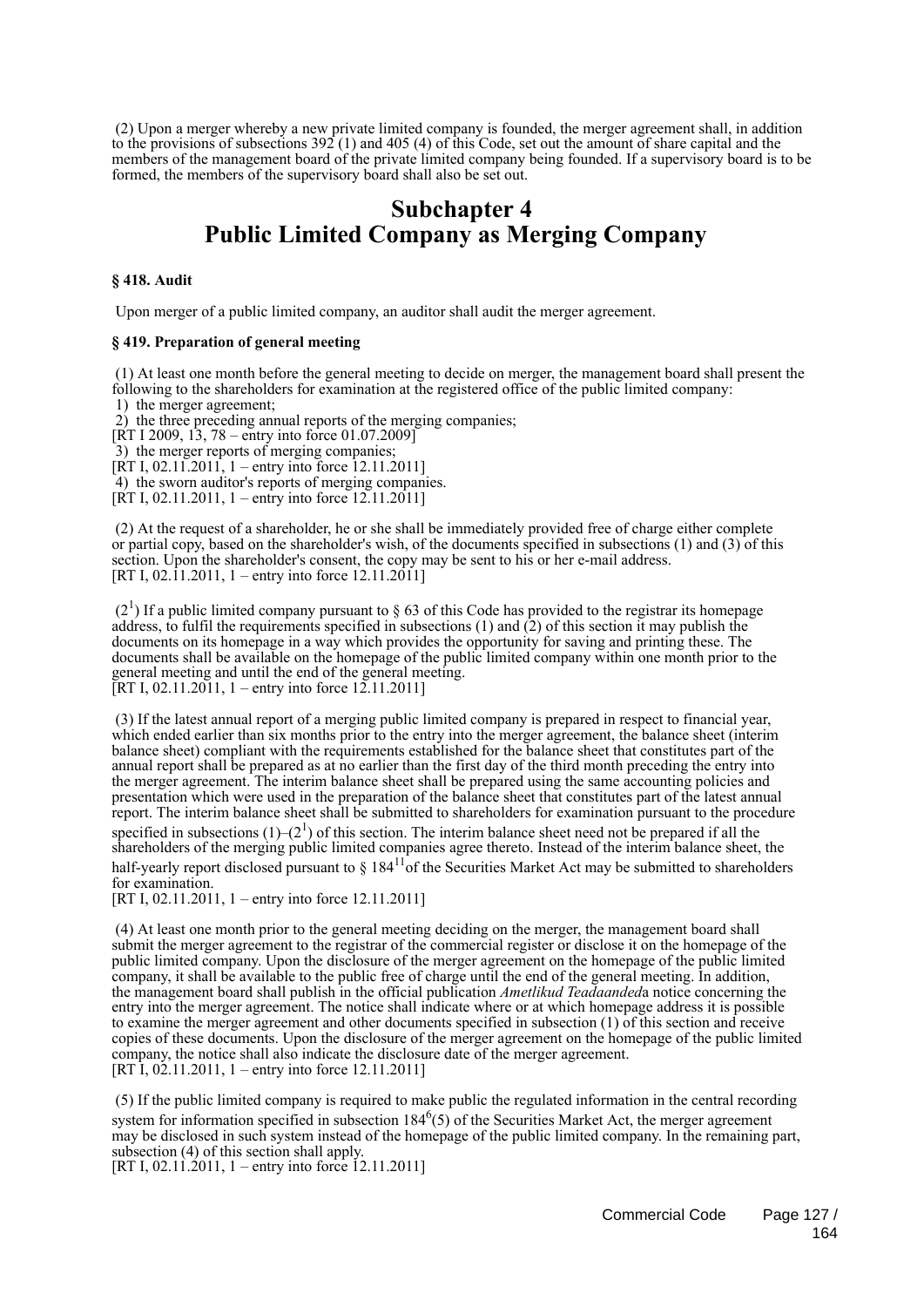(2) Upon a merger whereby a new private limited company is founded, the merger agreement shall, in addition to the provisions of subsections 392 (1) and 405 (4) of this Code, set out the amount of share capital and the members of the management board of the private limited company being founded. If a supervisory board is to be formed, the members of the supervisory board shall also be set out.

# Subchapter 4
# Public Limited Company as Merging Company

**§ 418. Audit**

Upon merger of a public limited company, an auditor shall audit the merger agreement.

**§ 419. Preparation of general meeting**

(1) At least one month before the general meeting to decide on merger, the management board shall present the following to the shareholders for examination at the registered office of the public limited company:
1) the merger agreement;
2) the three preceding annual reports of the merging companies;
[RT I 2009, 13, 78 – entry into force 01.07.2009]
3) the merger reports of merging companies;
[RT I, 02.11.2011, 1 – entry into force 12.11.2011]
4) the sworn auditor's reports of merging companies.
[RT I, 02.11.2011, 1 – entry into force 12.11.2011]

(2) At the request of a shareholder, he or she shall be immediately provided free of charge either complete or partial copy, based on the shareholder's wish, of the documents specified in subsections (1) and (3) of this section. Upon the shareholder's consent, the copy may be sent to his or her e-mail address.
[RT I, 02.11.2011, 1 – entry into force 12.11.2011]

($2^1$) If a public limited company pursuant to § 63 of this Code has provided to the registrar its homepage address, to fulfil the requirements specified in subsections (1) and (2) of this section it may publish the documents on its homepage in a way which provides the opportunity for saving and printing these. The documents shall be available on the homepage of the public limited company within one month prior to the general meeting and until the end of the general meeting.
[RT I, 02.11.2011, 1 – entry into force 12.11.2011]

(3) If the latest annual report of a merging public limited company is prepared in respect to financial year, which ended earlier than six months prior to the entry into the merger agreement, the balance sheet (interim balance sheet) compliant with the requirements established for the balance sheet that constitutes part of the annual report shall be prepared as at no earlier than the first day of the third month preceding the entry into the merger agreement. The interim balance sheet shall be prepared using the same accounting policies and presentation which were used in the preparation of the balance sheet that constitutes part of the latest annual report. The interim balance sheet shall be submitted to shareholders for examination pursuant to the procedure specified in subsections (1)–($2^1$) of this section. The interim balance sheet need not be prepared if all the shareholders of the merging public limited companies agree thereto. Instead of the interim balance sheet, the half-yearly report disclosed pursuant to § $184^{11}$ of the Securities Market Act may be submitted to shareholders for examination.
[RT I, 02.11.2011, 1 – entry into force 12.11.2011]

(4) At least one month prior to the general meeting deciding on the merger, the management board shall submit the merger agreement to the registrar of the commercial register or disclose it on the homepage of the public limited company. Upon the disclosure of the merger agreement on the homepage of the public limited company, it shall be available to the public free of charge until the end of the general meeting. In addition, the management board shall publish in the official publication *Ametlikud Teadaanded*a notice concerning the entry into the merger agreement. The notice shall indicate where or at which homepage address it is possible to examine the merger agreement and other documents specified in subsection (1) of this section and receive copies of these documents. Upon the disclosure of the merger agreement on the homepage of the public limited company, the notice shall also indicate the disclosure date of the merger agreement.
[RT I, 02.11.2011, 1 – entry into force 12.11.2011]

(5) If the public limited company is required to make public the regulated information in the central recording system for information specified in subsection $184^6$(5) of the Securities Market Act, the merger agreement may be disclosed in such system instead of the homepage of the public limited company. In the remaining part, subsection (4) of this section shall apply.
[RT I, 02.11.2011, 1 – entry into force 12.11.2011]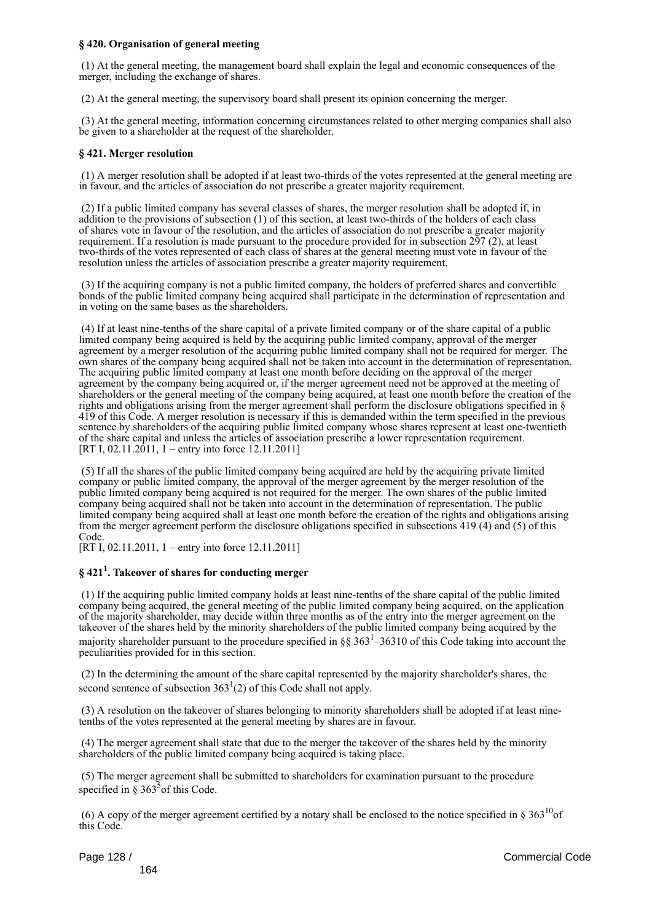### § 420. Organisation of general meeting

(1) At the general meeting, the management board shall explain the legal and economic consequences of the merger, including the exchange of shares.

(2) At the general meeting, the supervisory board shall present its opinion concerning the merger.

(3) At the general meeting, information concerning circumstances related to other merging companies shall also be given to a shareholder at the request of the shareholder.

### § 421. Merger resolution

(1) A merger resolution shall be adopted if at least two-thirds of the votes represented at the general meeting are in favour, and the articles of association do not prescribe a greater majority requirement.

(2) If a public limited company has several classes of shares, the merger resolution shall be adopted if, in addition to the provisions of subsection (1) of this section, at least two-thirds of the holders of each class of shares vote in favour of the resolution, and the articles of association do not prescribe a greater majority requirement. If a resolution is made pursuant to the procedure provided for in subsection 297 (2), at least two-thirds of the votes represented of each class of shares at the general meeting must vote in favour of the resolution unless the articles of association prescribe a greater majority requirement.

(3) If the acquiring company is not a public limited company, the holders of preferred shares and convertible bonds of the public limited company being acquired shall participate in the determination of representation and in voting on the same bases as the shareholders.

(4) If at least nine-tenths of the share capital of a private limited company or of the share capital of a public limited company being acquired is held by the acquiring public limited company, approval of the merger agreement by a merger resolution of the acquiring public limited company shall not be required for merger. The own shares of the company being acquired shall not be taken into account in the determination of representation. The acquiring public limited company at least one month before deciding on the approval of the merger agreement by the company being acquired or, if the merger agreement need not be approved at the meeting of shareholders or the general meeting of the company being acquired, at least one month before the creation of the rights and obligations arising from the merger agreement shall perform the disclosure obligations specified in § 419 of this Code. A merger resolution is necessary if this is demanded within the term specified in the previous sentence by shareholders of the acquiring public limited company whose shares represent at least one-twentieth of the share capital and unless the articles of association prescribe a lower representation requirement.
[RT I, 02.11.2011, 1 – entry into force 12.11.2011]

(5) If all the shares of the public limited company being acquired are held by the acquiring private limited company or public limited company, the approval of the merger agreement by the merger resolution of the public limited company being acquired is not required for the merger. The own shares of the public limited company being acquired shall not be taken into account in the determination of representation. The public limited company being acquired shall at least one month before the creation of the rights and obligations arising from the merger agreement perform the disclosure obligations specified in subsections 419 (4) and (5) of this Code.
[RT I, 02.11.2011, 1 – entry into force 12.11.2011]

### § 421[1]. Takeover of shares for conducting merger

(1) If the acquiring public limited company holds at least nine-tenths of the share capital of the public limited company being acquired, the general meeting of the public limited company being acquired, on the application of the majority shareholder, may decide within three months as of the entry into the merger agreement on the takeover of the shares held by the minority shareholders of the public limited company being acquired by the majority shareholder pursuant to the procedure specified in §§ 363[1]–36310 of this Code taking into account the peculiarities provided for in this section.

(2) In the determining the amount of the share capital represented by the majority shareholder's shares, the second sentence of subsection 363[1](2) of this Code shall not apply.

(3) A resolution on the takeover of shares belonging to minority shareholders shall be adopted if at least nine-tenths of the votes represented at the general meeting by shares are in favour.

(4) The merger agreement shall state that due to the merger the takeover of the shares held by the minority shareholders of the public limited company being acquired is taking place.

(5) The merger agreement shall be submitted to shareholders for examination pursuant to the procedure specified in § 363[5] of this Code.

(6) A copy of the merger agreement certified by a notary shall be enclosed to the notice specified in § 363[10] of this Code.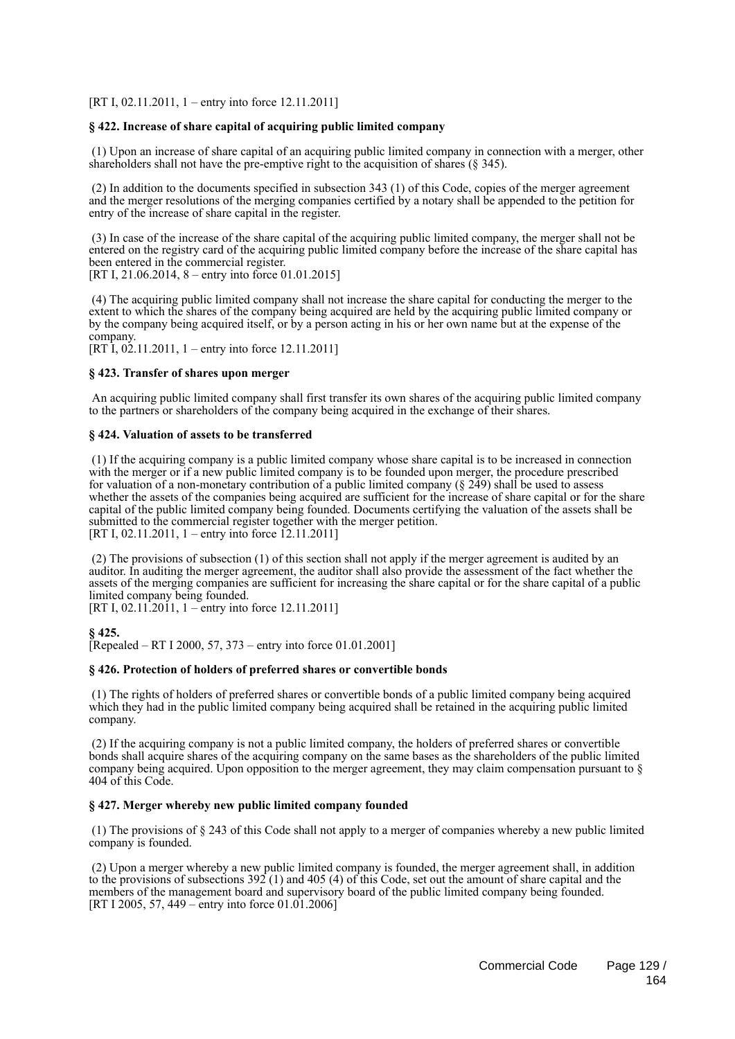[RT I, 02.11.2011, 1 – entry into force 12.11.2011]

**§ 422. Increase of share capital of acquiring public limited company**

(1) Upon an increase of share capital of an acquiring public limited company in connection with a merger, other shareholders shall not have the pre-emptive right to the acquisition of shares (§ 345).

(2) In addition to the documents specified in subsection 343 (1) of this Code, copies of the merger agreement and the merger resolutions of the merging companies certified by a notary shall be appended to the petition for entry of the increase of share capital in the register.

(3) In case of the increase of the share capital of the acquiring public limited company, the merger shall not be entered on the registry card of the acquiring public limited company before the increase of the share capital has been entered in the commercial register.
[RT I, 21.06.2014, 8 – entry into force 01.01.2015]

(4) The acquiring public limited company shall not increase the share capital for conducting the merger to the extent to which the shares of the company being acquired are held by the acquiring public limited company or by the company being acquired itself, or by a person acting in his or her own name but at the expense of the company.
[RT I, 02.11.2011, 1 – entry into force 12.11.2011]

**§ 423. Transfer of shares upon merger**

An acquiring public limited company shall first transfer its own shares of the acquiring public limited company to the partners or shareholders of the company being acquired in the exchange of their shares.

**§ 424. Valuation of assets to be transferred**

(1) If the acquiring company is a public limited company whose share capital is to be increased in connection with the merger or if a new public limited company is to be founded upon merger, the procedure prescribed for valuation of a non-monetary contribution of a public limited company (§ 249) shall be used to assess whether the assets of the companies being acquired are sufficient for the increase of share capital or for the share capital of the public limited company being founded. Documents certifying the valuation of the assets shall be submitted to the commercial register together with the merger petition.
[RT I, 02.11.2011, 1 – entry into force 12.11.2011]

(2) The provisions of subsection (1) of this section shall not apply if the merger agreement is audited by an auditor. In auditing the merger agreement, the auditor shall also provide the assessment of the fact whether the assets of the merging companies are sufficient for increasing the share capital or for the share capital of a public limited company being founded.
[RT I, 02.11.2011, 1 – entry into force 12.11.2011]

**§ 425.**
[Repealed – RT I 2000, 57, 373 – entry into force 01.01.2001]

**§ 426. Protection of holders of preferred shares or convertible bonds**

(1) The rights of holders of preferred shares or convertible bonds of a public limited company being acquired which they had in the public limited company being acquired shall be retained in the acquiring public limited company.

(2) If the acquiring company is not a public limited company, the holders of preferred shares or convertible bonds shall acquire shares of the acquiring company on the same bases as the shareholders of the public limited company being acquired. Upon opposition to the merger agreement, they may claim compensation pursuant to § 404 of this Code.

**§ 427. Merger whereby new public limited company founded**

(1) The provisions of § 243 of this Code shall not apply to a merger of companies whereby a new public limited company is founded.

(2) Upon a merger whereby a new public limited company is founded, the merger agreement shall, in addition to the provisions of subsections 392 (1) and 405 (4) of this Code, set out the amount of share capital and the members of the management board and supervisory board of the public limited company being founded.
[RT I 2005, 57, 449 – entry into force 01.01.2006]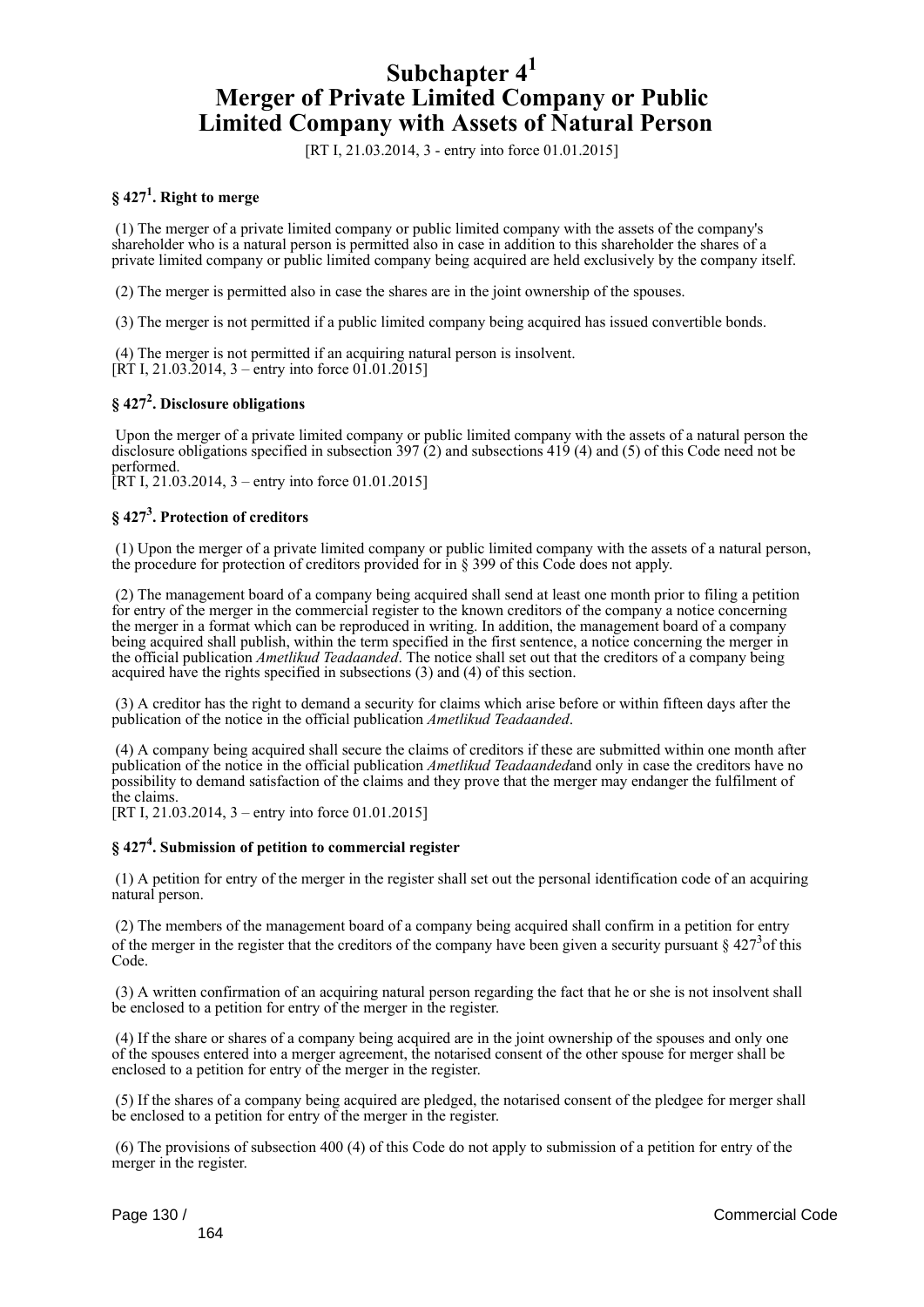# Subchapter 4[1] Merger of Private Limited Company or Public Limited Company with Assets of Natural Person

[RT I, 21.03.2014, 3 - entry into force 01.01.2015]

### § 427[1]. Right to merge

(1) The merger of a private limited company or public limited company with the assets of the company's shareholder who is a natural person is permitted also in case in addition to this shareholder the shares of a private limited company or public limited company being acquired are held exclusively by the company itself.

(2) The merger is permitted also in case the shares are in the joint ownership of the spouses.

(3) The merger is not permitted if a public limited company being acquired has issued convertible bonds.

(4) The merger is not permitted if an acquiring natural person is insolvent.
[RT I, 21.03.2014, 3 – entry into force 01.01.2015]

### § 427[2]. Disclosure obligations

Upon the merger of a private limited company or public limited company with the assets of a natural person the disclosure obligations specified in subsection 397 (2) and subsections 419 (4) and (5) of this Code need not be performed.
[RT I, 21.03.2014, 3 – entry into force 01.01.2015]

### § 427[3]. Protection of creditors

(1) Upon the merger of a private limited company or public limited company with the assets of a natural person, the procedure for protection of creditors provided for in § 399 of this Code does not apply.

(2) The management board of a company being acquired shall send at least one month prior to filing a petition for entry of the merger in the commercial register to the known creditors of the company a notice concerning the merger in a format which can be reproduced in writing. In addition, the management board of a company being acquired shall publish, within the term specified in the first sentence, a notice concerning the merger in the official publication *Ametlikud Teadaanded*. The notice shall set out that the creditors of a company being acquired have the rights specified in subsections (3) and (4) of this section.

(3) A creditor has the right to demand a security for claims which arise before or within fifteen days after the publication of the notice in the official publication *Ametlikud Teadaanded*.

(4) A company being acquired shall secure the claims of creditors if these are submitted within one month after publication of the notice in the official publication *Ametlikud Teadaanded*and only in case the creditors have no possibility to demand satisfaction of the claims and they prove that the merger may endanger the fulfilment of the claims.
[RT I, 21.03.2014, 3 – entry into force 01.01.2015]

### § 427[4]. Submission of petition to commercial register

(1) A petition for entry of the merger in the register shall set out the personal identification code of an acquiring natural person.

(2) The members of the management board of a company being acquired shall confirm in a petition for entry of the merger in the register that the creditors of the company have been given a security pursuant § 427[3]of this Code.

(3) A written confirmation of an acquiring natural person regarding the fact that he or she is not insolvent shall be enclosed to a petition for entry of the merger in the register.

(4) If the share or shares of a company being acquired are in the joint ownership of the spouses and only one of the spouses entered into a merger agreement, the notarised consent of the other spouse for merger shall be enclosed to a petition for entry of the merger in the register.

(5) If the shares of a company being acquired are pledged, the notarised consent of the pledgee for merger shall be enclosed to a petition for entry of the merger in the register.

(6) The provisions of subsection 400 (4) of this Code do not apply to submission of a petition for entry of the merger in the register.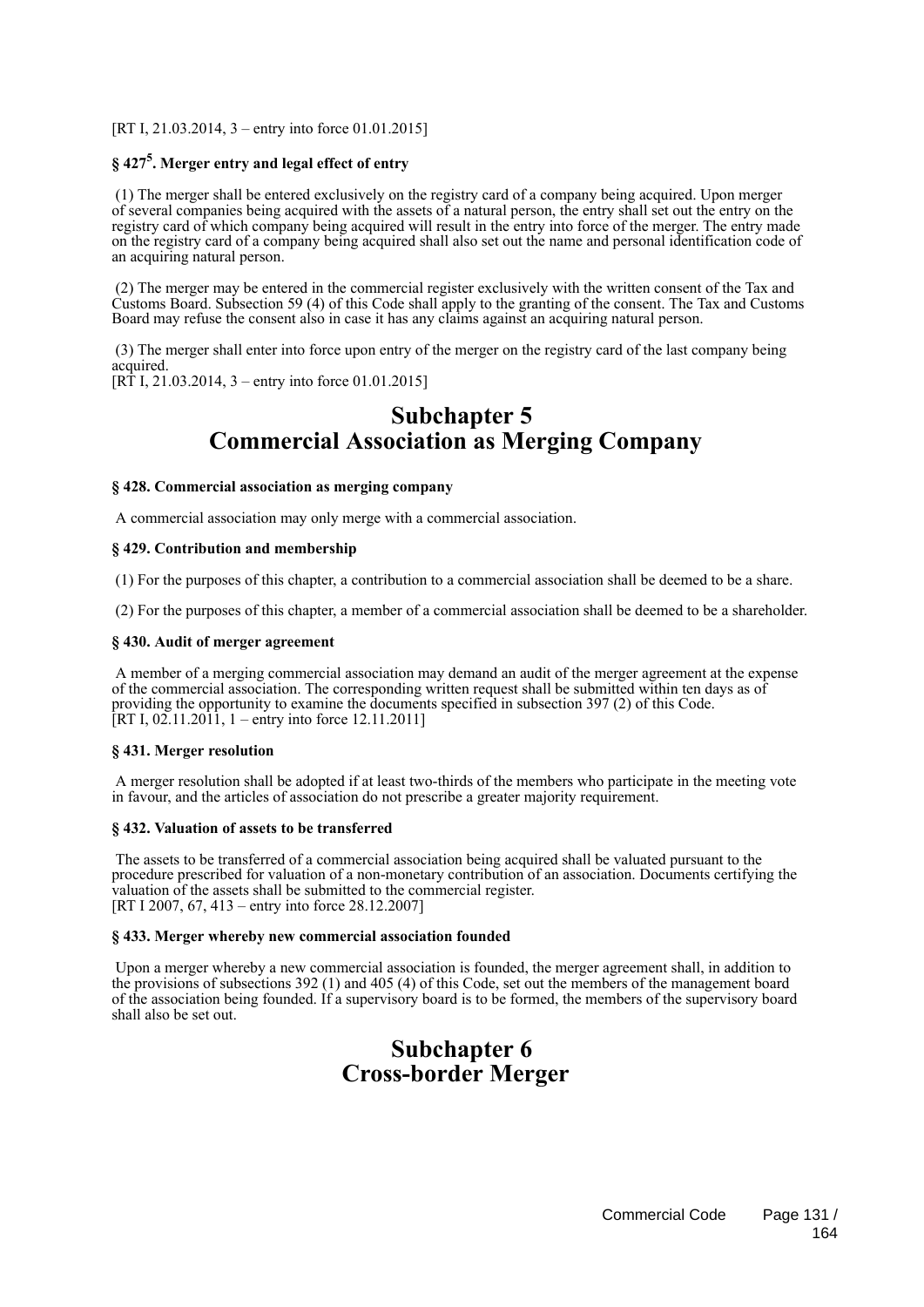[RT I, 21.03.2014, 3 – entry into force 01.01.2015]

#### § 427[5]. Merger entry and legal effect of entry

(1) The merger shall be entered exclusively on the registry card of a company being acquired. Upon merger of several companies being acquired with the assets of a natural person, the entry shall set out the entry on the registry card of which company being acquired will result in the entry into force of the merger. The entry made on the registry card of a company being acquired shall also set out the name and personal identification code of an acquiring natural person.

(2) The merger may be entered in the commercial register exclusively with the written consent of the Tax and Customs Board. Subsection 59 (4) of this Code shall apply to the granting of the consent. The Tax and Customs Board may refuse the consent also in case it has any claims against an acquiring natural person.

(3) The merger shall enter into force upon entry of the merger on the registry card of the last company being acquired.
[RT I, 21.03.2014, 3 – entry into force 01.01.2015]

## Subchapter 5
## Commercial Association as Merging Company

#### § 428. Commercial association as merging company

A commercial association may only merge with a commercial association.

#### § 429. Contribution and membership

(1) For the purposes of this chapter, a contribution to a commercial association shall be deemed to be a share.

(2) For the purposes of this chapter, a member of a commercial association shall be deemed to be a shareholder.

#### § 430. Audit of merger agreement

A member of a merging commercial association may demand an audit of the merger agreement at the expense of the commercial association. The corresponding written request shall be submitted within ten days as of providing the opportunity to examine the documents specified in subsection 397 (2) of this Code.
[RT I, 02.11.2011, 1 – entry into force 12.11.2011]

#### § 431. Merger resolution

A merger resolution shall be adopted if at least two-thirds of the members who participate in the meeting vote in favour, and the articles of association do not prescribe a greater majority requirement.

#### § 432. Valuation of assets to be transferred

The assets to be transferred of a commercial association being acquired shall be valuated pursuant to the procedure prescribed for valuation of a non-monetary contribution of an association. Documents certifying the valuation of the assets shall be submitted to the commercial register.
[RT I 2007, 67, 413 – entry into force 28.12.2007]

#### § 433. Merger whereby new commercial association founded

Upon a merger whereby a new commercial association is founded, the merger agreement shall, in addition to the provisions of subsections 392 (1) and 405 (4) of this Code, set out the members of the management board of the association being founded. If a supervisory board is to be formed, the members of the supervisory board shall also be set out.

## Subchapter 6
## Cross-border Merger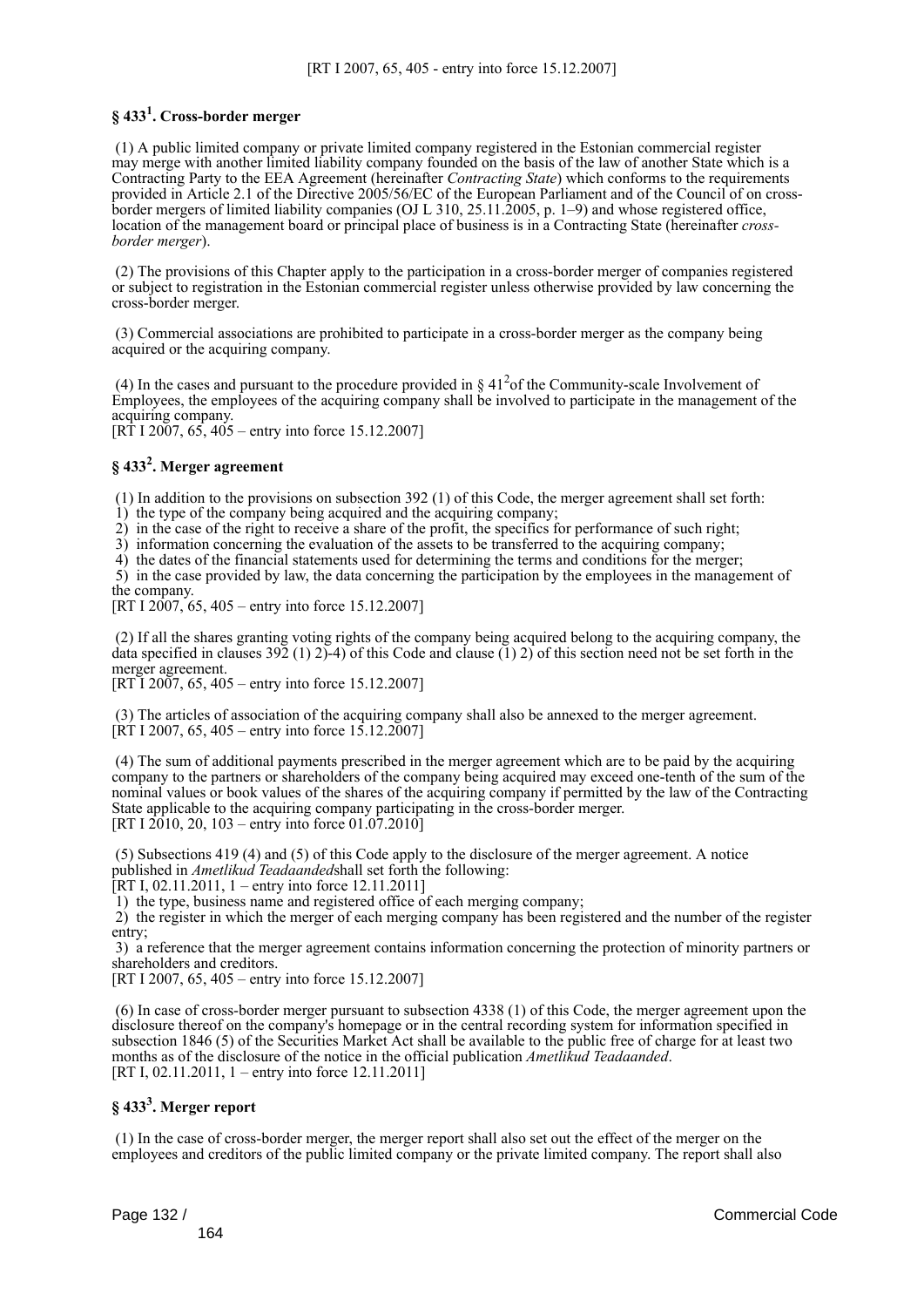[RT I 2007, 65, 405 - entry into force 15.12.2007]

## § 433[1]. Cross-border merger

(1) A public limited company or private limited company registered in the Estonian commercial register may merge with another limited liability company founded on the basis of the law of another State which is a Contracting Party to the EEA Agreement (hereinafter *Contracting State*) which conforms to the requirements provided in Article 2.1 of the Directive 2005/56/EC of the European Parliament and of the Council of on cross-border mergers of limited liability companies (OJ L 310, 25.11.2005, p. 1–9) and whose registered office, location of the management board or principal place of business is in a Contracting State (hereinafter *cross-border merger*).

(2) The provisions of this Chapter apply to the participation in a cross-border merger of companies registered or subject to registration in the Estonian commercial register unless otherwise provided by law concerning the cross-border merger.

(3) Commercial associations are prohibited to participate in a cross-border merger as the company being acquired or the acquiring company.

(4) In the cases and pursuant to the procedure provided in § 41[2]of the Community-scale Involvement of Employees, the employees of the acquiring company shall be involved to participate in the management of the acquiring company.
[RT I 2007, 65, 405 – entry into force 15.12.2007]

## § 433[2]. Merger agreement

(1) In addition to the provisions on subsection 392 (1) of this Code, the merger agreement shall set forth:
1) the type of the company being acquired and the acquiring company;
2) in the case of the right to receive a share of the profit, the specifics for performance of such right;
3) information concerning the evaluation of the assets to be transferred to the acquiring company;
4) the dates of the financial statements used for determining the terms and conditions for the merger;
5) in the case provided by law, the data concerning the participation by the employees in the management of the company.
[RT I 2007, 65, 405 – entry into force 15.12.2007]

(2) If all the shares granting voting rights of the company being acquired belong to the acquiring company, the data specified in clauses 392 (1) 2)-4) of this Code and clause (1) 2) of this section need not be set forth in the merger agreement.
[RT I 2007, 65, 405 – entry into force 15.12.2007]

(3) The articles of association of the acquiring company shall also be annexed to the merger agreement.
[RT I 2007, 65, 405 – entry into force 15.12.2007]

(4) The sum of additional payments prescribed in the merger agreement which are to be paid by the acquiring company to the partners or shareholders of the company being acquired may exceed one-tenth of the sum of the nominal values or book values of the shares of the acquiring company if permitted by the law of the Contracting State applicable to the acquiring company participating in the cross-border merger.
[RT I 2010, 20, 103 – entry into force 01.07.2010]

(5) Subsections 419 (4) and (5) of this Code apply to the disclosure of the merger agreement. A notice published in *Ametlikud Teadaanded*shall set forth the following:
[RT I, 02.11.2011, 1 – entry into force 12.11.2011]
1) the type, business name and registered office of each merging company;
2) the register in which the merger of each merging company has been registered and the number of the register entry;
3) a reference that the merger agreement contains information concerning the protection of minority partners or shareholders and creditors.
[RT I 2007, 65, 405 – entry into force 15.12.2007]

(6) In case of cross-border merger pursuant to subsection 4338 (1) of this Code, the merger agreement upon the disclosure thereof on the company's homepage or in the central recording system for information specified in subsection 1846 (5) of the Securities Market Act shall be available to the public free of charge for at least two months as of the disclosure of the notice in the official publication *Ametlikud Teadaanded*.
[RT I, 02.11.2011, 1 – entry into force 12.11.2011]

## § 433[3]. Merger report

(1) In the case of cross-border merger, the merger report shall also set out the effect of the merger on the employees and creditors of the public limited company or the private limited company. The report shall also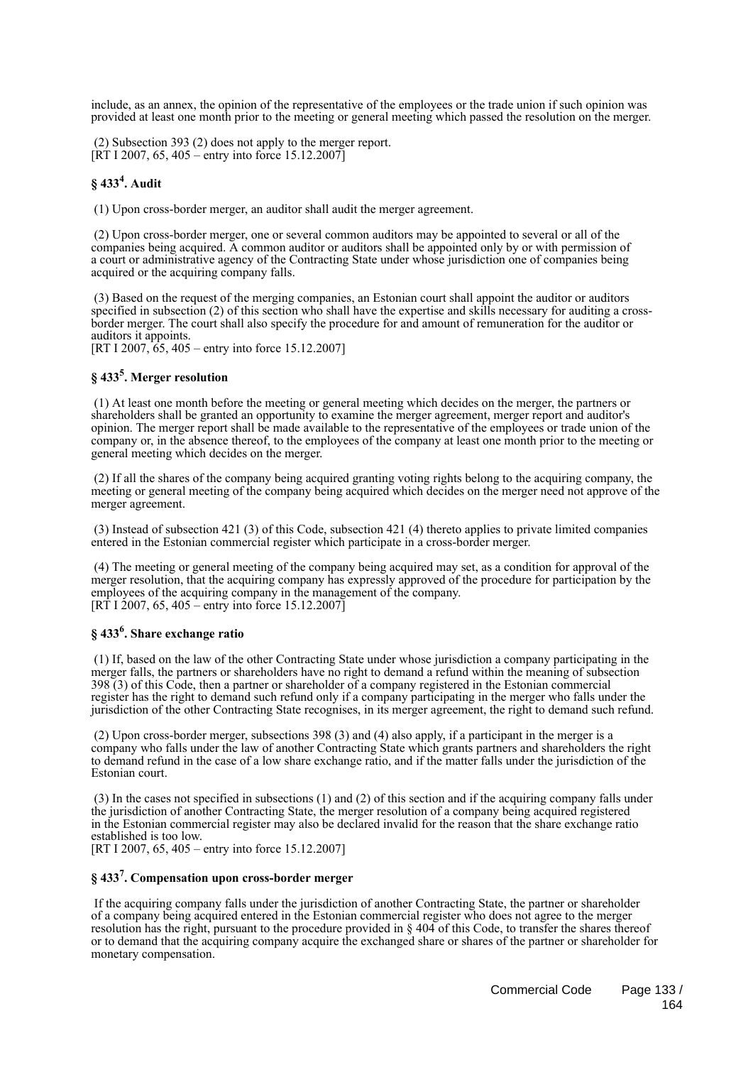include, as an annex, the opinion of the representative of the employees or the trade union if such opinion was provided at least one month prior to the meeting or general meeting which passed the resolution on the merger.

(2) Subsection 393 (2) does not apply to the merger report.
[RT I 2007, 65, 405 – entry into force 15.12.2007]

### § 433[4]. Audit

(1) Upon cross-border merger, an auditor shall audit the merger agreement.

(2) Upon cross-border merger, one or several common auditors may be appointed to several or all of the companies being acquired. A common auditor or auditors shall be appointed only by or with permission of a court or administrative agency of the Contracting State under whose jurisdiction one of companies being acquired or the acquiring company falls.

(3) Based on the request of the merging companies, an Estonian court shall appoint the auditor or auditors specified in subsection (2) of this section who shall have the expertise and skills necessary for auditing a cross-border merger. The court shall also specify the procedure for and amount of remuneration for the auditor or auditors it appoints.
[RT I 2007, 65, 405 – entry into force 15.12.2007]

### § 433[5]. Merger resolution

(1) At least one month before the meeting or general meeting which decides on the merger, the partners or shareholders shall be granted an opportunity to examine the merger agreement, merger report and auditor's opinion. The merger report shall be made available to the representative of the employees or trade union of the company or, in the absence thereof, to the employees of the company at least one month prior to the meeting or general meeting which decides on the merger.

(2) If all the shares of the company being acquired granting voting rights belong to the acquiring company, the meeting or general meeting of the company being acquired which decides on the merger need not approve of the merger agreement.

(3) Instead of subsection 421 (3) of this Code, subsection 421 (4) thereto applies to private limited companies entered in the Estonian commercial register which participate in a cross-border merger.

(4) The meeting or general meeting of the company being acquired may set, as a condition for approval of the merger resolution, that the acquiring company has expressly approved of the procedure for participation by the employees of the acquiring company in the management of the company.
[RT I 2007, 65, 405 – entry into force 15.12.2007]

### § 433[6]. Share exchange ratio

(1) If, based on the law of the other Contracting State under whose jurisdiction a company participating in the merger falls, the partners or shareholders have no right to demand a refund within the meaning of subsection 398 (3) of this Code, then a partner or shareholder of a company registered in the Estonian commercial register has the right to demand such refund only if a company participating in the merger who falls under the jurisdiction of the other Contracting State recognises, in its merger agreement, the right to demand such refund.

(2) Upon cross-border merger, subsections 398 (3) and (4) also apply, if a participant in the merger is a company who falls under the law of another Contracting State which grants partners and shareholders the right to demand refund in the case of a low share exchange ratio, and if the matter falls under the jurisdiction of the Estonian court.

(3) In the cases not specified in subsections (1) and (2) of this section and if the acquiring company falls under the jurisdiction of another Contracting State, the merger resolution of a company being acquired registered in the Estonian commercial register may also be declared invalid for the reason that the share exchange ratio established is too low.
[RT I 2007, 65, 405 – entry into force 15.12.2007]

### § 433[7]. Compensation upon cross-border merger

If the acquiring company falls under the jurisdiction of another Contracting State, the partner or shareholder of a company being acquired entered in the Estonian commercial register who does not agree to the merger resolution has the right, pursuant to the procedure provided in § 404 of this Code, to transfer the shares thereof or to demand that the acquiring company acquire the exchanged share or shares of the partner or shareholder for monetary compensation.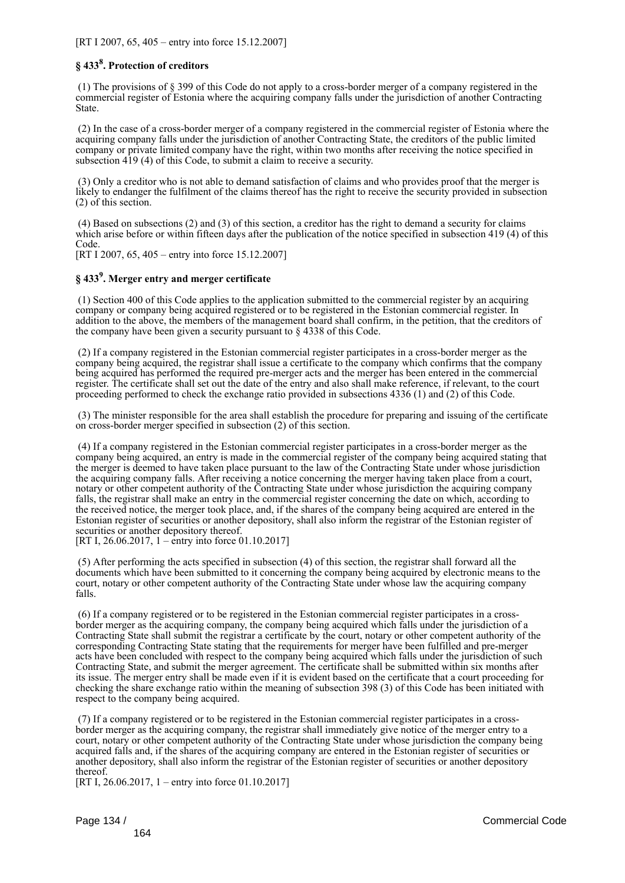[RT I 2007, 65, 405 – entry into force 15.12.2007]

### § 433[8]. Protection of creditors

(1) The provisions of § 399 of this Code do not apply to a cross-border merger of a company registered in the commercial register of Estonia where the acquiring company falls under the jurisdiction of another Contracting State.

(2) In the case of a cross-border merger of a company registered in the commercial register of Estonia where the acquiring company falls under the jurisdiction of another Contracting State, the creditors of the public limited company or private limited company have the right, within two months after receiving the notice specified in subsection 419 (4) of this Code, to submit a claim to receive a security.

(3) Only a creditor who is not able to demand satisfaction of claims and who provides proof that the merger is likely to endanger the fulfilment of the claims thereof has the right to receive the security provided in subsection (2) of this section.

(4) Based on subsections (2) and (3) of this section, a creditor has the right to demand a security for claims which arise before or within fifteen days after the publication of the notice specified in subsection 419 (4) of this Code.
[RT I 2007, 65, 405 – entry into force 15.12.2007]

### § 433[9]. Merger entry and merger certificate

(1) Section 400 of this Code applies to the application submitted to the commercial register by an acquiring company or company being acquired registered or to be registered in the Estonian commercial register. In addition to the above, the members of the management board shall confirm, in the petition, that the creditors of the company have been given a security pursuant to § 4338 of this Code.

(2) If a company registered in the Estonian commercial register participates in a cross-border merger as the company being acquired, the registrar shall issue a certificate to the company which confirms that the company being acquired has performed the required pre-merger acts and the merger has been entered in the commercial register. The certificate shall set out the date of the entry and also shall make reference, if relevant, to the court proceeding performed to check the exchange ratio provided in subsections 4336 (1) and (2) of this Code.

(3) The minister responsible for the area shall establish the procedure for preparing and issuing of the certificate on cross-border merger specified in subsection (2) of this section.

(4) If a company registered in the Estonian commercial register participates in a cross-border merger as the company being acquired, an entry is made in the commercial register of the company being acquired stating that the merger is deemed to have taken place pursuant to the law of the Contracting State under whose jurisdiction the acquiring company falls. After receiving a notice concerning the merger having taken place from a court, notary or other competent authority of the Contracting State under whose jurisdiction the acquiring company falls, the registrar shall make an entry in the commercial register concerning the date on which, according to the received notice, the merger took place, and, if the shares of the company being acquired are entered in the Estonian register of securities or another depository, shall also inform the registrar of the Estonian register of securities or another depository thereof.
[RT I, 26.06.2017, 1 – entry into force 01.10.2017]

(5) After performing the acts specified in subsection (4) of this section, the registrar shall forward all the documents which have been submitted to it concerning the company being acquired by electronic means to the court, notary or other competent authority of the Contracting State under whose law the acquiring company falls.

(6) If a company registered or to be registered in the Estonian commercial register participates in a cross-border merger as the acquiring company, the company being acquired which falls under the jurisdiction of a Contracting State shall submit the registrar a certificate by the court, notary or other competent authority of the corresponding Contracting State stating that the requirements for merger have been fulfilled and pre-merger acts have been concluded with respect to the company being acquired which falls under the jurisdiction of such Contracting State, and submit the merger agreement. The certificate shall be submitted within six months after its issue. The merger entry shall be made even if it is evident based on the certificate that a court proceeding for checking the share exchange ratio within the meaning of subsection 398 (3) of this Code has been initiated with respect to the company being acquired.

(7) If a company registered or to be registered in the Estonian commercial register participates in a cross-border merger as the acquiring company, the registrar shall immediately give notice of the merger entry to a court, notary or other competent authority of the Contracting State under whose jurisdiction the company being acquired falls and, if the shares of the acquiring company are entered in the Estonian register of securities or another depository, shall also inform the registrar of the Estonian register of securities or another depository thereof.
[RT I, 26.06.2017, 1 – entry into force 01.10.2017]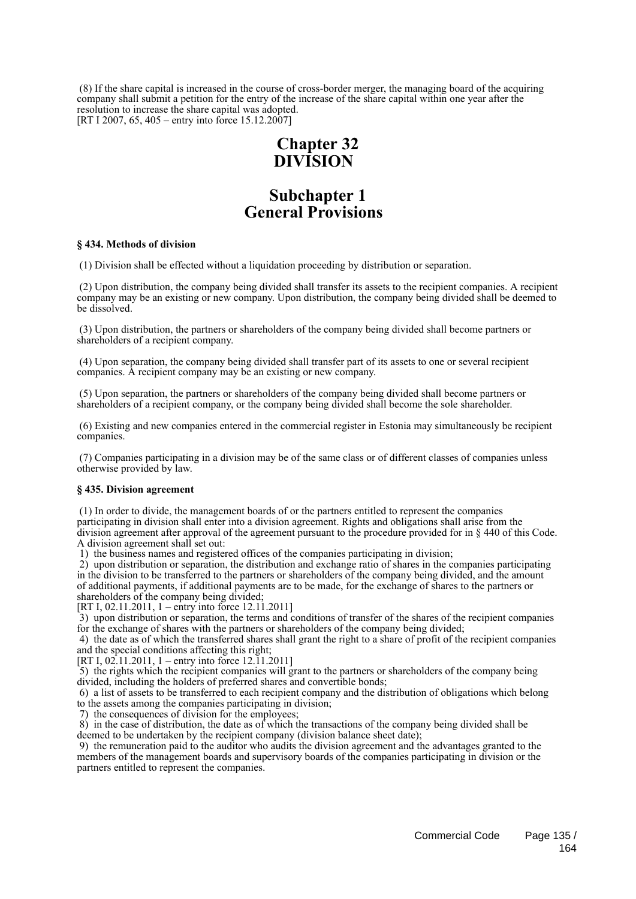(8) If the share capital is increased in the course of cross-border merger, the managing board of the acquiring company shall submit a petition for the entry of the increase of the share capital within one year after the resolution to increase the share capital was adopted.
[RT I 2007, 65, 405 – entry into force 15.12.2007]

# Chapter 32
# DIVISION

## Subchapter 1
## General Provisions

### § 434. Methods of division

(1) Division shall be effected without a liquidation proceeding by distribution or separation.

(2) Upon distribution, the company being divided shall transfer its assets to the recipient companies. A recipient company may be an existing or new company. Upon distribution, the company being divided shall be deemed to be dissolved.

(3) Upon distribution, the partners or shareholders of the company being divided shall become partners or shareholders of a recipient company.

(4) Upon separation, the company being divided shall transfer part of its assets to one or several recipient companies. A recipient company may be an existing or new company.

(5) Upon separation, the partners or shareholders of the company being divided shall become partners or shareholders of a recipient company, or the company being divided shall become the sole shareholder.

(6) Existing and new companies entered in the commercial register in Estonia may simultaneously be recipient companies.

(7) Companies participating in a division may be of the same class or of different classes of companies unless otherwise provided by law.

### § 435. Division agreement

(1) In order to divide, the management boards of or the partners entitled to represent the companies participating in division shall enter into a division agreement. Rights and obligations shall arise from the division agreement after approval of the agreement pursuant to the procedure provided for in § 440 of this Code. A division agreement shall set out:

1) the business names and registered offices of the companies participating in division;
2) upon distribution or separation, the distribution and exchange ratio of shares in the companies participating in the division to be transferred to the partners or shareholders of the company being divided, and the amount of additional payments, if additional payments are to be made, for the exchange of shares to the partners or shareholders of the company being divided;
[RT I, 02.11.2011, 1 – entry into force 12.11.2011]
3) upon distribution or separation, the terms and conditions of transfer of the shares of the recipient companies for the exchange of shares with the partners or shareholders of the company being divided;
4) the date as of which the transferred shares shall grant the right to a share of profit of the recipient companies and the special conditions affecting this right;
[RT I, 02.11.2011, 1 – entry into force 12.11.2011]
5) the rights which the recipient companies will grant to the partners or shareholders of the company being divided, including the holders of preferred shares and convertible bonds;
6) a list of assets to be transferred to each recipient company and the distribution of obligations which belong to the assets among the companies participating in division;
7) the consequences of division for the employees;
8) in the case of distribution, the date as of which the transactions of the company being divided shall be deemed to be undertaken by the recipient company (division balance sheet date);
9) the remuneration paid to the auditor who audits the division agreement and the advantages granted to the members of the management boards and supervisory boards of the companies participating in division or the partners entitled to represent the companies.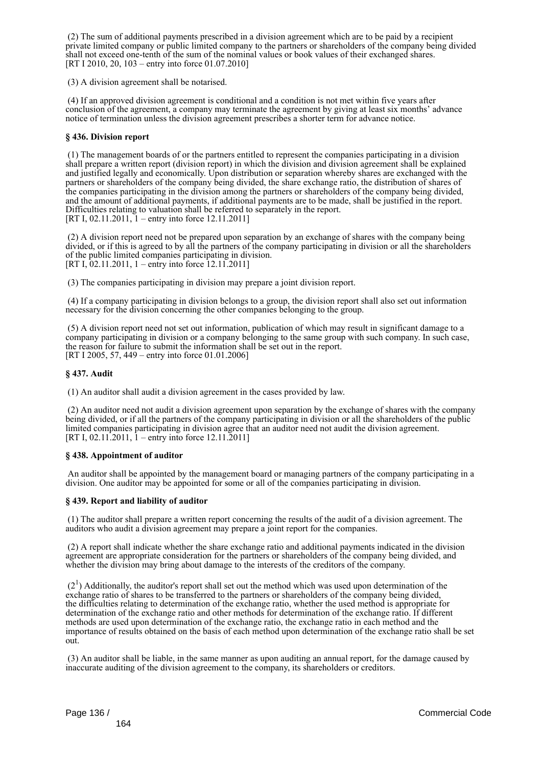(2) The sum of additional payments prescribed in a division agreement which are to be paid by a recipient private limited company or public limited company to the partners or shareholders of the company being divided shall not exceed one-tenth of the sum of the nominal values or book values of their exchanged shares.
[RT I 2010, 20, 103 – entry into force 01.07.2010]

(3) A division agreement shall be notarised.

(4) If an approved division agreement is conditional and a condition is not met within five years after conclusion of the agreement, a company may terminate the agreement by giving at least six months' advance notice of termination unless the division agreement prescribes a shorter term for advance notice.

**§ 436. Division report**

(1) The management boards of or the partners entitled to represent the companies participating in a division shall prepare a written report (division report) in which the division and division agreement shall be explained and justified legally and economically. Upon distribution or separation whereby shares are exchanged with the partners or shareholders of the company being divided, the share exchange ratio, the distribution of shares of the companies participating in the division among the partners or shareholders of the company being divided, and the amount of additional payments, if additional payments are to be made, shall be justified in the report. Difficulties relating to valuation shall be referred to separately in the report.
[RT I, 02.11.2011, 1 – entry into force 12.11.2011]

(2) A division report need not be prepared upon separation by an exchange of shares with the company being divided, or if this is agreed to by all the partners of the company participating in division or all the shareholders of the public limited companies participating in division.
[RT I, 02.11.2011, 1 – entry into force 12.11.2011]

(3) The companies participating in division may prepare a joint division report.

(4) If a company participating in division belongs to a group, the division report shall also set out information necessary for the division concerning the other companies belonging to the group.

(5) A division report need not set out information, publication of which may result in significant damage to a company participating in division or a company belonging to the same group with such company. In such case, the reason for failure to submit the information shall be set out in the report.
[RT I 2005, 57, 449 – entry into force 01.01.2006]

**§ 437. Audit**

(1) An auditor shall audit a division agreement in the cases provided by law.

(2) An auditor need not audit a division agreement upon separation by the exchange of shares with the company being divided, or if all the partners of the company participating in division or all the shareholders of the public limited companies participating in division agree that an auditor need not audit the division agreement.
[RT I, 02.11.2011, 1 – entry into force 12.11.2011]

**§ 438. Appointment of auditor**

An auditor shall be appointed by the management board or managing partners of the company participating in a division. One auditor may be appointed for some or all of the companies participating in division.

**§ 439. Report and liability of auditor**

(1) The auditor shall prepare a written report concerning the results of the audit of a division agreement. The auditors who audit a division agreement may prepare a joint report for the companies.

(2) A report shall indicate whether the share exchange ratio and additional payments indicated in the division agreement are appropriate consideration for the partners or shareholders of the company being divided, and whether the division may bring about damage to the interests of the creditors of the company.

($2^1$) Additionally, the auditor's report shall set out the method which was used upon determination of the exchange ratio of shares to be transferred to the partners or shareholders of the company being divided, the difficulties relating to determination of the exchange ratio, whether the used method is appropriate for determination of the exchange ratio and other methods for determination of the exchange ratio. If different methods are used upon determination of the exchange ratio, the exchange ratio in each method and the importance of results obtained on the basis of each method upon determination of the exchange ratio shall be set out.

(3) An auditor shall be liable, in the same manner as upon auditing an annual report, for the damage caused by inaccurate auditing of the division agreement to the company, its shareholders or creditors.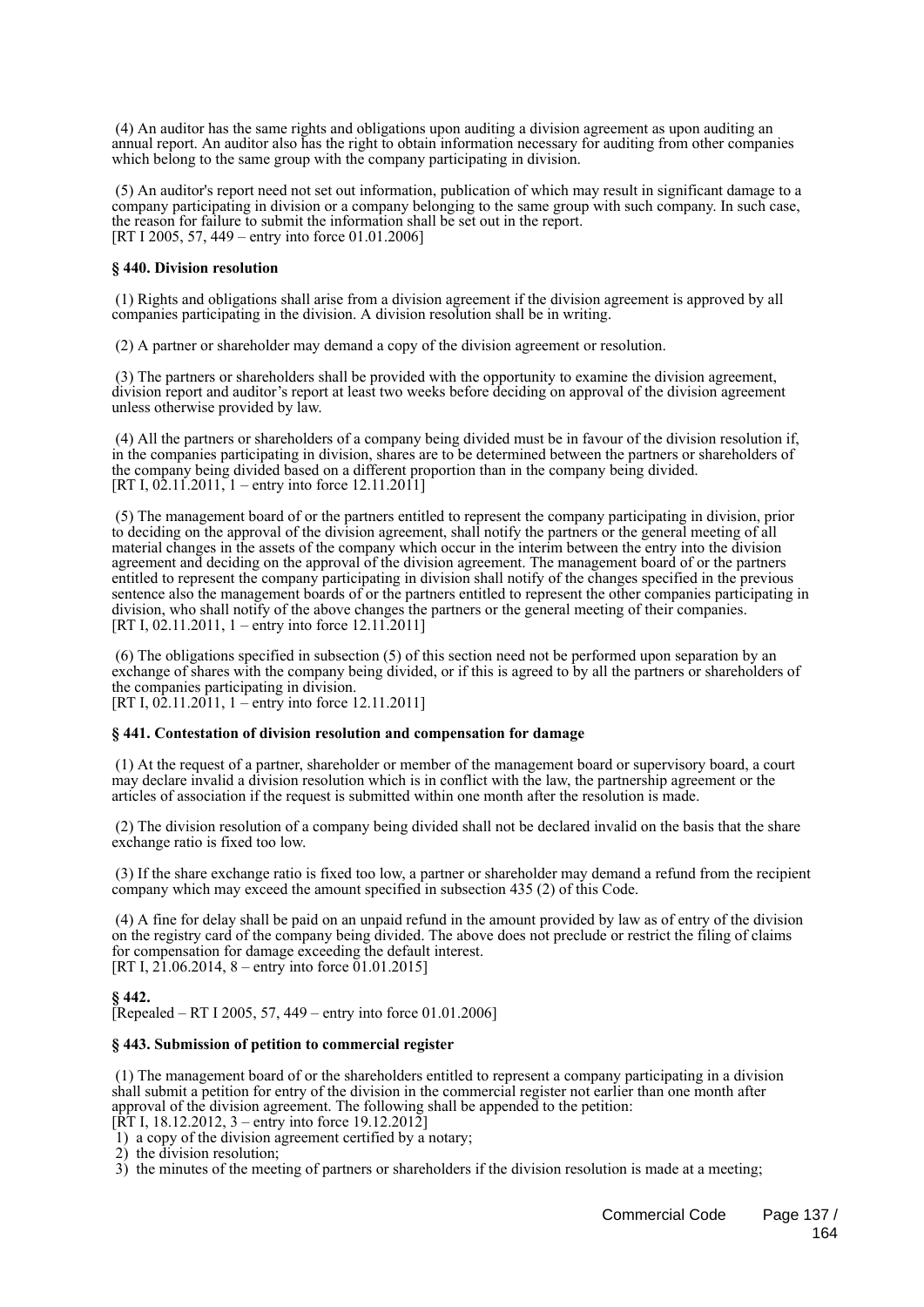(4) An auditor has the same rights and obligations upon auditing a division agreement as upon auditing an annual report. An auditor also has the right to obtain information necessary for auditing from other companies which belong to the same group with the company participating in division.

(5) An auditor's report need not set out information, publication of which may result in significant damage to a company participating in division or a company belonging to the same group with such company. In such case, the reason for failure to submit the information shall be set out in the report.
[RT I 2005, 57, 449 – entry into force 01.01.2006]

**§ 440. Division resolution**

(1) Rights and obligations shall arise from a division agreement if the division agreement is approved by all companies participating in the division. A division resolution shall be in writing.

(2) A partner or shareholder may demand a copy of the division agreement or resolution.

(3) The partners or shareholders shall be provided with the opportunity to examine the division agreement, division report and auditor's report at least two weeks before deciding on approval of the division agreement unless otherwise provided by law.

(4) All the partners or shareholders of a company being divided must be in favour of the division resolution if, in the companies participating in division, shares are to be determined between the partners or shareholders of the company being divided based on a different proportion than in the company being divided.
[RT I, 02.11.2011, 1 – entry into force 12.11.2011]

(5) The management board of or the partners entitled to represent the company participating in division, prior to deciding on the approval of the division agreement, shall notify the partners or the general meeting of all material changes in the assets of the company which occur in the interim between the entry into the division agreement and deciding on the approval of the division agreement. The management board of or the partners entitled to represent the company participating in division shall notify of the changes specified in the previous sentence also the management boards of or the partners entitled to represent the other companies participating in division, who shall notify of the above changes the partners or the general meeting of their companies.
[RT I, 02.11.2011, 1 – entry into force 12.11.2011]

(6) The obligations specified in subsection (5) of this section need not be performed upon separation by an exchange of shares with the company being divided, or if this is agreed to by all the partners or shareholders of the companies participating in division.
[RT I, 02.11.2011, 1 – entry into force 12.11.2011]

**§ 441. Contestation of division resolution and compensation for damage**

(1) At the request of a partner, shareholder or member of the management board or supervisory board, a court may declare invalid a division resolution which is in conflict with the law, the partnership agreement or the articles of association if the request is submitted within one month after the resolution is made.

(2) The division resolution of a company being divided shall not be declared invalid on the basis that the share exchange ratio is fixed too low.

(3) If the share exchange ratio is fixed too low, a partner or shareholder may demand a refund from the recipient company which may exceed the amount specified in subsection 435 (2) of this Code.

(4) A fine for delay shall be paid on an unpaid refund in the amount provided by law as of entry of the division on the registry card of the company being divided. The above does not preclude or restrict the filing of claims for compensation for damage exceeding the default interest.
[RT I, 21.06.2014, 8 – entry into force 01.01.2015]

**§ 442.**
[Repealed – RT I 2005, 57, 449 – entry into force 01.01.2006]

**§ 443. Submission of petition to commercial register**

(1) The management board of or the shareholders entitled to represent a company participating in a division shall submit a petition for entry of the division in the commercial register not earlier than one month after approval of the division agreement. The following shall be appended to the petition:
[RT I, 18.12.2012, 3 – entry into force 19.12.2012]
1) a copy of the division agreement certified by a notary;
2) the division resolution;
3) the minutes of the meeting of partners or shareholders if the division resolution is made at a meeting;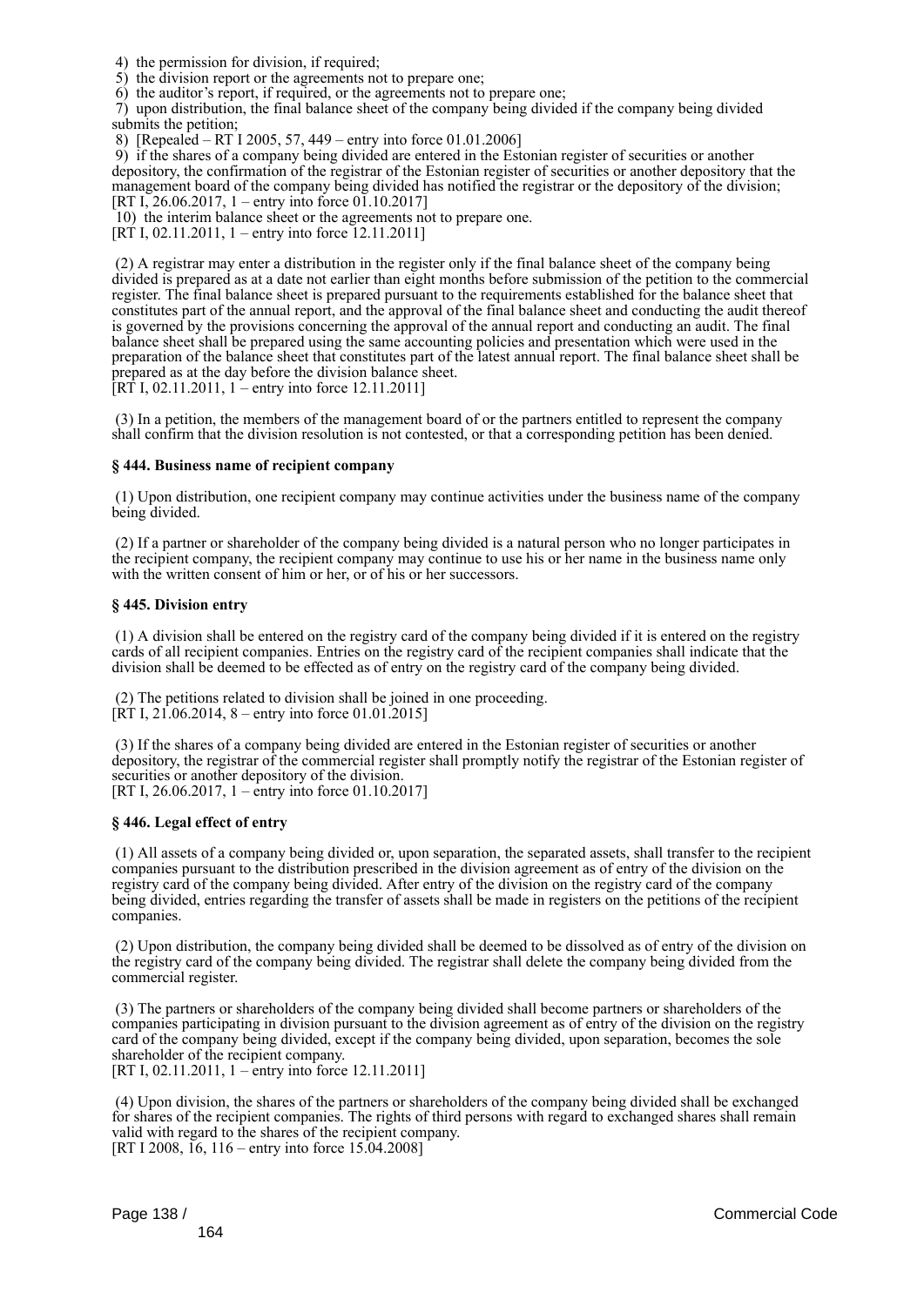4) the permission for division, if required;
5) the division report or the agreements not to prepare one;
6) the auditor's report, if required, or the agreements not to prepare one;
7) upon distribution, the final balance sheet of the company being divided if the company being divided submits the petition;
8) [Repealed – RT I 2005, 57, 449 – entry into force 01.01.2006]
9) if the shares of a company being divided are entered in the Estonian register of securities or another depository, the confirmation of the registrar of the Estonian register of securities or another depository that the management board of the company being divided has notified the registrar or the depository of the division;
[RT I, 26.06.2017, 1 – entry into force 01.10.2017]
10) the interim balance sheet or the agreements not to prepare one.
[RT I, 02.11.2011, 1 – entry into force 12.11.2011]

(2) A registrar may enter a distribution in the register only if the final balance sheet of the company being divided is prepared as at a date not earlier than eight months before submission of the petition to the commercial register. The final balance sheet is prepared pursuant to the requirements established for the balance sheet that constitutes part of the annual report, and the approval of the final balance sheet and conducting the audit thereof is governed by the provisions concerning the approval of the annual report and conducting an audit. The final balance sheet shall be prepared using the same accounting policies and presentation which were used in the preparation of the balance sheet that constitutes part of the latest annual report. The final balance sheet shall be prepared as at the day before the division balance sheet.
[RT I, 02.11.2011, 1 – entry into force 12.11.2011]

(3) In a petition, the members of the management board of or the partners entitled to represent the company shall confirm that the division resolution is not contested, or that a corresponding petition has been denied.

### § 444. Business name of recipient company

(1) Upon distribution, one recipient company may continue activities under the business name of the company being divided.

(2) If a partner or shareholder of the company being divided is a natural person who no longer participates in the recipient company, the recipient company may continue to use his or her name in the business name only with the written consent of him or her, or of his or her successors.

### § 445. Division entry

(1) A division shall be entered on the registry card of the company being divided if it is entered on the registry cards of all recipient companies. Entries on the registry card of the recipient companies shall indicate that the division shall be deemed to be effected as of entry on the registry card of the company being divided.

(2) The petitions related to division shall be joined in one proceeding.
[RT I, 21.06.2014, 8 – entry into force 01.01.2015]

(3) If the shares of a company being divided are entered in the Estonian register of securities or another depository, the registrar of the commercial register shall promptly notify the registrar of the Estonian register of securities or another depository of the division.
[RT I, 26.06.2017, 1 – entry into force 01.10.2017]

### § 446. Legal effect of entry

(1) All assets of a company being divided or, upon separation, the separated assets, shall transfer to the recipient companies pursuant to the distribution prescribed in the division agreement as of entry of the division on the registry card of the company being divided. After entry of the division on the registry card of the company being divided, entries regarding the transfer of assets shall be made in registers on the petitions of the recipient companies.

(2) Upon distribution, the company being divided shall be deemed to be dissolved as of entry of the division on the registry card of the company being divided. The registrar shall delete the company being divided from the commercial register.

(3) The partners or shareholders of the company being divided shall become partners or shareholders of the companies participating in division pursuant to the division agreement as of entry of the division on the registry card of the company being divided, except if the company being divided, upon separation, becomes the sole shareholder of the recipient company.
[RT I, 02.11.2011, 1 – entry into force 12.11.2011]

(4) Upon division, the shares of the partners or shareholders of the company being divided shall be exchanged for shares of the recipient companies. The rights of third persons with regard to exchanged shares shall remain valid with regard to the shares of the recipient company.
[RT I 2008, 16, 116 – entry into force 15.04.2008]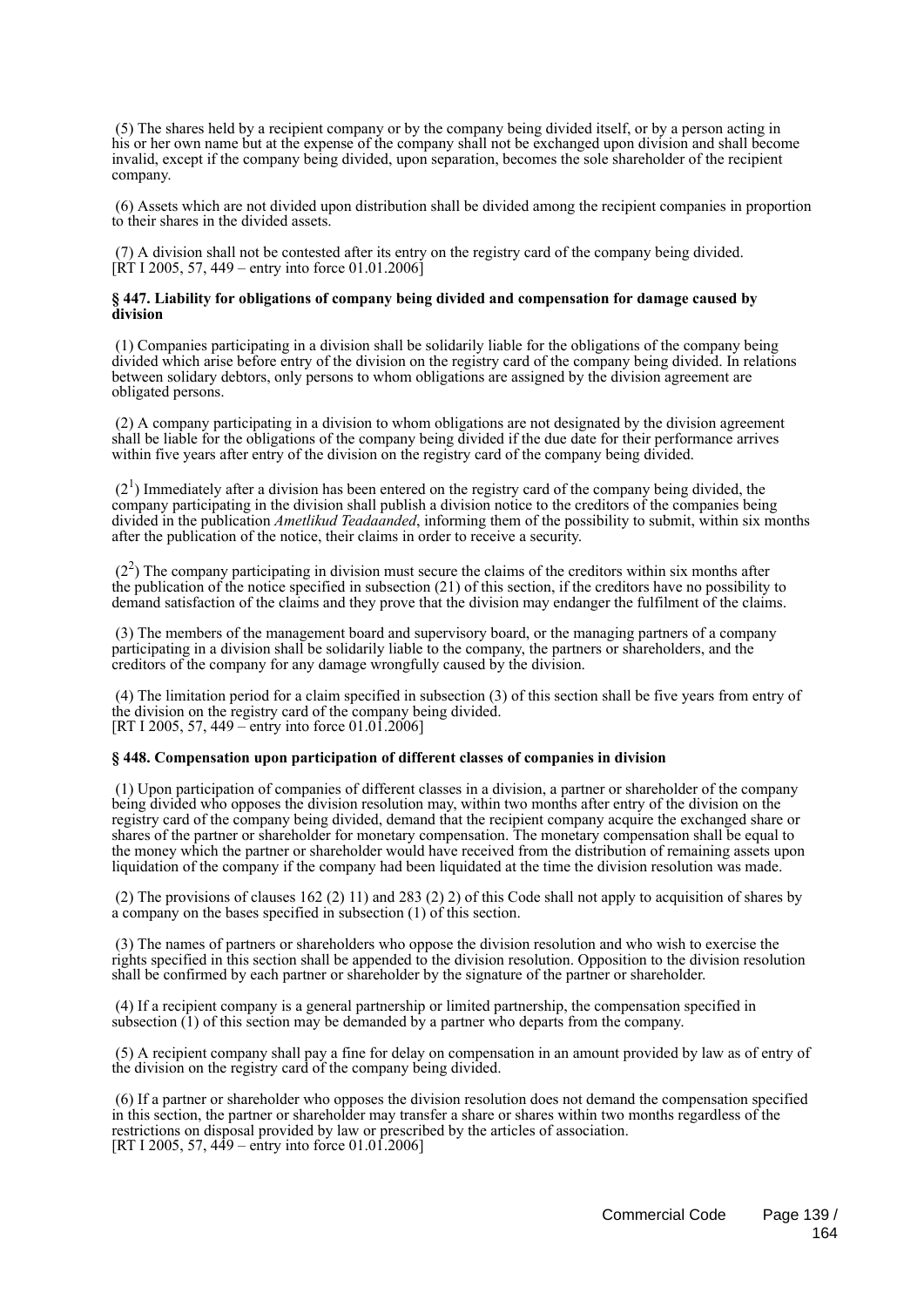(5) The shares held by a recipient company or by the company being divided itself, or by a person acting in his or her own name but at the expense of the company shall not be exchanged upon division and shall become invalid, except if the company being divided, upon separation, becomes the sole shareholder of the recipient company.

(6) Assets which are not divided upon distribution shall be divided among the recipient companies in proportion to their shares in the divided assets.

(7) A division shall not be contested after its entry on the registry card of the company being divided.
[RT I 2005, 57, 449 – entry into force 01.01.2006]

**§ 447. Liability for obligations of company being divided and compensation for damage caused by division**

(1) Companies participating in a division shall be solidarily liable for the obligations of the company being divided which arise before entry of the division on the registry card of the company being divided. In relations between solidary debtors, only persons to whom obligations are assigned by the division agreement are obligated persons.

(2) A company participating in a division to whom obligations are not designated by the division agreement shall be liable for the obligations of the company being divided if the due date for their performance arrives within five years after entry of the division on the registry card of the company being divided.

(2[1]) Immediately after a division has been entered on the registry card of the company being divided, the company participating in the division shall publish a division notice to the creditors of the companies being divided in the publication *Ametlikud Teadaanded*, informing them of the possibility to submit, within six months after the publication of the notice, their claims in order to receive a security.

(2[2]) The company participating in division must secure the claims of the creditors within six months after the publication of the notice specified in subsection (21) of this section, if the creditors have no possibility to demand satisfaction of the claims and they prove that the division may endanger the fulfilment of the claims.

(3) The members of the management board and supervisory board, or the managing partners of a company participating in a division shall be solidarily liable to the company, the partners or shareholders, and the creditors of the company for any damage wrongfully caused by the division.

(4) The limitation period for a claim specified in subsection (3) of this section shall be five years from entry of the division on the registry card of the company being divided.
[RT I 2005, 57, 449 – entry into force 01.01.2006]

**§ 448. Compensation upon participation of different classes of companies in division**

(1) Upon participation of companies of different classes in a division, a partner or shareholder of the company being divided who opposes the division resolution may, within two months after entry of the division on the registry card of the company being divided, demand that the recipient company acquire the exchanged share or shares of the partner or shareholder for monetary compensation. The monetary compensation shall be equal to the money which the partner or shareholder would have received from the distribution of remaining assets upon liquidation of the company if the company had been liquidated at the time the division resolution was made.

(2) The provisions of clauses 162 (2) 11) and 283 (2) 2) of this Code shall not apply to acquisition of shares by a company on the bases specified in subsection (1) of this section.

(3) The names of partners or shareholders who oppose the division resolution and who wish to exercise the rights specified in this section shall be appended to the division resolution. Opposition to the division resolution shall be confirmed by each partner or shareholder by the signature of the partner or shareholder.

(4) If a recipient company is a general partnership or limited partnership, the compensation specified in subsection (1) of this section may be demanded by a partner who departs from the company.

(5) A recipient company shall pay a fine for delay on compensation in an amount provided by law as of entry of the division on the registry card of the company being divided.

(6) If a partner or shareholder who opposes the division resolution does not demand the compensation specified in this section, the partner or shareholder may transfer a share or shares within two months regardless of the restrictions on disposal provided by law or prescribed by the articles of association.
[RT I 2005, 57, 449 – entry into force 01.01.2006]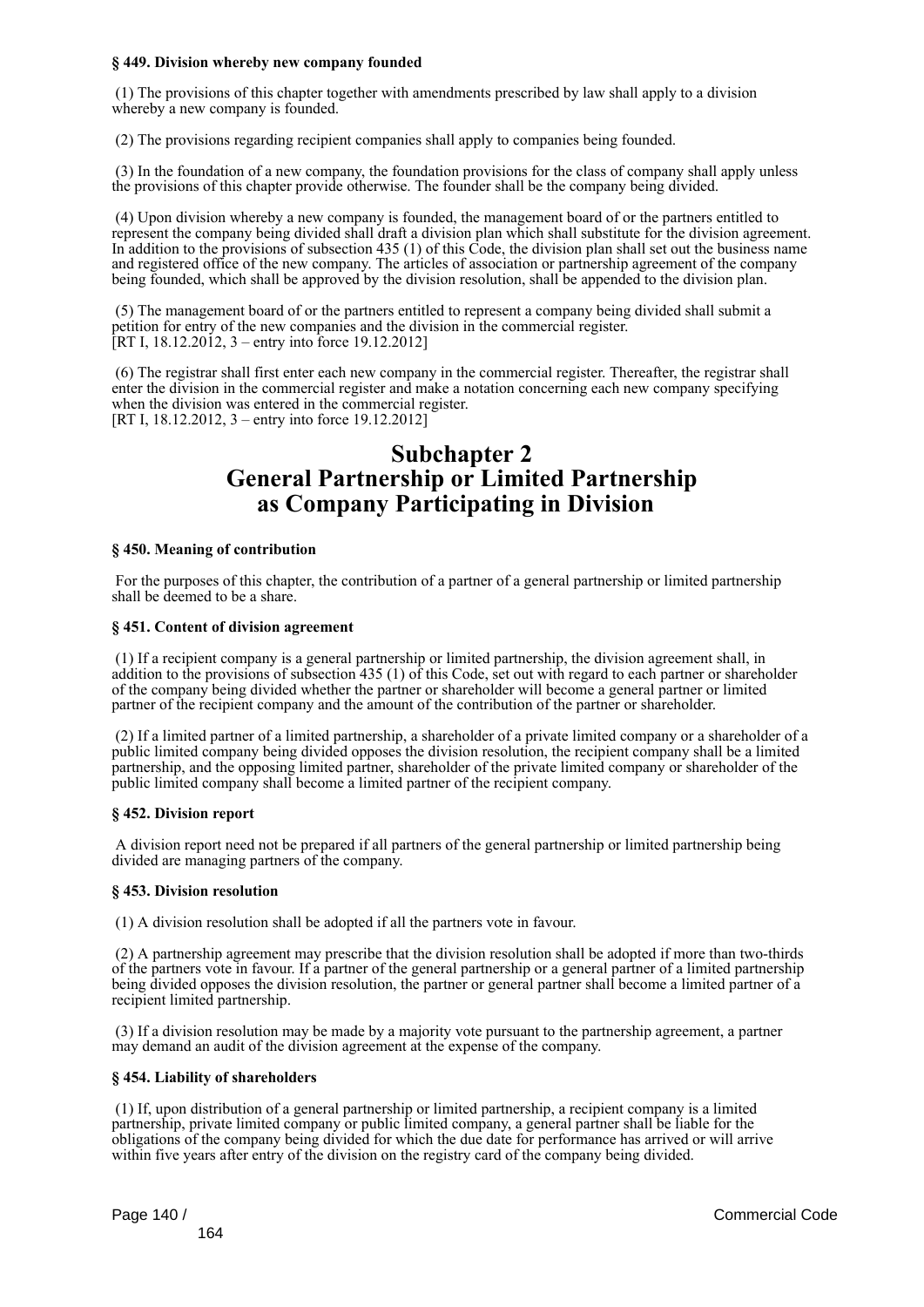**§ 449. Division whereby new company founded**

(1) The provisions of this chapter together with amendments prescribed by law shall apply to a division whereby a new company is founded.

(2) The provisions regarding recipient companies shall apply to companies being founded.

(3) In the foundation of a new company, the foundation provisions for the class of company shall apply unless the provisions of this chapter provide otherwise. The founder shall be the company being divided.

(4) Upon division whereby a new company is founded, the management board of or the partners entitled to represent the company being divided shall draft a division plan which shall substitute for the division agreement. In addition to the provisions of subsection 435 (1) of this Code, the division plan shall set out the business name and registered office of the new company. The articles of association or partnership agreement of the company being founded, which shall be approved by the division resolution, shall be appended to the division plan.

(5) The management board of or the partners entitled to represent a company being divided shall submit a petition for entry of the new companies and the division in the commercial register.
[RT I, 18.12.2012, 3 – entry into force 19.12.2012]

(6) The registrar shall first enter each new company in the commercial register. Thereafter, the registrar shall enter the division in the commercial register and make a notation concerning each new company specifying when the division was entered in the commercial register.
[RT I, 18.12.2012, 3 – entry into force 19.12.2012]

# Subchapter 2
# General Partnership or Limited Partnership as Company Participating in Division

**§ 450. Meaning of contribution**

For the purposes of this chapter, the contribution of a partner of a general partnership or limited partnership shall be deemed to be a share.

**§ 451. Content of division agreement**

(1) If a recipient company is a general partnership or limited partnership, the division agreement shall, in addition to the provisions of subsection 435 (1) of this Code, set out with regard to each partner or shareholder of the company being divided whether the partner or shareholder will become a general partner or limited partner of the recipient company and the amount of the contribution of the partner or shareholder.

(2) If a limited partner of a limited partnership, a shareholder of a private limited company or a shareholder of a public limited company being divided opposes the division resolution, the recipient company shall be a limited partnership, and the opposing limited partner, shareholder of the private limited company or shareholder of the public limited company shall become a limited partner of the recipient company.

**§ 452. Division report**

A division report need not be prepared if all partners of the general partnership or limited partnership being divided are managing partners of the company.

**§ 453. Division resolution**

(1) A division resolution shall be adopted if all the partners vote in favour.

(2) A partnership agreement may prescribe that the division resolution shall be adopted if more than two-thirds of the partners vote in favour. If a partner of the general partnership or a general partner of a limited partnership being divided opposes the division resolution, the partner or general partner shall become a limited partner of a recipient limited partnership.

(3) If a division resolution may be made by a majority vote pursuant to the partnership agreement, a partner may demand an audit of the division agreement at the expense of the company.

**§ 454. Liability of shareholders**

(1) If, upon distribution of a general partnership or limited partnership, a recipient company is a limited partnership, private limited company or public limited company, a general partner shall be liable for the obligations of the company being divided for which the due date for performance has arrived or will arrive within five years after entry of the division on the registry card of the company being divided.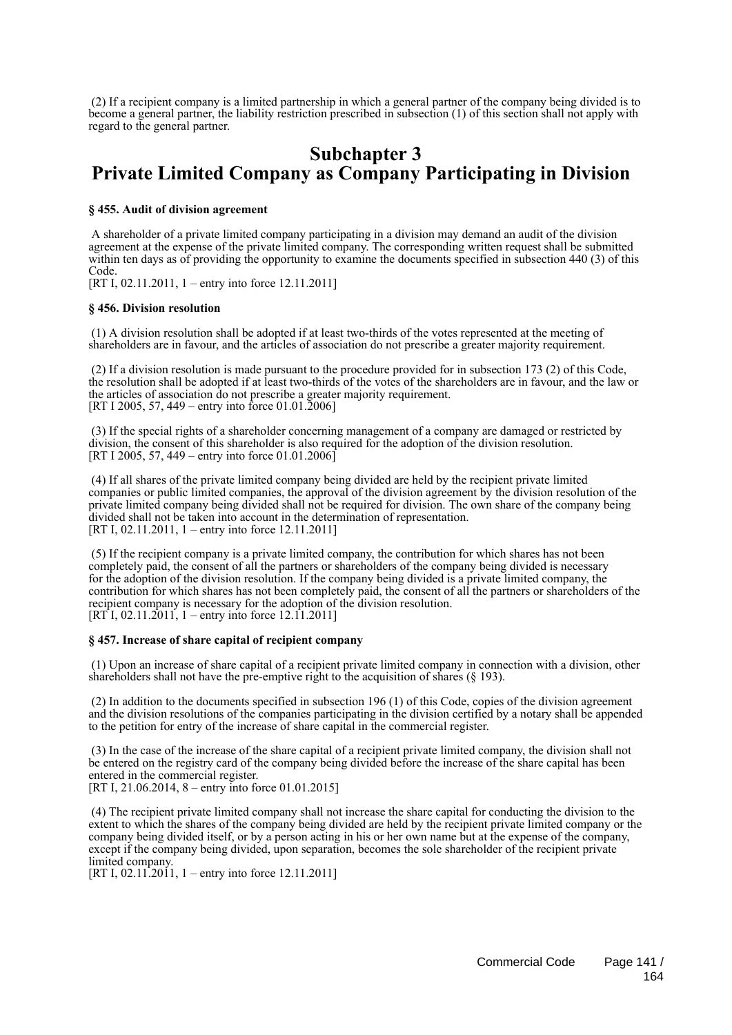(2) If a recipient company is a limited partnership in which a general partner of the company being divided is to become a general partner, the liability restriction prescribed in subsection (1) of this section shall not apply with regard to the general partner.

## Subchapter 3
## Private Limited Company as Company Participating in Division

#### § 455. Audit of division agreement

A shareholder of a private limited company participating in a division may demand an audit of the division agreement at the expense of the private limited company. The corresponding written request shall be submitted within ten days as of providing the opportunity to examine the documents specified in subsection 440 (3) of this Code.
[RT I, 02.11.2011, 1 – entry into force 12.11.2011]

#### § 456. Division resolution

(1) A division resolution shall be adopted if at least two-thirds of the votes represented at the meeting of shareholders are in favour, and the articles of association do not prescribe a greater majority requirement.

(2) If a division resolution is made pursuant to the procedure provided for in subsection 173 (2) of this Code, the resolution shall be adopted if at least two-thirds of the votes of the shareholders are in favour, and the law or the articles of association do not prescribe a greater majority requirement.
[RT I 2005, 57, 449 – entry into force 01.01.2006]

(3) If the special rights of a shareholder concerning management of a company are damaged or restricted by division, the consent of this shareholder is also required for the adoption of the division resolution.
[RT I 2005, 57, 449 – entry into force 01.01.2006]

(4) If all shares of the private limited company being divided are held by the recipient private limited companies or public limited companies, the approval of the division agreement by the division resolution of the private limited company being divided shall not be required for division. The own share of the company being divided shall not be taken into account in the determination of representation.
[RT I, 02.11.2011, 1 – entry into force 12.11.2011]

(5) If the recipient company is a private limited company, the contribution for which shares has not been completely paid, the consent of all the partners or shareholders of the company being divided is necessary for the adoption of the division resolution. If the company being divided is a private limited company, the contribution for which shares has not been completely paid, the consent of all the partners or shareholders of the recipient company is necessary for the adoption of the division resolution.
[RT I, 02.11.2011, 1 – entry into force 12.11.2011]

#### § 457. Increase of share capital of recipient company

(1) Upon an increase of share capital of a recipient private limited company in connection with a division, other shareholders shall not have the pre-emptive right to the acquisition of shares (§ 193).

(2) In addition to the documents specified in subsection 196 (1) of this Code, copies of the division agreement and the division resolutions of the companies participating in the division certified by a notary shall be appended to the petition for entry of the increase of share capital in the commercial register.

(3) In the case of the increase of the share capital of a recipient private limited company, the division shall not be entered on the registry card of the company being divided before the increase of the share capital has been entered in the commercial register.
[RT I, 21.06.2014, 8 – entry into force 01.01.2015]

(4) The recipient private limited company shall not increase the share capital for conducting the division to the extent to which the shares of the company being divided are held by the recipient private limited company or the company being divided itself, or by a person acting in his or her own name but at the expense of the company, except if the company being divided, upon separation, becomes the sole shareholder of the recipient private limited company.
[RT I, 02.11.2011, 1 – entry into force 12.11.2011]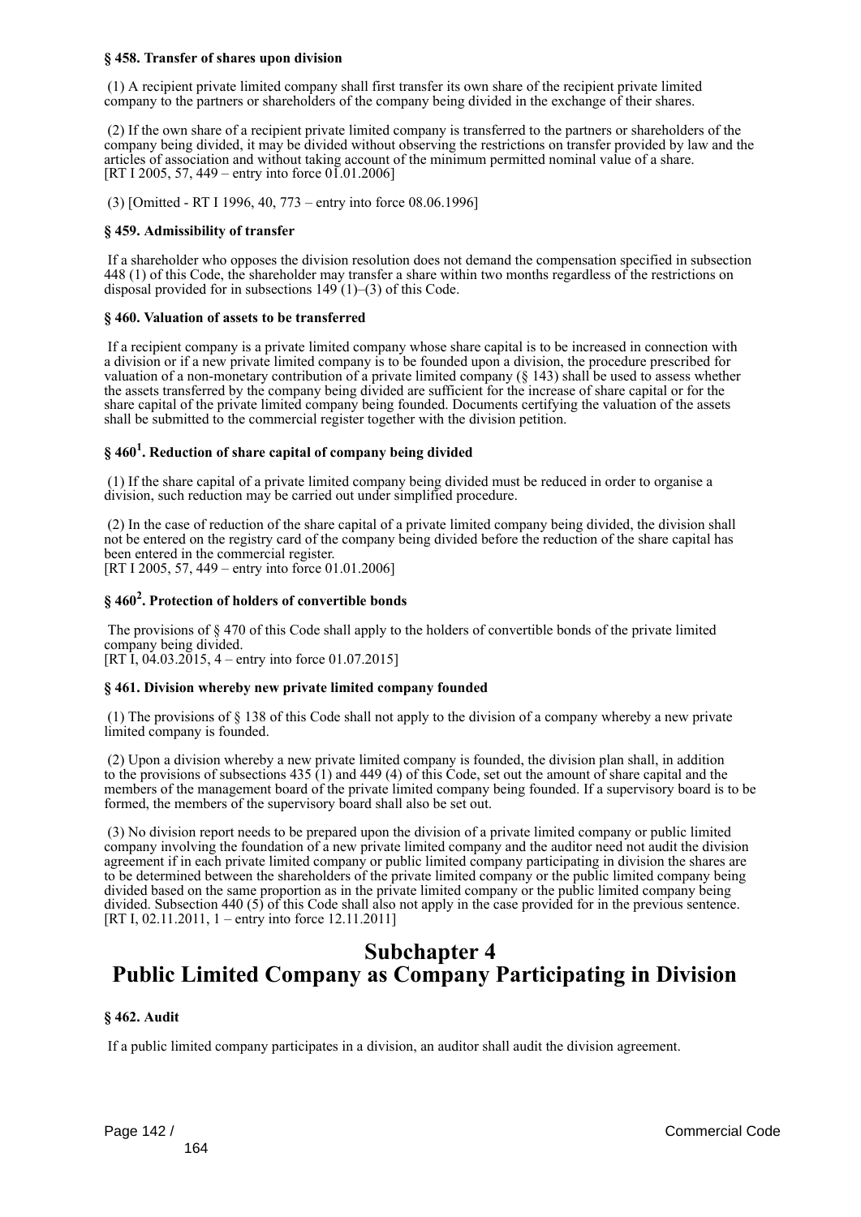**§ 458. Transfer of shares upon division**

(1) A recipient private limited company shall first transfer its own share of the recipient private limited company to the partners or shareholders of the company being divided in the exchange of their shares.

(2) If the own share of a recipient private limited company is transferred to the partners or shareholders of the company being divided, it may be divided without observing the restrictions on transfer provided by law and the articles of association and without taking account of the minimum permitted nominal value of a share.
[RT I 2005, 57, 449 – entry into force 01.01.2006]

(3) [Omitted - RT I 1996, 40, 773 – entry into force 08.06.1996]

**§ 459. Admissibility of transfer**

If a shareholder who opposes the division resolution does not demand the compensation specified in subsection 448 (1) of this Code, the shareholder may transfer a share within two months regardless of the restrictions on disposal provided for in subsections 149 (1)–(3) of this Code.

**§ 460. Valuation of assets to be transferred**

If a recipient company is a private limited company whose share capital is to be increased in connection with a division or if a new private limited company is to be founded upon a division, the procedure prescribed for valuation of a non-monetary contribution of a private limited company (§ 143) shall be used to assess whether the assets transferred by the company being divided are sufficient for the increase of share capital or for the share capital of the private limited company being founded. Documents certifying the valuation of the assets shall be submitted to the commercial register together with the division petition.

**§ 460[1]. Reduction of share capital of company being divided**

(1) If the share capital of a private limited company being divided must be reduced in order to organise a division, such reduction may be carried out under simplified procedure.

(2) In the case of reduction of the share capital of a private limited company being divided, the division shall not be entered on the registry card of the company being divided before the reduction of the share capital has been entered in the commercial register.
[RT I 2005, 57, 449 – entry into force 01.01.2006]

**§ 460[2]. Protection of holders of convertible bonds**

The provisions of § 470 of this Code shall apply to the holders of convertible bonds of the private limited company being divided.
[RT I, 04.03.2015, 4 – entry into force 01.07.2015]

**§ 461. Division whereby new private limited company founded**

(1) The provisions of § 138 of this Code shall not apply to the division of a company whereby a new private limited company is founded.

(2) Upon a division whereby a new private limited company is founded, the division plan shall, in addition to the provisions of subsections 435 (1) and 449 (4) of this Code, set out the amount of share capital and the members of the management board of the private limited company being founded. If a supervisory board is to be formed, the members of the supervisory board shall also be set out.

(3) No division report needs to be prepared upon the division of a private limited company or public limited company involving the foundation of a new private limited company and the auditor need not audit the division agreement if in each private limited company or public limited company participating in division the shares are to be determined between the shareholders of the private limited company or the public limited company being divided based on the same proportion as in the private limited company or the public limited company being divided. Subsection 440 (5) of this Code shall also not apply in the case provided for in the previous sentence.
[RT I, 02.11.2011, 1 – entry into force 12.11.2011]

## Subchapter 4
## Public Limited Company as Company Participating in Division

**§ 462. Audit**

If a public limited company participates in a division, an auditor shall audit the division agreement.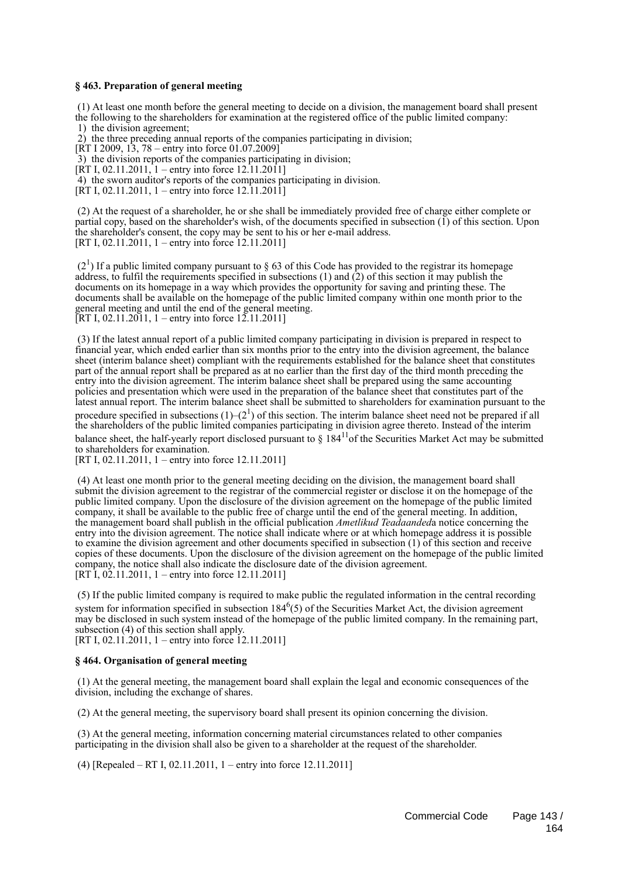**§ 463. Preparation of general meeting**

(1) At least one month before the general meeting to decide on a division, the management board shall present the following to the shareholders for examination at the registered office of the public limited company:
1) the division agreement;
2) the three preceding annual reports of the companies participating in division;
[RT I 2009, 13, 78 – entry into force 01.07.2009]
3) the division reports of the companies participating in division;
[RT I, 02.11.2011, 1 – entry into force 12.11.2011]
4) the sworn auditor's reports of the companies participating in division.
[RT I, 02.11.2011, 1 – entry into force 12.11.2011]

(2) At the request of a shareholder, he or she shall be immediately provided free of charge either complete or partial copy, based on the shareholder's wish, of the documents specified in subsection (1) of this section. Upon the shareholder's consent, the copy may be sent to his or her e-mail address.
[RT I, 02.11.2011, 1 – entry into force 12.11.2011]

($2^1$) If a public limited company pursuant to § 63 of this Code has provided to the registrar its homepage address, to fulfil the requirements specified in subsections (1) and (2) of this section it may publish the documents on its homepage in a way which provides the opportunity for saving and printing these. The documents shall be available on the homepage of the public limited company within one month prior to the general meeting and until the end of the general meeting.
[RT I, 02.11.2011, 1 – entry into force 12.11.2011]

(3) If the latest annual report of a public limited company participating in division is prepared in respect to financial year, which ended earlier than six months prior to the entry into the division agreement, the balance sheet (interim balance sheet) compliant with the requirements established for the balance sheet that constitutes part of the annual report shall be prepared as at no earlier than the first day of the third month preceding the entry into the division agreement. The interim balance sheet shall be prepared using the same accounting policies and presentation which were used in the preparation of the balance sheet that constitutes part of the latest annual report. The interim balance sheet shall be submitted to shareholders for examination pursuant to the procedure specified in subsections (1)–($2^1$) of this section. The interim balance sheet need not be prepared if all the shareholders of the public limited companies participating in division agree thereto. Instead of the interim balance sheet, the half-yearly report disclosed pursuant to § $184^{11}$ of the Securities Market Act may be submitted to shareholders for examination.
[RT I, 02.11.2011, 1 – entry into force 12.11.2011]

(4) At least one month prior to the general meeting deciding on the division, the management board shall submit the division agreement to the registrar of the commercial register or disclose it on the homepage of the public limited company. Upon the disclosure of the division agreement on the homepage of the public limited company, it shall be available to the public free of charge until the end of the general meeting. In addition, the management board shall publish in the official publication *Ametlikud Teadaanded*a notice concerning the entry into the division agreement. The notice shall indicate where or at which homepage address it is possible to examine the division agreement and other documents specified in subsection (1) of this section and receive copies of these documents. Upon the disclosure of the division agreement on the homepage of the public limited company, the notice shall also indicate the disclosure date of the division agreement.
[RT I, 02.11.2011, 1 – entry into force 12.11.2011]

(5) If the public limited company is required to make public the regulated information in the central recording system for information specified in subsection $184^6$(5) of the Securities Market Act, the division agreement may be disclosed in such system instead of the homepage of the public limited company. In the remaining part, subsection (4) of this section shall apply.
[RT I, 02.11.2011, 1 – entry into force 12.11.2011]

**§ 464. Organisation of general meeting**

(1) At the general meeting, the management board shall explain the legal and economic consequences of the division, including the exchange of shares.

(2) At the general meeting, the supervisory board shall present its opinion concerning the division.

(3) At the general meeting, information concerning material circumstances related to other companies participating in the division shall also be given to a shareholder at the request of the shareholder.

(4) [Repealed – RT I, 02.11.2011, 1 – entry into force 12.11.2011]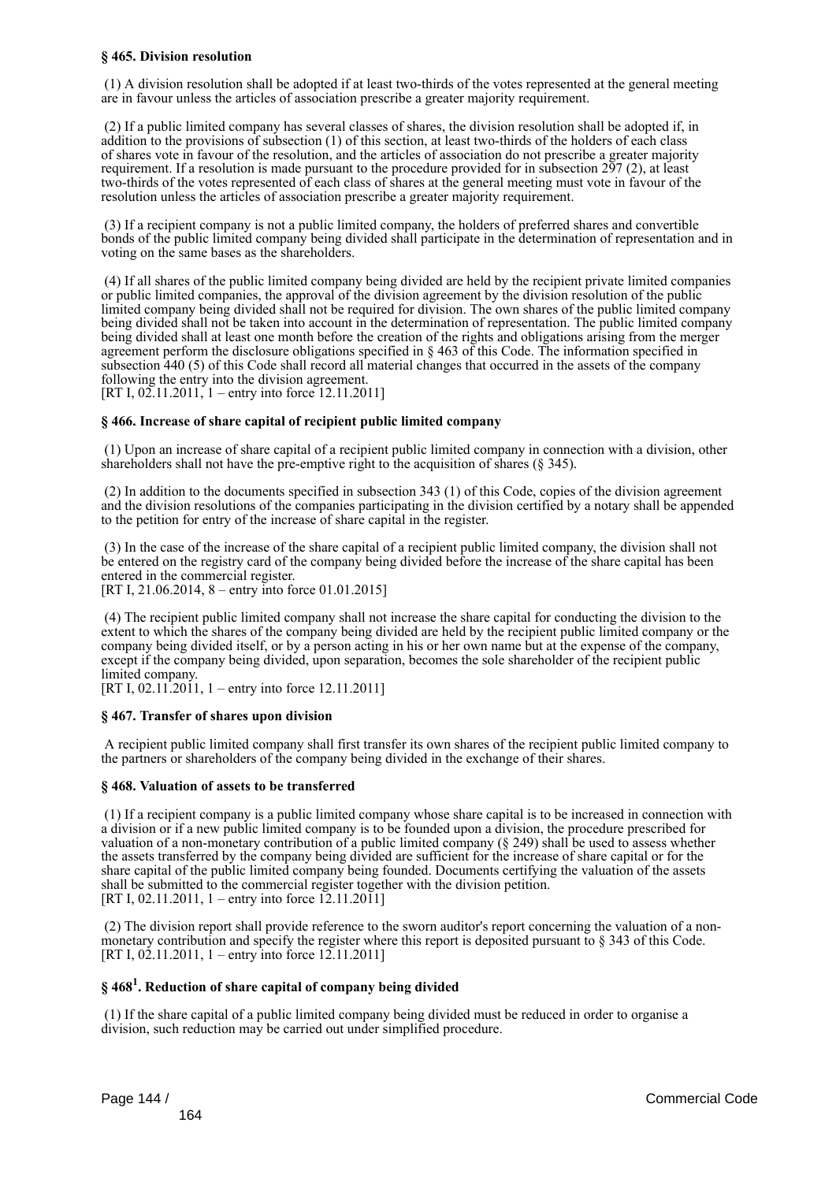**§ 465. Division resolution**

(1) A division resolution shall be adopted if at least two-thirds of the votes represented at the general meeting are in favour unless the articles of association prescribe a greater majority requirement.

(2) If a public limited company has several classes of shares, the division resolution shall be adopted if, in addition to the provisions of subsection (1) of this section, at least two-thirds of the holders of each class of shares vote in favour of the resolution, and the articles of association do not prescribe a greater majority requirement. If a resolution is made pursuant to the procedure provided for in subsection 297 (2), at least two-thirds of the votes represented of each class of shares at the general meeting must vote in favour of the resolution unless the articles of association prescribe a greater majority requirement.

(3) If a recipient company is not a public limited company, the holders of preferred shares and convertible bonds of the public limited company being divided shall participate in the determination of representation and in voting on the same bases as the shareholders.

(4) If all shares of the public limited company being divided are held by the recipient private limited companies or public limited companies, the approval of the division agreement by the division resolution of the public limited company being divided shall not be required for division. The own shares of the public limited company being divided shall not be taken into account in the determination of representation. The public limited company being divided shall at least one month before the creation of the rights and obligations arising from the merger agreement perform the disclosure obligations specified in § 463 of this Code. The information specified in subsection 440 (5) of this Code shall record all material changes that occurred in the assets of the company following the entry into the division agreement.
[RT I, 02.11.2011, 1 – entry into force 12.11.2011]

**§ 466. Increase of share capital of recipient public limited company**

(1) Upon an increase of share capital of a recipient public limited company in connection with a division, other shareholders shall not have the pre-emptive right to the acquisition of shares (§ 345).

(2) In addition to the documents specified in subsection 343 (1) of this Code, copies of the division agreement and the division resolutions of the companies participating in the division certified by a notary shall be appended to the petition for entry of the increase of share capital in the register.

(3) In the case of the increase of the share capital of a recipient public limited company, the division shall not be entered on the registry card of the company being divided before the increase of the share capital has been entered in the commercial register.
[RT I, 21.06.2014, 8 – entry into force 01.01.2015]

(4) The recipient public limited company shall not increase the share capital for conducting the division to the extent to which the shares of the company being divided are held by the recipient public limited company or the company being divided itself, or by a person acting in his or her own name but at the expense of the company, except if the company being divided, upon separation, becomes the sole shareholder of the recipient public limited company.
[RT I, 02.11.2011, 1 – entry into force 12.11.2011]

**§ 467. Transfer of shares upon division**

A recipient public limited company shall first transfer its own shares of the recipient public limited company to the partners or shareholders of the company being divided in the exchange of their shares.

**§ 468. Valuation of assets to be transferred**

(1) If a recipient company is a public limited company whose share capital is to be increased in connection with a division or if a new public limited company is to be founded upon a division, the procedure prescribed for valuation of a non-monetary contribution of a public limited company (§ 249) shall be used to assess whether the assets transferred by the company being divided are sufficient for the increase of share capital or for the share capital of the public limited company being founded. Documents certifying the valuation of the assets shall be submitted to the commercial register together with the division petition.
[RT I, 02.11.2011, 1 – entry into force 12.11.2011]

(2) The division report shall provide reference to the sworn auditor's report concerning the valuation of a non-monetary contribution and specify the register where this report is deposited pursuant to § 343 of this Code.
[RT I, 02.11.2011, 1 – entry into force 12.11.2011]

**§ 468[1]. Reduction of share capital of company being divided**

(1) If the share capital of a public limited company being divided must be reduced in order to organise a division, such reduction may be carried out under simplified procedure.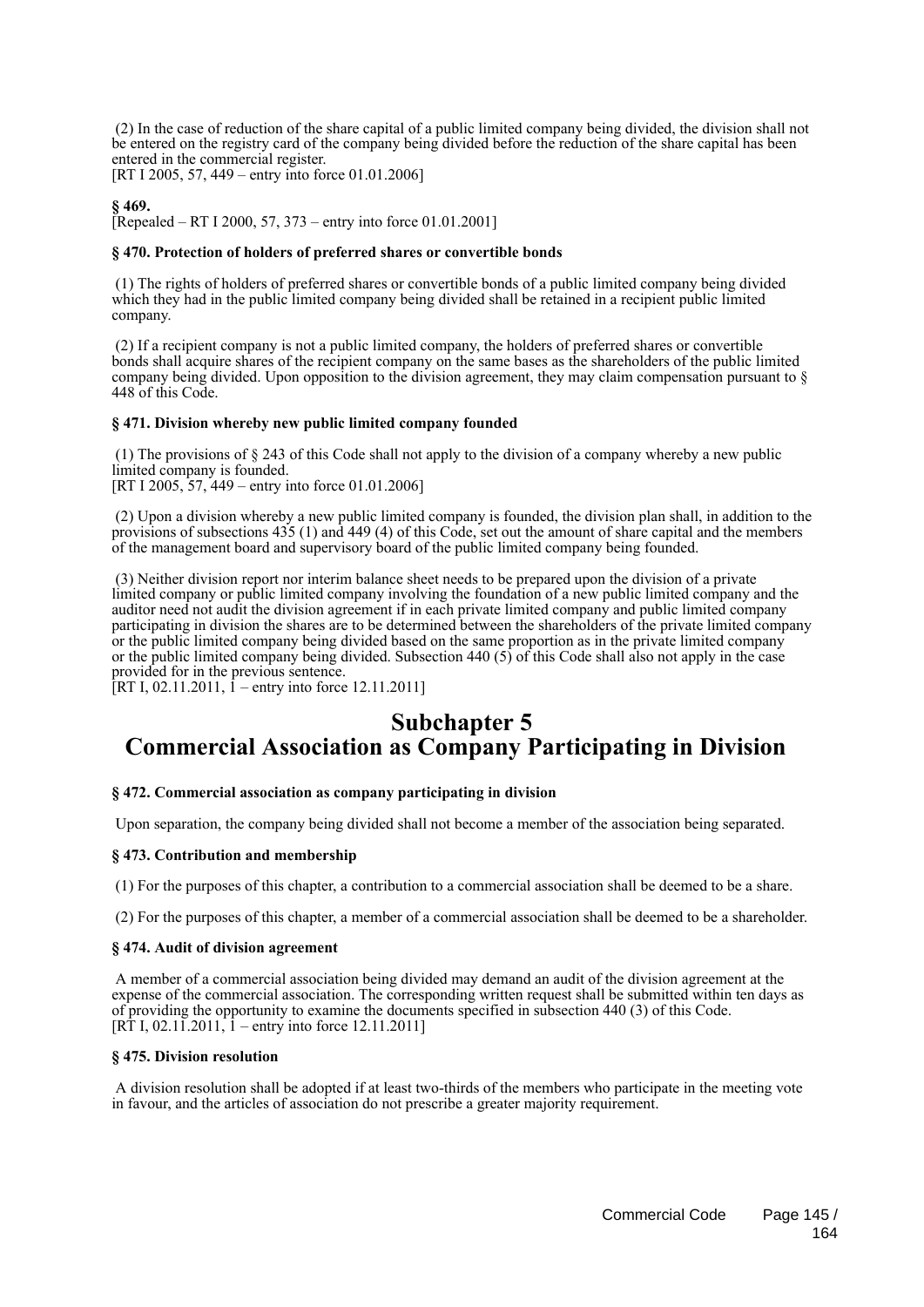(2) In the case of reduction of the share capital of a public limited company being divided, the division shall not be entered on the registry card of the company being divided before the reduction of the share capital has been entered in the commercial register.
[RT I 2005, 57, 449 – entry into force 01.01.2006]

**§ 469.**
[Repealed – RT I 2000, 57, 373 – entry into force 01.01.2001]

**§ 470. Protection of holders of preferred shares or convertible bonds**

(1) The rights of holders of preferred shares or convertible bonds of a public limited company being divided which they had in the public limited company being divided shall be retained in a recipient public limited company.

(2) If a recipient company is not a public limited company, the holders of preferred shares or convertible bonds shall acquire shares of the recipient company on the same bases as the shareholders of the public limited company being divided. Upon opposition to the division agreement, they may claim compensation pursuant to § 448 of this Code.

**§ 471. Division whereby new public limited company founded**

(1) The provisions of § 243 of this Code shall not apply to the division of a company whereby a new public limited company is founded.
[RT I 2005, 57, 449 – entry into force 01.01.2006]

(2) Upon a division whereby a new public limited company is founded, the division plan shall, in addition to the provisions of subsections 435 (1) and 449 (4) of this Code, set out the amount of share capital and the members of the management board and supervisory board of the public limited company being founded.

(3) Neither division report nor interim balance sheet needs to be prepared upon the division of a private limited company or public limited company involving the foundation of a new public limited company and the auditor need not audit the division agreement if in each private limited company and public limited company participating in division the shares are to be determined between the shareholders of the private limited company or the public limited company being divided based on the same proportion as in the private limited company or the public limited company being divided. Subsection 440 (5) of this Code shall also not apply in the case provided for in the previous sentence.
[RT I, 02.11.2011, 1 – entry into force 12.11.2011]

# Subchapter 5
# Commercial Association as Company Participating in Division

**§ 472. Commercial association as company participating in division**

Upon separation, the company being divided shall not become a member of the association being separated.

**§ 473. Contribution and membership**

(1) For the purposes of this chapter, a contribution to a commercial association shall be deemed to be a share.

(2) For the purposes of this chapter, a member of a commercial association shall be deemed to be a shareholder.

**§ 474. Audit of division agreement**

A member of a commercial association being divided may demand an audit of the division agreement at the expense of the commercial association. The corresponding written request shall be submitted within ten days as of providing the opportunity to examine the documents specified in subsection 440 (3) of this Code.
[RT I, 02.11.2011, 1 – entry into force 12.11.2011]

**§ 475. Division resolution**

A division resolution shall be adopted if at least two-thirds of the members who participate in the meeting vote in favour, and the articles of association do not prescribe a greater majority requirement.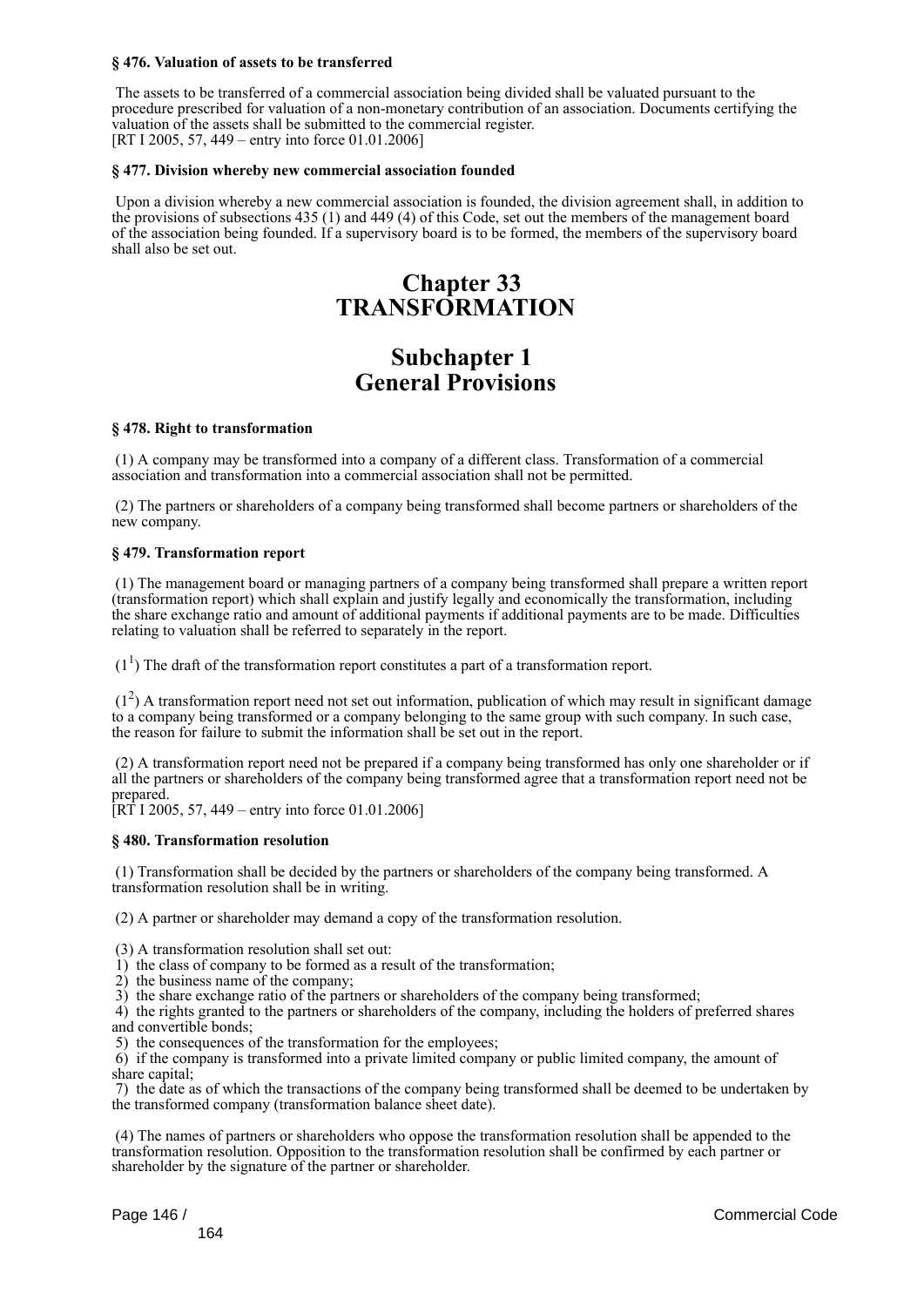**§ 476. Valuation of assets to be transferred**

The assets to be transferred of a commercial association being divided shall be valuated pursuant to the procedure prescribed for valuation of a non-monetary contribution of an association. Documents certifying the valuation of the assets shall be submitted to the commercial register.
[RT I 2005, 57, 449 – entry into force 01.01.2006]

**§ 477. Division whereby new commercial association founded**

Upon a division whereby a new commercial association is founded, the division agreement shall, in addition to the provisions of subsections 435 (1) and 449 (4) of this Code, set out the members of the management board of the association being founded. If a supervisory board is to be formed, the members of the supervisory board shall also be set out.

# Chapter 33
# TRANSFORMATION

## Subchapter 1
## General Provisions

**§ 478. Right to transformation**

(1) A company may be transformed into a company of a different class. Transformation of a commercial association and transformation into a commercial association shall not be permitted.

(2) The partners or shareholders of a company being transformed shall become partners or shareholders of the new company.

**§ 479. Transformation report**

(1) The management board or managing partners of a company being transformed shall prepare a written report (transformation report) which shall explain and justify legally and economically the transformation, including the share exchange ratio and amount of additional payments if additional payments are to be made. Difficulties relating to valuation shall be referred to separately in the report.

($1^1$) The draft of the transformation report constitutes a part of a transformation report.

($1^2$) A transformation report need not set out information, publication of which may result in significant damage to a company being transformed or a company belonging to the same group with such company. In such case, the reason for failure to submit the information shall be set out in the report.

(2) A transformation report need not be prepared if a company being transformed has only one shareholder or if all the partners or shareholders of the company being transformed agree that a transformation report need not be prepared.
[RT I 2005, 57, 449 – entry into force 01.01.2006]

**§ 480. Transformation resolution**

(1) Transformation shall be decided by the partners or shareholders of the company being transformed. A transformation resolution shall be in writing.

(2) A partner or shareholder may demand a copy of the transformation resolution.

(3) A transformation resolution shall set out:
1) the class of company to be formed as a result of the transformation;
2) the business name of the company;
3) the share exchange ratio of the partners or shareholders of the company being transformed;
4) the rights granted to the partners or shareholders of the company, including the holders of preferred shares and convertible bonds;
5) the consequences of the transformation for the employees;
6) if the company is transformed into a private limited company or public limited company, the amount of share capital;
7) the date as of which the transactions of the company being transformed shall be deemed to be undertaken by the transformed company (transformation balance sheet date).

(4) The names of partners or shareholders who oppose the transformation resolution shall be appended to the transformation resolution. Opposition to the transformation resolution shall be confirmed by each partner or shareholder by the signature of the partner or shareholder.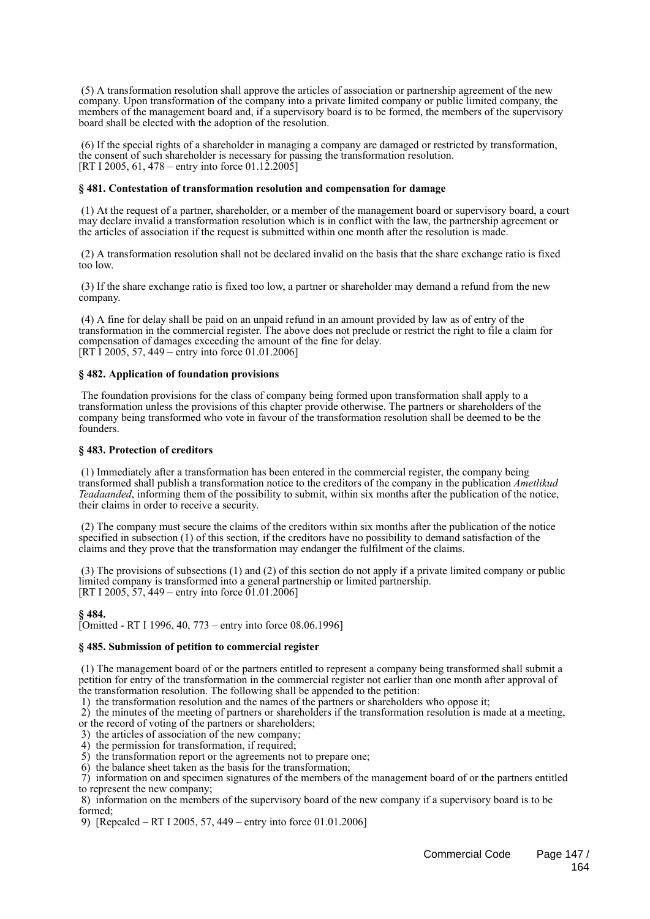(5) A transformation resolution shall approve the articles of association or partnership agreement of the new company. Upon transformation of the company into a private limited company or public limited company, the members of the management board and, if a supervisory board is to be formed, the members of the supervisory board shall be elected with the adoption of the resolution.

(6) If the special rights of a shareholder in managing a company are damaged or restricted by transformation, the consent of such shareholder is necessary for passing the transformation resolution.
[RT I 2005, 61, 478 – entry into force 01.12.2005]

### § 481. Contestation of transformation resolution and compensation for damage

(1) At the request of a partner, shareholder, or a member of the management board or supervisory board, a court may declare invalid a transformation resolution which is in conflict with the law, the partnership agreement or the articles of association if the request is submitted within one month after the resolution is made.

(2) A transformation resolution shall not be declared invalid on the basis that the share exchange ratio is fixed too low.

(3) If the share exchange ratio is fixed too low, a partner or shareholder may demand a refund from the new company.

(4) A fine for delay shall be paid on an unpaid refund in an amount provided by law as of entry of the transformation in the commercial register. The above does not preclude or restrict the right to file a claim for compensation of damages exceeding the amount of the fine for delay.
[RT I 2005, 57, 449 – entry into force 01.01.2006]

### § 482. Application of foundation provisions

The foundation provisions for the class of company being formed upon transformation shall apply to a transformation unless the provisions of this chapter provide otherwise. The partners or shareholders of the company being transformed who vote in favour of the transformation resolution shall be deemed to be the founders.

### § 483. Protection of creditors

(1) Immediately after a transformation has been entered in the commercial register, the company being transformed shall publish a transformation notice to the creditors of the company in the publication *Ametlikud Teadaanded*, informing them of the possibility to submit, within six months after the publication of the notice, their claims in order to receive a security.

(2) The company must secure the claims of the creditors within six months after the publication of the notice specified in subsection (1) of this section, if the creditors have no possibility to demand satisfaction of the claims and they prove that the transformation may endanger the fulfilment of the claims.

(3) The provisions of subsections (1) and (2) of this section do not apply if a private limited company or public limited company is transformed into a general partnership or limited partnership.
[RT I 2005, 57, 449 – entry into force 01.01.2006]

### § 484.

[Omitted - RT I 1996, 40, 773 – entry into force 08.06.1996]

### § 485. Submission of petition to commercial register

(1) The management board of or the partners entitled to represent a company being transformed shall submit a petition for entry of the transformation in the commercial register not earlier than one month after approval of the transformation resolution. The following shall be appended to the petition:
1) the transformation resolution and the names of the partners or shareholders who oppose it;
2) the minutes of the meeting of partners or shareholders if the transformation resolution is made at a meeting, or the record of voting of the partners or shareholders;
3) the articles of association of the new company;
4) the permission for transformation, if required;
5) the transformation report or the agreements not to prepare one;
6) the balance sheet taken as the basis for the transformation;
7) information on and specimen signatures of the members of the management board of or the partners entitled to represent the new company;
8) information on the members of the supervisory board of the new company if a supervisory board is to be formed;
9) [Repealed – RT I 2005, 57, 449 – entry into force 01.01.2006]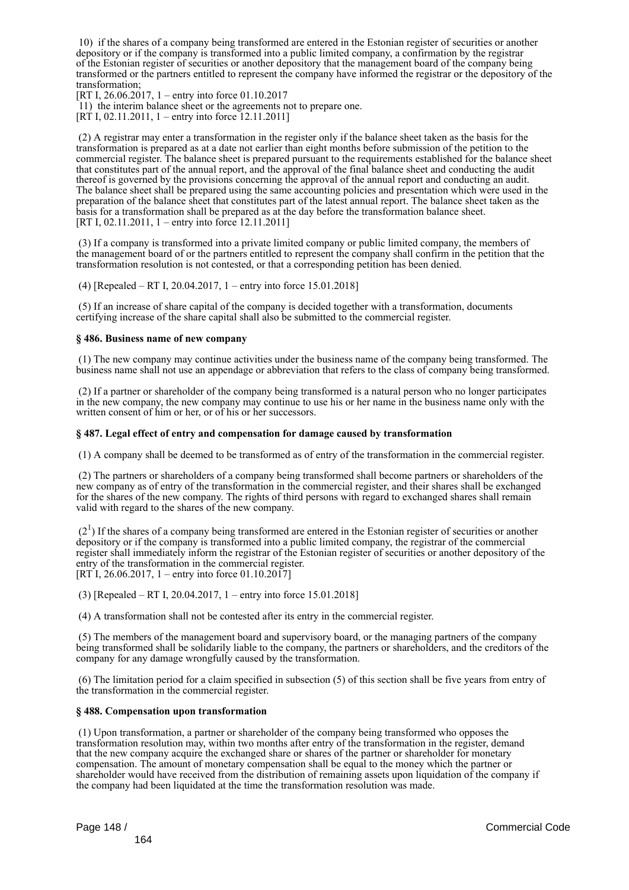10) if the shares of a company being transformed are entered in the Estonian register of securities or another depository or if the company is transformed into a public limited company, a confirmation by the registrar of the Estonian register of securities or another depository that the management board of the company being transformed or the partners entitled to represent the company have informed the registrar or the depository of the transformation;
[RT I, 26.06.2017, 1 – entry into force 01.10.2017

11) the interim balance sheet or the agreements not to prepare one.
[RT I, 02.11.2011, 1 – entry into force 12.11.2011]

(2) A registrar may enter a transformation in the register only if the balance sheet taken as the basis for the transformation is prepared as at a date not earlier than eight months before submission of the petition to the commercial register. The balance sheet is prepared pursuant to the requirements established for the balance sheet that constitutes part of the annual report, and the approval of the final balance sheet and conducting the audit thereof is governed by the provisions concerning the approval of the annual report and conducting an audit. The balance sheet shall be prepared using the same accounting policies and presentation which were used in the preparation of the balance sheet that constitutes part of the latest annual report. The balance sheet taken as the basis for a transformation shall be prepared as at the day before the transformation balance sheet.
[RT I, 02.11.2011, 1 – entry into force 12.11.2011]

(3) If a company is transformed into a private limited company or public limited company, the members of the management board of or the partners entitled to represent the company shall confirm in the petition that the transformation resolution is not contested, or that a corresponding petition has been denied.

(4) [Repealed – RT I, 20.04.2017, 1 – entry into force 15.01.2018]

(5) If an increase of share capital of the company is decided together with a transformation, documents certifying increase of the share capital shall also be submitted to the commercial register.

### § 486. Business name of new company

(1) The new company may continue activities under the business name of the company being transformed. The business name shall not use an appendage or abbreviation that refers to the class of company being transformed.

(2) If a partner or shareholder of the company being transformed is a natural person who no longer participates in the new company, the new company may continue to use his or her name in the business name only with the written consent of him or her, or of his or her successors.

### § 487. Legal effect of entry and compensation for damage caused by transformation

(1) A company shall be deemed to be transformed as of entry of the transformation in the commercial register.

(2) The partners or shareholders of a company being transformed shall become partners or shareholders of the new company as of entry of the transformation in the commercial register, and their shares shall be exchanged for the shares of the new company. The rights of third persons with regard to exchanged shares shall remain valid with regard to the shares of the new company.

($2^1$) If the shares of a company being transformed are entered in the Estonian register of securities or another depository or if the company is transformed into a public limited company, the registrar of the commercial register shall immediately inform the registrar of the Estonian register of securities or another depository of the entry of the transformation in the commercial register.
[RT I, 26.06.2017, 1 – entry into force 01.10.2017]

(3) [Repealed – RT I, 20.04.2017, 1 – entry into force 15.01.2018]

(4) A transformation shall not be contested after its entry in the commercial register.

(5) The members of the management board and supervisory board, or the managing partners of the company being transformed shall be solidarily liable to the company, the partners or shareholders, and the creditors of the company for any damage wrongfully caused by the transformation.

(6) The limitation period for a claim specified in subsection (5) of this section shall be five years from entry of the transformation in the commercial register.

### § 488. Compensation upon transformation

(1) Upon transformation, a partner or shareholder of the company being transformed who opposes the transformation resolution may, within two months after entry of the transformation in the register, demand that the new company acquire the exchanged share or shares of the partner or shareholder for monetary compensation. The amount of monetary compensation shall be equal to the money which the partner or shareholder would have received from the distribution of remaining assets upon liquidation of the company if the company had been liquidated at the time the transformation resolution was made.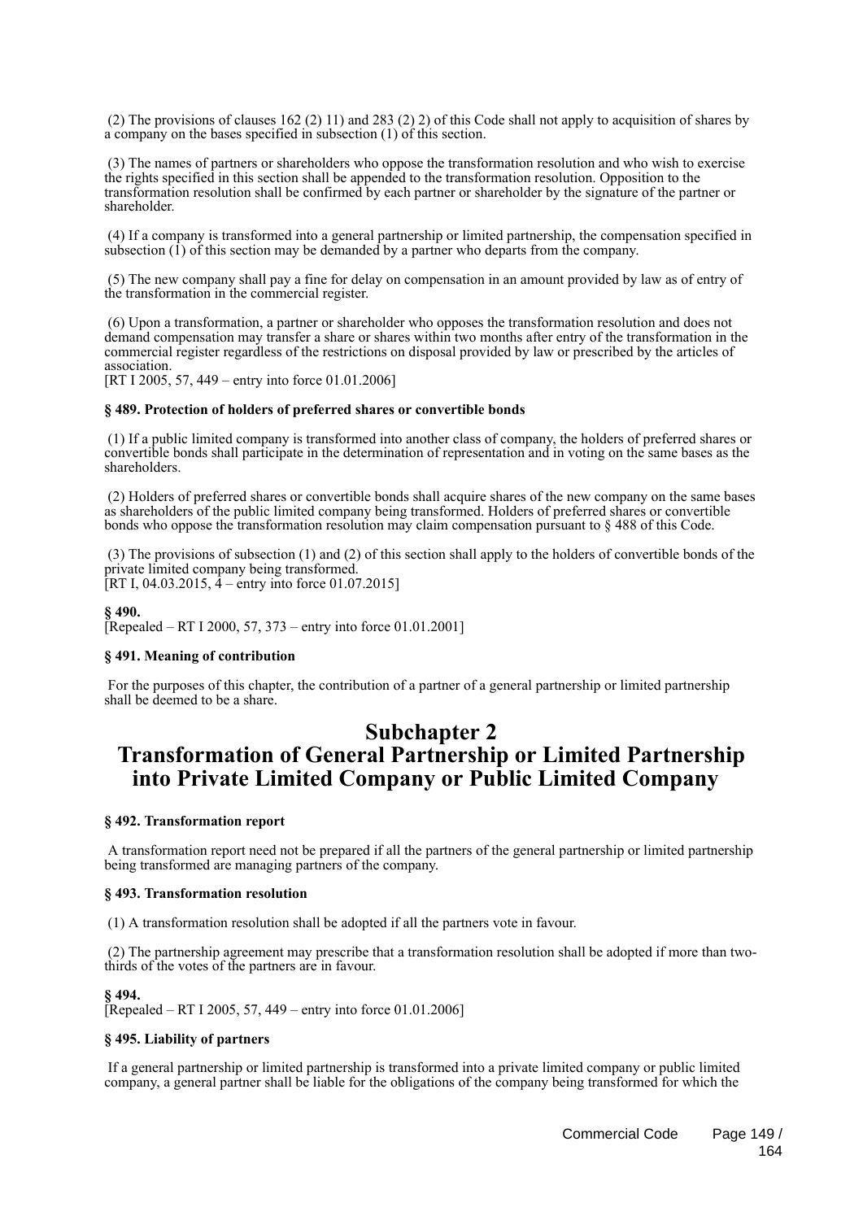(2) The provisions of clauses 162 (2) 11) and 283 (2) 2) of this Code shall not apply to acquisition of shares by a company on the bases specified in subsection (1) of this section.

(3) The names of partners or shareholders who oppose the transformation resolution and who wish to exercise the rights specified in this section shall be appended to the transformation resolution. Opposition to the transformation resolution shall be confirmed by each partner or shareholder by the signature of the partner or shareholder.

(4) If a company is transformed into a general partnership or limited partnership, the compensation specified in subsection (1) of this section may be demanded by a partner who departs from the company.

(5) The new company shall pay a fine for delay on compensation in an amount provided by law as of entry of the transformation in the commercial register.

(6) Upon a transformation, a partner or shareholder who opposes the transformation resolution and does not demand compensation may transfer a share or shares within two months after entry of the transformation in the commercial register regardless of the restrictions on disposal provided by law or prescribed by the articles of association.
[RT I 2005, 57, 449 – entry into force 01.01.2006]

**§ 489. Protection of holders of preferred shares or convertible bonds**

(1) If a public limited company is transformed into another class of company, the holders of preferred shares or convertible bonds shall participate in the determination of representation and in voting on the same bases as the shareholders.

(2) Holders of preferred shares or convertible bonds shall acquire shares of the new company on the same bases as shareholders of the public limited company being transformed. Holders of preferred shares or convertible bonds who oppose the transformation resolution may claim compensation pursuant to § 488 of this Code.

(3) The provisions of subsection (1) and (2) of this section shall apply to the holders of convertible bonds of the private limited company being transformed.
[RT I, 04.03.2015, 4 – entry into force 01.07.2015]

**§ 490.**
[Repealed – RT I 2000, 57, 373 – entry into force 01.01.2001]

**§ 491. Meaning of contribution**

For the purposes of this chapter, the contribution of a partner of a general partnership or limited partnership shall be deemed to be a share.

# Subchapter 2
# Transformation of General Partnership or Limited Partnership into Private Limited Company or Public Limited Company

**§ 492. Transformation report**

A transformation report need not be prepared if all the partners of the general partnership or limited partnership being transformed are managing partners of the company.

**§ 493. Transformation resolution**

(1) A transformation resolution shall be adopted if all the partners vote in favour.

(2) The partnership agreement may prescribe that a transformation resolution shall be adopted if more than two-thirds of the votes of the partners are in favour.

**§ 494.**
[Repealed – RT I 2005, 57, 449 – entry into force 01.01.2006]

**§ 495. Liability of partners**

If a general partnership or limited partnership is transformed into a private limited company or public limited company, a general partner shall be liable for the obligations of the company being transformed for which the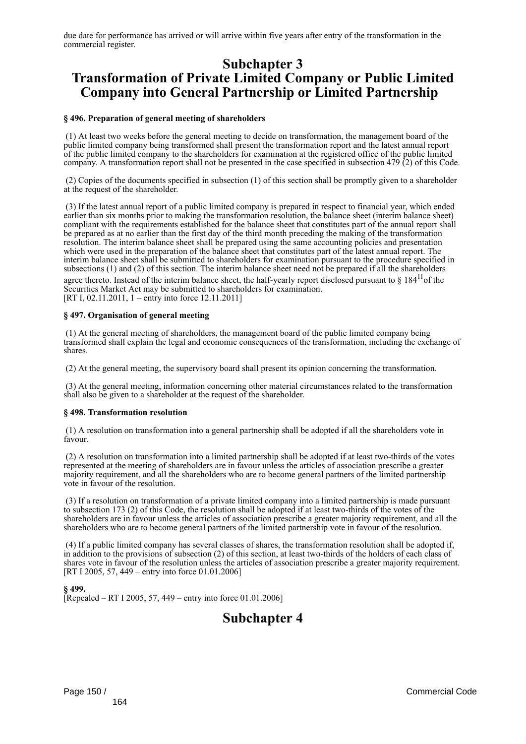due date for performance has arrived or will arrive within five years after entry of the transformation in the commercial register.

# Subchapter 3
# Transformation of Private Limited Company or Public Limited Company into General Partnership or Limited Partnership

**§ 496. Preparation of general meeting of shareholders**

(1) At least two weeks before the general meeting to decide on transformation, the management board of the public limited company being transformed shall present the transformation report and the latest annual report of the public limited company to the shareholders for examination at the registered office of the public limited company. A transformation report shall not be presented in the case specified in subsection 479 (2) of this Code.

(2) Copies of the documents specified in subsection (1) of this section shall be promptly given to a shareholder at the request of the shareholder.

(3) If the latest annual report of a public limited company is prepared in respect to financial year, which ended earlier than six months prior to making the transformation resolution, the balance sheet (interim balance sheet) compliant with the requirements established for the balance sheet that constitutes part of the annual report shall be prepared as at no earlier than the first day of the third month preceding the making of the transformation resolution. The interim balance sheet shall be prepared using the same accounting policies and presentation which were used in the preparation of the balance sheet that constitutes part of the latest annual report. The interim balance sheet shall be submitted to shareholders for examination pursuant to the procedure specified in subsections (1) and (2) of this section. The interim balance sheet need not be prepared if all the shareholders agree thereto. Instead of the interim balance sheet, the half-yearly report disclosed pursuant to § 184[11] of the Securities Market Act may be submitted to shareholders for examination.
[RT I, 02.11.2011, 1 – entry into force 12.11.2011]

**§ 497. Organisation of general meeting**

(1) At the general meeting of shareholders, the management board of the public limited company being transformed shall explain the legal and economic consequences of the transformation, including the exchange of shares.

(2) At the general meeting, the supervisory board shall present its opinion concerning the transformation.

(3) At the general meeting, information concerning other material circumstances related to the transformation shall also be given to a shareholder at the request of the shareholder.

**§ 498. Transformation resolution**

(1) A resolution on transformation into a general partnership shall be adopted if all the shareholders vote in favour.

(2) A resolution on transformation into a limited partnership shall be adopted if at least two-thirds of the votes represented at the meeting of shareholders are in favour unless the articles of association prescribe a greater majority requirement, and all the shareholders who are to become general partners of the limited partnership vote in favour of the resolution.

(3) If a resolution on transformation of a private limited company into a limited partnership is made pursuant to subsection 173 (2) of this Code, the resolution shall be adopted if at least two-thirds of the votes of the shareholders are in favour unless the articles of association prescribe a greater majority requirement, and all the shareholders who are to become general partners of the limited partnership vote in favour of the resolution.

(4) If a public limited company has several classes of shares, the transformation resolution shall be adopted if, in addition to the provisions of subsection (2) of this section, at least two-thirds of the holders of each class of shares vote in favour of the resolution unless the articles of association prescribe a greater majority requirement.
[RT I 2005, 57, 449 – entry into force 01.01.2006]

**§ 499.**
[Repealed – RT I 2005, 57, 449 – entry into force 01.01.2006]

# Subchapter 4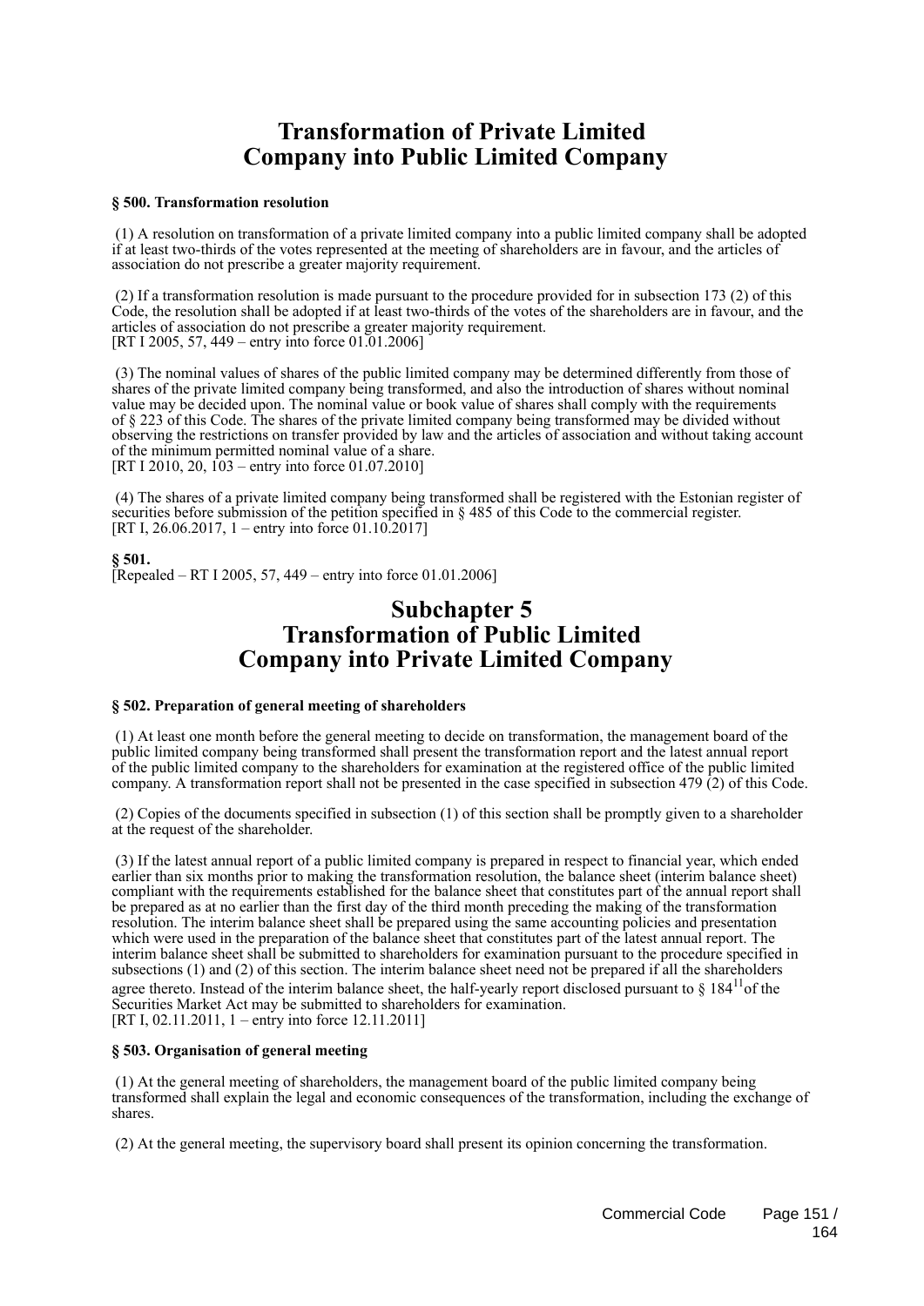## Transformation of Private Limited Company into Public Limited Company

**§ 500. Transformation resolution**

(1) A resolution on transformation of a private limited company into a public limited company shall be adopted if at least two-thirds of the votes represented at the meeting of shareholders are in favour, and the articles of association do not prescribe a greater majority requirement.

(2) If a transformation resolution is made pursuant to the procedure provided for in subsection 173 (2) of this Code, the resolution shall be adopted if at least two-thirds of the votes of the shareholders are in favour, and the articles of association do not prescribe a greater majority requirement.
[RT I 2005, 57, 449 – entry into force 01.01.2006]

(3) The nominal values of shares of the public limited company may be determined differently from those of shares of the private limited company being transformed, and also the introduction of shares without nominal value may be decided upon. The nominal value or book value of shares shall comply with the requirements of § 223 of this Code. The shares of the private limited company being transformed may be divided without observing the restrictions on transfer provided by law and the articles of association and without taking account of the minimum permitted nominal value of a share.
[RT I 2010, 20, 103 – entry into force 01.07.2010]

(4) The shares of a private limited company being transformed shall be registered with the Estonian register of securities before submission of the petition specified in § 485 of this Code to the commercial register.
[RT I, 26.06.2017, 1 – entry into force 01.10.2017]

**§ 501.**
[Repealed – RT I 2005, 57, 449 – entry into force 01.01.2006]

## Subchapter 5 Transformation of Public Limited Company into Private Limited Company

**§ 502. Preparation of general meeting of shareholders**

(1) At least one month before the general meeting to decide on transformation, the management board of the public limited company being transformed shall present the transformation report and the latest annual report of the public limited company to the shareholders for examination at the registered office of the public limited company. A transformation report shall not be presented in the case specified in subsection 479 (2) of this Code.

(2) Copies of the documents specified in subsection (1) of this section shall be promptly given to a shareholder at the request of the shareholder.

(3) If the latest annual report of a public limited company is prepared in respect to financial year, which ended earlier than six months prior to making the transformation resolution, the balance sheet (interim balance sheet) compliant with the requirements established for the balance sheet that constitutes part of the annual report shall be prepared as at no earlier than the first day of the third month preceding the making of the transformation resolution. The interim balance sheet shall be prepared using the same accounting policies and presentation which were used in the preparation of the balance sheet that constitutes part of the latest annual report. The interim balance sheet shall be submitted to shareholders for examination pursuant to the procedure specified in subsections (1) and (2) of this section. The interim balance sheet need not be prepared if all the shareholders agree thereto. Instead of the interim balance sheet, the half-yearly report disclosed pursuant to § 184[11] of the Securities Market Act may be submitted to shareholders for examination.
[RT I, 02.11.2011, 1 – entry into force 12.11.2011]

**§ 503. Organisation of general meeting**

(1) At the general meeting of shareholders, the management board of the public limited company being transformed shall explain the legal and economic consequences of the transformation, including the exchange of shares.

(2) At the general meeting, the supervisory board shall present its opinion concerning the transformation.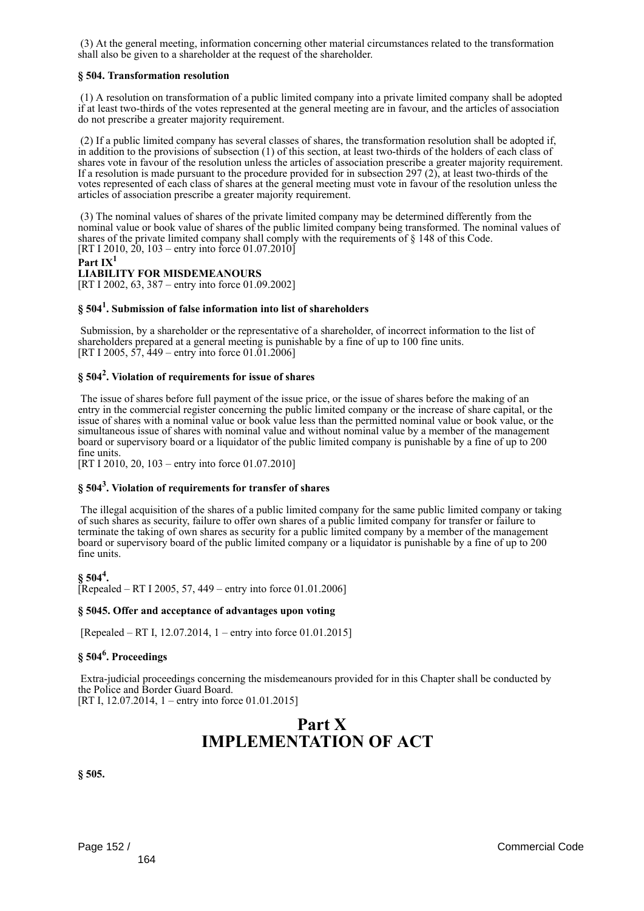(3) At the general meeting, information concerning other material circumstances related to the transformation shall also be given to a shareholder at the request of the shareholder.

#### § 504. Transformation resolution

(1) A resolution on transformation of a public limited company into a private limited company shall be adopted if at least two-thirds of the votes represented at the general meeting are in favour, and the articles of association do not prescribe a greater majority requirement.

(2) If a public limited company has several classes of shares, the transformation resolution shall be adopted if, in addition to the provisions of subsection (1) of this section, at least two-thirds of the holders of each class of shares vote in favour of the resolution unless the articles of association prescribe a greater majority requirement. If a resolution is made pursuant to the procedure provided for in subsection 297 (2), at least two-thirds of the votes represented of each class of shares at the general meeting must vote in favour of the resolution unless the articles of association prescribe a greater majority requirement.

(3) The nominal values of shares of the private limited company may be determined differently from the nominal value or book value of shares of the public limited company being transformed. The nominal values of shares of the private limited company shall comply with the requirements of § 148 of this Code.
[RT I 2010, 20, 103 – entry into force 01.07.2010]

## Part IX[1]
## LIABILITY FOR MISDEMEANOURS

[RT I 2002, 63, 387 – entry into force 01.09.2002]

#### § 504[1]. Submission of false information into list of shareholders

Submission, by a shareholder or the representative of a shareholder, of incorrect information to the list of shareholders prepared at a general meeting is punishable by a fine of up to 100 fine units.
[RT I 2005, 57, 449 – entry into force 01.01.2006]

#### § 504[2]. Violation of requirements for issue of shares

The issue of shares before full payment of the issue price, or the issue of shares before the making of an entry in the commercial register concerning the public limited company or the increase of share capital, or the issue of shares with a nominal value or book value less than the permitted nominal value or book value, or the simultaneous issue of shares with nominal value and without nominal value by a member of the management board or supervisory board or a liquidator of the public limited company is punishable by a fine of up to 200 fine units.
[RT I 2010, 20, 103 – entry into force 01.07.2010]

#### § 504[3]. Violation of requirements for transfer of shares

The illegal acquisition of the shares of a public limited company for the same public limited company or taking of such shares as security, failure to offer own shares of a public limited company for transfer or failure to terminate the taking of own shares as security for a public limited company by a member of the management board or supervisory board of the public limited company or a liquidator is punishable by a fine of up to 200 fine units.

#### § 504[4].

[Repealed – RT I 2005, 57, 449 – entry into force 01.01.2006]

#### § 5045. Offer and acceptance of advantages upon voting

[Repealed – RT I, 12.07.2014, 1 – entry into force 01.01.2015]

#### § 504[6]. Proceedings

Extra-judicial proceedings concerning the misdemeanours provided for in this Chapter shall be conducted by the Police and Border Guard Board.
[RT I, 12.07.2014, 1 – entry into force 01.01.2015]

# Part X
# IMPLEMENTATION OF ACT

#### § 505.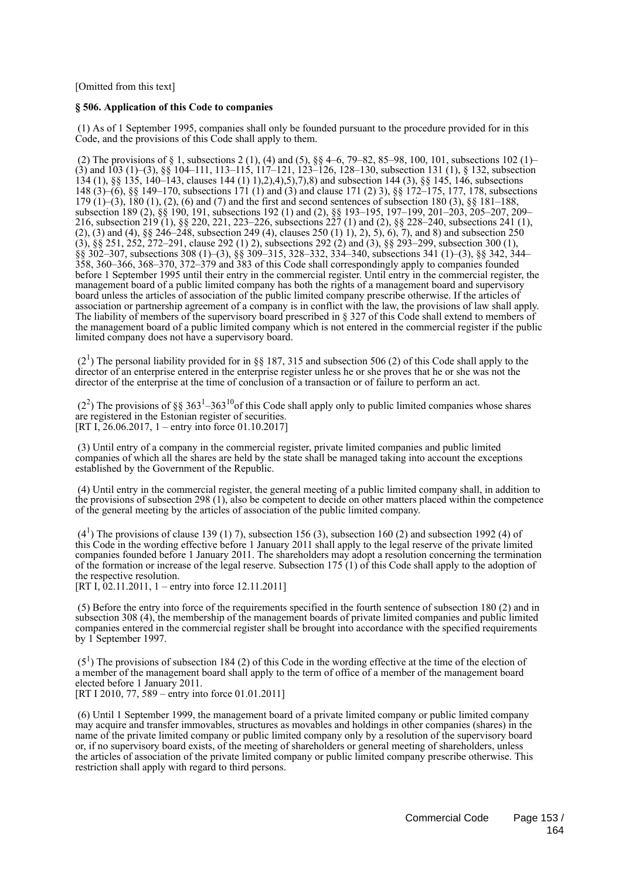[Omitted from this text]

**§ 506. Application of this Code to companies**

(1) As of 1 September 1995, companies shall only be founded pursuant to the procedure provided for in this Code, and the provisions of this Code shall apply to them.

(2) The provisions of § 1, subsections 2 (1), (4) and (5), §§ 4–6, 79–82, 85–98, 100, 101, subsections 102 (1)–(3) and 103 (1)–(3), §§ 104–111, 113–115, 117–121, 123–126, 128–130, subsection 131 (1), § 132, subsection 134 (1), §§ 135, 140–143, clauses 144 (1) 1),2),4),5),7),8) and subsection 144 (3), §§ 145, 146, subsections 148 (3)–(6), §§ 149–170, subsections 171 (1) and (3) and clause 171 (2) 3), §§ 172–175, 177, 178, subsections 179 (1)–(3), 180 (1), (2), (6) and (7) and the first and second sentences of subsection 180 (3), §§ 181–188, subsection 189 (2), §§ 190, 191, subsections 192 (1) and (2), §§ 193–195, 197–199, 201–203, 205–207, 209–216, subsection 219 (1), §§ 220, 221, 223–226, subsections 227 (1) and (2), §§ 228–240, subsections 241 (1), (2), (3) and (4), §§ 246–248, subsection 249 (4), clauses 250 (1) 1), 2), 5), 6), 7), and 8) and subsection 250 (3), §§ 251, 252, 272–291, clause 292 (1) 2), subsections 292 (2) and (3), §§ 293–299, subsection 300 (1), §§ 302–307, subsections 308 (1)–(3), §§ 309–315, 328–332, 334–340, subsections 341 (1)–(3), §§ 342, 344–358, 360–366, 368–370, 372–379 and 383 of this Code shall correspondingly apply to companies founded before 1 September 1995 until their entry in the commercial register. Until entry in the commercial register, the management board of a public limited company has both the rights of a management board and supervisory board unless the articles of association of the public limited company prescribe otherwise. If the articles of association or partnership agreement of a company is in conflict with the law, the provisions of law shall apply. The liability of members of the supervisory board prescribed in § 327 of this Code shall extend to members of the management board of a public limited company which is not entered in the commercial register if the public limited company does not have a supervisory board.

($2^1$) The personal liability provided for in §§ 187, 315 and subsection 506 (2) of this Code shall apply to the director of an enterprise entered in the enterprise register unless he or she proves that he or she was not the director of the enterprise at the time of conclusion of a transaction or of failure to perform an act.

($2^2$) The provisions of §§ $363^1$–$363^{10}$ of this Code shall apply only to public limited companies whose shares are registered in the Estonian register of securities.
[RT I, 26.06.2017, 1 – entry into force 01.10.2017]

(3) Until entry of a company in the commercial register, private limited companies and public limited companies of which all the shares are held by the state shall be managed taking into account the exceptions established by the Government of the Republic.

(4) Until entry in the commercial register, the general meeting of a public limited company shall, in addition to the provisions of subsection 298 (1), also be competent to decide on other matters placed within the competence of the general meeting by the articles of association of the public limited company.

($4^1$) The provisions of clause 139 (1) 7), subsection 156 (3), subsection 160 (2) and subsection 1992 (4) of this Code in the wording effective before 1 January 2011 shall apply to the legal reserve of the private limited companies founded before 1 January 2011. The shareholders may adopt a resolution concerning the termination of the formation or increase of the legal reserve. Subsection 175 (1) of this Code shall apply to the adoption of the respective resolution.
[RT I, 02.11.2011, 1 – entry into force 12.11.2011]

(5) Before the entry into force of the requirements specified in the fourth sentence of subsection 180 (2) and in subsection 308 (4), the membership of the management boards of private limited companies and public limited companies entered in the commercial register shall be brought into accordance with the specified requirements by 1 September 1997.

($5^1$) The provisions of subsection 184 (2) of this Code in the wording effective at the time of the election of a member of the management board shall apply to the term of office of a member of the management board elected before 1 January 2011.
[RT I 2010, 77, 589 – entry into force 01.01.2011]

(6) Until 1 September 1999, the management board of a private limited company or public limited company may acquire and transfer immovables, structures as movables and holdings in other companies (shares) in the name of the private limited company or public limited company only by a resolution of the supervisory board or, if no supervisory board exists, of the meeting of shareholders or general meeting of shareholders, unless the articles of association of the private limited company or public limited company prescribe otherwise. This restriction shall apply with regard to third persons.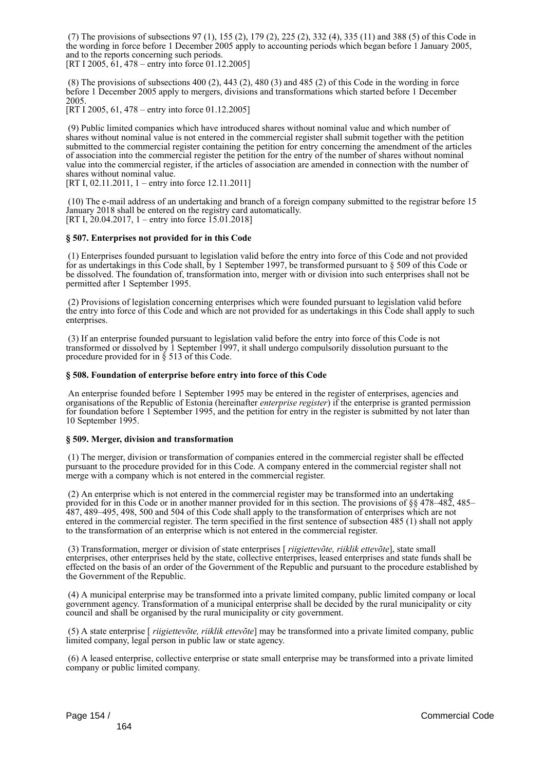(7) The provisions of subsections 97 (1), 155 (2), 179 (2), 225 (2), 332 (4), 335 (11) and 388 (5) of this Code in the wording in force before 1 December 2005 apply to accounting periods which began before 1 January 2005, and to the reports concerning such periods.
[RT I 2005, 61, 478 – entry into force 01.12.2005]

(8) The provisions of subsections 400 (2), 443 (2), 480 (3) and 485 (2) of this Code in the wording in force before 1 December 2005 apply to mergers, divisions and transformations which started before 1 December 2005.
[RT I 2005, 61, 478 – entry into force 01.12.2005]

(9) Public limited companies which have introduced shares without nominal value and which number of shares without nominal value is not entered in the commercial register shall submit together with the petition submitted to the commercial register containing the petition for entry concerning the amendment of the articles of association into the commercial register the petition for the entry of the number of shares without nominal value into the commercial register, if the articles of association are amended in connection with the number of shares without nominal value.
[RT I, 02.11.2011, 1 – entry into force 12.11.2011]

(10) The e-mail address of an undertaking and branch of a foreign company submitted to the registrar before 15 January 2018 shall be entered on the registry card automatically.
[RT I, 20.04.2017, 1 – entry into force 15.01.2018]

**§ 507. Enterprises not provided for in this Code**

(1) Enterprises founded pursuant to legislation valid before the entry into force of this Code and not provided for as undertakings in this Code shall, by 1 September 1997, be transformed pursuant to § 509 of this Code or be dissolved. The foundation of, transformation into, merger with or division into such enterprises shall not be permitted after 1 September 1995.

(2) Provisions of legislation concerning enterprises which were founded pursuant to legislation valid before the entry into force of this Code and which are not provided for as undertakings in this Code shall apply to such enterprises.

(3) If an enterprise founded pursuant to legislation valid before the entry into force of this Code is not transformed or dissolved by 1 September 1997, it shall undergo compulsorily dissolution pursuant to the procedure provided for in § 513 of this Code.

**§ 508. Foundation of enterprise before entry into force of this Code**

An enterprise founded before 1 September 1995 may be entered in the register of enterprises, agencies and organisations of the Republic of Estonia (hereinafter *enterprise register*) if the enterprise is granted permission for foundation before 1 September 1995, and the petition for entry in the register is submitted by not later than 10 September 1995.

**§ 509. Merger, division and transformation**

(1) The merger, division or transformation of companies entered in the commercial register shall be effected pursuant to the procedure provided for in this Code. A company entered in the commercial register shall not merge with a company which is not entered in the commercial register.

(2) An enterprise which is not entered in the commercial register may be transformed into an undertaking provided for in this Code or in another manner provided for in this section. The provisions of §§ 478–482, 485–487, 489–495, 498, 500 and 504 of this Code shall apply to the transformation of enterprises which are not entered in the commercial register. The term specified in the first sentence of subsection 485 (1) shall not apply to the transformation of an enterprise which is not entered in the commercial register.

(3) Transformation, merger or division of state enterprises [ *riigiettevõte, riiklik ettevõte*], state small enterprises, other enterprises held by the state, collective enterprises, leased enterprises and state funds shall be effected on the basis of an order of the Government of the Republic and pursuant to the procedure established by the Government of the Republic.

(4) A municipal enterprise may be transformed into a private limited company, public limited company or local government agency. Transformation of a municipal enterprise shall be decided by the rural municipality or city council and shall be organised by the rural municipality or city government.

(5) A state enterprise [ *riigiettevõte, riiklik ettevõte*] may be transformed into a private limited company, public limited company, legal person in public law or state agency.

(6) A leased enterprise, collective enterprise or state small enterprise may be transformed into a private limited company or public limited company.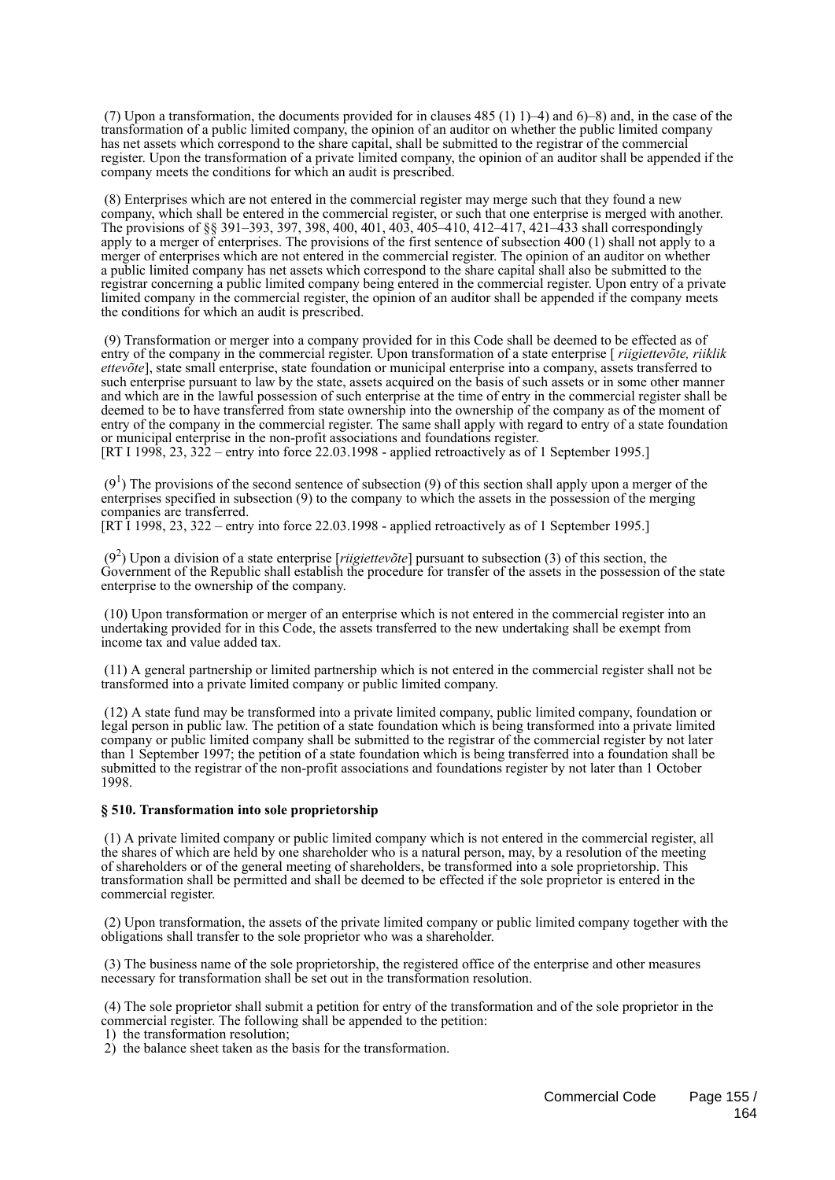(7) Upon a transformation, the documents provided for in clauses 485 (1) 1)–4) and 6)–8) and, in the case of the transformation of a public limited company, the opinion of an auditor on whether the public limited company has net assets which correspond to the share capital, shall be submitted to the registrar of the commercial register. Upon the transformation of a private limited company, the opinion of an auditor shall be appended if the company meets the conditions for which an audit is prescribed.

(8) Enterprises which are not entered in the commercial register may merge such that they found a new company, which shall be entered in the commercial register, or such that one enterprise is merged with another. The provisions of §§ 391–393, 397, 398, 400, 401, 403, 405–410, 412–417, 421–433 shall correspondingly apply to a merger of enterprises. The provisions of the first sentence of subsection 400 (1) shall not apply to a merger of enterprises which are not entered in the commercial register. The opinion of an auditor on whether a public limited company has net assets which correspond to the share capital shall also be submitted to the registrar concerning a public limited company being entered in the commercial register. Upon entry of a private limited company in the commercial register, the opinion of an auditor shall be appended if the company meets the conditions for which an audit is prescribed.

(9) Transformation or merger into a company provided for in this Code shall be deemed to be effected as of entry of the company in the commercial register. Upon transformation of a state enterprise [ *riigiettevõte, riiklik ettevõte*], state small enterprise, state foundation or municipal enterprise into a company, assets transferred to such enterprise pursuant to law by the state, assets acquired on the basis of such assets or in some other manner and which are in the lawful possession of such enterprise at the time of entry in the commercial register shall be deemed to be to have transferred from state ownership into the ownership of the company as of the moment of entry of the company in the commercial register. The same shall apply with regard to entry of a state foundation or municipal enterprise in the non-profit associations and foundations register.
[RT I 1998, 23, 322 – entry into force 22.03.1998 - applied retroactively as of 1 September 1995.]

($9^1$) The provisions of the second sentence of subsection (9) of this section shall apply upon a merger of the enterprises specified in subsection (9) to the company to which the assets in the possession of the merging companies are transferred.
[RT I 1998, 23, 322 – entry into force 22.03.1998 - applied retroactively as of 1 September 1995.]

($9^2$) Upon a division of a state enterprise [*riigiettevõte*] pursuant to subsection (3) of this section, the Government of the Republic shall establish the procedure for transfer of the assets in the possession of the state enterprise to the ownership of the company.

(10) Upon transformation or merger of an enterprise which is not entered in the commercial register into an undertaking provided for in this Code, the assets transferred to the new undertaking shall be exempt from income tax and value added tax.

(11) A general partnership or limited partnership which is not entered in the commercial register shall not be transformed into a private limited company or public limited company.

(12) A state fund may be transformed into a private limited company, public limited company, foundation or legal person in public law. The petition of a state foundation which is being transformed into a private limited company or public limited company shall be submitted to the registrar of the commercial register by not later than 1 September 1997; the petition of a state foundation which is being transferred into a foundation shall be submitted to the registrar of the non-profit associations and foundations register by not later than 1 October 1998.

**§ 510. Transformation into sole proprietorship**

(1) A private limited company or public limited company which is not entered in the commercial register, all the shares of which are held by one shareholder who is a natural person, may, by a resolution of the meeting of shareholders or of the general meeting of shareholders, be transformed into a sole proprietorship. This transformation shall be permitted and shall be deemed to be effected if the sole proprietor is entered in the commercial register.

(2) Upon transformation, the assets of the private limited company or public limited company together with the obligations shall transfer to the sole proprietor who was a shareholder.

(3) The business name of the sole proprietorship, the registered office of the enterprise and other measures necessary for transformation shall be set out in the transformation resolution.

(4) The sole proprietor shall submit a petition for entry of the transformation and of the sole proprietor in the commercial register. The following shall be appended to the petition:
1) the transformation resolution;
2) the balance sheet taken as the basis for the transformation.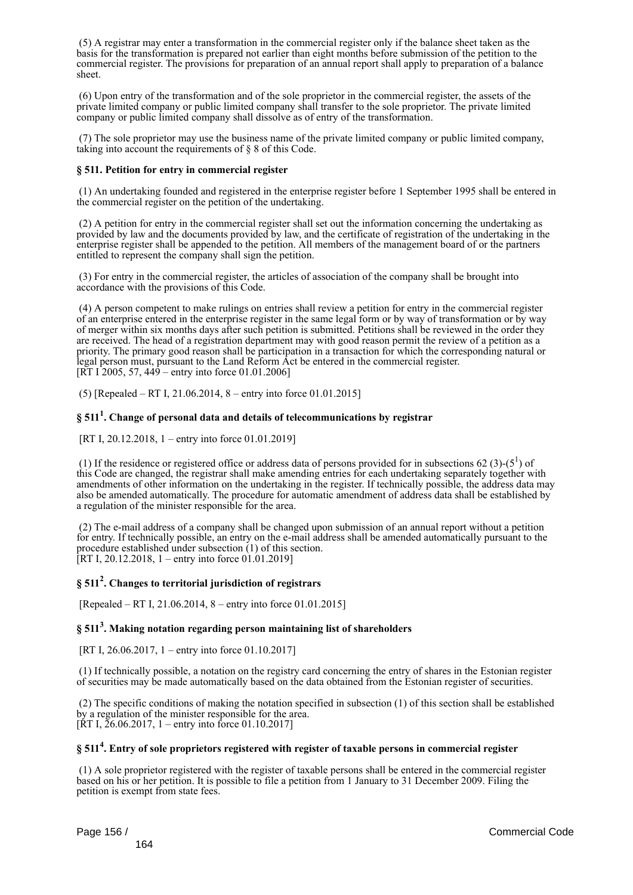(5) A registrar may enter a transformation in the commercial register only if the balance sheet taken as the basis for the transformation is prepared not earlier than eight months before submission of the petition to the commercial register. The provisions for preparation of an annual report shall apply to preparation of a balance sheet.

(6) Upon entry of the transformation and of the sole proprietor in the commercial register, the assets of the private limited company or public limited company shall transfer to the sole proprietor. The private limited company or public limited company shall dissolve as of entry of the transformation.

(7) The sole proprietor may use the business name of the private limited company or public limited company, taking into account the requirements of § 8 of this Code.

### § 511. Petition for entry in commercial register

(1) An undertaking founded and registered in the enterprise register before 1 September 1995 shall be entered in the commercial register on the petition of the undertaking.

(2) A petition for entry in the commercial register shall set out the information concerning the undertaking as provided by law and the documents provided by law, and the certificate of registration of the undertaking in the enterprise register shall be appended to the petition. All members of the management board of or the partners entitled to represent the company shall sign the petition.

(3) For entry in the commercial register, the articles of association of the company shall be brought into accordance with the provisions of this Code.

(4) A person competent to make rulings on entries shall review a petition for entry in the commercial register of an enterprise entered in the enterprise register in the same legal form or by way of transformation or by way of merger within six months days after such petition is submitted. Petitions shall be reviewed in the order they are received. The head of a registration department may with good reason permit the review of a petition as a priority. The primary good reason shall be participation in a transaction for which the corresponding natural or legal person must, pursuant to the Land Reform Act be entered in the commercial register.
[RT I 2005, 57, 449 – entry into force 01.01.2006]

(5) [Repealed – RT I, 21.06.2014, 8 – entry into force 01.01.2015]

### § 511[1]. Change of personal data and details of telecommunications by registrar

[RT I, 20.12.2018, 1 – entry into force 01.01.2019]

(1) If the residence or registered office or address data of persons provided for in subsections 62 (3)-(5[1]) of this Code are changed, the registrar shall make amending entries for each undertaking separately together with amendments of other information on the undertaking in the register. If technically possible, the address data may also be amended automatically. The procedure for automatic amendment of address data shall be established by a regulation of the minister responsible for the area.

(2) The e-mail address of a company shall be changed upon submission of an annual report without a petition for entry. If technically possible, an entry on the e-mail address shall be amended automatically pursuant to the procedure established under subsection (1) of this section.
[RT I, 20.12.2018, 1 – entry into force 01.01.2019]

### § 511[2]. Changes to territorial jurisdiction of registrars

[Repealed – RT I, 21.06.2014, 8 – entry into force 01.01.2015]

### § 511[3]. Making notation regarding person maintaining list of shareholders

[RT I, 26.06.2017, 1 – entry into force 01.10.2017]

(1) If technically possible, a notation on the registry card concerning the entry of shares in the Estonian register of securities may be made automatically based on the data obtained from the Estonian register of securities.

(2) The specific conditions of making the notation specified in subsection (1) of this section shall be established by a regulation of the minister responsible for the area.
[RT I, 26.06.2017, 1 – entry into force 01.10.2017]

### § 511[4]. Entry of sole proprietors registered with register of taxable persons in commercial register

(1) A sole proprietor registered with the register of taxable persons shall be entered in the commercial register based on his or her petition. It is possible to file a petition from 1 January to 31 December 2009. Filing the petition is exempt from state fees.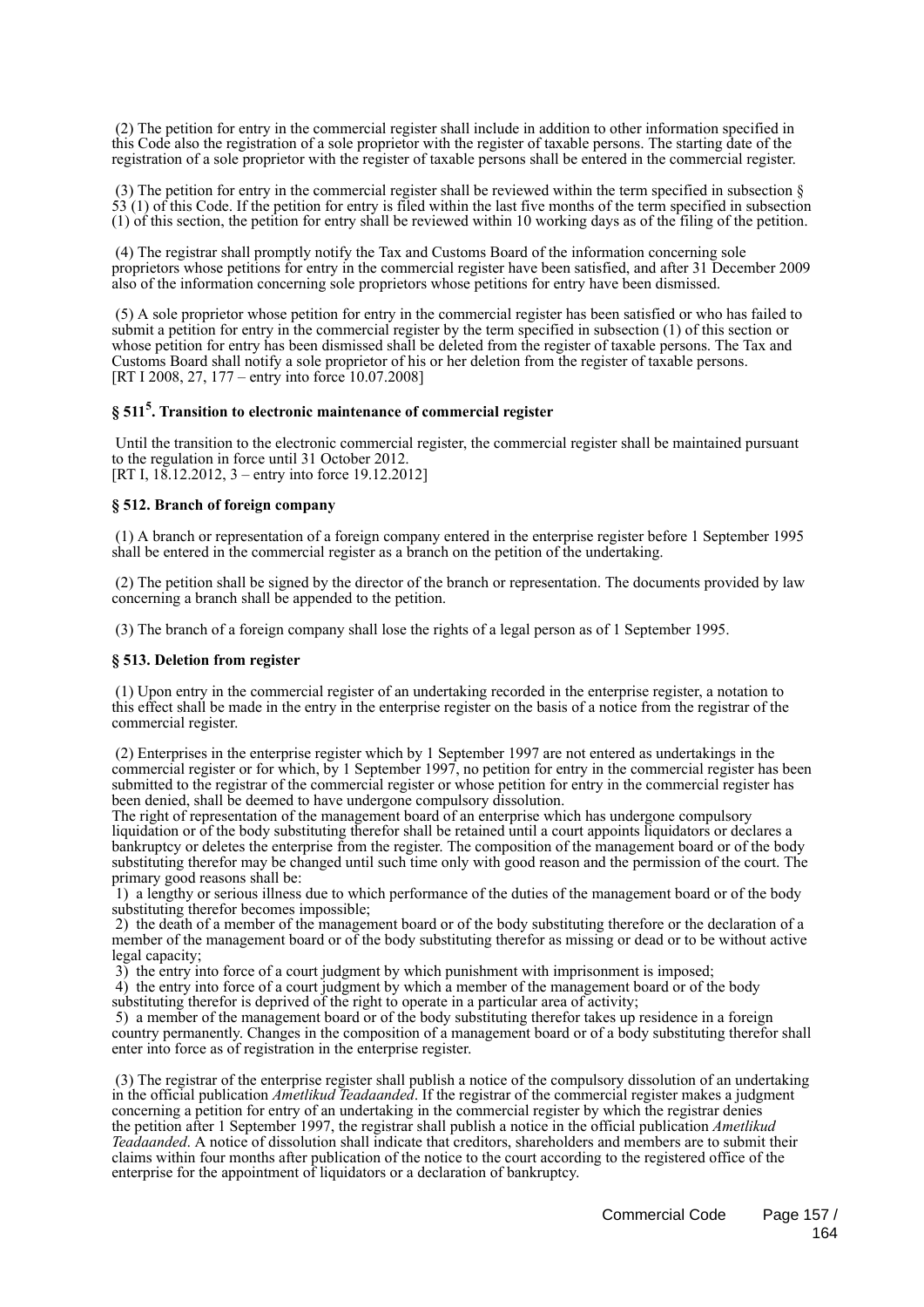(2) The petition for entry in the commercial register shall include in addition to other information specified in this Code also the registration of a sole proprietor with the register of taxable persons. The starting date of the registration of a sole proprietor with the register of taxable persons shall be entered in the commercial register.

(3) The petition for entry in the commercial register shall be reviewed within the term specified in subsection § 53 (1) of this Code. If the petition for entry is filed within the last five months of the term specified in subsection (1) of this section, the petition for entry shall be reviewed within 10 working days as of the filing of the petition.

(4) The registrar shall promptly notify the Tax and Customs Board of the information concerning sole proprietors whose petitions for entry in the commercial register have been satisfied, and after 31 December 2009 also of the information concerning sole proprietors whose petitions for entry have been dismissed.

(5) A sole proprietor whose petition for entry in the commercial register has been satisfied or who has failed to submit a petition for entry in the commercial register by the term specified in subsection (1) of this section or whose petition for entry has been dismissed shall be deleted from the register of taxable persons. The Tax and Customs Board shall notify a sole proprietor of his or her deletion from the register of taxable persons.
[RT I 2008, 27, 177 – entry into force 10.07.2008]

### § 511$^{5}$. Transition to electronic maintenance of commercial register

Until the transition to the electronic commercial register, the commercial register shall be maintained pursuant to the regulation in force until 31 October 2012.
[RT I, 18.12.2012, 3 – entry into force 19.12.2012]

### § 512. Branch of foreign company

(1) A branch or representation of a foreign company entered in the enterprise register before 1 September 1995 shall be entered in the commercial register as a branch on the petition of the undertaking.

(2) The petition shall be signed by the director of the branch or representation. The documents provided by law concerning a branch shall be appended to the petition.

(3) The branch of a foreign company shall lose the rights of a legal person as of 1 September 1995.

### § 513. Deletion from register

(1) Upon entry in the commercial register of an undertaking recorded in the enterprise register, a notation to this effect shall be made in the entry in the enterprise register on the basis of a notice from the registrar of the commercial register.

(2) Enterprises in the enterprise register which by 1 September 1997 are not entered as undertakings in the commercial register or for which, by 1 September 1997, no petition for entry in the commercial register has been submitted to the registrar of the commercial register or whose petition for entry in the commercial register has been denied, shall be deemed to have undergone compulsory dissolution.
The right of representation of the management board of an enterprise which has undergone compulsory liquidation or of the body substituting therefor shall be retained until a court appoints liquidators or declares a bankruptcy or deletes the enterprise from the register. The composition of the management board or of the body substituting therefor may be changed until such time only with good reason and the permission of the court. The primary good reasons shall be:
1) a lengthy or serious illness due to which performance of the duties of the management board or of the body substituting therefor becomes impossible;
2) the death of a member of the management board or of the body substituting therefore or the declaration of a member of the management board or of the body substituting therefor as missing or dead or to be without active legal capacity;
3) the entry into force of a court judgment by which punishment with imprisonment is imposed;
4) the entry into force of a court judgment by which a member of the management board or of the body substituting therefor is deprived of the right to operate in a particular area of activity;
5) a member of the management board or of the body substituting therefor takes up residence in a foreign country permanently. Changes in the composition of a management board or of a body substituting therefor shall enter into force as of registration in the enterprise register.

(3) The registrar of the enterprise register shall publish a notice of the compulsory dissolution of an undertaking in the official publication *Ametlikud Teadaanded*. If the registrar of the commercial register makes a judgment concerning a petition for entry of an undertaking in the commercial register by which the registrar denies the petition after 1 September 1997, the registrar shall publish a notice in the official publication *Ametlikud Teadaanded*. A notice of dissolution shall indicate that creditors, shareholders and members are to submit their claims within four months after publication of the notice to the court according to the registered office of the enterprise for the appointment of liquidators or a declaration of bankruptcy.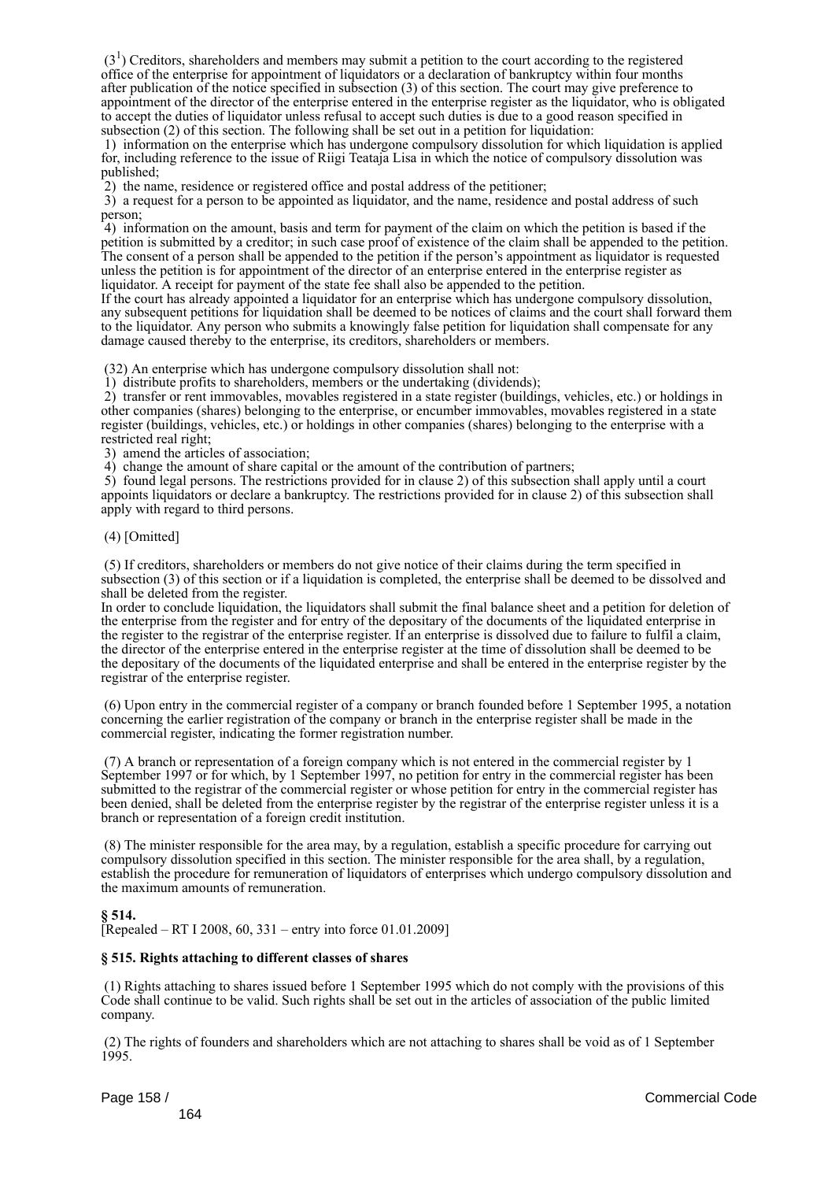($3^1$) Creditors, shareholders and members may submit a petition to the court according to the registered office of the enterprise for appointment of liquidators or a declaration of bankruptcy within four months after publication of the notice specified in subsection (3) of this section. The court may give preference to appointment of the director of the enterprise entered in the enterprise register as the liquidator, who is obligated to accept the duties of liquidator unless refusal to accept such duties is due to a good reason specified in subsection (2) of this section. The following shall be set out in a petition for liquidation:

1) information on the enterprise which has undergone compulsory dissolution for which liquidation is applied for, including reference to the issue of Riigi Teataja Lisa in which the notice of compulsory dissolution was published;

2) the name, residence or registered office and postal address of the petitioner;

3) a request for a person to be appointed as liquidator, and the name, residence and postal address of such person;

4) information on the amount, basis and term for payment of the claim on which the petition is based if the petition is submitted by a creditor; in such case proof of existence of the claim shall be appended to the petition. The consent of a person shall be appended to the petition if the person's appointment as liquidator is requested unless the petition is for appointment of the director of an enterprise entered in the enterprise register as liquidator. A receipt for payment of the state fee shall also be appended to the petition.

If the court has already appointed a liquidator for an enterprise which has undergone compulsory dissolution, any subsequent petitions for liquidation shall be deemed to be notices of claims and the court shall forward them to the liquidator. Any person who submits a knowingly false petition for liquidation shall compensate for any damage caused thereby to the enterprise, its creditors, shareholders or members.

(32) An enterprise which has undergone compulsory dissolution shall not:

1) distribute profits to shareholders, members or the undertaking (dividends);

2) transfer or rent immovables, movables registered in a state register (buildings, vehicles, etc.) or holdings in other companies (shares) belonging to the enterprise, or encumber immovables, movables registered in a state register (buildings, vehicles, etc.) or holdings in other companies (shares) belonging to the enterprise with a restricted real right;

3) amend the articles of association;

4) change the amount of share capital or the amount of the contribution of partners;

5) found legal persons. The restrictions provided for in clause 2) of this subsection shall apply until a court appoints liquidators or declare a bankruptcy. The restrictions provided for in clause 2) of this subsection shall apply with regard to third persons.

(4) [Omitted]

(5) If creditors, shareholders or members do not give notice of their claims during the term specified in subsection (3) of this section or if a liquidation is completed, the enterprise shall be deemed to be dissolved and shall be deleted from the register.

In order to conclude liquidation, the liquidators shall submit the final balance sheet and a petition for deletion of the enterprise from the register and for entry of the depositary of the documents of the liquidated enterprise in the register to the registrar of the enterprise register. If an enterprise is dissolved due to failure to fulfil a claim, the director of the enterprise entered in the enterprise register at the time of dissolution shall be deemed to be the depositary of the documents of the liquidated enterprise and shall be entered in the enterprise register by the registrar of the enterprise register.

(6) Upon entry in the commercial register of a company or branch founded before 1 September 1995, a notation concerning the earlier registration of the company or branch in the enterprise register shall be made in the commercial register, indicating the former registration number.

(7) A branch or representation of a foreign company which is not entered in the commercial register by 1 September 1997 or for which, by 1 September 1997, no petition for entry in the commercial register has been submitted to the registrar of the commercial register or whose petition for entry in the commercial register has been denied, shall be deleted from the enterprise register by the registrar of the enterprise register unless it is a branch or representation of a foreign credit institution.

(8) The minister responsible for the area may, by a regulation, establish a specific procedure for carrying out compulsory dissolution specified in this section. The minister responsible for the area shall, by a regulation, establish the procedure for remuneration of liquidators of enterprises which undergo compulsory dissolution and the maximum amounts of remuneration.

**§ 514.**

[Repealed – RT I 2008, 60, 331 – entry into force 01.01.2009]

**§ 515. Rights attaching to different classes of shares**

(1) Rights attaching to shares issued before 1 September 1995 which do not comply with the provisions of this Code shall continue to be valid. Such rights shall be set out in the articles of association of the public limited company.

(2) The rights of founders and shareholders which are not attaching to shares shall be void as of 1 September 1995.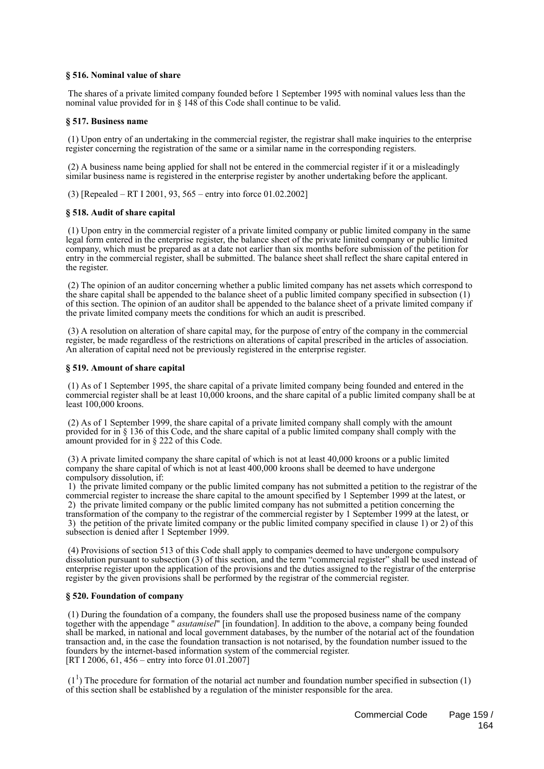**§ 516. Nominal value of share**

The shares of a private limited company founded before 1 September 1995 with nominal values less than the nominal value provided for in § 148 of this Code shall continue to be valid.

**§ 517. Business name**

(1) Upon entry of an undertaking in the commercial register, the registrar shall make inquiries to the enterprise register concerning the registration of the same or a similar name in the corresponding registers.

(2) A business name being applied for shall not be entered in the commercial register if it or a misleadingly similar business name is registered in the enterprise register by another undertaking before the applicant.

(3) [Repealed – RT I 2001, 93, 565 – entry into force 01.02.2002]

**§ 518. Audit of share capital**

(1) Upon entry in the commercial register of a private limited company or public limited company in the same legal form entered in the enterprise register, the balance sheet of the private limited company or public limited company, which must be prepared as at a date not earlier than six months before submission of the petition for entry in the commercial register, shall be submitted. The balance sheet shall reflect the share capital entered in the register.

(2) The opinion of an auditor concerning whether a public limited company has net assets which correspond to the share capital shall be appended to the balance sheet of a public limited company specified in subsection (1) of this section. The opinion of an auditor shall be appended to the balance sheet of a private limited company if the private limited company meets the conditions for which an audit is prescribed.

(3) A resolution on alteration of share capital may, for the purpose of entry of the company in the commercial register, be made regardless of the restrictions on alterations of capital prescribed in the articles of association. An alteration of capital need not be previously registered in the enterprise register.

**§ 519. Amount of share capital**

(1) As of 1 September 1995, the share capital of a private limited company being founded and entered in the commercial register shall be at least 10,000 kroons, and the share capital of a public limited company shall be at least 100,000 kroons.

(2) As of 1 September 1999, the share capital of a private limited company shall comply with the amount provided for in § 136 of this Code, and the share capital of a public limited company shall comply with the amount provided for in § 222 of this Code.

(3) A private limited company the share capital of which is not at least 40,000 kroons or a public limited company the share capital of which is not at least 400,000 kroons shall be deemed to have undergone compulsory dissolution, if:
1) the private limited company or the public limited company has not submitted a petition to the registrar of the commercial register to increase the share capital to the amount specified by 1 September 1999 at the latest, or
2) the private limited company or the public limited company has not submitted a petition concerning the transformation of the company to the registrar of the commercial register by 1 September 1999 at the latest, or
3) the petition of the private limited company or the public limited company specified in clause 1) or 2) of this subsection is denied after 1 September 1999.

(4) Provisions of section 513 of this Code shall apply to companies deemed to have undergone compulsory dissolution pursuant to subsection (3) of this section, and the term "commercial register" shall be used instead of enterprise register upon the application of the provisions and the duties assigned to the registrar of the enterprise register by the given provisions shall be performed by the registrar of the commercial register.

**§ 520. Foundation of company**

(1) During the foundation of a company, the founders shall use the proposed business name of the company together with the appendage " *asutamisel*" [in foundation]. In addition to the above, a company being founded shall be marked, in national and local government databases, by the number of the notarial act of the foundation transaction and, in the case the foundation transaction is not notarised, by the foundation number issued to the founders by the internet-based information system of the commercial register.
[RT I 2006, 61, 456 – entry into force 01.01.2007]

($1^1$) The procedure for formation of the notarial act number and foundation number specified in subsection (1) of this section shall be established by a regulation of the minister responsible for the area.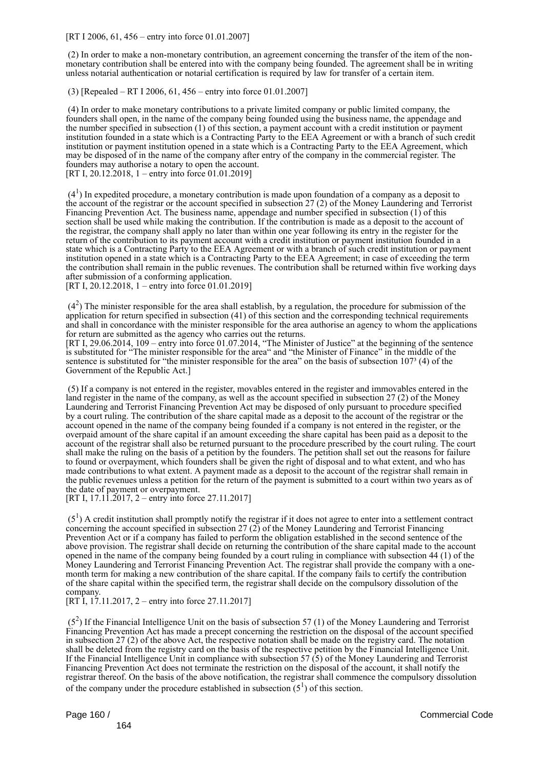[RT I 2006, 61, 456 – entry into force 01.01.2007]

(2) In order to make a non-monetary contribution, an agreement concerning the transfer of the item of the non-monetary contribution shall be entered into with the company being founded. The agreement shall be in writing unless notarial authentication or notarial certification is required by law for transfer of a certain item.

(3) [Repealed – RT I 2006, 61, 456 – entry into force 01.01.2007]

(4) In order to make monetary contributions to a private limited company or public limited company, the founders shall open, in the name of the company being founded using the business name, the appendage and the number specified in subsection (1) of this section, a payment account with a credit institution or payment institution founded in a state which is a Contracting Party to the EEA Agreement or with a branch of such credit institution or payment institution opened in a state which is a Contracting Party to the EEA Agreement, which may be disposed of in the name of the company after entry of the company in the commercial register. The founders may authorise a notary to open the account.
[RT I, 20.12.2018, 1 – entry into force 01.01.2019]

($4^1$) In expedited procedure, a monetary contribution is made upon foundation of a company as a deposit to the account of the registrar or the account specified in subsection 27 (2) of the Money Laundering and Terrorist Financing Prevention Act. The business name, appendage and number specified in subsection (1) of this section shall be used while making the contribution. If the contribution is made as a deposit to the account of the registrar, the company shall apply no later than within one year following its entry in the register for the return of the contribution to its payment account with a credit institution or payment institution founded in a state which is a Contracting Party to the EEA Agreement or with a branch of such credit institution or payment institution opened in a state which is a Contracting Party to the EEA Agreement; in case of exceeding the term the contribution shall remain in the public revenues. The contribution shall be returned within five working days after submission of a conforming application.
[RT I, 20.12.2018, 1 – entry into force 01.01.2019]

($4^2$) The minister responsible for the area shall establish, by a regulation, the procedure for submission of the application for return specified in subsection (41) of this section and the corresponding technical requirements and shall in concordance with the minister responsible for the area authorise an agency to whom the applications for return are submitted as the agency who carries out the returns.
[RT I, 29.06.2014, 109 – entry into force 01.07.2014, "The Minister of Justice" at the beginning of the sentence is substituted for "The minister responsible for the area" and "the Minister of Finance" in the middle of the sentence is substituted for "the minister responsible for the area" on the basis of subsection $107^3$ (4) of the Government of the Republic Act.]

(5) If a company is not entered in the register, movables entered in the register and immovables entered in the land register in the name of the company, as well as the account specified in subsection 27 (2) of the Money Laundering and Terrorist Financing Prevention Act may be disposed of only pursuant to procedure specified by a court ruling. The contribution of the share capital made as a deposit to the account of the registrar or the account opened in the name of the company being founded if a company is not entered in the register, or the overpaid amount of the share capital if an amount exceeding the share capital has been paid as a deposit to the account of the registrar shall also be returned pursuant to the procedure prescribed by the court ruling. The court shall make the ruling on the basis of a petition by the founders. The petition shall set out the reasons for failure to found or overpayment, which founders shall be given the right of disposal and to what extent, and who has made contributions to what extent. A payment made as a deposit to the account of the registrar shall remain in the public revenues unless a petition for the return of the payment is submitted to a court within two years as of the date of payment or overpayment.
[RT I, 17.11.2017, 2 – entry into force 27.11.2017]

($5^1$) A credit institution shall promptly notify the registrar if it does not agree to enter into a settlement contract concerning the account specified in subsection 27 (2) of the Money Laundering and Terrorist Financing Prevention Act or if a company has failed to perform the obligation established in the second sentence of the above provision. The registrar shall decide on returning the contribution of the share capital made to the account opened in the name of the company being founded by a court ruling in compliance with subsection 44 (1) of the Money Laundering and Terrorist Financing Prevention Act. The registrar shall provide the company with a one-month term for making a new contribution of the share capital. If the company fails to certify the contribution of the share capital within the specified term, the registrar shall decide on the compulsory dissolution of the company.
[RT I, 17.11.2017, 2 – entry into force 27.11.2017]

($5^2$) If the Financial Intelligence Unit on the basis of subsection 57 (1) of the Money Laundering and Terrorist Financing Prevention Act has made a precept concerning the restriction on the disposal of the account specified in subsection 27 (2) of the above Act, the respective notation shall be made on the registry card. The notation shall be deleted from the registry card on the basis of the respective petition by the Financial Intelligence Unit. If the Financial Intelligence Unit in compliance with subsection 57 (5) of the Money Laundering and Terrorist Financing Prevention Act does not terminate the restriction on the disposal of the account, it shall notify the registrar thereof. On the basis of the above notification, the registrar shall commence the compulsory dissolution of the company under the procedure established in subsection ($5^1$) of this section.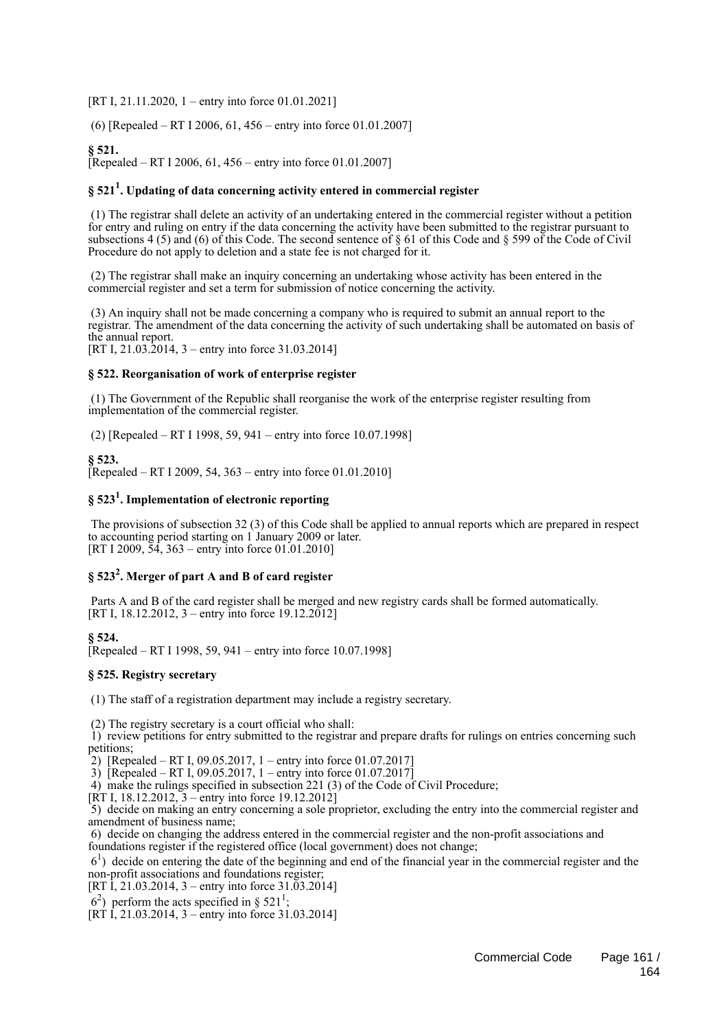[RT I, 21.11.2020, 1 – entry into force 01.01.2021]

(6) [Repealed – RT I 2006, 61, 456 – entry into force 01.01.2007]

**§ 521.**
[Repealed – RT I 2006, 61, 456 – entry into force 01.01.2007]

**§ 521$^{1}$. Updating of data concerning activity entered in commercial register**

(1) The registrar shall delete an activity of an undertaking entered in the commercial register without a petition for entry and ruling on entry if the data concerning the activity have been submitted to the registrar pursuant to subsections 4 (5) and (6) of this Code. The second sentence of § 61 of this Code and § 599 of the Code of Civil Procedure do not apply to deletion and a state fee is not charged for it.

(2) The registrar shall make an inquiry concerning an undertaking whose activity has been entered in the commercial register and set a term for submission of notice concerning the activity.

(3) An inquiry shall not be made concerning a company who is required to submit an annual report to the registrar. The amendment of the data concerning the activity of such undertaking shall be automated on basis of the annual report.
[RT I, 21.03.2014, 3 – entry into force 31.03.2014]

**§ 522. Reorganisation of work of enterprise register**

(1) The Government of the Republic shall reorganise the work of the enterprise register resulting from implementation of the commercial register.

(2) [Repealed – RT I 1998, 59, 941 – entry into force 10.07.1998]

**§ 523.**
[Repealed – RT I 2009, 54, 363 – entry into force 01.01.2010]

**§ 523$^{1}$. Implementation of electronic reporting**

The provisions of subsection 32 (3) of this Code shall be applied to annual reports which are prepared in respect to accounting period starting on 1 January 2009 or later.
[RT I 2009, 54, 363 – entry into force 01.01.2010]

**§ 523$^{2}$. Merger of part A and B of card register**

Parts A and B of the card register shall be merged and new registry cards shall be formed automatically.
[RT I, 18.12.2012, 3 – entry into force 19.12.2012]

**§ 524.**
[Repealed – RT I 1998, 59, 941 – entry into force 10.07.1998]

**§ 525. Registry secretary**

(1) The staff of a registration department may include a registry secretary.

(2) The registry secretary is a court official who shall:
1) review petitions for entry submitted to the registrar and prepare drafts for rulings on entries concerning such petitions;
2) [Repealed – RT I, 09.05.2017, 1 – entry into force 01.07.2017]
3) [Repealed – RT I, 09.05.2017, 1 – entry into force 01.07.2017]
4) make the rulings specified in subsection 221 (3) of the Code of Civil Procedure;
[RT I, 18.12.2012, 3 – entry into force 19.12.2012]
5) decide on making an entry concerning a sole proprietor, excluding the entry into the commercial register and amendment of business name;
6) decide on changing the address entered in the commercial register and the non-profit associations and foundations register if the registered office (local government) does not change;
6$^{1}$) decide on entering the date of the beginning and end of the financial year in the commercial register and the non-profit associations and foundations register;
[RT I, 21.03.2014, 3 – entry into force 31.03.2014]
6$^{2}$) perform the acts specified in § 521$^{1}$;
[RT I, 21.03.2014, 3 – entry into force 31.03.2014]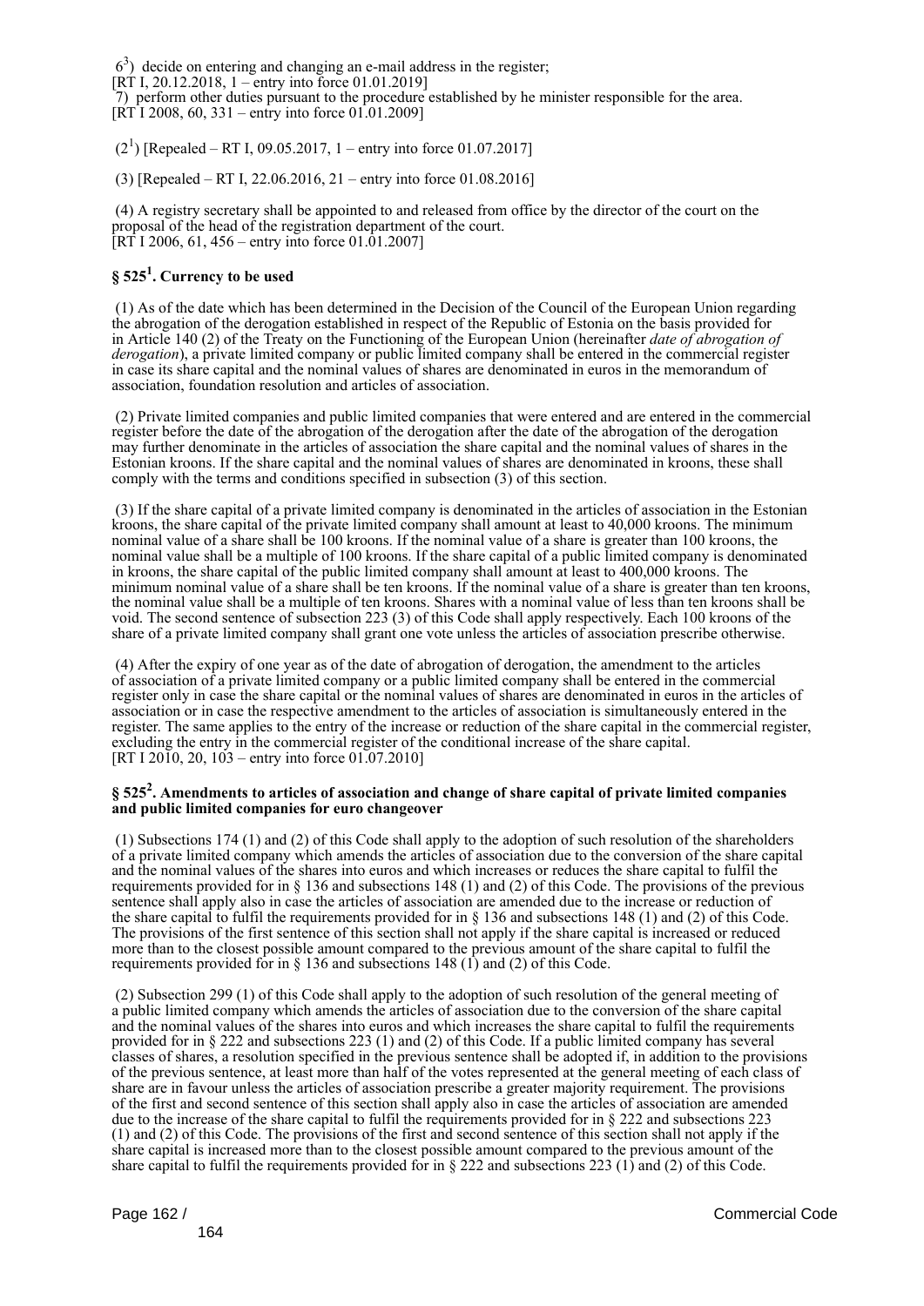6[3]) decide on entering and changing an e-mail address in the register;
[RT I, 20.12.2018, 1 – entry into force 01.01.2019]
7) perform other duties pursuant to the procedure established by he minister responsible for the area.
[RT I 2008, 60, 331 – entry into force 01.01.2009]

(2[1]) [Repealed – RT I, 09.05.2017, 1 – entry into force 01.07.2017]

(3) [Repealed – RT I, 22.06.2016, 21 – entry into force 01.08.2016]

(4) A registry secretary shall be appointed to and released from office by the director of the court on the proposal of the head of the registration department of the court.
[RT I 2006, 61, 456 – entry into force 01.01.2007]

### § 525[1]. Currency to be used

(1) As of the date which has been determined in the Decision of the Council of the European Union regarding the abrogation of the derogation established in respect of the Republic of Estonia on the basis provided for in Article 140 (2) of the Treaty on the Functioning of the European Union (hereinafter *date of abrogation of derogation*), a private limited company or public limited company shall be entered in the commercial register in case its share capital and the nominal values of shares are denominated in euros in the memorandum of association, foundation resolution and articles of association.

(2) Private limited companies and public limited companies that were entered and are entered in the commercial register before the date of the abrogation of the derogation after the date of the abrogation of the derogation may further denominate in the articles of association the share capital and the nominal values of shares in the Estonian kroons. If the share capital and the nominal values of shares are denominated in kroons, these shall comply with the terms and conditions specified in subsection (3) of this section.

(3) If the share capital of a private limited company is denominated in the articles of association in the Estonian kroons, the share capital of the private limited company shall amount at least to 40,000 kroons. The minimum nominal value of a share shall be 100 kroons. If the nominal value of a share is greater than 100 kroons, the nominal value shall be a multiple of 100 kroons. If the share capital of a public limited company is denominated in kroons, the share capital of the public limited company shall amount at least to 400,000 kroons. The minimum nominal value of a share shall be ten kroons. If the nominal value of a share is greater than ten kroons, the nominal value shall be a multiple of ten kroons. Shares with a nominal value of less than ten kroons shall be void. The second sentence of subsection 223 (3) of this Code shall apply respectively. Each 100 kroons of the share of a private limited company shall grant one vote unless the articles of association prescribe otherwise.

(4) After the expiry of one year as of the date of abrogation of derogation, the amendment to the articles of association of a private limited company or a public limited company shall be entered in the commercial register only in case the share capital or the nominal values of shares are denominated in euros in the articles of association or in case the respective amendment to the articles of association is simultaneously entered in the register. The same applies to the entry of the increase or reduction of the share capital in the commercial register, excluding the entry in the commercial register of the conditional increase of the share capital.
[RT I 2010, 20, 103 – entry into force 01.07.2010]

### § 525[2]. Amendments to articles of association and change of share capital of private limited companies and public limited companies for euro changeover

(1) Subsections 174 (1) and (2) of this Code shall apply to the adoption of such resolution of the shareholders of a private limited company which amends the articles of association due to the conversion of the share capital and the nominal values of the shares into euros and which increases or reduces the share capital to fulfil the requirements provided for in § 136 and subsections 148 (1) and (2) of this Code. The provisions of the previous sentence shall apply also in case the articles of association are amended due to the increase or reduction of the share capital to fulfil the requirements provided for in § 136 and subsections 148 (1) and (2) of this Code. The provisions of the first sentence of this section shall not apply if the share capital is increased or reduced more than to the closest possible amount compared to the previous amount of the share capital to fulfil the requirements provided for in § 136 and subsections 148 (1) and (2) of this Code.

(2) Subsection 299 (1) of this Code shall apply to the adoption of such resolution of the general meeting of a public limited company which amends the articles of association due to the conversion of the share capital and the nominal values of the shares into euros and which increases the share capital to fulfil the requirements provided for in § 222 and subsections 223 (1) and (2) of this Code. If a public limited company has several classes of shares, a resolution specified in the previous sentence shall be adopted if, in addition to the provisions of the previous sentence, at least more than half of the votes represented at the general meeting of each class of share are in favour unless the articles of association prescribe a greater majority requirement. The provisions of the first and second sentence of this section shall apply also in case the articles of association are amended due to the increase of the share capital to fulfil the requirements provided for in § 222 and subsections 223 (1) and (2) of this Code. The provisions of the first and second sentence of this section shall not apply if the share capital is increased more than to the closest possible amount compared to the previous amount of the share capital to fulfil the requirements provided for in § 222 and subsections 223 (1) and (2) of this Code.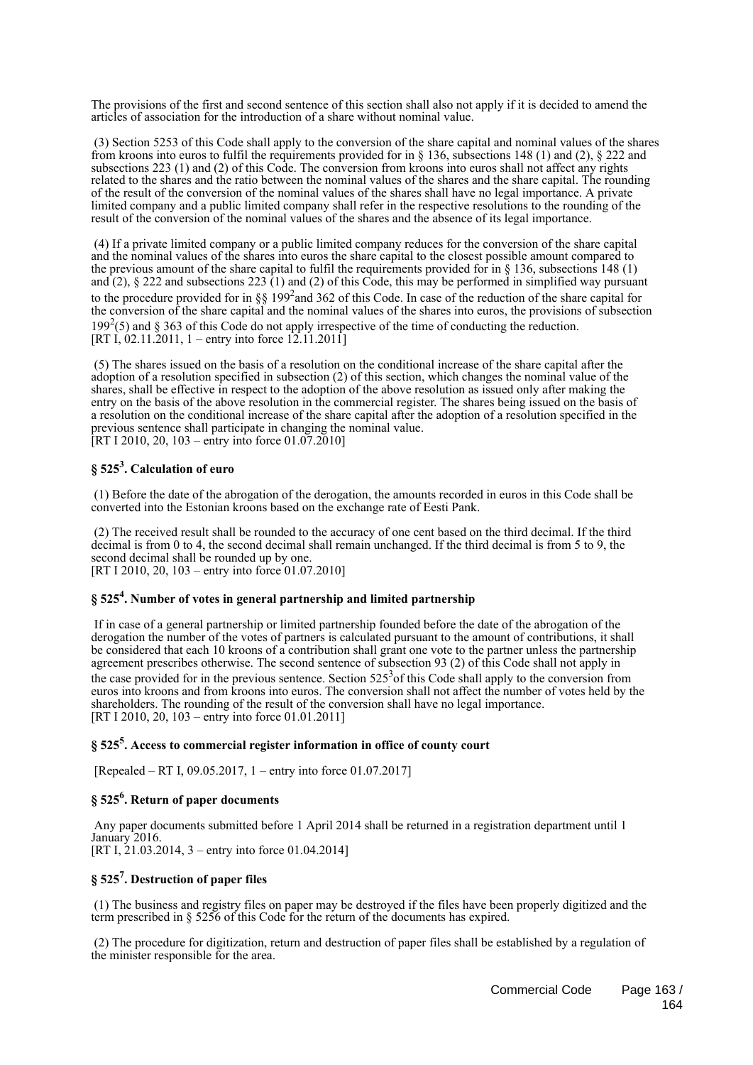The provisions of the first and second sentence of this section shall also not apply if it is decided to amend the articles of association for the introduction of a share without nominal value.

(3) Section 5253 of this Code shall apply to the conversion of the share capital and nominal values of the shares from kroons into euros to fulfil the requirements provided for in § 136, subsections 148 (1) and (2), § 222 and subsections 223 (1) and (2) of this Code. The conversion from kroons into euros shall not affect any rights related to the shares and the ratio between the nominal values of the shares and the share capital. The rounding of the result of the conversion of the nominal values of the shares shall have no legal importance. A private limited company and a public limited company shall refer in the respective resolutions to the rounding of the result of the conversion of the nominal values of the shares and the absence of its legal importance.

(4) If a private limited company or a public limited company reduces for the conversion of the share capital and the nominal values of the shares into euros the share capital to the closest possible amount compared to the previous amount of the share capital to fulfil the requirements provided for in § 136, subsections 148 (1) and (2), § 222 and subsections 223 (1) and (2) of this Code, this may be performed in simplified way pursuant to the procedure provided for in §§ 199$^{2}$and 362 of this Code. In case of the reduction of the share capital for the conversion of the share capital and the nominal values of the shares into euros, the provisions of subsection 199$^{2}$(5) and § 363 of this Code do not apply irrespective of the time of conducting the reduction.
[RT I, 02.11.2011, 1 – entry into force 12.11.2011]

(5) The shares issued on the basis of a resolution on the conditional increase of the share capital after the adoption of a resolution specified in subsection (2) of this section, which changes the nominal value of the shares, shall be effective in respect to the adoption of the above resolution as issued only after making the entry on the basis of the above resolution in the commercial register. The shares being issued on the basis of a resolution on the conditional increase of the share capital after the adoption of a resolution specified in the previous sentence shall participate in changing the nominal value.
[RT I 2010, 20, 103 – entry into force 01.07.2010]

## § 525$^{3}$. Calculation of euro

(1) Before the date of the abrogation of the derogation, the amounts recorded in euros in this Code shall be converted into the Estonian kroons based on the exchange rate of Eesti Pank.

(2) The received result shall be rounded to the accuracy of one cent based on the third decimal. If the third decimal is from 0 to 4, the second decimal shall remain unchanged. If the third decimal is from 5 to 9, the second decimal shall be rounded up by one.
[RT I 2010, 20, 103 – entry into force 01.07.2010]

## § 525$^{4}$. Number of votes in general partnership and limited partnership

If in case of a general partnership or limited partnership founded before the date of the abrogation of the derogation the number of the votes of partners is calculated pursuant to the amount of contributions, it shall be considered that each 10 kroons of a contribution shall grant one vote to the partner unless the partnership agreement prescribes otherwise. The second sentence of subsection 93 (2) of this Code shall not apply in the case provided for in the previous sentence. Section 525$^{3}$of this Code shall apply to the conversion from euros into kroons and from kroons into euros. The conversion shall not affect the number of votes held by the shareholders. The rounding of the result of the conversion shall have no legal importance.
[RT I 2010, 20, 103 – entry into force 01.01.2011]

## § 525$^{5}$. Access to commercial register information in office of county court

[Repealed – RT I, 09.05.2017, 1 – entry into force 01.07.2017]

## § 525$^{6}$. Return of paper documents

Any paper documents submitted before 1 April 2014 shall be returned in a registration department until 1 January 2016.
[RT I, 21.03.2014, 3 – entry into force 01.04.2014]

## § 525$^{7}$. Destruction of paper files

(1) The business and registry files on paper may be destroyed if the files have been properly digitized and the term prescribed in § 5256 of this Code for the return of the documents has expired.

(2) The procedure for digitization, return and destruction of paper files shall be established by a regulation of the minister responsible for the area.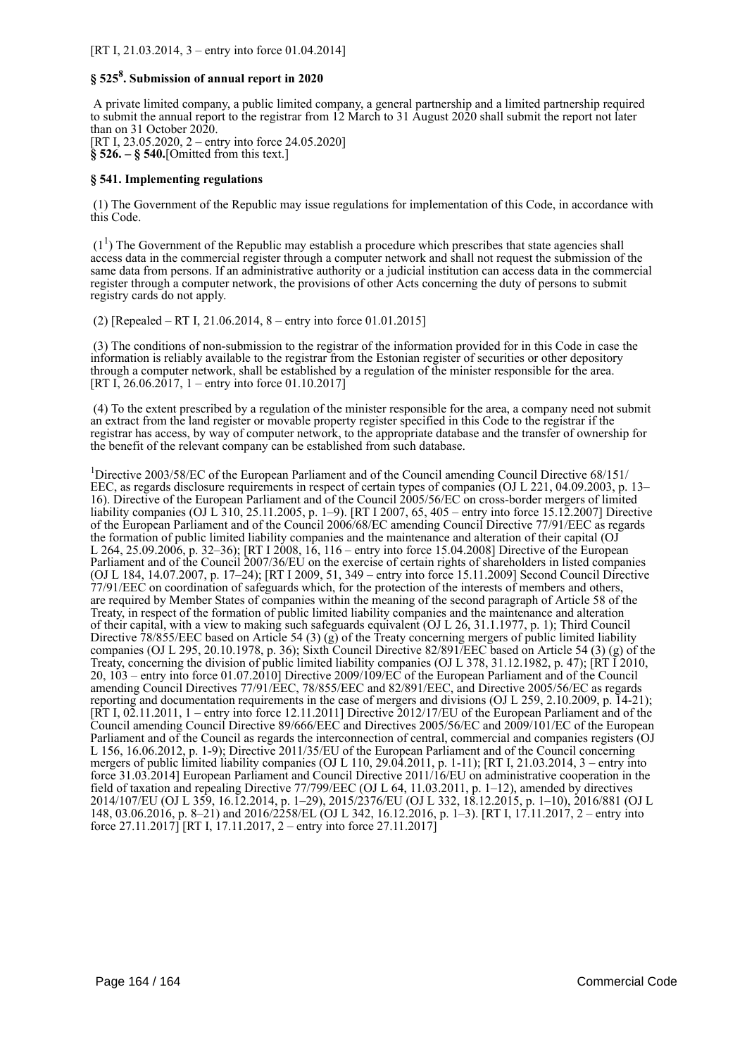[RT I, 21.03.2014, 3 – entry into force 01.04.2014]

### § 525[8]. Submission of annual report in 2020

A private limited company, a public limited company, a general partnership and a limited partnership required to submit the annual report to the registrar from 12 March to 31 August 2020 shall submit the report not later than on 31 October 2020.
[RT I, 23.05.2020, 2 – entry into force 24.05.2020]
**§ 526. – § 540.**[Omitted from this text.]

### § 541. Implementing regulations

(1) The Government of the Republic may issue regulations for implementation of this Code, in accordance with this Code.

(1[1]) The Government of the Republic may establish a procedure which prescribes that state agencies shall access data in the commercial register through a computer network and shall not request the submission of the same data from persons. If an administrative authority or a judicial institution can access data in the commercial register through a computer network, the provisions of other Acts concerning the duty of persons to submit registry cards do not apply.

(2) [Repealed – RT I, 21.06.2014, 8 – entry into force 01.01.2015]

(3) The conditions of non-submission to the registrar of the information provided for in this Code in case the information is reliably available to the registrar from the Estonian register of securities or other depository through a computer network, shall be established by a regulation of the minister responsible for the area.
[RT I, 26.06.2017, 1 – entry into force 01.10.2017]

(4) To the extent prescribed by a regulation of the minister responsible for the area, a company need not submit an extract from the land register or movable property register specified in this Code to the registrar if the registrar has access, by way of computer network, to the appropriate database and the transfer of ownership for the benefit of the relevant company can be established from such database.

[1]Directive 2003/58/EC of the European Parliament and of the Council amending Council Directive 68/151/EEC, as regards disclosure requirements in respect of certain types of companies (OJ L 221, 04.09.2003, p. 13–16). Directive of the European Parliament and of the Council 2005/56/EC on cross-border mergers of limited liability companies (OJ L 310, 25.11.2005, p. 1–9). [RT I 2007, 65, 405 – entry into force 15.12.2007] Directive of the European Parliament and of the Council 2006/68/EC amending Council Directive 77/91/EEC as regards the formation of public limited liability companies and the maintenance and alteration of their capital (OJ L 264, 25.09.2006, p. 32–36); [RT I 2008, 16, 116 – entry into force 15.04.2008] Directive of the European Parliament and of the Council 2007/36/EU on the exercise of certain rights of shareholders in listed companies (OJ L 184, 14.07.2007, p. 17–24); [RT I 2009, 51, 349 – entry into force 15.11.2009] Second Council Directive 77/91/EEC on coordination of safeguards which, for the protection of the interests of members and others, are required by Member States of companies within the meaning of the second paragraph of Article 58 of the Treaty, in respect of the formation of public limited liability companies and the maintenance and alteration of their capital, with a view to making such safeguards equivalent (OJ L 26, 31.1.1977, p. 1); Third Council Directive 78/855/EEC based on Article 54 (3) (g) of the Treaty concerning mergers of public limited liability companies (OJ L 295, 20.10.1978, p. 36); Sixth Council Directive 82/891/EEC based on Article 54 (3) (g) of the Treaty, concerning the division of public limited liability companies (OJ L 378, 31.12.1982, p. 47); [RT I 2010, 20, 103 – entry into force 01.07.2010] Directive 2009/109/EC of the European Parliament and of the Council amending Council Directives 77/91/EEC, 78/855/EEC and 82/891/EEC, and Directive 2005/56/EC as regards reporting and documentation requirements in the case of mergers and divisions (OJ L 259, 2.10.2009, p. 14-21); [RT I, 02.11.2011, 1 – entry into force 12.11.2011] Directive 2012/17/EU of the European Parliament and of the Council amending Council Directive 89/666/EEC and Directives 2005/56/EC and 2009/101/EC of the European Parliament and of the Council as regards the interconnection of central, commercial and companies registers (OJ L 156, 16.06.2012, p. 1-9); Directive 2011/35/EU of the European Parliament and of the Council concerning mergers of public limited liability companies (OJ L 110, 29.04.2011, p. 1-11); [RT I, 21.03.2014, 3 – entry into force 31.03.2014] European Parliament and Council Directive 2011/16/EU on administrative cooperation in the field of taxation and repealing Directive 77/799/EEC (OJ L 64, 11.03.2011, p. 1–12), amended by directives 2014/107/EU (OJ L 359, 16.12.2014, p. 1–29), 2015/2376/EU (OJ L 332, 18.12.2015, p. 1–10), 2016/881 (OJ L 148, 03.06.2016, p. 8–21) and 2016/2258/EL (OJ L 342, 16.12.2016, p. 1–3). [RT I, 17.11.2017, 2 – entry into force 27.11.2017] [RT I, 17.11.2017, 2 – entry into force 27.11.2017]